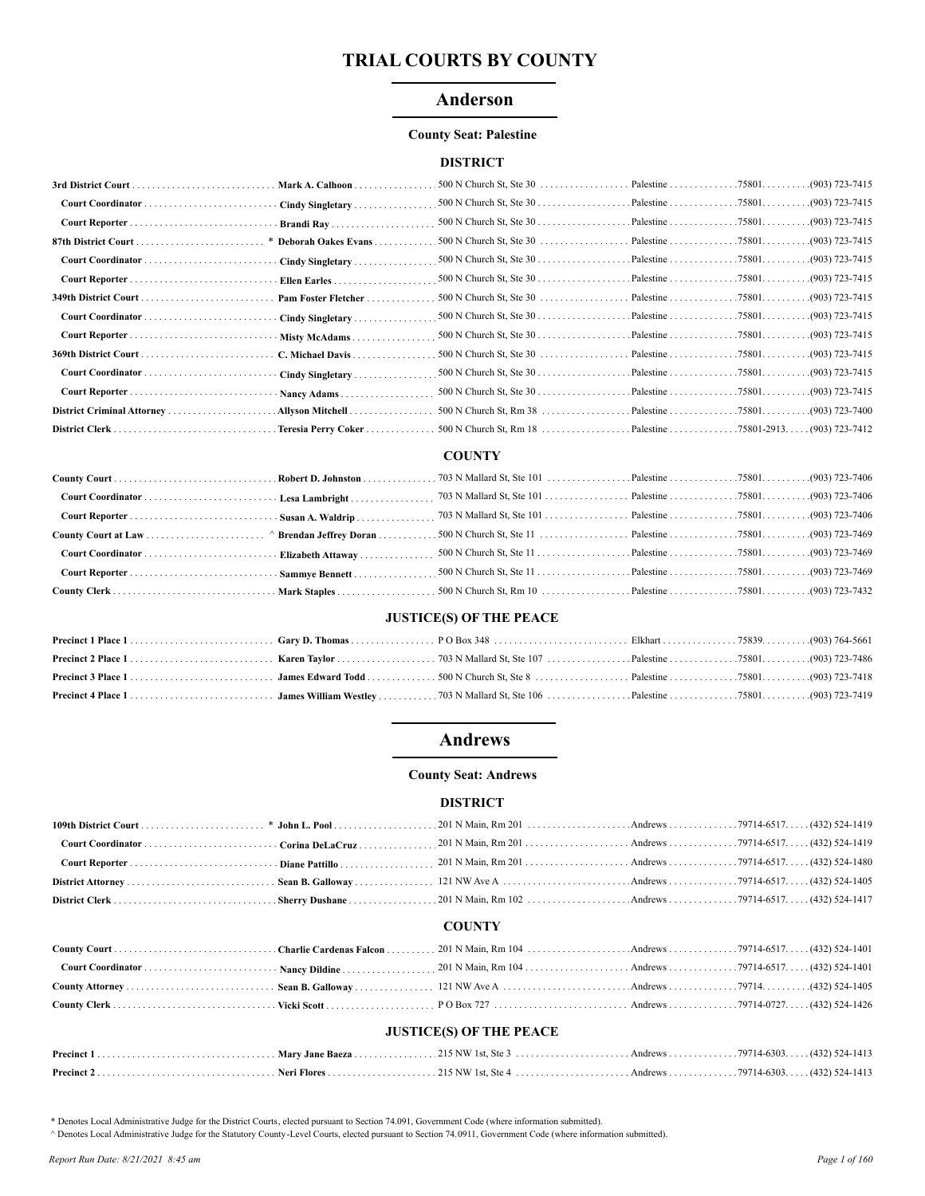# TRIAL COURTS BY COUNTY

## Anderson

**County Seat: Palestine**

### DISTRICT

| Court/Position | Name | Address | City | Zip | Phone |
|---|---|---|---|---|---|
| **3rd District Court** | **Mark A. Calhoon** | 500 N Church St, Ste 30 | Palestine | 75801 | (903) 723-7415 |
| **Court Coordinator** | **Cindy Singletary** | 500 N Church St, Ste 30 | Palestine | 75801 | (903) 723-7415 |
| **Court Reporter** | **Brandi Ray** | 500 N Church St, Ste 30 | Palestine | 75801 | (903) 723-7415 |
| **87th District Court** | * **Deborah Oakes Evans** | 500 N Church St, Ste 30 | Palestine | 75801 | (903) 723-7415 |
| **Court Coordinator** | **Cindy Singletary** | 500 N Church St, Ste 30 | Palestine | 75801 | (903) 723-7415 |
| **Court Reporter** | **Ellen Earles** | 500 N Church St, Ste 30 | Palestine | 75801 | (903) 723-7415 |
| **349th District Court** | **Pam Foster Fletcher** | 500 N Church St, Ste 30 | Palestine | 75801 | (903) 723-7415 |
| **Court Coordinator** | **Cindy Singletary** | 500 N Church St, Ste 30 | Palestine | 75801 | (903) 723-7415 |
| **Court Reporter** | **Misty McAdams** | 500 N Church St, Ste 30 | Palestine | 75801 | (903) 723-7415 |
| **369th District Court** | **C. Michael Davis** | 500 N Church St, Ste 30 | Palestine | 75801 | (903) 723-7415 |
| **Court Coordinator** | **Cindy Singletary** | 500 N Church St, Ste 30 | Palestine | 75801 | (903) 723-7415 |
| **Court Reporter** | **Nancy Adams** | 500 N Church St, Ste 30 | Palestine | 75801 | (903) 723-7415 |
| **District Criminal Attorney** | **Allyson Mitchell** | 500 N Church St, Rm 38 | Palestine | 75801 | (903) 723-7400 |
| **District Clerk** | **Teresia Perry Coker** | 500 N Church St, Rm 18 | Palestine | 75801-2913 | (903) 723-7412 |

### COUNTY

| Court/Position | Name | Address | City | Zip | Phone |
|---|---|---|---|---|---|
| **County Court** | **Robert D. Johnston** | 703 N Mallard St, Ste 101 | Palestine | 75801 | (903) 723-7406 |
| **Court Coordinator** | **Lesa Lambright** | 703 N Mallard St, Ste 101 | Palestine | 75801 | (903) 723-7406 |
| **Court Reporter** | **Susan A. Waldrip** | 703 N Mallard St, Ste 101 | Palestine | 75801 | (903) 723-7406 |
| **County Court at Law** | ^ **Brendan Jeffrey Doran** | 500 N Church St, Ste 11 | Palestine | 75801 | (903) 723-7469 |
| **Court Coordinator** | **Elizabeth Attaway** | 500 N Church St, Ste 11 | Palestine | 75801 | (903) 723-7469 |
| **Court Reporter** | **Sammye Bennett** | 500 N Church St, Ste 11 | Palestine | 75801 | (903) 723-7469 |
| **County Clerk** | **Mark Staples** | 500 N Church St, Rm 10 | Palestine | 75801 | (903) 723-7432 |

### JUSTICE(S) OF THE PEACE

| Court/Position | Name | Address | City | Zip | Phone |
|---|---|---|---|---|---|
| **Precinct 1 Place 1** | **Gary D. Thomas** | P O Box 348 | Elkhart | 75839 | (903) 764-5661 |
| **Precinct 2 Place 1** | **Karen Taylor** | 703 N Mallard St, Ste 107 | Palestine | 75801 | (903) 723-7486 |
| **Precinct 3 Place 1** | **James Edward Todd** | 500 N Church St, Ste 8 | Palestine | 75801 | (903) 723-7418 |
| **Precinct 4 Place 1** | **James William Westley** | 703 N Mallard St, Ste 106 | Palestine | 75801 | (903) 723-7419 |

## Andrews

**County Seat: Andrews**

### DISTRICT

| Court/Position | Name | Address | City | Zip | Phone |
|---|---|---|---|---|---|
| **109th District Court** | * **John L. Pool** | 201 N Main, Rm 201 | Andrews | 79714-6517 | (432) 524-1419 |
| **Court Coordinator** | **Corina DeLaCruz** | 201 N Main, Rm 201 | Andrews | 79714-6517 | (432) 524-1419 |
| **Court Reporter** | **Diane Pattillo** | 201 N Main, Rm 201 | Andrews | 79714-6517 | (432) 524-1480 |
| **District Attorney** | **Sean B. Galloway** | 121 NW Ave A | Andrews | 79714-6517 | (432) 524-1405 |
| **District Clerk** | **Sherry Dushane** | 201 N Main, Rm 102 | Andrews | 79714-6517 | (432) 524-1417 |

### COUNTY

| Court/Position | Name | Address | City | Zip | Phone |
|---|---|---|---|---|---|
| **County Court** | **Charlie Cardenas Falcon** | 201 N Main, Rm 104 | Andrews | 79714-6517 | (432) 524-1401 |
| **Court Coordinator** | **Nancy Dildine** | 201 N Main, Rm 104 | Andrews | 79714-6517 | (432) 524-1401 |
| **County Attorney** | **Sean B. Galloway** | 121 NW Ave A | Andrews | 79714 | (432) 524-1405 |
| **County Clerk** | **Vicki Scott** | P O Box 727 | Andrews | 79714-0727 | (432) 524-1426 |

### JUSTICE(S) OF THE PEACE

| Court/Position | Name | Address | City | Zip | Phone |
|---|---|---|---|---|---|
| **Precinct 1** | **Mary Jane Baeza** | 215 NW 1st, Ste 3 | Andrews | 79714-6303 | (432) 524-1413 |
| **Precinct 2** | **Neri Flores** | 215 NW 1st, Ste 4 | Andrews | 79714-6303 | (432) 524-1413 |

* Denotes Local Administrative Judge for the District Courts, elected pursuant to Section 74.091, Government Code (where information submitted).

^ Denotes Local Administrative Judge for the Statutory County-Level Courts, elected pursuant to Section 74.0911, Government Code (where information submitted).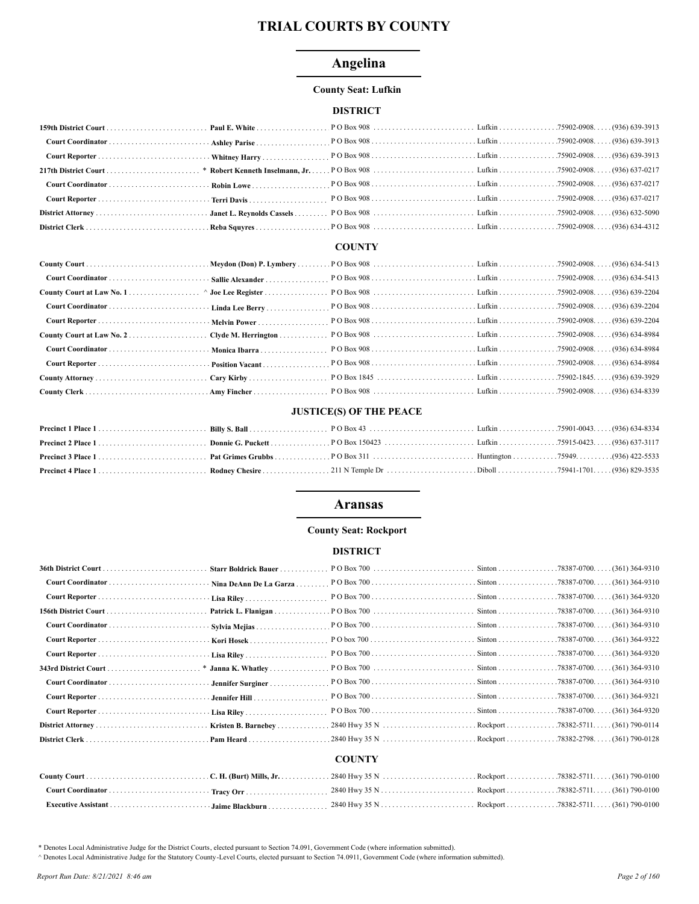# TRIAL COURTS BY COUNTY

## Angelina

**County Seat: Lufkin**

### DISTRICT

| Position | Name | Address | City | Zip | Phone |
|---|---|---|---|---|---|
| **159th District Court** | **Paul E. White** | P O Box 908 | Lufkin | 75902-0908 | (936) 639-3913 |
| **Court Coordinator** | **Ashley Parise** | P O Box 908 | Lufkin | 75902-0908 | (936) 639-3913 |
| **Court Reporter** | **Whitney Harry** | P O Box 908 | Lufkin | 75902-0908 | (936) 639-3913 |
| **217th District Court** * | **Robert Kenneth Inselmann, Jr.** | P O Box 908 | Lufkin | 75902-0908 | (936) 637-0217 |
| **Court Coordinator** | **Robin Lowe** | P O Box 908 | Lufkin | 75902-0908 | (936) 637-0217 |
| **Court Reporter** | **Terri Davis** | P O Box 908 | Lufkin | 75902-0908 | (936) 637-0217 |
| **District Attorney** | **Janet L. Reynolds Cassels** | P O Box 908 | Lufkin | 75902-0908 | (936) 632-5090 |
| **District Clerk** | **Reba Squyres** | P O Box 908 | Lufkin | 75902-0908 | (936) 634-4312 |

### COUNTY

| Position | Name | Address | City | Zip | Phone |
|---|---|---|---|---|---|
| **County Court** | **Meydon (Don) P. Lymbery** | P O Box 908 | Lufkin | 75902-0908 | (936) 634-5413 |
| **Court Coordinator** | **Sallie Alexander** | P O Box 908 | Lufkin | 75902-0908 | (936) 634-5413 |
| **County Court at Law No. 1** ^ | **Joe Lee Register** | P O Box 908 | Lufkin | 75902-0908 | (936) 639-2204 |
| **Court Coordinator** | **Linda Lee Berry** | P O Box 908 | Lufkin | 75902-0908 | (936) 639-2204 |
| **Court Reporter** | **Melvin Power** | P O Box 908 | Lufkin | 75902-0908 | (936) 639-2204 |
| **County Court at Law No. 2** | **Clyde M. Herrington** | P O Box 908 | Lufkin | 75902-0908 | (936) 634-8984 |
| **Court Coordinator** | **Monica Ibarra** | P O Box 908 | Lufkin | 75902-0908 | (936) 634-8984 |
| **Court Reporter** | **Position Vacant** | P O Box 908 | Lufkin | 75902-0908 | (936) 634-8984 |
| **County Attorney** | **Cary Kirby** | P O Box 1845 | Lufkin | 75902-1845 | (936) 639-3929 |
| **County Clerk** | **Amy Fincher** | P O Box 908 | Lufkin | 75902-0908 | (936) 634-8339 |

### JUSTICE(S) OF THE PEACE

| Position | Name | Address | City | Zip | Phone |
|---|---|---|---|---|---|
| **Precinct 1 Place 1** | **Billy S. Ball** | P O Box 43 | Lufkin | 75901-0043 | (936) 634-8334 |
| **Precinct 2 Place 1** | **Donnie G. Puckett** | P O Box 150423 | Lufkin | 75915-0423 | (936) 637-3117 |
| **Precinct 3 Place 1** | **Pat Grimes Grubbs** | P O Box 311 | Huntington | 75949 | (936) 422-5533 |
| **Precinct 4 Place 1** | **Rodney Chesire** | 211 N Temple Dr | Diboll | 75941-1701 | (936) 829-3535 |

## Aransas

**County Seat: Rockport**

### DISTRICT

| Position | Name | Address | City | Zip | Phone |
|---|---|---|---|---|---|
| **36th District Court** | **Starr Boldrick Bauer** | P O Box 700 | Sinton | 78387-0700 | (361) 364-9310 |
| **Court Coordinator** | **Nina DeAnn De La Garza** | P O Box 700 | Sinton | 78387-0700 | (361) 364-9310 |
| **Court Reporter** | **Lisa Riley** | P O Box 700 | Sinton | 78387-0700 | (361) 364-9320 |
| **156th District Court** | **Patrick L. Flanigan** | P O Box 700 | Sinton | 78387-0700 | (361) 364-9310 |
| **Court Coordinator** | **Sylvia Mejias** | P O Box 700 | Sinton | 78387-0700 | (361) 364-9310 |
| **Court Reporter** | **Kori Hosek** | P O box 700 | Sinton | 78387-0700 | (361) 364-9322 |
| **Court Reporter** | **Lisa Riley** | P O Box 700 | Sinton | 78387-0700 | (361) 364-9320 |
| **343rd District Court** * | **Janna K. Whatley** | P O Box 700 | Sinton | 78387-0700 | (361) 364-9310 |
| **Court Coordinator** | **Jennifer Surginer** | P O Box 700 | Sinton | 78387-0700 | (361) 364-9310 |
| **Court Reporter** | **Jennifer Hill** | P O Box 700 | Sinton | 78387-0700 | (361) 364-9321 |
| **Court Reporter** | **Lisa Riley** | P O Box 700 | Sinton | 78387-0700 | (361) 364-9320 |
| **District Attorney** | **Kristen B. Barnebey** | 2840 Hwy 35 N | Rockport | 78382-5711 | (361) 790-0114 |
| **District Clerk** | **Pam Heard** | 2840 Hwy 35 N | Rockport | 78382-2798 | (361) 790-0128 |

### COUNTY

| Position | Name | Address | City | Zip | Phone |
|---|---|---|---|---|---|
| **County Court** | **C. H. (Burt) Mills, Jr.** | 2840 Hwy 35 N | Rockport | 78382-5711 | (361) 790-0100 |
| **Court Coordinator** | **Tracy Orr** | 2840 Hwy 35 N | Rockport | 78382-5711 | (361) 790-0100 |
| **Executive Assistant** | **Jaime Blackburn** | 2840 Hwy 35 N | Rockport | 78382-5711 | (361) 790-0100 |

\* Denotes Local Administrative Judge for the District Courts, elected pursuant to Section 74.091, Government Code (where information submitted).

^ Denotes Local Administrative Judge for the Statutory County-Level Courts, elected pursuant to Section 74.0911, Government Code (where information submitted).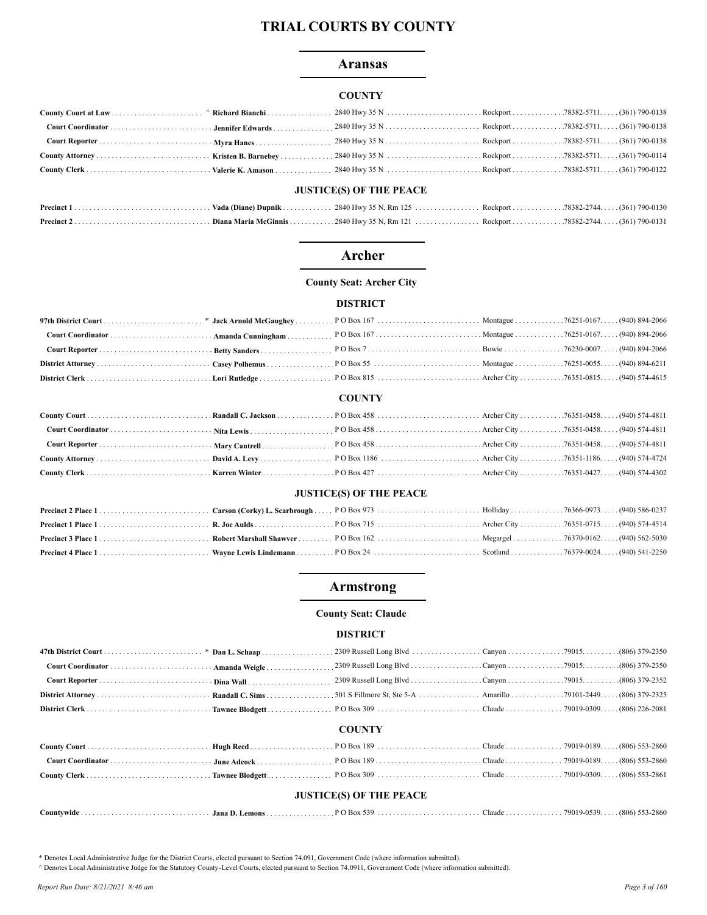# TRIAL COURTS BY COUNTY

## Aransas

### COUNTY

| Position | Name | Address | City | ZIP | Phone |
|---|---|---|---|---|---|
| **County Court at Law** | ^ **Richard Bianchi** | 2840 Hwy 35 N | Rockport | 78382-5711 | (361) 790-0138 |
| **Court Coordinator** | **Jennifer Edwards** | 2840 Hwy 35 N | Rockport | 78382-5711 | (361) 790-0138 |
| **Court Reporter** | **Myra Hanes** | 2840 Hwy 35 N | Rockport | 78382-5711 | (361) 790-0138 |
| **County Attorney** | **Kristen B. Barnebey** | 2840 Hwy 35 N | Rockport | 78382-5711 | (361) 790-0114 |
| **County Clerk** | **Valerie K. Amason** | 2840 Hwy 35 N | Rockport | 78382-5711 | (361) 790-0122 |

### JUSTICE(S) OF THE PEACE

| Position | Name | Address | City | ZIP | Phone |
|---|---|---|---|---|---|
| **Precinct 1** | **Vada (Diane) Dupnik** | 2840 Hwy 35 N, Rm 125 | Rockport | 78382-2744 | (361) 790-0130 |
| **Precinct 2** | **Diana Maria McGinnis** | 2840 Hwy 35 N, Rm 121 | Rockport | 78382-2744 | (361) 790-0131 |

## Archer

**County Seat: Archer City**

### DISTRICT

| Position | Name | Address | City | ZIP | Phone |
|---|---|---|---|---|---|
| **97th District Court** | * **Jack Arnold McGaughey** | P O Box 167 | Montague | 76251-0167 | (940) 894-2066 |
| **Court Coordinator** | **Amanda Cunningham** | P O Box 167 | Montague | 76251-0167 | (940) 894-2066 |
| **Court Reporter** | **Betty Sanders** | P O Box 7 | Bowie | 76230-0007 | (940) 894-2066 |
| **District Attorney** | **Casey Polhemus** | P O Box 55 | Montague | 76251-0055 | (940) 894-6211 |
| **District Clerk** | **Lori Rutledge** | P O Box 815 | Archer City | 76351-0815 | (940) 574-4615 |

### COUNTY

| Position | Name | Address | City | ZIP | Phone |
|---|---|---|---|---|---|
| **County Court** | **Randall C. Jackson** | P O Box 458 | Archer City | 76351-0458 | (940) 574-4811 |
| **Court Coordinator** | **Nita Lewis** | P O Box 458 | Archer City | 76351-0458 | (940) 574-4811 |
| **Court Reporter** | **Mary Cantrell** | P O Box 458 | Archer City | 76351-0458 | (940) 574-4811 |
| **County Attorney** | **David A. Levy** | P O Box 1186 | Archer City | 76351-1186 | (940) 574-4724 |
| **County Clerk** | **Karren Winter** | P O Box 427 | Archer City | 76351-0427 | (940) 574-4302 |

### JUSTICE(S) OF THE PEACE

| Position | Name | Address | City | ZIP | Phone |
|---|---|---|---|---|---|
| **Precinct 2 Place 1** | **Carson (Corky) L. Scarbrough** | P O Box 973 | Holliday | 76366-0973 | (940) 586-0237 |
| **Precinct 1 Place 1** | **R. Joe Aulds** | P O Box 715 | Archer City | 76351-0715 | (940) 574-4514 |
| **Precinct 3 Place 1** | **Robert Marshall Shawver** | P O Box 162 | Megargel | 76370-0162 | (940) 562-5030 |
| **Precinct 4 Place 1** | **Wayne Lewis Lindemann** | P O Box 24 | Scotland | 76379-0024 | (940) 541-2250 |

## Armstrong

**County Seat: Claude**

### DISTRICT

| Position | Name | Address | City | ZIP | Phone |
|---|---|---|---|---|---|
| **47th District Court** | * **Dan L. Schaap** | 2309 Russell Long Blvd | Canyon | 79015 | (806) 379-2350 |
| **Court Coordinator** | **Amanda Weigle** | 2309 Russell Long Blvd | Canyon | 79015 | (806) 379-2350 |
| **Court Reporter** | **Dina Wall** | 2309 Russell Long Blvd | Canyon | 79015 | (806) 379-2352 |
| **District Attorney** | **Randall C. Sims** | 501 S Fillmore St, Ste 5-A | Amarillo | 79101-2449 | (806) 379-2325 |
| **District Clerk** | **Tawnee Blodgett** | P O Box 309 | Claude | 79019-0309 | (806) 226-2081 |

### COUNTY

| Position | Name | Address | City | ZIP | Phone |
|---|---|---|---|---|---|
| **County Court** | **Hugh Reed** | P O Box 189 | Claude | 79019-0189 | (806) 553-2860 |
| **Court Coordinator** | **June Adcock** | P O Box 189 | Claude | 79019-0189 | (806) 553-2860 |
| **County Clerk** | **Tawnee Blodgett** | P O Box 309 | Claude | 79019-0309 | (806) 553-2861 |

### JUSTICE(S) OF THE PEACE

| Position | Name | Address | City | ZIP | Phone |
|---|---|---|---|---|---|
| **Countywide** | **Jana D. Lemons** | P O Box 539 | Claude | 79019-0539 | (806) 553-2860 |

\* Denotes Local Administrative Judge for the District Courts, elected pursuant to Section 74.091, Government Code (where information submitted).

^ Denotes Local Administrative Judge for the Statutory County-Level Courts, elected pursuant to Section 74.0911, Government Code (where information submitted).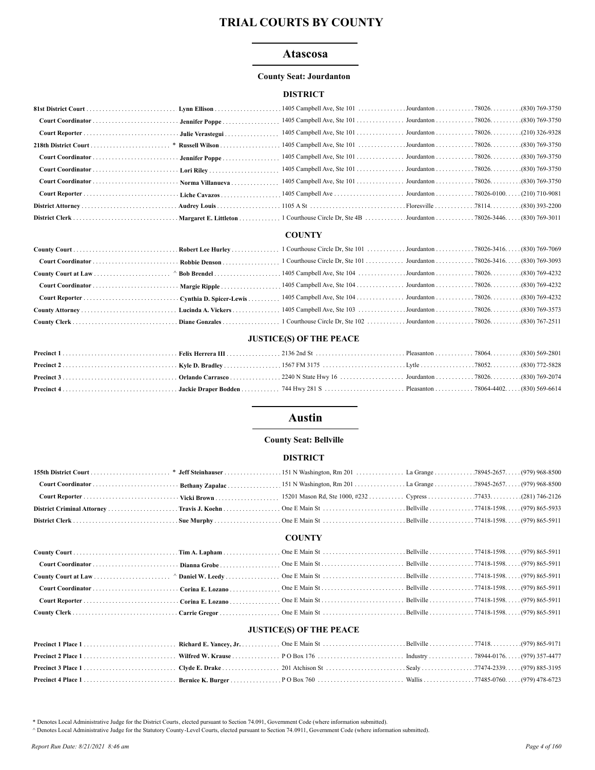# TRIAL COURTS BY COUNTY

## Atascosa

**County Seat: Jourdanton**

### DISTRICT

| Court/Position | Name | Address | City | Zip | Phone |
|---|---|---|---|---|---|
| **81st District Court** | **Lynn Ellison** | 1405 Campbell Ave, Ste 101 | Jourdanton | 78026. | (830) 769-3750 |
| **Court Coordinator** | **Jennifer Poppe** | 1405 Campbell Ave, Ste 101 | Jourdanton | 78026. | (830) 769-3750 |
| **Court Reporter** | **Julie Verastegui** | 1405 Campbell Ave, Ste 101 | Jourdanton | 78026. | (210) 326-9328 |
| **218th District Court** | * **Russell Wilson** | 1405 Campbell Ave, Ste 101 | Jourdanton | 78026. | (830) 769-3750 |
| **Court Coordinator** | **Jennifer Poppe** | 1405 Campbell Ave, Ste 101 | Jourdanton | 78026. | (830) 769-3750 |
| **Court Coordinator** | **Lori Riley** | 1405 Campbell Ave, Ste 101 | Jourdanton | 78026. | (830) 769-3750 |
| **Court Coordinator** | **Norma Villanueva** | 1405 Campbell Ave, Ste 101 | Jourdanton | 78026. | (830) 769-3750 |
| **Court Reporter** | **Liche Cavazos** | 1405 Campbell Ave | Jourdanton | 78026-0100. | (210) 710-9081 |
| **District Attorney** | **Audrey Louis** | 1105 A St | Floresville | 78114. | (830) 393-2200 |
| **District Clerk** | **Margaret E. Littleton** | 1 Courthouse Circle Dr, Ste 4B | Jourdanton | 78026-3446. | (830) 769-3011 |

### COUNTY

| Court/Position | Name | Address | City | Zip | Phone |
|---|---|---|---|---|---|
| **County Court** | **Robert Lee Hurley** | 1 Courthouse Circle Dr, Ste 101 | Jourdanton | 78026-3416. | (830) 769-7069 |
| **Court Coordinator** | **Robbie Denson** | 1 Courthouse Circle Dr, Ste 101 | Jourdanton | 78026-3416. | (830) 769-3093 |
| **County Court at Law** | ^ **Bob Brendel** | 1405 Campbell Ave, Ste 104 | Jourdanton | 78026. | (830) 769-4232 |
| **Court Coordinator** | **Margie Ripple** | 1405 Campbell Ave, Ste 104 | Jourdanton | 78026. | (830) 769-4232 |
| **Court Reporter** | **Cynthia D. Spicer-Lewis** | 1405 Campbell Ave, Ste 104 | Jourdanton | 78026. | (830) 769-4232 |
| **County Attorney** | **Lucinda A. Vickers** | 1405 Campbell Ave, Ste 103 | Jourdanton | 78026. | (830) 769-3573 |
| **County Clerk** | **Diane Gonzales** | 1 Courthouse Circle Dr, Ste 102 | Jourdanton | 78026. | (830) 767-2511 |

### JUSTICE(S) OF THE PEACE

| Court/Position | Name | Address | City | Zip | Phone |
|---|---|---|---|---|---|
| **Precinct 1** | **Felix Herrera III** | 2136 2nd St | Pleasanton | 78064. | (830) 569-2801 |
| **Precinct 2** | **Kyle D. Bradley** | 1567 FM 3175 | Lytle | 78052. | (830) 772-5828 |
| **Precinct 3** | **Orlando Carrasco** | 2240 N State Hwy 16 | Jourdanton | 78026. | (830) 769-2074 |
| **Precinct 4** | **Jackie Draper Bodden** | 744 Hwy 281 S | Pleasanton | 78064-4402. | (830) 569-6614 |

## Austin

**County Seat: Bellville**

### DISTRICT

| Court/Position | Name | Address | City | Zip | Phone |
|---|---|---|---|---|---|
| **155th District Court** | * **Jeff Steinhauser** | 151 N Washington, Rm 201 | La Grange | 78945-2657. | (979) 968-8500 |
| **Court Coordinator** | **Bethany Zapalac** | 151 N Washington, Rm 201 | La Grange | 78945-2657. | (979) 968-8500 |
| **Court Reporter** | **Vicki Brown** | 15201 Mason Rd, Ste 1000, #232 | Cypress | 77433. | (281) 746-2126 |
| **District Criminal Attorney** | **Travis J. Koehn** | One E Main St | Bellville | 77418-1598. | (979) 865-5933 |
| **District Clerk** | **Sue Murphy** | One E Main St | Bellville | 77418-1598. | (979) 865-5911 |

### COUNTY

| Court/Position | Name | Address | City | Zip | Phone |
|---|---|---|---|---|---|
| **County Court** | **Tim A. Lapham** | One E Main St | Bellville | 77418-1598. | (979) 865-5911 |
| **Court Coordinator** | **Dianna Grobe** | One E Main St | Bellville | 77418-1598. | (979) 865-5911 |
| **County Court at Law** | ^ **Daniel W. Leedy** | One E Main St | Bellville | 77418-1598. | (979) 865-5911 |
| **Court Coordinator** | **Corina E. Lozano** | One E Main St | Bellville | 77418-1598. | (979) 865-5911 |
| **Court Reporter** | **Corina E. Lozano** | One E Main St | Bellville | 77418-1598. | (979) 865-5911 |
| **County Clerk** | **Carrie Gregor** | One E Main St | Bellville | 77418-1598. | (979) 865-5911 |

### JUSTICE(S) OF THE PEACE

| Court/Position | Name | Address | City | Zip | Phone |
|---|---|---|---|---|---|
| **Precinct 1 Place 1** | **Richard E. Yancey, Jr.** | One E Main St | Bellville | 77418. | (979) 865-9171 |
| **Precinct 2 Place 1** | **Wilfred W. Krause** | P O Box 176 | Industry | 78944-0176. | (979) 357-4477 |
| **Precinct 3 Place 1** | **Clyde E. Drake** | 201 Atchison St | Sealy | 77474-2339. | (979) 885-3195 |
| **Precinct 4 Place 1** | **Bernice K. Burger** | P O Box 760 | Wallis | 77485-0760. | (979) 478-6723 |

* Denotes Local Administrative Judge for the District Courts, elected pursuant to Section 74.091, Government Code (where information submitted).

^ Denotes Local Administrative Judge for the Statutory County-Level Courts, elected pursuant to Section 74.0911, Government Code (where information submitted).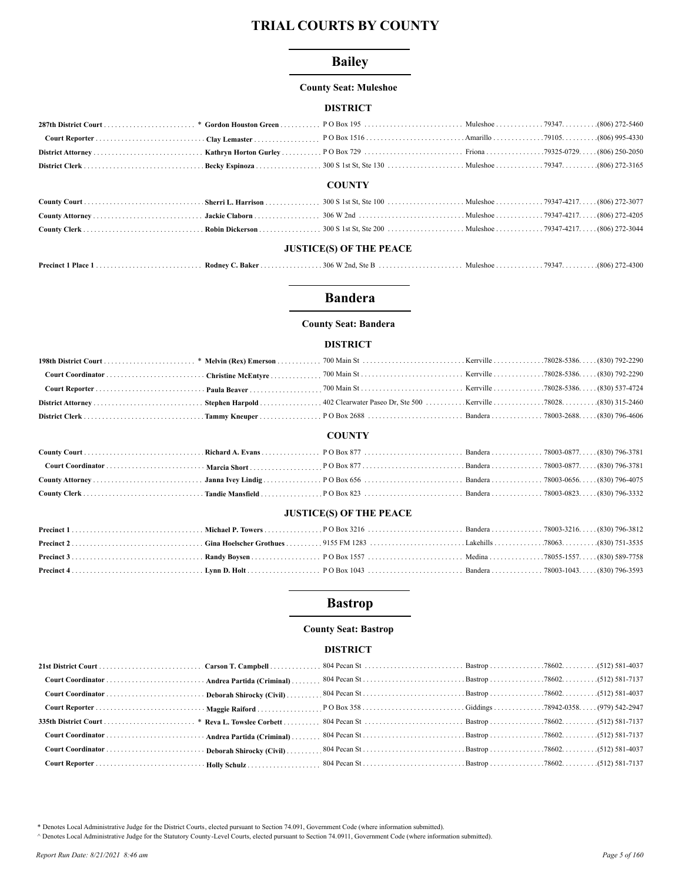# TRIAL COURTS BY COUNTY

## Bailey

**County Seat: Muleshoe**

### DISTRICT

| Office | Name | Address | City | Zip | Phone |
|---|---|---|---|---|---|
| **287th District Court** | * **Gordon Houston Green** | P O Box 195 | Muleshoe | 79347. | (806) 272-5460 |
| **Court Reporter** | **Clay Lemaster** | P O Box 1516 | Amarillo | 79105. | (806) 995-4330 |
| **District Attorney** | **Kathryn Horton Gurley** | P O Box 729 | Friona | 79325-0729. | (806) 250-2050 |
| **District Clerk** | **Becky Espinoza** | 300 S 1st St, Ste 130 | Muleshoe | 79347. | (806) 272-3165 |

### COUNTY

| Office | Name | Address | City | Zip | Phone |
|---|---|---|---|---|---|
| **County Court** | **Sherri L. Harrison** | 300 S 1st St, Ste 100 | Muleshoe | 79347-4217. | (806) 272-3077 |
| **County Attorney** | **Jackie Claborn** | 306 W 2nd | Muleshoe | 79347-4217. | (806) 272-4205 |
| **County Clerk** | **Robin Dickerson** | 300 S 1st St, Ste 200 | Muleshoe | 79347-4217. | (806) 272-3044 |

### JUSTICE(S) OF THE PEACE

| Office | Name | Address | City | Zip | Phone |
|---|---|---|---|---|---|
| **Precinct 1 Place 1** | **Rodney C. Baker** | 306 W 2nd, Ste B | Muleshoe | 79347. | (806) 272-4300 |

## Bandera

**County Seat: Bandera**

### DISTRICT

| Office | Name | Address | City | Zip | Phone |
|---|---|---|---|---|---|
| **198th District Court** | * **Melvin (Rex) Emerson** | 700 Main St | Kerrville | 78028-5386. | (830) 792-2290 |
| **Court Coordinator** | **Christine McEntyre** | 700 Main St | Kerrville | 78028-5386. | (830) 792-2290 |
| **Court Reporter** | **Paula Beaver** | 700 Main St | Kerrville | 78028-5386. | (830) 537-4724 |
| **District Attorney** | **Stephen Harpold** | 402 Clearwater Paseo Dr, Ste 500 | Kerrville | 78028. | (830) 315-2460 |
| **District Clerk** | **Tammy Kneuper** | P O Box 2688 | Bandera | 78003-2688. | (830) 796-4606 |

### COUNTY

| Office | Name | Address | City | Zip | Phone |
|---|---|---|---|---|---|
| **County Court** | **Richard A. Evans** | P O Box 877 | Bandera | 78003-0877. | (830) 796-3781 |
| **Court Coordinator** | **Marcia Short** | P O Box 877 | Bandera | 78003-0877. | (830) 796-3781 |
| **County Attorney** | **Janna Ivey Lindig** | P O Box 656 | Bandera | 78003-0656. | (830) 796-4075 |
| **County Clerk** | **Tandie Mansfield** | P O Box 823 | Bandera | 78003-0823. | (830) 796-3332 |

### JUSTICE(S) OF THE PEACE

| Office | Name | Address | City | Zip | Phone |
|---|---|---|---|---|---|
| **Precinct 1** | **Michael P. Towers** | P O Box 3216 | Bandera | 78003-3216. | (830) 796-3812 |
| **Precinct 2** | **Gina Hoelscher Grothues** | 9155 FM 1283 | Lakehills | 78063. | (830) 751-3535 |
| **Precinct 3** | **Randy Boysen** | P O Box 1557 | Medina | 78055-1557. | (830) 589-7758 |
| **Precinct 4** | **Lynn D. Holt** | P O Box 1043 | Bandera | 78003-1043. | (830) 796-3593 |

## Bastrop

**County Seat: Bastrop**

### DISTRICT

| Office | Name | Address | City | Zip | Phone |
|---|---|---|---|---|---|
| **21st District Court** | **Carson T. Campbell** | 804 Pecan St | Bastrop | 78602. | (512) 581-4037 |
| **Court Coordinator** | **Andrea Partida (Criminal)** | 804 Pecan St | Bastrop | 78602. | (512) 581-7137 |
| **Court Coordinator** | **Deborah Shirocky (Civil)** | 804 Pecan St | Bastrop | 78602. | (512) 581-4037 |
| **Court Reporter** | **Maggie Raiford** | P O Box 358 | Giddings | 78942-0358. | (979) 542-2947 |
| **335th District Court** | * **Reva L. Towslee Corbett** | 804 Pecan St | Bastrop | 78602. | (512) 581-7137 |
| **Court Coordinator** | **Andrea Partida (Criminal)** | 804 Pecan St | Bastrop | 78602. | (512) 581-7137 |
| **Court Coordinator** | **Deborah Shirocky (Civil)** | 804 Pecan St | Bastrop | 78602. | (512) 581-4037 |
| **Court Reporter** | **Holly Schulz** | 804 Pecan St | Bastrop | 78602. | (512) 581-7137 |

\* Denotes Local Administrative Judge for the District Courts, elected pursuant to Section 74.091, Government Code (where information submitted).

^ Denotes Local Administrative Judge for the Statutory County-Level Courts, elected pursuant to Section 74.0911, Government Code (where information submitted).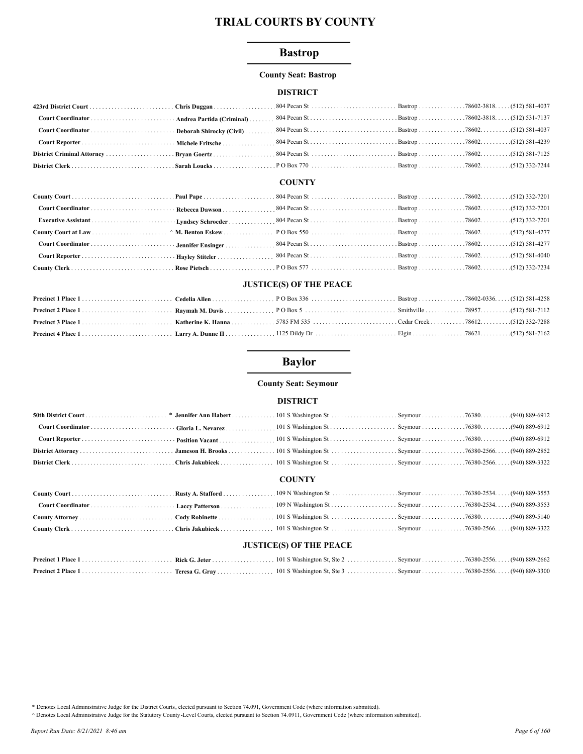# TRIAL COURTS BY COUNTY

## Bastrop

**County Seat: Bastrop**

### DISTRICT

| Title | Name | Address | City | Zip | Phone |
|---|---|---|---|---|---|
| **423rd District Court** | **Chris Duggan** | 804 Pecan St | Bastrop | 78602-3818 | (512) 581-4037 |
| **Court Coordinator** | **Andrea Partida (Criminal)** | 804 Pecan St | Bastrop | 78602-3818 | (512) 531-7137 |
| **Court Coordinator** | **Deborah Shirocky (Civil)** | 804 Pecan St | Bastrop | 78602 | (512) 581-4037 |
| **Court Reporter** | **Michele Fritsche** | 804 Pecan St | Bastrop | 78602 | (512) 581-4239 |
| **District Criminal Attorney** | **Bryan Goertz** | 804 Pecan St | Bastrop | 78602 | (512) 581-7125 |
| **District Clerk** | **Sarah Loucks** | P O Box 770 | Bastrop | 78602 | (512) 332-7244 |

### COUNTY

| Title | Name | Address | City | Zip | Phone |
|---|---|---|---|---|---|
| **County Court** | **Paul Pape** | 804 Pecan St | Bastrop | 78602 | (512) 332-7201 |
| **Court Coordinator** | **Rebecca Dawson** | 804 Pecan St | Bastrop | 78602 | (512) 332-7201 |
| **Executive Assistant** | **Lyndsey Schroeder** | 804 Pecan St | Bastrop | 78602 | (512) 332-7201 |
| **County Court at Law** | ^ **M. Benton Eskew** | P O Box 550 | Bastrop | 78602 | (512) 581-4277 |
| **Court Coordinator** | **Jennifer Ensinger** | 804 Pecan St | Bastrop | 78602 | (512) 581-4277 |
| **Court Reporter** | **Hayley Stiteler** | 804 Pecan St | Bastrop | 78602 | (512) 581-4040 |
| **County Clerk** | **Rose Pietsch** | P O Box 577 | Bastrop | 78602 | (512) 332-7234 |

### JUSTICE(S) OF THE PEACE

| Title | Name | Address | City | Zip | Phone |
|---|---|---|---|---|---|
| **Precinct 1 Place 1** | **Cedelia Allen** | P O Box 336 | Bastrop | 78602-0336 | (512) 581-4258 |
| **Precinct 2 Place 1** | **Raymah M. Davis** | P O Box 5 | Smithville | 78957 | (512) 581-7112 |
| **Precinct 3 Place 1** | **Katherine K. Hanna** | 5785 FM 535 | Cedar Creek | 78612 | (512) 332-7288 |
| **Precinct 4 Place 1** | **Larry A. Dunne II** | 1125 Dildy Dr | Elgin | 78621 | (512) 581-7162 |

## Baylor

**County Seat: Seymour**

### DISTRICT

| Title | Name | Address | City | Zip | Phone |
|---|---|---|---|---|---|
| **50th District Court** | * **Jennifer Ann Habert** | 101 S Washington St | Seymour | 76380 | (940) 889-6912 |
| **Court Coordinator** | **Gloria L. Nevarez** | 101 S Washington St | Seymour | 76380 | (940) 889-6912 |
| **Court Reporter** | **Position Vacant** | 101 S Washington St | Seymour | 76380 | (940) 889-6912 |
| **District Attorney** | **Jameson H. Brooks** | 101 S Washington St | Seymour | 76380-2566 | (940) 889-2852 |
| **District Clerk** | **Chris Jakubicek** | 101 S Washington St | Seymour | 76380-2566 | (940) 889-3322 |

### COUNTY

| Title | Name | Address | City | Zip | Phone |
|---|---|---|---|---|---|
| **County Court** | **Rusty A. Stafford** | 109 N Washington St | Seymour | 76380-2534 | (940) 889-3553 |
| **Court Coordinator** | **Laccy Patterson** | 109 N Washington St | Seymour | 76380-2534 | (940) 889-3553 |
| **County Attorney** | **Cody Robinette** | 101 S Washington St | Seymour | 76380 | (940) 889-5140 |
| **County Clerk** | **Chris Jakubicek** | 101 S Washington St | Seymour | 76380-2566 | (940) 889-3322 |

### JUSTICE(S) OF THE PEACE

| Title | Name | Address | City | Zip | Phone |
|---|---|---|---|---|---|
| **Precinct 1 Place 1** | **Rick G. Jeter** | 101 S Washington St, Ste 2 | Seymour | 76380-2556 | (940) 889-2662 |
| **Precinct 2 Place 1** | **Teresa G. Gray** | 101 S Washington St, Ste 3 | Seymour | 76380-2556 | (940) 889-3300 |

\* Denotes Local Administrative Judge for the District Courts, elected pursuant to Section 74.091, Government Code (where information submitted).

^ Denotes Local Administrative Judge for the Statutory County-Level Courts, elected pursuant to Section 74.0911, Government Code (where information submitted).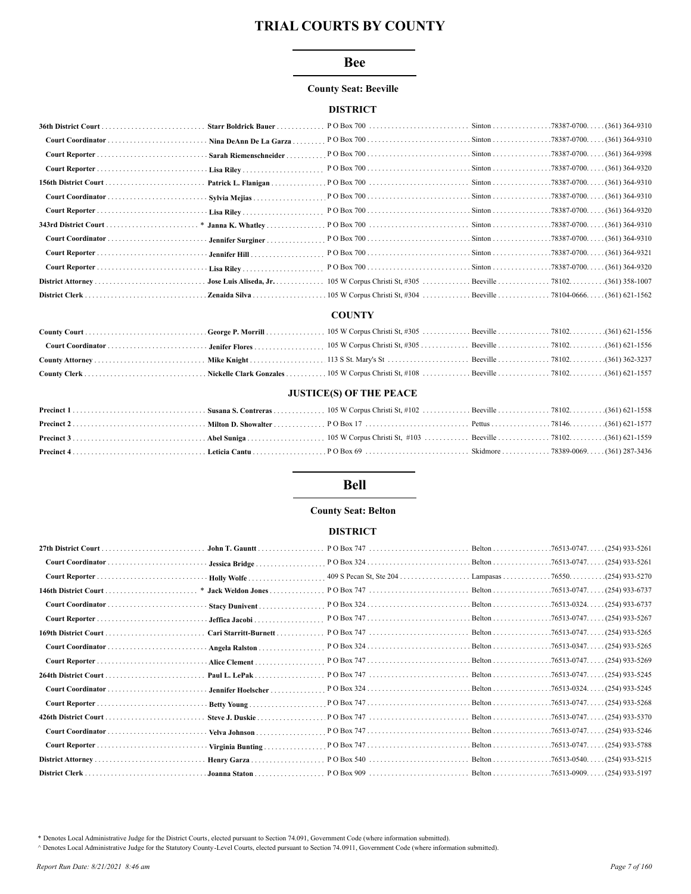# TRIAL COURTS BY COUNTY

## Bee

### County Seat: Beeville

#### DISTRICT

| Position | Name | Address | City | Zip | Phone |
|---|---|---|---|---|---|
| **36th District Court** | **Starr Boldrick Bauer** | P O Box 700 | Sinton | 78387-0700. | (361) 364-9310 |
| **Court Coordinator** | **Nina DeAnn De La Garza** | P O Box 700 | Sinton | 78387-0700. | (361) 364-9310 |
| **Court Reporter** | **Sarah Riemenschneider** | P O Box 700 | Sinton | 78387-0700. | (361) 364-9398 |
| **Court Reporter** | **Lisa Riley** | P O Box 700 | Sinton | 78387-0700. | (361) 364-9320 |
| **156th District Court** | **Patrick L. Flanigan** | P O Box 700 | Sinton | 78387-0700. | (361) 364-9310 |
| **Court Coordinator** | **Sylvia Mejias** | P O Box 700 | Sinton | 78387-0700. | (361) 364-9310 |
| **Court Reporter** | **Lisa Riley** | P O Box 700 | Sinton | 78387-0700. | (361) 364-9320 |
| **343rd District Court** | * **Janna K. Whatley** | P O Box 700 | Sinton | 78387-0700. | (361) 364-9310 |
| **Court Coordinator** | **Jennifer Surginer** | P O Box 700 | Sinton | 78387-0700. | (361) 364-9310 |
| **Court Reporter** | **Jennifer Hill** | P O Box 700 | Sinton | 78387-0700. | (361) 364-9321 |
| **Court Reporter** | **Lisa Riley** | P O Box 700 | Sinton | 78387-0700. | (361) 364-9320 |
| **District Attorney** | **Jose Luis Aliseda, Jr.** | 105 W Corpus Christi St, #305 | Beeville | 78102. | (361) 358-1007 |
| **District Clerk** | **Zenaida Silva** | 105 W Corpus Christi St, #304 | Beeville | 78104-0666. | (361) 621-1562 |

#### COUNTY

| Position | Name | Address | City | Zip | Phone |
|---|---|---|---|---|---|
| **County Court** | **George P. Morrill** | 105 W Corpus Christi St, #305 | Beeville | 78102. | (361) 621-1556 |
| **Court Coordinator** | **Jenifer Flores** | 105 W Corpus Christi St, #305 | Beeville | 78102. | (361) 621-1556 |
| **County Attorney** | **Mike Knight** | 113 S St. Mary's St | Beeville | 78102. | (361) 362-3237 |
| **County Clerk** | **Nickelle Clark Gonzales** | 105 W Corpus Christi St, #108 | Beeville | 78102. | (361) 621-1557 |

#### JUSTICE(S) OF THE PEACE

| Position | Name | Address | City | Zip | Phone |
|---|---|---|---|---|---|
| **Precinct 1** | **Susana S. Contreras** | 105 W Corpus Christi St, #102 | Beeville | 78102. | (361) 621-1558 |
| **Precinct 2** | **Milton D. Showalter** | P O Box 17 | Pettus | 78146. | (361) 621-1577 |
| **Precinct 3** | **Abel Suniga** | 105 W Corpus Christi St, #103 | Beeville | 78102. | (361) 621-1559 |
| **Precinct 4** | **Leticia Cantu** | P O Box 69 | Skidmore | 78389-0069. | (361) 287-3436 |

## Bell

### County Seat: Belton

#### DISTRICT

| Position | Name | Address | City | Zip | Phone |
|---|---|---|---|---|---|
| **27th District Court** | **John T. Gauntt** | P O Box 747 | Belton | 76513-0747. | (254) 933-5261 |
| **Court Coordinator** | **Jessica Bridge** | P O Box 324 | Belton | 76513-0747. | (254) 933-5261 |
| **Court Reporter** | **Holly Wolfe** | 409 S Pecan St, Ste 204 | Lampasas | 76550. | (254) 933-5270 |
| **146th District Court** | * **Jack Weldon Jones** | P O Box 747 | Belton | 76513-0747. | (254) 933-6737 |
| **Court Coordinator** | **Stacy Dunivent** | P O Box 324 | Belton | 76513-0324. | (254) 933-6737 |
| **Court Reporter** | **Jeffica Jacobi** | P O Box 747 | Belton | 76513-0747. | (254) 933-5267 |
| **169th District Court** | **Cari Starritt-Burnett** | P O Box 747 | Belton | 76513-0747. | (254) 933-5265 |
| **Court Coordinator** | **Angela Ralston** | P O Box 324 | Belton | 76513-0347. | (254) 933-5265 |
| **Court Reporter** | **Alice Clement** | P O Box 747 | Belton | 76513-0747. | (254) 933-5269 |
| **264th District Court** | **Paul L. LePak** | P O Box 747 | Belton | 76513-0747. | (254) 933-5245 |
| **Court Coordinator** | **Jennifer Hoelscher** | P O Box 324 | Belton | 76513-0324. | (254) 933-5245 |
| **Court Reporter** | **Betty Young** | P O Box 747 | Belton | 76513-0747. | (254) 933-5268 |
| **426th District Court** | **Steve J. Duskie** | P O Box 747 | Belton | 76513-0747. | (254) 933-5370 |
| **Court Coordinator** | **Velva Johnson** | P O Box 747 | Belton | 76513-0747. | (254) 933-5246 |
| **Court Reporter** | **Virginia Bunting** | P O Box 747 | Belton | 76513-0747. | (254) 933-5788 |
| **District Attorney** | **Henry Garza** | P O Box 540 | Belton | 76513-0540. | (254) 933-5215 |
| **District Clerk** | **Joanna Staton** | P O Box 909 | Belton | 76513-0909. | (254) 933-5197 |

\* Denotes Local Administrative Judge for the District Courts, elected pursuant to Section 74.091, Government Code (where information submitted).

^ Denotes Local Administrative Judge for the Statutory County-Level Courts, elected pursuant to Section 74.0911, Government Code (where information submitted).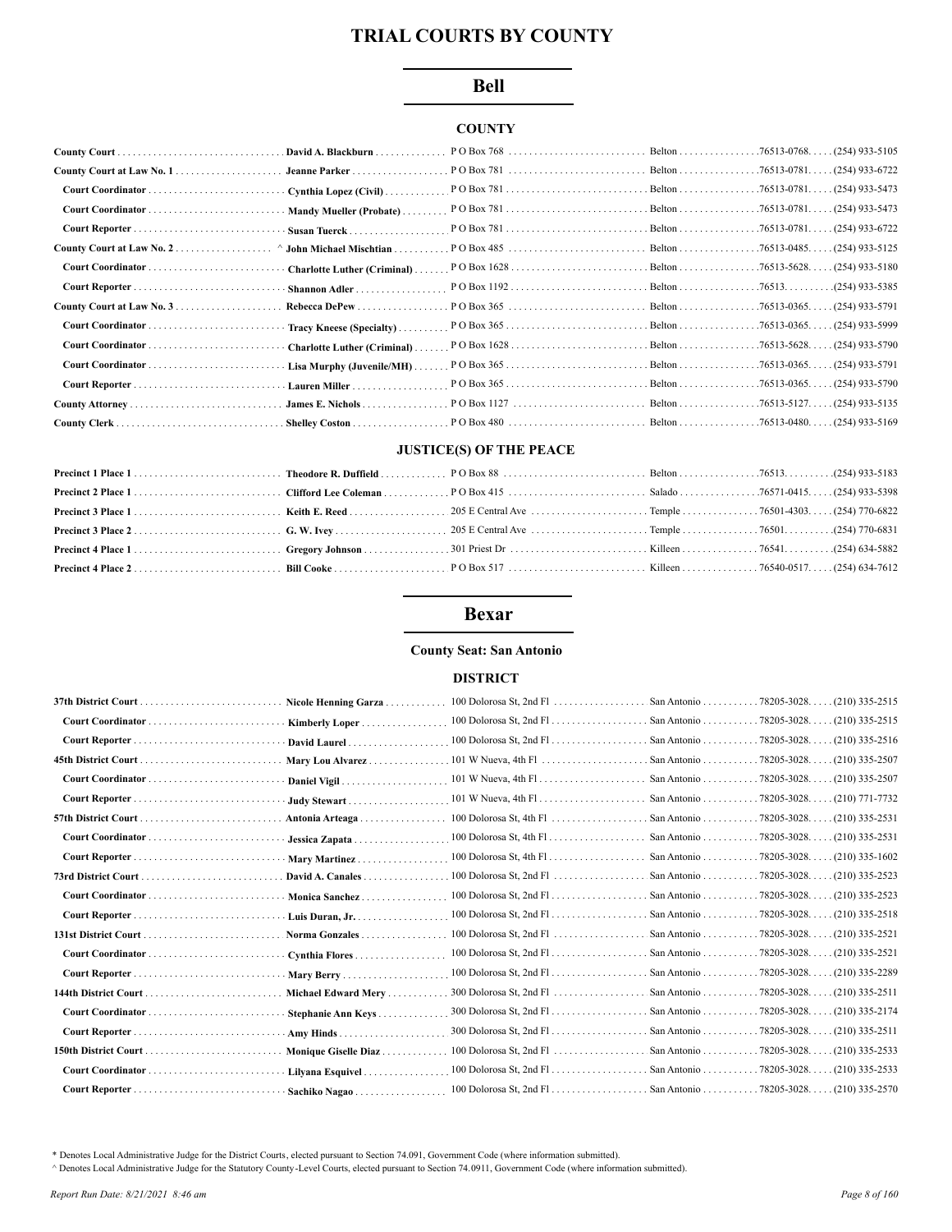# TRIAL COURTS BY COUNTY

## Bell

### COUNTY

| | | | | | |
|---|---|---|---|---|---|
| **County Court** | **David A. Blackburn** | P O Box 768 | Belton | 76513-0768 | (254) 933-5105 |
| **County Court at Law No. 1** | **Jeanne Parker** | P O Box 781 | Belton | 76513-0781 | (254) 933-6722 |
| **Court Coordinator** | **Cynthia Lopez (Civil)** | P O Box 781 | Belton | 76513-0781 | (254) 933-5473 |
| **Court Coordinator** | **Mandy Mueller (Probate)** | P O Box 781 | Belton | 76513-0781 | (254) 933-5473 |
| **Court Reporter** | **Susan Tuerck** | P O Box 781 | Belton | 76513-0781 | (254) 933-6722 |
| **County Court at Law No. 2** | ^ **John Michael Mischtian** | P O Box 485 | Belton | 76513-0485 | (254) 933-5125 |
| **Court Coordinator** | **Charlotte Luther (Criminal)** | P O Box 1628 | Belton | 76513-5628 | (254) 933-5180 |
| **Court Reporter** | **Shannon Adler** | P O Box 1192 | Belton | 76513 | (254) 933-5385 |
| **County Court at Law No. 3** | **Rebecca DePew** | P O Box 365 | Belton | 76513-0365 | (254) 933-5791 |
| **Court Coordinator** | **Tracy Kneese (Specialty)** | P O Box 365 | Belton | 76513-0365 | (254) 933-5999 |
| **Court Coordinator** | **Charlotte Luther (Criminal)** | P O Box 1628 | Belton | 76513-5628 | (254) 933-5790 |
| **Court Coordinator** | **Lisa Murphy (Juvenile/MH)** | P O Box 365 | Belton | 76513-0365 | (254) 933-5791 |
| **Court Reporter** | **Lauren Miller** | P O Box 365 | Belton | 76513-0365 | (254) 933-5790 |
| **County Attorney** | **James E. Nichols** | P O Box 1127 | Belton | 76513-5127 | (254) 933-5135 |
| **County Clerk** | **Shelley Coston** | P O Box 480 | Belton | 76513-0480 | (254) 933-5169 |

### JUSTICE(S) OF THE PEACE

| | | | | | |
|---|---|---|---|---|---|
| **Precinct 1 Place 1** | **Theodore R. Duffield** | P O Box 88 | Belton | 76513 | (254) 933-5183 |
| **Precinct 2 Place 1** | **Clifford Lee Coleman** | P O Box 415 | Salado | 76571-0415 | (254) 933-5398 |
| **Precinct 3 Place 1** | **Keith E. Reed** | 205 E Central Ave | Temple | 76501-4303 | (254) 770-6822 |
| **Precinct 3 Place 2** | **G. W. Ivey** | 205 E Central Ave | Temple | 76501 | (254) 770-6831 |
| **Precinct 4 Place 1** | **Gregory Johnson** | 301 Priest Dr | Killeen | 76541 | (254) 634-5882 |
| **Precinct 4 Place 2** | **Bill Cooke** | P O Box 517 | Killeen | 76540-0517 | (254) 634-7612 |

## Bexar

**County Seat: San Antonio**

### DISTRICT

| | | | | | |
|---|---|---|---|---|---|
| **37th District Court** | **Nicole Henning Garza** | 100 Dolorosa St, 2nd Fl | San Antonio | 78205-3028 | (210) 335-2515 |
| **Court Coordinator** | **Kimberly Loper** | 100 Dolorosa St, 2nd Fl | San Antonio | 78205-3028 | (210) 335-2515 |
| **Court Reporter** | **David Laurel** | 100 Dolorosa St, 2nd Fl | San Antonio | 78205-3028 | (210) 335-2516 |
| **45th District Court** | **Mary Lou Alvarez** | 101 W Nueva, 4th Fl | San Antonio | 78205-3028 | (210) 335-2507 |
| **Court Coordinator** | **Daniel Vigil** | 101 W Nueva, 4th Fl | San Antonio | 78205-3028 | (210) 335-2507 |
| **Court Reporter** | **Judy Stewart** | 101 W Nueva, 4th Fl | San Antonio | 78205-3028 | (210) 771-7732 |
| **57th District Court** | **Antonia Arteaga** | 100 Dolorosa St, 4th Fl | San Antonio | 78205-3028 | (210) 335-2531 |
| **Court Coordinator** | **Jessica Zapata** | 100 Dolorosa St, 4th Fl | San Antonio | 78205-3028 | (210) 335-2531 |
| **Court Reporter** | **Mary Martinez** | 100 Dolorosa St, 4th Fl | San Antonio | 78205-3028 | (210) 335-1602 |
| **73rd District Court** | **David A. Canales** | 100 Dolorosa St, 2nd Fl | San Antonio | 78205-3028 | (210) 335-2523 |
| **Court Coordinator** | **Monica Sanchez** | 100 Dolorosa St, 2nd Fl | San Antonio | 78205-3028 | (210) 335-2523 |
| **Court Reporter** | **Luis Duran, Jr.** | 100 Dolorosa St, 2nd Fl | San Antonio | 78205-3028 | (210) 335-2518 |
| **131st District Court** | **Norma Gonzales** | 100 Dolorosa St, 2nd Fl | San Antonio | 78205-3028 | (210) 335-2521 |
| **Court Coordinator** | **Cynthia Flores** | 100 Dolorosa St, 2nd Fl | San Antonio | 78205-3028 | (210) 335-2521 |
| **Court Reporter** | **Mary Berry** | 100 Dolorosa St, 2nd Fl | San Antonio | 78205-3028 | (210) 335-2289 |
| **144th District Court** | **Michael Edward Mery** | 300 Dolorosa St, 2nd Fl | San Antonio | 78205-3028 | (210) 335-2511 |
| **Court Coordinator** | **Stephanie Ann Keys** | 300 Dolorosa St, 2nd Fl | San Antonio | 78205-3028 | (210) 335-2174 |
| **Court Reporter** | **Amy Hinds** | 300 Dolorosa St, 2nd Fl | San Antonio | 78205-3028 | (210) 335-2511 |
| **150th District Court** | **Monique Giselle Diaz** | 100 Dolorosa St, 2nd Fl | San Antonio | 78205-3028 | (210) 335-2533 |
| **Court Coordinator** | **Lilyana Esquivel** | 100 Dolorosa St, 2nd Fl | San Antonio | 78205-3028 | (210) 335-2533 |
| **Court Reporter** | **Sachiko Nagao** | 100 Dolorosa St, 2nd Fl | San Antonio | 78205-3028 | (210) 335-2570 |

\* Denotes Local Administrative Judge for the District Courts, elected pursuant to Section 74.091, Government Code (where information submitted).

^ Denotes Local Administrative Judge for the Statutory County-Level Courts, elected pursuant to Section 74.0911, Government Code (where information submitted).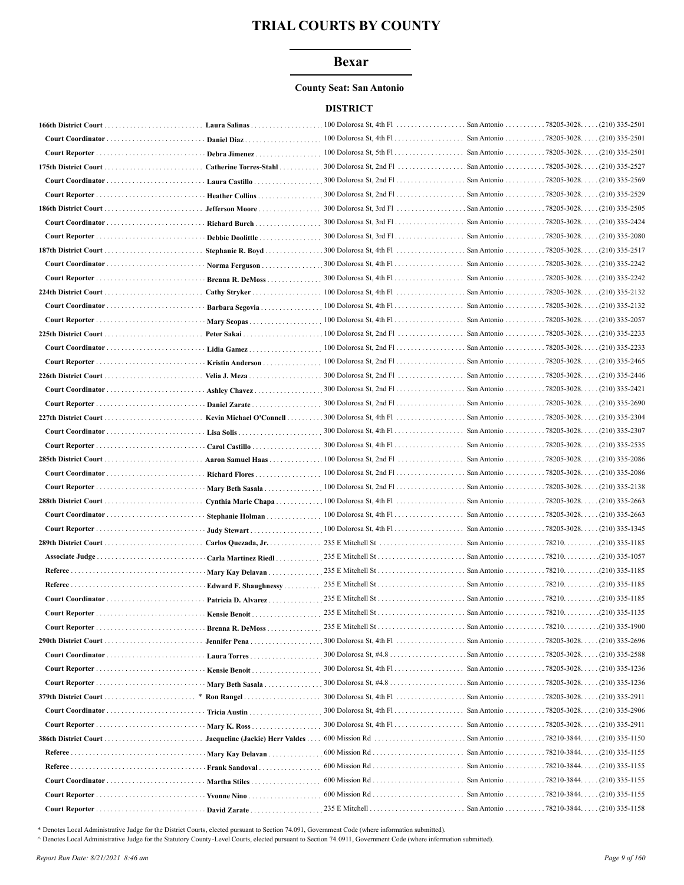# TRIAL COURTS BY COUNTY

## Bexar

### County Seat: San Antonio

#### DISTRICT

| Court/Position | Name | Address | City | Zip | Phone |
|---|---|---|---|---|---|
| **166th District Court** | **Laura Salinas** | 100 Dolorosa St, 4th Fl | San Antonio | 78205-3028 | (210) 335-2501 |
| **Court Coordinator** | **Daniel Diaz** | 100 Dolorosa St, 4th Fl | San Antonio | 78205-3028 | (210) 335-2501 |
| **Court Reporter** | **Debra Jimenez** | 100 Dolorosa St, 5th Fl | San Antonio | 78205-3028 | (210) 335-2501 |
| **175th District Court** | **Catherine Torres-Stahl** | 300 Dolorosa St, 2nd Fl | San Antonio | 78205-3028 | (210) 335-2527 |
| **Court Coordinator** | **Laura Castillo** | 300 Dolorosa St, 2nd Fl | San Antonio | 78205-3028 | (210) 335-2569 |
| **Court Reporter** | **Heather Collins** | 300 Dolorosa St, 2nd Fl | San Antonio | 78205-3028 | (210) 335-2529 |
| **186th District Court** | **Jefferson Moore** | 300 Dolorosa St, 3rd Fl | San Antonio | 78205-3028 | (210) 335-2505 |
| **Court Coordinator** | **Richard Burch** | 300 Dolorosa St, 3rd Fl | San Antonio | 78205-3028 | (210) 335-2424 |
| **Court Reporter** | **Debbie Doolittle** | 300 Dolorosa St, 3rd Fl | San Antonio | 78205-3028 | (210) 335-2080 |
| **187th District Court** | **Stephanie R. Boyd** | 300 Dolorosa St, 4th Fl | San Antonio | 78205-3028 | (210) 335-2517 |
| **Court Coordinator** | **Norma Ferguson** | 300 Dolorosa St, 4th Fl | San Antonio | 78205-3028 | (210) 335-2242 |
| **Court Reporter** | **Brenna R. DeMoss** | 300 Dolorosa St, 4th Fl | San Antonio | 78205-3028 | (210) 335-2242 |
| **224th District Court** | **Cathy Stryker** | 100 Dolorosa St, 4th Fl | San Antonio | 78205-3028 | (210) 335-2132 |
| **Court Coordinator** | **Barbara Segovia** | 100 Dolorosa St, 4th Fl | San Antonio | 78205-3028 | (210) 335-2132 |
| **Court Reporter** | **Mary Scopas** | 100 Dolorosa St, 4th Fl | San Antonio | 78205-3028 | (210) 335-2057 |
| **225th District Court** | **Peter Sakai** | 100 Dolorosa St, 2nd Fl | San Antonio | 78205-3028 | (210) 335-2233 |
| **Court Coordinator** | **Lidia Gamez** | 100 Dolorosa St, 2nd Fl | San Antonio | 78205-3028 | (210) 335-2233 |
| **Court Reporter** | **Kristin Anderson** | 100 Dolorosa St, 2nd Fl | San Antonio | 78205-3028 | (210) 335-2465 |
| **226th District Court** | **Velia J. Meza** | 300 Dolorosa St, 2nd Fl | San Antonio | 78205-3028 | (210) 335-2446 |
| **Court Coordinator** | **Ashley Chavez** | 300 Dolorosa St, 2nd Fl | San Antonio | 78205-3028 | (210) 335-2421 |
| **Court Reporter** | **Daniel Zarate** | 300 Dolorosa St, 2nd Fl | San Antonio | 78205-3028 | (210) 335-2690 |
| **227th District Court** | **Kevin Michael O'Connell** | 300 Dolorosa St, 4th Fl | San Antonio | 78205-3028 | (210) 335-2304 |
| **Court Coordinator** | **Lisa Solis** | 300 Dolorosa St, 4th Fl | San Antonio | 78205-3028 | (210) 335-2307 |
| **Court Reporter** | **Carol Castillo** | 300 Dolorosa St, 4th Fl | San Antonio | 78205-3028 | (210) 335-2535 |
| **285th District Court** | **Aaron Samuel Haas** | 100 Dolorosa St, 2nd Fl | San Antonio | 78205-3028 | (210) 335-2086 |
| **Court Coordinator** | **Richard Flores** | 100 Dolorosa St, 2nd Fl | San Antonio | 78205-3028 | (210) 335-2086 |
| **Court Reporter** | **Mary Beth Sasala** | 100 Dolorosa St, 2nd Fl | San Antonio | 78205-3028 | (210) 335-2138 |
| **288th District Court** | **Cynthia Marie Chapa** | 100 Dolorosa St, 4th Fl | San Antonio | 78205-3028 | (210) 335-2663 |
| **Court Coordinator** | **Stephanie Holman** | 100 Dolorosa St, 4th Fl | San Antonio | 78205-3028 | (210) 335-2663 |
| **Court Reporter** | **Judy Stewart** | 100 Dolorosa St, 4th Fl | San Antonio | 78205-3028 | (210) 335-1345 |
| **289th District Court** | **Carlos Quezada, Jr.** | 235 E Mitchell St | San Antonio | 78210 | (210) 335-1185 |
| **Associate Judge** | **Carla Martinez Riedl** | 235 E Mitchell St | San Antonio | 78210 | (210) 335-1057 |
| **Referee** | **Mary Kay Delavan** | 235 E Mitchell St | San Antonio | 78210 | (210) 335-1185 |
| **Referee** | **Edward F. Shaughnessy** | 235 E Mitchell St | San Antonio | 78210 | (210) 335-1185 |
| **Court Coordinator** | **Patricia D. Alvarez** | 235 E Mitchell St | San Antonio | 78210 | (210) 335-1185 |
| **Court Reporter** | **Kensie Benoit** | 235 E Mitchell St | San Antonio | 78210 | (210) 335-1135 |
| **Court Reporter** | **Brenna R. DeMoss** | 235 E Mitchell St | San Antonio | 78210 | (210) 335-1900 |
| **290th District Court** | **Jennifer Pena** | 300 Dolorosa St, 4th Fl | San Antonio | 78205-3028 | (210) 335-2696 |
| **Court Coordinator** | **Laura Torres** | 300 Dolorosa St, #4.8 | San Antonio | 78205-3028 | (210) 335-2588 |
| **Court Reporter** | **Kensie Benoit** | 300 Dolorosa St, 4th Fl | San Antonio | 78205-3028 | (210) 335-1236 |
| **Court Reporter** | **Mary Beth Sasala** | 300 Dolorosa St, #4.8 | San Antonio | 78205-3028 | (210) 335-1236 |
| **379th District Court** * | **Ron Rangel** | 300 Dolorosa St, 4th Fl | San Antonio | 78205-3028 | (210) 335-2911 |
| **Court Coordinator** | **Tricia Austin** | 300 Dolorosa St, 4th Fl | San Antonio | 78205-3028 | (210) 335-2906 |
| **Court Reporter** | **Mary K. Ross** | 300 Dolorosa St, 4th Fl | San Antonio | 78205-3028 | (210) 335-2911 |
| **386th District Court** | **Jacqueline (Jackie) Herr Valdes** | 600 Mission Rd | San Antonio | 78210-3844 | (210) 335-1150 |
| **Referee** | **Mary Kay Delavan** | 600 Mission Rd | San Antonio | 78210-3844 | (210) 335-1155 |
| **Referee** | **Frank Sandoval** | 600 Mission Rd | San Antonio | 78210-3844 | (210) 335-1155 |
| **Court Coordinator** | **Martha Stiles** | 600 Mission Rd | San Antonio | 78210-3844 | (210) 335-1155 |
| **Court Reporter** | **Yvonne Nino** | 600 Mission Rd | San Antonio | 78210-3844 | (210) 335-1155 |
| **Court Reporter** | **David Zarate** | 235 E Mitchell | San Antonio | 78210-3844 | (210) 335-1158 |

\* Denotes Local Administrative Judge for the District Courts, elected pursuant to Section 74.091, Government Code (where information submitted).

^ Denotes Local Administrative Judge for the Statutory County-Level Courts, elected pursuant to Section 74.0911, Government Code (where information submitted).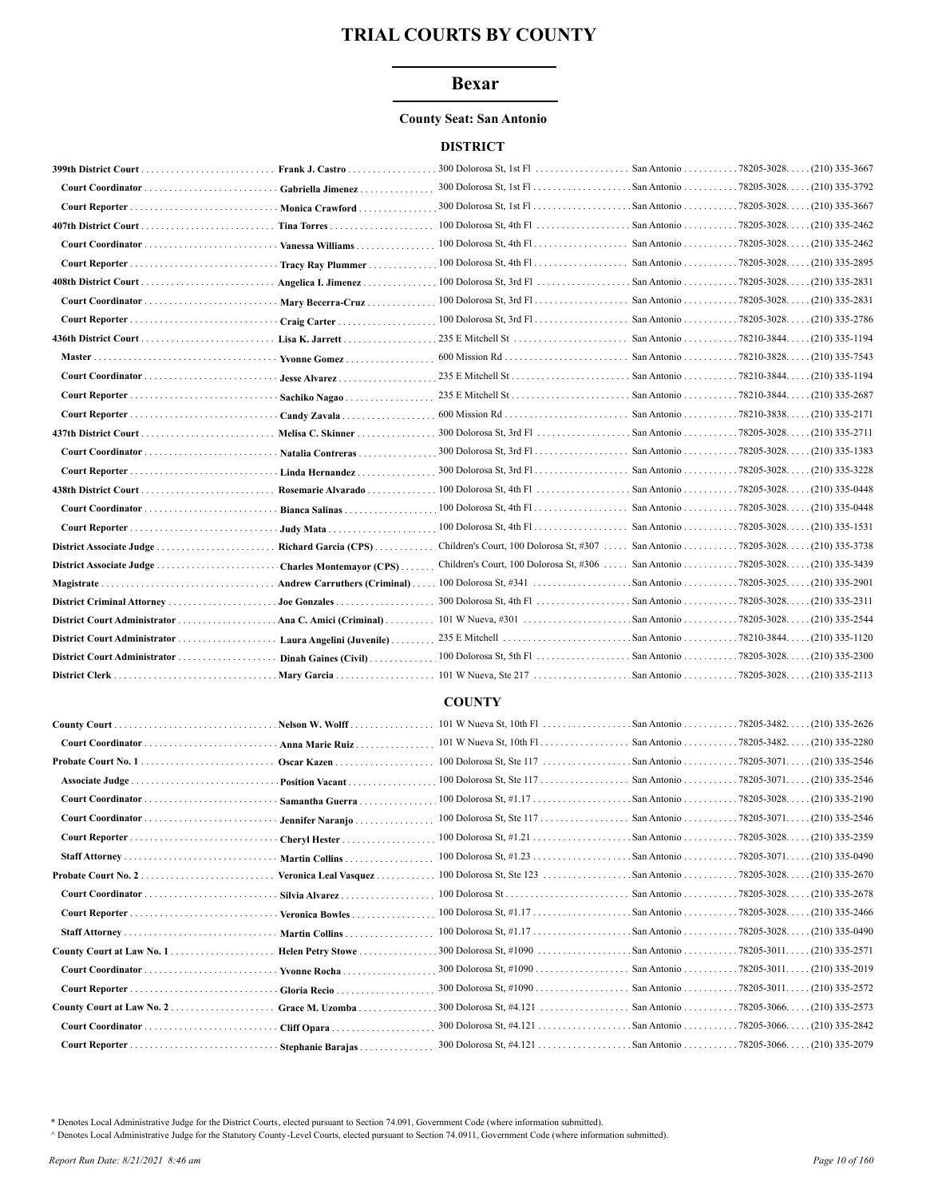# TRIAL COURTS BY COUNTY

## Bexar

**County Seat: San Antonio**

### DISTRICT

| Title | Name | Address | City | Zip | Phone |
|---|---|---|---|---|---|
| **399th District Court** | **Frank J. Castro** | 300 Dolorosa St, 1st Fl | San Antonio | 78205-3028 | (210) 335-3667 |
| **Court Coordinator** | **Gabriella Jimenez** | 300 Dolorosa St, 1st Fl | San Antonio | 78205-3028 | (210) 335-3792 |
| **Court Reporter** | **Monica Crawford** | 300 Dolorosa St, 1st Fl | San Antonio | 78205-3028 | (210) 335-3667 |
| **407th District Court** | **Tina Torres** | 100 Dolorosa St, 4th Fl | San Antonio | 78205-3028 | (210) 335-2462 |
| **Court Coordinator** | **Vanessa Williams** | 100 Dolorosa St, 4th Fl | San Antonio | 78205-3028 | (210) 335-2462 |
| **Court Reporter** | **Tracy Ray Plummer** | 100 Dolorosa St, 4th Fl | San Antonio | 78205-3028 | (210) 335-2895 |
| **408th District Court** | **Angelica I. Jimenez** | 100 Dolorosa St, 3rd Fl | San Antonio | 78205-3028 | (210) 335-2831 |
| **Court Coordinator** | **Mary Becerra-Cruz** | 100 Dolorosa St, 3rd Fl | San Antonio | 78205-3028 | (210) 335-2831 |
| **Court Reporter** | **Craig Carter** | 100 Dolorosa St, 3rd Fl | San Antonio | 78205-3028 | (210) 335-2786 |
| **436th District Court** | **Lisa K. Jarrett** | 235 E Mitchell St | San Antonio | 78210-3844 | (210) 335-1194 |
| **Master** | **Yvonne Gomez** | 600 Mission Rd | San Antonio | 78210-3828 | (210) 335-7543 |
| **Court Coordinator** | **Jesse Alvarez** | 235 E Mitchell St | San Antonio | 78210-3844 | (210) 335-1194 |
| **Court Reporter** | **Sachiko Nagao** | 235 E Mitchell St | San Antonio | 78210-3844 | (210) 335-2687 |
| **Court Reporter** | **Candy Zavala** | 600 Mission Rd | San Antonio | 78210-3838 | (210) 335-2171 |
| **437th District Court** | **Melisa C. Skinner** | 300 Dolorosa St, 3rd Fl | San Antonio | 78205-3028 | (210) 335-2711 |
| **Court Coordinator** | **Natalia Contreras** | 300 Dolorosa St, 3rd Fl | San Antonio | 78205-3028 | (210) 335-1383 |
| **Court Reporter** | **Linda Hernandez** | 300 Dolorosa St, 3rd Fl | San Antonio | 78205-3028 | (210) 335-3228 |
| **438th District Court** | **Rosemarie Alvarado** | 100 Dolorosa St, 4th Fl | San Antonio | 78205-3028 | (210) 335-0448 |
| **Court Coordinator** | **Bianca Salinas** | 100 Dolorosa St, 4th Fl | San Antonio | 78205-3028 | (210) 335-0448 |
| **Court Reporter** | **Judy Mata** | 100 Dolorosa St, 4th Fl | San Antonio | 78205-3028 | (210) 335-1531 |
| **District Associate Judge** | **Richard Garcia (CPS)** | Children's Court, 100 Dolorosa St, #307 | San Antonio | 78205-3028 | (210) 335-3738 |
| **District Associate Judge** | **Charles Montemayor (CPS)** | Children's Court, 100 Dolorosa St, #306 | San Antonio | 78205-3028 | (210) 335-3439 |
| **Magistrate** | **Andrew Carruthers (Criminal)** | 100 Dolorosa St, #341 | San Antonio | 78205-3025 | (210) 335-2901 |
| **District Criminal Attorney** | **Joe Gonzales** | 300 Dolorosa St, 4th Fl | San Antonio | 78205-3028 | (210) 335-2311 |
| **District Court Administrator** | **Ana C. Amici (Criminal)** | 101 W Nueva, #301 | San Antonio | 78205-3028 | (210) 335-2544 |
| **District Court Administrator** | **Laura Angelini (Juvenile)** | 235 E Mitchell | San Antonio | 78210-3844 | (210) 335-1120 |
| **District Court Administrator** | **Dinah Gaines (Civil)** | 100 Dolorosa St, 5th Fl | San Antonio | 78205-3028 | (210) 335-2300 |
| **District Clerk** | **Mary Garcia** | 101 W Nueva, Ste 217 | San Antonio | 78205-3028 | (210) 335-2113 |

### COUNTY

| Title | Name | Address | City | Zip | Phone |
|---|---|---|---|---|---|
| **County Court** | **Nelson W. Wolff** | 101 W Nueva St, 10th Fl | San Antonio | 78205-3482 | (210) 335-2626 |
| **Court Coordinator** | **Anna Marie Ruiz** | 101 W Nueva St, 10th Fl | San Antonio | 78205-3482 | (210) 335-2280 |
| **Probate Court No. 1** | **Oscar Kazen** | 100 Dolorosa St, Ste 117 | San Antonio | 78205-3071 | (210) 335-2546 |
| **Associate Judge** | **Position Vacant** | 100 Dolorosa St, Ste 117 | San Antonio | 78205-3071 | (210) 335-2546 |
| **Court Coordinator** | **Samantha Guerra** | 100 Dolorosa St, #1.17 | San Antonio | 78205-3028 | (210) 335-2190 |
| **Court Coordinator** | **Jennifer Naranjo** | 100 Dolorosa St, Ste 117 | San Antonio | 78205-3071 | (210) 335-2546 |
| **Court Reporter** | **Cheryl Hester** | 100 Dolorosa St, #1.21 | San Antonio | 78205-3028 | (210) 335-2359 |
| **Staff Attorney** | **Martin Collins** | 100 Dolorosa St, #1.23 | San Antonio | 78205-3071 | (210) 335-0490 |
| **Probate Court No. 2** | **Veronica Leal Vasquez** | 100 Dolorosa St, Ste 123 | San Antonio | 78205-3028 | (210) 335-2670 |
| **Court Coordinator** | **Silvia Alvarez** | 100 Dolorosa St | San Antonio | 78205-3028 | (210) 335-2678 |
| **Court Reporter** | **Veronica Bowles** | 100 Dolorosa St, #1.17 | San Antonio | 78205-3028 | (210) 335-2466 |
| **Staff Attorney** | **Martin Collins** | 100 Dolorosa St, #1.17 | San Antonio | 78205-3028 | (210) 335-0490 |
| **County Court at Law No. 1** | **Helen Petry Stowe** | 300 Dolorosa St, #1090 | San Antonio | 78205-3011 | (210) 335-2571 |
| **Court Coordinator** | **Yvonne Rocha** | 300 Dolorosa St, #1090 | San Antonio | 78205-3011 | (210) 335-2019 |
| **Court Reporter** | **Gloria Recio** | 300 Dolorosa St, #1090 | San Antonio | 78205-3011 | (210) 335-2572 |
| **County Court at Law No. 2** | **Grace M. Uzomba** | 300 Dolorosa St, #4.121 | San Antonio | 78205-3066 | (210) 335-2573 |
| **Court Coordinator** | **Cliff Opara** | 300 Dolorosa St, #4.121 | San Antonio | 78205-3066 | (210) 335-2842 |
| **Court Reporter** | **Stephanie Barajas** | 300 Dolorosa St, #4.121 | San Antonio | 78205-3066 | (210) 335-2079 |

\* Denotes Local Administrative Judge for the District Courts, elected pursuant to Section 74.091, Government Code (where information submitted).

^ Denotes Local Administrative Judge for the Statutory County-Level Courts, elected pursuant to Section 74.0911, Government Code (where information submitted).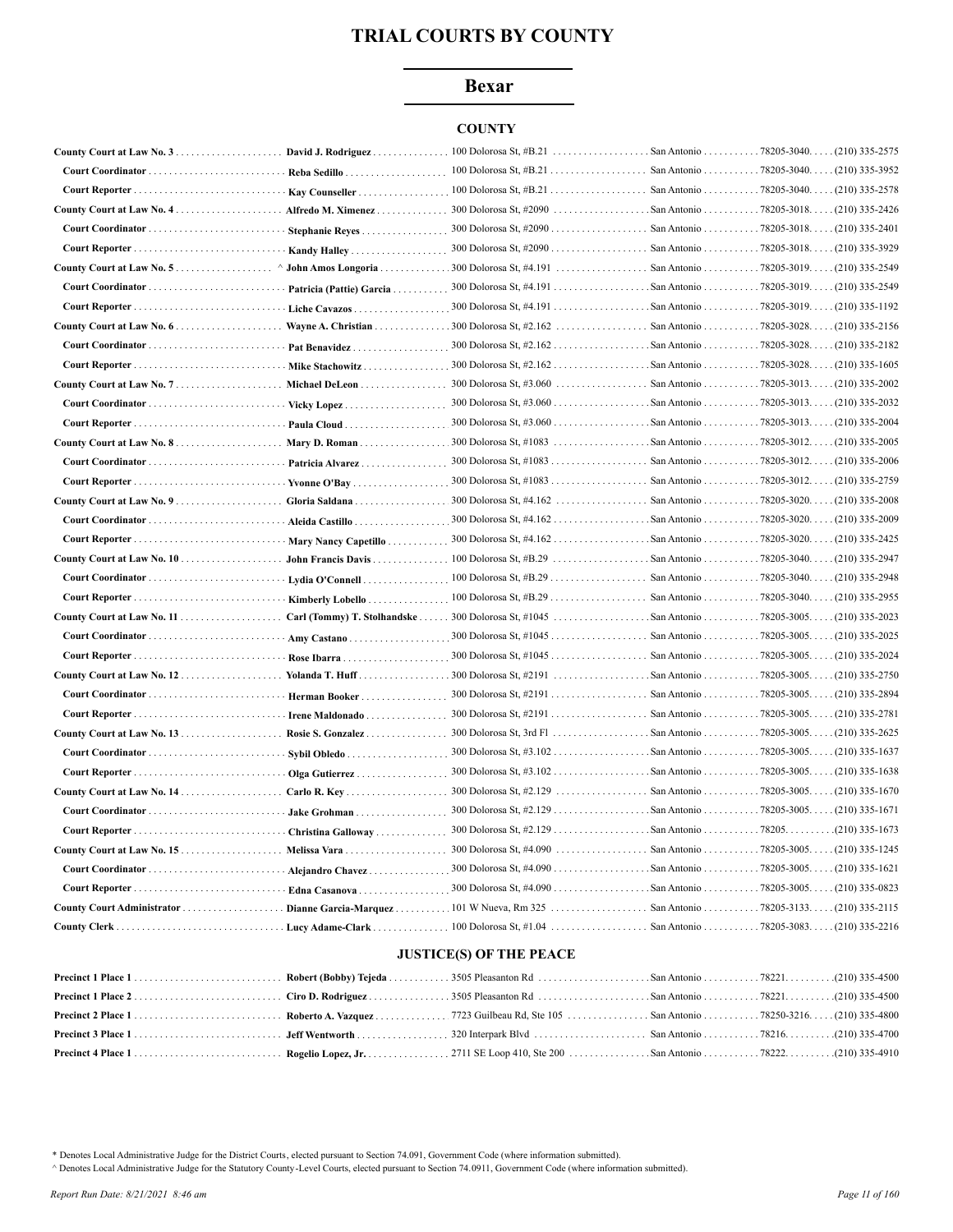# TRIAL COURTS BY COUNTY

## Bexar

### COUNTY

| Position | Name | Address | City | Zip | Phone |
|---|---|---|---|---|---|
| County Court at Law No. 3 | David J. Rodriguez | 100 Dolorosa St, #B.21 | San Antonio | 78205-3040 | (210) 335-2575 |
| Court Coordinator | Reba Sedillo | 100 Dolorosa St, #B.21 | San Antonio | 78205-3040 | (210) 335-3952 |
| Court Reporter | Kay Counseller | 100 Dolorosa St, #B.21 | San Antonio | 78205-3040 | (210) 335-2578 |
| County Court at Law No. 4 | Alfredo M. Ximenez | 300 Dolorosa St, #2090 | San Antonio | 78205-3018 | (210) 335-2426 |
| Court Coordinator | Stephanie Reyes | 300 Dolorosa St, #2090 | San Antonio | 78205-3018 | (210) 335-2401 |
| Court Reporter | Kandy Halley | 300 Dolorosa St, #2090 | San Antonio | 78205-3018 | (210) 335-3929 |
| County Court at Law No. 5 | ^ John Amos Longoria | 300 Dolorosa St, #4.191 | San Antonio | 78205-3019 | (210) 335-2549 |
| Court Coordinator | Patricia (Pattie) Garcia | 300 Dolorosa St, #4.191 | San Antonio | 78205-3019 | (210) 335-2549 |
| Court Reporter | Liche Cavazos | 300 Dolorosa St, #4.191 | San Antonio | 78205-3019 | (210) 335-1192 |
| County Court at Law No. 6 | Wayne A. Christian | 300 Dolorosa St, #2.162 | San Antonio | 78205-3028 | (210) 335-2156 |
| Court Coordinator | Pat Benavidez | 300 Dolorosa St, #2.162 | San Antonio | 78205-3028 | (210) 335-2182 |
| Court Reporter | Mike Stachowitz | 300 Dolorosa St, #2.162 | San Antonio | 78205-3028 | (210) 335-1605 |
| County Court at Law No. 7 | Michael DeLeon | 300 Dolorosa St, #3.060 | San Antonio | 78205-3013 | (210) 335-2002 |
| Court Coordinator | Vicky Lopez | 300 Dolorosa St, #3.060 | San Antonio | 78205-3013 | (210) 335-2032 |
| Court Reporter | Paula Cloud | 300 Dolorosa St, #3.060 | San Antonio | 78205-3013 | (210) 335-2004 |
| County Court at Law No. 8 | Mary D. Roman | 300 Dolorosa St, #1083 | San Antonio | 78205-3012 | (210) 335-2005 |
| Court Coordinator | Patricia Alvarez | 300 Dolorosa St, #1083 | San Antonio | 78205-3012 | (210) 335-2006 |
| Court Reporter | Yvonne O'Bay | 300 Dolorosa St, #1083 | San Antonio | 78205-3012 | (210) 335-2759 |
| County Court at Law No. 9 | Gloria Saldana | 300 Dolorosa St, #4.162 | San Antonio | 78205-3020 | (210) 335-2008 |
| Court Coordinator | Aleida Castillo | 300 Dolorosa St, #4.162 | San Antonio | 78205-3020 | (210) 335-2009 |
| Court Reporter | Mary Nancy Capetillo | 300 Dolorosa St, #4.162 | San Antonio | 78205-3020 | (210) 335-2425 |
| County Court at Law No. 10 | John Francis Davis | 100 Dolorosa St, #B.29 | San Antonio | 78205-3040 | (210) 335-2947 |
| Court Coordinator | Lydia O'Connell | 100 Dolorosa St, #B.29 | San Antonio | 78205-3040 | (210) 335-2948 |
| Court Reporter | Kimberly Lobello | 100 Dolorosa St, #B.29 | San Antonio | 78205-3040 | (210) 335-2955 |
| County Court at Law No. 11 | Carl (Tommy) T. Stolhandske | 300 Dolorosa St, #1045 | San Antonio | 78205-3005 | (210) 335-2023 |
| Court Coordinator | Amy Castano | 300 Dolorosa St, #1045 | San Antonio | 78205-3005 | (210) 335-2025 |
| Court Reporter | Rose Ibarra | 300 Dolorosa St, #1045 | San Antonio | 78205-3005 | (210) 335-2024 |
| County Court at Law No. 12 | Yolanda T. Huff | 300 Dolorosa St, #2191 | San Antonio | 78205-3005 | (210) 335-2750 |
| Court Coordinator | Herman Booker | 300 Dolorosa St, #2191 | San Antonio | 78205-3005 | (210) 335-2894 |
| Court Reporter | Irene Maldonado | 300 Dolorosa St, #2191 | San Antonio | 78205-3005 | (210) 335-2781 |
| County Court at Law No. 13 | Rosie S. Gonzalez | 300 Dolorosa St, 3rd Fl | San Antonio | 78205-3005 | (210) 335-2625 |
| Court Coordinator | Sybil Obledo | 300 Dolorosa St, #3.102 | San Antonio | 78205-3005 | (210) 335-1637 |
| Court Reporter | Olga Gutierrez | 300 Dolorosa St, #3.102 | San Antonio | 78205-3005 | (210) 335-1638 |
| County Court at Law No. 14 | Carlo R. Key | 300 Dolorosa St, #2.129 | San Antonio | 78205-3005 | (210) 335-1670 |
| Court Coordinator | Jake Grohman | 300 Dolorosa St, #2.129 | San Antonio | 78205-3005 | (210) 335-1671 |
| Court Reporter | Christina Galloway | 300 Dolorosa St, #2.129 | San Antonio | 78205 | (210) 335-1673 |
| County Court at Law No. 15 | Melissa Vara | 300 Dolorosa St, #4.090 | San Antonio | 78205-3005 | (210) 335-1245 |
| Court Coordinator | Alejandro Chavez | 300 Dolorosa St, #4.090 | San Antonio | 78205-3005 | (210) 335-1621 |
| Court Reporter | Edna Casanova | 300 Dolorosa St, #4.090 | San Antonio | 78205-3005 | (210) 335-0823 |
| County Court Administrator | Dianne Garcia-Marquez | 101 W Nueva, Rm 325 | San Antonio | 78205-3133 | (210) 335-2115 |
| County Clerk | Lucy Adame-Clark | 100 Dolorosa St, #1.04 | San Antonio | 78205-3083 | (210) 335-2216 |

### JUSTICE(S) OF THE PEACE

| Position | Name | Address | City | Zip | Phone |
|---|---|---|---|---|---|
| Precinct 1 Place 1 | Robert (Bobby) Tejeda | 3505 Pleasanton Rd | San Antonio | 78221 | (210) 335-4500 |
| Precinct 1 Place 2 | Ciro D. Rodriguez | 3505 Pleasanton Rd | San Antonio | 78221 | (210) 335-4500 |
| Precinct 2 Place 1 | Roberto A. Vazquez | 7723 Guilbeau Rd, Ste 105 | San Antonio | 78250-3216 | (210) 335-4800 |
| Precinct 3 Place 1 | Jeff Wentworth | 320 Interpark Blvd | San Antonio | 78216 | (210) 335-4700 |
| Precinct 4 Place 1 | Rogelio Lopez, Jr. | 2711 SE Loop 410, Ste 200 | San Antonio | 78222 | (210) 335-4910 |

\* Denotes Local Administrative Judge for the District Courts, elected pursuant to Section 74.091, Government Code (where information submitted).

^ Denotes Local Administrative Judge for the Statutory County-Level Courts, elected pursuant to Section 74.0911, Government Code (where information submitted).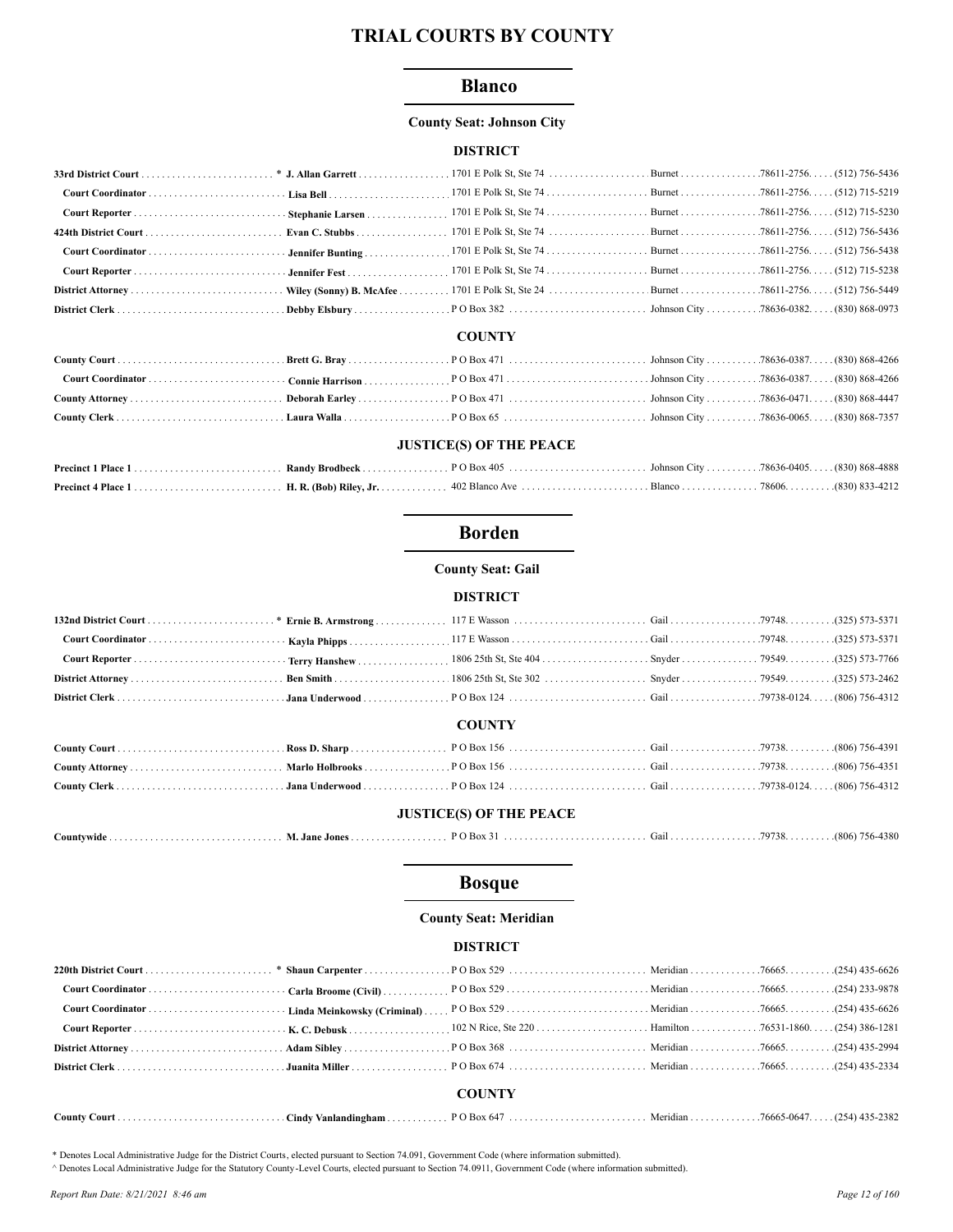# TRIAL COURTS BY COUNTY

## Blanco

### County Seat: Johnson City

#### DISTRICT

| Position | Name | Address | City | Zip | Phone |
|---|---|---|---|---|---|
| **33rd District Court** | * **J. Allan Garrett** | 1701 E Polk St, Ste 74 | Burnet | 78611-2756 | (512) 756-5436 |
| **Court Coordinator** | **Lisa Bell** | 1701 E Polk St, Ste 74 | Burnet | 78611-2756 | (512) 715-5219 |
| **Court Reporter** | **Stephanie Larsen** | 1701 E Polk St, Ste 74 | Burnet | 78611-2756 | (512) 715-5230 |
| **424th District Court** | **Evan C. Stubbs** | 1701 E Polk St, Ste 74 | Burnet | 78611-2756 | (512) 756-5436 |
| **Court Coordinator** | **Jennifer Bunting** | 1701 E Polk St, Ste 74 | Burnet | 78611-2756 | (512) 756-5438 |
| **Court Reporter** | **Jennifer Fest** | 1701 E Polk St, Ste 74 | Burnet | 78611-2756 | (512) 715-5238 |
| **District Attorney** | **Wiley (Sonny) B. McAfee** | 1701 E Polk St, Ste 24 | Burnet | 78611-2756 | (512) 756-5449 |
| **District Clerk** | **Debby Elsbury** | P O Box 382 | Johnson City | 78636-0382 | (830) 868-0973 |

#### COUNTY

| Position | Name | Address | City | Zip | Phone |
|---|---|---|---|---|---|
| **County Court** | **Brett G. Bray** | P O Box 471 | Johnson City | 78636-0387 | (830) 868-4266 |
| **Court Coordinator** | **Connie Harrison** | P O Box 471 | Johnson City | 78636-0387 | (830) 868-4266 |
| **County Attorney** | **Deborah Earley** | P O Box 471 | Johnson City | 78636-0471 | (830) 868-4447 |
| **County Clerk** | **Laura Walla** | P O Box 65 | Johnson City | 78636-0065 | (830) 868-7357 |

#### JUSTICE(S) OF THE PEACE

| Position | Name | Address | City | Zip | Phone |
|---|---|---|---|---|---|
| **Precinct 1 Place 1** | **Randy Brodbeck** | P O Box 405 | Johnson City | 78636-0405 | (830) 868-4888 |
| **Precinct 4 Place 1** | **H. R. (Bob) Riley, Jr.** | 402 Blanco Ave | Blanco | 78606 | (830) 833-4212 |

## Borden

### County Seat: Gail

#### DISTRICT

| Position | Name | Address | City | Zip | Phone |
|---|---|---|---|---|---|
| **132nd District Court** | * **Ernie B. Armstrong** | 117 E Wasson | Gail | 79748 | (325) 573-5371 |
| **Court Coordinator** | **Kayla Phipps** | 117 E Wasson | Gail | 79748 | (325) 573-5371 |
| **Court Reporter** | **Terry Hanshew** | 1806 25th St, Ste 404 | Snyder | 79549 | (325) 573-7766 |
| **District Attorney** | **Ben Smith** | 1806 25th St, Ste 302 | Snyder | 79549 | (325) 573-2462 |
| **District Clerk** | **Jana Underwood** | P O Box 124 | Gail | 79738-0124 | (806) 756-4312 |

#### COUNTY

| Position | Name | Address | City | Zip | Phone |
|---|---|---|---|---|---|
| **County Court** | **Ross D. Sharp** | P O Box 156 | Gail | 79738 | (806) 756-4391 |
| **County Attorney** | **Marlo Holbrooks** | P O Box 156 | Gail | 79738 | (806) 756-4351 |
| **County Clerk** | **Jana Underwood** | P O Box 124 | Gail | 79738-0124 | (806) 756-4312 |

#### JUSTICE(S) OF THE PEACE

| Position | Name | Address | City | Zip | Phone |
|---|---|---|---|---|---|
| **Countywide** | **M. Jane Jones** | P O Box 31 | Gail | 79738 | (806) 756-4380 |

## Bosque

### County Seat: Meridian

#### DISTRICT

| Position | Name | Address | City | Zip | Phone |
|---|---|---|---|---|---|
| **220th District Court** | * **Shaun Carpenter** | P O Box 529 | Meridian | 76665 | (254) 435-6626 |
| **Court Coordinator** | **Carla Broome (Civil)** | P O Box 529 | Meridian | 76665 | (254) 233-9878 |
| **Court Coordinator** | **Linda Meinkowsky (Criminal)** | P O Box 529 | Meridian | 76665 | (254) 435-6626 |
| **Court Reporter** | **K. C. Debusk** | 102 N Rice, Ste 220 | Hamilton | 76531-1860 | (254) 386-1281 |
| **District Attorney** | **Adam Sibley** | P O Box 368 | Meridian | 76665 | (254) 435-2994 |
| **District Clerk** | **Juanita Miller** | P O Box 674 | Meridian | 76665 | (254) 435-2334 |

#### COUNTY

| Position | Name | Address | City | Zip | Phone |
|---|---|---|---|---|---|
| **County Court** | **Cindy Vanlandingham** | P O Box 647 | Meridian | 76665-0647 | (254) 435-2382 |

\* Denotes Local Administrative Judge for the District Courts, elected pursuant to Section 74.091, Government Code (where information submitted).

^ Denotes Local Administrative Judge for the Statutory County-Level Courts, elected pursuant to Section 74.0911, Government Code (where information submitted).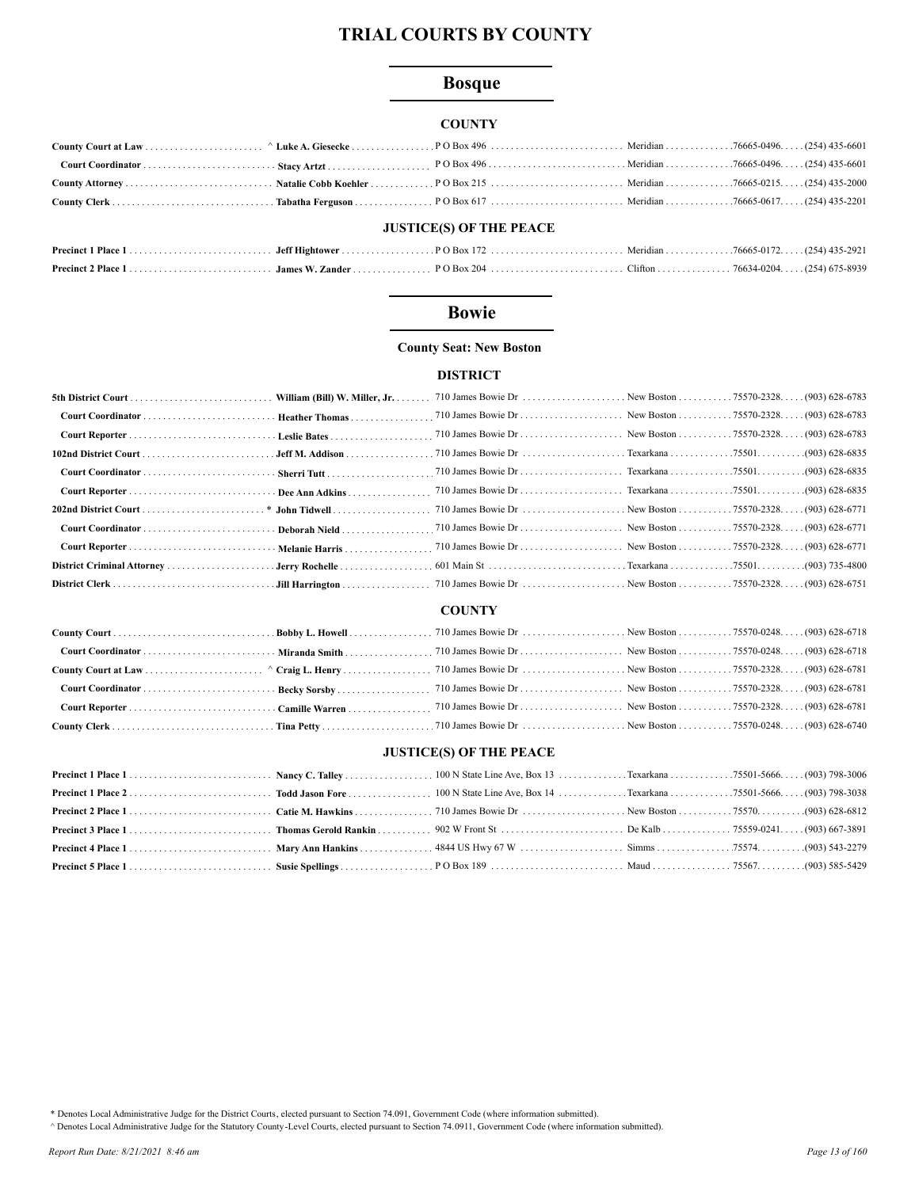# TRIAL COURTS BY COUNTY

## Bosque

### COUNTY

| Position | Name | Address | City | Zip | Phone |
|---|---|---|---|---|---|
| **County Court at Law** | ^ **Luke A. Giesecke** | P O Box 496 | Meridian | 76665-0496 | (254) 435-6601 |
| **Court Coordinator** | **Stacy Artzt** | P O Box 496 | Meridian | 76665-0496 | (254) 435-6601 |
| **County Attorney** | **Natalie Cobb Koehler** | P O Box 215 | Meridian | 76665-0215 | (254) 435-2000 |
| **County Clerk** | **Tabatha Ferguson** | P O Box 617 | Meridian | 76665-0617 | (254) 435-2201 |

### JUSTICE(S) OF THE PEACE

| Position | Name | Address | City | Zip | Phone |
|---|---|---|---|---|---|
| **Precinct 1 Place 1** | **Jeff Hightower** | P O Box 172 | Meridian | 76665-0172 | (254) 435-2921 |
| **Precinct 2 Place 1** | **James W. Zander** | P O Box 204 | Clifton | 76634-0204 | (254) 675-8939 |

## Bowie

**County Seat: New Boston**

### DISTRICT

| Position | Name | Address | City | Zip | Phone |
|---|---|---|---|---|---|
| **5th District Court** | **William (Bill) W. Miller, Jr.** | 710 James Bowie Dr | New Boston | 75570-2328 | (903) 628-6783 |
| **Court Coordinator** | **Heather Thomas** | 710 James Bowie Dr | New Boston | 75570-2328 | (903) 628-6783 |
| **Court Reporter** | **Leslie Bates** | 710 James Bowie Dr | New Boston | 75570-2328 | (903) 628-6783 |
| **102nd District Court** | **Jeff M. Addison** | 710 James Bowie Dr | Texarkana | 75501 | (903) 628-6835 |
| **Court Coordinator** | **Sherri Tutt** | 710 James Bowie Dr | Texarkana | 75501 | (903) 628-6835 |
| **Court Reporter** | **Dee Ann Adkins** | 710 James Bowie Dr | Texarkana | 75501 | (903) 628-6835 |
| **202nd District Court** | * **John Tidwell** | 710 James Bowie Dr | New Boston | 75570-2328 | (903) 628-6771 |
| **Court Coordinator** | **Deborah Nield** | 710 James Bowie Dr | New Boston | 75570-2328 | (903) 628-6771 |
| **Court Reporter** | **Melanie Harris** | 710 James Bowie Dr | New Boston | 75570-2328 | (903) 628-6771 |
| **District Criminal Attorney** | **Jerry Rochelle** | 601 Main St | Texarkana | 75501 | (903) 735-4800 |
| **District Clerk** | **Jill Harrington** | 710 James Bowie Dr | New Boston | 75570-2328 | (903) 628-6751 |

### COUNTY

| Position | Name | Address | City | Zip | Phone |
|---|---|---|---|---|---|
| **County Court** | **Bobby L. Howell** | 710 James Bowie Dr | New Boston | 75570-0248 | (903) 628-6718 |
| **Court Coordinator** | **Miranda Smith** | 710 James Bowie Dr | New Boston | 75570-0248 | (903) 628-6718 |
| **County Court at Law** | ^ **Craig L. Henry** | 710 James Bowie Dr | New Boston | 75570-2328 | (903) 628-6781 |
| **Court Coordinator** | **Becky Sorsby** | 710 James Bowie Dr | New Boston | 75570-2328 | (903) 628-6781 |
| **Court Reporter** | **Camille Warren** | 710 James Bowie Dr | New Boston | 75570-2328 | (903) 628-6781 |
| **County Clerk** | **Tina Petty** | 710 James Bowie Dr | New Boston | 75570-0248 | (903) 628-6740 |

### JUSTICE(S) OF THE PEACE

| Position | Name | Address | City | Zip | Phone |
|---|---|---|---|---|---|
| **Precinct 1 Place 1** | **Nancy C. Talley** | 100 N State Line Ave, Box 13 | Texarkana | 75501-5666 | (903) 798-3006 |
| **Precinct 1 Place 2** | **Todd Jason Fore** | 100 N State Line Ave, Box 14 | Texarkana | 75501-5666 | (903) 798-3038 |
| **Precinct 2 Place 1** | **Catie M. Hawkins** | 710 James Bowie Dr | New Boston | 75570 | (903) 628-6812 |
| **Precinct 3 Place 1** | **Thomas Gerold Rankin** | 902 W Front St | De Kalb | 75559-0241 | (903) 667-3891 |
| **Precinct 4 Place 1** | **Mary Ann Hankins** | 4844 US Hwy 67 W | Simms | 75574 | (903) 543-2279 |
| **Precinct 5 Place 1** | **Susie Spellings** | P O Box 189 | Maud | 75567 | (903) 585-5429 |

\* Denotes Local Administrative Judge for the District Courts, elected pursuant to Section 74.091, Government Code (where information submitted).

^ Denotes Local Administrative Judge for the Statutory County-Level Courts, elected pursuant to Section 74.0911, Government Code (where information submitted).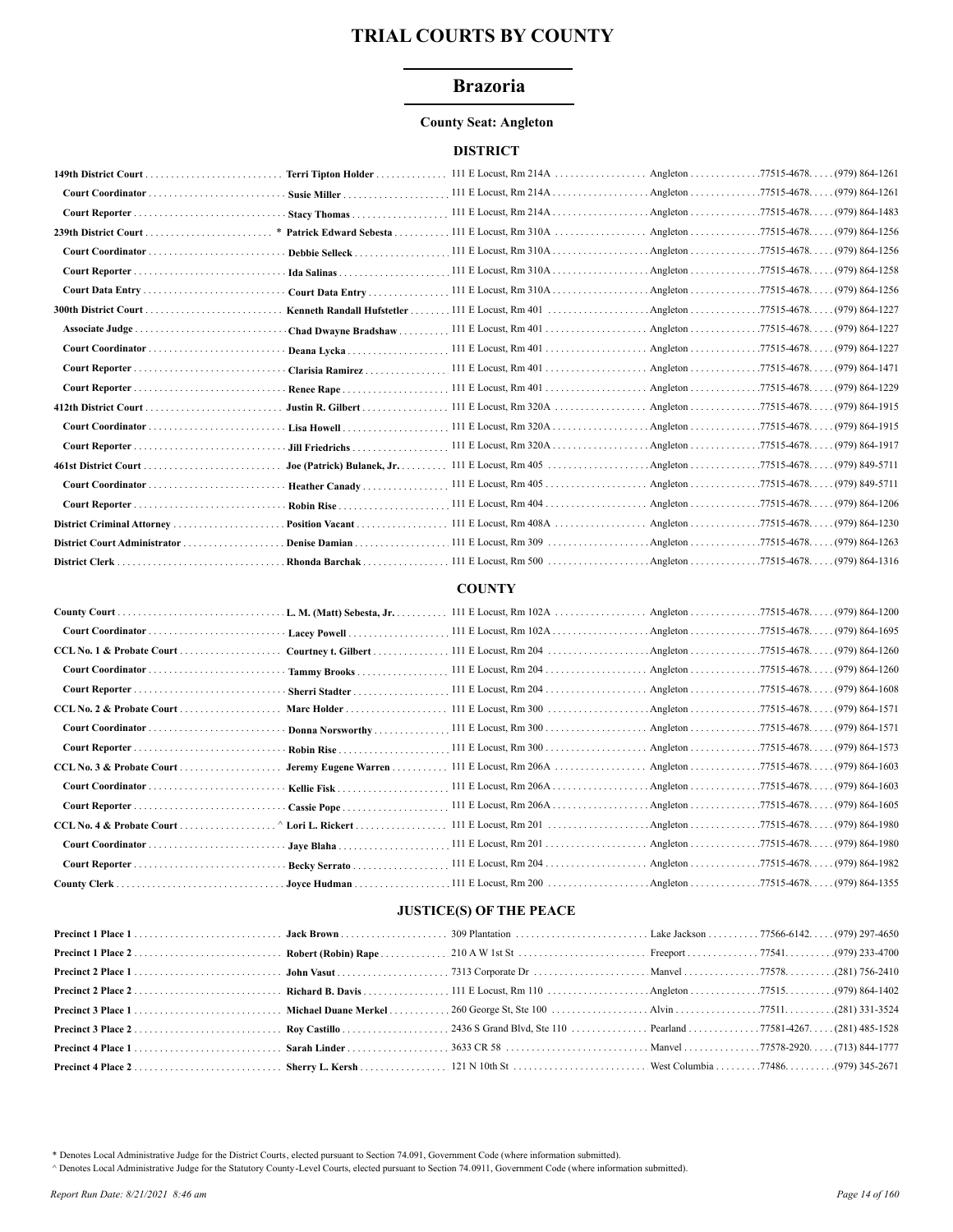# TRIAL COURTS BY COUNTY

## Brazoria

**County Seat: Angleton**

### DISTRICT

| | | | | | |
|---|---|---|---|---|---|
| **149th District Court** | **Terri Tipton Holder** | 111 E Locust, Rm 214A | Angleton | 77515-4678 | (979) 864-1261 |
| **Court Coordinator** | **Susie Miller** | 111 E Locust, Rm 214A | Angleton | 77515-4678 | (979) 864-1261 |
| **Court Reporter** | **Stacy Thomas** | 111 E Locust, Rm 214A | Angleton | 77515-4678 | (979) 864-1483 |
| **239th District Court** | * **Patrick Edward Sebesta** | 111 E Locust, Rm 310A | Angleton | 77515-4678 | (979) 864-1256 |
| **Court Coordinator** | **Debbie Selleck** | 111 E Locust, Rm 310A | Angleton | 77515-4678 | (979) 864-1256 |
| **Court Reporter** | **Ida Salinas** | 111 E Locust, Rm 310A | Angleton | 77515-4678 | (979) 864-1258 |
| **Court Data Entry** | **Court Data Entry** | 111 E Locust, Rm 310A | Angleton | 77515-4678 | (979) 864-1256 |
| **300th District Court** | **Kenneth Randall Hufstetler** | 111 E Locust, Rm 401 | Angleton | 77515-4678 | (979) 864-1227 |
| **Associate Judge** | **Chad Dwayne Bradshaw** | 111 E Locust, Rm 401 | Angleton | 77515-4678 | (979) 864-1227 |
| **Court Coordinator** | **Deana Lycka** | 111 E Locust, Rm 401 | Angleton | 77515-4678 | (979) 864-1227 |
| **Court Reporter** | **Clarisia Ramirez** | 111 E Locust, Rm 401 | Angleton | 77515-4678 | (979) 864-1471 |
| **Court Reporter** | **Renee Rape** | 111 E Locust, Rm 401 | Angleton | 77515-4678 | (979) 864-1229 |
| **412th District Court** | **Justin R. Gilbert** | 111 E Locust, Rm 320A | Angleton | 77515-4678 | (979) 864-1915 |
| **Court Coordinator** | **Lisa Howell** | 111 E Locust, Rm 320A | Angleton | 77515-4678 | (979) 864-1915 |
| **Court Reporter** | **Jill Friedrichs** | 111 E Locust, Rm 320A | Angleton | 77515-4678 | (979) 864-1917 |
| **461st District Court** | **Joe (Patrick) Bulanek, Jr.** | 111 E Locust, Rm 405 | Angleton | 77515-4678 | (979) 849-5711 |
| **Court Coordinator** | **Heather Canady** | 111 E Locust, Rm 405 | Angleton | 77515-4678 | (979) 849-5711 |
| **Court Reporter** | **Robin Rise** | 111 E Locust, Rm 404 | Angleton | 77515-4678 | (979) 864-1206 |
| **District Criminal Attorney** | **Position Vacant** | 111 E Locust, Rm 408A | Angleton | 77515-4678 | (979) 864-1230 |
| **District Court Administrator** | **Denise Damian** | 111 E Locust, Rm 309 | Angleton | 77515-4678 | (979) 864-1263 |
| **District Clerk** | **Rhonda Barchak** | 111 E Locust, Rm 500 | Angleton | 77515-4678 | (979) 864-1316 |

### COUNTY

| | | | | | |
|---|---|---|---|---|---|
| **County Court** | **L. M. (Matt) Sebesta, Jr.** | 111 E Locust, Rm 102A | Angleton | 77515-4678 | (979) 864-1200 |
| **Court Coordinator** | **Lacey Powell** | 111 E Locust, Rm 102A | Angleton | 77515-4678 | (979) 864-1695 |
| **CCL No. 1 & Probate Court** | **Courtney t. Gilbert** | 111 E Locust, Rm 204 | Angleton | 77515-4678 | (979) 864-1260 |
| **Court Coordinator** | **Tammy Brooks** | 111 E Locust, Rm 204 | Angleton | 77515-4678 | (979) 864-1260 |
| **Court Reporter** | **Sherri Stadter** | 111 E Locust, Rm 204 | Angleton | 77515-4678 | (979) 864-1608 |
| **CCL No. 2 & Probate Court** | **Marc Holder** | 111 E Locust, Rm 300 | Angleton | 77515-4678 | (979) 864-1571 |
| **Court Coordinator** | **Donna Norsworthy** | 111 E Locust, Rm 300 | Angleton | 77515-4678 | (979) 864-1571 |
| **Court Reporter** | **Robin Rise** | 111 E Locust, Rm 300 | Angleton | 77515-4678 | (979) 864-1573 |
| **CCL No. 3 & Probate Court** | **Jeremy Eugene Warren** | 111 E Locust, Rm 206A | Angleton | 77515-4678 | (979) 864-1603 |
| **Court Coordinator** | **Kellie Fisk** | 111 E Locust, Rm 206A | Angleton | 77515-4678 | (979) 864-1603 |
| **Court Reporter** | **Cassie Pope** | 111 E Locust, Rm 206A | Angleton | 77515-4678 | (979) 864-1605 |
| **CCL No. 4 & Probate Court** | ^ **Lori L. Rickert** | 111 E Locust, Rm 201 | Angleton | 77515-4678 | (979) 864-1980 |
| **Court Coordinator** | **Jaye Blaha** | 111 E Locust, Rm 201 | Angleton | 77515-4678 | (979) 864-1980 |
| **Court Reporter** | **Becky Serrato** | 111 E Locust, Rm 204 | Angleton | 77515-4678 | (979) 864-1982 |
| **County Clerk** | **Joyce Hudman** | 111 E Locust, Rm 200 | Angleton | 77515-4678 | (979) 864-1355 |

### JUSTICE(S) OF THE PEACE

| | | | | | |
|---|---|---|---|---|---|
| **Precinct 1 Place 1** | **Jack Brown** | 309 Plantation | Lake Jackson | 77566-6142 | (979) 297-4650 |
| **Precinct 1 Place 2** | **Robert (Robin) Rape** | 210 A W 1st St | Freeport | 77541 | (979) 233-4700 |
| **Precinct 2 Place 1** | **John Vasut** | 7313 Corporate Dr | Manvel | 77578 | (281) 756-2410 |
| **Precinct 2 Place 2** | **Richard B. Davis** | 111 E Locust, Rm 110 | Angleton | 77515 | (979) 864-1402 |
| **Precinct 3 Place 1** | **Michael Duane Merkel** | 260 George St, Ste 100 | Alvin | 77511 | (281) 331-3524 |
| **Precinct 3 Place 2** | **Roy Castillo** | 2436 S Grand Blvd, Ste 110 | Pearland | 77581-4267 | (281) 485-1528 |
| **Precinct 4 Place 1** | **Sarah Linder** | 3633 CR 58 | Manvel | 77578-2920 | (713) 844-1777 |
| **Precinct 4 Place 2** | **Sherry L. Kersh** | 121 N 10th St | West Columbia | 77486 | (979) 345-2671 |

\* Denotes Local Administrative Judge for the District Courts, elected pursuant to Section 74.091, Government Code (where information submitted).

^ Denotes Local Administrative Judge for the Statutory County-Level Courts, elected pursuant to Section 74.0911, Government Code (where information submitted).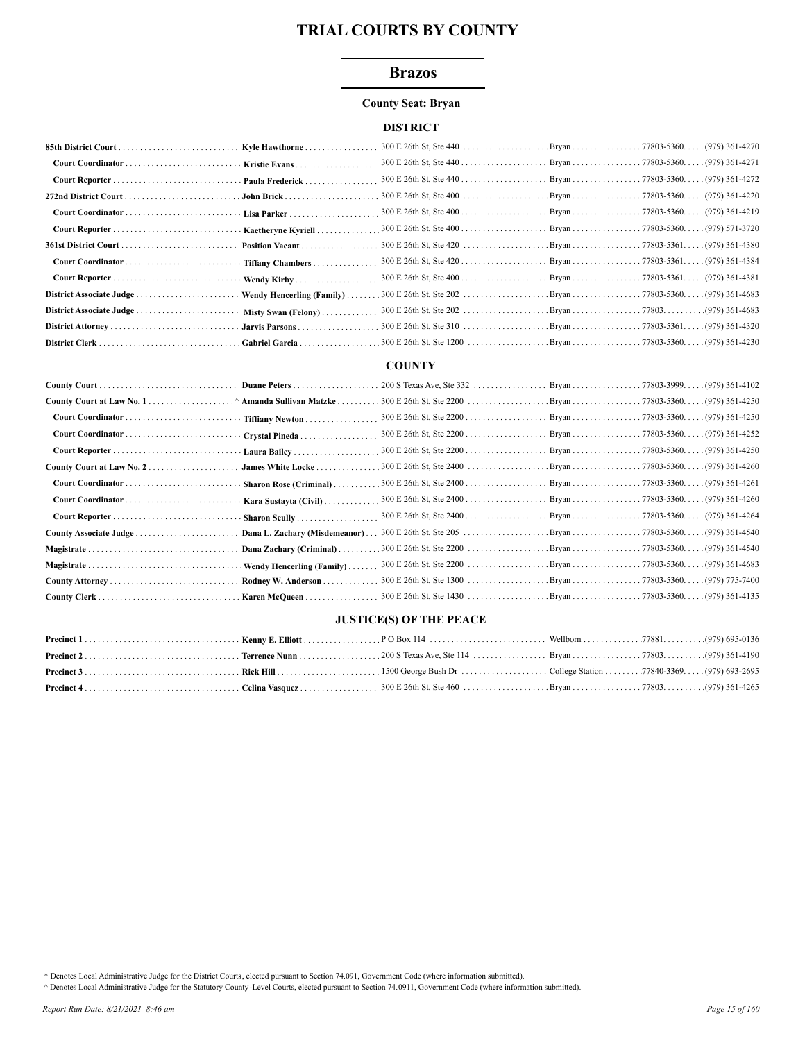# TRIAL COURTS BY COUNTY

## Brazos

**County Seat: Bryan**

### DISTRICT

| Position | Name | Address | City | Zip | Phone |
|---|---|---|---|---|---|
| **85th District Court** | **Kyle Hawthorne** | 300 E 26th St, Ste 440 | Bryan | 77803-5360 | (979) 361-4270 |
| **Court Coordinator** | **Kristie Evans** | 300 E 26th St, Ste 440 | Bryan | 77803-5360 | (979) 361-4271 |
| **Court Reporter** | **Paula Frederick** | 300 E 26th St, Ste 440 | Bryan | 77803-5360 | (979) 361-4272 |
| **272nd District Court** | **John Brick** | 300 E 26th St, Ste 400 | Bryan | 77803-5360 | (979) 361-4220 |
| **Court Coordinator** | **Lisa Parker** | 300 E 26th St, Ste 400 | Bryan | 77803-5360 | (979) 361-4219 |
| **Court Reporter** | **Kaetheryne Kyriell** | 300 E 26th St, Ste 400 | Bryan | 77803-5360 | (979) 571-3720 |
| **361st District Court** | **Position Vacant** | 300 E 26th St, Ste 420 | Bryan | 77803-5361 | (979) 361-4380 |
| **Court Coordinator** | **Tiffany Chambers** | 300 E 26th St, Ste 420 | Bryan | 77803-5361 | (979) 361-4384 |
| **Court Reporter** | **Wendy Kirby** | 300 E 26th St, Ste 400 | Bryan | 77803-5361 | (979) 361-4381 |
| **District Associate Judge** | **Wendy Hencerling (Family)** | 300 E 26th St, Ste 202 | Bryan | 77803-5360 | (979) 361-4683 |
| **District Associate Judge** | **Misty Swan (Felony)** | 300 E 26th St, Ste 202 | Bryan | 77803 | (979) 361-4683 |
| **District Attorney** | **Jarvis Parsons** | 300 E 26th St, Ste 310 | Bryan | 77803-5361 | (979) 361-4320 |
| **District Clerk** | **Gabriel Garcia** | 300 E 26th St, Ste 1200 | Bryan | 77803-5360 | (979) 361-4230 |

### COUNTY

| Position | Name | Address | City | Zip | Phone |
|---|---|---|---|---|---|
| **County Court** | **Duane Peters** | 200 S Texas Ave, Ste 332 | Bryan | 77803-3999 | (979) 361-4102 |
| **County Court at Law No. 1** | ^ **Amanda Sullivan Matzke** | 300 E 26th St, Ste 2200 | Bryan | 77803-5360 | (979) 361-4250 |
| **Court Coordinator** | **Tiffiany Newton** | 300 E 26th St, Ste 2200 | Bryan | 77803-5360 | (979) 361-4250 |
| **Court Coordinator** | **Crystal Pineda** | 300 E 26th St, Ste 2200 | Bryan | 77803-5360 | (979) 361-4252 |
| **Court Reporter** | **Laura Bailey** | 300 E 26th St, Ste 2200 | Bryan | 77803-5360 | (979) 361-4250 |
| **County Court at Law No. 2** | **James White Locke** | 300 E 26th St, Ste 2400 | Bryan | 77803-5360 | (979) 361-4260 |
| **Court Coordinator** | **Sharon Rose (Criminal)** | 300 E 26th St, Ste 2400 | Bryan | 77803-5360 | (979) 361-4261 |
| **Court Coordinator** | **Kara Sustayta (Civil)** | 300 E 26th St, Ste 2400 | Bryan | 77803-5360 | (979) 361-4260 |
| **Court Reporter** | **Sharon Scully** | 300 E 26th St, Ste 2400 | Bryan | 77803-5360 | (979) 361-4264 |
| **County Associate Judge** | **Dana L. Zachary (Misdemeanor)** | 300 E 26th St, Ste 205 | Bryan | 77803-5360 | (979) 361-4540 |
| **Magistrate** | **Dana Zachary (Criminal)** | 300 E 26th St, Ste 2200 | Bryan | 77803-5360 | (979) 361-4540 |
| **Magistrate** | **Wendy Hencerling (Family)** | 300 E 26th St, Ste 2200 | Bryan | 77803-5360 | (979) 361-4683 |
| **County Attorney** | **Rodney W. Anderson** | 300 E 26th St, Ste 1300 | Bryan | 77803-5360 | (979) 775-7400 |
| **County Clerk** | **Karen McQueen** | 300 E 26th St, Ste 1430 | Bryan | 77803-5360 | (979) 361-4135 |

### JUSTICE(S) OF THE PEACE

| Position | Name | Address | City | Zip | Phone |
|---|---|---|---|---|---|
| **Precinct 1** | **Kenny E. Elliott** | P O Box 114 | Wellborn | 77881 | (979) 695-0136 |
| **Precinct 2** | **Terrence Nunn** | 200 S Texas Ave, Ste 114 | Bryan | 77803 | (979) 361-4190 |
| **Precinct 3** | **Rick Hill** | 1500 George Bush Dr | College Station | 77840-3369 | (979) 693-2695 |
| **Precinct 4** | **Celina Vasquez** | 300 E 26th St, Ste 460 | Bryan | 77803 | (979) 361-4265 |

\* Denotes Local Administrative Judge for the District Courts, elected pursuant to Section 74.091, Government Code (where information submitted).

^ Denotes Local Administrative Judge for the Statutory County-Level Courts, elected pursuant to Section 74.0911, Government Code (where information submitted).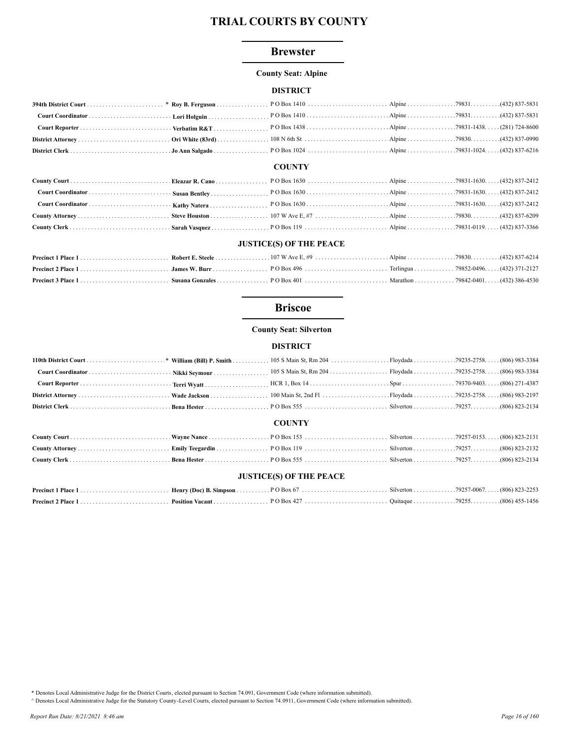# TRIAL COURTS BY COUNTY

## Brewster

### County Seat: Alpine

#### DISTRICT

| Position | Name | Address | City | ZIP | Phone |
|---|---|---|---|---|---|
| 394th District Court | * Roy B. Ferguson | P O Box 1410 | Alpine | 79831 | (432) 837-5831 |
| Court Coordinator | Lori Holguin | P O Box 1410 | Alpine | 79831 | (432) 837-5831 |
| Court Reporter | Verbatim R&T | P O Box 1438 | Alpine | 79831-1438 | (281) 724-8600 |
| District Attorney | Ori White (83rd) | 108 N 6th St | Alpine | 79830 | (432) 837-0990 |
| District Clerk | Jo Ann Salgado | P O Box 1024 | Alpine | 79831-1024 | (432) 837-6216 |

#### COUNTY

| Position | Name | Address | City | ZIP | Phone |
|---|---|---|---|---|---|
| County Court | Eleazar R. Cano | P O Box 1630 | Alpine | 79831-1630 | (432) 837-2412 |
| Court Coordinator | Susan Bentley | P O Box 1630 | Alpine | 79831-1630 | (432) 837-2412 |
| Court Coordinator | Kathy Natera | P O Box 1630 | Alpine | 79831-1630 | (432) 837-2412 |
| County Attorney | Steve Houston | 107 W Ave E, #7 | Alpine | 79830 | (432) 837-6209 |
| County Clerk | Sarah Vasquez | P O Box 119 | Alpine | 79831-0119 | (432) 837-3366 |

#### JUSTICE(S) OF THE PEACE

| Position | Name | Address | City | ZIP | Phone |
|---|---|---|---|---|---|
| Precinct 1 Place 1 | Robert E. Steele | 107 W Ave E, #9 | Alpine | 79830 | (432) 837-6214 |
| Precinct 2 Place 1 | James W. Burr | P O Box 496 | Terlingua | 79852-0496 | (432) 371-2127 |
| Precinct 3 Place 1 | Susana Gonzales | P O Box 401 | Marathon | 79842-0401 | (432) 386-4530 |

## Briscoe

### County Seat: Silverton

#### DISTRICT

| Position | Name | Address | City | ZIP | Phone |
|---|---|---|---|---|---|
| 110th District Court | * William (Bill) P. Smith | 105 S Main St, Rm 204 | Floydada | 79235-2758 | (806) 983-3384 |
| Court Coordinator | Nikki Seymour | 105 S Main St, Rm 204 | Floydada | 79235-2758 | (806) 983-3384 |
| Court Reporter | Terri Wyatt | HCR 1, Box 14 | Spur | 79370-9403 | (806) 271-4387 |
| District Attorney | Wade Jackson | 100 Main St, 2nd Fl | Floydada | 79235-2758 | (806) 983-2197 |
| District Clerk | Bena Hester | P O Box 555 | Silverton | 79257 | (806) 823-2134 |

#### COUNTY

| Position | Name | Address | City | ZIP | Phone |
|---|---|---|---|---|---|
| County Court | Wayne Nance | P O Box 153 | Silverton | 79257-0153 | (806) 823-2131 |
| County Attorney | Emily Teegardin | P O Box 119 | Silverton | 79257 | (806) 823-2132 |
| County Clerk | Bena Hester | P O Box 555 | Silverton | 79257 | (806) 823-2134 |

#### JUSTICE(S) OF THE PEACE

| Position | Name | Address | City | ZIP | Phone |
|---|---|---|---|---|---|
| Precinct 1 Place 1 | Henry (Doc) B. Simpson | P O Box 67 | Silverton | 79257-0067 | (806) 823-2253 |
| Precinct 2 Place 1 | Position Vacant | P O Box 427 | Quitaque | 79255 | (806) 455-1456 |

\* Denotes Local Administrative Judge for the District Courts, elected pursuant to Section 74.091, Government Code (where information submitted).

^ Denotes Local Administrative Judge for the Statutory County-Level Courts, elected pursuant to Section 74.0911, Government Code (where information submitted).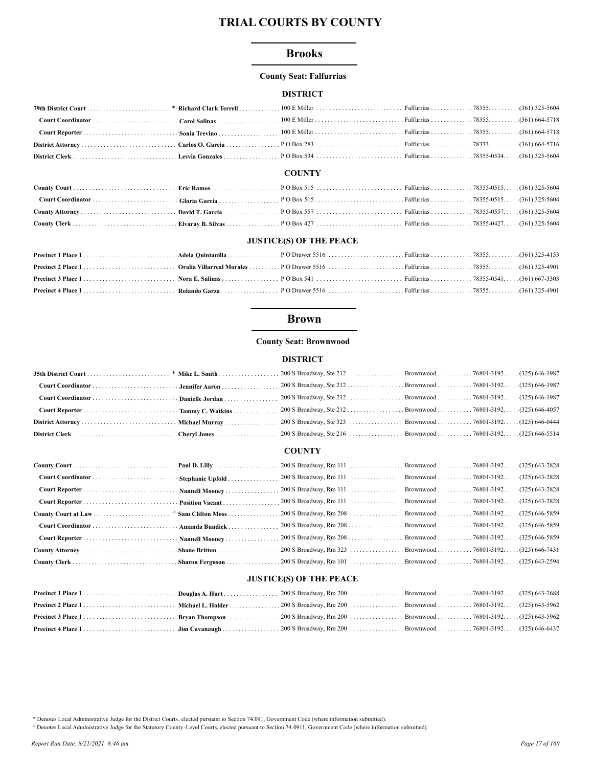# TRIAL COURTS BY COUNTY

## Brooks

**County Seat: Falfurrias**

### DISTRICT

| Position | Name | Address | City | Zip | Phone |
|---|---|---|---|---|---|
| **79th District Court** | * **Richard Clark Terrell** | 100 E Miller | Falfurrias | 78355 | (361) 325-5604 |
| **Court Coordinator** | **Carol Salinas** | 100 E Miller | Falfurrias | 78355 | (361) 664-5718 |
| **Court Reporter** | **Sonia Trevino** | 100 E Miller | Falfurrias | 78355 | (361) 664-5718 |
| **District Attorney** | **Carlos O. Garcia** | P O Box 283 | Falfurrias | 78333 | (361) 664-5716 |
| **District Clerk** | **Lesvia Gonzales** | P O Box 534 | Falfurrias | 78355-0534 | (361) 325-5604 |

### COUNTY

| Position | Name | Address | City | Zip | Phone |
|---|---|---|---|---|---|
| **County Court** | **Eric Ramos** | P O Box 515 | Falfurrias | 78355-0515 | (361) 325-5604 |
| **Court Coordinator** | **Gloria Garcia** | P O Box 515 | Falfurrias | 78355-0515 | (361) 325-5604 |
| **County Attorney** | **David T. Garcia** | P O Box 557 | Falfurrias | 78355-0557 | (361) 325-5604 |
| **County Clerk** | **Elvaray B. Silvas** | P O Box 427 | Falfurrias | 78355-0427 | (361) 325-5604 |

### JUSTICE(S) OF THE PEACE

| Position | Name | Address | City | Zip | Phone |
|---|---|---|---|---|---|
| **Precinct 1 Place 1** | **Adela Quintanilla** | P O Drawer 5516 | Falfurrias | 78355 | (361) 325-4153 |
| **Precinct 2 Place 1** | **Oralia Villarreal Morales** | P O Drawer 5516 | Falfurrias | 78355 | (361) 325-4901 |
| **Precinct 3 Place 1** | **Nora E. Salinas** | P O Box 541 | Falfurrias | 78355-0541 | (361) 667-3303 |
| **Precinct 4 Place 1** | **Rolando Garza** | P O Drawer 5516 | Falfurrias | 78355 | (361) 325-4901 |

## Brown

**County Seat: Brownwood**

### DISTRICT

| Position | Name | Address | City | Zip | Phone |
|---|---|---|---|---|---|
| **35th District Court** | * **Mike L. Smith** | 200 S Broadway, Ste 212 | Brownwood | 76801-3192 | (325) 646-1987 |
| **Court Coordinator** | **Jennifer Aaron** | 200 S Broadway, Ste 212 | Brownwood | 76801-3192 | (325) 646-1987 |
| **Court Coordinator** | **Danielle Jordan** | 200 S Broadway, Ste 212 | Brownwood | 76801-3192 | (325) 646-1987 |
| **Court Reporter** | **Tammy C. Watkins** | 200 S Broadway, Ste 212 | Brownwood | 76801-3192 | (325) 646-4057 |
| **District Attorney** | **Michael Murray** | 200 S Broadway, Ste 323 | Brownwood | 76801-3192 | (325) 646-0444 |
| **District Clerk** | **Cheryl Jones** | 200 S Broadway, Ste 216 | Brownwood | 76801-3192 | (325) 646-5514 |

### COUNTY

| Position | Name | Address | City | Zip | Phone |
|---|---|---|---|---|---|
| **County Court** | **Paul D. Lilly** | 200 S Broadway, Rm 111 | Brownwood | 76801-3192 | (325) 643-2828 |
| **Court Coordinator** | **Stephanie Upfold** | 200 S Broadway, Rm 111 | Brownwood | 76801-3192 | (325) 643-2828 |
| **Court Reporter** | **Nannell Mooney** | 200 S Broadway, Rm 111 | Brownwood | 76801-3192 | (325) 643-2828 |
| **Court Reporter** | **Position Vacant** | 200 S Broadway, Rm 111 | Brownwood | 76801-3192 | (325) 643-2828 |
| **County Court at Law** | ^ **Sam Clifton Moss** | 200 S Broadway, Rm 208 | Brownwood | 76801-3192 | (325) 646-5859 |
| **Court Coordinator** | **Amanda Bundick** | 200 S Broadway, Rm 208 | Brownwood | 76801-3192 | (325) 646-5859 |
| **Court Reporter** | **Nannell Mooney** | 200 S Broadway, Rm 208 | Brownwood | 76801-3192 | (325) 646-5859 |
| **County Attorney** | **Shane Britton** | 200 S Broadway, Rm 323 | Brownwood | 76801-3192 | (325) 646-7431 |
| **County Clerk** | **Sharon Ferguson** | 200 S Broadway, Rm 101 | Brownwood | 76801-3192 | (325) 643-2594 |

### JUSTICE(S) OF THE PEACE

| Position | Name | Address | City | Zip | Phone |
|---|---|---|---|---|---|
| **Precinct 1 Place 1** | **Douglas A. Hurt** | 200 S Broadway, Rm 200 | Brownwood | 76801-3192 | (325) 643-2688 |
| **Precinct 2 Place 1** | **Michael L. Holder** | 200 S Broadway, Rm 200 | Brownwood | 76801-3192 | (325) 643-5962 |
| **Precinct 3 Place 1** | **Bryan Thompson** | 200 S Broadway, Rm 200 | Brownwood | 76801-3192 | (325) 643-5962 |
| **Precinct 4 Place 1** | **Jim Cavanaugh** | 200 S Broadway, Rm 200 | Brownwood | 76801-3192 | (325) 646-6437 |

\* Denotes Local Administrative Judge for the District Courts, elected pursuant to Section 74.091, Government Code (where information submitted).

^ Denotes Local Administrative Judge for the Statutory County-Level Courts, elected pursuant to Section 74.0911, Government Code (where information submitted).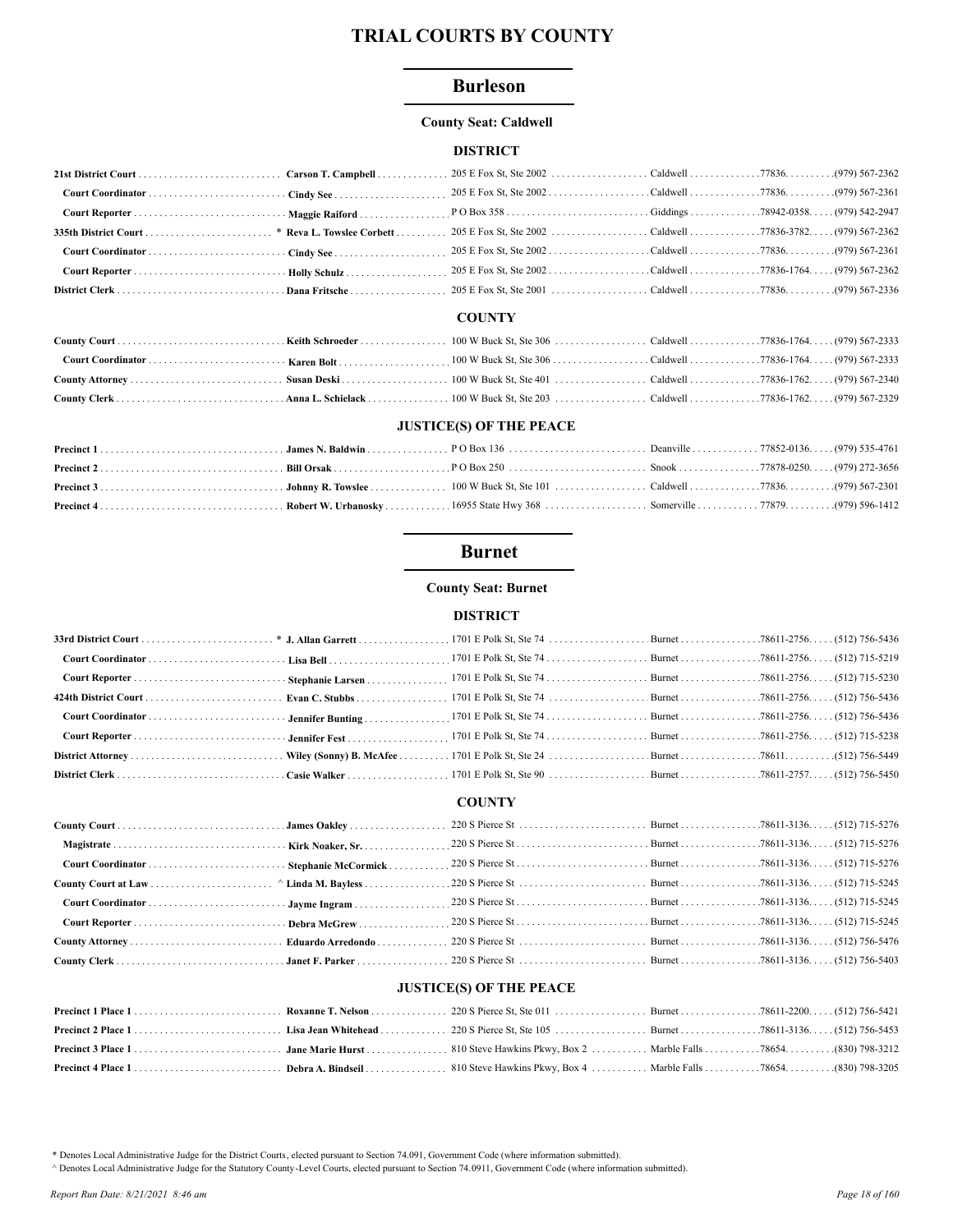# TRIAL COURTS BY COUNTY

## Burleson

**County Seat: Caldwell**

### DISTRICT

| Title | Name | Address | City | Zip | Phone |
|---|---|---|---|---|---|
| **21st District Court** | **Carson T. Campbell** | 205 E Fox St, Ste 2002 | Caldwell | 77836. | (979) 567-2362 |
| **Court Coordinator** | **Cindy See** | 205 E Fox St, Ste 2002 | Caldwell | 77836. | (979) 567-2361 |
| **Court Reporter** | **Maggie Raiford** | P O Box 358 | Giddings | 78942-0358. | (979) 542-2947 |
| **335th District Court** | * **Reva L. Towslee Corbett** | 205 E Fox St, Ste 2002 | Caldwell | 77836-3782. | (979) 567-2362 |
| **Court Coordinator** | **Cindy See** | 205 E Fox St, Ste 2002 | Caldwell | 77836. | (979) 567-2361 |
| **Court Reporter** | **Holly Schulz** | 205 E Fox St, Ste 2002 | Caldwell | 77836-1764. | (979) 567-2362 |
| **District Clerk** | **Dana Fritsche** | 205 E Fox St, Ste 2001 | Caldwell | 77836. | (979) 567-2336 |

### COUNTY

| Title | Name | Address | City | Zip | Phone |
|---|---|---|---|---|---|
| **County Court** | **Keith Schroeder** | 100 W Buck St, Ste 306 | Caldwell | 77836-1764. | (979) 567-2333 |
| **Court Coordinator** | **Karen Bolt** | 100 W Buck St, Ste 306 | Caldwell | 77836-1764. | (979) 567-2333 |
| **County Attorney** | **Susan Deski** | 100 W Buck St, Ste 401 | Caldwell | 77836-1762. | (979) 567-2340 |
| **County Clerk** | **Anna L. Schielack** | 100 W Buck St, Ste 203 | Caldwell | 77836-1762. | (979) 567-2329 |

### JUSTICE(S) OF THE PEACE

| Title | Name | Address | City | Zip | Phone |
|---|---|---|---|---|---|
| **Precinct 1** | **James N. Baldwin** | P O Box 136 | Deanville | 77852-0136. | (979) 535-4761 |
| **Precinct 2** | **Bill Orsak** | P O Box 250 | Snook | 77878-0250. | (979) 272-3656 |
| **Precinct 3** | **Johnny R. Towslee** | 100 W Buck St, Ste 101 | Caldwell | 77836. | (979) 567-2301 |
| **Precinct 4** | **Robert W. Urbanosky** | 16955 State Hwy 368 | Somerville | 77879. | (979) 596-1412 |

## Burnet

**County Seat: Burnet**

### DISTRICT

| Title | Name | Address | City | Zip | Phone |
|---|---|---|---|---|---|
| **33rd District Court** | * **J. Allan Garrett** | 1701 E Polk St, Ste 74 | Burnet | 78611-2756. | (512) 756-5436 |
| **Court Coordinator** | **Lisa Bell** | 1701 E Polk St, Ste 74 | Burnet | 78611-2756. | (512) 715-5219 |
| **Court Reporter** | **Stephanie Larsen** | 1701 E Polk St, Ste 74 | Burnet | 78611-2756. | (512) 715-5230 |
| **424th District Court** | **Evan C. Stubbs** | 1701 E Polk St, Ste 74 | Burnet | 78611-2756. | (512) 756-5436 |
| **Court Coordinator** | **Jennifer Bunting** | 1701 E Polk St, Ste 74 | Burnet | 78611-2756. | (512) 756-5436 |
| **Court Reporter** | **Jennifer Fest** | 1701 E Polk St, Ste 74 | Burnet | 78611-2756. | (512) 715-5238 |
| **District Attorney** | **Wiley (Sonny) B. McAfee** | 1701 E Polk St, Ste 24 | Burnet | 78611. | (512) 756-5449 |
| **District Clerk** | **Casie Walker** | 1701 E Polk St, Ste 90 | Burnet | 78611-2757. | (512) 756-5450 |

### COUNTY

| Title | Name | Address | City | Zip | Phone |
|---|---|---|---|---|---|
| **County Court** | **James Oakley** | 220 S Pierce St | Burnet | 78611-3136. | (512) 715-5276 |
| **Magistrate** | **Kirk Noaker, Sr.** | 220 S Pierce St | Burnet | 78611-3136. | (512) 715-5276 |
| **Court Coordinator** | **Stephanie McCormick** | 220 S Pierce St | Burnet | 78611-3136. | (512) 715-5276 |
| **County Court at Law** | ^ **Linda M. Bayless** | 220 S Pierce St | Burnet | 78611-3136. | (512) 715-5245 |
| **Court Coordinator** | **Jayme Ingram** | 220 S Pierce St | Burnet | 78611-3136. | (512) 715-5245 |
| **Court Reporter** | **Debra McGrew** | 220 S Pierce St | Burnet | 78611-3136. | (512) 715-5245 |
| **County Attorney** | **Eduardo Arredondo** | 220 S Pierce St | Burnet | 78611-3136. | (512) 756-5476 |
| **County Clerk** | **Janet F. Parker** | 220 S Pierce St | Burnet | 78611-3136. | (512) 756-5403 |

### JUSTICE(S) OF THE PEACE

| Title | Name | Address | City | Zip | Phone |
|---|---|---|---|---|---|
| **Precinct 1 Place 1** | **Roxanne T. Nelson** | 220 S Pierce St, Ste 011 | Burnet | 78611-2200. | (512) 756-5421 |
| **Precinct 2 Place 1** | **Lisa Jean Whitehead** | 220 S Pierce St, Ste 105 | Burnet | 78611-3136. | (512) 756-5453 |
| **Precinct 3 Place 1** | **Jane Marie Hurst** | 810 Steve Hawkins Pkwy, Box 2 | Marble Falls | 78654. | (830) 798-3212 |
| **Precinct 4 Place 1** | **Debra A. Bindseil** | 810 Steve Hawkins Pkwy, Box 4 | Marble Falls | 78654. | (830) 798-3205 |

* Denotes Local Administrative Judge for the District Courts, elected pursuant to Section 74.091, Government Code (where information submitted).

^ Denotes Local Administrative Judge for the Statutory County-Level Courts, elected pursuant to Section 74.0911, Government Code (where information submitted).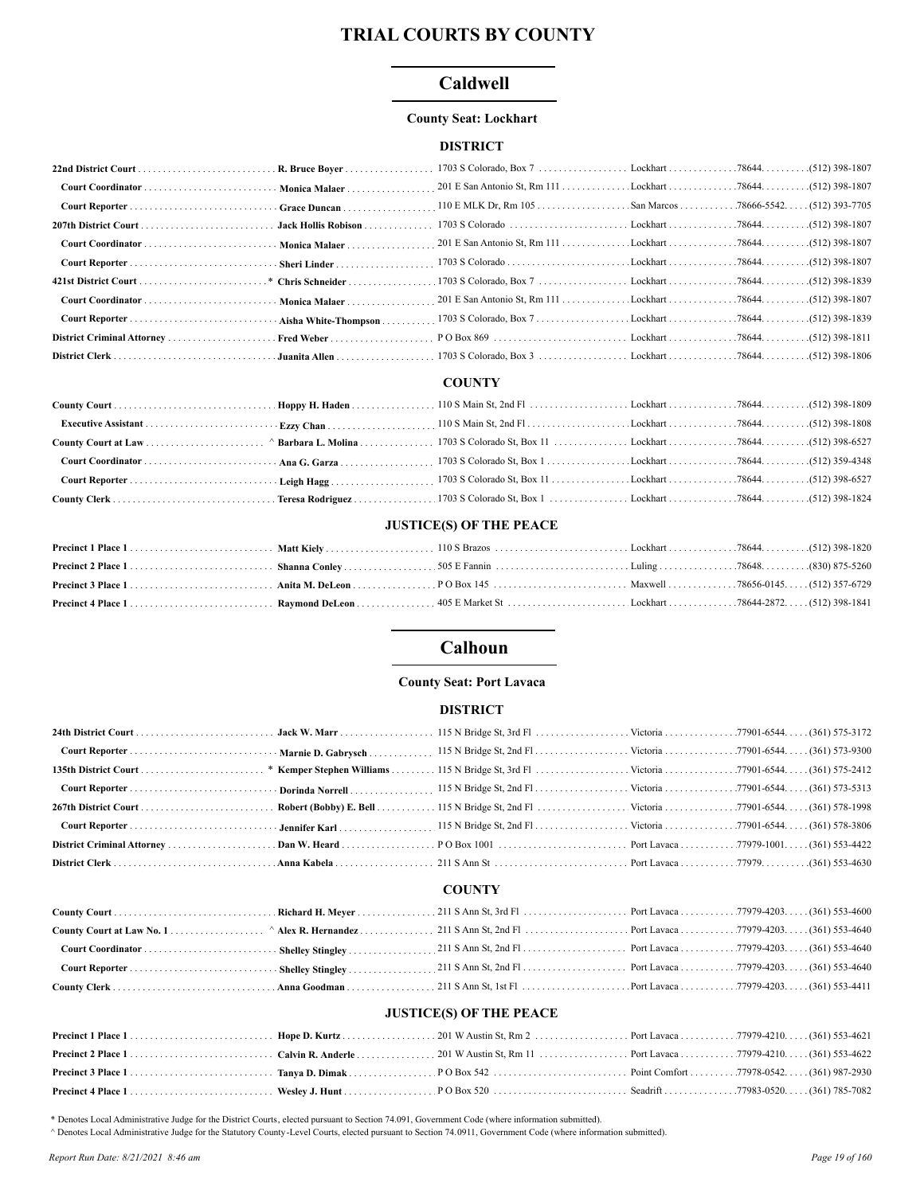# TRIAL COURTS BY COUNTY

## Caldwell

**County Seat: Lockhart**

### DISTRICT

| Court/Position | Name | Address | City | Zip | Phone |
|---|---|---|---|---|---|
| **22nd District Court** | **R. Bruce Boyer** | 1703 S Colorado, Box 7 | Lockhart | 78644 | (512) 398-1807 |
| **Court Coordinator** | **Monica Malaer** | 201 E San Antonio St, Rm 111 | Lockhart | 78644 | (512) 398-1807 |
| **Court Reporter** | **Grace Duncan** | 110 E MLK Dr, Rm 105 | San Marcos | 78666-5542 | (512) 393-7705 |
| **207th District Court** | **Jack Hollis Robison** | 1703 S Colorado | Lockhart | 78644 | (512) 398-1807 |
| **Court Coordinator** | **Monica Malaer** | 201 E San Antonio St, Rm 111 | Lockhart | 78644 | (512) 398-1807 |
| **Court Reporter** | **Sheri Linder** | 1703 S Colorado | Lockhart | 78644 | (512) 398-1807 |
| **421st District Court** | * **Chris Schneider** | 1703 S Colorado, Box 7 | Lockhart | 78644 | (512) 398-1839 |
| **Court Coordinator** | **Monica Malaer** | 201 E San Antonio St, Rm 111 | Lockhart | 78644 | (512) 398-1807 |
| **Court Reporter** | **Aisha White-Thompson** | 1703 S Colorado, Box 7 | Lockhart | 78644 | (512) 398-1839 |
| **District Criminal Attorney** | **Fred Weber** | P O Box 869 | Lockhart | 78644 | (512) 398-1811 |
| **District Clerk** | **Juanita Allen** | 1703 S Colorado, Box 3 | Lockhart | 78644 | (512) 398-1806 |

### COUNTY

| Court/Position | Name | Address | City | Zip | Phone |
|---|---|---|---|---|---|
| **County Court** | **Hoppy H. Haden** | 110 S Main St, 2nd Fl | Lockhart | 78644 | (512) 398-1809 |
| **Executive Assistant** | **Ezzy Chan** | 110 S Main St, 2nd Fl | Lockhart | 78644 | (512) 398-1808 |
| **County Court at Law** | ^ **Barbara L. Molina** | 1703 S Colorado St, Box 11 | Lockhart | 78644 | (512) 398-6527 |
| **Court Coordinator** | **Ana G. Garza** | 1703 S Colorado St, Box 1 | Lockhart | 78644 | (512) 359-4348 |
| **Court Reporter** | **Leigh Hagg** | 1703 S Colorado St, Box 11 | Lockhart | 78644 | (512) 398-6527 |
| **County Clerk** | **Teresa Rodriguez** | 1703 S Colorado St, Box 1 | Lockhart | 78644 | (512) 398-1824 |

### JUSTICE(S) OF THE PEACE

| Court/Position | Name | Address | City | Zip | Phone |
|---|---|---|---|---|---|
| **Precinct 1 Place 1** | **Matt Kiely** | 110 S Brazos | Lockhart | 78644 | (512) 398-1820 |
| **Precinct 2 Place 1** | **Shanna Conley** | 505 E Fannin | Luling | 78648 | (830) 875-5260 |
| **Precinct 3 Place 1** | **Anita M. DeLeon** | P O Box 145 | Maxwell | 78656-0145 | (512) 357-6729 |
| **Precinct 4 Place 1** | **Raymond DeLeon** | 405 E Market St | Lockhart | 78644-2872 | (512) 398-1841 |

## Calhoun

**County Seat: Port Lavaca**

### DISTRICT

| Court/Position | Name | Address | City | Zip | Phone |
|---|---|---|---|---|---|
| **24th District Court** | **Jack W. Marr** | 115 N Bridge St, 3rd Fl | Victoria | 77901-6544 | (361) 575-3172 |
| **Court Reporter** | **Marnie D. Gabrysch** | 115 N Bridge St, 2nd Fl | Victoria | 77901-6544 | (361) 573-9300 |
| **135th District Court** | * **Kemper Stephen Williams** | 115 N Bridge St, 3rd Fl | Victoria | 77901-6544 | (361) 575-2412 |
| **Court Reporter** | **Dorinda Norrell** | 115 N Bridge St, 2nd Fl | Victoria | 77901-6544 | (361) 573-5313 |
| **267th District Court** | **Robert (Bobby) E. Bell** | 115 N Bridge St, 2nd Fl | Victoria | 77901-6544 | (361) 578-1998 |
| **Court Reporter** | **Jennifer Karl** | 115 N Bridge St, 2nd Fl | Victoria | 77901-6544 | (361) 578-3806 |
| **District Criminal Attorney** | **Dan W. Heard** | P O Box 1001 | Port Lavaca | 77979-1001 | (361) 553-4422 |
| **District Clerk** | **Anna Kabela** | 211 S Ann St | Port Lavaca | 77979 | (361) 553-4630 |

### COUNTY

| Court/Position | Name | Address | City | Zip | Phone |
|---|---|---|---|---|---|
| **County Court** | **Richard H. Meyer** | 211 S Ann St, 3rd Fl | Port Lavaca | 77979-4203 | (361) 553-4600 |
| **County Court at Law No. 1** | ^ **Alex R. Hernandez** | 211 S Ann St, 2nd Fl | Port Lavaca | 77979-4203 | (361) 553-4640 |
| **Court Coordinator** | **Shelley Stingley** | 211 S Ann St, 2nd Fl | Port Lavaca | 77979-4203 | (361) 553-4640 |
| **Court Reporter** | **Shelley Stingley** | 211 S Ann St, 2nd Fl | Port Lavaca | 77979-4203 | (361) 553-4640 |
| **County Clerk** | **Anna Goodman** | 211 S Ann St, 1st Fl | Port Lavaca | 77979-4203 | (361) 553-4411 |

### JUSTICE(S) OF THE PEACE

| Court/Position | Name | Address | City | Zip | Phone |
|---|---|---|---|---|---|
| **Precinct 1 Place 1** | **Hope D. Kurtz** | 201 W Austin St, Rm 2 | Port Lavaca | 77979-4210 | (361) 553-4621 |
| **Precinct 2 Place 1** | **Calvin R. Anderle** | 201 W Austin St, Rm 11 | Port Lavaca | 77979-4210 | (361) 553-4622 |
| **Precinct 3 Place 1** | **Tanya D. Dimak** | P O Box 542 | Point Comfort | 77978-0542 | (361) 987-2930 |
| **Precinct 4 Place 1** | **Wesley J. Hunt** | P O Box 520 | Seadrift | 77983-0520 | (361) 785-7082 |

* Denotes Local Administrative Judge for the District Courts, elected pursuant to Section 74.091, Government Code (where information submitted).

^ Denotes Local Administrative Judge for the Statutory County-Level Courts, elected pursuant to Section 74.0911, Government Code (where information submitted).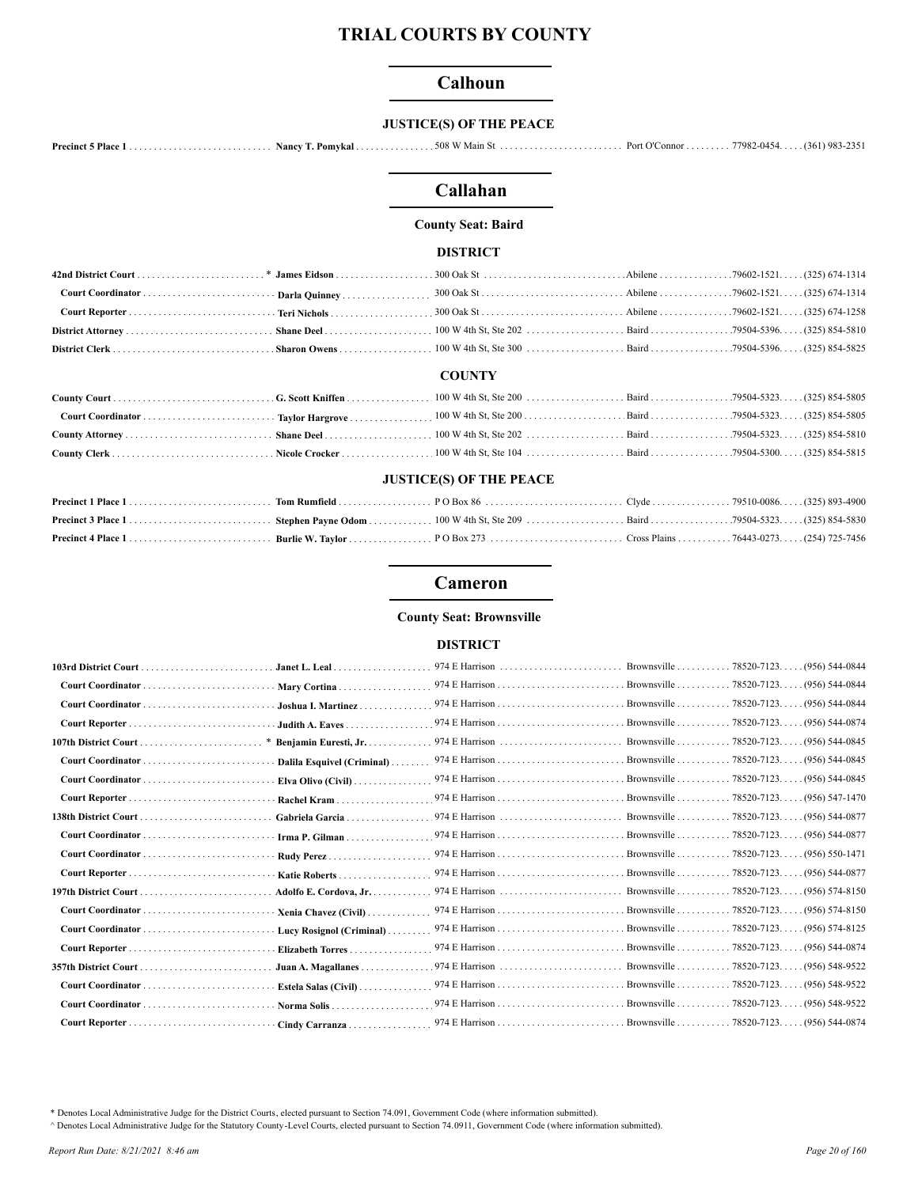# TRIAL COURTS BY COUNTY

## Calhoun

### JUSTICE(S) OF THE PEACE

| | | | | | |
|---|---|---|---|---|---|
| **Precinct 5 Place 1** | **Nancy T. Pomykal** | 508 W Main St | Port O'Connor | 77982-0454 | (361) 983-2351 |

## Callahan

**County Seat: Baird**

### DISTRICT

| | | | | | |
|---|---|---|---|---|---|
| **42nd District Court** | * **James Eidson** | 300 Oak St | Abilene | 79602-1521 | (325) 674-1314 |
| **Court Coordinator** | **Darla Quinney** | 300 Oak St | Abilene | 79602-1521 | (325) 674-1314 |
| **Court Reporter** | **Teri Nichols** | 300 Oak St | Abilene | 79602-1521 | (325) 674-1258 |
| **District Attorney** | **Shane Deel** | 100 W 4th St, Ste 202 | Baird | 79504-5396 | (325) 854-5810 |
| **District Clerk** | **Sharon Owens** | 100 W 4th St, Ste 300 | Baird | 79504-5396 | (325) 854-5825 |

### COUNTY

| | | | | | |
|---|---|---|---|---|---|
| **County Court** | **G. Scott Kniffen** | 100 W 4th St, Ste 200 | Baird | 79504-5323 | (325) 854-5805 |
| **Court Coordinator** | **Taylor Hargrove** | 100 W 4th St, Ste 200 | Baird | 79504-5323 | (325) 854-5805 |
| **County Attorney** | **Shane Deel** | 100 W 4th St, Ste 202 | Baird | 79504-5323 | (325) 854-5810 |
| **County Clerk** | **Nicole Crocker** | 100 W 4th St, Ste 104 | Baird | 79504-5300 | (325) 854-5815 |

### JUSTICE(S) OF THE PEACE

| | | | | | |
|---|---|---|---|---|---|
| **Precinct 1 Place 1** | **Tom Rumfield** | P O Box 86 | Clyde | 79510-0086 | (325) 893-4900 |
| **Precinct 3 Place 1** | **Stephen Payne Odom** | 100 W 4th St, Ste 209 | Baird | 79504-5323 | (325) 854-5830 |
| **Precinct 4 Place 1** | **Burlie W. Taylor** | P O Box 273 | Cross Plains | 76443-0273 | (254) 725-7456 |

## Cameron

**County Seat: Brownsville**

### DISTRICT

| | | | | | |
|---|---|---|---|---|---|
| **103rd District Court** | **Janet L. Leal** | 974 E Harrison | Brownsville | 78520-7123 | (956) 544-0844 |
| **Court Coordinator** | **Mary Cortina** | 974 E Harrison | Brownsville | 78520-7123 | (956) 544-0844 |
| **Court Coordinator** | **Joshua I. Martinez** | 974 E Harrison | Brownsville | 78520-7123 | (956) 544-0844 |
| **Court Reporter** | **Judith A. Eaves** | 974 E Harrison | Brownsville | 78520-7123 | (956) 544-0874 |
| **107th District Court** | * **Benjamin Euresti, Jr.** | 974 E Harrison | Brownsville | 78520-7123 | (956) 544-0845 |
| **Court Coordinator** | **Dalila Esquivel (Criminal)** | 974 E Harrison | Brownsville | 78520-7123 | (956) 544-0845 |
| **Court Coordinator** | **Elva Olivo (Civil)** | 974 E Harrison | Brownsville | 78520-7123 | (956) 544-0845 |
| **Court Reporter** | **Rachel Kram** | 974 E Harrison | Brownsville | 78520-7123 | (956) 547-1470 |
| **138th District Court** | **Gabriela Garcia** | 974 E Harrison | Brownsville | 78520-7123 | (956) 544-0877 |
| **Court Coordinator** | **Irma P. Gilman** | 974 E Harrison | Brownsville | 78520-7123 | (956) 544-0877 |
| **Court Coordinator** | **Rudy Perez** | 974 E Harrison | Brownsville | 78520-7123 | (956) 550-1471 |
| **Court Reporter** | **Katie Roberts** | 974 E Harrison | Brownsville | 78520-7123 | (956) 544-0877 |
| **197th District Court** | **Adolfo E. Cordova, Jr.** | 974 E Harrison | Brownsville | 78520-7123 | (956) 574-8150 |
| **Court Coordinator** | **Xenia Chavez (Civil)** | 974 E Harrison | Brownsville | 78520-7123 | (956) 574-8150 |
| **Court Coordinator** | **Lucy Rosignol (Criminal)** | 974 E Harrison | Brownsville | 78520-7123 | (956) 574-8125 |
| **Court Reporter** | **Elizabeth Torres** | 974 E Harrison | Brownsville | 78520-7123 | (956) 544-0874 |
| **357th District Court** | **Juan A. Magallanes** | 974 E Harrison | Brownsville | 78520-7123 | (956) 548-9522 |
| **Court Coordinator** | **Estela Salas (Civil)** | 974 E Harrison | Brownsville | 78520-7123 | (956) 548-9522 |
| **Court Coordinator** | **Norma Solis** | 974 E Harrison | Brownsville | 78520-7123 | (956) 548-9522 |
| **Court Reporter** | **Cindy Carranza** | 974 E Harrison | Brownsville | 78520-7123 | (956) 544-0874 |

\* Denotes Local Administrative Judge for the District Courts, elected pursuant to Section 74.091, Government Code (where information submitted).

^ Denotes Local Administrative Judge for the Statutory County-Level Courts, elected pursuant to Section 74.0911, Government Code (where information submitted).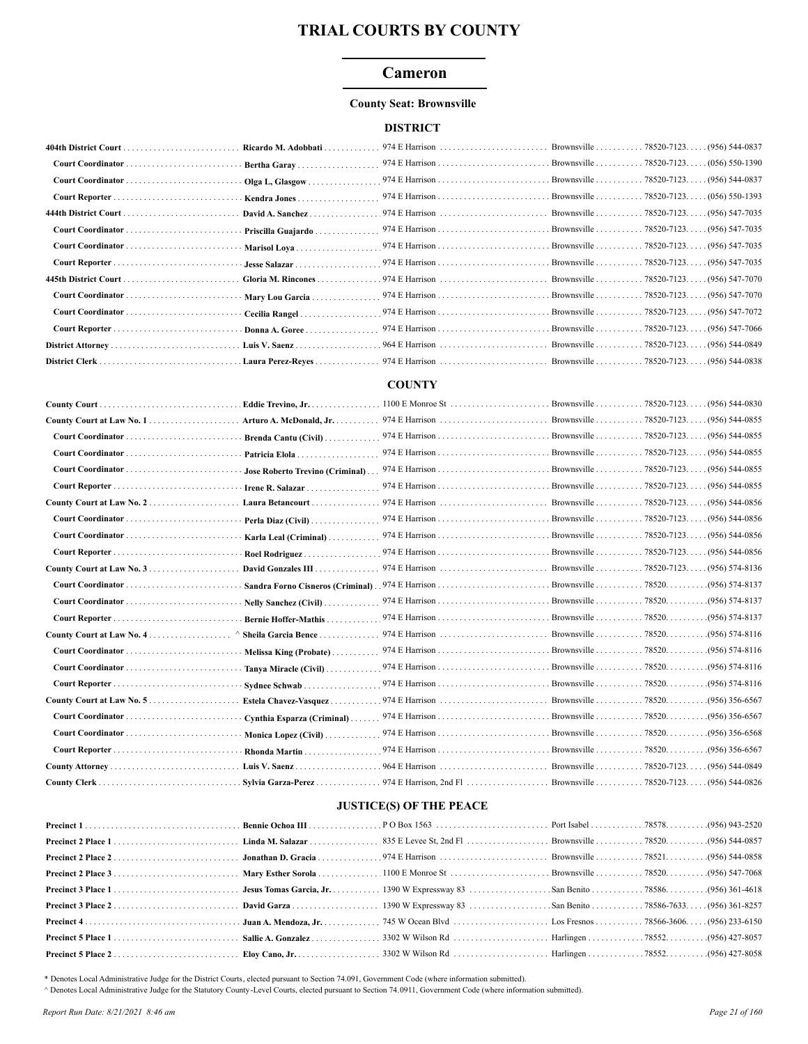# TRIAL COURTS BY COUNTY

## Cameron

**County Seat: Brownsville**

### DISTRICT

| Court/Office | Name | Address | City | Zip | Phone |
|---|---|---|---|---|---|
| **404th District Court** | **Ricardo M. Adobbati** | 974 E Harrison | Brownsville | 78520-7123 | (956) 544-0837 |
| **Court Coordinator** | **Bertha Garay** | 974 E Harrison | Brownsville | 78520-7123 | (056) 550-1390 |
| **Court Coordinator** | **Olga L, Glasgow** | 974 E Harrison | Brownsville | 78520-7123 | (956) 544-0837 |
| **Court Reporter** | **Kendra Jones** | 974 E Harrison | Brownsville | 78520-7123 | (056) 550-1393 |
| **444th District Court** | **David A. Sanchez** | 974 E Harrison | Brownsville | 78520-7123 | (956) 547-7035 |
| **Court Coordinator** | **Priscilla Guajardo** | 974 E Harrison | Brownsville | 78520-7123 | (956) 547-7035 |
| **Court Coordinator** | **Marisol Loya** | 974 E Harrison | Brownsville | 78520-7123 | (956) 547-7035 |
| **Court Reporter** | **Jesse Salazar** | 974 E Harrison | Brownsville | 78520-7123 | (956) 547-7035 |
| **445th District Court** | **Gloria M. Rincones** | 974 E Harrison | Brownsville | 78520-7123 | (956) 547-7070 |
| **Court Coordinator** | **Mary Lou Garcia** | 974 E Harrison | Brownsville | 78520-7123 | (956) 547-7070 |
| **Court Coordinator** | **Cecilia Rangel** | 974 E Harrison | Brownsville | 78520-7123 | (956) 547-7072 |
| **Court Reporter** | **Donna A. Goree** | 974 E Harrison | Brownsville | 78520-7123 | (956) 547-7066 |
| **District Attorney** | **Luis V. Saenz** | 964 E Harrison | Brownsville | 78520-7123 | (956) 544-0849 |
| **District Clerk** | **Laura Perez-Reyes** | 974 E Harrison | Brownsville | 78520-7123 | (956) 544-0838 |

### COUNTY

| Court/Office | Name | Address | City | Zip | Phone |
|---|---|---|---|---|---|
| **County Court** | **Eddie Trevino, Jr.** | 1100 E Monroe St | Brownsville | 78520-7123 | (956) 544-0830 |
| **County Court at Law No. 1** | **Arturo A. McDonald, Jr.** | 974 E Harrison | Brownsville | 78520-7123 | (956) 544-0855 |
| **Court Coordinator** | **Brenda Cantu (Civil)** | 974 E Harrison | Brownsville | 78520-7123 | (956) 544-0855 |
| **Court Coordinator** | **Patricia Elola** | 974 E Harrison | Brownsville | 78520-7123 | (956) 544-0855 |
| **Court Coordinator** | **Jose Roberto Trevino (Criminal)** | 974 E Harrison | Brownsville | 78520-7123 | (956) 544-0855 |
| **Court Reporter** | **Irene R. Salazar** | 974 E Harrison | Brownsville | 78520-7123 | (956) 544-0855 |
| **County Court at Law No. 2** | **Laura Betancourt** | 974 E Harrison | Brownsville | 78520-7123 | (956) 544-0856 |
| **Court Coordinator** | **Perla Diaz (Civil)** | 974 E Harrison | Brownsville | 78520-7123 | (956) 544-0856 |
| **Court Coordinator** | **Karla Leal (Criminal)** | 974 E Harrison | Brownsville | 78520-7123 | (956) 544-0856 |
| **Court Reporter** | **Roel Rodriguez** | 974 E Harrison | Brownsville | 78520-7123 | (956) 544-0856 |
| **County Court at Law No. 3** | **David Gonzales III** | 974 E Harrison | Brownsville | 78520-7123 | (956) 574-8136 |
| **Court Coordinator** | **Sandra Forno Cisneros (Criminal)** | 974 E Harrison | Brownsville | 78520 | (956) 574-8137 |
| **Court Coordinator** | **Nelly Sanchez (Civil)** | 974 E Harrison | Brownsville | 78520 | (956) 574-8137 |
| **Court Reporter** | **Bernie Hoffer-Mathis** | 974 E Harrison | Brownsville | 78520 | (956) 574-8137 |
| **County Court at Law No. 4** | ^ **Sheila Garcia Bence** | 974 E Harrison | Brownsville | 78520 | (956) 574-8116 |
| **Court Coordinator** | **Melissa King (Probate)** | 974 E Harrison | Brownsville | 78520 | (956) 574-8116 |
| **Court Coordinator** | **Tanya Miracle (Civil)** | 974 E Harrison | Brownsville | 78520 | (956) 574-8116 |
| **Court Reporter** | **Sydnee Schwab** | 974 E Harrison | Brownsville | 78520 | (956) 574-8116 |
| **County Court at Law No. 5** | **Estela Chavez-Vasquez** | 974 E Harrison | Brownsville | 78520 | (956) 356-6567 |
| **Court Coordinator** | **Cynthia Esparza (Criminal)** | 974 E Harrison | Brownsville | 78520 | (956) 356-6567 |
| **Court Coordinator** | **Monica Lopez (Civil)** | 974 E Harrison | Brownsville | 78520 | (956) 356-6568 |
| **Court Reporter** | **Rhonda Martin** | 974 E Harrison | Brownsville | 78520 | (956) 356-6567 |
| **County Attorney** | **Luis V. Saenz** | 964 E Harrison | Brownsville | 78520-7123 | (956) 544-0849 |
| **County Clerk** | **Sylvia Garza-Perez** | 974 E Harrison, 2nd Fl | Brownsville | 78520-7123 | (956) 544-0826 |

### JUSTICE(S) OF THE PEACE

| Court/Office | Name | Address | City | Zip | Phone |
|---|---|---|---|---|---|
| **Precinct 1** | **Bennie Ochoa III** | P O Box 1563 | Port Isabel | 78578 | (956) 943-2520 |
| **Precinct 2 Place 1** | **Linda M. Salazar** | 835 E Levee St, 2nd Fl | Brownsville | 78520 | (956) 544-0857 |
| **Precinct 2 Place 2** | **Jonathan D. Gracia** | 974 E Harrison | Brownsville | 78521 | (956) 544-0858 |
| **Precinct 2 Place 3** | **Mary Esther Sorola** | 1100 E Monroe St | Brownsville | 78520 | (956) 547-7068 |
| **Precinct 3 Place 1** | **Jesus Tomas Garcia, Jr.** | 1390 W Expressway 83 | San Benito | 78586 | (956) 361-4618 |
| **Precinct 3 Place 2** | **David Garza** | 1390 W Expressway 83 | San Benito | 78586-7633 | (956) 361-8257 |
| **Precinct 4** | **Juan A. Mendoza, Jr.** | 745 W Ocean Blvd | Los Fresnos | 78566-3606 | (956) 233-6150 |
| **Precinct 5 Place 1** | **Sallie A. Gonzalez** | 3302 W Wilson Rd | Harlingen | 78552 | (956) 427-8057 |
| **Precinct 5 Place 2** | **Eloy Cano, Jr.** | 3302 W Wilson Rd | Harlingen | 78552 | (956) 427-8058 |

\* Denotes Local Administrative Judge for the District Courts, elected pursuant to Section 74.091, Government Code (where information submitted).

^ Denotes Local Administrative Judge for the Statutory County-Level Courts, elected pursuant to Section 74.0911, Government Code (where information submitted).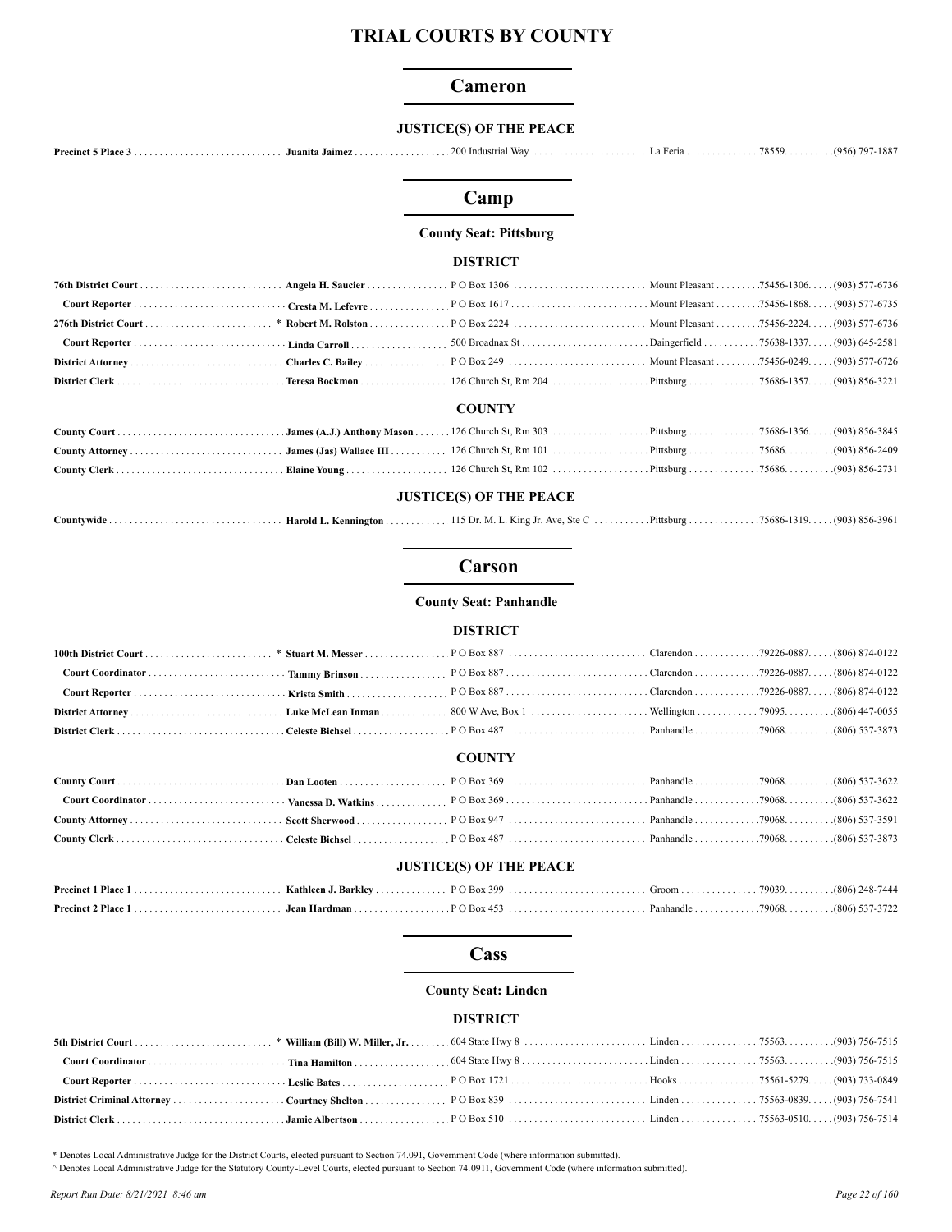# TRIAL COURTS BY COUNTY

## Cameron

### JUSTICE(S) OF THE PEACE

| Position | Name | Address | City | Zip | Phone |
|---|---|---|---|---|---|
| **Precinct 5 Place 3** | **Juanita Jaimez** | 200 Industrial Way | La Feria | 78559. | (956) 797-1887 |

## Camp

**County Seat: Pittsburg**

### DISTRICT

| Position | Name | Address | City | Zip | Phone |
|---|---|---|---|---|---|
| **76th District Court** | **Angela H. Saucier** | P O Box 1306 | Mount Pleasant | 75456-1306. | (903) 577-6736 |
| **Court Reporter** | **Cresta M. Lefevre** | P O Box 1617 | Mount Pleasant | 75456-1868. | (903) 577-6735 |
| **276th District Court** | * **Robert M. Rolston** | P O Box 2224 | Mount Pleasant | 75456-2224. | (903) 577-6736 |
| **Court Reporter** | **Linda Carroll** | 500 Broadnax St | Daingerfield | 75638-1337. | (903) 645-2581 |
| **District Attorney** | **Charles C. Bailey** | P O Box 249 | Mount Pleasant | 75456-0249. | (903) 577-6726 |
| **District Clerk** | **Teresa Bockmon** | 126 Church St, Rm 204 | Pittsburg | 75686-1357. | (903) 856-3221 |

### COUNTY

| Position | Name | Address | City | Zip | Phone |
|---|---|---|---|---|---|
| **County Court** | **James (A.J.) Anthony Mason** | 126 Church St, Rm 303 | Pittsburg | 75686-1356. | (903) 856-3845 |
| **County Attorney** | **James (Jas) Wallace III** | 126 Church St, Rm 101 | Pittsburg | 75686. | (903) 856-2409 |
| **County Clerk** | **Elaine Young** | 126 Church St, Rm 102 | Pittsburg | 75686. | (903) 856-2731 |

### JUSTICE(S) OF THE PEACE

| Position | Name | Address | City | Zip | Phone |
|---|---|---|---|---|---|
| **Countywide** | **Harold L. Kennington** | 115 Dr. M. L. King Jr. Ave, Ste C | Pittsburg | 75686-1319. | (903) 856-3961 |

## Carson

**County Seat: Panhandle**

### DISTRICT

| Position | Name | Address | City | Zip | Phone |
|---|---|---|---|---|---|
| **100th District Court** | * **Stuart M. Messer** | P O Box 887 | Clarendon | 79226-0887. | (806) 874-0122 |
| **Court Coordinator** | **Tammy Brinson** | P O Box 887 | Clarendon | 79226-0887. | (806) 874-0122 |
| **Court Reporter** | **Krista Smith** | P O Box 887 | Clarendon | 79226-0887. | (806) 874-0122 |
| **District Attorney** | **Luke McLean Inman** | 800 W Ave, Box 1 | Wellington | 79095. | (806) 447-0055 |
| **District Clerk** | **Celeste Bichsel** | P O Box 487 | Panhandle | 79068. | (806) 537-3873 |

### COUNTY

| Position | Name | Address | City | Zip | Phone |
|---|---|---|---|---|---|
| **County Court** | **Dan Looten** | P O Box 369 | Panhandle | 79068. | (806) 537-3622 |
| **Court Coordinator** | **Vanessa D. Watkins** | P O Box 369 | Panhandle | 79068. | (806) 537-3622 |
| **County Attorney** | **Scott Sherwood** | P O Box 947 | Panhandle | 79068. | (806) 537-3591 |
| **County Clerk** | **Celeste Bichsel** | P O Box 487 | Panhandle | 79068. | (806) 537-3873 |

### JUSTICE(S) OF THE PEACE

| Position | Name | Address | City | Zip | Phone |
|---|---|---|---|---|---|
| **Precinct 1 Place 1** | **Kathleen J. Barkley** | P O Box 399 | Groom | 79039. | (806) 248-7444 |
| **Precinct 2 Place 1** | **Jean Hardman** | P O Box 453 | Panhandle | 79068. | (806) 537-3722 |

## Cass

**County Seat: Linden**

### DISTRICT

| Position | Name | Address | City | Zip | Phone |
|---|---|---|---|---|---|
| **5th District Court** | * **William (Bill) W. Miller, Jr.** | 604 State Hwy 8 | Linden | 75563. | (903) 756-7515 |
| **Court Coordinator** | **Tina Hamilton** | 604 State Hwy 8 | Linden | 75563. | (903) 756-7515 |
| **Court Reporter** | **Leslie Bates** | P O Box 1721 | Hooks | 75561-5279. | (903) 733-0849 |
| **District Criminal Attorney** | **Courtney Shelton** | P O Box 839 | Linden | 75563-0839. | (903) 756-7541 |
| **District Clerk** | **Jamie Albertson** | P O Box 510 | Linden | 75563-0510. | (903) 756-7514 |

\* Denotes Local Administrative Judge for the District Courts, elected pursuant to Section 74.091, Government Code (where information submitted).

^ Denotes Local Administrative Judge for the Statutory County-Level Courts, elected pursuant to Section 74.0911, Government Code (where information submitted).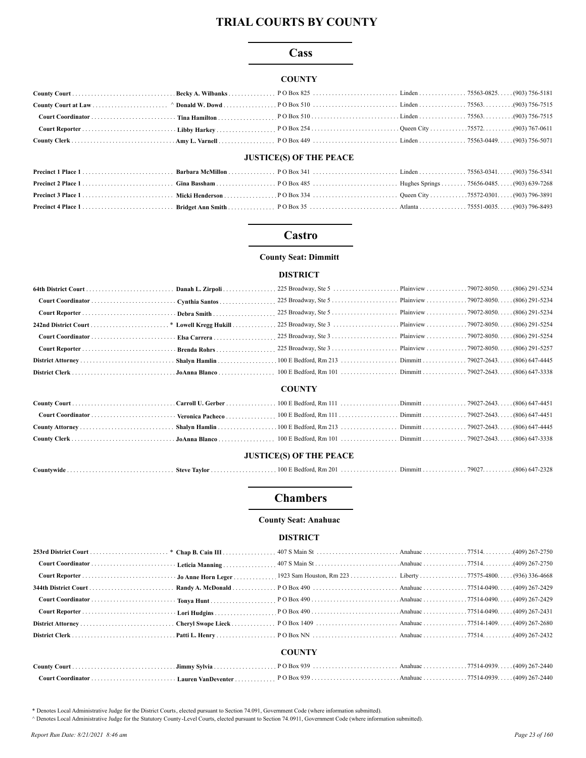# TRIAL COURTS BY COUNTY

## Cass

### COUNTY

| | | | | | |
|---|---|---|---|---|---|
| **County Court** | **Becky A. Wilbanks** | P O Box 825 | Linden | 75563-0825. | (903) 756-5181 |
| **County Court at Law** | ^ **Donald W. Dowd** | P O Box 510 | Linden | 75563. | (903) 756-7515 |
| **Court Coordinator** | **Tina Hamilton** | P O Box 510 | Linden | 75563. | (903) 756-7515 |
| **Court Reporter** | **Libby Harkey** | P O Box 254 | Queen City | 75572. | (903) 767-0611 |
| **County Clerk** | **Amy L. Varnell** | P O Box 449 | Linden | 75563-0449. | (903) 756-5071 |

### JUSTICE(S) OF THE PEACE

| | | | | | |
|---|---|---|---|---|---|
| **Precinct 1 Place 1** | **Barbara McMillon** | P O Box 341 | Linden | 75563-0341. | (903) 756-5341 |
| **Precinct 2 Place 1** | **Gina Bassham** | P O Box 485 | Hughes Springs | 75656-0485. | (903) 639-7268 |
| **Precinct 3 Place 1** | **Micki Henderson** | P O Box 334 | Queen City | 75572-0301. | (903) 796-3891 |
| **Precinct 4 Place 1** | **Bridget Ann Smith** | P O Box 35 | Atlanta | 75551-0035. | (903) 796-8493 |

## Castro

**County Seat: Dimmitt**

### DISTRICT

| | | | | | |
|---|---|---|---|---|---|
| **64th District Court** | **Danah L. Zirpoli** | 225 Broadway, Ste 5 | Plainview | 79072-8050. | (806) 291-5234 |
| **Court Coordinator** | **Cynthia Santos** | 225 Broadway, Ste 5 | Plainview | 79072-8050. | (806) 291-5234 |
| **Court Reporter** | **Debra Smith** | 225 Broadway, Ste 5 | Plainview | 79072-8050. | (806) 291-5234 |
| **242nd District Court** | * **Lowell Kregg Hukill** | 225 Broadway, Ste 3 | Plainview | 79072-8050. | (806) 291-5254 |
| **Court Coordinator** | **Elsa Carrera** | 225 Broadway, Ste 3 | Plainview | 79072-8050. | (806) 291-5254 |
| **Court Reporter** | **Brenda Rohrs** | 225 Broadway, Ste 3 | Plainview | 79072-8050. | (806) 291-5257 |
| **District Attorney** | **Shalyn Hamlin** | 100 E Bedford, Rm 213 | Dimmitt | 79027-2643. | (806) 647-4445 |
| **District Clerk** | **JoAnna Blanco** | 100 E Bedford, Rm 101 | Dimmitt | 79027-2643. | (806) 647-3338 |

### COUNTY

| | | | | | |
|---|---|---|---|---|---|
| **County Court** | **Carroll U. Gerber** | 100 E Bedford, Rm 111 | Dimmitt | 79027-2643. | (806) 647-4451 |
| **Court Coordinator** | **Veronica Pacheco** | 100 E Bedford, Rm 111 | Dimmitt | 79027-2643. | (806) 647-4451 |
| **County Attorney** | **Shalyn Hamlin** | 100 E Bedford, Rm 213 | Dimmitt | 79027-2643. | (806) 647-4445 |
| **County Clerk** | **JoAnna Blanco** | 100 E Bedford, Rm 101 | Dimmitt | 79027-2643. | (806) 647-3338 |

### JUSTICE(S) OF THE PEACE

| | | | | | |
|---|---|---|---|---|---|
| **Countywide** | **Steve Taylor** | 100 E Bedford, Rm 201 | Dimmitt | 79027. | (806) 647-2328 |

## Chambers

**County Seat: Anahuac**

### DISTRICT

| | | | | | |
|---|---|---|---|---|---|
| **253rd District Court** | * **Chap B. Cain III** | 407 S Main St | Anahuac | 77514. | (409) 267-2750 |
| **Court Coordinator** | **Leticia Manning** | 407 S Main St | Anahuac | 77514. | (409) 267-2750 |
| **Court Reporter** | **Jo Anne Horn Leger** | 1923 Sam Houston, Rm 223 | Liberty | 77575-4800. | (936) 336-4668 |
| **344th District Court** | **Randy A. McDonald** | P O Box 490 | Anahuac | 77514-0490. | (409) 267-2429 |
| **Court Coordinator** | **Tonya Hunt** | P O Box 490 | Anahuac | 77514-0490. | (409) 267-2429 |
| **Court Reporter** | **Lori Hudgins** | P O Box 490 | Anahuac | 77514-0490. | (409) 267-2431 |
| **District Attorney** | **Cheryl Swope Lieck** | P O Box 1409 | Anahuac | 77514-1409. | (409) 267-2680 |
| **District Clerk** | **Patti L. Henry** | P O Box NN | Anahuac | 77514. | (409) 267-2432 |

### COUNTY

| | | | | | |
|---|---|---|---|---|---|
| **County Court** | **Jimmy Sylvia** | P O Box 939 | Anahuac | 77514-0939. | (409) 267-2440 |
| **Court Coordinator** | **Lauren VanDeventer** | P O Box 939 | Anahuac | 77514-0939. | (409) 267-2440 |

* Denotes Local Administrative Judge for the District Courts, elected pursuant to Section 74.091, Government Code (where information submitted).

^ Denotes Local Administrative Judge for the Statutory County-Level Courts, elected pursuant to Section 74.0911, Government Code (where information submitted).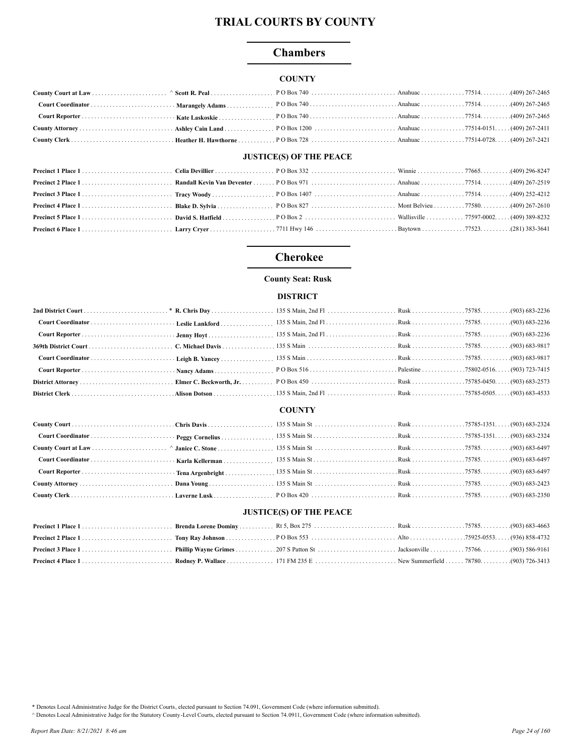# TRIAL COURTS BY COUNTY

## Chambers

### COUNTY

| | | | | | |
|---|---|---|---|---|---|
| **County Court at Law** | ^ **Scott R. Peal** | P O Box 740 | Anahuac | 77514 | (409) 267-2465 |
| **Court Coordinator** | **Marangely Adams** | P O Box 740 | Anahuac | 77514 | (409) 267-2465 |
| **Court Reporter** | **Kate Laskoskie** | P O Box 740 | Anahuac | 77514 | (409) 267-2465 |
| **County Attorney** | **Ashley Cain Land** | P O Box 1200 | Anahuac | 77514-0151 | (409) 267-2411 |
| **County Clerk** | **Heather H. Hawthorne** | P O Box 728 | Anahuac | 77514-0728 | (409) 267-2421 |

### JUSTICE(S) OF THE PEACE

| | | | | | |
|---|---|---|---|---|---|
| **Precinct 1 Place 1** | **Celia Devillier** | P O Box 332 | Winnie | 77665 | (409) 296-8247 |
| **Precinct 2 Place 1** | **Randall Kevin Van Deventer** | P O Box 971 | Anahuac | 77514 | (409) 267-2519 |
| **Precinct 3 Place 1** | **Tracy Woody** | P O Box 1407 | Anahuac | 77514 | (409) 252-4212 |
| **Precinct 4 Place 1** | **Blake D. Sylvia** | P O Box 827 | Mont Belvieu | 77580 | (409) 267-2610 |
| **Precinct 5 Place 1** | **David S. Hatfield** | P O Box 2 | Wallisville | 77597-0002 | (409) 389-8232 |
| **Precinct 6 Place 1** | **Larry Cryer** | 7711 Hwy 146 | Baytown | 77523 | (281) 383-3641 |

## Cherokee

**County Seat: Rusk**

### DISTRICT

| | | | | | |
|---|---|---|---|---|---|
| **2nd District Court** | * **R. Chris Day** | 135 S Main, 2nd Fl | Rusk | 75785 | (903) 683-2236 |
| **Court Coordinator** | **Leslie Lankford** | 135 S Main, 2nd Fl | Rusk | 75785 | (903) 683-2236 |
| **Court Reporter** | **Jenny Hoyt** | 135 S Main, 2nd Fl | Rusk | 75785 | (903) 683-2236 |
| **369th District Court** | **C. Michael Davis** | 135 S Main | Rusk | 75785 | (903) 683-9817 |
| **Court Coordinator** | **Leigh B. Yancey** | 135 S Main | Rusk | 75785 | (903) 683-9817 |
| **Court Reporter** | **Nancy Adams** | P O Box 516 | Palestine | 75802-0516 | (903) 723-7415 |
| **District Attorney** | **Elmer C. Beckworth, Jr.** | P O Box 450 | Rusk | 75785-0450 | (903) 683-2573 |
| **District Clerk** | **Alison Dotson** | 135 S Main, 2nd Fl | Rusk | 75785-0505 | (903) 683-4533 |

### COUNTY

| | | | | | |
|---|---|---|---|---|---|
| **County Court** | **Chris Davis** | 135 S Main St | Rusk | 75785-1351 | (903) 683-2324 |
| **Court Coordinator** | **Peggy Cornelius** | 135 S Main St | Rusk | 75785-1351 | (903) 683-2324 |
| **County Court at Law** | ^ **Janice C. Stone** | 135 S Main St | Rusk | 75785 | (903) 683-6497 |
| **Court Coordinator** | **Karla Kellerman** | 135 S Main St | Rusk | 75785 | (903) 683-6497 |
| **Court Reporter** | **Tena Argenbright** | 135 S Main St | Rusk | 75785 | (903) 683-6497 |
| **County Attorney** | **Dana Young** | 135 S Main St | Rusk | 75785 | (903) 683-2423 |
| **County Clerk** | **Laverne Lusk** | P O Box 420 | Rusk | 75785 | (903) 683-2350 |

### JUSTICE(S) OF THE PEACE

| | | | | | |
|---|---|---|---|---|---|
| **Precinct 1 Place 1** | **Brenda Lorene Dominy** | Rt 5, Box 275 | Rusk | 75785 | (903) 683-4663 |
| **Precinct 2 Place 1** | **Tony Ray Johnson** | P O Box 553 | Alto | 75925-0553 | (936) 858-4732 |
| **Precinct 3 Place 1** | **Phillip Wayne Grimes** | 207 S Patton St | Jacksonville | 75766 | (903) 586-9161 |
| **Precinct 4 Place 1** | **Rodney P. Wallace** | 171 FM 235 E | New Summerfield | 78780 | (903) 726-3413 |

\* Denotes Local Administrative Judge for the District Courts, elected pursuant to Section 74.091, Government Code (where information submitted).

^ Denotes Local Administrative Judge for the Statutory County-Level Courts, elected pursuant to Section 74.0911, Government Code (where information submitted).

*Report Run Date: 8/21/2021 8:46 am*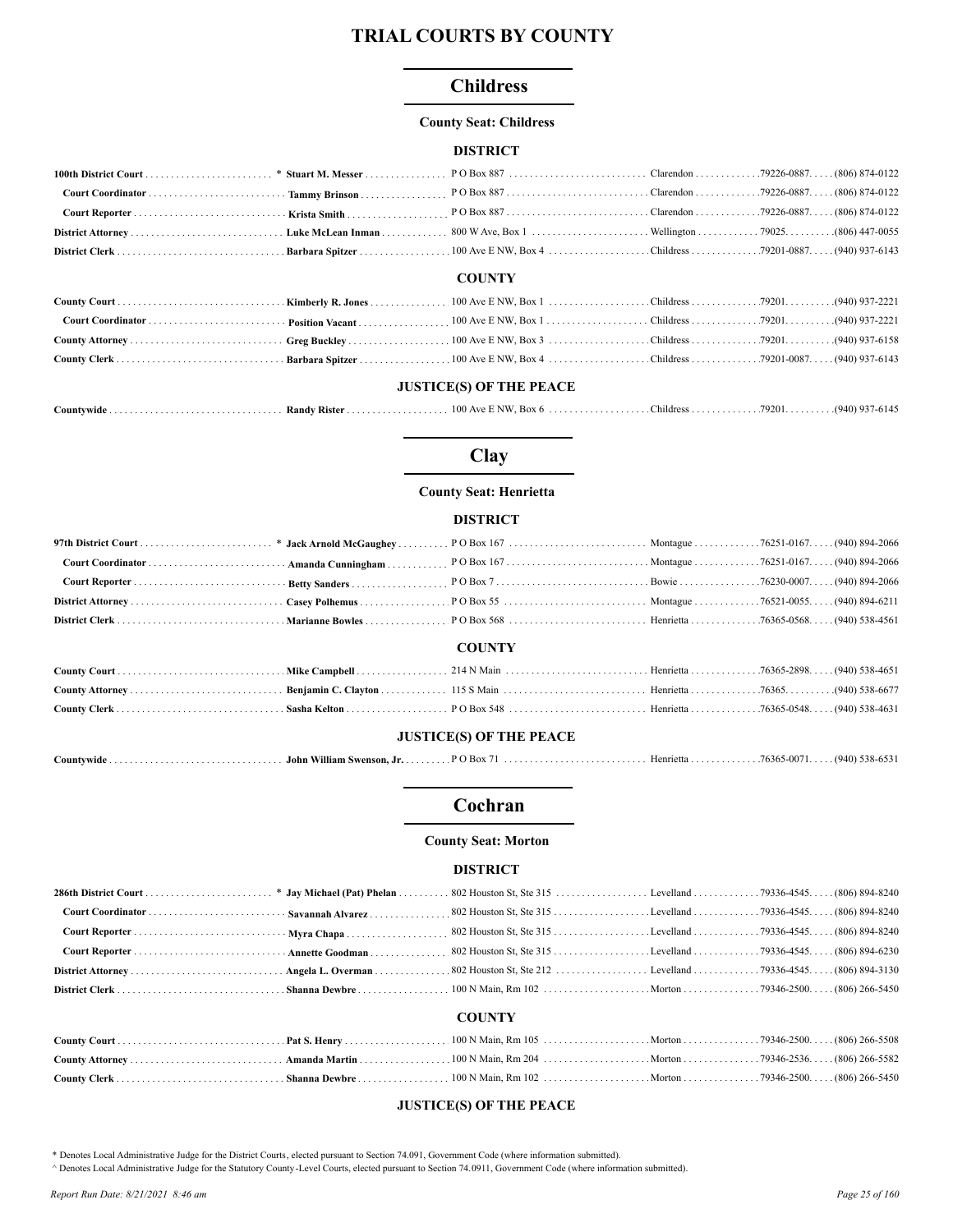# TRIAL COURTS BY COUNTY

## Childress

**County Seat: Childress**

### DISTRICT

| Position | Name | Address | City | Zip | Phone |
|---|---|---|---|---|---|
| **100th District Court** | * **Stuart M. Messer** | P O Box 887 | Clarendon | 79226-0887 | (806) 874-0122 |
| **Court Coordinator** | **Tammy Brinson** | P O Box 887 | Clarendon | 79226-0887 | (806) 874-0122 |
| **Court Reporter** | **Krista Smith** | P O Box 887 | Clarendon | 79226-0887 | (806) 874-0122 |
| **District Attorney** | **Luke McLean Inman** | 800 W Ave, Box 1 | Wellington | 79025 | (806) 447-0055 |
| **District Clerk** | **Barbara Spitzer** | 100 Ave E NW, Box 4 | Childress | 79201-0887 | (940) 937-6143 |

### COUNTY

| Position | Name | Address | City | Zip | Phone |
|---|---|---|---|---|---|
| **County Court** | **Kimberly R. Jones** | 100 Ave E NW, Box 1 | Childress | 79201 | (940) 937-2221 |
| **Court Coordinator** | **Position Vacant** | 100 Ave E NW, Box 1 | Childress | 79201 | (940) 937-2221 |
| **County Attorney** | **Greg Buckley** | 100 Ave E NW, Box 3 | Childress | 79201 | (940) 937-6158 |
| **County Clerk** | **Barbara Spitzer** | 100 Ave E NW, Box 4 | Childress | 79201-0087 | (940) 937-6143 |

### JUSTICE(S) OF THE PEACE

| Position | Name | Address | City | Zip | Phone |
|---|---|---|---|---|---|
| **Countywide** | **Randy Rister** | 100 Ave E NW, Box 6 | Childress | 79201 | (940) 937-6145 |

## Clay

**County Seat: Henrietta**

### DISTRICT

| Position | Name | Address | City | Zip | Phone |
|---|---|---|---|---|---|
| **97th District Court** | * **Jack Arnold McGaughey** | P O Box 167 | Montague | 76251-0167 | (940) 894-2066 |
| **Court Coordinator** | **Amanda Cunningham** | P O Box 167 | Montague | 76251-0167 | (940) 894-2066 |
| **Court Reporter** | **Betty Sanders** | P O Box 7 | Bowie | 76230-0007 | (940) 894-2066 |
| **District Attorney** | **Casey Polhemus** | P O Box 55 | Montague | 76521-0055 | (940) 894-6211 |
| **District Clerk** | **Marianne Bowles** | P O Box 568 | Henrietta | 76365-0568 | (940) 538-4561 |

### COUNTY

| Position | Name | Address | City | Zip | Phone |
|---|---|---|---|---|---|
| **County Court** | **Mike Campbell** | 214 N Main | Henrietta | 76365-2898 | (940) 538-4651 |
| **County Attorney** | **Benjamin C. Clayton** | 115 S Main | Henrietta | 76365 | (940) 538-6677 |
| **County Clerk** | **Sasha Kelton** | P O Box 548 | Henrietta | 76365-0548 | (940) 538-4631 |

### JUSTICE(S) OF THE PEACE

| Position | Name | Address | City | Zip | Phone |
|---|---|---|---|---|---|
| **Countywide** | **John William Swenson, Jr.** | P O Box 71 | Henrietta | 76365-0071 | (940) 538-6531 |

## Cochran

**County Seat: Morton**

### DISTRICT

| Position | Name | Address | City | Zip | Phone |
|---|---|---|---|---|---|
| **286th District Court** | * **Jay Michael (Pat) Phelan** | 802 Houston St, Ste 315 | Levelland | 79336-4545 | (806) 894-8240 |
| **Court Coordinator** | **Savannah Alvarez** | 802 Houston St, Ste 315 | Levelland | 79336-4545 | (806) 894-8240 |
| **Court Reporter** | **Myra Chapa** | 802 Houston St, Ste 315 | Levelland | 79336-4545 | (806) 894-8240 |
| **Court Reporter** | **Annette Goodman** | 802 Houston St, Ste 315 | Levelland | 79336-4545 | (806) 894-6230 |
| **District Attorney** | **Angela L. Overman** | 802 Houston St, Ste 212 | Levelland | 79336-4545 | (806) 894-3130 |
| **District Clerk** | **Shanna Dewbre** | 100 N Main, Rm 102 | Morton | 79346-2500 | (806) 266-5450 |

### COUNTY

| Position | Name | Address | City | Zip | Phone |
|---|---|---|---|---|---|
| **County Court** | **Pat S. Henry** | 100 N Main, Rm 105 | Morton | 79346-2500 | (806) 266-5508 |
| **County Attorney** | **Amanda Martin** | 100 N Main, Rm 204 | Morton | 79346-2536 | (806) 266-5582 |
| **County Clerk** | **Shanna Dewbre** | 100 N Main, Rm 102 | Morton | 79346-2500 | (806) 266-5450 |

### JUSTICE(S) OF THE PEACE

\* Denotes Local Administrative Judge for the District Courts, elected pursuant to Section 74.091, Government Code (where information submitted).

^ Denotes Local Administrative Judge for the Statutory County-Level Courts, elected pursuant to Section 74.0911, Government Code (where information submitted).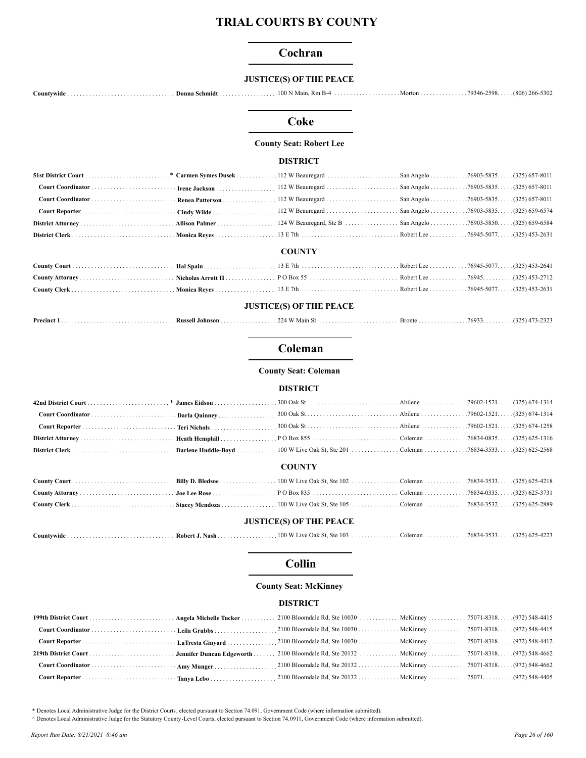# TRIAL COURTS BY COUNTY

## Cochran

### JUSTICE(S) OF THE PEACE

| | | | | | |
|---|---|---|---|---|---|
| **Countywide** | **Donna Schmidt** | 100 N Main, Rm B-4 | Morton | 79346-2598. | (806) 266-5302 |

## Coke

**County Seat: Robert Lee**

### DISTRICT

| | | | | | |
|---|---|---|---|---|---|
| **51st District Court** * | **Carmen Symes Dusek** | 112 W Beauregard | San Angelo | 76903-5835. | (325) 657-8011 |
| **Court Coordinator** | **Irene Jackson** | 112 W Beauregard | San Angelo | 76903-5835. | (325) 657-8011 |
| **Court Coordinator** | **Renea Patterson** | 112 W Beauregard | San Angelo | 76903-5835. | (325) 657-8011 |
| **Court Reporter** | **Cindy Wilde** | 112 W Beauregard | San Angelo | 76903-5835. | (325) 659-6574 |
| **District Attorney** | **Allison Palmer** | 124 W Beauregard, Ste B | San Angelo | 76903-5850. | (325) 659-6584 |
| **District Clerk** | **Monica Reyes** | 13 E 7th | Robert Lee | 76945-5077. | (325) 453-2631 |

### COUNTY

| | | | | | |
|---|---|---|---|---|---|
| **County Court** | **Hal Spain** | 13 E 7th | Robert Lee | 76945-5077. | (325) 453-2641 |
| **County Attorney** | **Nicholas Arrott II** | P O Box 55 | Robert Lee | 76945. | (325) 453-2712 |
| **County Clerk** | **Monica Reyes** | 13 E 7th | Robert Lee | 76945-5077. | (325) 453-2631 |

### JUSTICE(S) OF THE PEACE

| | | | | | |
|---|---|---|---|---|---|
| **Precinct 1** | **Russell Johnson** | 224 W Main St | Bronte | 76933. | (325) 473-2323 |

## Coleman

**County Seat: Coleman**

### DISTRICT

| | | | | | |
|---|---|---|---|---|---|
| **42nd District Court** * | **James Eidson** | 300 Oak St | Abilene | 79602-1521. | (325) 674-1314 |
| **Court Coordinator** | **Darla Quinney** | 300 Oak St | Abilene | 79602-1521. | (325) 674-1314 |
| **Court Reporter** | **Teri Nichols** | 300 Oak St | Abilene | 79602-1521. | (325) 674-1258 |
| **District Attorney** | **Heath Hemphill** | P O Box 855 | Coleman | 76834-0835. | (325) 625-1316 |
| **District Clerk** | **Darlene Huddle-Boyd** | 100 W Live Oak St, Ste 201 | Coleman | 76834-3533. | (325) 625-2568 |

### COUNTY

| | | | | | |
|---|---|---|---|---|---|
| **County Court** | **Billy D. Bledsoe** | 100 W Live Oak St, Ste 102 | Coleman | 76834-3533. | (325) 625-4218 |
| **County Attorney** | **Joe Lee Rose** | P O Box 835 | Coleman | 76834-0335. | (325) 625-3731 |
| **County Clerk** | **Stacey Mendoza** | 100 W Live Oak St, Ste 105 | Coleman | 76834-3532. | (325) 625-2889 |

### JUSTICE(S) OF THE PEACE

| | | | | | |
|---|---|---|---|---|---|
| **Countywide** | **Robert J. Nash** | 100 W Live Oak St, Ste 103 | Coleman | 76834-3533. | (325) 625-4223 |

## Collin

**County Seat: McKinney**

### DISTRICT

| | | | | | |
|---|---|---|---|---|---|
| **199th District Court** | **Angela Michelle Tucker** | 2100 Bloomdale Rd, Ste 10030 | McKinney | 75071-8318. | (972) 548-4415 |
| **Court Coordinator** | **Leila Grubbs** | 2100 Bloomdale Rd, Ste 10030 | McKinney | 75071-8318. | (972) 548-4415 |
| **Court Reporter** | **LaTresta Ginyard** | 2100 Bloomdale Rd, Ste 10030 | McKinney | 75071-8318. | (972) 548-4412 |
| **219th District Court** | **Jennifer Duncan Edgeworth** | 2100 Bloomdale Rd, Ste 20132 | McKinney | 75071-8318. | (972) 548-4662 |
| **Court Coordinator** | **Amy Munger** | 2100 Bloomdale Rd, Ste 20132 | McKinney | 75071-8318. | (972) 548-4662 |
| **Court Reporter** | **Tanya Lebo** | 2100 Bloomdale Rd, Ste 20132 | McKinney | 75071. | (972) 548-4405 |

* Denotes Local Administrative Judge for the District Courts, elected pursuant to Section 74.091, Government Code (where information submitted).

^ Denotes Local Administrative Judge for the Statutory County-Level Courts, elected pursuant to Section 74.0911, Government Code (where information submitted).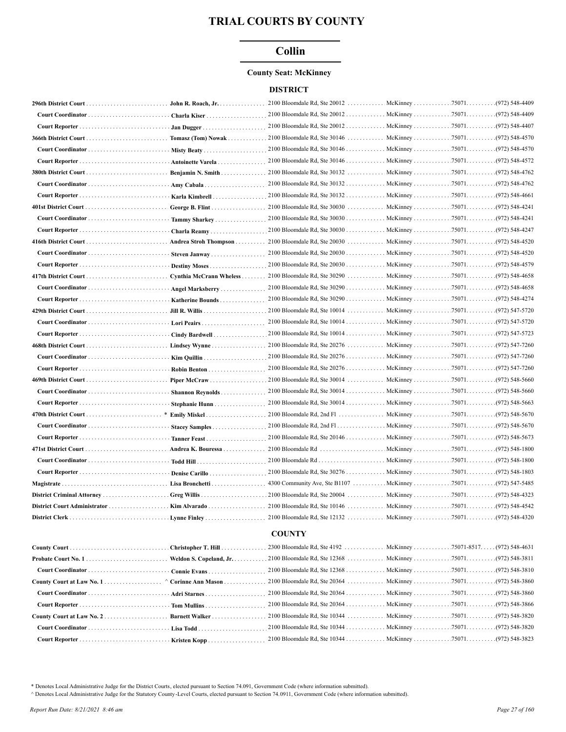# TRIAL COURTS BY COUNTY

## Collin

### County Seat: McKinney

#### DISTRICT

| Position | Name | Address | City | Zip | Phone |
|---|---|---|---|---|---|
| **296th District Court** | **John R. Roach, Jr.** | 2100 Bloomdale Rd, Ste 20012 | McKinney | 75071 | (972) 548-4409 |
| **Court Coordinator** | **Charla Kiser** | 2100 Bloomdale Rd, Ste 20012 | McKinney | 75071 | (972) 548-4409 |
| **Court Reporter** | **Jan Dugger** | 2100 Bloomdale Rd, Ste 20012 | McKinney | 75071 | (972) 548-4407 |
| **366th District Court** | **Tomasz (Tom) Nowak** | 2100 Bloomdale Rd, Ste 30146 | McKinney | 75071 | (972) 548-4570 |
| **Court Coordinator** | **Misty Beaty** | 2100 Bloomdale Rd, Ste 30146 | McKinney | 75071 | (972) 548-4570 |
| **Court Reporter** | **Antoinette Varela** | 2100 Bloomdale Rd, Ste 30146 | McKinney | 75071 | (972) 548-4572 |
| **380th District Court** | **Benjamin N. Smith** | 2100 Bloomdale Rd, Ste 30132 | McKinney | 75071 | (972) 548-4762 |
| **Court Coordinator** | **Amy Cabala** | 2100 Bloomdale Rd, Ste 30132 | McKinney | 75071 | (972) 548-4762 |
| **Court Reporter** | **Karla Kimbrell** | 2100 Bloomdale Rd, Ste 30132 | McKinney | 75071 | (972) 548-4661 |
| **401st District Court** | **George B. Flint** | 2100 Bloomdale Rd, Ste 30030 | McKinney | 75071 | (972) 548-4241 |
| **Court Coordinator** | **Tammy Sharkey** | 2100 Bloomdale Rd, Ste 30030 | McKinney | 75071 | (972) 548-4241 |
| **Court Reporter** | **Charla Reamy** | 2100 Bloomdale Rd, Ste 30030 | McKinney | 75071 | (972) 548-4247 |
| **416th District Court** | **Andrea Stroh Thompson** | 2100 Bloomdale Rd, Ste 20030 | McKinney | 75071 | (972) 548-4520 |
| **Court Coordinator** | **Steven Janway** | 2100 Bloomdale Rd, Ste 20030 | McKinney | 75071 | (972) 548-4520 |
| **Court Reporter** | **Destiny Moses** | 2100 Bloomdale Rd, Ste 20030 | McKinney | 75071 | (972) 548-4579 |
| **417th District Court** | **Cynthia McCrann Wheless** | 2100 Bloomdale Rd, Ste 30290 | McKinney | 75071 | (972) 548-4658 |
| **Court Coordinator** | **Angel Marksberry** | 2100 Bloomdale Rd, Ste 30290 | McKinney | 75071 | (972) 548-4658 |
| **Court Reporter** | **Katherine Bounds** | 2100 Bloomdale Rd, Ste 30290 | McKinney | 75071 | (972) 548-4274 |
| **429th District Court** | **Jill R. Willis** | 2100 Bloomdale Rd, Ste 10014 | McKinney | 75071 | (972) 547-5720 |
| **Court Coordinator** | **Lori Peairs** | 2100 Bloomdale Rd, Ste 10014 | McKinney | 75071 | (972) 547-5720 |
| **Court Reporter** | **Cindy Bardwell** | 2100 Bloomdale Rd, Ste 10014 | McKinney | 75071 | (972) 547-5723 |
| **468th District Court** | **Lindsey Wynne** | 2100 Bloomdale Rd, Ste 20276 | McKinney | 75071 | (972) 547-7260 |
| **Court Coordinator** | **Kim Quillin** | 2100 Bloomdale Rd, Ste 20276 | McKinney | 75071 | (972) 547-7260 |
| **Court Reporter** | **Robin Benton** | 2100 Bloomdale Rd, Ste 20276 | McKinney | 75071 | (972) 547-7260 |
| **469th District Court** | **Piper McCraw** | 2100 Bloomdale Rd, Ste 30014 | McKinney | 75071 | (972) 548-5660 |
| **Court Coordinator** | **Shannon Reynolds** | 2100 Bloomdale Rd, Ste 30014 | McKinney | 75071 | (972) 548-5660 |
| **Court Reporter** | **Stephanie Hunn** | 2100 Bloomdale Rd, Ste 30014 | McKinney | 75071 | (972) 548-5663 |
| **470th District Court** | * **Emily Miskel** | 2100 Bloomdale Rd, 2nd Fl | McKinney | 75071 | (972) 548-5670 |
| **Court Coordinator** | **Stacey Samples** | 2100 Bloomdale Rd, 2nd Fl | McKinney | 75071 | (972) 548-5670 |
| **Court Reporter** | **Tanner Feast** | 2100 Bloomdale Rd, Ste 20146 | McKinney | 75071 | (972) 548-5673 |
| **471st District Court** | **Andrea K. Bouressa** | 2100 Bloomdale Rd | McKinney | 75071 | (972) 548-1800 |
| **Court Coordinator** | **Todd Hill** | 2100 Bloomdale Rd | McKinney | 75071 | (972) 548-1800 |
| **Court Reporter** | **Denise Carillo** | 2100 Bloomdale Rd, Ste 30276 | McKinney | 75071 | (972) 548-1803 |
| **Magistrate** | **Lisa Bronchetti** | 4300 Community Ave, Ste B1107 | McKinney | 75071 | (972) 547-5485 |
| **District Criminal Attorney** | **Greg Willis** | 2100 Bloomdale Rd, Ste 20004 | McKinney | 75071 | (972) 548-4323 |
| **District Court Administrator** | **Kim Alvarado** | 2100 Bloomdale Rd, Ste 10146 | McKinney | 75071 | (972) 548-4542 |
| **District Clerk** | **Lynne Finley** | 2100 Bloomdale Rd, Ste 12132 | McKinney | 75071 | (972) 548-4320 |

#### COUNTY

| Position | Name | Address | City | Zip | Phone |
|---|---|---|---|---|---|
| **County Court** | **Christopher T. Hill** | 2300 Bloomdale Rd, Ste 4192 | McKinney | 75071-8517 | (972) 548-4631 |
| **Probate Court No. 1** | **Weldon S. Copeland, Jr.** | 2100 Bloomdale Rd, Ste 12368 | McKinney | 75071 | (972) 548-3811 |
| **Court Coordinator** | **Connie Evans** | 2100 Bloomdale Rd, Ste 12368 | McKinney | 75071 | (972) 548-3810 |
| **County Court at Law No. 1** | ^ **Corinne Ann Mason** | 2100 Bloomdale Rd, Ste 20364 | McKinney | 75071 | (972) 548-3860 |
| **Court Coordinator** | **Adri Starnes** | 2100 Bloomdale Rd, Ste 20364 | McKinney | 75071 | (972) 548-3860 |
| **Court Reporter** | **Tom Mullins** | 2100 Bloomdale Rd, Ste 20364 | McKinney | 75071 | (972) 548-3866 |
| **County Court at Law No. 2** | **Barnett Walker** | 2100 Bloomdale Rd, Ste 10344 | McKinney | 75071 | (972) 548-3820 |
| **Court Coordinator** | **Lisa Todd** | 2100 Bloomdale Rd, Ste 10344 | McKinney | 75071 | (972) 548-3820 |
| **Court Reporter** | **Kristen Kopp** | 2100 Bloomdale Rd, Ste 10344 | McKinney | 75071 | (972) 548-3823 |

* Denotes Local Administrative Judge for the District Courts, elected pursuant to Section 74.091, Government Code (where information submitted).

^ Denotes Local Administrative Judge for the Statutory County-Level Courts, elected pursuant to Section 74.0911, Government Code (where information submitted).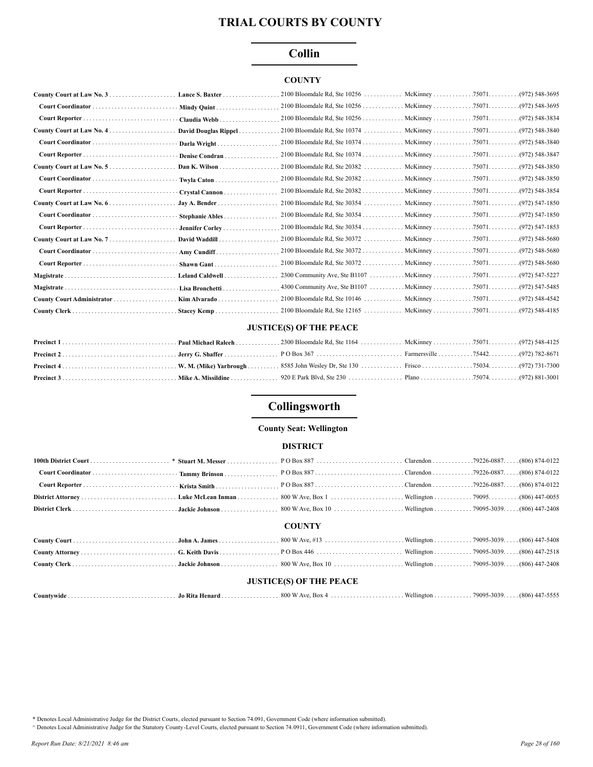# TRIAL COURTS BY COUNTY

## Collin

### COUNTY

| | | | | | |
|---|---|---|---|---|---|
| **County Court at Law No. 3** | **Lance S. Baxter** | 2100 Bloomdale Rd, Ste 10256 | McKinney | 75071 | (972) 548-3695 |
| **Court Coordinator** | **Mindy Quint** | 2100 Bloomdale Rd, Ste 10256 | McKinney | 75071 | (972) 548-3695 |
| **Court Reporter** | **Claudia Webb** | 2100 Bloomdale Rd, Ste 10256 | McKinney | 75071 | (972) 548-3834 |
| **County Court at Law No. 4** | **David Douglas Rippel** | 2100 Bloomdale Rd, Ste 10374 | McKinney | 75071 | (972) 548-3840 |
| **Court Coordinator** | **Darla Wright** | 2100 Bloomdale Rd, Ste 10374 | McKinney | 75071 | (972) 548-3840 |
| **Court Reporter** | **Denise Condran** | 2100 Bloomdale Rd, Ste 10374 | McKinney | 75071 | (972) 548-3847 |
| **County Court at Law No. 5** | **Dan K. Wilson** | 2100 Bloomdale Rd, Ste 20382 | McKinney | 75071 | (972) 548-3850 |
| **Court Coordinator** | **Twyla Caton** | 2100 Bloomdale Rd, Ste 20382 | McKinney | 75071 | (972) 548-3850 |
| **Court Reporter** | **Crystal Cannon** | 2100 Bloomdale Rd, Ste 20382 | McKinney | 75071 | (972) 548-3854 |
| **County Court at Law No. 6** | **Jay A. Bender** | 2100 Bloomdale Rd, Ste 30354 | McKinney | 75071 | (972) 547-1850 |
| **Court Coordinator** | **Stephanie Ables** | 2100 Bloomdale Rd, Ste 30354 | McKinney | 75071 | (972) 547-1850 |
| **Court Reporter** | **Jennifer Corley** | 2100 Bloomdale Rd, Ste 30354 | McKinney | 75071 | (972) 547-1853 |
| **County Court at Law No. 7** | **David Waddill** | 2100 Bloomdale Rd, Ste 30372 | McKinney | 75071 | (972) 548-5680 |
| **Court Coordinator** | **Amy Cundiff** | 2100 Bloomdale Rd, Ste 30372 | McKinney | 75071 | (972) 548-5680 |
| **Court Reporter** | **Shawn Gant** | 2100 Bloomdale Rd, Ste 30372 | McKinney | 75071 | (972) 548-5680 |
| **Magistrate** | **Leland Caldwell** | 2300 Community Ave, Ste B1107 | McKinney | 75071 | (972) 547-5227 |
| **Magistrate** | **Lisa Bronchetti** | 4300 Community Ave, Ste B1107 | McKinney | 75071 | (972) 547-5485 |
| **County Court Administrator** | **Kim Alvarado** | 2100 Bloomdale Rd, Ste 10146 | McKinney | 75071 | (972) 548-4542 |
| **County Clerk** | **Stacey Kemp** | 2100 Bloomdale Rd, Ste 12165 | McKinney | 75071 | (972) 548-4185 |

### JUSTICE(S) OF THE PEACE

| | | | | | |
|---|---|---|---|---|---|
| **Precinct 1** | **Paul Michael Raleeh** | 2300 Bloomdale Rd, Ste 1164 | McKinney | 75071 | (972) 548-4125 |
| **Precinct 2** | **Jerry G. Shaffer** | P O Box 367 | Farmersville | 75442 | (972) 782-8671 |
| **Precinct 4** | **W. M. (Mike) Yarbrough** | 8585 John Wesley Dr, Ste 130 | Frisco | 75034 | (972) 731-7300 |
| **Precinct 3** | **Mike A. Missildine** | 920 E Park Blvd, Ste 230 | Plano | 75074 | (972) 881-3001 |

## Collingsworth

**County Seat: Wellington**

### DISTRICT

| | | | | | |
|---|---|---|---|---|---|
| **100th District Court** | * **Stuart M. Messer** | P O Box 887 | Clarendon | 79226-0887 | (806) 874-0122 |
| **Court Coordinator** | **Tammy Brinson** | P O Box 887 | Clarendon | 79226-0887 | (806) 874-0122 |
| **Court Reporter** | **Krista Smith** | P O Box 887 | Clarendon | 79226-0887 | (806) 874-0122 |
| **District Attorney** | **Luke McLean Inman** | 800 W Ave, Box 1 | Wellington | 79095 | (806) 447-0055 |
| **District Clerk** | **Jackie Johnson** | 800 W Ave, Box 10 | Wellington | 79095-3039 | (806) 447-2408 |

### COUNTY

| | | | | | |
|---|---|---|---|---|---|
| **County Court** | **John A. James** | 800 W Ave, #13 | Wellington | 79095-3039 | (806) 447-5408 |
| **County Attorney** | **G. Keith Davis** | P O Box 446 | Wellington | 79095-3039 | (806) 447-2518 |
| **County Clerk** | **Jackie Johnson** | 800 W Ave, Box 10 | Wellington | 79095-3039 | (806) 447-2408 |

### JUSTICE(S) OF THE PEACE

| | | | | | |
|---|---|---|---|---|---|
| **Countywide** | **Jo Rita Henard** | 800 W Ave, Box 4 | Wellington | 79095-3039 | (806) 447-5555 |

\* Denotes Local Administrative Judge for the District Courts, elected pursuant to Section 74.091, Government Code (where information submitted).

^ Denotes Local Administrative Judge for the Statutory County-Level Courts, elected pursuant to Section 74.0911, Government Code (where information submitted).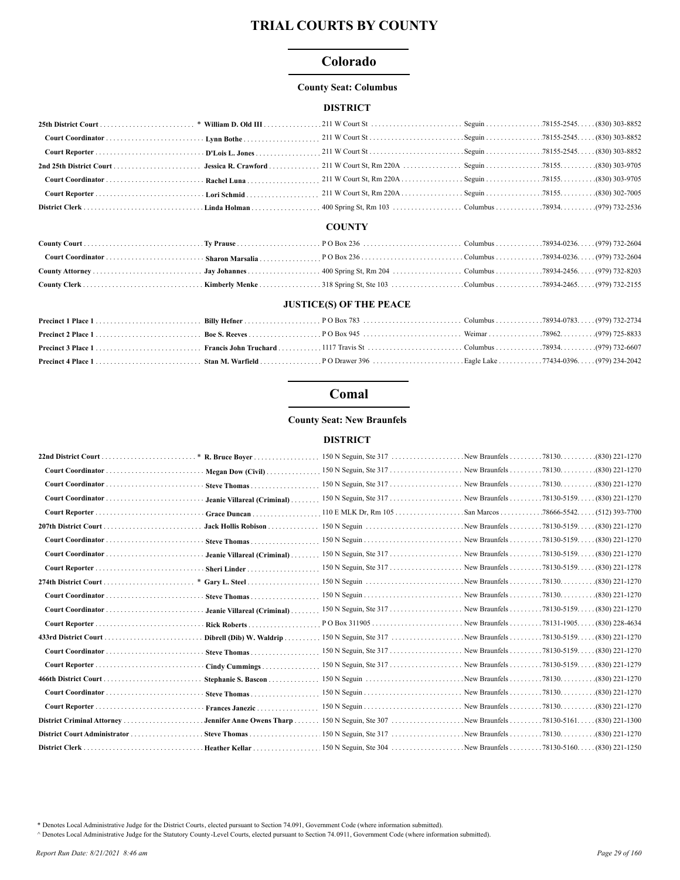# TRIAL COURTS BY COUNTY

## Colorado

### County Seat: Columbus

#### DISTRICT

| | | | | | |
|---|---|---|---|---|---|
| **25th District Court** | * **William D. Old III** | 211 W Court St | Seguin | 78155-2545 | (830) 303-8852 |
| **Court Coordinator** | **Lynn Bothe** | 211 W Court St | Seguin | 78155-2545 | (830) 303-8852 |
| **Court Reporter** | **D'Lois L. Jones** | 211 W Court St | Seguin | 78155-2545 | (830) 303-8852 |
| **2nd 25th District Court** | **Jessica R. Crawford** | 211 W Court St, Rm 220A | Seguin | 78155 | (830) 303-9705 |
| **Court Coordinator** | **Rachel Luna** | 211 W Court St, Rm 220A | Seguin | 78155 | (830) 303-9705 |
| **Court Reporter** | **Lori Schmid** | 211 W Court St, Rm 220A | Seguin | 78155 | (830) 302-7005 |
| **District Clerk** | **Linda Holman** | 400 Spring St, Rm 103 | Columbus | 78934 | (979) 732-2536 |

#### COUNTY

| | | | | | |
|---|---|---|---|---|---|
| **County Court** | **Ty Prause** | P O Box 236 | Columbus | 78934-0236 | (979) 732-2604 |
| **Court Coordinator** | **Sharon Marsalia** | P O Box 236 | Columbus | 78934-0236 | (979) 732-2604 |
| **County Attorney** | **Jay Johannes** | 400 Spring St, Rm 204 | Columbus | 78934-2456 | (979) 732-8203 |
| **County Clerk** | **Kimberly Menke** | 318 Spring St, Ste 103 | Columbus | 78934-2465 | (979) 732-2155 |

#### JUSTICE(S) OF THE PEACE

| | | | | | |
|---|---|---|---|---|---|
| **Precinct 1 Place 1** | **Billy Hefner** | P O Box 783 | Columbus | 78934-0783 | (979) 732-2734 |
| **Precinct 2 Place 1** | **Boe S. Reeves** | P O Box 945 | Weimar | 78962 | (979) 725-8833 |
| **Precinct 3 Place 1** | **Francis John Truchard** | 1117 Travis St | Columbus | 78934 | (979) 732-6607 |
| **Precinct 4 Place 1** | **Stan M. Warfield** | P O Drawer 396 | Eagle Lake | 77434-0396 | (979) 234-2042 |

## Comal

### County Seat: New Braunfels

#### DISTRICT

| | | | | | |
|---|---|---|---|---|---|
| **22nd District Court** | * **R. Bruce Boyer** | 150 N Seguin, Ste 317 | New Braunfels | 78130 | (830) 221-1270 |
| **Court Coordinator** | **Megan Dow (Civil)** | 150 N Seguin, Ste 317 | New Braunfels | 78130 | (830) 221-1270 |
| **Court Coordinator** | **Steve Thomas** | 150 N Seguin, Ste 317 | New Braunfels | 78130 | (830) 221-1270 |
| **Court Coordinator** | **Jeanie Villareal (Criminal)** | 150 N Seguin, Ste 317 | New Braunfels | 78130-5159 | (830) 221-1270 |
| **Court Reporter** | **Grace Duncan** | 110 E MLK Dr, Rm 105 | San Marcos | 78666-5542 | (512) 393-7700 |
| **207th District Court** | **Jack Hollis Robison** | 150 N Seguin | New Braunfels | 78130-5159 | (830) 221-1270 |
| **Court Coordinator** | **Steve Thomas** | 150 N Seguin | New Braunfels | 78130-5159 | (830) 221-1270 |
| **Court Coordinator** | **Jeanie Villareal (Criminal)** | 150 N Seguin, Ste 317 | New Braunfels | 78130-5159 | (830) 221-1270 |
| **Court Reporter** | **Sheri Linder** | 150 N Seguin, Ste 317 | New Braunfels | 78130-5159 | (830) 221-1278 |
| **274th District Court** | * **Gary L. Steel** | 150 N Seguin | New Braunfels | 78130 | (830) 221-1270 |
| **Court Coordinator** | **Steve Thomas** | 150 N Seguin | New Braunfels | 78130 | (830) 221-1270 |
| **Court Coordinator** | **Jeanie Villareal (Criminal)** | 150 N Seguin, Ste 317 | New Braunfels | 78130-5159 | (830) 221-1270 |
| **Court Reporter** | **Rick Roberts** | P O Box 311905 | New Braunfels | 78131-1905 | (830) 228-4634 |
| **433rd District Court** | **Dibrell (Dib) W. Waldrip** | 150 N Seguin, Ste 317 | New Braunfels | 78130-5159 | (830) 221-1270 |
| **Court Coordinator** | **Steve Thomas** | 150 N Seguin, Ste 317 | New Braunfels | 78130-5159 | (830) 221-1270 |
| **Court Reporter** | **Cindy Cummings** | 150 N Seguin, Ste 317 | New Braunfels | 78130-5159 | (830) 221-1279 |
| **466th District Court** | **Stephanie S. Bascon** | 150 N Seguin | New Braunfels | 78130 | (830) 221-1270 |
| **Court Coordinator** | **Steve Thomas** | 150 N Seguin | New Braunfels | 78130 | (830) 221-1270 |
| **Court Reporter** | **Frances Janezic** | 150 N Seguin | New Braunfels | 78130 | (830) 221-1270 |
| **District Criminal Attorney** | **Jennifer Anne Owens Tharp** | 150 N Seguin, Ste 307 | New Braunfels | 78130-5161 | (830) 221-1300 |
| **District Court Administrator** | **Steve Thomas** | 150 N Seguin, Ste 317 | New Braunfels | 78130 | (830) 221-1270 |
| **District Clerk** | **Heather Kellar** | 150 N Seguin, Ste 304 | New Braunfels | 78130-5160 | (830) 221-1250 |

\* Denotes Local Administrative Judge for the District Courts, elected pursuant to Section 74.091, Government Code (where information submitted).

^ Denotes Local Administrative Judge for the Statutory County-Level Courts, elected pursuant to Section 74.0911, Government Code (where information submitted).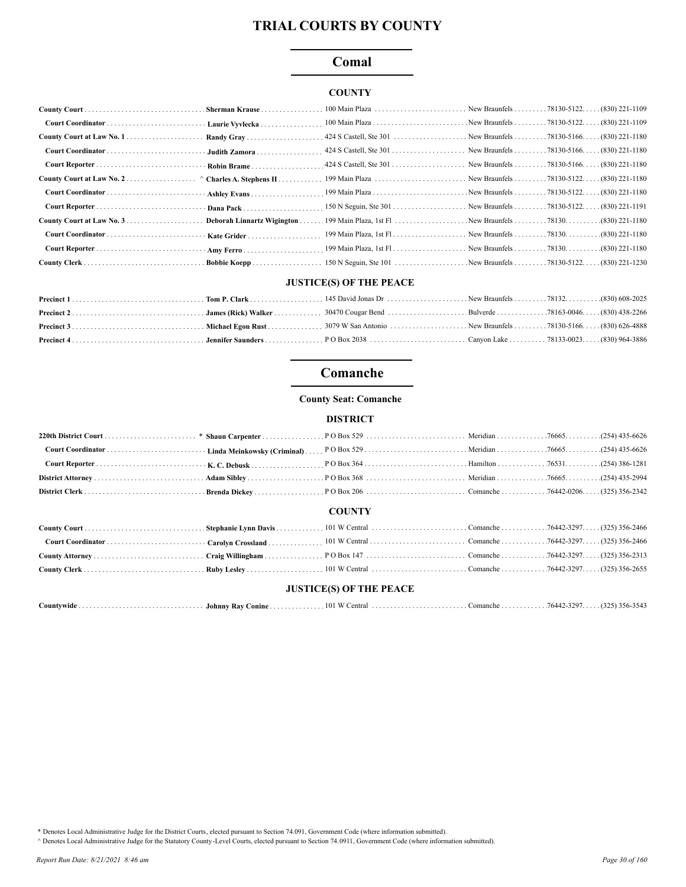# TRIAL COURTS BY COUNTY

## Comal

### COUNTY

| Position | Name | Address | City | Zip | Phone |
|---|---|---|---|---|---|
| **County Court** | **Sherman Krause** | 100 Main Plaza | New Braunfels | 78130-5122 | (830) 221-1109 |
| **Court Coordinator** | **Laurie Vyvlecka** | 100 Main Plaza | New Braunfels | 78130-5122 | (830) 221-1109 |
| **County Court at Law No. 1** | **Randy Gray** | 424 S Castell, Ste 301 | New Braunfels | 78130-5166 | (830) 221-1180 |
| **Court Coordinator** | **Judith Zamora** | 424 S Castell, Ste 301 | New Braunfels | 78130-5166 | (830) 221-1180 |
| **Court Reporter** | **Robin Brame** | 424 S Castell, Ste 301 | New Braunfels | 78130-5166 | (830) 221-1180 |
| **County Court at Law No. 2** | ^ **Charles A. Stephens II** | 199 Main Plaza | New Braunfels | 78130-5122 | (830) 221-1180 |
| **Court Coordinator** | **Ashley Evans** | 199 Main Plaza | New Braunfels | 78130-5122 | (830) 221-1180 |
| **Court Reporter** | **Dana Pack** | 150 N Seguin, Ste 301 | New Braunfels | 78130-5122 | (830) 221-1191 |
| **County Court at Law No. 3** | **Deborah Linnartz Wigington** | 199 Main Plaza, 1st Fl | New Braunfels | 78130 | (830) 221-1180 |
| **Court Coordinator** | **Kate Grider** | 199 Main Plaza, 1st Fl | New Braunfels | 78130 | (830) 221-1180 |
| **Court Reporter** | **Amy Ferro** | 199 Main Plaza, 1st Fl | New Braunfels | 78130 | (830) 221-1180 |
| **County Clerk** | **Bobbie Koepp** | 150 N Seguin, Ste 101 | New Braunfels | 78130-5122 | (830) 221-1230 |

### JUSTICE(S) OF THE PEACE

| Position | Name | Address | City | Zip | Phone |
|---|---|---|---|---|---|
| **Precinct 1** | **Tom P. Clark** | 145 David Jonas Dr | New Braunfels | 78132 | (830) 608-2025 |
| **Precinct 2** | **James (Rick) Walker** | 30470 Cougar Bend | Bulverde | 78163-0046 | (830) 438-2266 |
| **Precinct 3** | **Michael Egon Rust** | 3079 W San Antonio | New Braunfels | 78130-5166 | (830) 626-4888 |
| **Precinct 4** | **Jennifer Saunders** | P O Box 2038 | Canyon Lake | 78133-0023 | (830) 964-3886 |

## Comanche

**County Seat: Comanche**

### DISTRICT

| Position | Name | Address | City | Zip | Phone |
|---|---|---|---|---|---|
| **220th District Court** | * **Shaun Carpenter** | P O Box 529 | Meridian | 76665 | (254) 435-6626 |
| **Court Coordinator** | **Linda Meinkowsky (Criminal)** | P O Box 529 | Meridian | 76665 | (254) 435-6626 |
| **Court Reporter** | **K. C. Debusk** | P O Box 364 | Hamilton | 76531 | (254) 386-1281 |
| **District Attorney** | **Adam Sibley** | P O Box 368 | Meridian | 76665 | (254) 435-2994 |
| **District Clerk** | **Brenda Dickey** | P O Box 206 | Comanche | 76442-0206 | (325) 356-2342 |

### COUNTY

| Position | Name | Address | City | Zip | Phone |
|---|---|---|---|---|---|
| **County Court** | **Stephanie Lynn Davis** | 101 W Central | Comanche | 76442-3297 | (325) 356-2466 |
| **Court Coordinator** | **Carolyn Crossland** | 101 W Central | Comanche | 76442-3297 | (325) 356-2466 |
| **County Attorney** | **Craig Willingham** | P O Box 147 | Comanche | 76442-3297 | (325) 356-2313 |
| **County Clerk** | **Ruby Lesley** | 101 W Central | Comanche | 76442-3297 | (325) 356-2655 |

### JUSTICE(S) OF THE PEACE

| Position | Name | Address | City | Zip | Phone |
|---|---|---|---|---|---|
| **Countywide** | **Johnny Ray Conine** | 101 W Central | Comanche | 76442-3297 | (325) 356-3543 |

\* Denotes Local Administrative Judge for the District Courts, elected pursuant to Section 74.091, Government Code (where information submitted).

^ Denotes Local Administrative Judge for the Statutory County-Level Courts, elected pursuant to Section 74.0911, Government Code (where information submitted).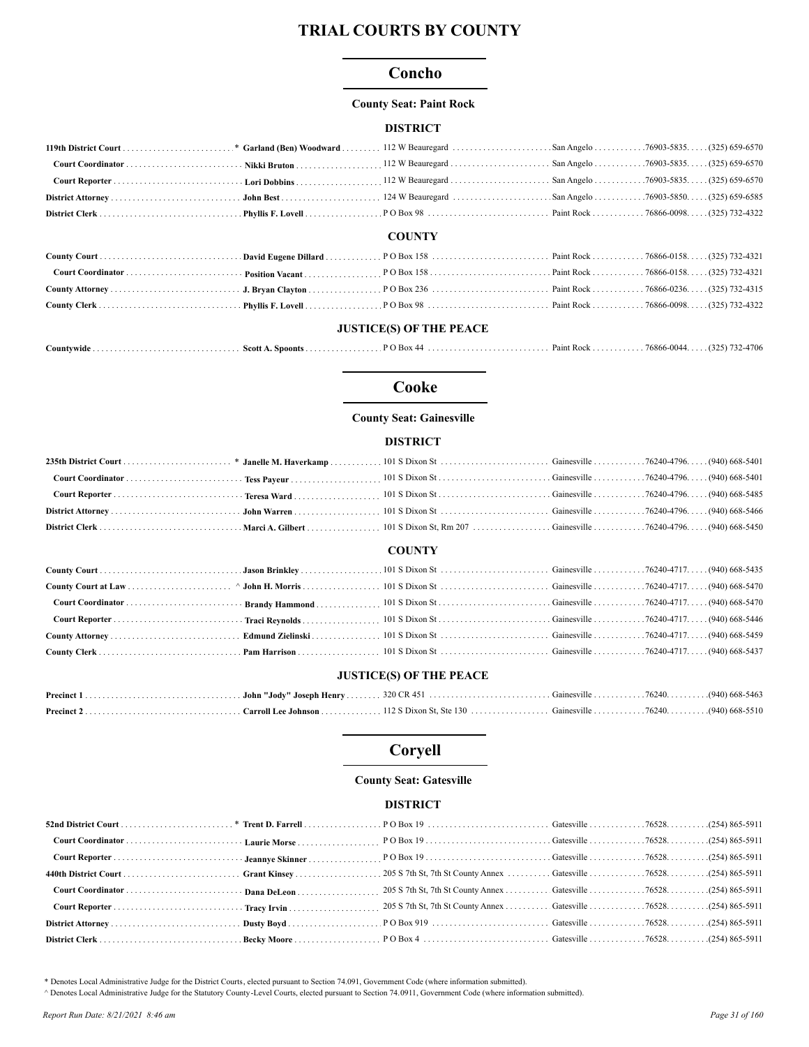# TRIAL COURTS BY COUNTY

## Concho

**County Seat: Paint Rock**

### DISTRICT

| | | | | | |
|---|---|---|---|---|---|
| 119th District Court | * Garland (Ben) Woodward | 112 W Beauregard | San Angelo | 76903-5835 | (325) 659-6570 |
| Court Coordinator | Nikki Bruton | 112 W Beauregard | San Angelo | 76903-5835 | (325) 659-6570 |
| Court Reporter | Lori Dobbins | 112 W Beauregard | San Angelo | 76903-5835 | (325) 659-6570 |
| District Attorney | John Best | 124 W Beauregard | San Angelo | 76903-5850 | (325) 659-6585 |
| District Clerk | Phyllis F. Lovell | P O Box 98 | Paint Rock | 76866-0098 | (325) 732-4322 |

### COUNTY

| | | | | | |
|---|---|---|---|---|---|
| County Court | David Eugene Dillard | P O Box 158 | Paint Rock | 76866-0158 | (325) 732-4321 |
| Court Coordinator | Position Vacant | P O Box 158 | Paint Rock | 76866-0158 | (325) 732-4321 |
| County Attorney | J. Bryan Clayton | P O Box 236 | Paint Rock | 76866-0236 | (325) 732-4315 |
| County Clerk | Phyllis F. Lovell | P O Box 98 | Paint Rock | 76866-0098 | (325) 732-4322 |

### JUSTICE(S) OF THE PEACE

| | | | | | |
|---|---|---|---|---|---|
| Countywide | Scott A. Spoonts | P O Box 44 | Paint Rock | 76866-0044 | (325) 732-4706 |

## Cooke

**County Seat: Gainesville**

### DISTRICT

| | | | | | |
|---|---|---|---|---|---|
| 235th District Court | * Janelle M. Haverkamp | 101 S Dixon St | Gainesville | 76240-4796 | (940) 668-5401 |
| Court Coordinator | Tess Payeur | 101 S Dixon St | Gainesville | 76240-4796 | (940) 668-5401 |
| Court Reporter | Teresa Ward | 101 S Dixon St | Gainesville | 76240-4796 | (940) 668-5485 |
| District Attorney | John Warren | 101 S Dixon St | Gainesville | 76240-4796 | (940) 668-5466 |
| District Clerk | Marci A. Gilbert | 101 S Dixon St, Rm 207 | Gainesville | 76240-4796 | (940) 668-5450 |

### COUNTY

| | | | | | |
|---|---|---|---|---|---|
| County Court | Jason Brinkley | 101 S Dixon St | Gainesville | 76240-4717 | (940) 668-5435 |
| County Court at Law | ^ John H. Morris | 101 S Dixon St | Gainesville | 76240-4717 | (940) 668-5470 |
| Court Coordinator | Brandy Hammond | 101 S Dixon St | Gainesville | 76240-4717 | (940) 668-5470 |
| Court Reporter | Traci Reynolds | 101 S Dixon St | Gainesville | 76240-4717 | (940) 668-5446 |
| County Attorney | Edmund Zielinski | 101 S Dixon St | Gainesville | 76240-4717 | (940) 668-5459 |
| County Clerk | Pam Harrison | 101 S Dixon St | Gainesville | 76240-4717 | (940) 668-5437 |

### JUSTICE(S) OF THE PEACE

| | | | | | |
|---|---|---|---|---|---|
| Precinct 1 | John "Jody" Joseph Henry | 320 CR 451 | Gainesville | 76240 | (940) 668-5463 |
| Precinct 2 | Carroll Lee Johnson | 112 S Dixon St, Ste 130 | Gainesville | 76240 | (940) 668-5510 |

## Coryell

**County Seat: Gatesville**

### DISTRICT

| | | | | | |
|---|---|---|---|---|---|
| 52nd District Court | * Trent D. Farrell | P O Box 19 | Gatesville | 76528 | (254) 865-5911 |
| Court Coordinator | Laurie Morse | P O Box 19 | Gatesville | 76528 | (254) 865-5911 |
| Court Reporter | Jeannye Skinner | P O Box 19 | Gatesville | 76528 | (254) 865-5911 |
| 440th District Court | Grant Kinsey | 205 S 7th St, 7th St County Annex | Gatesville | 76528 | (254) 865-5911 |
| Court Coordinator | Dana DeLeon | 205 S 7th St, 7th St County Annex | Gatesville | 76528 | (254) 865-5911 |
| Court Reporter | Tracy Irvin | 205 S 7th St, 7th St County Annex | Gatesville | 76528 | (254) 865-5911 |
| District Attorney | Dusty Boyd | P O Box 919 | Gatesville | 76528 | (254) 865-5911 |
| District Clerk | Becky Moore | P O Box 4 | Gatesville | 76528 | (254) 865-5911 |

\* Denotes Local Administrative Judge for the District Courts, elected pursuant to Section 74.091, Government Code (where information submitted).
^ Denotes Local Administrative Judge for the Statutory County-Level Courts, elected pursuant to Section 74.0911, Government Code (where information submitted).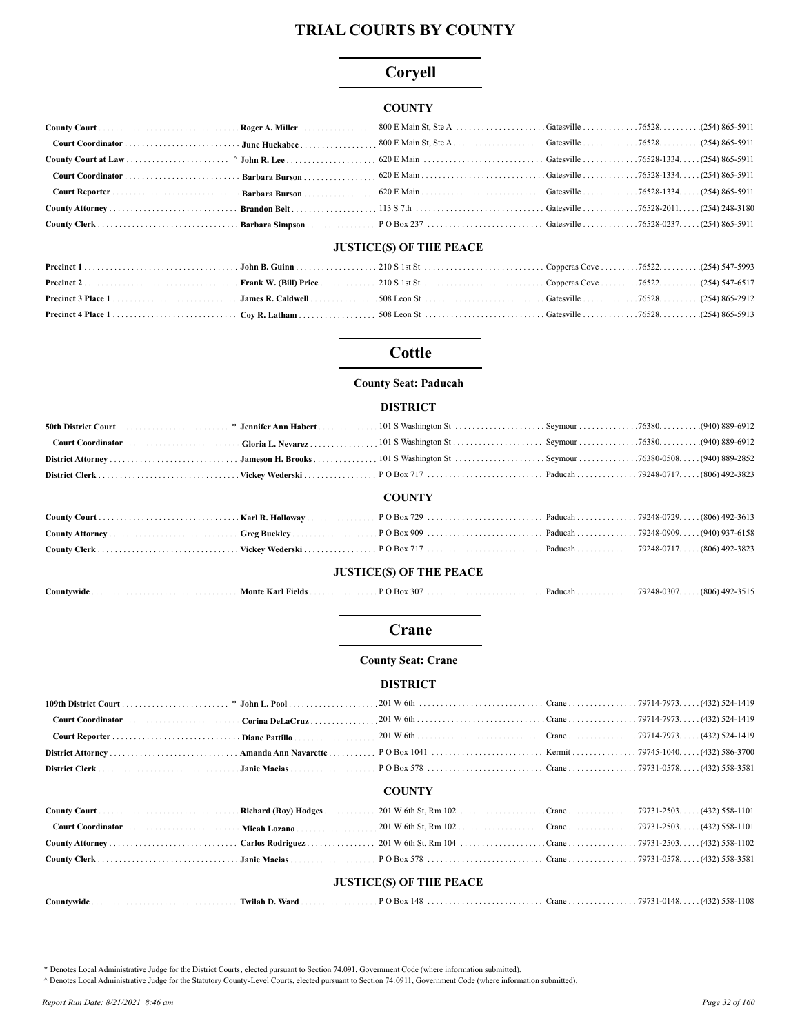# TRIAL COURTS BY COUNTY

## Coryell

### COUNTY

| Position | Name | Address | City | Zip | Phone |
|---|---|---|---|---|---|
| County Court | Roger A. Miller | 800 E Main St, Ste A | Gatesville | 76528. | (254) 865-5911 |
| Court Coordinator | June Huckabee | 800 E Main St, Ste A | Gatesville | 76528. | (254) 865-5911 |
| County Court at Law | ^ John R. Lee | 620 E Main | Gatesville | 76528-1334. | (254) 865-5911 |
| Court Coordinator | Barbara Burson | 620 E Main | Gatesville | 76528-1334. | (254) 865-5911 |
| Court Reporter | Barbara Burson | 620 E Main | Gatesville | 76528-1334. | (254) 865-5911 |
| County Attorney | Brandon Belt | 113 S 7th | Gatesville | 76528-2011. | (254) 248-3180 |
| County Clerk | Barbara Simpson | P O Box 237 | Gatesville | 76528-0237. | (254) 865-5911 |

### JUSTICE(S) OF THE PEACE

| Position | Name | Address | City | Zip | Phone |
|---|---|---|---|---|---|
| Precinct 1 | John B. Guinn | 210 S 1st St | Copperas Cove | 76522. | (254) 547-5993 |
| Precinct 2 | Frank W. (Bill) Price | 210 S 1st St | Copperas Cove | 76522. | (254) 547-6517 |
| Precinct 3 Place 1 | James R. Caldwell | 508 Leon St | Gatesville | 76528. | (254) 865-2912 |
| Precinct 4 Place 1 | Coy R. Latham | 508 Leon St | Gatesville | 76528. | (254) 865-5913 |

## Cottle

**County Seat: Paducah**

### DISTRICT

| Position | Name | Address | City | Zip | Phone |
|---|---|---|---|---|---|
| 50th District Court | * Jennifer Ann Habert | 101 S Washington St | Seymour | 76380. | (940) 889-6912 |
| Court Coordinator | Gloria L. Nevarez | 101 S Washington St | Seymour | 76380. | (940) 889-6912 |
| District Attorney | Jameson H. Brooks | 101 S Washington St | Seymour | 76380-0508. | (940) 889-2852 |
| District Clerk | Vickey Wederski | P O Box 717 | Paducah | 79248-0717. | (806) 492-3823 |

### COUNTY

| Position | Name | Address | City | Zip | Phone |
|---|---|---|---|---|---|
| County Court | Karl R. Holloway | P O Box 729 | Paducah | 79248-0729. | (806) 492-3613 |
| County Attorney | Greg Buckley | P O Box 909 | Paducah | 79248-0909. | (940) 937-6158 |
| County Clerk | Vickey Wederski | P O Box 717 | Paducah | 79248-0717. | (806) 492-3823 |

### JUSTICE(S) OF THE PEACE

| Position | Name | Address | City | Zip | Phone |
|---|---|---|---|---|---|
| Countywide | Monte Karl Fields | P O Box 307 | Paducah | 79248-0307. | (806) 492-3515 |

## Crane

**County Seat: Crane**

### DISTRICT

| Position | Name | Address | City | Zip | Phone |
|---|---|---|---|---|---|
| 109th District Court | * John L. Pool | 201 W 6th | Crane | 79714-7973. | (432) 524-1419 |
| Court Coordinator | Corina DeLaCruz | 201 W 6th | Crane | 79714-7973. | (432) 524-1419 |
| Court Reporter | Diane Pattillo | 201 W 6th | Crane | 79714-7973. | (432) 524-1419 |
| District Attorney | Amanda Ann Navarette | P O Box 1041 | Kermit | 79745-1040. | (432) 586-3700 |
| District Clerk | Janie Macias | P O Box 578 | Crane | 79731-0578. | (432) 558-3581 |

### COUNTY

| Position | Name | Address | City | Zip | Phone |
|---|---|---|---|---|---|
| County Court | Richard (Roy) Hodges | 201 W 6th St, Rm 102 | Crane | 79731-2503. | (432) 558-1101 |
| Court Coordinator | Micah Lozano | 201 W 6th St, Rm 102 | Crane | 79731-2503. | (432) 558-1101 |
| County Attorney | Carlos Rodriguez | 201 W 6th St, Rm 104 | Crane | 79731-2503. | (432) 558-1102 |
| County Clerk | Janie Macias | P O Box 578 | Crane | 79731-0578. | (432) 558-3581 |

### JUSTICE(S) OF THE PEACE

| Position | Name | Address | City | Zip | Phone |
|---|---|---|---|---|---|
| Countywide | Twilah D. Ward | P O Box 148 | Crane | 79731-0148. | (432) 558-1108 |

\* Denotes Local Administrative Judge for the District Courts, elected pursuant to Section 74.091, Government Code (where information submitted).

^ Denotes Local Administrative Judge for the Statutory County-Level Courts, elected pursuant to Section 74.0911, Government Code (where information submitted).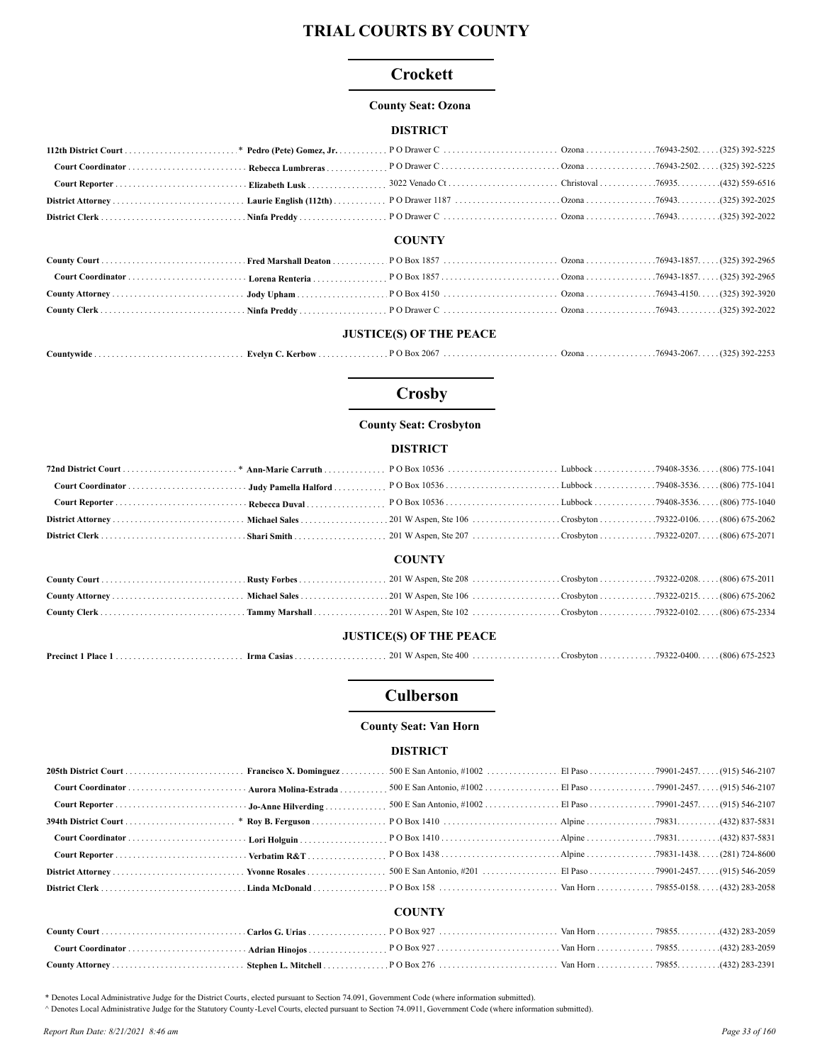# TRIAL COURTS BY COUNTY

## Crockett

**County Seat: Ozona**

### DISTRICT

| Position | Name | Address | City | Zip | Phone |
|---|---|---|---|---|---|
| **112th District Court** * | **Pedro (Pete) Gomez, Jr.** | P O Drawer C | Ozona | 76943-2502 | (325) 392-5225 |
| **Court Coordinator** | **Rebecca Lumbreras** | P O Drawer C | Ozona | 76943-2502 | (325) 392-5225 |
| **Court Reporter** | **Elizabeth Lusk** | 3022 Venado Ct | Christoval | 76935 | (432) 559-6516 |
| **District Attorney** | **Laurie English (112th)** | P O Drawer 1187 | Ozona | 76943 | (325) 392-2025 |
| **District Clerk** | **Ninfa Preddy** | P O Drawer C | Ozona | 76943 | (325) 392-2022 |

### COUNTY

| Position | Name | Address | City | Zip | Phone |
|---|---|---|---|---|---|
| **County Court** | **Fred Marshall Deaton** | P O Box 1857 | Ozona | 76943-1857 | (325) 392-2965 |
| **Court Coordinator** | **Lorena Renteria** | P O Box 1857 | Ozona | 76943-1857 | (325) 392-2965 |
| **County Attorney** | **Jody Upham** | P O Box 4150 | Ozona | 76943-4150 | (325) 392-3920 |
| **County Clerk** | **Ninfa Preddy** | P O Drawer C | Ozona | 76943 | (325) 392-2022 |

### JUSTICE(S) OF THE PEACE

| Position | Name | Address | City | Zip | Phone |
|---|---|---|---|---|---|
| **Countywide** | **Evelyn C. Kerbow** | P O Box 2067 | Ozona | 76943-2067 | (325) 392-2253 |

## Crosby

**County Seat: Crosbyton**

### DISTRICT

| Position | Name | Address | City | Zip | Phone |
|---|---|---|---|---|---|
| **72nd District Court** * | **Ann-Marie Carruth** | P O Box 10536 | Lubbock | 79408-3536 | (806) 775-1041 |
| **Court Coordinator** | **Judy Pamella Halford** | P O Box 10536 | Lubbock | 79408-3536 | (806) 775-1041 |
| **Court Reporter** | **Rebecca Duval** | P O Box 10536 | Lubbock | 79408-3536 | (806) 775-1040 |
| **District Attorney** | **Michael Sales** | 201 W Aspen, Ste 106 | Crosbyton | 79322-0106 | (806) 675-2062 |
| **District Clerk** | **Shari Smith** | 201 W Aspen, Ste 207 | Crosbyton | 79322-0207 | (806) 675-2071 |

### COUNTY

| Position | Name | Address | City | Zip | Phone |
|---|---|---|---|---|---|
| **County Court** | **Rusty Forbes** | 201 W Aspen, Ste 208 | Crosbyton | 79322-0208 | (806) 675-2011 |
| **County Attorney** | **Michael Sales** | 201 W Aspen, Ste 106 | Crosbyton | 79322-0215 | (806) 675-2062 |
| **County Clerk** | **Tammy Marshall** | 201 W Aspen, Ste 102 | Crosbyton | 79322-0102 | (806) 675-2334 |

### JUSTICE(S) OF THE PEACE

| Position | Name | Address | City | Zip | Phone |
|---|---|---|---|---|---|
| **Precinct 1 Place 1** | **Irma Casias** | 201 W Aspen, Ste 400 | Crosbyton | 79322-0400 | (806) 675-2523 |

## Culberson

**County Seat: Van Horn**

### DISTRICT

| Position | Name | Address | City | Zip | Phone |
|---|---|---|---|---|---|
| **205th District Court** | **Francisco X. Dominguez** | 500 E San Antonio, #1002 | El Paso | 79901-2457 | (915) 546-2107 |
| **Court Coordinator** | **Aurora Molina-Estrada** | 500 E San Antonio, #1002 | El Paso | 79901-2457 | (915) 546-2107 |
| **Court Reporter** | **Jo-Anne Hilverding** | 500 E San Antonio, #1002 | El Paso | 79901-2457 | (915) 546-2107 |
| **394th District Court** * | **Roy B. Ferguson** | P O Box 1410 | Alpine | 79831 | (432) 837-5831 |
| **Court Coordinator** | **Lori Holguin** | P O Box 1410 | Alpine | 79831 | (432) 837-5831 |
| **Court Reporter** | **Verbatim R&T** | P O Box 1438 | Alpine | 79831-1438 | (281) 724-8600 |
| **District Attorney** | **Yvonne Rosales** | 500 E San Antonio, #201 | El Paso | 79901-2457 | (915) 546-2059 |
| **District Clerk** | **Linda McDonald** | P O Box 158 | Van Horn | 79855-0158 | (432) 283-2058 |

### COUNTY

| Position | Name | Address | City | Zip | Phone |
|---|---|---|---|---|---|
| **County Court** | **Carlos G. Urias** | P O Box 927 | Van Horn | 79855 | (432) 283-2059 |
| **Court Coordinator** | **Adrian Hinojos** | P O Box 927 | Van Horn | 79855 | (432) 283-2059 |
| **County Attorney** | **Stephen L. Mitchell** | P O Box 276 | Van Horn | 79855 | (432) 283-2391 |

\* Denotes Local Administrative Judge for the District Courts, elected pursuant to Section 74.091, Government Code (where information submitted).

^ Denotes Local Administrative Judge for the Statutory County-Level Courts, elected pursuant to Section 74.0911, Government Code (where information submitted).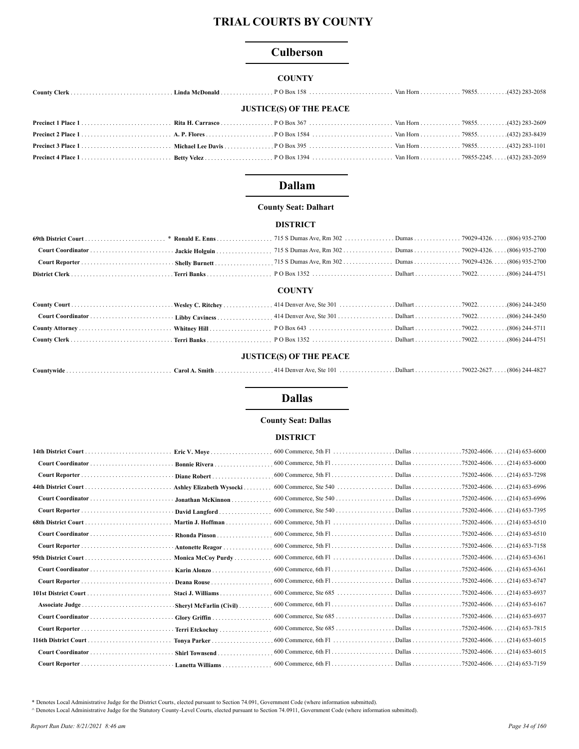# TRIAL COURTS BY COUNTY

## Culberson

### COUNTY

| | | | | | |
|---|---|---|---|---|---|
| **County Clerk** | **Linda McDonald** | P O Box 158 | Van Horn | 79855 | (432) 283-2058 |

### JUSTICE(S) OF THE PEACE

| | | | | | |
|---|---|---|---|---|---|
| **Precinct 1 Place 1** | **Rita H. Carrasco** | P O Box 367 | Van Horn | 79855 | (432) 283-2609 |
| **Precinct 2 Place 1** | **A. P. Flores** | P O Box 1584 | Van Horn | 79855 | (432) 283-8439 |
| **Precinct 3 Place 1** | **Michael Lee Davis** | P O Box 395 | Van Horn | 79855 | (432) 283-1101 |
| **Precinct 4 Place 1** | **Betty Velez** | P O Box 1394 | Van Horn | 79855-2245 | (432) 283-2059 |

## Dallam

**County Seat: Dalhart**

### DISTRICT

| | | | | | |
|---|---|---|---|---|---|
| **69th District Court** | * **Ronald E. Enns** | 715 S Dumas Ave, Rm 302 | Dumas | 79029-4326 | (806) 935-2700 |
| **Court Coordinator** | **Jackie Holguin** | 715 S Dumas Ave, Rm 302 | Dumas | 79029-4326 | (806) 935-2700 |
| **Court Reporter** | **Shelly Burnett** | 715 S Dumas Ave, Rm 302 | Dumas | 79029-4326 | (806) 935-2700 |
| **District Clerk** | **Terri Banks** | P O Box 1352 | Dalhart | 79022 | (806) 244-4751 |

### COUNTY

| | | | | | |
|---|---|---|---|---|---|
| **County Court** | **Wesley C. Ritchey** | 414 Denver Ave, Ste 301 | Dalhart | 79022 | (806) 244-2450 |
| **Court Coordinator** | **Libby Caviness** | 414 Denver Ave, Ste 301 | Dalhart | 79022 | (806) 244-2450 |
| **County Attorney** | **Whitney Hill** | P O Box 643 | Dalhart | 79022 | (806) 244-5711 |
| **County Clerk** | **Terri Banks** | P O Box 1352 | Dalhart | 79022 | (806) 244-4751 |

### JUSTICE(S) OF THE PEACE

| | | | | | |
|---|---|---|---|---|---|
| **Countywide** | **Carol A. Smith** | 414 Denver Ave, Ste 101 | Dalhart | 79022-2627 | (806) 244-4827 |

## Dallas

**County Seat: Dallas**

### DISTRICT

| | | | | | |
|---|---|---|---|---|---|
| **14th District Court** | **Eric V. Moye** | 600 Commerce, 5th Fl | Dallas | 75202-4606 | (214) 653-6000 |
| **Court Coordinator** | **Bonnie Rivera** | 600 Commerce, 5th Fl | Dallas | 75202-4606 | (214) 653-6000 |
| **Court Reporter** | **Diane Robert** | 600 Commerce, 5th Fl | Dallas | 75202-4606 | (214) 653-7298 |
| **44th District Court** | **Ashley Elizabeth Wysocki** | 600 Commerce, Ste 540 | Dallas | 75202-4606 | (214) 653-6996 |
| **Court Coordinator** | **Jonathan McKinnon** | 600 Commerce, Ste 540 | Dallas | 75202-4606 | (214) 653-6996 |
| **Court Reporter** | **David Langford** | 600 Commerce, Ste 540 | Dallas | 75202-4606 | (214) 653-7395 |
| **68th District Court** | **Martin J. Hoffman** | 600 Commerce, 5th Fl | Dallas | 75202-4606 | (214) 653-6510 |
| **Court Coordinator** | **Rhonda Pinson** | 600 Commerce, 5th Fl | Dallas | 75202-4606 | (214) 653-6510 |
| **Court Reporter** | **Antonette Reagor** | 600 Commerce, 5th Fl | Dallas | 75202-4606 | (214) 653-7158 |
| **95th District Court** | **Monica McCoy Purdy** | 600 Commerce, 6th Fl | Dallas | 75202-4606 | (214) 653-6361 |
| **Court Coordinator** | **Karin Alonzo** | 600 Commerce, 6th Fl | Dallas | 75202-4606 | (214) 653-6361 |
| **Court Reporter** | **Deana Rouse** | 600 Commerce, 6th Fl | Dallas | 75202-4606 | (214) 653-6747 |
| **101st District Court** | **Staci J. Williams** | 600 Commerce, Ste 685 | Dallas | 75202-4606 | (214) 653-6937 |
| **Associate Judge** | **Sheryl McFarlin (Civil)** | 600 Commerce, 6th Fl | Dallas | 75202-4606 | (214) 653-6167 |
| **Court Coordinator** | **Glory Griffin** | 600 Commerce, Ste 685 | Dallas | 75202-4606 | (214) 653-6937 |
| **Court Reporter** | **Terri Etckochay** | 600 Commerce, Ste 685 | Dallas | 75202-4606 | (214) 653-7815 |
| **116th District Court** | **Tonya Parker** | 600 Commerce, 6th Fl | Dallas | 75202-4606 | (214) 653-6015 |
| **Court Coordinator** | **Shirl Townsend** | 600 Commerce, 6th Fl | Dallas | 75202-4606 | (214) 653-6015 |
| **Court Reporter** | **Lanetta Williams** | 600 Commerce, 6th Fl | Dallas | 75202-4606 | (214) 653-7159 |

\* Denotes Local Administrative Judge for the District Courts, elected pursuant to Section 74.091, Government Code (where information submitted).

^ Denotes Local Administrative Judge for the Statutory County-Level Courts, elected pursuant to Section 74.0911, Government Code (where information submitted).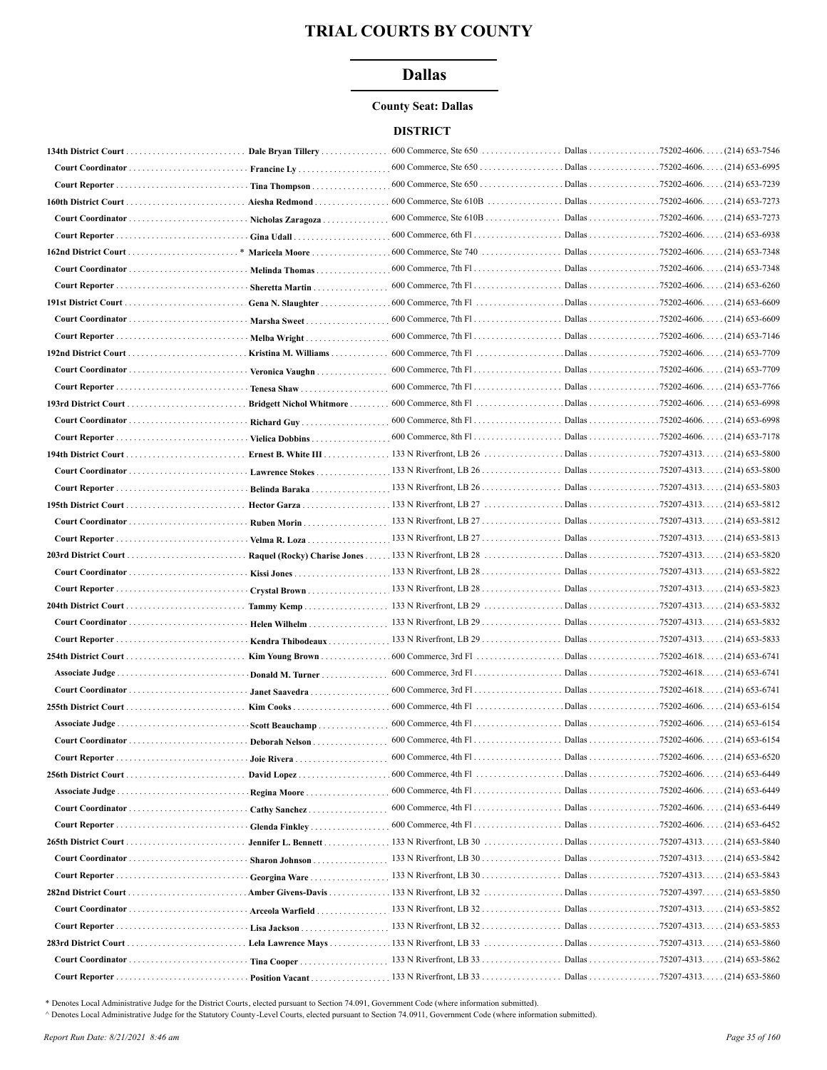# TRIAL COURTS BY COUNTY

## Dallas

**County Seat: Dallas**

### DISTRICT

| Court/Position | Name | Address | City | Zip | Phone |
|---|---|---|---|---|---|
| **134th District Court** | **Dale Bryan Tillery** | 600 Commerce, Ste 650 | Dallas | 75202-4606 | (214) 653-7546 |
| **Court Coordinator** | **Francine Ly** | 600 Commerce, Ste 650 | Dallas | 75202-4606 | (214) 653-6995 |
| **Court Reporter** | **Tina Thompson** | 600 Commerce, Ste 650 | Dallas | 75202-4606 | (214) 653-7239 |
| **160th District Court** | **Aiesha Redmond** | 600 Commerce, Ste 610B | Dallas | 75202-4606 | (214) 653-7273 |
| **Court Coordinator** | **Nicholas Zaragoza** | 600 Commerce, Ste 610B | Dallas | 75202-4606 | (214) 653-7273 |
| **Court Reporter** | **Gina Udall** | 600 Commerce, 6th Fl | Dallas | 75202-4606 | (214) 653-6938 |
| **162nd District Court** * | **Maricela Moore** | 600 Commerce, Ste 740 | Dallas | 75202-4606 | (214) 653-7348 |
| **Court Coordinator** | **Melinda Thomas** | 600 Commerce, 7th Fl | Dallas | 75202-4606 | (214) 653-7348 |
| **Court Reporter** | **Sheretta Martin** | 600 Commerce, 7th Fl | Dallas | 75202-4606 | (214) 653-6260 |
| **191st District Court** | **Gena N. Slaughter** | 600 Commerce, 7th Fl | Dallas | 75202-4606 | (214) 653-6609 |
| **Court Coordinator** | **Marsha Sweet** | 600 Commerce, 7th Fl | Dallas | 75202-4606 | (214) 653-6609 |
| **Court Reporter** | **Melba Wright** | 600 Commerce, 7th Fl | Dallas | 75202-4606 | (214) 653-7146 |
| **192nd District Court** | **Kristina M. Williams** | 600 Commerce, 7th Fl | Dallas | 75202-4606 | (214) 653-7709 |
| **Court Coordinator** | **Veronica Vaughn** | 600 Commerce, 7th Fl | Dallas | 75202-4606 | (214) 653-7709 |
| **Court Reporter** | **Tenesa Shaw** | 600 Commerce, 7th Fl | Dallas | 75202-4606 | (214) 653-7766 |
| **193rd District Court** | **Bridgett Nichol Whitmore** | 600 Commerce, 8th Fl | Dallas | 75202-4606 | (214) 653-6998 |
| **Court Coordinator** | **Richard Guy** | 600 Commerce, 8th Fl | Dallas | 75202-4606 | (214) 653-6998 |
| **Court Reporter** | **Vielica Dobbins** | 600 Commerce, 8th Fl | Dallas | 75202-4606 | (214) 653-7178 |
| **194th District Court** | **Ernest B. White III** | 133 N Riverfront, LB 26 | Dallas | 75207-4313 | (214) 653-5800 |
| **Court Coordinator** | **Lawrence Stokes** | 133 N Riverfront, LB 26 | Dallas | 75207-4313 | (214) 653-5800 |
| **Court Reporter** | **Belinda Baraka** | 133 N Riverfront, LB 26 | Dallas | 75207-4313 | (214) 653-5803 |
| **195th District Court** | **Hector Garza** | 133 N Riverfront, LB 27 | Dallas | 75207-4313 | (214) 653-5812 |
| **Court Coordinator** | **Ruben Morin** | 133 N Riverfront, LB 27 | Dallas | 75207-4313 | (214) 653-5812 |
| **Court Reporter** | **Velma R. Loza** | 133 N Riverfront, LB 27 | Dallas | 75207-4313 | (214) 653-5813 |
| **203rd District Court** | **Raquel (Rocky) Charise Jones** | 133 N Riverfront, LB 28 | Dallas | 75207-4313 | (214) 653-5820 |
| **Court Coordinator** | **Kissi Jones** | 133 N Riverfront, LB 28 | Dallas | 75207-4313 | (214) 653-5822 |
| **Court Reporter** | **Crystal Brown** | 133 N Riverfront, LB 28 | Dallas | 75207-4313 | (214) 653-5823 |
| **204th District Court** | **Tammy Kemp** | 133 N Riverfront, LB 29 | Dallas | 75207-4313 | (214) 653-5832 |
| **Court Coordinator** | **Helen Wilhelm** | 133 N Riverfront, LB 29 | Dallas | 75207-4313 | (214) 653-5832 |
| **Court Reporter** | **Kendra Thibodeaux** | 133 N Riverfront, LB 29 | Dallas | 75207-4313 | (214) 653-5833 |
| **254th District Court** | **Kim Young Brown** | 600 Commerce, 3rd Fl | Dallas | 75202-4618 | (214) 653-6741 |
| **Associate Judge** | **Donald M. Turner** | 600 Commerce, 3rd Fl | Dallas | 75202-4618 | (214) 653-6741 |
| **Court Coordinator** | **Janet Saavedra** | 600 Commerce, 3rd Fl | Dallas | 75202-4618 | (214) 653-6741 |
| **255th District Court** | **Kim Cooks** | 600 Commerce, 4th Fl | Dallas | 75202-4606 | (214) 653-6154 |
| **Associate Judge** | **Scott Beauchamp** | 600 Commerce, 4th Fl | Dallas | 75202-4606 | (214) 653-6154 |
| **Court Coordinator** | **Deborah Nelson** | 600 Commerce, 4th Fl | Dallas | 75202-4606 | (214) 653-6154 |
| **Court Reporter** | **Joie Rivera** | 600 Commerce, 4th Fl | Dallas | 75202-4606 | (214) 653-6520 |
| **256th District Court** | **David Lopez** | 600 Commerce, 4th Fl | Dallas | 75202-4606 | (214) 653-6449 |
| **Associate Judge** | **Regina Moore** | 600 Commerce, 4th Fl | Dallas | 75202-4606 | (214) 653-6449 |
| **Court Coordinator** | **Cathy Sanchez** | 600 Commerce, 4th Fl | Dallas | 75202-4606 | (214) 653-6449 |
| **Court Reporter** | **Glenda Finkley** | 600 Commerce, 4th Fl | Dallas | 75202-4606 | (214) 653-6452 |
| **265th District Court** | **Jennifer L. Bennett** | 133 N Riverfront, LB 30 | Dallas | 75207-4313 | (214) 653-5840 |
| **Court Coordinator** | **Sharon Johnson** | 133 N Riverfront, LB 30 | Dallas | 75207-4313 | (214) 653-5842 |
| **Court Reporter** | **Georgina Ware** | 133 N Riverfront, LB 30 | Dallas | 75207-4313 | (214) 653-5843 |
| **282nd District Court** | **Amber Givens-Davis** | 133 N Riverfront, LB 32 | Dallas | 75207-4397 | (214) 653-5850 |
| **Court Coordinator** | **Arceola Warfield** | 133 N Riverfront, LB 32 | Dallas | 75207-4313 | (214) 653-5852 |
| **Court Reporter** | **Lisa Jackson** | 133 N Riverfront, LB 32 | Dallas | 75207-4313 | (214) 653-5853 |
| **283rd District Court** | **Lela Lawrence Mays** | 133 N Riverfront, LB 33 | Dallas | 75207-4313 | (214) 653-5860 |
| **Court Coordinator** | **Tina Cooper** | 133 N Riverfront, LB 33 | Dallas | 75207-4313 | (214) 653-5862 |
| **Court Reporter** | **Position Vacant** | 133 N Riverfront, LB 33 | Dallas | 75207-4313 | (214) 653-5860 |

\* Denotes Local Administrative Judge for the District Courts, elected pursuant to Section 74.091, Government Code (where information submitted).

^ Denotes Local Administrative Judge for the Statutory County-Level Courts, elected pursuant to Section 74.0911, Government Code (where information submitted).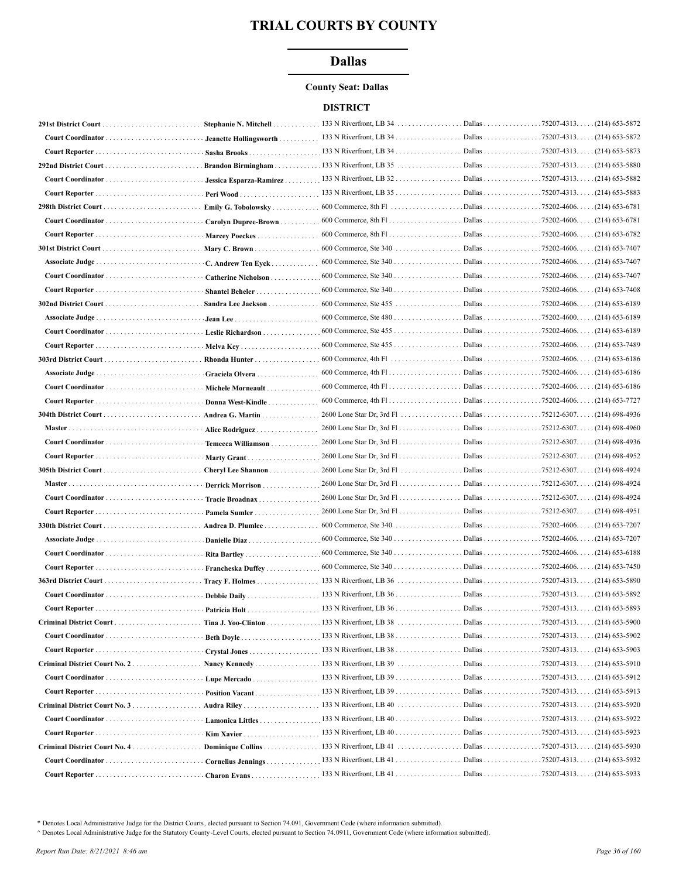# TRIAL COURTS BY COUNTY

## Dallas

**County Seat: Dallas**

### DISTRICT

| Court / Position | Name | Address | City | Zip | Phone |
|---|---|---|---|---|---|
| **291st District Court** | **Stephanie N. Mitchell** | 133 N Riverfront, LB 34 | Dallas | 75207-4313 | (214) 653-5872 |
| **Court Coordinator** | **Jeanette Hollingsworth** | 133 N Riverfront, LB 34 | Dallas | 75207-4313 | (214) 653-5872 |
| **Court Reporter** | **Sasha Brooks** | 133 N Riverfront, LB 34 | Dallas | 75207-4313 | (214) 653-5873 |
| **292nd District Court** | **Brandon Birmingham** | 133 N Riverfront, LB 35 | Dallas | 75207-4313 | (214) 653-5880 |
| **Court Coordinator** | **Jessica Esparza-Ramirez** | 133 N Riverfront, LB 32 | Dallas | 75207-4313 | (214) 653-5882 |
| **Court Reporter** | **Peri Wood** | 133 N Riverfront, LB 35 | Dallas | 75207-4313 | (214) 653-5883 |
| **298th District Court** | **Emily G. Tobolowsky** | 600 Commerce, 8th Fl | Dallas | 75202-4606 | (214) 653-6781 |
| **Court Coordinator** | **Carolyn Dupree-Brown** | 600 Commerce, 8th Fl | Dallas | 75202-4606 | (214) 653-6781 |
| **Court Reporter** | **Marcey Poeckes** | 600 Commerce, 8th Fl | Dallas | 75202-4606 | (214) 653-6782 |
| **301st District Court** | **Mary C. Brown** | 600 Commerce, Ste 340 | Dallas | 75202-4606 | (214) 653-7407 |
| **Associate Judge** | **C. Andrew Ten Eyck** | 600 Commerce, Ste 340 | Dallas | 75202-4606 | (214) 653-7407 |
| **Court Coordinator** | **Catherine Nicholson** | 600 Commerce, Ste 340 | Dallas | 75202-4606 | (214) 653-7407 |
| **Court Reporter** | **Shantel Beheler** | 600 Commerce, Ste 340 | Dallas | 75202-4606 | (214) 653-7408 |
| **302nd District Court** | **Sandra Lee Jackson** | 600 Commerce, Ste 455 | Dallas | 75202-4606 | (214) 653-6189 |
| **Associate Judge** | **Jean Lee** | 600 Commerce, Ste 480 | Dallas | 75202-4600 | (214) 653-6189 |
| **Court Coordinator** | **Leslie Richardson** | 600 Commerce, Ste 455 | Dallas | 75202-4606 | (214) 653-6189 |
| **Court Reporter** | **Melva Key** | 600 Commerce, Ste 455 | Dallas | 75202-4606 | (214) 653-7489 |
| **303rd District Court** | **Rhonda Hunter** | 600 Commerce, 4th Fl | Dallas | 75202-4606 | (214) 653-6186 |
| **Associate Judge** | **Graciela Olvera** | 600 Commerce, 4th Fl | Dallas | 75202-4606 | (214) 653-6186 |
| **Court Coordinator** | **Michele Morneault** | 600 Commerce, 4th Fl | Dallas | 75202-4606 | (214) 653-6186 |
| **Court Reporter** | **Donna West-Kindle** | 600 Commerce, 4th Fl | Dallas | 75202-4606 | (214) 653-7727 |
| **304th District Court** | **Andrea G. Martin** | 2600 Lone Star Dr, 3rd Fl | Dallas | 75212-6307 | (214) 698-4936 |
| **Master** | **Alice Rodriguez** | 2600 Lone Star Dr, 3rd Fl | Dallas | 75212-6307 | (214) 698-4960 |
| **Court Coordinator** | **Temecca Williamson** | 2600 Lone Star Dr, 3rd Fl | Dallas | 75212-6307 | (214) 698-4936 |
| **Court Reporter** | **Marty Grant** | 2600 Lone Star Dr, 3rd Fl | Dallas | 75212-6307 | (214) 698-4952 |
| **305th District Court** | **Cheryl Lee Shannon** | 2600 Lone Star Dr, 3rd Fl | Dallas | 75212-6307 | (214) 698-4924 |
| **Master** | **Derrick Morrison** | 2600 Lone Star Dr, 3rd Fl | Dallas | 75212-6307 | (214) 698-4924 |
| **Court Coordinator** | **Tracie Broadnax** | 2600 Lone Star Dr, 3rd Fl | Dallas | 75212-6307 | (214) 698-4924 |
| **Court Reporter** | **Pamela Sumler** | 2600 Lone Star Dr, 3rd Fl | Dallas | 75212-6307 | (214) 698-4951 |
| **330th District Court** | **Andrea D. Plumlee** | 600 Commerce, Ste 340 | Dallas | 75202-4606 | (214) 653-7207 |
| **Associate Judge** | **Danielle Diaz** | 600 Commerce, Ste 340 | Dallas | 75202-4606 | (214) 653-7207 |
| **Court Coordinator** | **Rita Bartley** | 600 Commerce, Ste 340 | Dallas | 75202-4606 | (214) 653-6188 |
| **Court Reporter** | **Francheska Duffey** | 600 Commerce, Ste 340 | Dallas | 75202-4606 | (214) 653-7450 |
| **363rd District Court** | **Tracy F. Holmes** | 133 N Riverfront, LB 36 | Dallas | 75207-4313 | (214) 653-5890 |
| **Court Coordinator** | **Debbie Daily** | 133 N Riverfront, LB 36 | Dallas | 75207-4313 | (214) 653-5892 |
| **Court Reporter** | **Patricia Holt** | 133 N Riverfront, LB 36 | Dallas | 75207-4313 | (214) 653-5893 |
| **Criminal District Court** | **Tina J. Yoo-Clinton** | 133 N Riverfront, LB 38 | Dallas | 75207-4313 | (214) 653-5900 |
| **Court Coordinator** | **Beth Doyle** | 133 N Riverfront, LB 38 | Dallas | 75207-4313 | (214) 653-5902 |
| **Court Reporter** | **Crystal Jones** | 133 N Riverfront, LB 38 | Dallas | 75207-4313 | (214) 653-5903 |
| **Criminal District Court No. 2** | **Nancy Kennedy** | 133 N Riverfront, LB 39 | Dallas | 75207-4313 | (214) 653-5910 |
| **Court Coordinator** | **Lupe Mercado** | 133 N Riverfront, LB 39 | Dallas | 75207-4313 | (214) 653-5912 |
| **Court Reporter** | **Position Vacant** | 133 N Riverfront, LB 39 | Dallas | 75207-4313 | (214) 653-5913 |
| **Criminal District Court No. 3** | **Audra Riley** | 133 N Riverfront, LB 40 | Dallas | 75207-4313 | (214) 653-5920 |
| **Court Coordinator** | **Lamonica Littles** | 133 N Riverfront, LB 40 | Dallas | 75207-4313 | (214) 653-5922 |
| **Court Reporter** | **Kim Xavier** | 133 N Riverfront, LB 40 | Dallas | 75207-4313 | (214) 653-5923 |
| **Criminal District Court No. 4** | **Dominique Collins** | 133 N Riverfront, LB 41 | Dallas | 75207-4313 | (214) 653-5930 |
| **Court Coordinator** | **Cornelius Jennings** | 133 N Riverfront, LB 41 | Dallas | 75207-4313 | (214) 653-5932 |
| **Court Reporter** | **Charon Evans** | 133 N Riverfront, LB 41 | Dallas | 75207-4313 | (214) 653-5933 |

\* Denotes Local Administrative Judge for the District Courts, elected pursuant to Section 74.091, Government Code (where information submitted).

^ Denotes Local Administrative Judge for the Statutory County-Level Courts, elected pursuant to Section 74.0911, Government Code (where information submitted).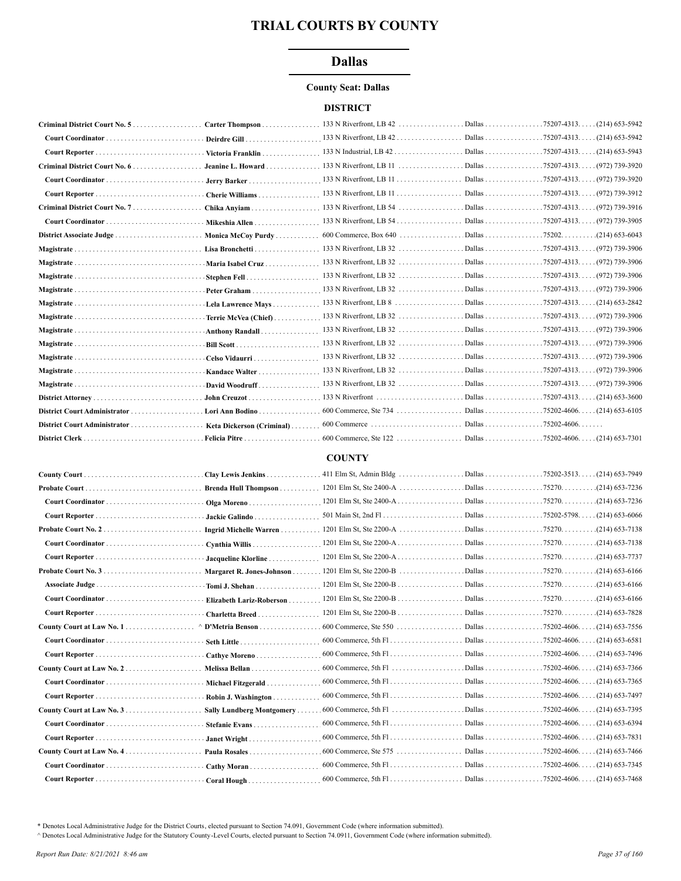# TRIAL COURTS BY COUNTY

## Dallas

### County Seat: Dallas

### DISTRICT

| Position | Name | Address | City | Zip | Phone |
|---|---|---|---|---|---|
| **Criminal District Court No. 5** | **Carter Thompson** | 133 N Riverfront, LB 42 | Dallas | 75207-4313 | (214) 653-5942 |
| **Court Coordinator** | **Deirdre Gill** | 133 N Riverfront, LB 42 | Dallas | 75207-4313 | (214) 653-5942 |
| **Court Reporter** | **Victoria Franklin** | 133 N Industrial, LB 42 | Dallas | 75207-4313 | (214) 653-5943 |
| **Criminal District Court No. 6** | **Jeanine L. Howard** | 133 N Riverfront, LB 11 | Dallas | 75207-4313 | (972) 739-3920 |
| **Court Coordinator** | **Jerry Barker** | 133 N Riverfront, LB 11 | Dallas | 75207-4313 | (972) 739-3920 |
| **Court Reporter** | **Cherie Williams** | 133 N Riverfront, LB 11 | Dallas | 75207-4313 | (972) 739-3912 |
| **Criminal District Court No. 7** | **Chika Anyiam** | 133 N Riverfront, LB 54 | Dallas | 75207-4313 | (972) 739-3916 |
| **Court Coordinator** | **Mikeshia Allen** | 133 N Riverfront, LB 54 | Dallas | 75207-4313 | (972) 739-3905 |
| **District Associate Judge** | **Monica McCoy Purdy** | 600 Commerce, Box 640 | Dallas | 75202 | (214) 653-6043 |
| **Magistrate** | **Lisa Bronchetti** | 133 N Riverfront, LB 32 | Dallas | 75207-4313 | (972) 739-3906 |
| **Magistrate** | **Maria Isabel Cruz** | 133 N Riverfront, LB 32 | Dallas | 75207-4313 | (972) 739-3906 |
| **Magistrate** | **Stephen Fell** | 133 N Riverfront, LB 32 | Dallas | 75207-4313 | (972) 739-3906 |
| **Magistrate** | **Peter Graham** | 133 N Riverfront, LB 32 | Dallas | 75207-4313 | (972) 739-3906 |
| **Magistrate** | **Lela Lawrence Mays** | 133 N Riverfront, LB 8 | Dallas | 75207-4313 | (214) 653-2842 |
| **Magistrate** | **Terrie McVea (Chief)** | 133 N Riverfront, LB 32 | Dallas | 75207-4313 | (972) 739-3906 |
| **Magistrate** | **Anthony Randall** | 133 N Riverfront, LB 32 | Dallas | 75207-4313 | (972) 739-3906 |
| **Magistrate** | **Bill Scott** | 133 N Riverfront, LB 32 | Dallas | 75207-4313 | (972) 739-3906 |
| **Magistrate** | **Celso Vidaurri** | 133 N Riverfront, LB 32 | Dallas | 75207-4313 | (972) 739-3906 |
| **Magistrate** | **Kandace Walter** | 133 N Riverfront, LB 32 | Dallas | 75207-4313 | (972) 739-3906 |
| **Magistrate** | **David Woodruff** | 133 N Riverfront, LB 32 | Dallas | 75207-4313 | (972) 739-3906 |
| **District Attorney** | **John Creuzot** | 133 N Riverfront | Dallas | 75207-4313 | (214) 653-3600 |
| **District Court Administrator** | **Lori Ann Bodino** | 600 Commerce, Ste 734 | Dallas | 75202-4606 | (214) 653-6105 |
| **District Court Administrator** | **Keta Dickerson (Criminal)** | 600 Commerce | Dallas | 75202-4606 | |
| **District Clerk** | **Felicia Pitre** | 600 Commerce, Ste 122 | Dallas | 75202-4606 | (214) 653-7301 |

### COUNTY

| Position | Name | Address | City | Zip | Phone |
|---|---|---|---|---|---|
| **County Court** | **Clay Lewis Jenkins** | 411 Elm St, Admin Bldg | Dallas | 75202-3513 | (214) 653-7949 |
| **Probate Court** | **Brenda Hull Thompson** | 1201 Elm St, Ste 2400-A | Dallas | 75270 | (214) 653-7236 |
| **Court Coordinator** | **Olga Moreno** | 1201 Elm St, Ste 2400-A | Dallas | 75270 | (214) 653-7236 |
| **Court Reporter** | **Jackie Galindo** | 501 Main St, 2nd Fl | Dallas | 75202-5798 | (214) 653-6066 |
| **Probate Court No. 2** | **Ingrid Michelle Warren** | 1201 Elm St, Ste 2200-A | Dallas | 75270 | (214) 653-7138 |
| **Court Coordinator** | **Cynthia Willis** | 1201 Elm St, Ste 2200-A | Dallas | 75270 | (214) 653-7138 |
| **Court Reporter** | **Jacqueline Klorline** | 1201 Elm St, Ste 2200-A | Dallas | 75270 | (214) 653-7737 |
| **Probate Court No. 3** | **Margaret R. Jones-Johnson** | 1201 Elm St, Ste 2200-B | Dallas | 75270 | (214) 653-6166 |
| **Associate Judge** | **Tomi J. Shehan** | 1201 Elm St, Ste 2200-B | Dallas | 75270 | (214) 653-6166 |
| **Court Coordinator** | **Elizabeth Lariz-Roberson** | 1201 Elm St, Ste 2200-B | Dallas | 75270 | (214) 653-6166 |
| **Court Reporter** | **Charletta Breed** | 1201 Elm St, Ste 2200-B | Dallas | 75270 | (214) 653-7828 |
| **County Court at Law No. 1** | ^ **D'Metria Benson** | 600 Commerce, Ste 550 | Dallas | 75202-4606 | (214) 653-7556 |
| **Court Coordinator** | **Seth Little** | 600 Commerce, 5th Fl | Dallas | 75202-4606 | (214) 653-6581 |
| **Court Reporter** | **Cathye Moreno** | 600 Commerce, 5th Fl | Dallas | 75202-4606 | (214) 653-7496 |
| **County Court at Law No. 2** | **Melissa Bellan** | 600 Commerce, 5th Fl | Dallas | 75202-4606 | (214) 653-7366 |
| **Court Coordinator** | **Michael Fitzgerald** | 600 Commerce, 5th Fl | Dallas | 75202-4606 | (214) 653-7365 |
| **Court Reporter** | **Robin J. Washington** | 600 Commerce, 5th Fl | Dallas | 75202-4606 | (214) 653-7497 |
| **County Court at Law No. 3** | **Sally Lundberg Montgomery** | 600 Commerce, 5th Fl | Dallas | 75202-4606 | (214) 653-7395 |
| **Court Coordinator** | **Stefanie Evans** | 600 Commerce, 5th Fl | Dallas | 75202-4606 | (214) 653-6394 |
| **Court Reporter** | **Janet Wright** | 600 Commerce, 5th Fl | Dallas | 75202-4606 | (214) 653-7831 |
| **County Court at Law No. 4** | **Paula Rosales** | 600 Commerce, Ste 575 | Dallas | 75202-4606 | (214) 653-7466 |
| **Court Coordinator** | **Cathy Moran** | 600 Commerce, 5th Fl | Dallas | 75202-4606 | (214) 653-7345 |
| **Court Reporter** | **Coral Hough** | 600 Commerce, 5th Fl | Dallas | 75202-4606 | (214) 653-7468 |

\* Denotes Local Administrative Judge for the District Courts, elected pursuant to Section 74.091, Government Code (where information submitted).

^ Denotes Local Administrative Judge for the Statutory County-Level Courts, elected pursuant to Section 74.0911, Government Code (where information submitted).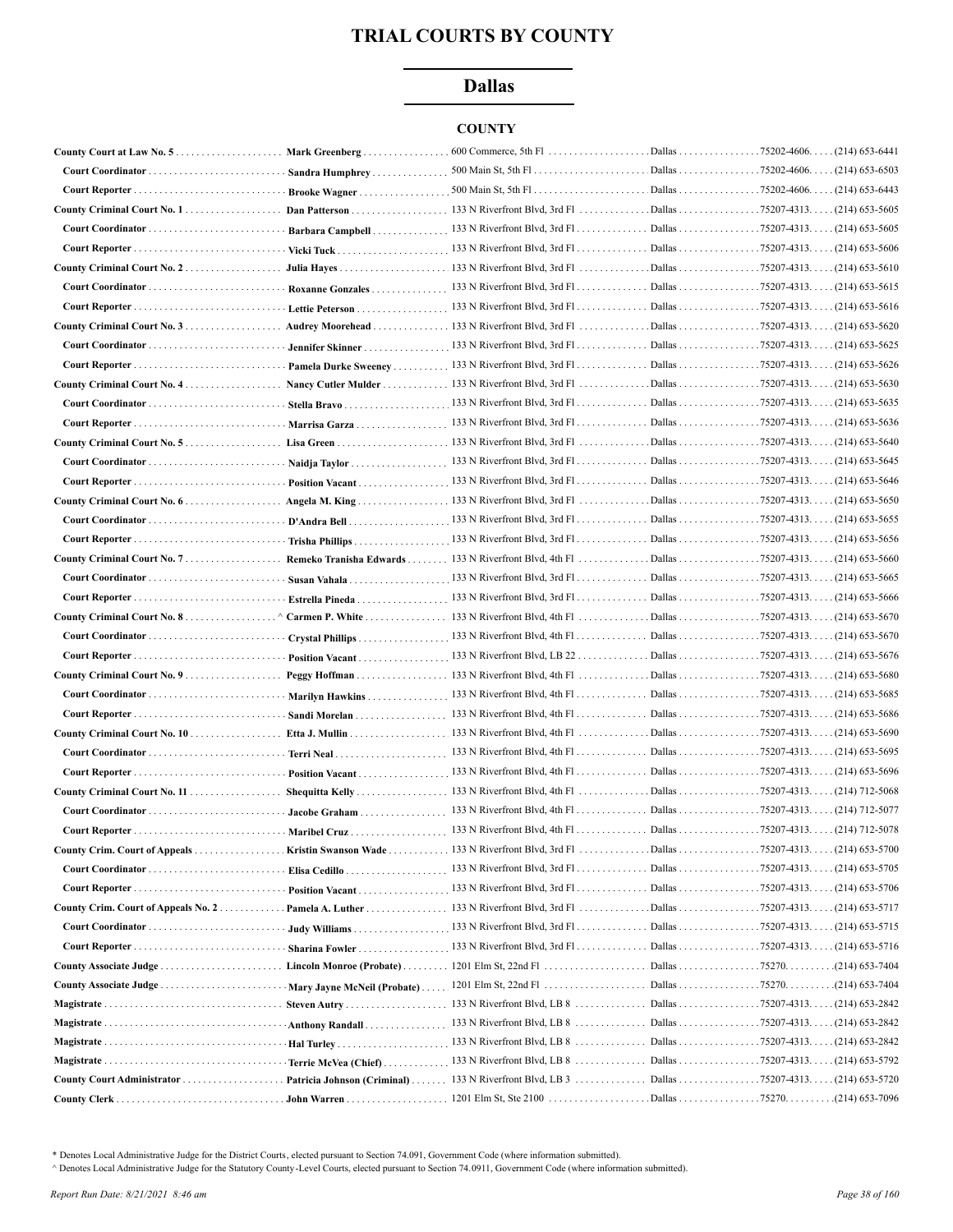# TRIAL COURTS BY COUNTY

## Dallas

### COUNTY

| Position | Name | Address | City | Zip | Phone |
|---|---|---|---|---|---|
| **County Court at Law No. 5** | **Mark Greenberg** | 600 Commerce, 5th Fl | Dallas | 75202-4606 | (214) 653-6441 |
| **Court Coordinator** | **Sandra Humphrey** | 500 Main St, 5th Fl | Dallas | 75202-4606 | (214) 653-6503 |
| **Court Reporter** | **Brooke Wagner** | 500 Main St, 5th Fl | Dallas | 75202-4606 | (214) 653-6443 |
| **County Criminal Court No. 1** | **Dan Patterson** | 133 N Riverfront Blvd, 3rd Fl | Dallas | 75207-4313 | (214) 653-5605 |
| **Court Coordinator** | **Barbara Campbell** | 133 N Riverfront Blvd, 3rd Fl | Dallas | 75207-4313 | (214) 653-5605 |
| **Court Reporter** | **Vicki Tuck** | 133 N Riverfront Blvd, 3rd Fl | Dallas | 75207-4313 | (214) 653-5606 |
| **County Criminal Court No. 2** | **Julia Hayes** | 133 N Riverfront Blvd, 3rd Fl | Dallas | 75207-4313 | (214) 653-5610 |
| **Court Coordinator** | **Roxanne Gonzales** | 133 N Riverfront Blvd, 3rd Fl | Dallas | 75207-4313 | (214) 653-5615 |
| **Court Reporter** | **Lettie Peterson** | 133 N Riverfront Blvd, 3rd Fl | Dallas | 75207-4313 | (214) 653-5616 |
| **County Criminal Court No. 3** | **Audrey Moorehead** | 133 N Riverfront Blvd, 3rd Fl | Dallas | 75207-4313 | (214) 653-5620 |
| **Court Coordinator** | **Jennifer Skinner** | 133 N Riverfront Blvd, 3rd Fl | Dallas | 75207-4313 | (214) 653-5625 |
| **Court Reporter** | **Pamela Durke Sweeney** | 133 N Riverfront Blvd, 3rd Fl | Dallas | 75207-4313 | (214) 653-5626 |
| **County Criminal Court No. 4** | **Nancy Cutler Mulder** | 133 N Riverfront Blvd, 3rd Fl | Dallas | 75207-4313 | (214) 653-5630 |
| **Court Coordinator** | **Stella Bravo** | 133 N Riverfront Blvd, 3rd Fl | Dallas | 75207-4313 | (214) 653-5635 |
| **Court Reporter** | **Marrisa Garza** | 133 N Riverfront Blvd, 3rd Fl | Dallas | 75207-4313 | (214) 653-5636 |
| **County Criminal Court No. 5** | **Lisa Green** | 133 N Riverfront Blvd, 3rd Fl | Dallas | 75207-4313 | (214) 653-5640 |
| **Court Coordinator** | **Naidja Taylor** | 133 N Riverfront Blvd, 3rd Fl | Dallas | 75207-4313 | (214) 653-5645 |
| **Court Reporter** | **Position Vacant** | 133 N Riverfront Blvd, 3rd Fl | Dallas | 75207-4313 | (214) 653-5646 |
| **County Criminal Court No. 6** | **Angela M. King** | 133 N Riverfront Blvd, 3rd Fl | Dallas | 75207-4313 | (214) 653-5650 |
| **Court Coordinator** | **D'Andra Bell** | 133 N Riverfront Blvd, 3rd Fl | Dallas | 75207-4313 | (214) 653-5655 |
| **Court Reporter** | **Trisha Phillips** | 133 N Riverfront Blvd, 3rd Fl | Dallas | 75207-4313 | (214) 653-5656 |
| **County Criminal Court No. 7** | **Remeko Tranisha Edwards** | 133 N Riverfront Blvd, 4th Fl | Dallas | 75207-4313 | (214) 653-5660 |
| **Court Coordinator** | **Susan Vahala** | 133 N Riverfront Blvd, 3rd Fl | Dallas | 75207-4313 | (214) 653-5665 |
| **Court Reporter** | **Estrella Pineda** | 133 N Riverfront Blvd, 3rd Fl | Dallas | 75207-4313 | (214) 653-5666 |
| **County Criminal Court No. 8** | ^ **Carmen P. White** | 133 N Riverfront Blvd, 4th Fl | Dallas | 75207-4313 | (214) 653-5670 |
| **Court Coordinator** | **Crystal Phillips** | 133 N Riverfront Blvd, 4th Fl | Dallas | 75207-4313 | (214) 653-5670 |
| **Court Reporter** | **Position Vacant** | 133 N Riverfront Blvd, LB 22 | Dallas | 75207-4313 | (214) 653-5676 |
| **County Criminal Court No. 9** | **Peggy Hoffman** | 133 N Riverfront Blvd, 4th Fl | Dallas | 75207-4313 | (214) 653-5680 |
| **Court Coordinator** | **Marilyn Hawkins** | 133 N Riverfront Blvd, 4th Fl | Dallas | 75207-4313 | (214) 653-5685 |
| **Court Reporter** | **Sandi Morelan** | 133 N Riverfront Blvd, 4th Fl | Dallas | 75207-4313 | (214) 653-5686 |
| **County Criminal Court No. 10** | **Etta J. Mullin** | 133 N Riverfront Blvd, 4th Fl | Dallas | 75207-4313 | (214) 653-5690 |
| **Court Coordinator** | **Terri Neal** | 133 N Riverfront Blvd, 4th Fl | Dallas | 75207-4313 | (214) 653-5695 |
| **Court Reporter** | **Position Vacant** | 133 N Riverfront Blvd, 4th Fl | Dallas | 75207-4313 | (214) 653-5696 |
| **County Criminal Court No. 11** | **Shequitta Kelly** | 133 N Riverfront Blvd, 4th Fl | Dallas | 75207-4313 | (214) 712-5068 |
| **Court Coordinator** | **Jacobe Graham** | 133 N Riverfront Blvd, 4th Fl | Dallas | 75207-4313 | (214) 712-5077 |
| **Court Reporter** | **Maribel Cruz** | 133 N Riverfront Blvd, 4th Fl | Dallas | 75207-4313 | (214) 712-5078 |
| **County Crim. Court of Appeals** | **Kristin Swanson Wade** | 133 N Riverfront Blvd, 3rd Fl | Dallas | 75207-4313 | (214) 653-5700 |
| **Court Coordinator** | **Elisa Cedillo** | 133 N Riverfront Blvd, 3rd Fl | Dallas | 75207-4313 | (214) 653-5705 |
| **Court Reporter** | **Position Vacant** | 133 N Riverfront Blvd, 3rd Fl | Dallas | 75207-4313 | (214) 653-5706 |
| **County Crim. Court of Appeals No. 2** | **Pamela A. Luther** | 133 N Riverfront Blvd, 3rd Fl | Dallas | 75207-4313 | (214) 653-5717 |
| **Court Coordinator** | **Judy Williams** | 133 N Riverfront Blvd, 3rd Fl | Dallas | 75207-4313 | (214) 653-5715 |
| **Court Reporter** | **Sharina Fowler** | 133 N Riverfront Blvd, 3rd Fl | Dallas | 75207-4313 | (214) 653-5716 |
| **County Associate Judge** | **Lincoln Monroe (Probate)** | 1201 Elm St, 22nd Fl | Dallas | 75270. | (214) 653-7404 |
| **County Associate Judge** | **Mary Jayne McNeil (Probate)** | 1201 Elm St, 22nd Fl | Dallas | 75270. | (214) 653-7404 |
| **Magistrate** | **Steven Autry** | 133 N Riverfront Blvd, LB 8 | Dallas | 75207-4313 | (214) 653-2842 |
| **Magistrate** | **Anthony Randall** | 133 N Riverfront Blvd, LB 8 | Dallas | 75207-4313 | (214) 653-2842 |
| **Magistrate** | **Hal Turley** | 133 N Riverfront Blvd, LB 8 | Dallas | 75207-4313 | (214) 653-2842 |
| **Magistrate** | **Terrie McVea (Chief)** | 133 N Riverfront Blvd, LB 8 | Dallas | 75207-4313 | (214) 653-5792 |
| **County Court Administrator** | **Patricia Johnson (Criminal)** | 133 N Riverfront Blvd, LB 3 | Dallas | 75207-4313 | (214) 653-5720 |
| **County Clerk** | **John Warren** | 1201 Elm St, Ste 2100 | Dallas | 75270. | (214) 653-7096 |

\* Denotes Local Administrative Judge for the District Courts, elected pursuant to Section 74.091, Government Code (where information submitted).

^ Denotes Local Administrative Judge for the Statutory County-Level Courts, elected pursuant to Section 74.0911, Government Code (where information submitted).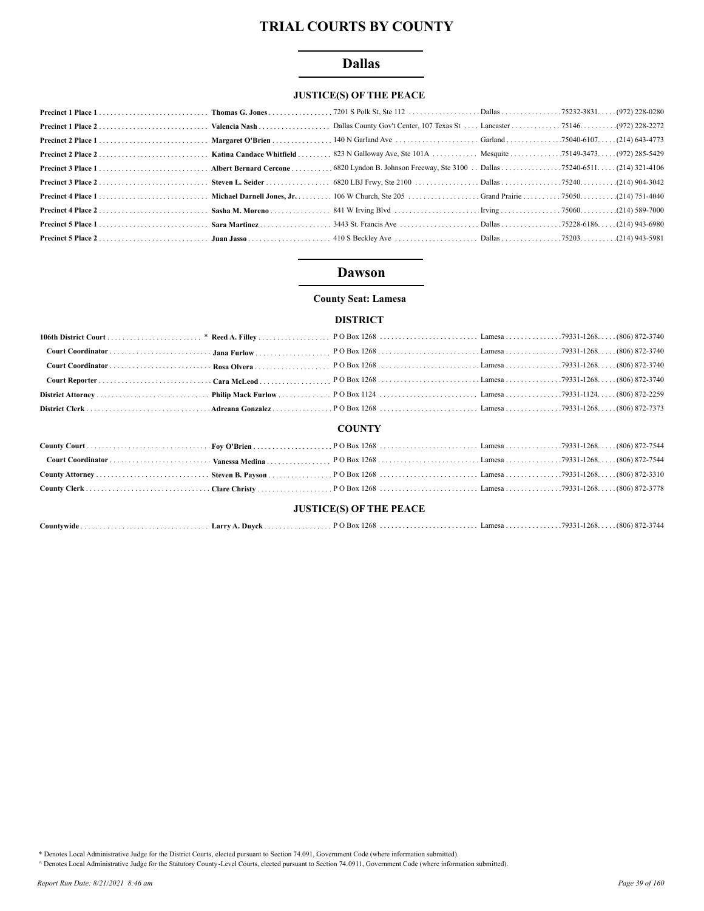# TRIAL COURTS BY COUNTY

## Dallas

### JUSTICE(S) OF THE PEACE

| | | | | | |
|---|---|---|---|---|---|
| **Precinct 1 Place 1** | **Thomas G. Jones** | 7201 S Polk St, Ste 112 | Dallas | 75232-3831 | (972) 228-0280 |
| **Precinct 1 Place 2** | **Valencia Nash** | Dallas County Gov't Center, 107 Texas St | Lancaster | 75146 | (972) 228-2272 |
| **Precinct 2 Place 1** | **Margaret O'Brien** | 140 N Garland Ave | Garland | 75040-6107 | (214) 643-4773 |
| **Precinct 2 Place 2** | **Katina Candace Whitfield** | 823 N Galloway Ave, Ste 101A | Mesquite | 75149-3473 | (972) 285-5429 |
| **Precinct 3 Place 1** | **Albert Bernard Cercone** | 6820 Lyndon B. Johnson Freeway, Ste 3100 | Dallas | 75240-6511 | (214) 321-4106 |
| **Precinct 3 Place 2** | **Steven L. Seider** | 6820 LBJ Frwy, Ste 2100 | Dallas | 75240 | (214) 904-3042 |
| **Precinct 4 Place 1** | **Michael Darnell Jones, Jr.** | 106 W Church, Ste 205 | Grand Prairie | 75050 | (214) 751-4040 |
| **Precinct 4 Place 2** | **Sasha M. Moreno** | 841 W Irving Blvd | Irving | 75060 | (214) 589-7000 |
| **Precinct 5 Place 1** | **Sara Martinez** | 3443 St. Francis Ave | Dallas | 75228-6186 | (214) 943-6980 |
| **Precinct 5 Place 2** | **Juan Jasso** | 410 S Beckley Ave | Dallas | 75203 | (214) 943-5981 |

## Dawson

**County Seat: Lamesa**

### DISTRICT

| | | | | | |
|---|---|---|---|---|---|
| **106th District Court** | * **Reed A. Filley** | P O Box 1268 | Lamesa | 79331-1268 | (806) 872-3740 |
| **Court Coordinator** | **Jana Furlow** | P O Box 1268 | Lamesa | 79331-1268 | (806) 872-3740 |
| **Court Coordinator** | **Rosa Olvera** | P O Box 1268 | Lamesa | 79331-1268 | (806) 872-3740 |
| **Court Reporter** | **Cara McLeod** | P O Box 1268 | Lamesa | 79331-1268 | (806) 872-3740 |
| **District Attorney** | **Philip Mack Furlow** | P O Box 1124 | Lamesa | 79331-1124 | (806) 872-2259 |
| **District Clerk** | **Adreana Gonzalez** | P O Box 1268 | Lamesa | 79331-1268 | (806) 872-7373 |

### COUNTY

| | | | | | |
|---|---|---|---|---|---|
| **County Court** | **Foy O'Brien** | P O Box 1268 | Lamesa | 79331-1268 | (806) 872-7544 |
| **Court Coordinator** | **Vanessa Medina** | P O Box 1268 | Lamesa | 79331-1268 | (806) 872-7544 |
| **County Attorney** | **Steven B. Payson** | P O Box 1268 | Lamesa | 79331-1268 | (806) 872-3310 |
| **County Clerk** | **Clare Christy** | P O Box 1268 | Lamesa | 79331-1268 | (806) 872-3778 |

### JUSTICE(S) OF THE PEACE

| | | | | | |
|---|---|---|---|---|---|
| **Countywide** | **Larry A. Duyck** | P O Box 1268 | Lamesa | 79331-1268 | (806) 872-3744 |

\* Denotes Local Administrative Judge for the District Courts, elected pursuant to Section 74.091, Government Code (where information submitted).

^ Denotes Local Administrative Judge for the Statutory County-Level Courts, elected pursuant to Section 74.0911, Government Code (where information submitted).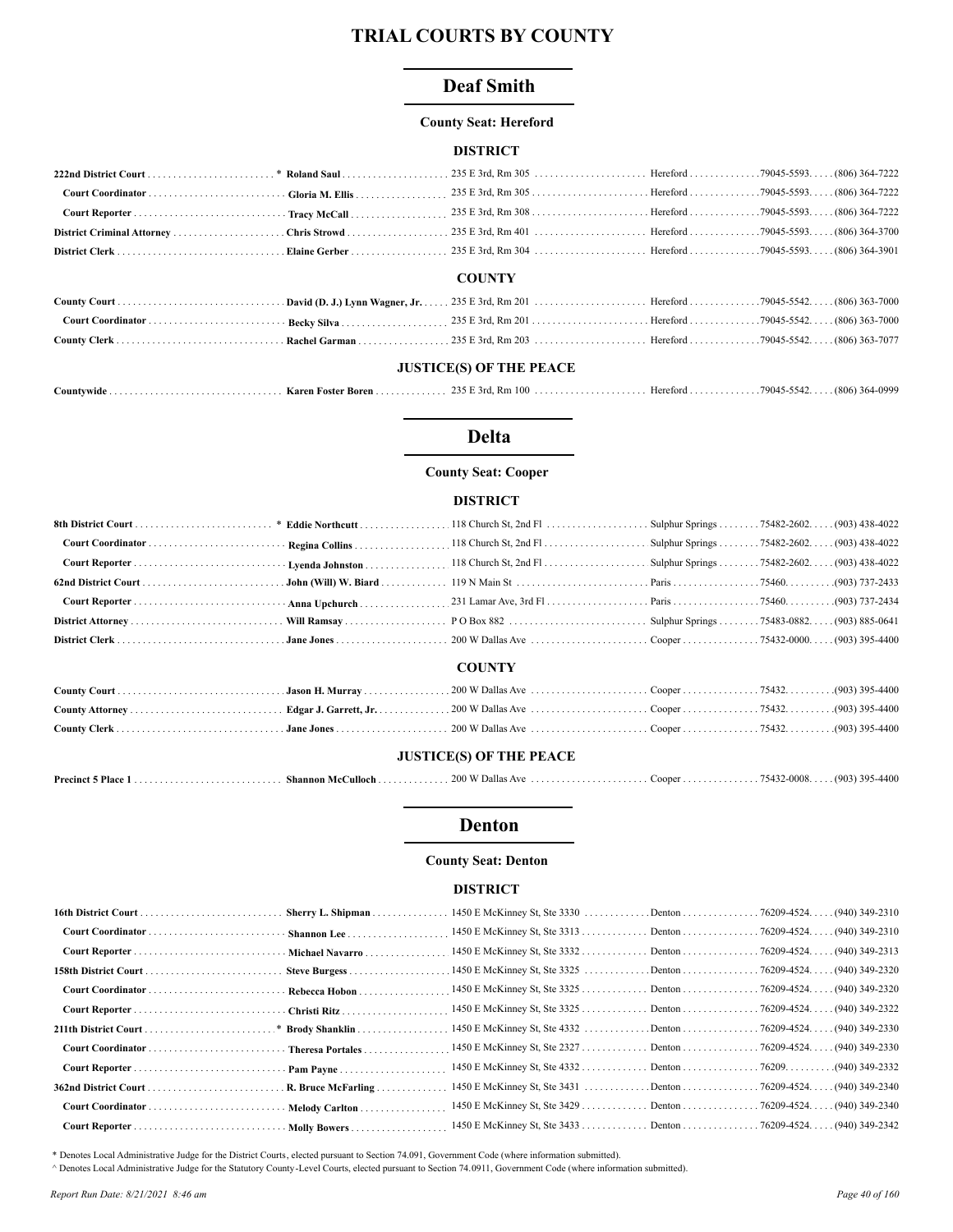# TRIAL COURTS BY COUNTY

## Deaf Smith

**County Seat: Hereford**

### DISTRICT

| Court/Position | Name | Address | City | Zip | Phone |
|---|---|---|---|---|---|
| **222nd District Court** * | **Roland Saul** | 235 E 3rd, Rm 305 | Hereford | 79045-5593. | (806) 364-7222 |
| **Court Coordinator** | **Gloria M. Ellis** | 235 E 3rd, Rm 305 | Hereford | 79045-5593. | (806) 364-7222 |
| **Court Reporter** | **Tracy McCall** | 235 E 3rd, Rm 308 | Hereford | 79045-5593. | (806) 364-7222 |
| **District Criminal Attorney** | **Chris Strowd** | 235 E 3rd, Rm 401 | Hereford | 79045-5593. | (806) 364-3700 |
| **District Clerk** | **Elaine Gerber** | 235 E 3rd, Rm 304 | Hereford | 79045-5593. | (806) 364-3901 |

### COUNTY

| Court/Position | Name | Address | City | Zip | Phone |
|---|---|---|---|---|---|
| **County Court** | **David (D. J.) Lynn Wagner, Jr.** | 235 E 3rd, Rm 201 | Hereford | 79045-5542. | (806) 363-7000 |
| **Court Coordinator** | **Becky Silva** | 235 E 3rd, Rm 201 | Hereford | 79045-5542. | (806) 363-7000 |
| **County Clerk** | **Rachel Garman** | 235 E 3rd, Rm 203 | Hereford | 79045-5542. | (806) 363-7077 |

### JUSTICE(S) OF THE PEACE

| Court/Position | Name | Address | City | Zip | Phone |
|---|---|---|---|---|---|
| **Countywide** | **Karen Foster Boren** | 235 E 3rd, Rm 100 | Hereford | 79045-5542. | (806) 364-0999 |

## Delta

**County Seat: Cooper**

### DISTRICT

| Court/Position | Name | Address | City | Zip | Phone |
|---|---|---|---|---|---|
| **8th District Court** * | **Eddie Northcutt** | 118 Church St, 2nd Fl | Sulphur Springs | 75482-2602. | (903) 438-4022 |
| **Court Coordinator** | **Regina Collins** | 118 Church St, 2nd Fl | Sulphur Springs | 75482-2602. | (903) 438-4022 |
| **Court Reporter** | **Lyenda Johnston** | 118 Church St, 2nd Fl | Sulphur Springs | 75482-2602. | (903) 438-4022 |
| **62nd District Court** | **John (Will) W. Biard** | 119 N Main St | Paris | 75460. | (903) 737-2433 |
| **Court Reporter** | **Anna Upchurch** | 231 Lamar Ave, 3rd Fl | Paris | 75460. | (903) 737-2434 |
| **District Attorney** | **Will Ramsay** | P O Box 882 | Sulphur Springs | 75483-0882. | (903) 885-0641 |
| **District Clerk** | **Jane Jones** | 200 W Dallas Ave | Cooper | 75432-0000. | (903) 395-4400 |

### COUNTY

| Court/Position | Name | Address | City | Zip | Phone |
|---|---|---|---|---|---|
| **County Court** | **Jason H. Murray** | 200 W Dallas Ave | Cooper | 75432. | (903) 395-4400 |
| **County Attorney** | **Edgar J. Garrett, Jr.** | 200 W Dallas Ave | Cooper | 75432. | (903) 395-4400 |
| **County Clerk** | **Jane Jones** | 200 W Dallas Ave | Cooper | 75432. | (903) 395-4400 |

### JUSTICE(S) OF THE PEACE

| Court/Position | Name | Address | City | Zip | Phone |
|---|---|---|---|---|---|
| **Precinct 5 Place 1** | **Shannon McCulloch** | 200 W Dallas Ave | Cooper | 75432-0008. | (903) 395-4400 |

## Denton

**County Seat: Denton**

### DISTRICT

| Court/Position | Name | Address | City | Zip | Phone |
|---|---|---|---|---|---|
| **16th District Court** | **Sherry L. Shipman** | 1450 E McKinney St, Ste 3330 | Denton | 76209-4524. | (940) 349-2310 |
| **Court Coordinator** | **Shannon Lee** | 1450 E McKinney St, Ste 3313 | Denton | 76209-4524. | (940) 349-2310 |
| **Court Reporter** | **Michael Navarro** | 1450 E McKinney St, Ste 3332 | Denton | 76209-4524. | (940) 349-2313 |
| **158th District Court** | **Steve Burgess** | 1450 E McKinney St, Ste 3325 | Denton | 76209-4524. | (940) 349-2320 |
| **Court Coordinator** | **Rebecca Hobon** | 1450 E McKinney St, Ste 3325 | Denton | 76209-4524. | (940) 349-2320 |
| **Court Reporter** | **Christi Ritz** | 1450 E McKinney St, Ste 3325 | Denton | 76209-4524. | (940) 349-2322 |
| **211th District Court** * | **Brody Shanklin** | 1450 E McKinney St, Ste 4332 | Denton | 76209-4524. | (940) 349-2330 |
| **Court Coordinator** | **Theresa Portales** | 1450 E McKinney St, Ste 2327 | Denton | 76209-4524. | (940) 349-2330 |
| **Court Reporter** | **Pam Payne** | 1450 E McKinney St, Ste 4332 | Denton | 76209. | (940) 349-2332 |
| **362nd District Court** | **R. Bruce McFarling** | 1450 E McKinney St, Ste 3431 | Denton | 76209-4524. | (940) 349-2340 |
| **Court Coordinator** | **Melody Carlton** | 1450 E McKinney St, Ste 3429 | Denton | 76209-4524. | (940) 349-2340 |
| **Court Reporter** | **Molly Bowers** | 1450 E McKinney St, Ste 3433 | Denton | 76209-4524. | (940) 349-2342 |

\* Denotes Local Administrative Judge for the District Courts, elected pursuant to Section 74.091, Government Code (where information submitted).

^ Denotes Local Administrative Judge for the Statutory County-Level Courts, elected pursuant to Section 74.0911, Government Code (where information submitted).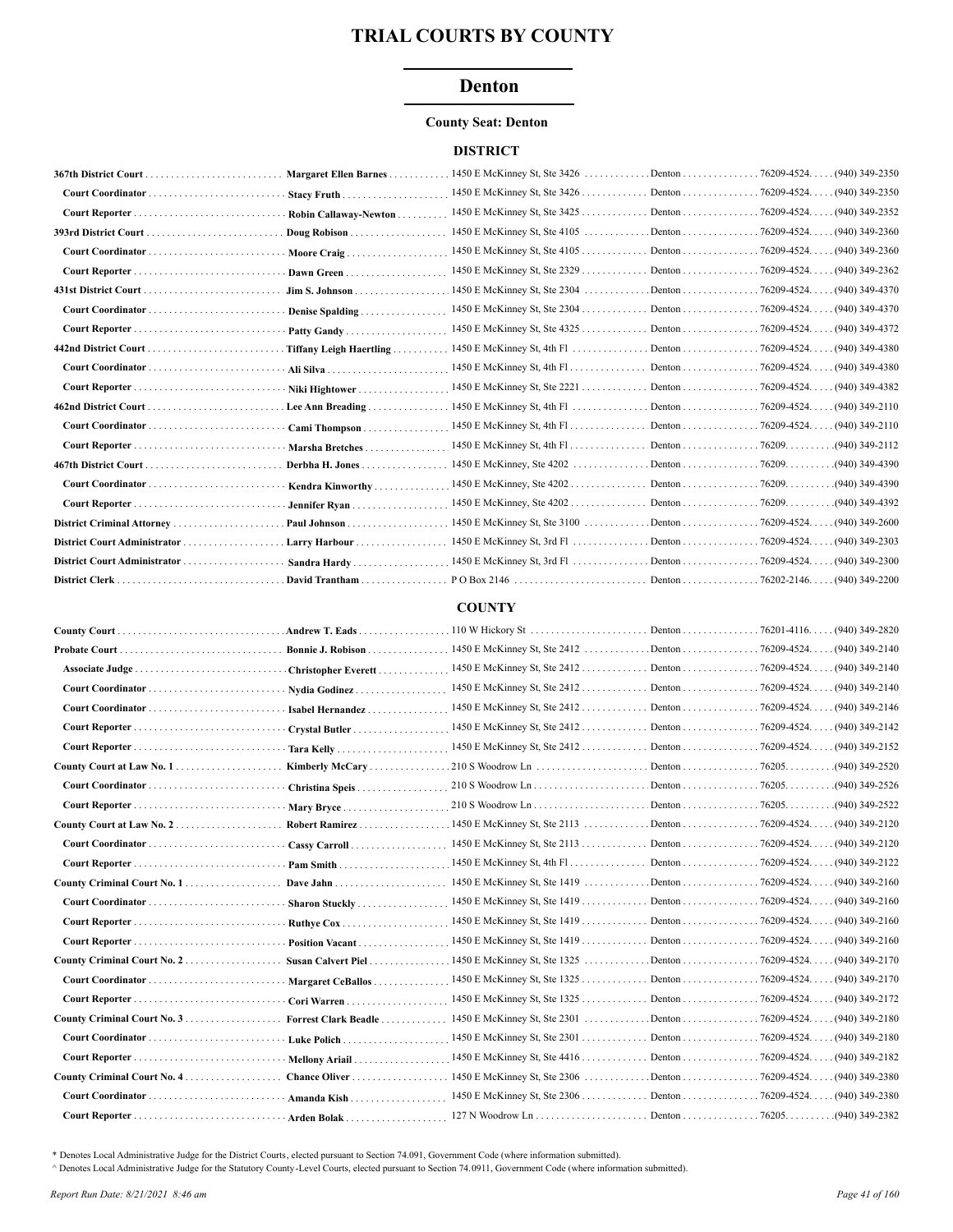# TRIAL COURTS BY COUNTY

## Denton

**County Seat: Denton**

### DISTRICT

| Court/Position | Name | Address | City | Zip | Phone |
|---|---|---|---|---|---|
| **367th District Court** | **Margaret Ellen Barnes** | 1450 E McKinney St, Ste 3426 | Denton | 76209-4524 | (940) 349-2350 |
| **Court Coordinator** | **Stacy Fruth** | 1450 E McKinney St, Ste 3426 | Denton | 76209-4524 | (940) 349-2350 |
| **Court Reporter** | **Robin Callaway-Newton** | 1450 E McKinney St, Ste 3425 | Denton | 76209-4524 | (940) 349-2352 |
| **393rd District Court** | **Doug Robison** | 1450 E McKinney St, Ste 4105 | Denton | 76209-4524 | (940) 349-2360 |
| **Court Coordinator** | **Moore Craig** | 1450 E McKinney St, Ste 4105 | Denton | 76209-4524 | (940) 349-2360 |
| **Court Reporter** | **Dawn Green** | 1450 E McKinney St, Ste 2329 | Denton | 76209-4524 | (940) 349-2362 |
| **431st District Court** | **Jim S. Johnson** | 1450 E McKinney St, Ste 2304 | Denton | 76209-4524 | (940) 349-4370 |
| **Court Coordinator** | **Denise Spalding** | 1450 E McKinney St, Ste 2304 | Denton | 76209-4524 | (940) 349-4370 |
| **Court Reporter** | **Patty Gandy** | 1450 E McKinney St, Ste 4325 | Denton | 76209-4524 | (940) 349-4372 |
| **442nd District Court** | **Tiffany Leigh Haertling** | 1450 E McKinney St, 4th Fl | Denton | 76209-4524 | (940) 349-4380 |
| **Court Coordinator** | **Ali Silva** | 1450 E McKinney St, 4th Fl | Denton | 76209-4524 | (940) 349-4380 |
| **Court Reporter** | **Niki Hightower** | 1450 E McKinney St, Ste 2221 | Denton | 76209-4524 | (940) 349-4382 |
| **462nd District Court** | **Lee Ann Breading** | 1450 E McKinney St, 4th Fl | Denton | 76209-4524 | (940) 349-2110 |
| **Court Coordinator** | **Cami Thompson** | 1450 E McKinney St, 4th Fl | Denton | 76209-4524 | (940) 349-2110 |
| **Court Reporter** | **Marsha Bretches** | 1450 E McKinney St, 4th Fl | Denton | 76209. | (940) 349-2112 |
| **467th District Court** | **Derbha H. Jones** | 1450 E McKinney, Ste 4202 | Denton | 76209. | (940) 349-4390 |
| **Court Coordinator** | **Kendra Kinworthy** | 1450 E McKinney, Ste 4202 | Denton | 76209. | (940) 349-4390 |
| **Court Reporter** | **Jennifer Ryan** | 1450 E McKinney, Ste 4202 | Denton | 76209. | (940) 349-4392 |
| **District Criminal Attorney** | **Paul Johnson** | 1450 E McKinney St, Ste 3100 | Denton | 76209-4524 | (940) 349-2600 |
| **District Court Administrator** | **Larry Harbour** | 1450 E McKinney St, 3rd Fl | Denton | 76209-4524 | (940) 349-2303 |
| **District Court Administrator** | **Sandra Hardy** | 1450 E McKinney St, 3rd Fl | Denton | 76209-4524 | (940) 349-2300 |
| **District Clerk** | **David Trantham** | P O Box 2146 | Denton | 76202-2146 | (940) 349-2200 |

### COUNTY

| Court/Position | Name | Address | City | Zip | Phone |
|---|---|---|---|---|---|
| **County Court** | **Andrew T. Eads** | 110 W Hickory St | Denton | 76201-4116 | (940) 349-2820 |
| **Probate Court** | **Bonnie J. Robison** | 1450 E McKinney St, Ste 2412 | Denton | 76209-4524 | (940) 349-2140 |
| **Associate Judge** | **Christopher Everett** | 1450 E McKinney St, Ste 2412 | Denton | 76209-4524 | (940) 349-2140 |
| **Court Coordinator** | **Nydia Godinez** | 1450 E McKinney St, Ste 2412 | Denton | 76209-4524 | (940) 349-2140 |
| **Court Coordinator** | **Isabel Hernandez** | 1450 E McKinney St, Ste 2412 | Denton | 76209-4524 | (940) 349-2146 |
| **Court Reporter** | **Crystal Butler** | 1450 E McKinney St, Ste 2412 | Denton | 76209-4524 | (940) 349-2142 |
| **Court Reporter** | **Tara Kelly** | 1450 E McKinney St, Ste 2412 | Denton | 76209-4524 | (940) 349-2152 |
| **County Court at Law No. 1** | **Kimberly McCary** | 210 S Woodrow Ln | Denton | 76205. | (940) 349-2520 |
| **Court Coordinator** | **Christina Speis** | 210 S Woodrow Ln | Denton | 76205. | (940) 349-2526 |
| **Court Reporter** | **Mary Bryce** | 210 S Woodrow Ln | Denton | 76205. | (940) 349-2522 |
| **County Court at Law No. 2** | **Robert Ramirez** | 1450 E McKinney St, Ste 2113 | Denton | 76209-4524 | (940) 349-2120 |
| **Court Coordinator** | **Cassy Carroll** | 1450 E McKinney St, Ste 2113 | Denton | 76209-4524 | (940) 349-2120 |
| **Court Reporter** | **Pam Smith** | 1450 E McKinney St, 4th Fl | Denton | 76209-4524 | (940) 349-2122 |
| **County Criminal Court No. 1** | **Dave Jahn** | 1450 E McKinney St, Ste 1419 | Denton | 76209-4524 | (940) 349-2160 |
| **Court Coordinator** | **Sharon Stuckly** | 1450 E McKinney St, Ste 1419 | Denton | 76209-4524 | (940) 349-2160 |
| **Court Reporter** | **Ruthye Cox** | 1450 E McKinney St, Ste 1419 | Denton | 76209-4524 | (940) 349-2160 |
| **Court Reporter** | **Position Vacant** | 1450 E McKinney St, Ste 1419 | Denton | 76209-4524 | (940) 349-2160 |
| **County Criminal Court No. 2** | **Susan Calvert Piel** | 1450 E McKinney St, Ste 1325 | Denton | 76209-4524 | (940) 349-2170 |
| **Court Coordinator** | **Margaret CeBallos** | 1450 E McKinney St, Ste 1325 | Denton | 76209-4524 | (940) 349-2170 |
| **Court Reporter** | **Cori Warren** | 1450 E McKinney St, Ste 1325 | Denton | 76209-4524 | (940) 349-2172 |
| **County Criminal Court No. 3** | **Forrest Clark Beadle** | 1450 E McKinney St, Ste 2301 | Denton | 76209-4524 | (940) 349-2180 |
| **Court Coordinator** | **Luke Polich** | 1450 E McKinney St, Ste 2301 | Denton | 76209-4524 | (940) 349-2180 |
| **Court Reporter** | **Mellony Ariail** | 1450 E McKinney St, Ste 4416 | Denton | 76209-4524 | (940) 349-2182 |
| **County Criminal Court No. 4** | **Chance Oliver** | 1450 E McKinney St, Ste 2306 | Denton | 76209-4524 | (940) 349-2380 |
| **Court Coordinator** | **Amanda Kish** | 1450 E McKinney St, Ste 2306 | Denton | 76209-4524 | (940) 349-2380 |
| **Court Reporter** | **Arden Bolak** | 127 N Woodrow Ln | Denton | 76205. | (940) 349-2382 |

\* Denotes Local Administrative Judge for the District Courts, elected pursuant to Section 74.091, Government Code (where information submitted).

^ Denotes Local Administrative Judge for the Statutory County-Level Courts, elected pursuant to Section 74.0911, Government Code (where information submitted).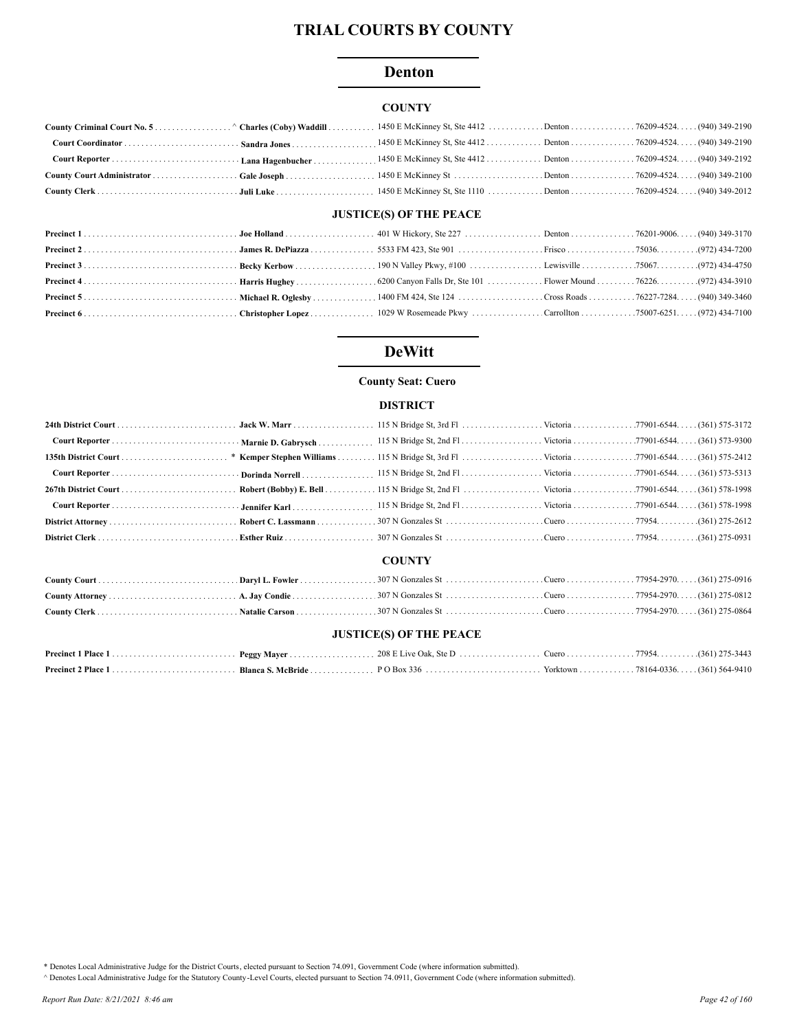# TRIAL COURTS BY COUNTY

## Denton

### COUNTY

| | | | | | |
|---|---|---|---|---|---|
| **County Criminal Court No. 5** | ^ **Charles (Coby) Waddill** | 1450 E McKinney St, Ste 4412 | Denton | 76209-4524 | (940) 349-2190 |
| **Court Coordinator** | **Sandra Jones** | 1450 E McKinney St, Ste 4412 | Denton | 76209-4524 | (940) 349-2190 |
| **Court Reporter** | **Lana Hagenbucher** | 1450 E McKinney St, Ste 4412 | Denton | 76209-4524 | (940) 349-2192 |
| **County Court Administrator** | **Gale Joseph** | 1450 E McKinney St | Denton | 76209-4524 | (940) 349-2100 |
| **County Clerk** | **Juli Luke** | 1450 E McKinney St, Ste 1110 | Denton | 76209-4524 | (940) 349-2012 |

### JUSTICE(S) OF THE PEACE

| | | | | | |
|---|---|---|---|---|---|
| **Precinct 1** | **Joe Holland** | 401 W Hickory, Ste 227 | Denton | 76201-9006 | (940) 349-3170 |
| **Precinct 2** | **James R. DePiazza** | 5533 FM 423, Ste 901 | Frisco | 75036 | (972) 434-7200 |
| **Precinct 3** | **Becky Kerbow** | 190 N Valley Pkwy, #100 | Lewisville | 75067 | (972) 434-4750 |
| **Precinct 4** | **Harris Hughey** | 6200 Canyon Falls Dr, Ste 101 | Flower Mound | 76226 | (972) 434-3910 |
| **Precinct 5** | **Michael R. Oglesby** | 1400 FM 424, Ste 124 | Cross Roads | 76227-7284 | (940) 349-3460 |
| **Precinct 6** | **Christopher Lopez** | 1029 W Rosemeade Pkwy | Carrollton | 75007-6251 | (972) 434-7100 |

## DeWitt

**County Seat: Cuero**

### DISTRICT

| | | | | | |
|---|---|---|---|---|---|
| **24th District Court** | **Jack W. Marr** | 115 N Bridge St, 3rd Fl | Victoria | 77901-6544 | (361) 575-3172 |
| **Court Reporter** | **Marnie D. Gabrysch** | 115 N Bridge St, 2nd Fl | Victoria | 77901-6544 | (361) 573-9300 |
| **135th District Court** | * **Kemper Stephen Williams** | 115 N Bridge St, 3rd Fl | Victoria | 77901-6544 | (361) 575-2412 |
| **Court Reporter** | **Dorinda Norrell** | 115 N Bridge St, 2nd Fl | Victoria | 77901-6544 | (361) 573-5313 |
| **267th District Court** | **Robert (Bobby) E. Bell** | 115 N Bridge St, 2nd Fl | Victoria | 77901-6544 | (361) 578-1998 |
| **Court Reporter** | **Jennifer Karl** | 115 N Bridge St, 2nd Fl | Victoria | 77901-6544 | (361) 578-1998 |
| **District Attorney** | **Robert C. Lassmann** | 307 N Gonzales St | Cuero | 77954 | (361) 275-2612 |
| **District Clerk** | **Esther Ruiz** | 307 N Gonzales St | Cuero | 77954 | (361) 275-0931 |

### COUNTY

| | | | | | |
|---|---|---|---|---|---|
| **County Court** | **Daryl L. Fowler** | 307 N Gonzales St | Cuero | 77954-2970 | (361) 275-0916 |
| **County Attorney** | **A. Jay Condie** | 307 N Gonzales St | Cuero | 77954-2970 | (361) 275-0812 |
| **County Clerk** | **Natalie Carson** | 307 N Gonzales St | Cuero | 77954-2970 | (361) 275-0864 |

### JUSTICE(S) OF THE PEACE

| | | | | | |
|---|---|---|---|---|---|
| **Precinct 1 Place 1** | **Peggy Mayer** | 208 E Live Oak, Ste D | Cuero | 77954 | (361) 275-3443 |
| **Precinct 2 Place 1** | **Blanca S. McBride** | P O Box 336 | Yorktown | 78164-0336 | (361) 564-9410 |

\* Denotes Local Administrative Judge for the District Courts, elected pursuant to Section 74.091, Government Code (where information submitted).
^ Denotes Local Administrative Judge for the Statutory County-Level Courts, elected pursuant to Section 74.0911, Government Code (where information submitted).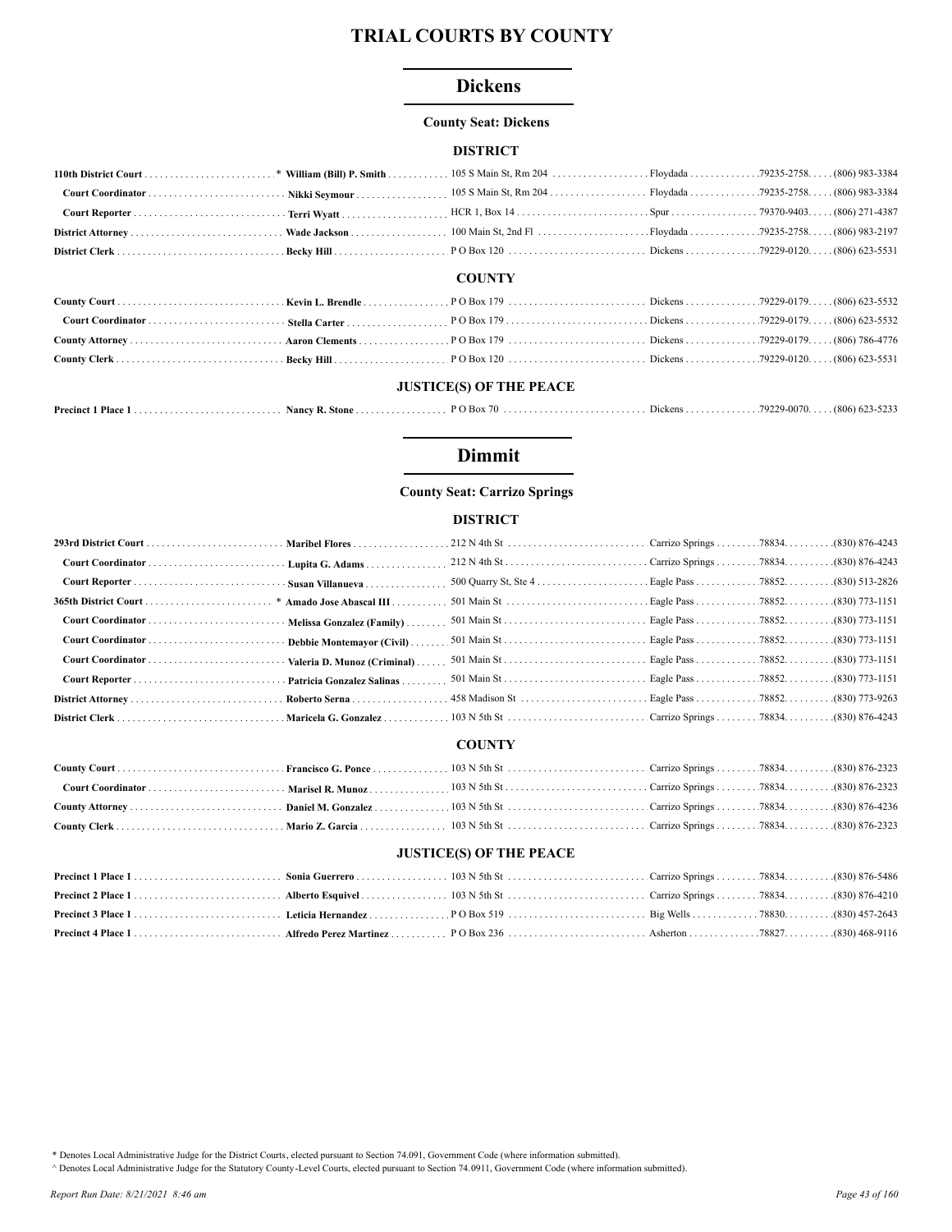# TRIAL COURTS BY COUNTY

## Dickens

**County Seat: Dickens**

### DISTRICT

| Position | Name | Address | City | Zip | Phone |
|---|---|---|---|---|---|
| **110th District Court** * | **William (Bill) P. Smith** | 105 S Main St, Rm 204 | Floydada | 79235-2758 | (806) 983-3384 |
| **Court Coordinator** | **Nikki Seymour** | 105 S Main St, Rm 204 | Floydada | 79235-2758 | (806) 983-3384 |
| **Court Reporter** | **Terri Wyatt** | HCR 1, Box 14 | Spur | 79370-9403 | (806) 271-4387 |
| **District Attorney** | **Wade Jackson** | 100 Main St, 2nd Fl | Floydada | 79235-2758 | (806) 983-2197 |
| **District Clerk** | **Becky Hill** | P O Box 120 | Dickens | 79229-0120 | (806) 623-5531 |

### COUNTY

| Position | Name | Address | City | Zip | Phone |
|---|---|---|---|---|---|
| **County Court** | **Kevin L. Brendle** | P O Box 179 | Dickens | 79229-0179 | (806) 623-5532 |
| **Court Coordinator** | **Stella Carter** | P O Box 179 | Dickens | 79229-0179 | (806) 623-5532 |
| **County Attorney** | **Aaron Clements** | P O Box 179 | Dickens | 79229-0179 | (806) 786-4776 |
| **County Clerk** | **Becky Hill** | P O Box 120 | Dickens | 79229-0120 | (806) 623-5531 |

### JUSTICE(S) OF THE PEACE

| Position | Name | Address | City | Zip | Phone |
|---|---|---|---|---|---|
| **Precinct 1 Place 1** | **Nancy R. Stone** | P O Box 70 | Dickens | 79229-0070 | (806) 623-5233 |

## Dimmit

**County Seat: Carrizo Springs**

### DISTRICT

| Position | Name | Address | City | Zip | Phone |
|---|---|---|---|---|---|
| **293rd District Court** | **Maribel Flores** | 212 N 4th St | Carrizo Springs | 78834 | (830) 876-4243 |
| **Court Coordinator** | **Lupita G. Adams** | 212 N 4th St | Carrizo Springs | 78834 | (830) 876-4243 |
| **Court Reporter** | **Susan Villanueva** | 500 Quarry St, Ste 4 | Eagle Pass | 78852 | (830) 513-2826 |
| **365th District Court** * | **Amado Jose Abascal III** | 501 Main St | Eagle Pass | 78852 | (830) 773-1151 |
| **Court Coordinator** | **Melissa Gonzalez (Family)** | 501 Main St | Eagle Pass | 78852 | (830) 773-1151 |
| **Court Coordinator** | **Debbie Montemayor (Civil)** | 501 Main St | Eagle Pass | 78852 | (830) 773-1151 |
| **Court Coordinator** | **Valeria D. Munoz (Criminal)** | 501 Main St | Eagle Pass | 78852 | (830) 773-1151 |
| **Court Reporter** | **Patricia Gonzalez Salinas** | 501 Main St | Eagle Pass | 78852 | (830) 773-1151 |
| **District Attorney** | **Roberto Serna** | 458 Madison St | Eagle Pass | 78852 | (830) 773-9263 |
| **District Clerk** | **Maricela G. Gonzalez** | 103 N 5th St | Carrizo Springs | 78834 | (830) 876-4243 |

### COUNTY

| Position | Name | Address | City | Zip | Phone |
|---|---|---|---|---|---|
| **County Court** | **Francisco G. Ponce** | 103 N 5th St | Carrizo Springs | 78834 | (830) 876-2323 |
| **Court Coordinator** | **Marisel R. Munoz** | 103 N 5th St | Carrizo Springs | 78834 | (830) 876-2323 |
| **County Attorney** | **Daniel M. Gonzalez** | 103 N 5th St | Carrizo Springs | 78834 | (830) 876-4236 |
| **County Clerk** | **Mario Z. Garcia** | 103 N 5th St | Carrizo Springs | 78834 | (830) 876-2323 |

### JUSTICE(S) OF THE PEACE

| Position | Name | Address | City | Zip | Phone |
|---|---|---|---|---|---|
| **Precinct 1 Place 1** | **Sonia Guerrero** | 103 N 5th St | Carrizo Springs | 78834 | (830) 876-5486 |
| **Precinct 2 Place 1** | **Alberto Esquivel** | 103 N 5th St | Carrizo Springs | 78834 | (830) 876-4210 |
| **Precinct 3 Place 1** | **Leticia Hernandez** | P O Box 519 | Big Wells | 78830 | (830) 457-2643 |
| **Precinct 4 Place 1** | **Alfredo Perez Martinez** | P O Box 236 | Asherton | 78827 | (830) 468-9116 |

\* Denotes Local Administrative Judge for the District Courts, elected pursuant to Section 74.091, Government Code (where information submitted).

^ Denotes Local Administrative Judge for the Statutory County-Level Courts, elected pursuant to Section 74.0911, Government Code (where information submitted).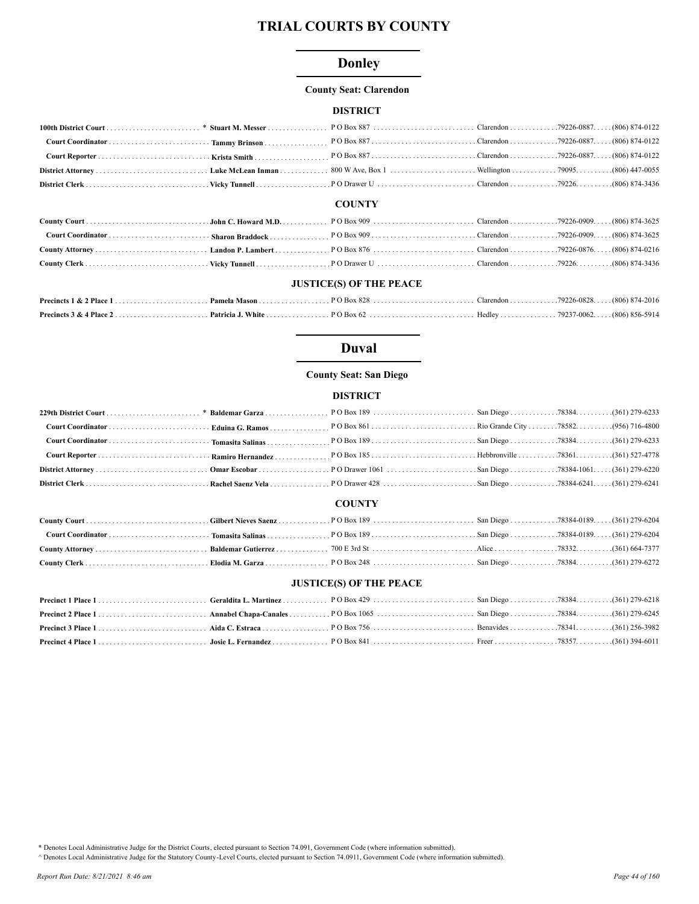# TRIAL COURTS BY COUNTY

## Donley

**County Seat: Clarendon**

### DISTRICT

| Position | Name | Address | City | Zip | Phone |
|---|---|---|---|---|---|
| **100th District Court** | * **Stuart M. Messer** | P O Box 887 | Clarendon | 79226-0887. | (806) 874-0122 |
| **Court Coordinator** | **Tammy Brinson** | P O Box 887 | Clarendon | 79226-0887. | (806) 874-0122 |
| **Court Reporter** | **Krista Smith** | P O Box 887 | Clarendon | 79226-0887. | (806) 874-0122 |
| **District Attorney** | **Luke McLean Inman** | 800 W Ave, Box 1 | Wellington | 79095. | (806) 447-0055 |
| **District Clerk** | **Vicky Tunnell** | P O Drawer U | Clarendon | 79226. | (806) 874-3436 |

### COUNTY

| Position | Name | Address | City | Zip | Phone |
|---|---|---|---|---|---|
| **County Court** | **John C. Howard M.D.** | P O Box 909 | Clarendon | 79226-0909. | (806) 874-3625 |
| **Court Coordinator** | **Sharon Braddock** | P O Box 909 | Clarendon | 79226-0909. | (806) 874-3625 |
| **County Attorney** | **Landon P. Lambert** | P O Box 876 | Clarendon | 79226-0876. | (806) 874-0216 |
| **County Clerk** | **Vicky Tunnell** | P O Drawer U | Clarendon | 79226. | (806) 874-3436 |

### JUSTICE(S) OF THE PEACE

| Position | Name | Address | City | Zip | Phone |
|---|---|---|---|---|---|
| **Precincts 1 & 2 Place 1** | **Pamela Mason** | P O Box 828 | Clarendon | 79226-0828. | (806) 874-2016 |
| **Precincts 3 & 4 Place 2** | **Patricia J. White** | P O Box 62 | Hedley | 79237-0062. | (806) 856-5914 |

## Duval

**County Seat: San Diego**

### DISTRICT

| Position | Name | Address | City | Zip | Phone |
|---|---|---|---|---|---|
| **229th District Court** | * **Baldemar Garza** | P O Box 189 | San Diego | 78384. | (361) 279-6233 |
| **Court Coordinator** | **Eduina G. Ramos** | P O Box 861 | Rio Grande City | 78582. | (956) 716-4800 |
| **Court Coordinator** | **Tomasita Salinas** | P O Box 189 | San Diego | 78384. | (361) 279-6233 |
| **Court Reporter** | **Ramiro Hernandez** | P O Box 185 | Hebbronville | 78361. | (361) 527-4778 |
| **District Attorney** | **Omar Escobar** | P O Drawer 1061 | San Diego | 78384-1061. | (361) 279-6220 |
| **District Clerk** | **Rachel Saenz Vela** | P O Drawer 428 | San Diego | 78384-6241. | (361) 279-6241 |

### COUNTY

| Position | Name | Address | City | Zip | Phone |
|---|---|---|---|---|---|
| **County Court** | **Gilbert Nieves Saenz** | P O Box 189 | San Diego | 78384-0189. | (361) 279-6204 |
| **Court Coordinator** | **Tomasita Salinas** | P O Box 189 | San Diego | 78384-0189. | (361) 279-6204 |
| **County Attorney** | **Baldemar Gutierrez** | 700 E 3rd St | Alice | 78332. | (361) 664-7377 |
| **County Clerk** | **Elodia M. Garza** | P O Box 248 | San Diego | 78384. | (361) 279-6272 |

### JUSTICE(S) OF THE PEACE

| Position | Name | Address | City | Zip | Phone |
|---|---|---|---|---|---|
| **Precinct 1 Place 1** | **Geraldita L. Martinez** | P O Box 429 | San Diego | 78384. | (361) 279-6218 |
| **Precinct 2 Place 1** | **Annabel Chapa-Canales** | P O Box 1065 | San Diego | 78384. | (361) 279-6245 |
| **Precinct 3 Place 1** | **Aida C. Estraca** | P O Box 756 | Benavides | 78341. | (361) 256-3982 |
| **Precinct 4 Place 1** | **Josie L. Fernandez** | P O Box 841 | Freer | 78357. | (361) 394-6011 |

* Denotes Local Administrative Judge for the District Courts, elected pursuant to Section 74.091, Government Code (where information submitted).

^ Denotes Local Administrative Judge for the Statutory County-Level Courts, elected pursuant to Section 74.0911, Government Code (where information submitted).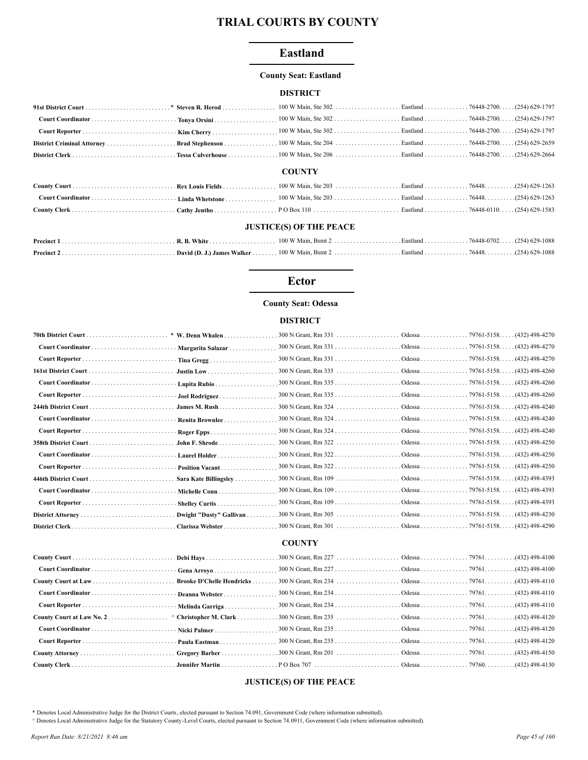# TRIAL COURTS BY COUNTY

## Eastland

**County Seat: Eastland**

### DISTRICT

| Position | Name | Address | City | Zip | Phone |
|---|---|---|---|---|---|
| **91st District Court** | * **Steven R. Herod** | 100 W Main, Ste 302 | Eastland | 76448-2700 | (254) 629-1797 |
| **Court Coordinator** | **Tonya Orsini** | 100 W Main, Ste 302 | Eastland | 76448-2700 | (254) 629-1797 |
| **Court Reporter** | **Kim Cherry** | 100 W Main, Ste 302 | Eastland | 76448-2700 | (254) 629-1797 |
| **District Criminal Attorney** | **Brad Stephenson** | 100 W Main, Ste 204 | Eastland | 76448-2700 | (254) 629-2659 |
| **District Clerk** | **Tessa Culverhouse** | 100 W Main, Ste 206 | Eastland | 76448-2700 | (254) 629-2664 |

### COUNTY

| Position | Name | Address | City | Zip | Phone |
|---|---|---|---|---|---|
| **County Court** | **Rex Louis Fields** | 100 W Main, Ste 203 | Eastland | 76448 | (254) 629-1263 |
| **Court Coordinator** | **Linda Whetstone** | 100 W Main, Ste 203 | Eastland | 76448 | (254) 629-1263 |
| **County Clerk** | **Cathy Jentho** | P O Box 110 | Eastland | 76448-0110 | (254) 629-1583 |

### JUSTICE(S) OF THE PEACE

| Position | Name | Address | City | Zip | Phone |
|---|---|---|---|---|---|
| **Precinct 1** | **R. B. White** | 100 W Main, Bsmt 2 | Eastland | 76448-0702 | (254) 629-1088 |
| **Precinct 2** | **David (D. J.) James Walker** | 100 W Main, Bsmt 2 | Eastland | 76448 | (254) 629-1088 |

## Ector

**County Seat: Odessa**

### DISTRICT

| Position | Name | Address | City | Zip | Phone |
|---|---|---|---|---|---|
| **70th District Court** | * **W. Denn Whalen** | 300 N Grant, Rm 331 | Odessa | 79761-5158 | (432) 498-4270 |
| **Court Coordinator** | **Margarita Salazar** | 300 N Grant, Rm 331 | Odessa | 79761-5158 | (432) 498-4270 |
| **Court Reporter** | **Tina Gregg** | 300 N Grant, Rm 331 | Odessa | 79761-5158 | (432) 498-4270 |
| **161st District Court** | **Justin Low** | 300 N Grant, Rm 335 | Odessa | 79761-5158 | (432) 498-4260 |
| **Court Coordinator** | **Lupita Rubio** | 300 N Grant, Rm 335 | Odessa | 79761-5158 | (432) 498-4260 |
| **Court Reporter** | **Joel Rodriguez** | 300 N Grant, Rm 335 | Odessa | 79761-5158 | (432) 498-4260 |
| **244th District Court** | **James M. Rush** | 300 N Grant, Rm 324 | Odessa | 79761-5158 | (432) 498-4240 |
| **Court Coordinator** | **Renita Brownlee** | 300 N Grant, Rm 324 | Odessa | 79761-5158 | (432) 498-4240 |
| **Court Reporter** | **Roger Epps** | 300 N Grant, Rm 324 | Odessa | 79761-5158 | (432) 498-4240 |
| **358th District Court** | **John F. Shrode** | 300 N Grant, Rm 322 | Odessa | 79761-5158 | (432) 498-4250 |
| **Court Coordinator** | **Laurel Holder** | 300 N Grant, Rm 322 | Odessa | 79761-5158 | (432) 498-4250 |
| **Court Reporter** | **Position Vacant** | 300 N Grant, Rm 322 | Odessa | 79761-5158 | (432) 498-4250 |
| **446th District Court** | **Sara Kate Billingsley** | 300 N Grant, Rm 109 | Odessa | 79761-5158 | (432) 498-4393 |
| **Court Coordinator** | **Michelle Conn** | 300 N Grant, Rm 109 | Odessa | 79761-5158 | (432) 498-4393 |
| **Court Reporter** | **Shelley Curtis** | 300 N Grant, Rm 109 | Odessa | 79761-5158 | (432) 498-4393 |
| **District Attorney** | **Dwight "Dusty" Gallivan** | 300 N Grant, Rm 305 | Odessa | 79761-5158 | (432) 498-4230 |
| **District Clerk** | **Clarissa Webster** | 300 N Grant, Rm 301 | Odessa | 79761-5158 | (432) 498-4290 |

### COUNTY

| Position | Name | Address | City | Zip | Phone |
|---|---|---|---|---|---|
| **County Court** | **Debi Hays** | 300 N Grant, Rm 227 | Odessa | 79761 | (432) 498-4100 |
| **Court Coordinator** | **Gena Arroyo** | 300 N Grant, Rm 227 | Odessa | 79761 | (432) 498-4100 |
| **County Court at Law** | **Brooke D'Chelle Hendricks** | 300 N Grant, Rm 234 | Odessa | 79761 | (432) 498-4110 |
| **Court Coordinator** | **Deanna Webster** | 300 N Grant, Rm 234 | Odessa | 79761 | (432) 498-4110 |
| **Court Reporter** | **Melinda Garriga** | 300 N Grant, Rm 234 | Odessa | 79761 | (432) 498-4110 |
| **County Court at Law No. 2** | ^ **Christopher M. Clark** | 300 N Grant, Rm 235 | Odessa | 79761 | (432) 498-4120 |
| **Court Coordinator** | **Nicki Palmer** | 300 N Grant, Rm 235 | Odessa | 79761 | (432) 498-4120 |
| **Court Reporter** | **Paula Eastman** | 300 N Grant, Rm 235 | Odessa | 79761 | (432) 498-4120 |
| **County Attorney** | **Gregory Barber** | 300 N Grant, Rm 201 | Odessa | 79761 | (432) 498-4150 |
| **County Clerk** | **Jennifer Martin** | P O Box 707 | Odessa | 79760 | (432) 498-4130 |

### JUSTICE(S) OF THE PEACE

\* Denotes Local Administrative Judge for the District Courts, elected pursuant to Section 74.091, Government Code (where information submitted).

^ Denotes Local Administrative Judge for the Statutory County-Level Courts, elected pursuant to Section 74.0911, Government Code (where information submitted).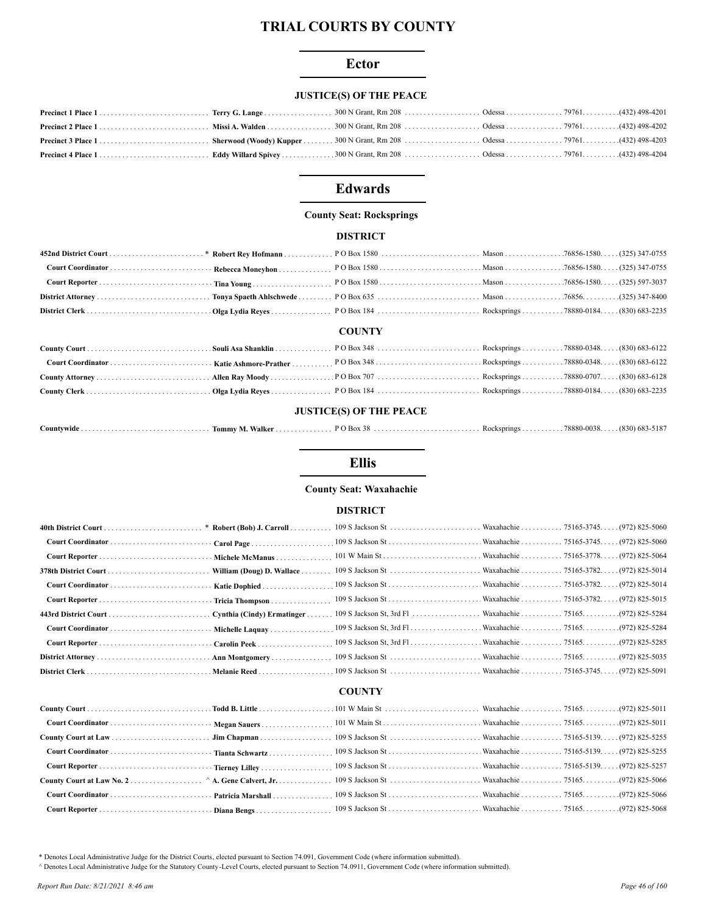# TRIAL COURTS BY COUNTY

## Ector

### JUSTICE(S) OF THE PEACE

| | | | | | |
|---|---|---|---|---|---|
| **Precinct 1 Place 1** | **Terry G. Lange** | 300 N Grant, Rm 208 | Odessa | 79761. | (432) 498-4201 |
| **Precinct 2 Place 1** | **Missi A. Walden** | 300 N Grant, Rm 208 | Odessa | 79761. | (432) 498-4202 |
| **Precinct 3 Place 1** | **Sherwood (Woody) Kupper** | 300 N Grant, Rm 208 | Odessa | 79761. | (432) 498-4203 |
| **Precinct 4 Place 1** | **Eddy Willard Spivey** | 300 N Grant, Rm 208 | Odessa | 79761. | (432) 498-4204 |

## Edwards

**County Seat: Rockspring s**

### DISTRICT

| | | | | | |
|---|---|---|---|---|---|
| **452nd District Court** * | **Robert Rey Hofmann** | P O Box 1580 | Mason | 76856-1580. | (325) 347-0755 |
| **Court Coordinator** | **Rebecca Moneyhon** | P O Box 1580 | Mason | 76856-1580. | (325) 347-0755 |
| **Court Reporter** | **Tina Young** | P O Box 1580 | Mason | 76856-1580. | (325) 597-3037 |
| **District Attorney** | **Tonya Spaeth Ahlschwede** | P O Box 635 | Mason | 76856. | (325) 347-8400 |
| **District Clerk** | **Olga Lydia Reyes** | P O Box 184 | Rocksprings | 78880-0184. | (830) 683-2235 |

### COUNTY

| | | | | | |
|---|---|---|---|---|---|
| **County Court** | **Souli Asa Shanklin** | P O Box 348 | Rocksprings | 78880-0348. | (830) 683-6122 |
| **Court Coordinator** | **Katie Ashmore-Prather** | P O Box 348 | Rocksprings | 78880-0348. | (830) 683-6122 |
| **County Attorney** | **Allen Ray Moody** | P O Box 707 | Rocksprings | 78880-0707. | (830) 683-6128 |
| **County Clerk** | **Olga Lydia Reyes** | P O Box 184 | Rocksprings | 78880-0184. | (830) 683-2235 |

### JUSTICE(S) OF THE PEACE

| | | | | | |
|---|---|---|---|---|---|
| **Countywide** | **Tommy M. Walker** | P O Box 38 | Rocksprings | 78880-0038. | (830) 683-5187 |

## Ellis

**County Seat: Waxahachie**

### DISTRICT

| | | | | | |
|---|---|---|---|---|---|
| **40th District Court** * | **Robert (Bob) J. Carroll** | 109 S Jackson St | Waxahachie | 75165-3745. | (972) 825-5060 |
| **Court Coordinator** | **Carol Page** | 109 S Jackson St | Waxahachie | 75165-3745. | (972) 825-5060 |
| **Court Reporter** | **Michele McManus** | 101 W Main St | Waxahachie | 75165-3778. | (972) 825-5064 |
| **378th District Court** | **William (Doug) D. Wallace** | 109 S Jackson St | Waxahachie | 75165-3782. | (972) 825-5014 |
| **Court Coordinator** | **Katie Dophied** | 109 S Jackson St | Waxahachie | 75165-3782. | (972) 825-5014 |
| **Court Reporter** | **Tricia Thompson** | 109 S Jackson St | Waxahachie | 75165-3782. | (972) 825-5015 |
| **443rd District Court** | **Cynthia (Cindy) Ermatinger** | 109 S Jackson St, 3rd Fl | Waxahachie | 75165. | (972) 825-5284 |
| **Court Coordinator** | **Michelle Laquay** | 109 S Jackson St, 3rd Fl | Waxahachie | 75165. | (972) 825-5284 |
| **Court Reporter** | **Carolin Peek** | 109 S Jackson St, 3rd Fl | Waxahachie | 75165. | (972) 825-5285 |
| **District Attorney** | **Ann Montgomery** | 109 S Jackson St | Waxahachie | 75165. | (972) 825-5035 |
| **District Clerk** | **Melanie Reed** | 109 S Jackson St | Waxahachie | 75165-3745. | (972) 825-5091 |

### COUNTY

| | | | | | |
|---|---|---|---|---|---|
| **County Court** | **Todd B. Little** | 101 W Main St | Waxahachie | 75165. | (972) 825-5011 |
| **Court Coordinator** | **Megan Sauers** | 101 W Main St | Waxahachie | 75165. | (972) 825-5011 |
| **County Court at Law** | **Jim Chapman** | 109 S Jackson St | Waxahachie | 75165-5139. | (972) 825-5255 |
| **Court Coordinator** | **Tianta Schwartz** | 109 S Jackson St | Waxahachie | 75165-5139. | (972) 825-5255 |
| **Court Reporter** | **Tierney Lilley** | 109 S Jackson St | Waxahachie | 75165-5139. | (972) 825-5257 |
| **County Court at Law No. 2** ^ | **A. Gene Calvert, Jr.** | 109 S Jackson St | Waxahachie | 75165. | (972) 825-5066 |
| **Court Coordinator** | **Patricia Marshall** | 109 S Jackson St | Waxahachie | 75165. | (972) 825-5066 |
| **Court Reporter** | **Diana Bengs** | 109 S Jackson St | Waxahachie | 75165. | (972) 825-5068 |

\* Denotes Local Administrative Judge for the District Courts, elected pursuant to Section 74.091, Government Code (where information submitted).

^ Denotes Local Administrative Judge for the Statutory County-Level Courts, elected pursuant to Section 74.0911, Government Code (where information submitted).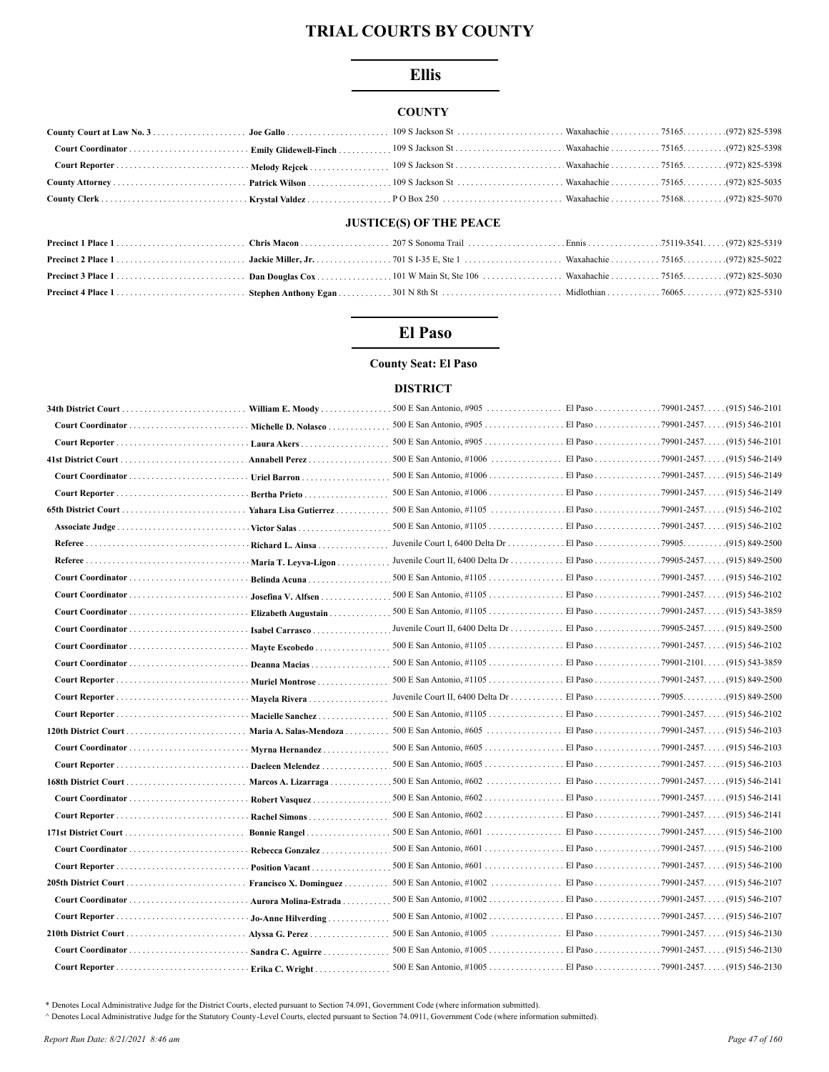# TRIAL COURTS BY COUNTY

## Ellis

### COUNTY

| | | | | | |
|---|---|---|---|---|---|
| **County Court at Law No. 3** | **Joe Gallo** | 109 S Jackson St | Waxahachie | 75165. | (972) 825-5398 |
| **Court Coordinator** | **Emily Glidewell-Finch** | 109 S Jackson St | Waxahachie | 75165. | (972) 825-5398 |
| **Court Reporter** | **Melody Rejcek** | 109 S Jackson St | Waxahachie | 75165. | (972) 825-5398 |
| **County Attorney** | **Patrick Wilson** | 109 S Jackson St | Waxahachie | 75165. | (972) 825-5035 |
| **County Clerk** | **Krystal Valdez** | P O Box 250 | Waxahachie | 75168. | (972) 825-5070 |

### JUSTICE(S) OF THE PEACE

| | | | | | |
|---|---|---|---|---|---|
| **Precinct 1 Place 1** | **Chris Macon** | 207 S Sonoma Trail | Ennis | 75119-3541. | (972) 825-5319 |
| **Precinct 2 Place 1** | **Jackie Miller, Jr.** | 701 S I-35 E, Ste 1 | Waxahachie | 75165. | (972) 825-5022 |
| **Precinct 3 Place 1** | **Dan Douglas Cox** | 101 W Main St, Ste 106 | Waxahachie | 75165. | (972) 825-5030 |
| **Precinct 4 Place 1** | **Stephen Anthony Egan** | 301 N 8th St | Midlothian | 76065. | (972) 825-5310 |

## El Paso

**County Seat: El Paso**

### DISTRICT

| | | | | | |
|---|---|---|---|---|---|
| **34th District Court** | **William E. Moody** | 500 E San Antonio, #905 | El Paso | 79901-2457. | (915) 546-2101 |
| **Court Coordinator** | **Michelle D. Nolasco** | 500 E San Antonio, #905 | El Paso | 79901-2457. | (915) 546-2101 |
| **Court Reporter** | **Laura Akers** | 500 E San Antonio, #905 | El Paso | 79901-2457. | (915) 546-2101 |
| **41st District Court** | **Annabell Perez** | 500 E San Antonio, #1006 | El Paso | 79901-2457. | (915) 546-2149 |
| **Court Coordinator** | **Uriel Barron** | 500 E San Antonio, #1006 | El Paso | 79901-2457. | (915) 546-2149 |
| **Court Reporter** | **Bertha Prieto** | 500 E San Antonio, #1006 | El Paso | 79901-2457. | (915) 546-2149 |
| **65th District Court** | **Yahara Lisa Gutierrez** | 500 E San Antonio, #1105 | El Paso | 79901-2457. | (915) 546-2102 |
| **Associate Judge** | **Victor Salas** | 500 E San Antonio, #1105 | El Paso | 79901-2457. | (915) 546-2102 |
| **Referee** | **Richard L. Ainsa** | Juvenile Court I, 6400 Delta Dr | El Paso | 79905. | (915) 849-2500 |
| **Referee** | **Maria T. Leyva-Ligon** | Juvenile Court II, 6400 Delta Dr | El Paso | 79905-2457. | (915) 849-2500 |
| **Court Coordinator** | **Belinda Acuna** | 500 E San Antonio, #1105 | El Paso | 79901-2457. | (915) 546-2102 |
| **Court Coordinator** | **Josefina V. Alfsen** | 500 E San Antonio, #1105 | El Paso | 79901-2457. | (915) 546-2102 |
| **Court Coordinator** | **Elizabeth Augustain** | 500 E San Antonio, #1105 | El Paso | 79901-2457. | (915) 543-3859 |
| **Court Coordinator** | **Isabel Carrasco** | Juvenile Court II, 6400 Delta Dr | El Paso | 79905-2457. | (915) 849-2500 |
| **Court Coordinator** | **Mayte Escobedo** | 500 E San Antonio, #1105 | El Paso | 79901-2457. | (915) 546-2102 |
| **Court Coordinator** | **Deanna Macias** | 500 E San Antonio, #1105 | El Paso | 79901-2101. | (915) 543-3859 |
| **Court Reporter** | **Muriel Montrose** | 500 E San Antonio, #1105 | El Paso | 79901-2457. | (915) 849-2500 |
| **Court Reporter** | **Mayela Rivera** | Juvenile Court II, 6400 Delta Dr | El Paso | 79905. | (915) 849-2500 |
| **Court Reporter** | **Macielle Sanchez** | 500 E San Antonio, #1105 | El Paso | 79901-2457. | (915) 546-2102 |
| **120th District Court** | **Maria A. Salas-Mendoza** | 500 E San Antonio, #605 | El Paso | 79901-2457. | (915) 546-2103 |
| **Court Coordinator** | **Myrna Hernandez** | 500 E San Antonio, #605 | El Paso | 79901-2457. | (915) 546-2103 |
| **Court Reporter** | **Daeleen Melendez** | 500 E San Antonio, #605 | El Paso | 79901-2457. | (915) 546-2103 |
| **168th District Court** | **Marcos A. Lizarraga** | 500 E San Antonio, #602 | El Paso | 79901-2457. | (915) 546-2141 |
| **Court Coordinator** | **Robert Vasquez** | 500 E San Antonio, #602 | El Paso | 79901-2457. | (915) 546-2141 |
| **Court Reporter** | **Rachel Simons** | 500 E San Antonio, #602 | El Paso | 79901-2457. | (915) 546-2141 |
| **171st District Court** | **Bonnie Rangel** | 500 E San Antonio, #601 | El Paso | 79901-2457. | (915) 546-2100 |
| **Court Coordinator** | **Rebecca Gonzalez** | 500 E San Antonio, #601 | El Paso | 79901-2457. | (915) 546-2100 |
| **Court Reporter** | **Position Vacant** | 500 E San Antonio, #601 | El Paso | 79901-2457. | (915) 546-2100 |
| **205th District Court** | **Francisco X. Dominguez** | 500 E San Antonio, #1002 | El Paso | 79901-2457. | (915) 546-2107 |
| **Court Coordinator** | **Aurora Molina-Estrada** | 500 E San Antonio, #1002 | El Paso | 79901-2457. | (915) 546-2107 |
| **Court Reporter** | **Jo-Anne Hilverding** | 500 E San Antonio, #1002 | El Paso | 79901-2457. | (915) 546-2107 |
| **210th District Court** | **Alyssa G. Perez** | 500 E San Antonio, #1005 | El Paso | 79901-2457. | (915) 546-2130 |
| **Court Coordinator** | **Sandra C. Aguirre** | 500 E San Antonio, #1005 | El Paso | 79901-2457. | (915) 546-2130 |
| **Court Reporter** | **Erika C. Wright** | 500 E San Antonio, #1005 | El Paso | 79901-2457. | (915) 546-2130 |

\* Denotes Local Administrative Judge for the District Courts, elected pursuant to Section 74.091, Government Code (where information submitted).

^ Denotes Local Administrative Judge for the Statutory County-Level Courts, elected pursuant to Section 74.0911, Government Code (where information submitted).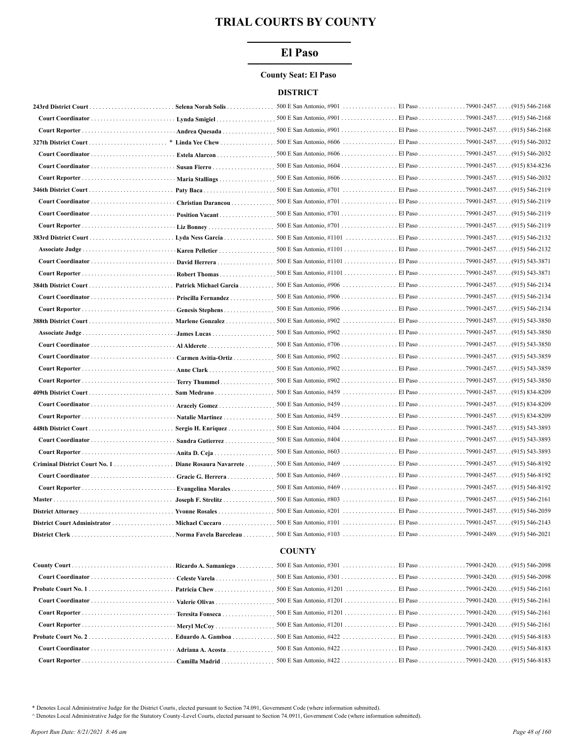# TRIAL COURTS BY COUNTY

## El Paso

**County Seat: El Paso**

### DISTRICT

| Court/Position | Name | Address | City | Zip | Phone |
|---|---|---|---|---|---|
| **243rd District Court** | **Selena Norah Solis** | 500 E San Antonio, #901 | El Paso | 79901-2457 | (915) 546-2168 |
| Court Coordinator | Lynda Smigiel | 500 E San Antonio, #901 | El Paso | 79901-2457 | (915) 546-2168 |
| Court Reporter | Andrea Quesada | 500 E San Antonio, #901 | El Paso | 79901-2457 | (915) 546-2168 |
| **327th District Court** | * **Linda Yee Chew** | 500 E San Antonio, #606 | El Paso | 79901-2457 | (915) 546-2032 |
| Court Coordinator | Estela Alarcon | 500 E San Antonio, #606 | El Paso | 79901-2457 | (915) 546-2032 |
| Court Coordinator | Susan Fierro | 500 E San Antonio, #604 | El Paso | 79901-2457 | (915) 834-8236 |
| Court Reporter | Maria Stallings | 500 E San Antonio, #606 | El Paso | 79901-2457 | (915) 546-2032 |
| **346th District Court** | **Paty Baca** | 500 E San Antonio, #701 | El Paso | 79901-2457 | (915) 546-2119 |
| Court Coordinator | Christian Darancou | 500 E San Antonio, #701 | El Paso | 79901-2457 | (915) 546-2119 |
| Court Coordinator | Position Vacant | 500 E San Antonio, #701 | El Paso | 79901-2457 | (915) 546-2119 |
| Court Reporter | Liz Bonney | 500 E San Antonio, #701 | El Paso | 79901-2457 | (915) 546-2119 |
| **383rd District Court** | **Lyda Ness Garcia** | 500 E San Antonio, #1101 | El Paso | 79901-2457 | (915) 546-2132 |
| Associate Judge | Karen Pelletier | 500 E San Antonio, #1101 | El Paso | 79901-2457 | (915) 546-2132 |
| Court Coordinator | David Herrera | 500 E San Antonio, #1101 | El Paso | 79901-2457 | (915) 543-3871 |
| Court Reporter | Robert Thomas | 500 E San Antonio, #1101 | El Paso | 79901-2457 | (915) 543-3871 |
| **384th District Court** | **Patrick Michael Garcia** | 500 E San Antonio, #906 | El Paso | 79901-2457 | (915) 546-2134 |
| Court Coordinator | Priscilla Fernandez | 500 E San Antonio, #906 | El Paso | 79901-2457 | (915) 546-2134 |
| Court Reporter | Genesis Stephens | 500 E San Antonio, #906 | El Paso | 79901-2457 | (915) 546-2134 |
| **388th District Court** | **Marlene Gonzalez** | 500 E San Antonio, #902 | El Paso | 79901-2457 | (915) 543-3850 |
| Associate Judge | James Lucas | 500 E San Antonio, #902 | El Paso | 79901-2457 | (915) 543-3850 |
| Court Coordinator | Al Alderete | 500 E San Antonio, #706 | El Paso | 79901-2457 | (915) 543-3850 |
| Court Coordinator | Carmen Avitia-Ortiz | 500 E San Antonio, #902 | El Paso | 79901-2457 | (915) 543-3859 |
| Court Reporter | Anne Clark | 500 E San Antonio, #902 | El Paso | 79901-2457 | (915) 543-3859 |
| Court Reporter | Terry Thummel | 500 E San Antonio, #902 | El Paso | 79901-2457 | (915) 543-3850 |
| **409th District Court** | **Sam Medrano** | 500 E San Antonio, #459 | El Paso | 79901-2457 | (915) 834-8209 |
| Court Coordinator | Aracely Gomez | 500 E San Antonio, #459 | El Paso | 79901-2457 | (915) 834-8209 |
| Court Reporter | Natalie Martinez | 500 E San Antonio, #459 | El Paso | 79901-2457 | (915) 834-8209 |
| **448th District Court** | **Sergio H. Enriquez** | 500 E San Antonio, #404 | El Paso | 79901-2457 | (915) 543-3893 |
| Court Coordinator | Sandra Gutierrez | 500 E San Antonio, #404 | El Paso | 79901-2457 | (915) 543-3893 |
| Court Reporter | Anita D. Ceja | 500 E San Antonio, #603 | El Paso | 79901-2457 | (915) 543-3893 |
| **Criminal District Court No. 1** | **Diane Rosaura Navarrete** | 500 E San Antonio, #469 | El Paso | 79901-2457 | (915) 546-8192 |
| Court Coordinator | Gracie G. Herrera | 500 E San Antonio, #469 | El Paso | 79901-2457 | (915) 546-8192 |
| Court Reporter | Evangelina Morales | 500 E San Antonio, #469 | El Paso | 79901-2457 | (915) 546-8192 |
| **Master** | **Joseph F. Strelitz** | 500 E San Antonio, #803 | El Paso | 79901-2457 | (915) 546-2161 |
| **District Attorney** | **Yvonne Rosales** | 500 E San Antonio, #201 | El Paso | 79901-2457 | (915) 546-2059 |
| **District Court Administrator** | **Michael Cuccaro** | 500 E San Antonio, #101 | El Paso | 79901-2457 | (915) 546-2143 |
| **District Clerk** | **Norma Favela Barceleau** | 500 E San Antonio, #103 | El Paso | 79901-2489 | (915) 546-2021 |

### COUNTY

| Court/Position | Name | Address | City | Zip | Phone |
|---|---|---|---|---|---|
| **County Court** | **Ricardo A. Samaniego** | 500 E San Antonio, #301 | El Paso | 79901-2420 | (915) 546-2098 |
| Court Coordinator | Celeste Varela | 500 E San Antonio, #301 | El Paso | 79901-2420 | (915) 546-2098 |
| **Probate Court No. 1** | **Patricia Chew** | 500 E San Antonio, #1201 | El Paso | 79901-2420 | (915) 546-2161 |
| Court Coordinator | Valerie Olivas | 500 E San Antonio, #1201 | El Paso | 79901-2420 | (915) 546-2161 |
| Court Reporter | Teresita Fonseca | 500 E San Antonio, #1201 | El Paso | 79901-2420 | (915) 546-2161 |
| Court Reporter | Meryl McCoy | 500 E San Antonio, #1201 | El Paso | 79901-2420 | (915) 546-2161 |
| **Probate Court No. 2** | **Eduardo A. Gamboa** | 500 E San Antonio, #422 | El Paso | 79901-2420 | (915) 546-8183 |
| Court Coordinator | Adriana A. Acosta | 500 E San Antonio, #422 | El Paso | 79901-2420 | (915) 546-8183 |
| Court Reporter | Camilla Madrid | 500 E San Antonio, #422 | El Paso | 79901-2420 | (915) 546-8183 |

\* Denotes Local Administrative Judge for the District Courts, elected pursuant to Section 74.091, Government Code (where information submitted).

^ Denotes Local Administrative Judge for the Statutory County-Level Courts, elected pursuant to Section 74.0911, Government Code (where information submitted).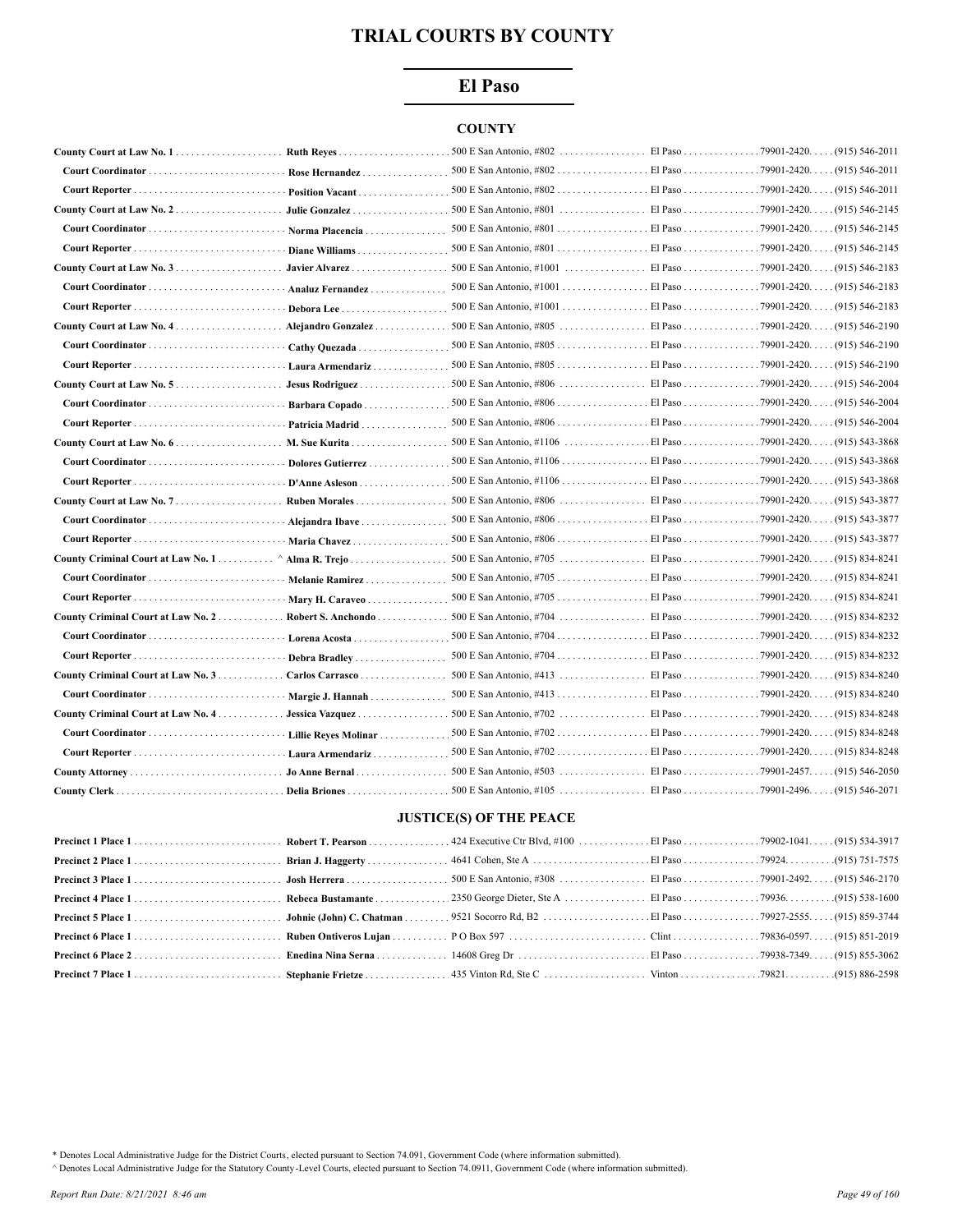# TRIAL COURTS BY COUNTY

## El Paso

### COUNTY

| Position | Name | Address | City | Zip | Phone |
|---|---|---|---|---|---|
| **County Court at Law No. 1** | **Ruth Reyes** | 500 E San Antonio, #802 | El Paso | 79901-2420 | (915) 546-2011 |
| **Court Coordinator** | **Rose Hernandez** | 500 E San Antonio, #802 | El Paso | 79901-2420 | (915) 546-2011 |
| **Court Reporter** | **Position Vacant** | 500 E San Antonio, #802 | El Paso | 79901-2420 | (915) 546-2011 |
| **County Court at Law No. 2** | **Julie Gonzalez** | 500 E San Antonio, #801 | El Paso | 79901-2420 | (915) 546-2145 |
| **Court Coordinator** | **Norma Placencia** | 500 E San Antonio, #801 | El Paso | 79901-2420 | (915) 546-2145 |
| **Court Reporter** | **Diane Williams** | 500 E San Antonio, #801 | El Paso | 79901-2420 | (915) 546-2145 |
| **County Court at Law No. 3** | **Javier Alvarez** | 500 E San Antonio, #1001 | El Paso | 79901-2420 | (915) 546-2183 |
| **Court Coordinator** | **Analuz Fernandez** | 500 E San Antonio, #1001 | El Paso | 79901-2420 | (915) 546-2183 |
| **Court Reporter** | **Debora Lee** | 500 E San Antonio, #1001 | El Paso | 79901-2420 | (915) 546-2183 |
| **County Court at Law No. 4** | **Alejandro Gonzalez** | 500 E San Antonio, #805 | El Paso | 79901-2420 | (915) 546-2190 |
| **Court Coordinator** | **Cathy Quezada** | 500 E San Antonio, #805 | El Paso | 79901-2420 | (915) 546-2190 |
| **Court Reporter** | **Laura Armendariz** | 500 E San Antonio, #805 | El Paso | 79901-2420 | (915) 546-2190 |
| **County Court at Law No. 5** | **Jesus Rodriguez** | 500 E San Antonio, #806 | El Paso | 79901-2420 | (915) 546-2004 |
| **Court Coordinator** | **Barbara Copado** | 500 E San Antonio, #806 | El Paso | 79901-2420 | (915) 546-2004 |
| **Court Reporter** | **Patricia Madrid** | 500 E San Antonio, #806 | El Paso | 79901-2420 | (915) 546-2004 |
| **County Court at Law No. 6** | **M. Sue Kurita** | 500 E San Antonio, #1106 | El Paso | 79901-2420 | (915) 543-3868 |
| **Court Coordinator** | **Dolores Gutierrez** | 500 E San Antonio, #1106 | El Paso | 79901-2420 | (915) 543-3868 |
| **Court Reporter** | **D'Anne Asleson** | 500 E San Antonio, #1106 | El Paso | 79901-2420 | (915) 543-3868 |
| **County Court at Law No. 7** | **Ruben Morales** | 500 E San Antonio, #806 | El Paso | 79901-2420 | (915) 543-3877 |
| **Court Coordinator** | **Alejandra Ibave** | 500 E San Antonio, #806 | El Paso | 79901-2420 | (915) 543-3877 |
| **Court Reporter** | **Maria Chavez** | 500 E San Antonio, #806 | El Paso | 79901-2420 | (915) 543-3877 |
| **County Criminal Court at Law No. 1** | ^ **Alma R. Trejo** | 500 E San Antonio, #705 | El Paso | 79901-2420 | (915) 834-8241 |
| **Court Coordinator** | **Melanie Ramirez** | 500 E San Antonio, #705 | El Paso | 79901-2420 | (915) 834-8241 |
| **Court Reporter** | **Mary H. Caraveo** | 500 E San Antonio, #705 | El Paso | 79901-2420 | (915) 834-8241 |
| **County Criminal Court at Law No. 2** | **Robert S. Anchondo** | 500 E San Antonio, #704 | El Paso | 79901-2420 | (915) 834-8232 |
| **Court Coordinator** | **Lorena Acosta** | 500 E San Antonio, #704 | El Paso | 79901-2420 | (915) 834-8232 |
| **Court Reporter** | **Debra Bradley** | 500 E San Antonio, #704 | El Paso | 79901-2420 | (915) 834-8232 |
| **County Criminal Court at Law No. 3** | **Carlos Carrasco** | 500 E San Antonio, #413 | El Paso | 79901-2420 | (915) 834-8240 |
| **Court Coordinator** | **Margie J. Hannah** | 500 E San Antonio, #413 | El Paso | 79901-2420 | (915) 834-8240 |
| **County Criminal Court at Law No. 4** | **Jessica Vazquez** | 500 E San Antonio, #702 | El Paso | 79901-2420 | (915) 834-8248 |
| **Court Coordinator** | **Lillie Reyes Molinar** | 500 E San Antonio, #702 | El Paso | 79901-2420 | (915) 834-8248 |
| **Court Reporter** | **Laura Armendariz** | 500 E San Antonio, #702 | El Paso | 79901-2420 | (915) 834-8248 |
| **County Attorney** | **Jo Anne Bernal** | 500 E San Antonio, #503 | El Paso | 79901-2457 | (915) 546-2050 |
| **County Clerk** | **Delia Briones** | 500 E San Antonio, #105 | El Paso | 79901-2496 | (915) 546-2071 |

### JUSTICE(S) OF THE PEACE

| Position | Name | Address | City | Zip | Phone |
|---|---|---|---|---|---|
| **Precinct 1 Place 1** | **Robert T. Pearson** | 424 Executive Ctr Blvd, #100 | El Paso | 79902-1041 | (915) 534-3917 |
| **Precinct 2 Place 1** | **Brian J. Haggerty** | 4641 Cohen, Ste A | El Paso | 79924 | (915) 751-7575 |
| **Precinct 3 Place 1** | **Josh Herrera** | 500 E San Antonio, #308 | El Paso | 79901-2492 | (915) 546-2170 |
| **Precinct 4 Place 1** | **Rebeca Bustamante** | 2350 George Dieter, Ste A | El Paso | 79936 | (915) 538-1600 |
| **Precinct 5 Place 1** | **Johnie (John) C. Chatman** | 9521 Socorro Rd, B2 | El Paso | 79927-2555 | (915) 859-3744 |
| **Precinct 6 Place 1** | **Ruben Ontiveros Lujan** | P O Box 597 | Clint | 79836-0597 | (915) 851-2019 |
| **Precinct 6 Place 2** | **Enedina Nina Serna** | 14608 Greg Dr | El Paso | 79938-7349 | (915) 855-3062 |
| **Precinct 7 Place 1** | **Stephanie Frietze** | 435 Vinton Rd, Ste C | Vinton | 79821 | (915) 886-2598 |

\* Denotes Local Administrative Judge for the District Courts, elected pursuant to Section 74.091, Government Code (where information submitted).

^ Denotes Local Administrative Judge for the Statutory County-Level Courts, elected pursuant to Section 74.0911, Government Code (where information submitted).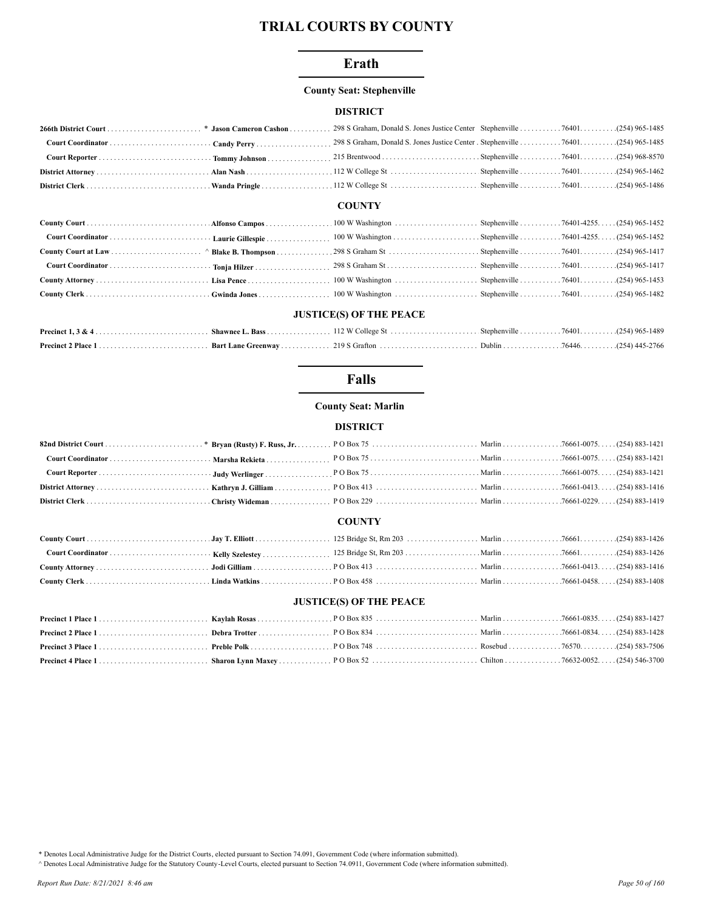# TRIAL COURTS BY COUNTY

## Erath

### County Seat: Stephenville

#### DISTRICT

| Position | Name | Address | City | Zip | Phone |
|---|---|---|---|---|---|
| **266th District Court** | * **Jason Cameron Cashon** | 298 S Graham, Donald S. Jones Justice Center | Stephenville | 76401 | (254) 965-1485 |
| **Court Coordinator** | **Candy Perry** | 298 S Graham, Donald S. Jones Justice Center | Stephenville | 76401 | (254) 965-1485 |
| **Court Reporter** | **Tommy Johnson** | 215 Brentwood | Stephenville | 76401 | (254) 968-8570 |
| **District Attorney** | **Alan Nash** | 112 W College St | Stephenville | 76401 | (254) 965-1462 |
| **District Clerk** | **Wanda Pringle** | 112 W College St | Stephenville | 76401 | (254) 965-1486 |

#### COUNTY

| Position | Name | Address | City | Zip | Phone |
|---|---|---|---|---|---|
| **County Court** | **Alfonso Campos** | 100 W Washington | Stephenville | 76401-4255 | (254) 965-1452 |
| **Court Coordinator** | **Laurie Gillespie** | 100 W Washington | Stephenville | 76401-4255 | (254) 965-1452 |
| **County Court at Law** | ^ **Blake B. Thompson** | 298 S Graham St | Stephenville | 76401 | (254) 965-1417 |
| **Court Coordinator** | **Tonja Hilzer** | 298 S Graham St | Stephenville | 76401 | (254) 965-1417 |
| **County Attorney** | **Lisa Pence** | 100 W Washington | Stephenville | 76401 | (254) 965-1453 |
| **County Clerk** | **Gwinda Jones** | 100 W Washington | Stephenville | 76401 | (254) 965-1482 |

#### JUSTICE(S) OF THE PEACE

| Position | Name | Address | City | Zip | Phone |
|---|---|---|---|---|---|
| **Precinct 1, 3 & 4** | **Shawnee L. Bass** | 112 W College St | Stephenville | 76401 | (254) 965-1489 |
| **Precinct 2 Place 1** | **Bart Lane Greenway** | 219 S Grafton | Dublin | 76446 | (254) 445-2766 |

## Falls

### County Seat: Marlin

#### DISTRICT

| Position | Name | Address | City | Zip | Phone |
|---|---|---|---|---|---|
| **82nd District Court** | * **Bryan (Rusty) F. Russ, Jr.** | P O Box 75 | Marlin | 76661-0075 | (254) 883-1421 |
| **Court Coordinator** | **Marsha Rekieta** | P O Box 75 | Marlin | 76661-0075 | (254) 883-1421 |
| **Court Reporter** | **Judy Werlinger** | P O Box 75 | Marlin | 76661-0075 | (254) 883-1421 |
| **District Attorney** | **Kathryn J. Gilliam** | P O Box 413 | Marlin | 76661-0413 | (254) 883-1416 |
| **District Clerk** | **Christy Wideman** | P O Box 229 | Marlin | 76661-0229 | (254) 883-1419 |

#### COUNTY

| Position | Name | Address | City | Zip | Phone |
|---|---|---|---|---|---|
| **County Court** | **Jay T. Elliott** | 125 Bridge St, Rm 203 | Marlin | 76661 | (254) 883-1426 |
| **Court Coordinator** | **Kelly Szelestey** | 125 Bridge St, Rm 203 | Marlin | 76661 | (254) 883-1426 |
| **County Attorney** | **Jodi Gilliam** | P O Box 413 | Marlin | 76661-0413 | (254) 883-1416 |
| **County Clerk** | **Linda Watkins** | P O Box 458 | Marlin | 76661-0458 | (254) 883-1408 |

#### JUSTICE(S) OF THE PEACE

| Position | Name | Address | City | Zip | Phone |
|---|---|---|---|---|---|
| **Precinct 1 Place 1** | **Kaylah Rosas** | P O Box 835 | Marlin | 76661-0835 | (254) 883-1427 |
| **Precinct 2 Place 1** | **Debra Trotter** | P O Box 834 | Marlin | 76661-0834 | (254) 883-1428 |
| **Precinct 3 Place 1** | **Preble Polk** | P O Box 748 | Rosebud | 76570 | (254) 583-7506 |
| **Precinct 4 Place 1** | **Sharon Lynn Maxey** | P O Box 52 | Chilton | 76632-0052 | (254) 546-3700 |

\* Denotes Local Administrative Judge for the District Courts, elected pursuant to Section 74.091, Government Code (where information submitted).

^ Denotes Local Administrative Judge for the Statutory County-Level Courts, elected pursuant to Section 74.0911, Government Code (where information submitted).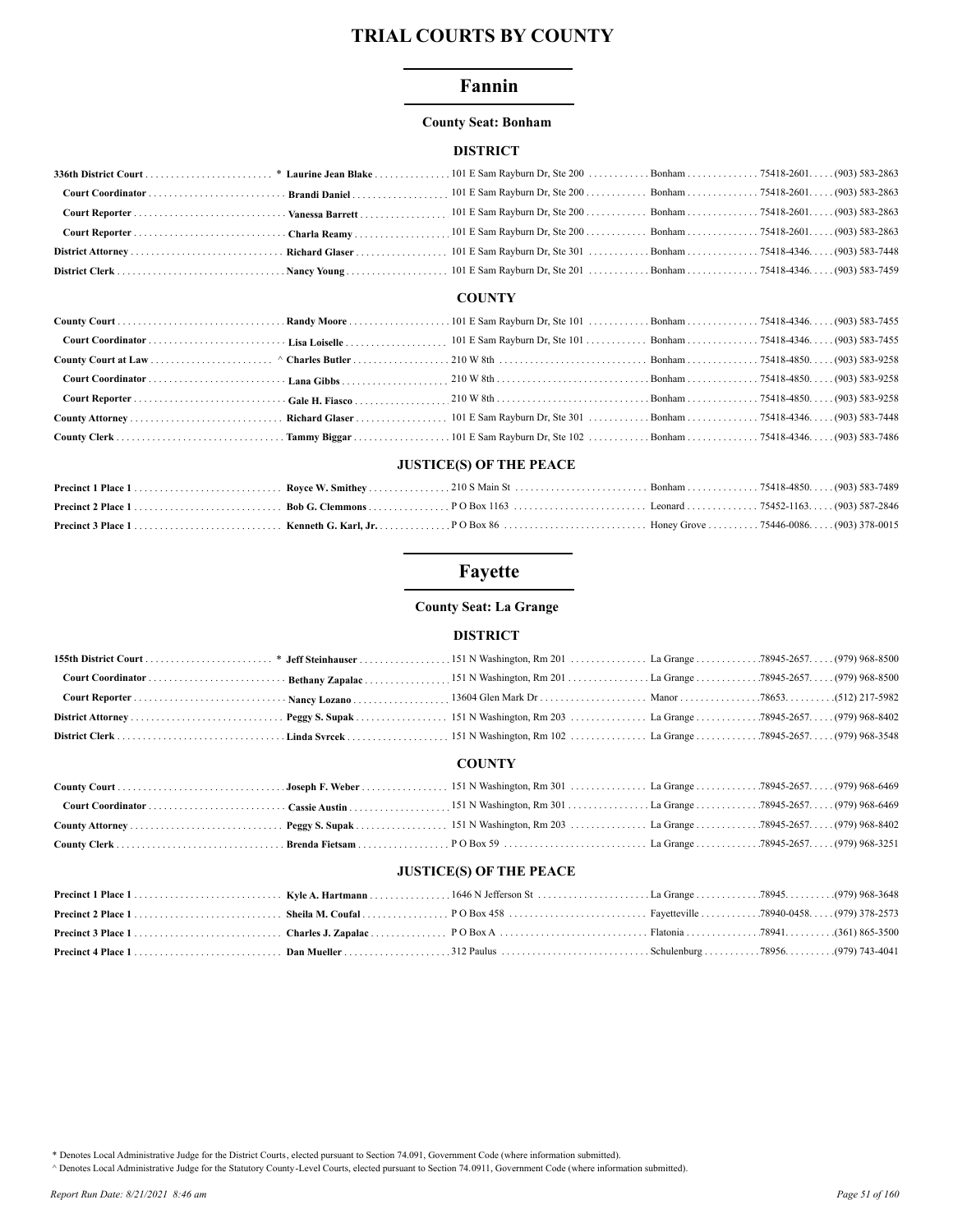# TRIAL COURTS BY COUNTY

## Fannin

**County Seat: Bonham**

### DISTRICT

| | | | | | |
|---|---|---|---|---|---|
| **336th District Court** | * **Laurine Jean Blake** | 101 E Sam Rayburn Dr, Ste 200 | Bonham | 75418-2601 | (903) 583-2863 |
| **Court Coordinator** | **Brandi Daniel** | 101 E Sam Rayburn Dr, Ste 200 | Bonham | 75418-2601 | (903) 583-2863 |
| **Court Reporter** | **Vanessa Barrett** | 101 E Sam Rayburn Dr, Ste 200 | Bonham | 75418-2601 | (903) 583-2863 |
| **Court Reporter** | **Charla Reamy** | 101 E Sam Rayburn Dr, Ste 200 | Bonham | 75418-2601 | (903) 583-2863 |
| **District Attorney** | **Richard Glaser** | 101 E Sam Rayburn Dr, Ste 301 | Bonham | 75418-4346 | (903) 583-7448 |
| **District Clerk** | **Nancy Young** | 101 E Sam Rayburn Dr, Ste 201 | Bonham | 75418-4346 | (903) 583-7459 |

### COUNTY

| | | | | | |
|---|---|---|---|---|---|
| **County Court** | **Randy Moore** | 101 E Sam Rayburn Dr, Ste 101 | Bonham | 75418-4346 | (903) 583-7455 |
| **Court Coordinator** | **Lisa Loiselle** | 101 E Sam Rayburn Dr, Ste 101 | Bonham | 75418-4346 | (903) 583-7455 |
| **County Court at Law** | ^ **Charles Butler** | 210 W 8th | Bonham | 75418-4850 | (903) 583-9258 |
| **Court Coordinator** | **Lana Gibbs** | 210 W 8th | Bonham | 75418-4850 | (903) 583-9258 |
| **Court Reporter** | **Gale H. Fiasco** | 210 W 8th | Bonham | 75418-4850 | (903) 583-9258 |
| **County Attorney** | **Richard Glaser** | 101 E Sam Rayburn Dr, Ste 301 | Bonham | 75418-4346 | (903) 583-7448 |
| **County Clerk** | **Tammy Biggar** | 101 E Sam Rayburn Dr, Ste 102 | Bonham | 75418-4346 | (903) 583-7486 |

### JUSTICE(S) OF THE PEACE

| | | | | | |
|---|---|---|---|---|---|
| **Precinct 1 Place 1** | **Royce W. Smithey** | 210 S Main St | Bonham | 75418-4850 | (903) 583-7489 |
| **Precinct 2 Place 1** | **Bob G. Clemmons** | P O Box 1163 | Leonard | 75452-1163 | (903) 587-2846 |
| **Precinct 3 Place 1** | **Kenneth G. Karl, Jr.** | P O Box 86 | Honey Grove | 75446-0086 | (903) 378-0015 |

## Fayette

**County Seat: La Grange**

### DISTRICT

| | | | | | |
|---|---|---|---|---|---|
| **155th District Court** | * **Jeff Steinhauser** | 151 N Washington, Rm 201 | La Grange | 78945-2657 | (979) 968-8500 |
| **Court Coordinator** | **Bethany Zapalac** | 151 N Washington, Rm 201 | La Grange | 78945-2657 | (979) 968-8500 |
| **Court Reporter** | **Nancy Lozano** | 13604 Glen Mark Dr | Manor | 78653 | (512) 217-5982 |
| **District Attorney** | **Peggy S. Supak** | 151 N Washington, Rm 203 | La Grange | 78945-2657 | (979) 968-8402 |
| **District Clerk** | **Linda Svrcek** | 151 N Washington, Rm 102 | La Grange | 78945-2657 | (979) 968-3548 |

### COUNTY

| | | | | | |
|---|---|---|---|---|---|
| **County Court** | **Joseph F. Weber** | 151 N Washington, Rm 301 | La Grange | 78945-2657 | (979) 968-6469 |
| **Court Coordinator** | **Cassie Austin** | 151 N Washington, Rm 301 | La Grange | 78945-2657 | (979) 968-6469 |
| **County Attorney** | **Peggy S. Supak** | 151 N Washington, Rm 203 | La Grange | 78945-2657 | (979) 968-8402 |
| **County Clerk** | **Brenda Fietsam** | P O Box 59 | La Grange | 78945-2657 | (979) 968-3251 |

### JUSTICE(S) OF THE PEACE

| | | | | | |
|---|---|---|---|---|---|
| **Precinct 1 Place 1** | **Kyle A. Hartmann** | 1646 N Jefferson St | La Grange | 78945 | (979) 968-3648 |
| **Precinct 2 Place 1** | **Sheila M. Coufal** | P O Box 458 | Fayetteville | 78940-0458 | (979) 378-2573 |
| **Precinct 3 Place 1** | **Charles J. Zapalac** | P O Box A | Flatonia | 78941 | (361) 865-3500 |
| **Precinct 4 Place 1** | **Dan Mueller** | 312 Paulus | Schulenburg | 78956 | (979) 743-4041 |

\* Denotes Local Administrative Judge for the District Courts, elected pursuant to Section 74.091, Government Code (where information submitted).

^ Denotes Local Administrative Judge for the Statutory County-Level Courts, elected pursuant to Section 74.0911, Government Code (where information submitted).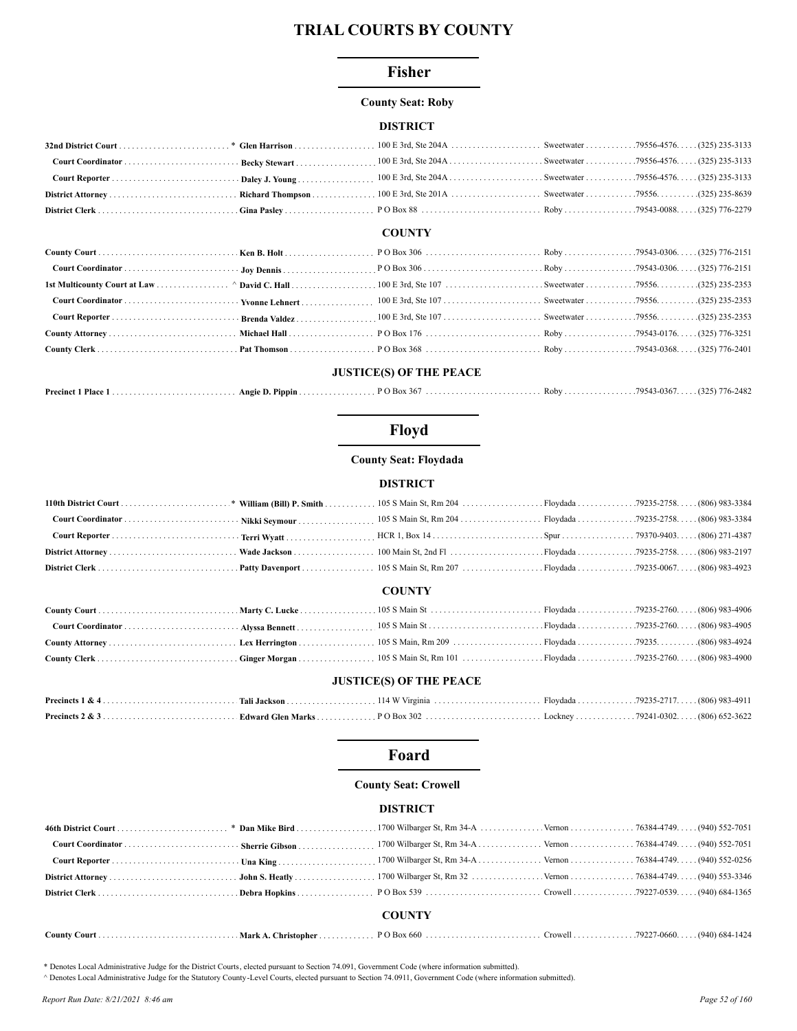# TRIAL COURTS BY COUNTY

## Fisher

**County Seat: Roby**

### DISTRICT

| Position | Name | Address | City | Zip | Phone |
|---|---|---|---|---|---|
| **32nd District Court** | * **Glen Harrison** | 100 E 3rd, Ste 204A | Sweetwater | 79556-4576 | (325) 235-3133 |
| **Court Coordinator** | **Becky Stewart** | 100 E 3rd, Ste 204A | Sweetwater | 79556-4576 | (325) 235-3133 |
| **Court Reporter** | **Daley J. Young** | 100 E 3rd, Ste 204A | Sweetwater | 79556-4576 | (325) 235-3133 |
| **District Attorney** | **Richard Thompson** | 100 E 3rd, Ste 201A | Sweetwater | 79556 | (325) 235-8639 |
| **District Clerk** | **Gina Pasley** | P O Box 88 | Roby | 79543-0088 | (325) 776-2279 |

### COUNTY

| Position | Name | Address | City | Zip | Phone |
|---|---|---|---|---|---|
| **County Court** | **Ken B. Holt** | P O Box 306 | Roby | 79543-0306 | (325) 776-2151 |
| **Court Coordinator** | **Joy Dennis** | P O Box 306 | Roby | 79543-0306 | (325) 776-2151 |
| **1st Multicounty Court at Law** | ^ **David C. Hall** | 100 E 3rd, Ste 107 | Sweetwater | 79556 | (325) 235-2353 |
| **Court Coordinator** | **Yvonne Lehnert** | 100 E 3rd, Ste 107 | Sweetwater | 79556 | (325) 235-2353 |
| **Court Reporter** | **Brenda Valdez** | 100 E 3rd, Ste 107 | Sweetwater | 79556 | (325) 235-2353 |
| **County Attorney** | **Michael Hall** | P O Box 176 | Roby | 79543-0176 | (325) 776-3251 |
| **County Clerk** | **Pat Thomson** | P O Box 368 | Roby | 79543-0368 | (325) 776-2401 |

### JUSTICE(S) OF THE PEACE

| Position | Name | Address | City | Zip | Phone |
|---|---|---|---|---|---|
| **Precinct 1 Place 1** | **Angie D. Pippin** | P O Box 367 | Roby | 79543-0367 | (325) 776-2482 |

## Floyd

**County Seat: Floydada**

### DISTRICT

| Position | Name | Address | City | Zip | Phone |
|---|---|---|---|---|---|
| **110th District Court** | * **William (Bill) P. Smith** | 105 S Main St, Rm 204 | Floydada | 79235-2758 | (806) 983-3384 |
| **Court Coordinator** | **Nikki Seymour** | 105 S Main St, Rm 204 | Floydada | 79235-2758 | (806) 983-3384 |
| **Court Reporter** | **Terri Wyatt** | HCR 1, Box 14 | Spur | 79370-9403 | (806) 271-4387 |
| **District Attorney** | **Wade Jackson** | 100 Main St, 2nd Fl | Floydada | 79235-2758 | (806) 983-2197 |
| **District Clerk** | **Patty Davenport** | 105 S Main St, Rm 207 | Floydada | 79235-0067 | (806) 983-4923 |

### COUNTY

| Position | Name | Address | City | Zip | Phone |
|---|---|---|---|---|---|
| **County Court** | **Marty C. Lucke** | 105 S Main St | Floydada | 79235-2760 | (806) 983-4906 |
| **Court Coordinator** | **Alyssa Bennett** | 105 S Main St | Floydada | 79235-2760 | (806) 983-4905 |
| **County Attorney** | **Lex Herrington** | 105 S Main, Rm 209 | Floydada | 79235 | (806) 983-4924 |
| **County Clerk** | **Ginger Morgan** | 105 S Main St, Rm 101 | Floydada | 79235-2760 | (806) 983-4900 |

### JUSTICE(S) OF THE PEACE

| Position | Name | Address | City | Zip | Phone |
|---|---|---|---|---|---|
| **Precincts 1 & 4** | **Tali Jackson** | 114 W Virginia | Floydada | 79235-2717 | (806) 983-4911 |
| **Precincts 2 & 3** | **Edward Glen Marks** | P O Box 302 | Lockney | 79241-0302 | (806) 652-3622 |

## Foard

**County Seat: Crowell**

### DISTRICT

| Position | Name | Address | City | Zip | Phone |
|---|---|---|---|---|---|
| **46th District Court** | * **Dan Mike Bird** | 1700 Wilbarger St, Rm 34-A | Vernon | 76384-4749 | (940) 552-7051 |
| **Court Coordinator** | **Sherrie Gibson** | 1700 Wilbarger St, Rm 34-A | Vernon | 76384-4749 | (940) 552-7051 |
| **Court Reporter** | **Una King** | 1700 Wilbarger St, Rm 34-A | Vernon | 76384-4749 | (940) 552-0256 |
| **District Attorney** | **John S. Heatly** | 1700 Wilbarger St, Rm 32 | Vernon | 76384-4749 | (940) 553-3346 |
| **District Clerk** | **Debra Hopkins** | P O Box 539 | Crowell | 79227-0539 | (940) 684-1365 |

### COUNTY

| Position | Name | Address | City | Zip | Phone |
|---|---|---|---|---|---|
| **County Court** | **Mark A. Christopher** | P O Box 660 | Crowell | 79227-0660 | (940) 684-1424 |

\* Denotes Local Administrative Judge for the District Courts, elected pursuant to Section 74.091, Government Code (where information submitted).

^ Denotes Local Administrative Judge for the Statutory County-Level Courts, elected pursuant to Section 74.0911, Government Code (where information submitted).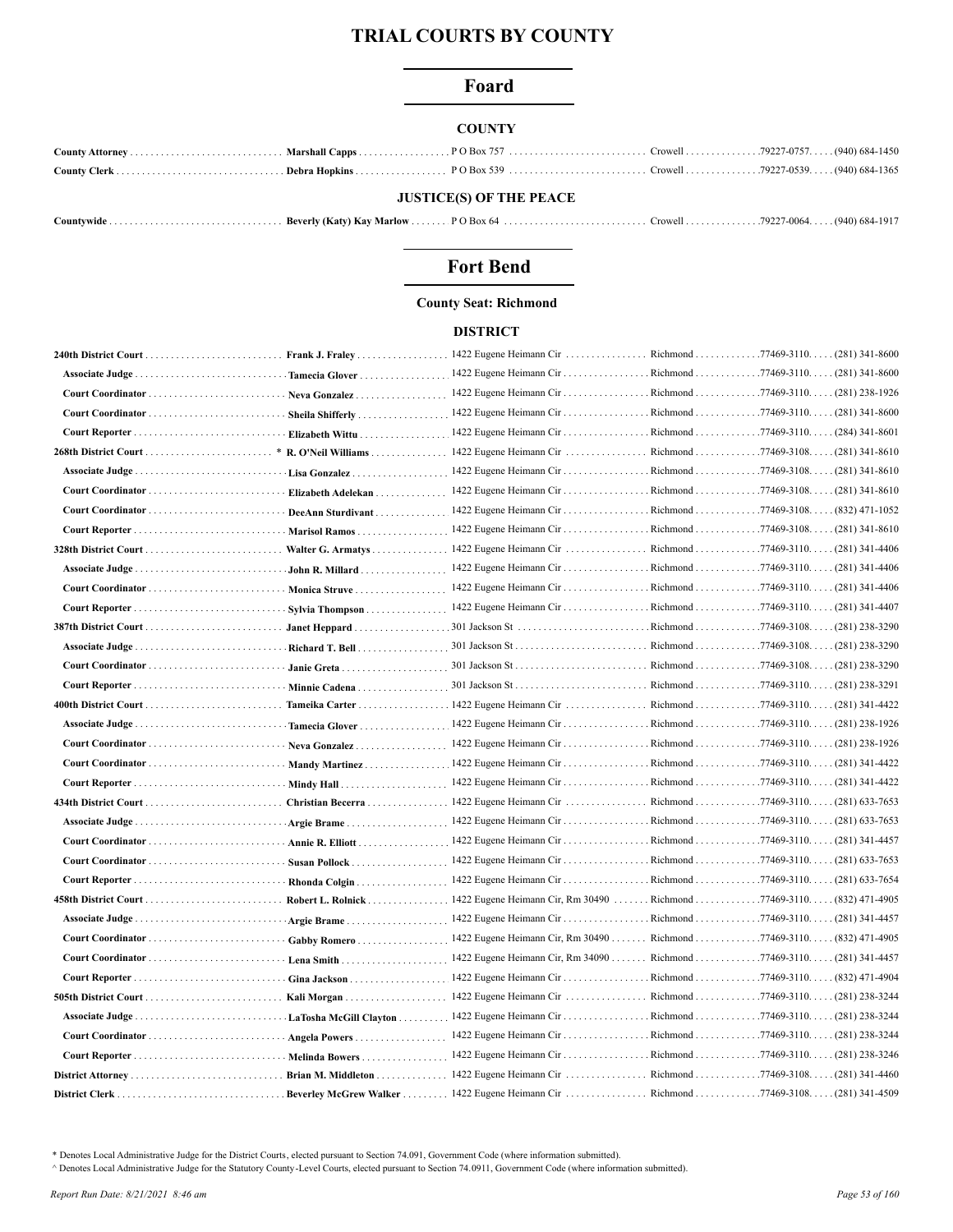# TRIAL COURTS BY COUNTY

## Foard

### COUNTY

| | | | | | |
|---|---|---|---|---|---|
| County Attorney | Marshall Capps | P O Box 757 | Crowell | 79227-0757 | (940) 684-1450 |
| County Clerk | Debra Hopkins | P O Box 539 | Crowell | 79227-0539 | (940) 684-1365 |

### JUSTICE(S) OF THE PEACE

| | | | | | |
|---|---|---|---|---|---|
| Countywide | Beverly (Katy) Kay Marlow | P O Box 64 | Crowell | 79227-0064 | (940) 684-1917 |

## Fort Bend

**County Seat: Richmond**

### DISTRICT

| | | | | | |
|---|---|---|---|---|---|
| **240th District Court** | Frank J. Fraley | 1422 Eugene Heimann Cir | Richmond | 77469-3110 | (281) 341-8600 |
| Associate Judge | Tamecia Glover | 1422 Eugene Heimann Cir | Richmond | 77469-3110 | (281) 341-8600 |
| Court Coordinator | Neva Gonzalez | 1422 Eugene Heimann Cir | Richmond | 77469-3110 | (281) 238-1926 |
| Court Coordinator | Sheila Shifferly | 1422 Eugene Heimann Cir | Richmond | 77469-3110 | (281) 341-8600 |
| Court Reporter | Elizabeth Wittu | 1422 Eugene Heimann Cir | Richmond | 77469-3110 | (284) 341-8601 |
| **268th District Court** | * R. O'Neil Williams | 1422 Eugene Heimann Cir | Richmond | 77469-3108 | (281) 341-8610 |
| Associate Judge | Lisa Gonzalez | 1422 Eugene Heimann Cir | Richmond | 77469-3108 | (281) 341-8610 |
| Court Coordinator | Elizabeth Adelekan | 1422 Eugene Heimann Cir | Richmond | 77469-3108 | (281) 341-8610 |
| Court Coordinator | DeeAnn Sturdivant | 1422 Eugene Heimann Cir | Richmond | 77469-3108 | (832) 471-1052 |
| Court Reporter | Marisol Ramos | 1422 Eugene Heimann Cir | Richmond | 77469-3108 | (281) 341-8610 |
| **328th District Court** | Walter G. Armatys | 1422 Eugene Heimann Cir | Richmond | 77469-3110 | (281) 341-4406 |
| Associate Judge | John R. Millard | 1422 Eugene Heimann Cir | Richmond | 77469-3110 | (281) 341-4406 |
| Court Coordinator | Monica Struve | 1422 Eugene Heimann Cir | Richmond | 77469-3110 | (281) 341-4406 |
| Court Reporter | Sylvia Thompson | 1422 Eugene Heimann Cir | Richmond | 77469-3110 | (281) 341-4407 |
| **387th District Court** | Janet Heppard | 301 Jackson St | Richmond | 77469-3108 | (281) 238-3290 |
| Associate Judge | Richard T. Bell | 301 Jackson St | Richmond | 77469-3108 | (281) 238-3290 |
| Court Coordinator | Janie Greta | 301 Jackson St | Richmond | 77469-3108 | (281) 238-3290 |
| Court Reporter | Minnie Cadena | 301 Jackson St | Richmond | 77469-3110 | (281) 238-3291 |
| **400th District Court** | Tameika Carter | 1422 Eugene Heimann Cir | Richmond | 77469-3110 | (281) 341-4422 |
| Associate Judge | Tamecia Glover | 1422 Eugene Heimann Cir | Richmond | 77469-3110 | (281) 238-1926 |
| Court Coordinator | Neva Gonzalez | 1422 Eugene Heimann Cir | Richmond | 77469-3110 | (281) 238-1926 |
| Court Coordinator | Mandy Martinez | 1422 Eugene Heimann Cir | Richmond | 77469-3110 | (281) 341-4422 |
| Court Reporter | Mindy Hall | 1422 Eugene Heimann Cir | Richmond | 77469-3110 | (281) 341-4422 |
| **434th District Court** | Christian Becerra | 1422 Eugene Heimann Cir | Richmond | 77469-3110 | (281) 633-7653 |
| Associate Judge | Argie Brame | 1422 Eugene Heimann Cir | Richmond | 77469-3110 | (281) 633-7653 |
| Court Coordinator | Annie R. Elliott | 1422 Eugene Heimann Cir | Richmond | 77469-3110 | (281) 341-4457 |
| Court Coordinator | Susan Pollock | 1422 Eugene Heimann Cir | Richmond | 77469-3110 | (281) 633-7653 |
| Court Reporter | Rhonda Colgin | 1422 Eugene Heimann Cir | Richmond | 77469-3110 | (281) 633-7654 |
| **458th District Court** | Robert L. Rolnick | 1422 Eugene Heimann Cir, Rm 30490 | Richmond | 77469-3110 | (832) 471-4905 |
| Associate Judge | Argie Brame | 1422 Eugene Heimann Cir | Richmond | 77469-3110 | (281) 341-4457 |
| Court Coordinator | Gabby Romero | 1422 Eugene Heimann Cir, Rm 30490 | Richmond | 77469-3110 | (832) 471-4905 |
| Court Coordinator | Lena Smith | 1422 Eugene Heimann Cir, Rm 34090 | Richmond | 77469-3110 | (281) 341-4457 |
| Court Reporter | Gina Jackson | 1422 Eugene Heimann Cir | Richmond | 77469-3110 | (832) 471-4904 |
| **505th District Court** | Kali Morgan | 1422 Eugene Heimann Cir | Richmond | 77469-3110 | (281) 238-3244 |
| Associate Judge | LaTosha McGill Clayton | 1422 Eugene Heimann Cir | Richmond | 77469-3110 | (281) 238-3244 |
| Court Coordinator | Angela Powers | 1422 Eugene Heimann Cir | Richmond | 77469-3110 | (281) 238-3244 |
| Court Reporter | Melinda Bowers | 1422 Eugene Heimann Cir | Richmond | 77469-3110 | (281) 238-3246 |
| **District Attorney** | Brian M. Middleton | 1422 Eugene Heimann Cir | Richmond | 77469-3108 | (281) 341-4460 |
| **District Clerk** | Beverley McGrew Walker | 1422 Eugene Heimann Cir | Richmond | 77469-3108 | (281) 341-4509 |

\* Denotes Local Administrative Judge for the District Courts, elected pursuant to Section 74.091, Government Code (where information submitted).

^ Denotes Local Administrative Judge for the Statutory County-Level Courts, elected pursuant to Section 74.0911, Government Code (where information submitted).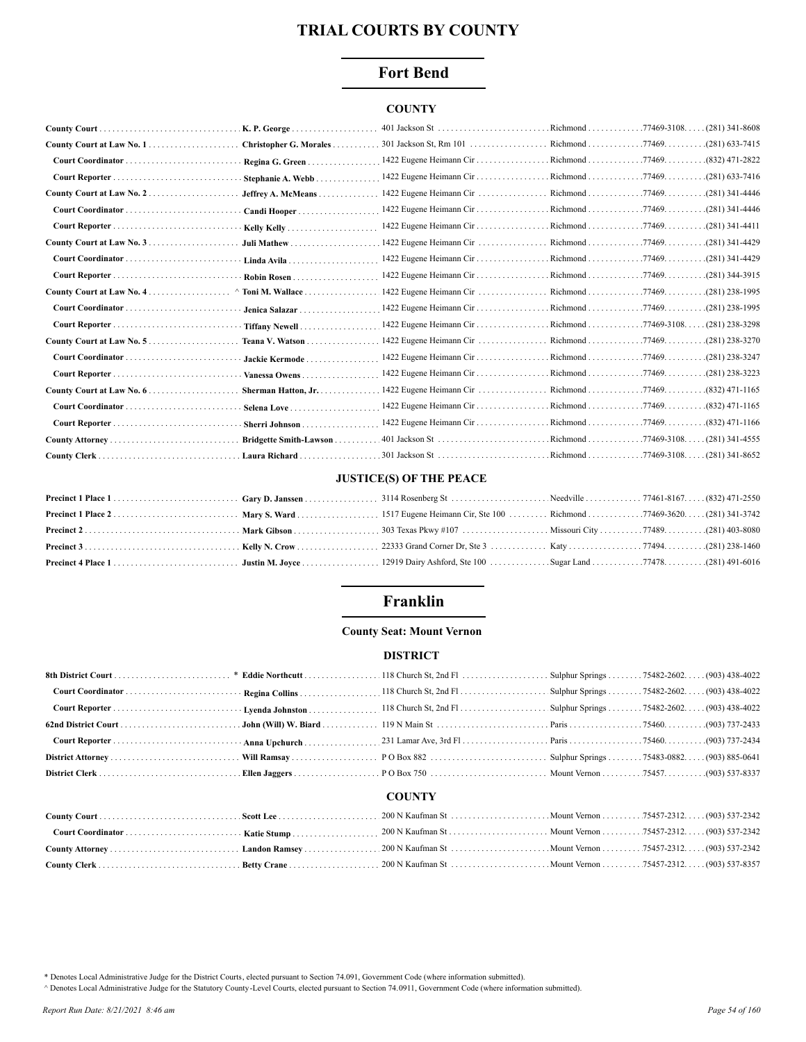# TRIAL COURTS BY COUNTY

## Fort Bend

### COUNTY

| Position | Name | Address | City | Zip | Phone |
|---|---|---|---|---|---|
| **County Court** | **K. P. George** | 401 Jackson St | Richmond | 77469-3108 | (281) 341-8608 |
| **County Court at Law No. 1** | **Christopher G. Morales** | 301 Jackson St, Rm 101 | Richmond | 77469 | (281) 633-7415 |
| **Court Coordinator** | **Regina G. Green** | 1422 Eugene Heimann Cir | Richmond | 77469 | (832) 471-2822 |
| **Court Reporter** | **Stephanie A. Webb** | 1422 Eugene Heimann Cir | Richmond | 77469 | (281) 633-7416 |
| **County Court at Law No. 2** | **Jeffrey A. McMeans** | 1422 Eugene Heimann Cir | Richmond | 77469 | (281) 341-4446 |
| **Court Coordinator** | **Candi Hooper** | 1422 Eugene Heimann Cir | Richmond | 77469 | (281) 341-4446 |
| **Court Reporter** | **Kelly Kelly** | 1422 Eugene Heimann Cir | Richmond | 77469 | (281) 341-4411 |
| **County Court at Law No. 3** | **Juli Mathew** | 1422 Eugene Heimann Cir | Richmond | 77469 | (281) 341-4429 |
| **Court Coordinator** | **Linda Avila** | 1422 Eugene Heimann Cir | Richmond | 77469 | (281) 341-4429 |
| **Court Reporter** | **Robin Rosen** | 1422 Eugene Heimann Cir | Richmond | 77469 | (281) 344-3915 |
| **County Court at Law No. 4** | ^ **Toni M. Wallace** | 1422 Eugene Heimann Cir | Richmond | 77469 | (281) 238-1995 |
| **Court Coordinator** | **Jenica Salazar** | 1422 Eugene Heimann Cir | Richmond | 77469 | (281) 238-1995 |
| **Court Reporter** | **Tiffany Newell** | 1422 Eugene Heimann Cir | Richmond | 77469-3108 | (281) 238-3298 |
| **County Court at Law No. 5** | **Teana V. Watson** | 1422 Eugene Heimann Cir | Richmond | 77469 | (281) 238-3270 |
| **Court Coordinator** | **Jackie Kermode** | 1422 Eugene Heimann Cir | Richmond | 77469 | (281) 238-3247 |
| **Court Reporter** | **Vanessa Owens** | 1422 Eugene Heimann Cir | Richmond | 77469 | (281) 238-3223 |
| **County Court at Law No. 6** | **Sherman Hatton, Jr.** | 1422 Eugene Heimann Cir | Richmond | 77469 | (832) 471-1165 |
| **Court Coordinator** | **Selena Love** | 1422 Eugene Heimann Cir | Richmond | 77469 | (832) 471-1165 |
| **Court Reporter** | **Sherri Johnson** | 1422 Eugene Heimann Cir | Richmond | 77469 | (832) 471-1166 |
| **County Attorney** | **Bridgette Smith-Lawson** | 401 Jackson St | Richmond | 77469-3108 | (281) 341-4555 |
| **County Clerk** | **Laura Richard** | 301 Jackson St | Richmond | 77469-3108 | (281) 341-8652 |

### JUSTICE(S) OF THE PEACE

| Position | Name | Address | City | Zip | Phone |
|---|---|---|---|---|---|
| **Precinct 1 Place 1** | **Gary D. Janssen** | 3114 Rosenberg St | Needville | 77461-8167 | (832) 471-2550 |
| **Precinct 1 Place 2** | **Mary S. Ward** | 1517 Eugene Heimann Cir, Ste 100 | Richmond | 77469-3620 | (281) 341-3742 |
| **Precinct 2** | **Mark Gibson** | 303 Texas Pkwy #107 | Missouri City | 77489 | (281) 403-8080 |
| **Precinct 3** | **Kelly N. Crow** | 22333 Grand Corner Dr, Ste 3 | Katy | 77494 | (281) 238-1460 |
| **Precinct 4 Place 1** | **Justin M. Joyce** | 12919 Dairy Ashford, Ste 100 | Sugar Land | 77478 | (281) 491-6016 |

## Franklin

**County Seat: Mount Vernon**

### DISTRICT

| Position | Name | Address | City | Zip | Phone |
|---|---|---|---|---|---|
| **8th District Court** | * **Eddie Northcutt** | 118 Church St, 2nd Fl | Sulphur Springs | 75482-2602 | (903) 438-4022 |
| **Court Coordinator** | **Regina Collins** | 118 Church St, 2nd Fl | Sulphur Springs | 75482-2602 | (903) 438-4022 |
| **Court Reporter** | **Lyenda Johnston** | 118 Church St, 2nd Fl | Sulphur Springs | 75482-2602 | (903) 438-4022 |
| **62nd District Court** | **John (Will) W. Biard** | 119 N Main St | Paris | 75460 | (903) 737-2433 |
| **Court Reporter** | **Anna Upchurch** | 231 Lamar Ave, 3rd Fl | Paris | 75460 | (903) 737-2434 |
| **District Attorney** | **Will Ramsay** | P O Box 882 | Sulphur Springs | 75483-0882 | (903) 885-0641 |
| **District Clerk** | **Ellen Jaggers** | P O Box 750 | Mount Vernon | 75457 | (903) 537-8337 |

### COUNTY

| Position | Name | Address | City | Zip | Phone |
|---|---|---|---|---|---|
| **County Court** | **Scott Lee** | 200 N Kaufman St | Mount Vernon | 75457-2312 | (903) 537-2342 |
| **Court Coordinator** | **Katie Stump** | 200 N Kaufman St | Mount Vernon | 75457-2312 | (903) 537-2342 |
| **County Attorney** | **Landon Ramsey** | 200 N Kaufman St | Mount Vernon | 75457-2312 | (903) 537-2342 |
| **County Clerk** | **Betty Crane** | 200 N Kaufman St | Mount Vernon | 75457-2312 | (903) 537-8357 |

\* Denotes Local Administrative Judge for the District Courts, elected pursuant to Section 74.091, Government Code (where information submitted).

^ Denotes Local Administrative Judge for the Statutory County-Level Courts, elected pursuant to Section 74.0911, Government Code (where information submitted).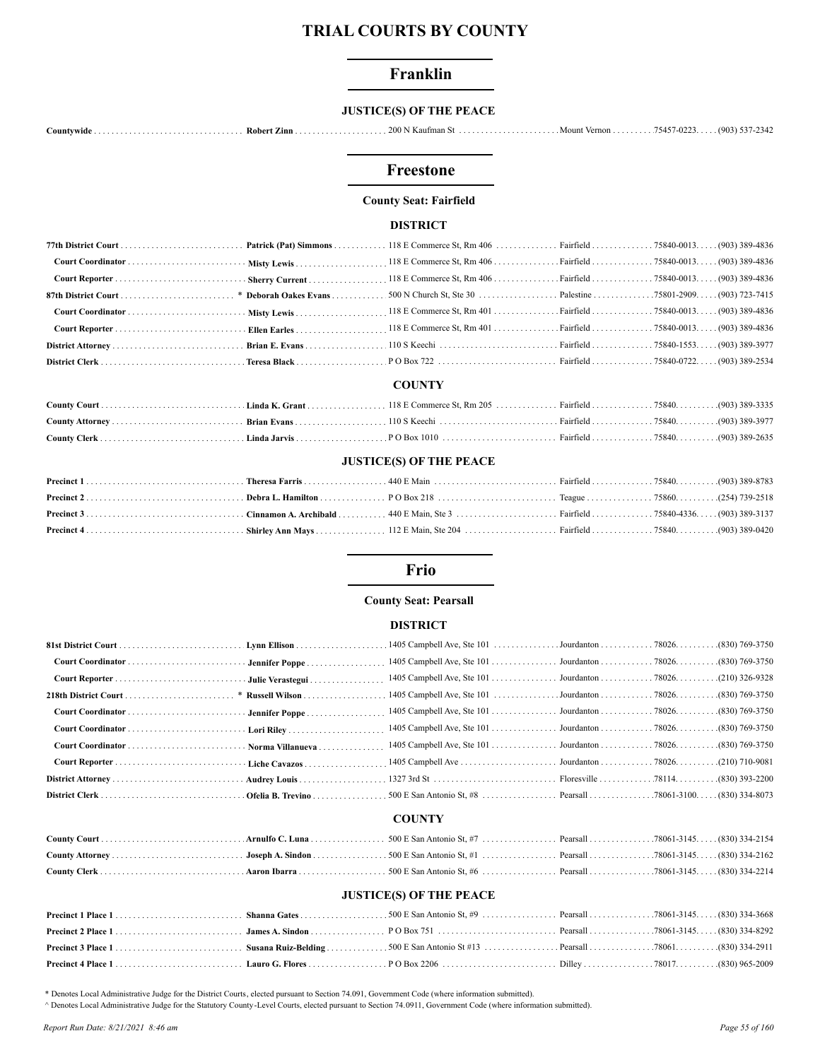# TRIAL COURTS BY COUNTY

## Franklin

### JUSTICE(S) OF THE PEACE

| Position | Name | Address | City | Zip | Phone |
|---|---|---|---|---|---|
| Countywide | Robert Zinn | 200 N Kaufman St | Mount Vernon | 75457-0223 | (903) 537-2342 |

## Freestone

**County Seat: Fairfield**

### DISTRICT

| Position | Name | Address | City | Zip | Phone |
|---|---|---|---|---|---|
| 77th District Court | Patrick (Pat) Simmons | 118 E Commerce St, Rm 406 | Fairfield | 75840-0013 | (903) 389-4836 |
| Court Coordinator | Misty Lewis | 118 E Commerce St, Rm 406 | Fairfield | 75840-0013 | (903) 389-4836 |
| Court Reporter | Sherry Current | 118 E Commerce St, Rm 406 | Fairfield | 75840-0013 | (903) 389-4836 |
| 87th District Court | * Deborah Oakes Evans | 500 N Church St, Ste 30 | Palestine | 75801-2909 | (903) 723-7415 |
| Court Coordinator | Misty Lewis | 118 E Commerce St, Rm 401 | Fairfield | 75840-0013 | (903) 389-4836 |
| Court Reporter | Ellen Earles | 118 E Commerce St, Rm 401 | Fairfield | 75840-0013 | (903) 389-4836 |
| District Attorney | Brian E. Evans | 110 S Keechi | Fairfield | 75840-1553 | (903) 389-3977 |
| District Clerk | Teresa Black | P O Box 722 | Fairfield | 75840-0722 | (903) 389-2534 |

### COUNTY

| Position | Name | Address | City | Zip | Phone |
|---|---|---|---|---|---|
| County Court | Linda K. Grant | 118 E Commerce St, Rm 205 | Fairfield | 75840 | (903) 389-3335 |
| County Attorney | Brian Evans | 110 S Keechi | Fairfield | 75840 | (903) 389-3977 |
| County Clerk | Linda Jarvis | P O Box 1010 | Fairfield | 75840 | (903) 389-2635 |

### JUSTICE(S) OF THE PEACE

| Position | Name | Address | City | Zip | Phone |
|---|---|---|---|---|---|
| Precinct 1 | Theresa Farris | 440 E Main | Fairfield | 75840 | (903) 389-8783 |
| Precinct 2 | Debra L. Hamilton | P O Box 218 | Teague | 75860 | (254) 739-2518 |
| Precinct 3 | Cinnamon A. Archibald | 440 E Main, Ste 3 | Fairfield | 75840-4336 | (903) 389-3137 |
| Precinct 4 | Shirley Ann Mays | 112 E Main, Ste 204 | Fairfield | 75840 | (903) 389-0420 |

## Frio

**County Seat: Pearsall**

### DISTRICT

| Position | Name | Address | City | Zip | Phone |
|---|---|---|---|---|---|
| 81st District Court | Lynn Ellison | 1405 Campbell Ave, Ste 101 | Jourdanton | 78026 | (830) 769-3750 |
| Court Coordinator | Jennifer Poppe | 1405 Campbell Ave, Ste 101 | Jourdanton | 78026 | (830) 769-3750 |
| Court Reporter | Julie Verastegui | 1405 Campbell Ave, Ste 101 | Jourdanton | 78026 | (210) 326-9328 |
| 218th District Court | * Russell Wilson | 1405 Campbell Ave, Ste 101 | Jourdanton | 78026 | (830) 769-3750 |
| Court Coordinator | Jennifer Poppe | 1405 Campbell Ave, Ste 101 | Jourdanton | 78026 | (830) 769-3750 |
| Court Coordinator | Lori Riley | 1405 Campbell Ave, Ste 101 | Jourdanton | 78026 | (830) 769-3750 |
| Court Coordinator | Norma Villanueva | 1405 Campbell Ave, Ste 101 | Jourdanton | 78026 | (830) 769-3750 |
| Court Reporter | Liche Cavazos | 1405 Campbell Ave | Jourdanton | 78026 | (210) 710-9081 |
| District Attorney | Audrey Louis | 1327 3rd St | Floresville | 78114 | (830) 393-2200 |
| District Clerk | Ofelia B. Trevino | 500 E San Antonio St, #8 | Pearsall | 78061-3100 | (830) 334-8073 |

### COUNTY

| Position | Name | Address | City | Zip | Phone |
|---|---|---|---|---|---|
| County Court | Arnulfo C. Luna | 500 E San Antonio St, #7 | Pearsall | 78061-3145 | (830) 334-2154 |
| County Attorney | Joseph A. Sindon | 500 E San Antonio St, #1 | Pearsall | 78061-3145 | (830) 334-2162 |
| County Clerk | Aaron Ibarra | 500 E San Antonio St, #6 | Pearsall | 78061-3145 | (830) 334-2214 |

### JUSTICE(S) OF THE PEACE

| Position | Name | Address | City | Zip | Phone |
|---|---|---|---|---|---|
| Precinct 1 Place 1 | Shanna Gates | 500 E San Antonio St, #9 | Pearsall | 78061-3145 | (830) 334-3668 |
| Precinct 2 Place 1 | James A. Sindon | P O Box 751 | Pearsall | 78061-3145 | (830) 334-8292 |
| Precinct 3 Place 1 | Susana Ruiz-Belding | 500 E San Antonio St #13 | Pearsall | 78061 | (830) 334-2911 |
| Precinct 4 Place 1 | Lauro G. Flores | P O Box 2206 | Dilley | 78017 | (830) 965-2009 |

\* Denotes Local Administrative Judge for the District Courts, elected pursuant to Section 74.091, Government Code (where information submitted).

^ Denotes Local Administrative Judge for the Statutory County-Level Courts, elected pursuant to Section 74.0911, Government Code (where information submitted).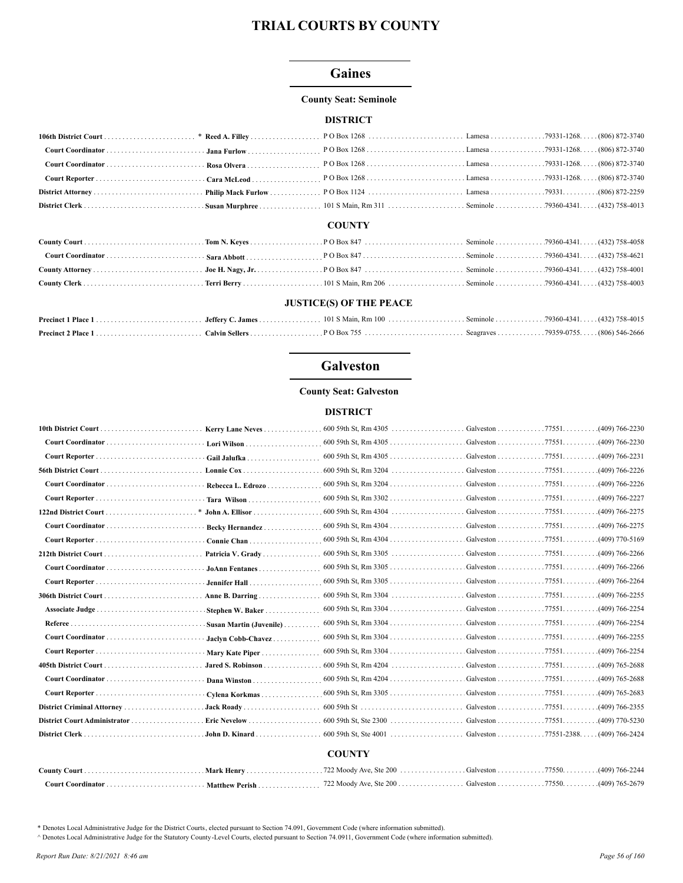# TRIAL COURTS BY COUNTY

## Gaines

### County Seat: Seminole

#### DISTRICT

| Position | Name | Address | City | Zip | Phone |
|---|---|---|---|---|---|
| 106th District Court * | Reed A. Filley | P O Box 1268 | Lamesa | 79331-1268 | (806) 872-3740 |
| Court Coordinator | Jana Furlow | P O Box 1268 | Lamesa | 79331-1268 | (806) 872-3740 |
| Court Coordinator | Rosa Olvera | P O Box 1268 | Lamesa | 79331-1268 | (806) 872-3740 |
| Court Reporter | Cara McLeod | P O Box 1268 | Lamesa | 79331-1268 | (806) 872-3740 |
| District Attorney | Philip Mack Furlow | P O Box 1124 | Lamesa | 79331 | (806) 872-2259 |
| District Clerk | Susan Murphree | 101 S Main, Rm 311 | Seminole | 79360-4341 | (432) 758-4013 |

#### COUNTY

| Position | Name | Address | City | Zip | Phone |
|---|---|---|---|---|---|
| County Court | Tom N. Keyes | P O Box 847 | Seminole | 79360-4341 | (432) 758-4058 |
| Court Coordinator | Sara Abbott | P O Box 847 | Seminole | 79360-4341 | (432) 758-4621 |
| County Attorney | Joe H. Nagy, Jr. | P O Box 847 | Seminole | 79360-4341 | (432) 758-4001 |
| County Clerk | Terri Berry | 101 S Main, Rm 206 | Seminole | 79360-4341 | (432) 758-4003 |

#### JUSTICE(S) OF THE PEACE

| Position | Name | Address | City | Zip | Phone |
|---|---|---|---|---|---|
| Precinct 1 Place 1 | Jeffery C. James | 101 S Main, Rm 100 | Seminole | 79360-4341 | (432) 758-4015 |
| Precinct 2 Place 1 | Calvin Sellers | P O Box 755 | Seagraves | 79359-0755 | (806) 546-2666 |

## Galveston

### County Seat: Galveston

#### DISTRICT

| Position | Name | Address | City | Zip | Phone |
|---|---|---|---|---|---|
| 10th District Court | Kerry Lane Neves | 600 59th St, Rm 4305 | Galveston | 77551 | (409) 766-2230 |
| Court Coordinator | Lori Wilson | 600 59th St, Rm 4305 | Galveston | 77551 | (409) 766-2230 |
| Court Reporter | Gail Jalufka | 600 59th St, Rm 4305 | Galveston | 77551 | (409) 766-2231 |
| 56th District Court | Lonnie Cox | 600 59th St, Rm 3204 | Galveston | 77551 | (409) 766-2226 |
| Court Coordinator | Rebecca L. Edrozo | 600 59th St, Rm 3204 | Galveston | 77551 | (409) 766-2226 |
| Court Reporter | Tara Wilson | 600 59th St, Rm 3302 | Galveston | 77551 | (409) 766-2227 |
| 122nd District Court * | John A. Ellisor | 600 59th St, Rm 4304 | Galveston | 77551 | (409) 766-2275 |
| Court Coordinator | Becky Hernandez | 600 59th St, Rm 4304 | Galveston | 77551 | (409) 766-2275 |
| Court Reporter | Connie Chan | 600 59th St, Rm 4304 | Galveston | 77551 | (409) 770-5169 |
| 212th District Court | Patricia V. Grady | 600 59th St, Rm 3305 | Galveston | 77551 | (409) 766-2266 |
| Court Coordinator | JoAnn Fentanes | 600 59th St, Rm 3305 | Galveston | 77551 | (409) 766-2266 |
| Court Reporter | Jennifer Hall | 600 59th St, Rm 3305 | Galveston | 77551 | (409) 766-2264 |
| 306th District Court | Anne B. Darring | 600 59th St, Rm 3304 | Galveston | 77551 | (409) 766-2255 |
| Associate Judge | Stephen W. Baker | 600 59th St, Rm 3304 | Galveston | 77551 | (409) 766-2254 |
| Referee | Susan Martin (Juvenile) | 600 59th St, Rm 3304 | Galveston | 77551 | (409) 766-2254 |
| Court Coordinator | Jaclyn Cobb-Chavez | 600 59th St, Rm 3304 | Galveston | 77551 | (409) 766-2255 |
| Court Reporter | Mary Kate Piper | 600 59th St, Rm 3304 | Galveston | 77551 | (409) 766-2254 |
| 405th District Court | Jared S. Robinson | 600 59th St, Rm 4204 | Galveston | 77551 | (409) 765-2688 |
| Court Coordinator | Dana Winston | 600 59th St, Rm 4204 | Galveston | 77551 | (409) 765-2688 |
| Court Reporter | Cylena Korkmas | 600 59th St, Rm 3305 | Galveston | 77551 | (409) 765-2683 |
| District Criminal Attorney | Jack Roady | 600 59th St | Galveston | 77551 | (409) 766-2355 |
| District Court Administrator | Eric Nevelow | 600 59th St, Ste 2300 | Galveston | 77551 | (409) 770-5230 |
| District Clerk | John D. Kinard | 600 59th St, Ste 4001 | Galveston | 77551-2388 | (409) 766-2424 |

#### COUNTY

| Position | Name | Address | City | Zip | Phone |
|---|---|---|---|---|---|
| County Court | Mark Henry | 722 Moody Ave, Ste 200 | Galveston | 77550 | (409) 766-2244 |
| Court Coordinator | Matthew Perish | 722 Moody Ave, Ste 200 | Galveston | 77550 | (409) 765-2679 |

\* Denotes Local Administrative Judge for the District Courts, elected pursuant to Section 74.091, Government Code (where information submitted).

^ Denotes Local Administrative Judge for the Statutory County-Level Courts, elected pursuant to Section 74.0911, Government Code (where information submitted).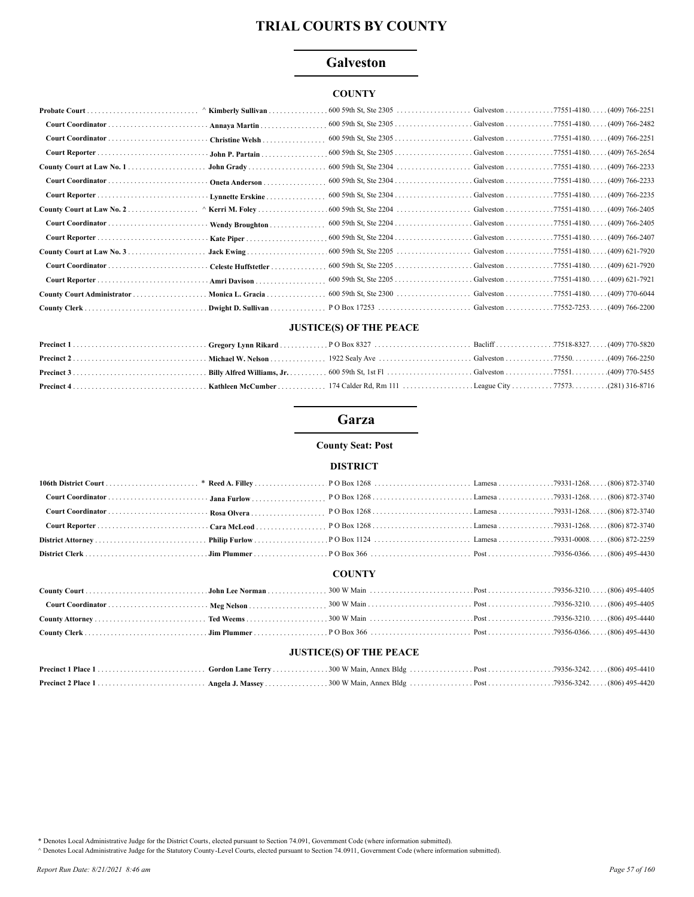# TRIAL COURTS BY COUNTY

## Galveston

### COUNTY

| | | | | | |
|---|---|---|---|---|---|
| **Probate Court** | ^ **Kimberly Sullivan** | 600 59th St, Ste 2305 | Galveston | 77551-4180. | (409) 766-2251 |
| **Court Coordinator** | **Annaya Martin** | 600 59th St, Ste 2305 | Galveston | 77551-4180. | (409) 766-2482 |
| **Court Coordinator** | **Christine Welsh** | 600 59th St, Ste 2305 | Galveston | 77551-4180. | (409) 766-2251 |
| **Court Reporter** | **John P. Partain** | 600 59th St, Ste 2305 | Galveston | 77551-4180. | (409) 765-2654 |
| **County Court at Law No. 1** | **John Grady** | 600 59th St, Ste 2304 | Galveston | 77551-4180. | (409) 766-2233 |
| **Court Coordinator** | **Oneta Anderson** | 600 59th St, Ste 2304 | Galveston | 77551-4180. | (409) 766-2233 |
| **Court Reporter** | **Lynnette Erskine** | 600 59th St, Ste 2304 | Galveston | 77551-4180. | (409) 766-2235 |
| **County Court at Law No. 2** | ^ **Kerri M. Foley** | 600 59th St, Ste 2204 | Galveston | 77551-4180. | (409) 766-2405 |
| **Court Coordinator** | **Wendy Broughton** | 600 59th St, Ste 2204 | Galveston | 77551-4180. | (409) 766-2405 |
| **Court Reporter** | **Kate Piper** | 600 59th St, Ste 2204 | Galveston | 77551-4180. | (409) 766-2407 |
| **County Court at Law No. 3** | **Jack Ewing** | 600 59th St, Ste 2205 | Galveston | 77551-4180. | (409) 621-7920 |
| **Court Coordinator** | **Celeste Huffstetler** | 600 59th St, Ste 2205 | Galveston | 77551-4180. | (409) 621-7920 |
| **Court Reporter** | **Amri Davison** | 600 59th St, Ste 2205 | Galveston | 77551-4180. | (409) 621-7921 |
| **County Court Administrator** | **Monica L. Gracia** | 600 59th St, Ste 2300 | Galveston | 77551-4180. | (409) 770-6044 |
| **County Clerk** | **Dwight D. Sullivan** | P O Box 17253 | Galveston | 77552-7253. | (409) 766-2200 |

### JUSTICE(S) OF THE PEACE

| | | | | | |
|---|---|---|---|---|---|
| **Precinct 1** | **Gregory Lynn Rikard** | P O Box 8327 | Bacliff | 77518-8327. | (409) 770-5820 |
| **Precinct 2** | **Michael W. Nelson** | 1922 Sealy Ave | Galveston | 77550. | (409) 766-2250 |
| **Precinct 3** | **Billy Alfred Williams, Jr.** | 600 59th St, 1st Fl | Galveston | 77551. | (409) 770-5455 |
| **Precinct 4** | **Kathleen McCumber** | 174 Calder Rd, Rm 111 | League City | 77573. | (281) 316-8716 |

## Garza

**County Seat: Post**

### DISTRICT

| | | | | | |
|---|---|---|---|---|---|
| **106th District Court** | * **Reed A. Filley** | P O Box 1268 | Lamesa | 79331-1268. | (806) 872-3740 |
| **Court Coordinator** | **Jana Furlow** | P O Box 1268 | Lamesa | 79331-1268. | (806) 872-3740 |
| **Court Coordinator** | **Rosa Olvera** | P O Box 1268 | Lamesa | 79331-1268. | (806) 872-3740 |
| **Court Reporter** | **Cara McLeod** | P O Box 1268 | Lamesa | 79331-1268. | (806) 872-3740 |
| **District Attorney** | **Philip Furlow** | P O Box 1124 | Lamesa | 79331-0008. | (806) 872-2259 |
| **District Clerk** | **Jim Plummer** | P O Box 366 | Post | 79356-0366. | (806) 495-4430 |

### COUNTY

| | | | | | |
|---|---|---|---|---|---|
| **County Court** | **John Lee Norman** | 300 W Main | Post | 79356-3210. | (806) 495-4405 |
| **Court Coordinator** | **Meg Nelson** | 300 W Main | Post | 79356-3210. | (806) 495-4405 |
| **County Attorney** | **Ted Weems** | 300 W Main | Post | 79356-3210. | (806) 495-4440 |
| **County Clerk** | **Jim Plummer** | P O Box 366 | Post | 79356-0366. | (806) 495-4430 |

### JUSTICE(S) OF THE PEACE

| | | | | | |
|---|---|---|---|---|---|
| **Precinct 1 Place 1** | **Gordon Lane Terry** | 300 W Main, Annex Bldg | Post | 79356-3242. | (806) 495-4410 |
| **Precinct 2 Place 1** | **Angela J. Massey** | 300 W Main, Annex Bldg | Post | 79356-3242. | (806) 495-4420 |

\* Denotes Local Administrative Judge for the District Courts, elected pursuant to Section 74.091, Government Code (where information submitted).

^ Denotes Local Administrative Judge for the Statutory County-Level Courts, elected pursuant to Section 74.0911, Government Code (where information submitted).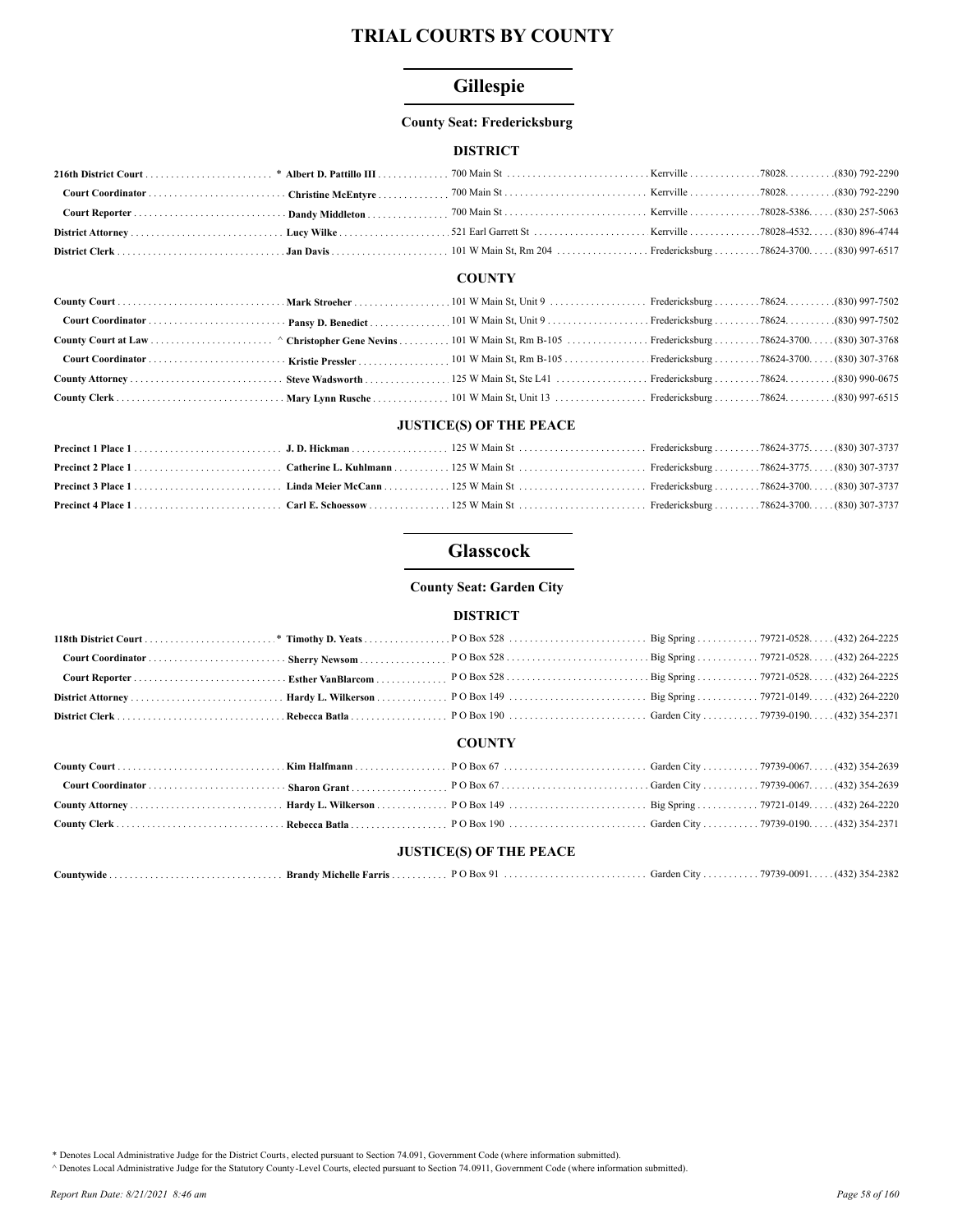# TRIAL COURTS BY COUNTY

## Gillespie

**County Seat: Fredericksburg**

### DISTRICT

| Position | Name | Address | City | Zip | Phone |
|---|---|---|---|---|---|
| **216th District Court** | * **Albert D. Pattillo III** | 700 Main St | Kerrville | 78028. | (830) 792-2290 |
| **Court Coordinator** | **Christine McEntyre** | 700 Main St | Kerrville | 78028. | (830) 792-2290 |
| **Court Reporter** | **Dandy Middleton** | 700 Main St | Kerrville | 78028-5386. | (830) 257-5063 |
| **District Attorney** | **Lucy Wilke** | 521 Earl Garrett St | Kerrville | 78028-4532. | (830) 896-4744 |
| **District Clerk** | **Jan Davis** | 101 W Main St, Rm 204 | Fredericksburg | 78624-3700. | (830) 997-6517 |

### COUNTY

| Position | Name | Address | City | Zip | Phone |
|---|---|---|---|---|---|
| **County Court** | **Mark Stroeher** | 101 W Main St, Unit 9 | Fredericksburg | 78624. | (830) 997-7502 |
| **Court Coordinator** | **Pansy D. Benedict** | 101 W Main St, Unit 9 | Fredericksburg | 78624. | (830) 997-7502 |
| **County Court at Law** | ^ **Christopher Gene Nevins** | 101 W Main St, Rm B-105 | Fredericksburg | 78624-3700. | (830) 307-3768 |
| **Court Coordinator** | **Kristie Pressler** | 101 W Main St, Rm B-105 | Fredericksburg | 78624-3700. | (830) 307-3768 |
| **County Attorney** | **Steve Wadsworth** | 125 W Main St, Ste L41 | Fredericksburg | 78624. | (830) 990-0675 |
| **County Clerk** | **Mary Lynn Rusche** | 101 W Main St, Unit 13 | Fredericksburg | 78624. | (830) 997-6515 |

### JUSTICE(S) OF THE PEACE

| Position | Name | Address | City | Zip | Phone |
|---|---|---|---|---|---|
| **Precinct 1 Place 1** | **J. D. Hickman** | 125 W Main St | Fredericksburg | 78624-3775. | (830) 307-3737 |
| **Precinct 2 Place 1** | **Catherine L. Kuhlmann** | 125 W Main St | Fredericksburg | 78624-3775. | (830) 307-3737 |
| **Precinct 3 Place 1** | **Linda Meier McCann** | 125 W Main St | Fredericksburg | 78624-3700. | (830) 307-3737 |
| **Precinct 4 Place 1** | **Carl E. Schoessow** | 125 W Main St | Fredericksburg | 78624-3700. | (830) 307-3737 |

## Glasscock

**County Seat: Garden City**

### DISTRICT

| Position | Name | Address | City | Zip | Phone |
|---|---|---|---|---|---|
| **118th District Court** | * **Timothy D. Yeats** | P O Box 528 | Big Spring | 79721-0528. | (432) 264-2225 |
| **Court Coordinator** | **Sherry Newsom** | P O Box 528 | Big Spring | 79721-0528. | (432) 264-2225 |
| **Court Reporter** | **Esther VanBlarcom** | P O Box 528 | Big Spring | 79721-0528. | (432) 264-2225 |
| **District Attorney** | **Hardy L. Wilkerson** | P O Box 149 | Big Spring | 79721-0149. | (432) 264-2220 |
| **District Clerk** | **Rebecca Batla** | P O Box 190 | Garden City | 79739-0190. | (432) 354-2371 |

### COUNTY

| Position | Name | Address | City | Zip | Phone |
|---|---|---|---|---|---|
| **County Court** | **Kim Halfmann** | P O Box 67 | Garden City | 79739-0067. | (432) 354-2639 |
| **Court Coordinator** | **Sharon Grant** | P O Box 67 | Garden City | 79739-0067. | (432) 354-2639 |
| **County Attorney** | **Hardy L. Wilkerson** | P O Box 149 | Big Spring | 79721-0149. | (432) 264-2220 |
| **County Clerk** | **Rebecca Batla** | P O Box 190 | Garden City | 79739-0190. | (432) 354-2371 |

### JUSTICE(S) OF THE PEACE

| Position | Name | Address | City | Zip | Phone |
|---|---|---|---|---|---|
| **Countywide** | **Brandy Michelle Farris** | P O Box 91 | Garden City | 79739-0091. | (432) 354-2382 |

\* Denotes Local Administrative Judge for the District Courts, elected pursuant to Section 74.091, Government Code (where information submitted).

^ Denotes Local Administrative Judge for the Statutory County-Level Courts, elected pursuant to Section 74.0911, Government Code (where information submitted).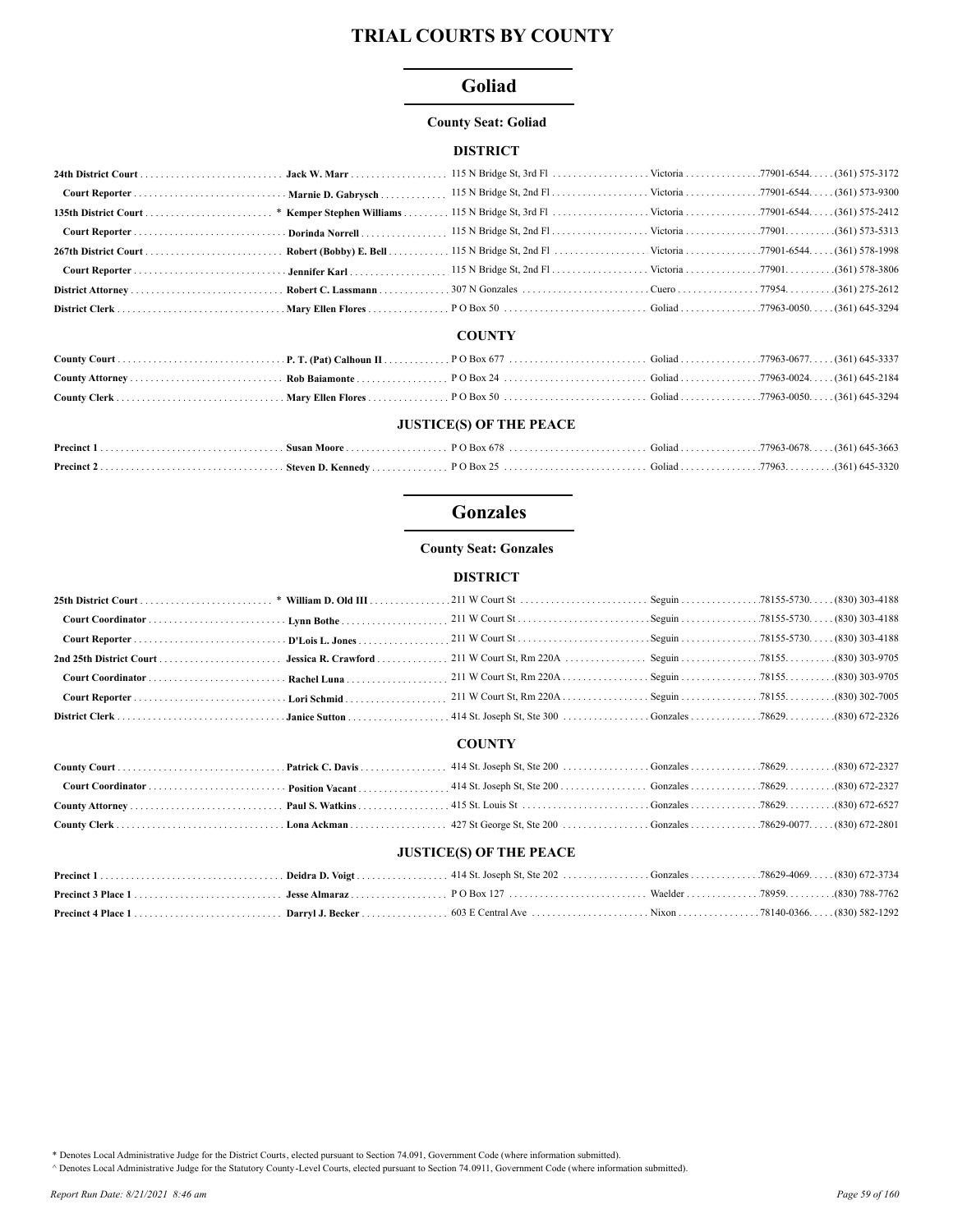# TRIAL COURTS BY COUNTY

## Goliad

**County Seat: Goliad**

### DISTRICT

| | | | | | |
|---|---|---|---|---|---|
| **24th District Court** | **Jack W. Marr** | 115 N Bridge St, 3rd Fl | Victoria | 77901-6544 | (361) 575-3172 |
| **Court Reporter** | **Marnie D. Gabrysch** | 115 N Bridge St, 2nd Fl | Victoria | 77901-6544 | (361) 573-9300 |
| **135th District Court** | * **Kemper Stephen Williams** | 115 N Bridge St, 3rd Fl | Victoria | 77901-6544 | (361) 575-2412 |
| **Court Reporter** | **Dorinda Norrell** | 115 N Bridge St, 2nd Fl | Victoria | 77901 | (361) 573-5313 |
| **267th District Court** | **Robert (Bobby) E. Bell** | 115 N Bridge St, 2nd Fl | Victoria | 77901-6544 | (361) 578-1998 |
| **Court Reporter** | **Jennifer Karl** | 115 N Bridge St, 2nd Fl | Victoria | 77901 | (361) 578-3806 |
| **District Attorney** | **Robert C. Lassmann** | 307 N Gonzales | Cuero | 77954 | (361) 275-2612 |
| **District Clerk** | **Mary Ellen Flores** | P O Box 50 | Goliad | 77963-0050 | (361) 645-3294 |

### COUNTY

| | | | | | |
|---|---|---|---|---|---|
| **County Court** | **P. T. (Pat) Calhoun II** | P O Box 677 | Goliad | 77963-0677 | (361) 645-3337 |
| **County Attorney** | **Rob Baiamonte** | P O Box 24 | Goliad | 77963-0024 | (361) 645-2184 |
| **County Clerk** | **Mary Ellen Flores** | P O Box 50 | Goliad | 77963-0050 | (361) 645-3294 |

### JUSTICE(S) OF THE PEACE

| | | | | | |
|---|---|---|---|---|---|
| **Precinct 1** | **Susan Moore** | P O Box 678 | Goliad | 77963-0678 | (361) 645-3663 |
| **Precinct 2** | **Steven D. Kennedy** | P O Box 25 | Goliad | 77963 | (361) 645-3320 |

## Gonzales

**County Seat: Gonzales**

### DISTRICT

| | | | | | |
|---|---|---|---|---|---|
| **25th District Court** | * **William D. Old III** | 211 W Court St | Seguin | 78155-5730 | (830) 303-4188 |
| **Court Coordinator** | **Lynn Bothe** | 211 W Court St | Seguin | 78155-5730 | (830) 303-4188 |
| **Court Reporter** | **D'Lois L. Jones** | 211 W Court St | Seguin | 78155-5730 | (830) 303-4188 |
| **2nd 25th District Court** | **Jessica R. Crawford** | 211 W Court St, Rm 220A | Seguin | 78155 | (830) 303-9705 |
| **Court Coordinator** | **Rachel Luna** | 211 W Court St, Rm 220A | Seguin | 78155 | (830) 303-9705 |
| **Court Reporter** | **Lori Schmid** | 211 W Court St, Rm 220A | Seguin | 78155 | (830) 302-7005 |
| **District Clerk** | **Janice Sutton** | 414 St. Joseph St, Ste 300 | Gonzales | 78629 | (830) 672-2326 |

### COUNTY

| | | | | | |
|---|---|---|---|---|---|
| **County Court** | **Patrick C. Davis** | 414 St. Joseph St, Ste 200 | Gonzales | 78629 | (830) 672-2327 |
| **Court Coordinator** | **Position Vacant** | 414 St. Joseph St, Ste 200 | Gonzales | 78629 | (830) 672-2327 |
| **County Attorney** | **Paul S. Watkins** | 415 St. Louis St | Gonzales | 78629 | (830) 672-6527 |
| **County Clerk** | **Lona Ackman** | 427 St George St, Ste 200 | Gonzales | 78629-0077 | (830) 672-2801 |

### JUSTICE(S) OF THE PEACE

| | | | | | |
|---|---|---|---|---|---|
| **Precinct 1** | **Deidra D. Voigt** | 414 St. Joseph St, Ste 202 | Gonzales | 78629-4069 | (830) 672-3734 |
| **Precinct 3 Place 1** | **Jesse Almaraz** | P O Box 127 | Waelder | 78959 | (830) 788-7762 |
| **Precinct 4 Place 1** | **Darryl J. Becker** | 603 E Central Ave | Nixon | 78140-0366 | (830) 582-1292 |

\* Denotes Local Administrative Judge for the District Courts, elected pursuant to Section 74.091, Government Code (where information submitted).

^ Denotes Local Administrative Judge for the Statutory County-Level Courts, elected pursuant to Section 74.0911, Government Code (where information submitted).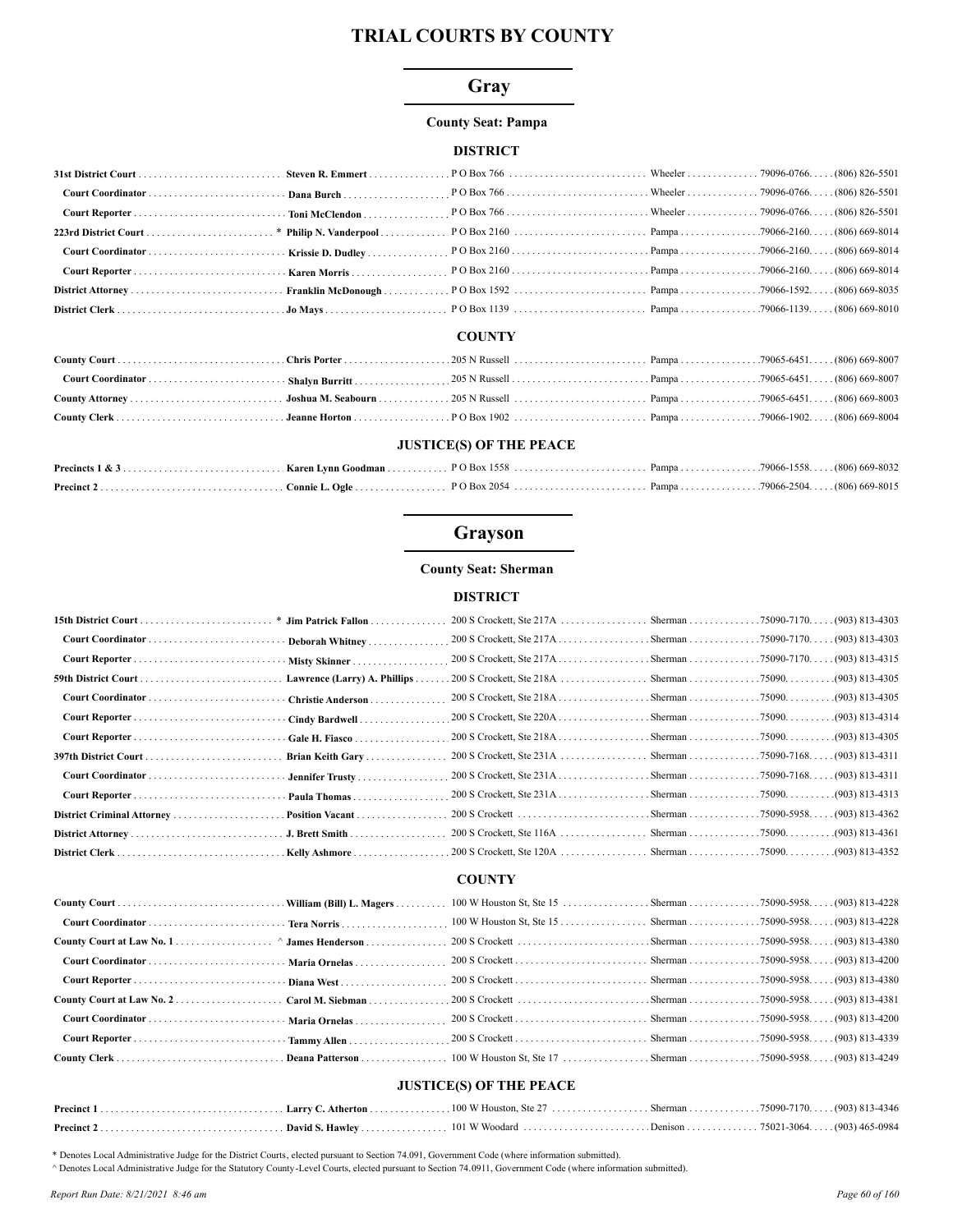# TRIAL COURTS BY COUNTY

## Gray

**County Seat: Pampa**

### DISTRICT

| | | | | | |
|---|---|---|---|---|---|
| **31st District Court** | **Steven R. Emmert** | P O Box 766 | Wheeler | 79096-0766. | (806) 826-5501 |
| **Court Coordinator** | **Dana Burch** | P O Box 766 | Wheeler | 79096-0766. | (806) 826-5501 |
| **Court Reporter** | **Toni McClendon** | P O Box 766 | Wheeler | 79096-0766. | (806) 826-5501 |
| **223rd District Court** * | **Philip N. Vanderpool** | P O Box 2160 | Pampa | 79066-2160. | (806) 669-8014 |
| **Court Coordinator** | **Krissie D. Dudley** | P O Box 2160 | Pampa | 79066-2160. | (806) 669-8014 |
| **Court Reporter** | **Karen Morris** | P O Box 2160 | Pampa | 79066-2160. | (806) 669-8014 |
| **District Attorney** | **Franklin McDonough** | P O Box 1592 | Pampa | 79066-1592. | (806) 669-8035 |
| **District Clerk** | **Jo Mays** | P O Box 1139 | Pampa | 79066-1139. | (806) 669-8010 |

### COUNTY

| | | | | | |
|---|---|---|---|---|---|
| **County Court** | **Chris Porter** | 205 N Russell | Pampa | 79065-6451. | (806) 669-8007 |
| **Court Coordinator** | **Shalyn Burritt** | 205 N Russell | Pampa | 79065-6451. | (806) 669-8007 |
| **County Attorney** | **Joshua M. Seabourn** | 205 N Russell | Pampa | 79065-6451. | (806) 669-8003 |
| **County Clerk** | **Jeanne Horton** | P O Box 1902 | Pampa | 79066-1902. | (806) 669-8004 |

### JUSTICE(S) OF THE PEACE

| | | | | | |
|---|---|---|---|---|---|
| **Precincts 1 & 3** | **Karen Lynn Goodman** | P O Box 1558 | Pampa | 79066-1558. | (806) 669-8032 |
| **Precinct 2** | **Connie L. Ogle** | P O Box 2054 | Pampa | 79066-2504. | (806) 669-8015 |

## Grayson

**County Seat: Sherman**

### DISTRICT

| | | | | | |
|---|---|---|---|---|---|
| **15th District Court** * | **Jim Patrick Fallon** | 200 S Crockett, Ste 217A | Sherman | 75090-7170. | (903) 813-4303 |
| **Court Coordinator** | **Deborah Whitney** | 200 S Crockett, Ste 217A | Sherman | 75090-7170. | (903) 813-4303 |
| **Court Reporter** | **Misty Skinner** | 200 S Crockett, Ste 217A | Sherman | 75090-7170. | (903) 813-4315 |
| **59th District Court** | **Lawrence (Larry) A. Phillips** | 200 S Crockett, Ste 218A | Sherman | 75090. | (903) 813-4305 |
| **Court Coordinator** | **Christie Anderson** | 200 S Crockett, Ste 218A | Sherman | 75090. | (903) 813-4305 |
| **Court Reporter** | **Cindy Bardwell** | 200 S Crockett, Ste 220A | Sherman | 75090. | (903) 813-4314 |
| **Court Reporter** | **Gale H. Fiasco** | 200 S Crockett, Ste 218A | Sherman | 75090. | (903) 813-4305 |
| **397th District Court** | **Brian Keith Gary** | 200 S Crockett, Ste 231A | Sherman | 75090-7168. | (903) 813-4311 |
| **Court Coordinator** | **Jennifer Trusty** | 200 S Crockett, Ste 231A | Sherman | 75090-7168. | (903) 813-4311 |
| **Court Reporter** | **Paula Thomas** | 200 S Crockett, Ste 231A | Sherman | 75090. | (903) 813-4313 |
| **District Criminal Attorney** | **Position Vacant** | 200 S Crockett | Sherman | 75090-5958. | (903) 813-4362 |
| **District Attorney** | **J. Brett Smith** | 200 S Crockett, Ste 116A | Sherman | 75090. | (903) 813-4361 |
| **District Clerk** | **Kelly Ashmore** | 200 S Crockett, Ste 120A | Sherman | 75090. | (903) 813-4352 |

### COUNTY

| | | | | | |
|---|---|---|---|---|---|
| **County Court** | **William (Bill) L. Magers** | 100 W Houston St, Ste 15 | Sherman | 75090-5958. | (903) 813-4228 |
| **Court Coordinator** | **Tera Norris** | 100 W Houston St, Ste 15 | Sherman | 75090-5958. | (903) 813-4228 |
| **County Court at Law No. 1** ^ | **James Henderson** | 200 S Crockett | Sherman | 75090-5958. | (903) 813-4380 |
| **Court Coordinator** | **Maria Ornelas** | 200 S Crockett | Sherman | 75090-5958. | (903) 813-4200 |
| **Court Reporter** | **Diana West** | 200 S Crockett | Sherman | 75090-5958. | (903) 813-4380 |
| **County Court at Law No. 2** | **Carol M. Siebman** | 200 S Crockett | Sherman | 75090-5958. | (903) 813-4381 |
| **Court Coordinator** | **Maria Ornelas** | 200 S Crockett | Sherman | 75090-5958. | (903) 813-4200 |
| **Court Reporter** | **Tammy Allen** | 200 S Crockett | Sherman | 75090-5958. | (903) 813-4339 |
| **County Clerk** | **Deana Patterson** | 100 W Houston St, Ste 17 | Sherman | 75090-5958. | (903) 813-4249 |

### JUSTICE(S) OF THE PEACE

| | | | | | |
|---|---|---|---|---|---|
| **Precinct 1** | **Larry C. Atherton** | 100 W Houston, Ste 27 | Sherman | 75090-7170. | (903) 813-4346 |
| **Precinct 2** | **David S. Hawley** | 101 W Woodard | Denison | 75021-3064. | (903) 465-0984 |

* Denotes Local Administrative Judge for the District Courts, elected pursuant to Section 74.091, Government Code (where information submitted).

^ Denotes Local Administrative Judge for the Statutory County-Level Courts, elected pursuant to Section 74.0911, Government Code (where information submitted).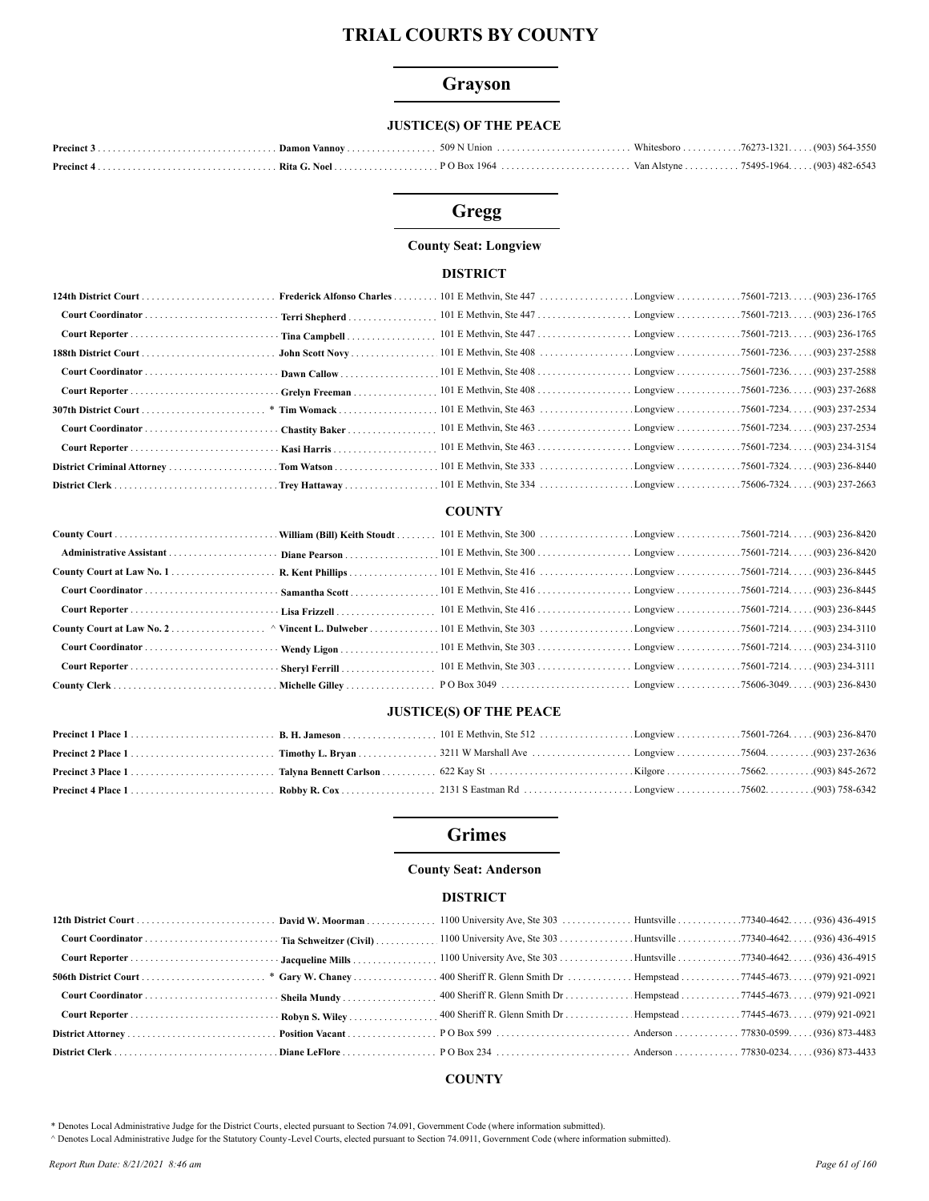# TRIAL COURTS BY COUNTY

## Grayson

### JUSTICE(S) OF THE PEACE

| Position | Name | Address | City | Zip | Phone |
|---|---|---|---|---|---|
| Precinct 3 | Damon Vannoy | 509 N Union | Whitesboro | 76273-1321 | (903) 564-3550 |
| Precinct 4 | Rita G. Noel | P O Box 1964 | Van Alstyne | 75495-1964 | (903) 482-6543 |

## Gregg

**County Seat: Longview**

### DISTRICT

| Position | Name | Address | City | Zip | Phone |
|---|---|---|---|---|---|
| 124th District Court | Frederick Alfonso Charles | 101 E Methvin, Ste 447 | Longview | 75601-7213 | (903) 236-1765 |
| Court Coordinator | Terri Shepherd | 101 E Methvin, Ste 447 | Longview | 75601-7213 | (903) 236-1765 |
| Court Reporter | Tina Campbell | 101 E Methvin, Ste 447 | Longview | 75601-7213 | (903) 236-1765 |
| 188th District Court | John Scott Novy | 101 E Methvin, Ste 408 | Longview | 75601-7236 | (903) 237-2588 |
| Court Coordinator | Dawn Callow | 101 E Methvin, Ste 408 | Longview | 75601-7236 | (903) 237-2588 |
| Court Reporter | Grelyn Freeman | 101 E Methvin, Ste 408 | Longview | 75601-7236 | (903) 237-2688 |
| 307th District Court | * Tim Womack | 101 E Methvin, Ste 463 | Longview | 75601-7234 | (903) 237-2534 |
| Court Coordinator | Chastity Baker | 101 E Methvin, Ste 463 | Longview | 75601-7234 | (903) 237-2534 |
| Court Reporter | Kasi Harris | 101 E Methvin, Ste 463 | Longview | 75601-7234 | (903) 234-3154 |
| District Criminal Attorney | Tom Watson | 101 E Methvin, Ste 333 | Longview | 75601-7324 | (903) 236-8440 |
| District Clerk | Trey Hattaway | 101 E Methvin, Ste 334 | Longview | 75606-7324 | (903) 237-2663 |

### COUNTY

| Position | Name | Address | City | Zip | Phone |
|---|---|---|---|---|---|
| County Court | William (Bill) Keith Stoudt | 101 E Methvin, Ste 300 | Longview | 75601-7214 | (903) 236-8420 |
| Administrative Assistant | Diane Pearson | 101 E Methvin, Ste 300 | Longview | 75601-7214 | (903) 236-8420 |
| County Court at Law No. 1 | R. Kent Phillips | 101 E Methvin, Ste 416 | Longview | 75601-7214 | (903) 236-8445 |
| Court Coordinator | Samantha Scott | 101 E Methvin, Ste 416 | Longview | 75601-7214 | (903) 236-8445 |
| Court Reporter | Lisa Frizzell | 101 E Methvin, Ste 416 | Longview | 75601-7214 | (903) 236-8445 |
| County Court at Law No. 2 | ^ Vincent L. Dulweber | 101 E Methvin, Ste 303 | Longview | 75601-7214 | (903) 234-3110 |
| Court Coordinator | Wendy Ligon | 101 E Methvin, Ste 303 | Longview | 75601-7214 | (903) 234-3110 |
| Court Reporter | Sheryl Ferrill | 101 E Methvin, Ste 303 | Longview | 75601-7214 | (903) 234-3111 |
| County Clerk | Michelle Gilley | P O Box 3049 | Longview | 75606-3049 | (903) 236-8430 |

### JUSTICE(S) OF THE PEACE

| Position | Name | Address | City | Zip | Phone |
|---|---|---|---|---|---|
| Precinct 1 Place 1 | B. H. Jameson | 101 E Methvin, Ste 512 | Longview | 75601-7264 | (903) 236-8470 |
| Precinct 2 Place 1 | Timothy L. Bryan | 3211 W Marshall Ave | Longview | 75604 | (903) 237-2636 |
| Precinct 3 Place 1 | Talyna Bennett Carlson | 622 Kay St | Kilgore | 75662 | (903) 845-2672 |
| Precinct 4 Place 1 | Robby R. Cox | 2131 S Eastman Rd | Longview | 75602 | (903) 758-6342 |

## Grimes

**County Seat: Anderson**

### DISTRICT

| Position | Name | Address | City | Zip | Phone |
|---|---|---|---|---|---|
| 12th District Court | David W. Moorman | 1100 University Ave, Ste 303 | Huntsville | 77340-4642 | (936) 436-4915 |
| Court Coordinator | Tia Schweitzer (Civil) | 1100 University Ave, Ste 303 | Huntsville | 77340-4642 | (936) 436-4915 |
| Court Reporter | Jacqueline Mills | 1100 University Ave, Ste 303 | Huntsville | 77340-4642 | (936) 436-4915 |
| 506th District Court | * Gary W. Chaney | 400 Sheriff R. Glenn Smith Dr | Hempstead | 77445-4673 | (979) 921-0921 |
| Court Coordinator | Sheila Mundy | 400 Sheriff R. Glenn Smith Dr | Hempstead | 77445-4673 | (979) 921-0921 |
| Court Reporter | Robyn S. Wiley | 400 Sheriff R. Glenn Smith Dr | Hempstead | 77445-4673 | (979) 921-0921 |
| District Attorney | Position Vacant | P O Box 599 | Anderson | 77830-0599 | (936) 873-4483 |
| District Clerk | Diane LeFlore | P O Box 234 | Anderson | 77830-0234 | (936) 873-4433 |

### COUNTY

\* Denotes Local Administrative Judge for the District Courts, elected pursuant to Section 74.091, Government Code (where information submitted).

^ Denotes Local Administrative Judge for the Statutory County-Level Courts, elected pursuant to Section 74.0911, Government Code (where information submitted).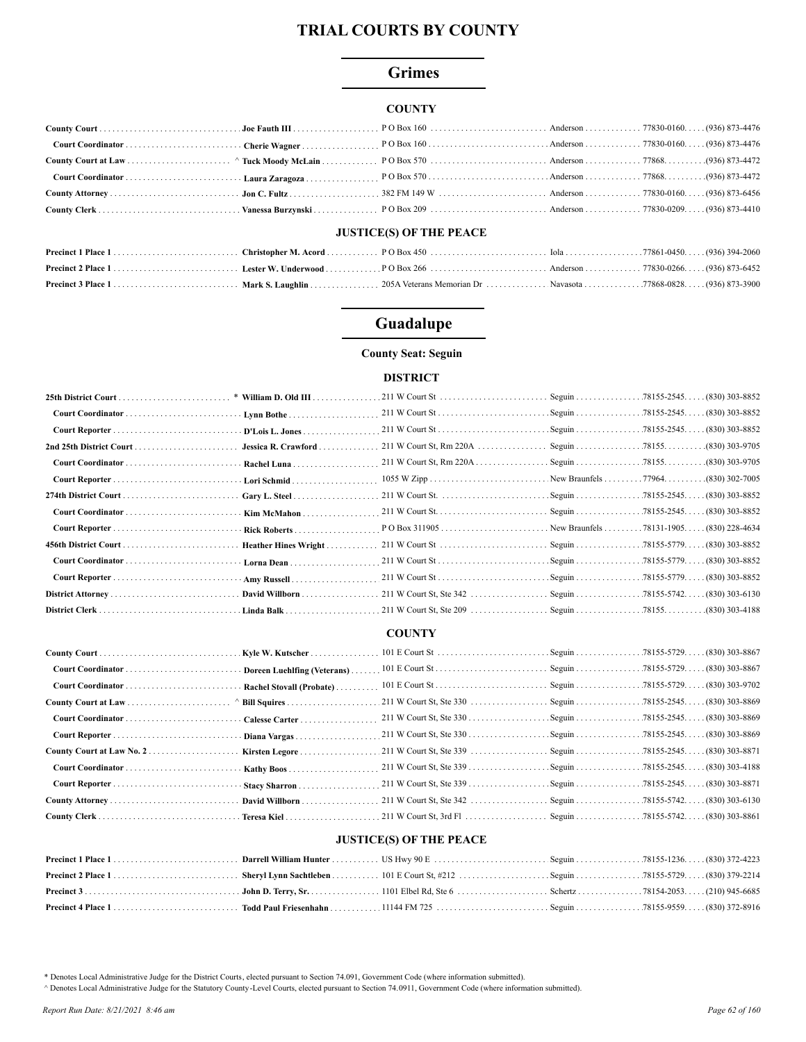# TRIAL COURTS BY COUNTY

## Grimes

### COUNTY

| | | | | | |
|---|---|---|---|---|---|
| **County Court** | **Joe Fauth III** | P O Box 160 | Anderson | 77830-0160 | (936) 873-4476 |
| **Court Coordinator** | **Cherie Wagner** | P O Box 160 | Anderson | 77830-0160 | (936) 873-4476 |
| **County Court at Law** | ^ **Tuck Moody McLain** | P O Box 570 | Anderson | 77868 | (936) 873-4472 |
| **Court Coordinator** | **Laura Zaragoza** | P O Box 570 | Anderson | 77868 | (936) 873-4472 |
| **County Attorney** | **Jon C. Fultz** | 382 FM 149 W | Anderson | 77830-0160 | (936) 873-6456 |
| **County Clerk** | **Vanessa Burzynski** | P O Box 209 | Anderson | 77830-0209 | (936) 873-4410 |

### JUSTICE(S) OF THE PEACE

| | | | | | |
|---|---|---|---|---|---|
| **Precinct 1 Place 1** | **Christopher M. Acord** | P O Box 450 | Iola | 77861-0450 | (936) 394-2060 |
| **Precinct 2 Place 1** | **Lester W. Underwood** | P O Box 266 | Anderson | 77830-0266 | (936) 873-6452 |
| **Precinct 3 Place 1** | **Mark S. Laughlin** | 205A Veterans Memorial Dr | Navasota | 77868-0828 | (936) 873-3900 |

## Guadalupe

**County Seat: Seguin**

### DISTRICT

| | | | | | |
|---|---|---|---|---|---|
| **25th District Court** | * **William D. Old III** | 211 W Court St | Seguin | 78155-2545 | (830) 303-8852 |
| **Court Coordinator** | **Lynn Bothe** | 211 W Court St | Seguin | 78155-2545 | (830) 303-8852 |
| **Court Reporter** | **D'Lois L. Jones** | 211 W Court St | Seguin | 78155-2545 | (830) 303-8852 |
| **2nd 25th District Court** | **Jessica R. Crawford** | 211 W Court St, Rm 220A | Seguin | 78155 | (830) 303-9705 |
| **Court Coordinator** | **Rachel Luna** | 211 W Court St, Rm 220A | Seguin | 78155 | (830) 303-9705 |
| **Court Reporter** | **Lori Schmid** | 1055 W Zipp | New Braunfels | 77964 | (830) 302-7005 |
| **274th District Court** | **Gary L. Steel** | 211 W Court St. | Seguin | 78155-2545 | (830) 303-8852 |
| **Court Coordinator** | **Kim McMahon** | 211 W Court St. | Seguin | 78155-2545 | (830) 303-8852 |
| **Court Reporter** | **Rick Roberts** | P O Box 311905 | New Braunfels | 78131-1905 | (830) 228-4634 |
| **456th District Court** | **Heather Hines Wright** | 211 W Court St | Seguin | 78155-5779 | (830) 303-8852 |
| **Court Coordinator** | **Lorna Dean** | 211 W Court St | Seguin | 78155-5779 | (830) 303-8852 |
| **Court Reporter** | **Amy Russell** | 211 W Court St | Seguin | 78155-5779 | (830) 303-8852 |
| **District Attorney** | **David Willborn** | 211 W Court St, Ste 342 | Seguin | 78155-5742 | (830) 303-6130 |
| **District Clerk** | **Linda Balk** | 211 W Court St, Ste 209 | Seguin | 78155 | (830) 303-4188 |

### COUNTY

| | | | | | |
|---|---|---|---|---|---|
| **County Court** | **Kyle W. Kutscher** | 101 E Court St | Seguin | 78155-5729 | (830) 303-8867 |
| **Court Coordinator** | **Doreen Luehlfing (Veterans)** | 101 E Court St | Seguin | 78155-5729 | (830) 303-8867 |
| **Court Coordinator** | **Rachel Stovall (Probate)** | 101 E Court St | Seguin | 78155-5729 | (830) 303-9702 |
| **County Court at Law** | ^ **Bill Squires** | 211 W Court St, Ste 330 | Seguin | 78155-2545 | (830) 303-8869 |
| **Court Coordinator** | **Calesse Carter** | 211 W Court St, Ste 330 | Seguin | 78155-2545 | (830) 303-8869 |
| **Court Reporter** | **Diana Vargas** | 211 W Court St, Ste 330 | Seguin | 78155-2545 | (830) 303-8869 |
| **County Court at Law No. 2** | **Kirsten Legore** | 211 W Court St, Ste 339 | Seguin | 78155-2545 | (830) 303-8871 |
| **Court Coordinator** | **Kathy Boos** | 211 W Court St, Ste 339 | Seguin | 78155-2545 | (830) 303-4188 |
| **Court Reporter** | **Stacy Sharron** | 211 W Court St, Ste 339 | Seguin | 78155-2545 | (830) 303-8871 |
| **County Attorney** | **David Willborn** | 211 W Court St, Ste 342 | Seguin | 78155-5742 | (830) 303-6130 |
| **County Clerk** | **Teresa Kiel** | 211 W Court St, 3rd Fl | Seguin | 78155-5742 | (830) 303-8861 |

### JUSTICE(S) OF THE PEACE

| | | | | | |
|---|---|---|---|---|---|
| **Precinct 1 Place 1** | **Darrell William Hunter** | US Hwy 90 E | Seguin | 78155-1236 | (830) 372-4223 |
| **Precinct 2 Place 1** | **Sheryl Lynn Sachtleben** | 101 E Court St, #212 | Seguin | 78155-5729 | (830) 379-2214 |
| **Precinct 3** | **John D. Terry, Sr.** | 1101 Elbel Rd, Ste 6 | Schertz | 78154-2053 | (210) 945-6685 |
| **Precinct 4 Place 1** | **Todd Paul Friesenhahn** | 11144 FM 725 | Seguin | 78155-9559 | (830) 372-8916 |

\* Denotes Local Administrative Judge for the District Courts, elected pursuant to Section 74.091, Government Code (where information submitted).

^ Denotes Local Administrative Judge for the Statutory County-Level Courts, elected pursuant to Section 74.0911, Government Code (where information submitted).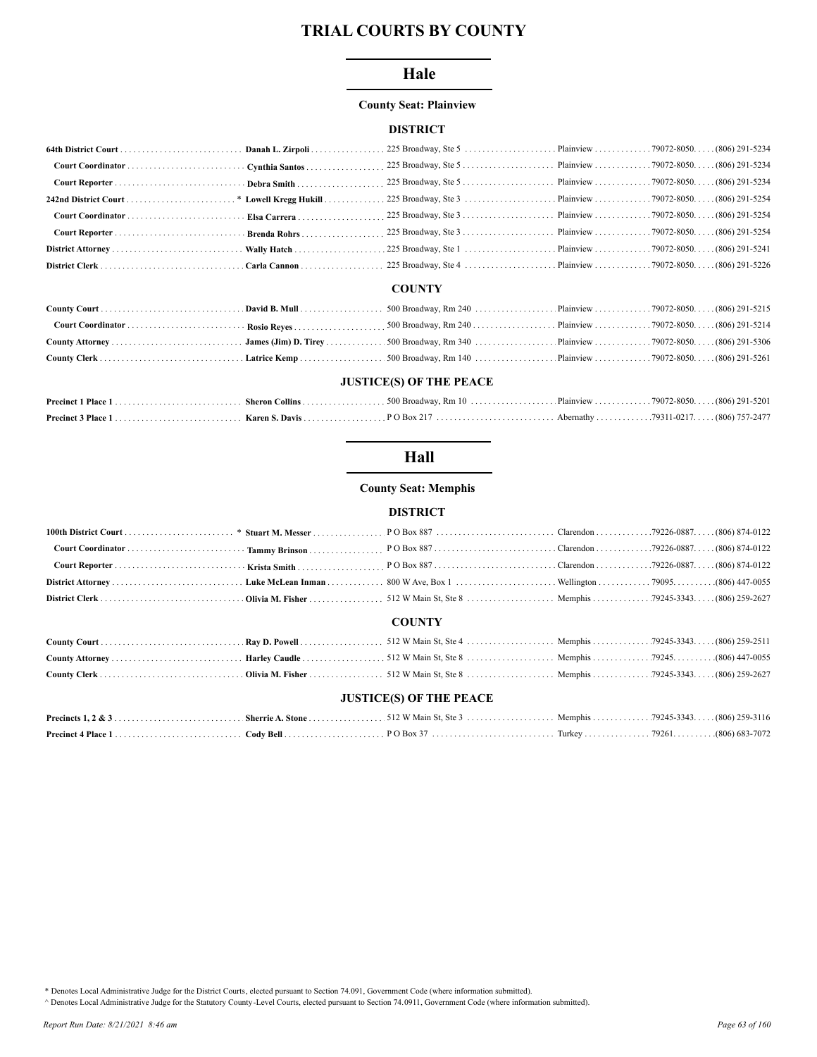# TRIAL COURTS BY COUNTY

## Hale

**County Seat: Plainview**

### DISTRICT

| Office | Name | Address | City | Zip | Phone |
|---|---|---|---|---|---|
| **64th District Court** | **Danah L. Zirpoli** | 225 Broadway, Ste 5 | Plainview | 79072-8050. | (806) 291-5234 |
| **Court Coordinator** | **Cynthia Santos** | 225 Broadway, Ste 5 | Plainview | 79072-8050. | (806) 291-5234 |
| **Court Reporter** | **Debra Smith** | 225 Broadway, Ste 5 | Plainview | 79072-8050. | (806) 291-5234 |
| **242nd District Court** | * **Lowell Kregg Hukill** | 225 Broadway, Ste 3 | Plainview | 79072-8050. | (806) 291-5254 |
| **Court Coordinator** | **Elsa Carrera** | 225 Broadway, Ste 3 | Plainview | 79072-8050. | (806) 291-5254 |
| **Court Reporter** | **Brenda Rohrs** | 225 Broadway, Ste 3 | Plainview | 79072-8050. | (806) 291-5254 |
| **District Attorney** | **Wally Hatch** | 225 Broadway, Ste 1 | Plainview | 79072-8050. | (806) 291-5241 |
| **District Clerk** | **Carla Cannon** | 225 Broadway, Ste 4 | Plainview | 79072-8050. | (806) 291-5226 |

### COUNTY

| Office | Name | Address | City | Zip | Phone |
|---|---|---|---|---|---|
| **County Court** | **David B. Mull** | 500 Broadway, Rm 240 | Plainview | 79072-8050. | (806) 291-5215 |
| **Court Coordinator** | **Rosio Reyes** | 500 Broadway, Rm 240 | Plainview | 79072-8050. | (806) 291-5214 |
| **County Attorney** | **James (Jim) D. Tirey** | 500 Broadway, Rm 340 | Plainview | 79072-8050. | (806) 291-5306 |
| **County Clerk** | **Latrice Kemp** | 500 Broadway, Rm 140 | Plainview | 79072-8050. | (806) 291-5261 |

### JUSTICE(S) OF THE PEACE

| Office | Name | Address | City | Zip | Phone |
|---|---|---|---|---|---|
| **Precinct 1 Place 1** | **Sheron Collins** | 500 Broadway, Rm 10 | Plainview | 79072-8050. | (806) 291-5201 |
| **Precinct 3 Place 1** | **Karen S. Davis** | P O Box 217 | Abernathy | 79311-0217. | (806) 757-2477 |

## Hall

**County Seat: Memphis**

### DISTRICT

| Office | Name | Address | City | Zip | Phone |
|---|---|---|---|---|---|
| **100th District Court** | * **Stuart M. Messer** | P O Box 887 | Clarendon | 79226-0887. | (806) 874-0122 |
| **Court Coordinator** | **Tammy Brinson** | P O Box 887 | Clarendon | 79226-0887. | (806) 874-0122 |
| **Court Reporter** | **Krista Smith** | P O Box 887 | Clarendon | 79226-0887. | (806) 874-0122 |
| **District Attorney** | **Luke McLean Inman** | 800 W Ave, Box 1 | Wellington | 79095. | (806) 447-0055 |
| **District Clerk** | **Olivia M. Fisher** | 512 W Main St, Ste 8 | Memphis | 79245-3343. | (806) 259-2627 |

### COUNTY

| Office | Name | Address | City | Zip | Phone |
|---|---|---|---|---|---|
| **County Court** | **Ray D. Powell** | 512 W Main St, Ste 4 | Memphis | 79245-3343. | (806) 259-2511 |
| **County Attorney** | **Harley Caudle** | 512 W Main St, Ste 8 | Memphis | 79245. | (806) 447-0055 |
| **County Clerk** | **Olivia M. Fisher** | 512 W Main St, Ste 8 | Memphis | 79245-3343. | (806) 259-2627 |

### JUSTICE(S) OF THE PEACE

| Office | Name | Address | City | Zip | Phone |
|---|---|---|---|---|---|
| **Precincts 1, 2 & 3** | **Sherrie A. Stone** | 512 W Main St, Ste 3 | Memphis | 79245-3343. | (806) 259-3116 |
| **Precinct 4 Place 1** | **Cody Bell** | P O Box 37 | Turkey | 79261. | (806) 683-7072 |

* Denotes Local Administrative Judge for the District Courts, elected pursuant to Section 74.091, Government Code (where information submitted).

^ Denotes Local Administrative Judge for the Statutory County-Level Courts, elected pursuant to Section 74.0911, Government Code (where information submitted).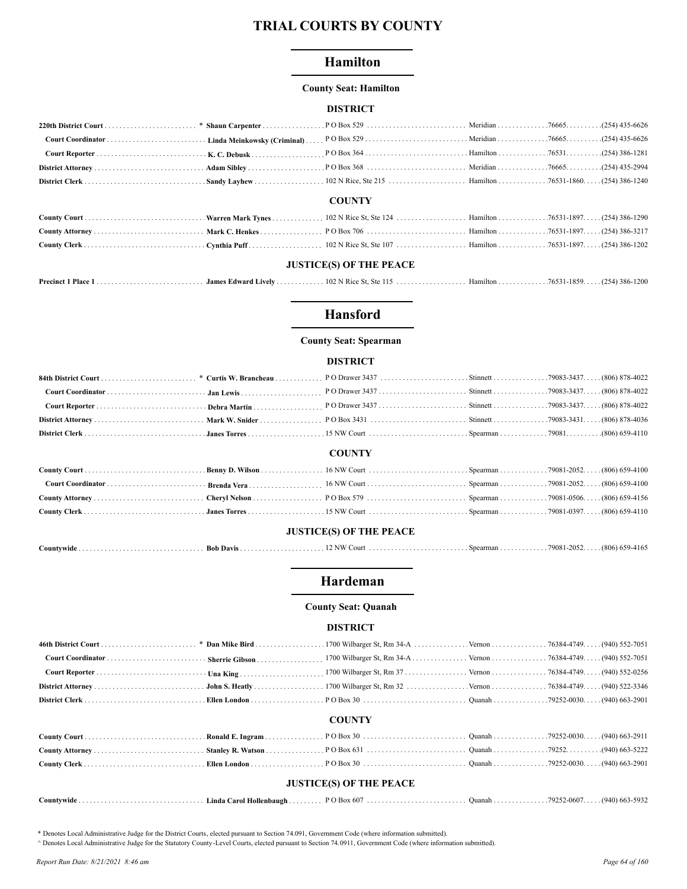# TRIAL COURTS BY COUNTY

## Hamilton

**County Seat: Hamilton**

### DISTRICT

| Position | Name | Address | City | Zip | Phone |
|---|---|---|---|---|---|
| **220th District Court** | * **Shaun Carpenter** | P O Box 529 | Meridian | 76665. | (254) 435-6626 |
| **Court Coordinator** | **Linda Meinkowsky (Criminal)** | P O Box 529 | Meridian | 76665. | (254) 435-6626 |
| **Court Reporter** | **K. C. Debusk** | P O Box 364 | Hamilton | 76531. | (254) 386-1281 |
| **District Attorney** | **Adam Sibley** | P O Box 368 | Meridian | 76665. | (254) 435-2994 |
| **District Clerk** | **Sandy Layhew** | 102 N Rice, Ste 215 | Hamilton | 76531-1860. | (254) 386-1240 |

### COUNTY

| Position | Name | Address | City | Zip | Phone |
|---|---|---|---|---|---|
| **County Court** | **Warren Mark Tynes** | 102 N Rice St, Ste 124 | Hamilton | 76531-1897. | (254) 386-1290 |
| **County Attorney** | **Mark C. Henkes** | P O Box 706 | Hamilton | 76531-1897. | (254) 386-3217 |
| **County Clerk** | **Cynthia Puff** | 102 N Rice St, Ste 107 | Hamilton | 76531-1897. | (254) 386-1202 |

### JUSTICE(S) OF THE PEACE

| Position | Name | Address | City | Zip | Phone |
|---|---|---|---|---|---|
| **Precinct 1 Place 1** | **James Edward Lively** | 102 N Rice St, Ste 115 | Hamilton | 76531-1859. | (254) 386-1200 |

## Hansford

**County Seat: Spearman**

### DISTRICT

| Position | Name | Address | City | Zip | Phone |
|---|---|---|---|---|---|
| **84th District Court** | * **Curtis W. Brancheau** | P O Drawer 3437 | Stinnett | 79083-3437. | (806) 878-4022 |
| **Court Coordinator** | **Jan Lewis** | P O Drawer 3437 | Stinnett | 79083-3437. | (806) 878-4022 |
| **Court Reporter** | **Debra Martin** | P O Drawer 3437 | Stinnett | 79083-3437. | (806) 878-4022 |
| **District Attorney** | **Mark W. Snider** | P O Box 3431 | Stinnett | 79083-3431. | (806) 878-4036 |
| **District Clerk** | **Janes Torres** | 15 NW Court | Spearman | 79081. | (806) 659-4110 |

### COUNTY

| Position | Name | Address | City | Zip | Phone |
|---|---|---|---|---|---|
| **County Court** | **Benny D. Wilson** | 16 NW Court | Spearman | 79081-2052. | (806) 659-4100 |
| **Court Coordinator** | **Brenda Vera** | 16 NW Court | Spearman | 79081-2052. | (806) 659-4100 |
| **County Attorney** | **Cheryl Nelson** | P O Box 579 | Spearman | 79081-0506. | (806) 659-4156 |
| **County Clerk** | **Janes Torres** | 15 NW Court | Spearman | 79081-0397. | (806) 659-4110 |

### JUSTICE(S) OF THE PEACE

| Position | Name | Address | City | Zip | Phone |
|---|---|---|---|---|---|
| **Countywide** | **Bob Davis** | 12 NW Court | Spearman | 79081-2052. | (806) 659-4165 |

## Hardeman

**County Seat: Quanah**

### DISTRICT

| Position | Name | Address | City | Zip | Phone |
|---|---|---|---|---|---|
| **46th District Court** | * **Dan Mike Bird** | 1700 Wilbarger St, Rm 34-A | Vernon | 76384-4749. | (940) 552-7051 |
| **Court Coordinator** | **Sherrie Gibson** | 1700 Wilbarger St, Rm 34-A | Vernon | 76384-4749. | (940) 552-7051 |
| **Court Reporter** | **Una King** | 1700 Wilbarger St, Rm 37 | Vernon | 76384-4749. | (940) 552-0256 |
| **District Attorney** | **John S. Heatly** | 1700 Wilbarger St, Rm 32 | Vernon | 76384-4749. | (940) 522-3346 |
| **District Clerk** | **Ellen London** | P O Box 30 | Quanah | 79252-0030. | (940) 663-2901 |

### COUNTY

| Position | Name | Address | City | Zip | Phone |
|---|---|---|---|---|---|
| **County Court** | **Ronald E. Ingram** | P O Box 30 | Quanah | 79252-0030. | (940) 663-2911 |
| **County Attorney** | **Stanley R. Watson** | P O Box 631 | Quanah | 79252. | (940) 663-5222 |
| **County Clerk** | **Ellen London** | P O Box 30 | Quanah | 79252-0030. | (940) 663-2901 |

### JUSTICE(S) OF THE PEACE

| Position | Name | Address | City | Zip | Phone |
|---|---|---|---|---|---|
| **Countywide** | **Linda Carol Hollenbaugh** | P O Box 607 | Quanah | 79252-0607. | (940) 663-5932 |

\* Denotes Local Administrative Judge for the District Courts, elected pursuant to Section 74.091, Government Code (where information submitted).

^ Denotes Local Administrative Judge for the Statutory County-Level Courts, elected pursuant to Section 74.0911, Government Code (where information submitted).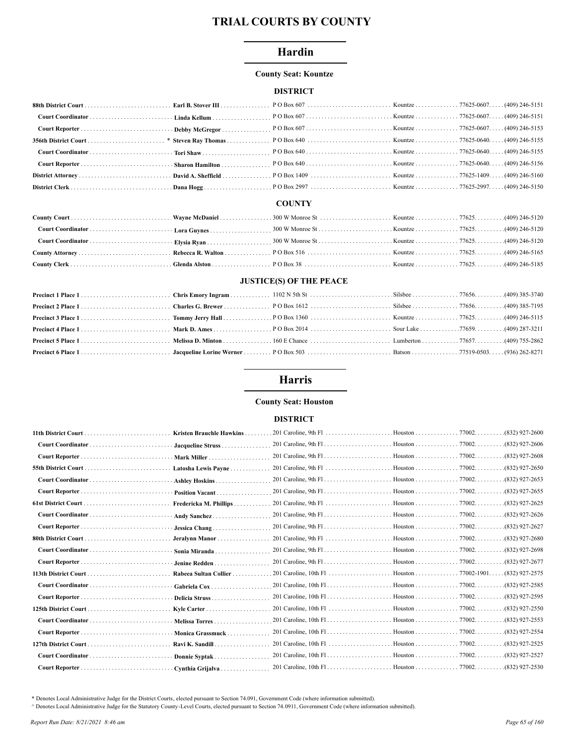# TRIAL COURTS BY COUNTY

## Hardin

**County Seat: Kountze**

### DISTRICT

| Position | Name | Address | City | Zip | Phone |
|---|---|---|---|---|---|
| **88th District Court** | **Earl B. Stover III** | P O Box 607 | Kountze | 77625-0607. | (409) 246-5151 |
| **Court Coordinator** | **Linda Kellum** | P O Box 607 | Kountze | 77625-0607. | (409) 246-5151 |
| **Court Reporter** | **Debby McGregor** | P O Box 607 | Kountze | 77625-0607. | (409) 246-5153 |
| **356th District Court** | * **Steven Ray Thomas** | P O Box 640 | Kountze | 77625-0640. | (409) 246-5155 |
| **Court Coordinator** | **Tori Shaw** | P O Box 640 | Kountze | 77625-0640. | (409) 246-5155 |
| **Court Reporter** | **Sharon Hamilton** | P O Box 640 | Kountze | 77625-0640. | (409) 246-5156 |
| **District Attorney** | **David A. Sheffield** | P O Box 1409 | Kountze | 77625-1409. | (409) 246-5160 |
| **District Clerk** | **Dana Hogg** | P O Box 2997 | Kountze | 77625-2997. | (409) 246-5150 |

### COUNTY

| Position | Name | Address | City | Zip | Phone |
|---|---|---|---|---|---|
| **County Court** | **Wayne McDaniel** | 300 W Monroe St | Kountze | 77625. | (409) 246-5120 |
| **Court Coordinator** | **Lora Guynes** | 300 W Monroe St | Kountze | 77625. | (409) 246-5120 |
| **Court Coordinator** | **Elysia Ryan** | 300 W Monroe St | Kountze | 77625. | (409) 246-5120 |
| **County Attorney** | **Rebecca R. Walton** | P O Box 516 | Kountze | 77625. | (409) 246-5165 |
| **County Clerk** | **Glenda Alston** | P O Box 38 | Kountze | 77625. | (409) 246-5185 |

### JUSTICE(S) OF THE PEACE

| Position | Name | Address | City | Zip | Phone |
|---|---|---|---|---|---|
| **Precinct 1 Place 1** | **Chris Emory Ingram** | 1102 N 5th St | Silsbee | 77656. | (409) 385-3740 |
| **Precinct 2 Place 1** | **Charles G. Brewer** | P O Box 1612 | Silsbee | 77656. | (409) 385-7195 |
| **Precinct 3 Place 1** | **Tommy Jerry Hall** | P O Box 1360 | Kountze | 77625. | (409) 246-5115 |
| **Precinct 4 Place 1** | **Mark D. Ames** | P O Box 2014 | Sour Lake | 77659. | (409) 287-3211 |
| **Precinct 5 Place 1** | **Melissa D. Minton** | 160 E Chance | Lumberton | 77657. | (409) 755-2862 |
| **Precinct 6 Place 1** | **Jacqueline Lorine Werner** | P O Box 503 | Batson | 77519-0503. | (936) 262-8271 |

## Harris

**County Seat: Houston**

### DISTRICT

| Position | Name | Address | City | Zip | Phone |
|---|---|---|---|---|---|
| **11th District Court** | **Kristen Brauchle Hawkins** | 201 Caroline, 9th Fl | Houston | 77002. | (832) 927-2600 |
| **Court Coordinator** | **Jacqueline Struss** | 201 Caroline, 9th Fl | Houston | 77002. | (832) 927-2606 |
| **Court Reporter** | **Mark Miller** | 201 Caroline, 9th Fl | Houston | 77002. | (832) 927-2608 |
| **55th District Court** | **Latosha Lewis Payne** | 201 Caroline, 9th Fl | Houston | 77002. | (832) 927-2650 |
| **Court Coordinator** | **Ashley Hoskins** | 201 Caroline, 9th Fl | Houston | 77002. | (832) 927-2653 |
| **Court Reporter** | **Position Vacant** | 201 Caroline, 9th Fl | Houston | 77002. | (832) 927-2655 |
| **61st District Court** | **Fredericka M. Phillips** | 201 Caroline, 9th Fl | Houston | 77002. | (832) 927-2625 |
| **Court Coordinator** | **Andy Sanchez** | 201 Caroline, 9th Fl | Houston | 77002. | (832) 927-2626 |
| **Court Reporter** | **Jessica Chang** | 201 Caroline, 9th Fl | Houston | 77002. | (832) 927-2627 |
| **80th District Court** | **Jeralynn Manor** | 201 Caroline, 9th Fl | Houston | 77002. | (832) 927-2680 |
| **Court Coordinator** | **Sonia Miranda** | 201 Caroline, 9th Fl | Houston | 77002. | (832) 927-2698 |
| **Court Reporter** | **Jenine Redden** | 201 Caroline, 9th Fl | Houston | 77002. | (832) 927-2677 |
| **113th District Court** | **Rabeea Sultan Collier** | 201 Caroline, 10th Fl | Houston | 77002-1901. | (832) 927-2575 |
| **Court Coordinator** | **Gabriela Cox** | 201 Caroline, 10th Fl | Houston | 77002. | (832) 927-2585 |
| **Court Reporter** | **Delicia Struss** | 201 Caroline, 10th Fl | Houston | 77002. | (832) 927-2595 |
| **125th District Court** | **Kyle Carter** | 201 Caroline, 10th Fl | Houston | 77002. | (832) 927-2550 |
| **Court Coordinator** | **Melissa Torres** | 201 Caroline, 10th Fl | Houston | 77002. | (832) 927-2553 |
| **Court Reporter** | **Monica Grassmuck** | 201 Caroline, 10th Fl | Houston | 77002. | (832) 927-2554 |
| **127th District Court** | **Ravi K. Sandill** | 201 Caroline, 10th Fl | Houston | 77002. | (832) 927-2525 |
| **Court Coordinator** | **Donnie Syptak** | 201 Caroline, 10th Fl | Houston | 77002. | (832) 927-2527 |
| **Court Reporter** | **Cynthia Grijalva** | 201 Caroline, 10th Fl | Houston | 77002. | (832) 927-2530 |

\* Denotes Local Administrative Judge for the District Courts, elected pursuant to Section 74.091, Government Code (where information submitted).

^ Denotes Local Administrative Judge for the Statutory County-Level Courts, elected pursuant to Section 74.0911, Government Code (where information submitted).

*Report Run Date: 8/21/2021 8:46 am*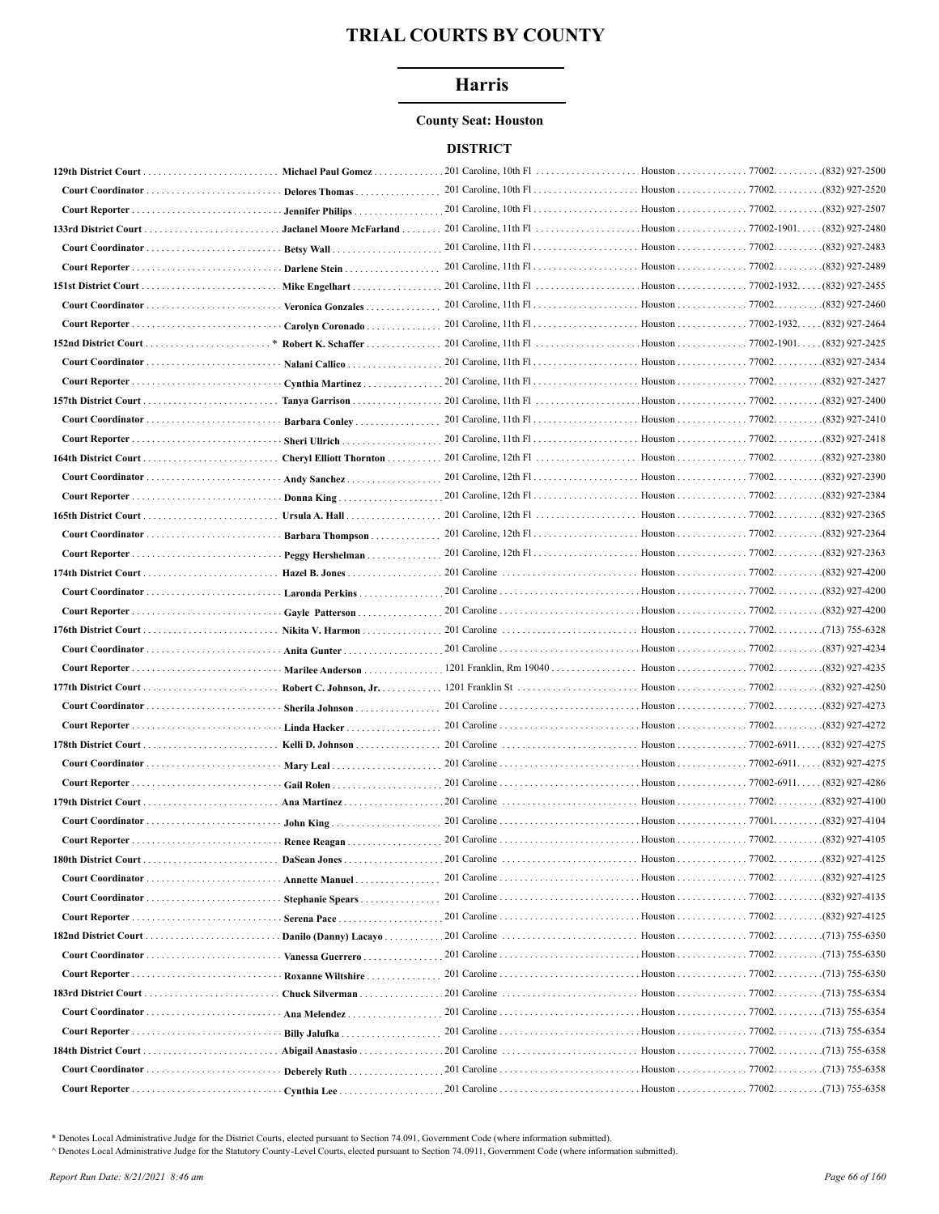# TRIAL COURTS BY COUNTY

## Harris

**County Seat: Houston**

### DISTRICT

| Court | Name | Address | City | Zip | Phone |
|---|---|---|---|---|---|
| **129th District Court** | **Michael Paul Gomez** | 201 Caroline, 10th Fl | Houston | 77002. | (832) 927-2500 |
| **Court Coordinator** | **Delores Thomas** | 201 Caroline, 10th Fl | Houston | 77002. | (832) 927-2520 |
| **Court Reporter** | **Jennifer Philips** | 201 Caroline, 10th Fl | Houston | 77002. | (832) 927-2507 |
| **133rd District Court** | **Jaclanel Moore McFarland** | 201 Caroline, 11th Fl | Houston | 77002-1901. | (832) 927-2480 |
| **Court Coordinator** | **Betsy Wall** | 201 Caroline, 11th Fl | Houston | 77002. | (832) 927-2483 |
| **Court Reporter** | **Darlene Stein** | 201 Caroline, 11th Fl | Houston | 77002. | (832) 927-2489 |
| **151st District Court** | **Mike Engelhart** | 201 Caroline, 11th Fl | Houston | 77002-1932. | (832) 927-2455 |
| **Court Coordinator** | **Veronica Gonzales** | 201 Caroline, 11th Fl | Houston | 77002. | (832) 927-2460 |
| **Court Reporter** | **Carolyn Coronado** | 201 Caroline, 11th Fl | Houston | 77002-1932. | (832) 927-2464 |
| **152nd District Court** | * **Robert K. Schaffer** | 201 Caroline, 11th Fl | Houston | 77002-1901. | (832) 927-2425 |
| **Court Coordinator** | **Nalani Callico** | 201 Caroline, 11th Fl | Houston | 77002. | (832) 927-2434 |
| **Court Reporter** | **Cynthia Martinez** | 201 Caroline, 11th Fl | Houston | 77002. | (832) 927-2427 |
| **157th District Court** | **Tanya Garrison** | 201 Caroline, 11th Fl | Houston | 77002. | (832) 927-2400 |
| **Court Coordinator** | **Barbara Conley** | 201 Caroline, 11th Fl | Houston | 77002. | (832) 927-2410 |
| **Court Reporter** | **Sheri Ullrich** | 201 Caroline, 11th Fl | Houston | 77002. | (832) 927-2418 |
| **164th District Court** | **Cheryl Elliott Thornton** | 201 Caroline, 12th Fl | Houston | 77002. | (832) 927-2380 |
| **Court Coordinator** | **Andy Sanchez** | 201 Caroline, 12th Fl | Houston | 77002. | (832) 927-2390 |
| **Court Reporter** | **Donna King** | 201 Caroline, 12th Fl | Houston | 77002. | (832) 927-2384 |
| **165th District Court** | **Ursula A. Hall** | 201 Caroline, 12th Fl | Houston | 77002. | (832) 927-2365 |
| **Court Coordinator** | **Barbara Thompson** | 201 Caroline, 12th Fl | Houston | 77002. | (832) 927-2364 |
| **Court Reporter** | **Peggy Hershelman** | 201 Caroline, 12th Fl | Houston | 77002. | (832) 927-2363 |
| **174th District Court** | **Hazel B. Jones** | 201 Caroline | Houston | 77002. | (832) 927-4200 |
| **Court Coordinator** | **Laronda Perkins** | 201 Caroline | Houston | 77002. | (832) 927-4200 |
| **Court Reporter** | **Gayle Patterson** | 201 Caroline | Houston | 77002. | (832) 927-4200 |
| **176th District Court** | **Nikita V. Harmon** | 201 Caroline | Houston | 77002. | (713) 755-6328 |
| **Court Coordinator** | **Anita Gunter** | 201 Caroline | Houston | 77002. | (837) 927-4234 |
| **Court Reporter** | **Marilee Anderson** | 1201 Franklin, Rm 19040 | Houston | 77002. | (832) 927-4235 |
| **177th District Court** | **Robert C. Johnson, Jr.** | 1201 Franklin St | Houston | 77002. | (832) 927-4250 |
| **Court Coordinator** | **Sherila Johnson** | 201 Caroline | Houston | 77002. | (832) 927-4273 |
| **Court Reporter** | **Linda Hacker** | 201 Caroline | Houston | 77002. | (832) 927-4272 |
| **178th District Court** | **Kelli D. Johnson** | 201 Caroline | Houston | 77002-6911. | (832) 927-4275 |
| **Court Coordinator** | **Mary Leal** | 201 Caroline | Houston | 77002-6911. | (832) 927-4275 |
| **Court Reporter** | **Gail Rolen** | 201 Caroline | Houston | 77002-6911. | (832) 927-4286 |
| **179th District Court** | **Ana Martinez** | 201 Caroline | Houston | 77002. | (832) 927-4100 |
| **Court Coordinator** | **John King** | 201 Caroline | Houston | 77001. | (832) 927-4104 |
| **Court Reporter** | **Renee Reagan** | 201 Caroline | Houston | 77002. | (832) 927-4105 |
| **180th District Court** | **DaSean Jones** | 201 Caroline | Houston | 77002. | (832) 927-4125 |
| **Court Coordinator** | **Annette Manuel** | 201 Caroline | Houston | 77002. | (832) 927-4125 |
| **Court Coordinator** | **Stephanie Spears** | 201 Caroline | Houston | 77002. | (832) 927-4135 |
| **Court Reporter** | **Serena Pace** | 201 Caroline | Houston | 77002. | (832) 927-4125 |
| **182nd District Court** | **Danilo (Danny) Lacayo** | 201 Caroline | Houston | 77002. | (713) 755-6350 |
| **Court Coordinator** | **Vanessa Guerrero** | 201 Caroline | Houston | 77002. | (713) 755-6350 |
| **Court Reporter** | **Roxanne Wiltshire** | 201 Caroline | Houston | 77002. | (713) 755-6350 |
| **183rd District Court** | **Chuck Silverman** | 201 Caroline | Houston | 77002. | (713) 755-6354 |
| **Court Coordinator** | **Ana Melendez** | 201 Caroline | Houston | 77002. | (713) 755-6354 |
| **Court Reporter** | **Billy Jalufka** | 201 Caroline | Houston | 77002. | (713) 755-6354 |
| **184th District Court** | **Abigail Anastasio** | 201 Caroline | Houston | 77002. | (713) 755-6358 |
| **Court Coordinator** | **Deberely Ruth** | 201 Caroline | Houston | 77002. | (713) 755-6358 |
| **Court Reporter** | **Cynthia Lee** | 201 Caroline | Houston | 77002. | (713) 755-6358 |

\* Denotes Local Administrative Judge for the District Courts, elected pursuant to Section 74.091, Government Code (where information submitted).

^ Denotes Local Administrative Judge for the Statutory County-Level Courts, elected pursuant to Section 74.0911, Government Code (where information submitted).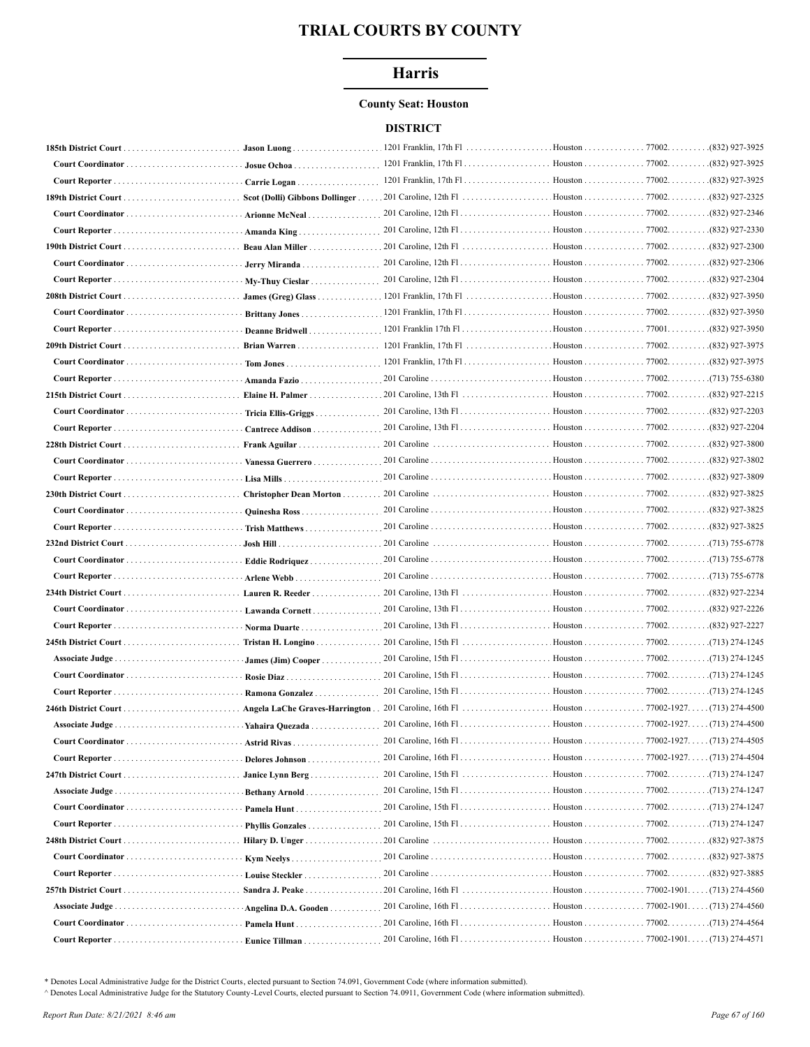# TRIAL COURTS BY COUNTY

## Harris

**County Seat: Houston**

### DISTRICT

| Court/Position | Name | Address | City | Zip | Phone |
|---|---|---|---|---|---|
| **185th District Court** | **Jason Luong** | 1201 Franklin, 17th Fl | Houston | 77002 | (832) 927-3925 |
| **Court Coordinator** | **Josue Ochoa** | 1201 Franklin, 17th Fl | Houston | 77002 | (832) 927-3925 |
| **Court Reporter** | **Carrie Logan** | 1201 Franklin, 17th Fl | Houston | 77002 | (832) 927-3925 |
| **189th District Court** | **Scot (Dolli) Gibbons Dollinger** | 201 Caroline, 12th Fl | Houston | 77002 | (832) 927-2325 |
| **Court Coordinator** | **Arionne McNeal** | 201 Caroline, 12th Fl | Houston | 77002 | (832) 927-2346 |
| **Court Reporter** | **Amanda King** | 201 Caroline, 12th Fl | Houston | 77002 | (832) 927-2330 |
| **190th District Court** | **Beau Alan Miller** | 201 Caroline, 12th Fl | Houston | 77002 | (832) 927-2300 |
| **Court Coordinator** | **Jerry Miranda** | 201 Caroline, 12th Fl | Houston | 77002 | (832) 927-2306 |
| **Court Reporter** | **My-Thuy Cieslar** | 201 Caroline, 12th Fl | Houston | 77002 | (832) 927-2304 |
| **208th District Court** | **James (Greg) Glass** | 1201 Franklin, 17th Fl | Houston | 77002 | (832) 927-3950 |
| **Court Coordinator** | **Brittany Jones** | 1201 Franklin, 17th Fl | Houston | 77002 | (832) 927-3950 |
| **Court Reporter** | **Deanne Bridwell** | 1201 Franklin 17th Fl | Houston | 77001 | (832) 927-3950 |
| **209th District Court** | **Brian Warren** | 1201 Franklin, 17th Fl | Houston | 77002 | (832) 927-3975 |
| **Court Coordinator** | **Tom Jones** | 1201 Franklin, 17th Fl | Houston | 77002 | (832) 927-3975 |
| **Court Reporter** | **Amanda Fazio** | 201 Caroline | Houston | 77002 | (713) 755-6380 |
| **215th District Court** | **Elaine H. Palmer** | 201 Caroline, 13th Fl | Houston | 77002 | (832) 927-2215 |
| **Court Coordinator** | **Tricia Ellis-Griggs** | 201 Caroline, 13th Fl | Houston | 77002 | (832) 927-2203 |
| **Court Reporter** | **Cantrece Addison** | 201 Caroline, 13th Fl | Houston | 77002 | (832) 927-2204 |
| **228th District Court** | **Frank Aguilar** | 201 Caroline | Houston | 77002 | (832) 927-3800 |
| **Court Coordinator** | **Vanessa Guerrero** | 201 Caroline | Houston | 77002 | (832) 927-3802 |
| **Court Reporter** | **Lisa Mills** | 201 Caroline | Houston | 77002 | (832) 927-3809 |
| **230th District Court** | **Christopher Dean Morton** | 201 Caroline | Houston | 77002 | (832) 927-3825 |
| **Court Coordinator** | **Quinesha Ross** | 201 Caroline | Houston | 77002 | (832) 927-3825 |
| **Court Reporter** | **Trish Matthews** | 201 Caroline | Houston | 77002 | (832) 927-3825 |
| **232nd District Court** | **Josh Hill** | 201 Caroline | Houston | 77002 | (713) 755-6778 |
| **Court Coordinator** | **Eddie Rodriquez** | 201 Caroline | Houston | 77002 | (713) 755-6778 |
| **Court Reporter** | **Arlene Webb** | 201 Caroline | Houston | 77002 | (713) 755-6778 |
| **234th District Court** | **Lauren R. Reeder** | 201 Caroline, 13th Fl | Houston | 77002 | (832) 927-2234 |
| **Court Coordinator** | **Lawanda Cornett** | 201 Caroline, 13th Fl | Houston | 77002 | (832) 927-2226 |
| **Court Reporter** | **Norma Duarte** | 201 Caroline, 13th Fl | Houston | 77002 | (832) 927-2227 |
| **245th District Court** | **Tristan H. Longino** | 201 Caroline, 15th Fl | Houston | 77002 | (713) 274-1245 |
| **Associate Judge** | **James (Jim) Cooper** | 201 Caroline, 15th Fl | Houston | 77002 | (713) 274-1245 |
| **Court Coordinator** | **Rosie Diaz** | 201 Caroline, 15th Fl | Houston | 77002 | (713) 274-1245 |
| **Court Reporter** | **Ramona Gonzalez** | 201 Caroline, 15th Fl | Houston | 77002 | (713) 274-1245 |
| **246th District Court** | **Angela LaChe Graves-Harrington** | 201 Caroline, 16th Fl | Houston | 77002-1927 | (713) 274-4500 |
| **Associate Judge** | **Yahaira Quezada** | 201 Caroline, 16th Fl | Houston | 77002-1927 | (713) 274-4500 |
| **Court Coordinator** | **Astrid Rivas** | 201 Caroline, 16th Fl | Houston | 77002-1927 | (713) 274-4505 |
| **Court Reporter** | **Delores Johnson** | 201 Caroline, 16th Fl | Houston | 77002-1927 | (713) 274-4504 |
| **247th District Court** | **Janice Lynn Berg** | 201 Caroline, 15th Fl | Houston | 77002 | (713) 274-1247 |
| **Associate Judge** | **Bethany Arnold** | 201 Caroline, 15th Fl | Houston | 77002 | (713) 274-1247 |
| **Court Coordinator** | **Pamela Hunt** | 201 Caroline, 15th Fl | Houston | 77002 | (713) 274-1247 |
| **Court Reporter** | **Phyllis Gonzales** | 201 Caroline, 15th Fl | Houston | 77002 | (713) 274-1247 |
| **248th District Court** | **Hilary D. Unger** | 201 Caroline | Houston | 77002 | (832) 927-3875 |
| **Court Coordinator** | **Kym Neelys** | 201 Caroline | Houston | 77002 | (832) 927-3875 |
| **Court Reporter** | **Louise Steckler** | 201 Caroline | Houston | 77002 | (832) 927-3885 |
| **257th District Court** | **Sandra J. Peake** | 201 Caroline, 16th Fl | Houston | 77002-1901 | (713) 274-4560 |
| **Associate Judge** | **Angelina D.A. Gooden** | 201 Caroline, 16th Fl | Houston | 77002-1901 | (713) 274-4560 |
| **Court Coordinator** | **Pamela Hunt** | 201 Caroline, 16th Fl | Houston | 77002 | (713) 274-4564 |
| **Court Reporter** | **Eunice Tillman** | 201 Caroline, 16th Fl | Houston | 77002-1901 | (713) 274-4571 |

\* Denotes Local Administrative Judge for the District Courts, elected pursuant to Section 74.091, Government Code (where information submitted).

^ Denotes Local Administrative Judge for the Statutory County-Level Courts, elected pursuant to Section 74.0911, Government Code (where information submitted).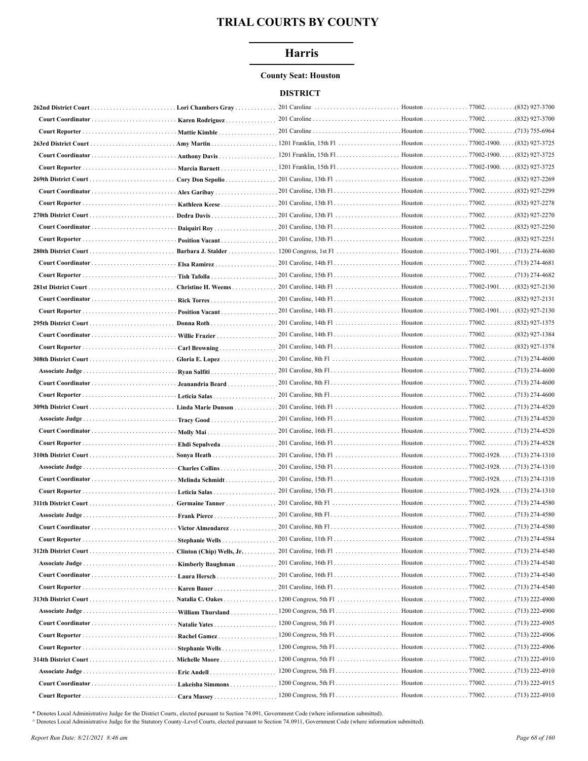# TRIAL COURTS BY COUNTY

## Harris

**County Seat: Houston**

### DISTRICT

| Court/Position | Name | Address | City | Zip | Phone |
|---|---|---|---|---|---|
| **262nd District Court** | **Lori Chambers Gray** | 201 Caroline | Houston | 77002 | (832) 927-3700 |
| **Court Coordinator** | **Karen Rodriguez** | 201 Caroline | Houston | 77002 | (832) 927-3700 |
| **Court Reporter** | **Mattie Kimble** | 201 Caroline | Houston | 77002 | (713) 755-6964 |
| **263rd District Court** | **Amy Martin** | 1201 Franklin, 15th Fl | Houston | 77002-1900 | (832) 927-3725 |
| **Court Coordinator** | **Anthony Davis** | 1201 Franklin, 15th Fl | Houston | 77002-1900 | (832) 927-3725 |
| **Court Reporter** | **Marcia Barnett** | 1201 Franklin, 15th Fl | Houston | 77002-1900 | (832) 927-3725 |
| **269th District Court** | **Cory Don Sepolio** | 201 Caroline, 13th Fl | Houston | 77002 | (832) 927-2269 |
| **Court Coordinator** | **Alex Garibay** | 201 Caroline, 13th Fl | Houston | 77002 | (832) 927-2299 |
| **Court Reporter** | **Kathleen Keese** | 201 Caroline, 13th Fl | Houston | 77002 | (832) 927-2278 |
| **270th District Court** | **Dedra Davis** | 201 Caroline, 13th Fl | Houston | 77002 | (832) 927-2270 |
| **Court Coordinator** | **Daiquiri Roy** | 201 Caroline, 13th Fl | Houston | 77002 | (832) 927-2250 |
| **Court Reporter** | **Position Vacant** | 201 Caroline, 13th Fl | Houston | 77002 | (832) 927-2251 |
| **280th District Court** | **Barbara J. Stalder** | 1200 Congress, 1st Fl | Houston | 77002-1901 | (713) 274-4680 |
| **Court Coordinator** | **Elsa Ramirez** | 201 Caroline, 14th Fl | Houston | 77002 | (713) 274-4681 |
| **Court Reporter** | **Tish Tafolla** | 201 Caroline, 15th Fl | Houston | 77002 | (713) 274-4682 |
| **281st District Court** | **Christine H. Weems** | 201 Caroline, 14th Fl | Houston | 77002-1901 | (832) 927-2130 |
| **Court Coordinator** | **Rick Torres** | 201 Caroline, 14th Fl | Houston | 77002 | (832) 927-2131 |
| **Court Reporter** | **Position Vacant** | 201 Caroline, 14th Fl | Houston | 77002-1901 | (832) 927-2130 |
| **295th District Court** | **Donna Roth** | 201 Caroline, 14th Fl | Houston | 77002 | (832) 927-1375 |
| **Court Coordinator** | **Willie Frazier** | 201 Caroline, 14th Fl | Houston | 77002 | (832) 927-1384 |
| **Court Reporter** | **Carl Browning** | 201 Caroline, 14th Fl | Houston | 77002 | (832) 927-1378 |
| **308th District Court** | **Gloria E. Lopez** | 201 Caroline, 8th Fl | Houston | 77002 | (713) 274-4600 |
| **Associate Judge** | **Ryan Salfiti** | 201 Caroline, 8th Fl | Houston | 77002 | (713) 274-4600 |
| **Court Coordinator** | **Jeanandria Beard** | 201 Caroline, 8th Fl | Houston | 77002 | (713) 274-4600 |
| **Court Reporter** | **Leticia Salas** | 201 Caroline, 8th Fl | Houston | 77002 | (713) 274-4600 |
| **309th District Court** | **Linda Marie Dunson** | 201 Caroline, 16th Fl | Houston | 77002 | (713) 274-4520 |
| **Associate Judge** | **Tracy Good** | 201 Caroline, 16th Fl | Houston | 77002 | (713) 274-4520 |
| **Court Coordinator** | **Molly Mai** | 201 Caroline, 16th Fl | Houston | 77002 | (713) 274-4520 |
| **Court Reporter** | **Ehdi Sepulveda** | 201 Caroline, 16th Fl | Houston | 77002 | (713) 274-4528 |
| **310th District Court** | **Sonya Heath** | 201 Caroline, 15th Fl | Houston | 77002-1928 | (713) 274-1310 |
| **Associate Judge** | **Charles Collins** | 201 Caroline, 15th Fl | Houston | 77002-1928 | (713) 274-1310 |
| **Court Coordinator** | **Melinda Schmidt** | 201 Caroline, 15th Fl | Houston | 77002-1928 | (713) 274-1310 |
| **Court Reporter** | **Leticia Salas** | 201 Caroline, 15th Fl | Houston | 77002-1928 | (713) 274-1310 |
| **311th District Court** | **Germaine Tanner** | 201 Caroline, 8th Fl | Houston | 77002 | (713) 274-4580 |
| **Associate Judge** | **Frank Pierce** | 201 Caroline, 8th Fl | Houston | 77002 | (713) 274-4580 |
| **Court Coordinator** | **Victor Almendarez** | 201 Caroline, 8th Fl | Houston | 77002 | (713) 274-4580 |
| **Court Reporter** | **Stephanie Wells** | 201 Caroline, 11th Fl | Houston | 77002 | (713) 274-4584 |
| **312th District Court** | **Clinton (Chip) Wells, Jr.** | 201 Caroline, 16th Fl | Houston | 77002 | (713) 274-4540 |
| **Associate Judge** | **Kimberly Baughman** | 201 Caroline, 16th Fl | Houston | 77002 | (713) 274-4540 |
| **Court Coordinator** | **Laura Hersch** | 201 Caroline, 16th Fl | Houston | 77002 | (713) 274-4540 |
| **Court Reporter** | **Karen Bauer** | 201 Caroline, 16th Fl | Houston | 77002 | (713) 274-4540 |
| **313th District Court** | **Natalia C. Oakes** | 1200 Congress, 5th Fl | Houston | 77002 | (713) 222-4900 |
| **Associate Judge** | **William Thursland** | 1200 Congress, 5th Fl | Houston | 77002 | (713) 222-4900 |
| **Court Coordinator** | **Natalie Yates** | 1200 Congress, 5th Fl | Houston | 77002 | (713) 222-4905 |
| **Court Reporter** | **Rachel Gamez** | 1200 Congress, 5th Fl | Houston | 77002 | (713) 222-4906 |
| **Court Reporter** | **Stephanie Wells** | 1200 Congress, 5th Fl | Houston | 77002 | (713) 222-4906 |
| **314th District Court** | **Michelle Moore** | 1200 Congress, 5th Fl | Houston | 77002 | (713) 222-4910 |
| **Associate Judge** | **Eric Andell** | 1200 Congress, 5th Fl | Houston | 77002 | (713) 222-4910 |
| **Court Coordinator** | **Lakeisha Simmons** | 1200 Congress, 5th Fl | Houston | 77002 | (713) 222-4915 |
| **Court Reporter** | **Cara Massey** | 1200 Congress, 5th Fl | Houston | 77002 | (713) 222-4910 |

\* Denotes Local Administrative Judge for the District Courts, elected pursuant to Section 74.091, Government Code (where information submitted).

^ Denotes Local Administrative Judge for the Statutory County-Level Courts, elected pursuant to Section 74.0911, Government Code (where information submitted).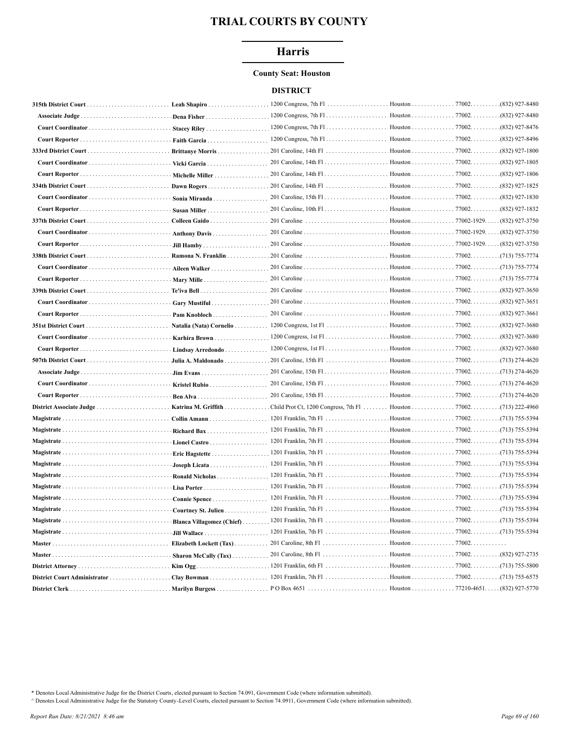# TRIAL COURTS BY COUNTY

## Harris

**County Seat: Houston**

### DISTRICT

| Court/Title | Name | Address | City | Zip | Phone |
|---|---|---|---|---|---|
| **315th District Court** | **Leah Shapiro** | 1200 Congress, 7th Fl | Houston | 77002 | (832) 927-8480 |
| **Associate Judge** | **Dena Fisher** | 1200 Congress, 7th Fl | Houston | 77002 | (832) 927-8480 |
| **Court Coordinator** | **Stacey Riley** | 1200 Congress, 7th Fl | Houston | 77002 | (832) 927-8476 |
| **Court Reporter** | **Faith Garcia** | 1200 Congress, 7th Fl | Houston | 77002 | (832) 927-8496 |
| **333rd District Court** | **Brittanye Morris** | 201 Caroline, 14th Fl | Houston | 77002 | (832) 927-1800 |
| **Court Coordinator** | **Vicki Garcia** | 201 Caroline, 14th Fl | Houston | 77002 | (832) 927-1805 |
| **Court Reporter** | **Michelle Miller** | 201 Caroline, 14th Fl | Houston | 77002 | (832) 927-1806 |
| **334th District Court** | **Dawn Rogers** | 201 Caroline, 14th Fl | Houston | 77002 | (832) 927-1825 |
| **Court Coordinator** | **Sonia Miranda** | 201 Caroline, 15th Fl | Houston | 77002 | (832) 927-1830 |
| **Court Reporter** | **Susan Miller** | 201 Caroline, 10th Fl | Houston | 77002 | (832) 927-1832 |
| **337th District Court** | **Colleen Gaido** | 201 Caroline | Houston | 77002-1929 | (832) 927-3750 |
| **Court Coordinator** | **Anthony Davis** | 201 Caroline | Houston | 77002-1929 | (832) 927-3750 |
| **Court Reporter** | **Jill Hamby** | 201 Caroline | Houston | 77002-1929 | (832) 927-3750 |
| **338th District Court** | **Ramona N. Franklin** | 201 Caroline | Houston | 77002 | (713) 755-7774 |
| **Court Coordinator** | **Aileen Walker** | 201 Caroline | Houston | 77002 | (713) 755-7774 |
| **Court Reporter** | **Mary Mille** | 201 Caroline | Houston | 77002 | (713) 755-7774 |
| **339th District Court** | **Te'iva Bell** | 201 Caroline | Houston | 77002 | (832) 927-3650 |
| **Court Coordinator** | **Gary Mustiful** | 201 Caroline | Houston | 77002 | (832) 927-3651 |
| **Court Reporter** | **Pam Knobloch** | 201 Caroline | Houston | 77002 | (832) 927-3661 |
| **351st District Court** | **Natalia (Nata) Cornelio** | 1200 Congress, 1st Fl | Houston | 77002 | (832) 927-3680 |
| **Court Coordinator** | **Karhira Brown** | 1200 Congress, 1st Fl | Houston | 77002 | (832) 927-3680 |
| **Court Reporter** | **Lindsay Arredondo** | 1200 Congress, 1st Fl | Houston | 77002 | (832) 927-3680 |
| **507th District Court** | **Julia A. Maldonado** | 201 Caroline, 15th Fl | Houston | 77002 | (713) 274-4620 |
| **Associate Judge** | **Jim Evans** | 201 Caroline, 15th Fl | Houston | 77002 | (713) 274-4620 |
| **Court Coordinator** | **Kristel Rubio** | 201 Caroline, 15th Fl | Houston | 77002 | (713) 274-4620 |
| **Court Reporter** | **Ben Alva** | 201 Caroline, 15th Fl | Houston | 77002 | (713) 274-4620 |
| **District Associate Judge** | **Katrina M. Griffith** | Child Prot Ct, 1200 Congress, 7th Fl | Houston | 77002 | (713) 222-4960 |
| **Magistrate** | **Collin Amann** | 1201 Franklin, 7th Fl | Houston | 77002 | (713) 755-5394 |
| **Magistrate** | **Richard Bax** | 1201 Franklin, 7th Fl | Houston | 77002 | (713) 755-5394 |
| **Magistrate** | **Lionel Castro** | 1201 Franklin, 7th Fl | Houston | 77002 | (713) 755-5394 |
| **Magistrate** | **Eric Hagstette** | 1201 Franklin, 7th Fl | Houston | 77002 | (713) 755-5394 |
| **Magistrate** | **Joseph Licata** | 1201 Franklin, 7th Fl | Houston | 77002 | (713) 755-5394 |
| **Magistrate** | **Ronald Nicholas** | 1201 Franklin, 7th Fl | Houston | 77002 | (713) 755-5394 |
| **Magistrate** | **Lisa Porter** | 1201 Franklin, 7th Fl | Houston | 77002 | (713) 755-5394 |
| **Magistrate** | **Connie Spence** | 1201 Franklin, 7th Fl | Houston | 77002 | (713) 755-5394 |
| **Magistrate** | **Courtney St. Julien** | 1201 Franklin, 7th Fl | Houston | 77002 | (713) 755-5394 |
| **Magistrate** | **Blanca Villagomez (Chief)** | 1201 Franklin, 7th Fl | Houston | 77002 | (713) 755-5394 |
| **Magistrate** | **Jill Wallace** | 1201 Franklin, 7th Fl | Houston | 77002 | (713) 755-5394 |
| **Master** | **Elizabeth Lockett (Tax)** | 201 Caroline, 8th Fl | Houston | 77002 | |
| **Master** | **Sharon McCally (Tax)** | 201 Caroline, 8th Fl | Houston | 77002 | (832) 927-2735 |
| **District Attorney** | **Kim Ogg** | 1201 Franklin, 6th Fl | Houston | 77002 | (713) 755-5800 |
| **District Court Administrator** | **Clay Bowman** | 1201 Franklin, 7th Fl | Houston | 77002 | (713) 755-6575 |
| **District Clerk** | **Marilyn Burgess** | P O Box 4651 | Houston | 77210-4651 | (832) 927-5770 |

\* Denotes Local Administrative Judge for the District Courts, elected pursuant to Section 74.091, Government Code (where information submitted).

^ Denotes Local Administrative Judge for the Statutory County-Level Courts, elected pursuant to Section 74.0911, Government Code (where information submitted).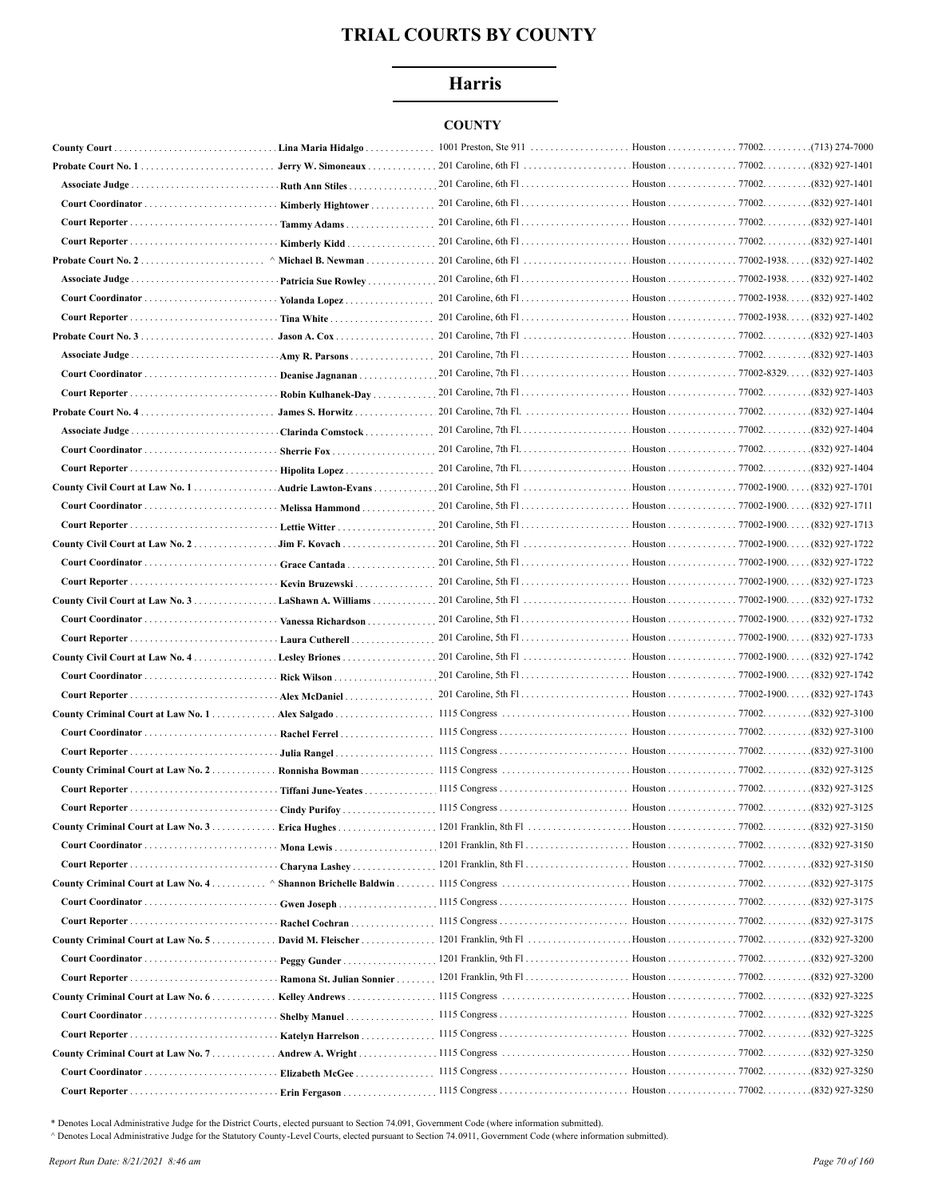# TRIAL COURTS BY COUNTY

## Harris

### COUNTY

| Position | Name | Address | City | Zip | Phone |
|---|---|---|---|---|---|
| **County Court** | **Lina Maria Hidalgo** | 1001 Preston, Ste 911 | Houston | 77002 | (713) 274-7000 |
| **Probate Court No. 1** | **Jerry W. Simoneaux** | 201 Caroline, 6th Fl | Houston | 77002 | (832) 927-1401 |
| **Associate Judge** | **Ruth Ann Stiles** | 201 Caroline, 6th Fl | Houston | 77002 | (832) 927-1401 |
| **Court Coordinator** | **Kimberly Hightower** | 201 Caroline, 6th Fl | Houston | 77002 | (832) 927-1401 |
| **Court Reporter** | **Tammy Adams** | 201 Caroline, 6th Fl | Houston | 77002 | (832) 927-1401 |
| **Court Reporter** | **Kimberly Kidd** | 201 Caroline, 6th Fl | Houston | 77002 | (832) 927-1401 |
| **Probate Court No. 2** | ^ **Michael B. Newman** | 201 Caroline, 6th Fl | Houston | 77002-1938 | (832) 927-1402 |
| **Associate Judge** | **Patricia Sue Rowley** | 201 Caroline, 6th Fl | Houston | 77002-1938 | (832) 927-1402 |
| **Court Coordinator** | **Yolanda Lopez** | 201 Caroline, 6th Fl | Houston | 77002-1938 | (832) 927-1402 |
| **Court Reporter** | **Tina White** | 201 Caroline, 6th Fl | Houston | 77002-1938 | (832) 927-1402 |
| **Probate Court No. 3** | **Jason A. Cox** | 201 Caroline, 7th Fl | Houston | 77002 | (832) 927-1403 |
| **Associate Judge** | **Amy R. Parsons** | 201 Caroline, 7th Fl | Houston | 77002 | (832) 927-1403 |
| **Court Coordinator** | **Deanise Jagnanan** | 201 Caroline, 7th Fl | Houston | 77002-8329 | (832) 927-1403 |
| **Court Reporter** | **Robin Kulhanek-Day** | 201 Caroline, 7th Fl | Houston | 77002 | (832) 927-1403 |
| **Probate Court No. 4** | **James S. Horwitz** | 201 Caroline, 7th Fl. | Houston | 77002 | (832) 927-1404 |
| **Associate Judge** | **Clarinda Comstock** | 201 Caroline, 7th Fl. | Houston | 77002 | (832) 927-1404 |
| **Court Coordinator** | **Sherrie Fox** | 201 Caroline, 7th Fl. | Houston | 77002 | (832) 927-1404 |
| **Court Reporter** | **Hipolita Lopez** | 201 Caroline, 7th Fl. | Houston | 77002 | (832) 927-1404 |
| **County Civil Court at Law No. 1** | **Audrie Lawton-Evans** | 201 Caroline, 5th Fl | Houston | 77002-1900 | (832) 927-1701 |
| **Court Coordinator** | **Melissa Hammond** | 201 Caroline, 5th Fl | Houston | 77002-1900 | (832) 927-1711 |
| **Court Reporter** | **Lettie Witter** | 201 Caroline, 5th Fl | Houston | 77002-1900 | (832) 927-1713 |
| **County Civil Court at Law No. 2** | **Jim F. Kovach** | 201 Caroline, 5th Fl | Houston | 77002-1900 | (832) 927-1722 |
| **Court Coordinator** | **Grace Cantada** | 201 Caroline, 5th Fl | Houston | 77002-1900 | (832) 927-1722 |
| **Court Reporter** | **Kevin Bruzewski** | 201 Caroline, 5th Fl | Houston | 77002-1900 | (832) 927-1723 |
| **County Civil Court at Law No. 3** | **LaShawn A. Williams** | 201 Caroline, 5th Fl | Houston | 77002-1900 | (832) 927-1732 |
| **Court Coordinator** | **Vanessa Richardson** | 201 Caroline, 5th Fl | Houston | 77002-1900 | (832) 927-1732 |
| **Court Reporter** | **Laura Cutherell** | 201 Caroline, 5th Fl | Houston | 77002-1900 | (832) 927-1733 |
| **County Civil Court at Law No. 4** | **Lesley Briones** | 201 Caroline, 5th Fl | Houston | 77002-1900 | (832) 927-1742 |
| **Court Coordinator** | **Rick Wilson** | 201 Caroline, 5th Fl | Houston | 77002-1900 | (832) 927-1742 |
| **Court Reporter** | **Alex McDaniel** | 201 Caroline, 5th Fl | Houston | 77002-1900 | (832) 927-1743 |
| **County Criminal Court at Law No. 1** | **Alex Salgado** | 1115 Congress | Houston | 77002 | (832) 927-3100 |
| **Court Coordinator** | **Rachel Ferrel** | 1115 Congress | Houston | 77002 | (832) 927-3100 |
| **Court Reporter** | **Julia Rangel** | 1115 Congress | Houston | 77002 | (832) 927-3100 |
| **County Criminal Court at Law No. 2** | **Ronnisha Bowman** | 1115 Congress | Houston | 77002 | (832) 927-3125 |
| **Court Reporter** | **Tiffani June-Yeates** | 1115 Congress | Houston | 77002 | (832) 927-3125 |
| **Court Reporter** | **Cindy Purifoy** | 1115 Congress | Houston | 77002 | (832) 927-3125 |
| **County Criminal Court at Law No. 3** | **Erica Hughes** | 1201 Franklin, 8th Fl | Houston | 77002 | (832) 927-3150 |
| **Court Coordinator** | **Mona Lewis** | 1201 Franklin, 8th Fl | Houston | 77002 | (832) 927-3150 |
| **Court Reporter** | **Charyna Lashey** | 1201 Franklin, 8th Fl | Houston | 77002 | (832) 927-3150 |
| **County Criminal Court at Law No. 4** | ^ **Shannon Brichelle Baldwin** | 1115 Congress | Houston | 77002 | (832) 927-3175 |
| **Court Coordinator** | **Gwen Joseph** | 1115 Congress | Houston | 77002 | (832) 927-3175 |
| **Court Reporter** | **Rachel Cochran** | 1115 Congress | Houston | 77002 | (832) 927-3175 |
| **County Criminal Court at Law No. 5** | **David M. Fleischer** | 1201 Franklin, 9th Fl | Houston | 77002 | (832) 927-3200 |
| **Court Coordinator** | **Peggy Gunder** | 1201 Franklin, 9th Fl | Houston | 77002 | (832) 927-3200 |
| **Court Reporter** | **Ramona St. Julian Sonnier** | 1201 Franklin, 9th Fl | Houston | 77002 | (832) 927-3200 |
| **County Criminal Court at Law No. 6** | **Kelley Andrews** | 1115 Congress | Houston | 77002 | (832) 927-3225 |
| **Court Coordinator** | **Shelby Manuel** | 1115 Congress | Houston | 77002 | (832) 927-3225 |
| **Court Reporter** | **Katelyn Harrelson** | 1115 Congress | Houston | 77002 | (832) 927-3225 |
| **County Criminal Court at Law No. 7** | **Andrew A. Wright** | 1115 Congress | Houston | 77002 | (832) 927-3250 |
| **Court Coordinator** | **Elizabeth McGee** | 1115 Congress | Houston | 77002 | (832) 927-3250 |
| **Court Reporter** | **Erin Fergason** | 1115 Congress | Houston | 77002 | (832) 927-3250 |

\* Denotes Local Administrative Judge for the District Courts, elected pursuant to Section 74.091, Government Code (where information submitted).

^ Denotes Local Administrative Judge for the Statutory County-Level Courts, elected pursuant to Section 74.0911, Government Code (where information submitted).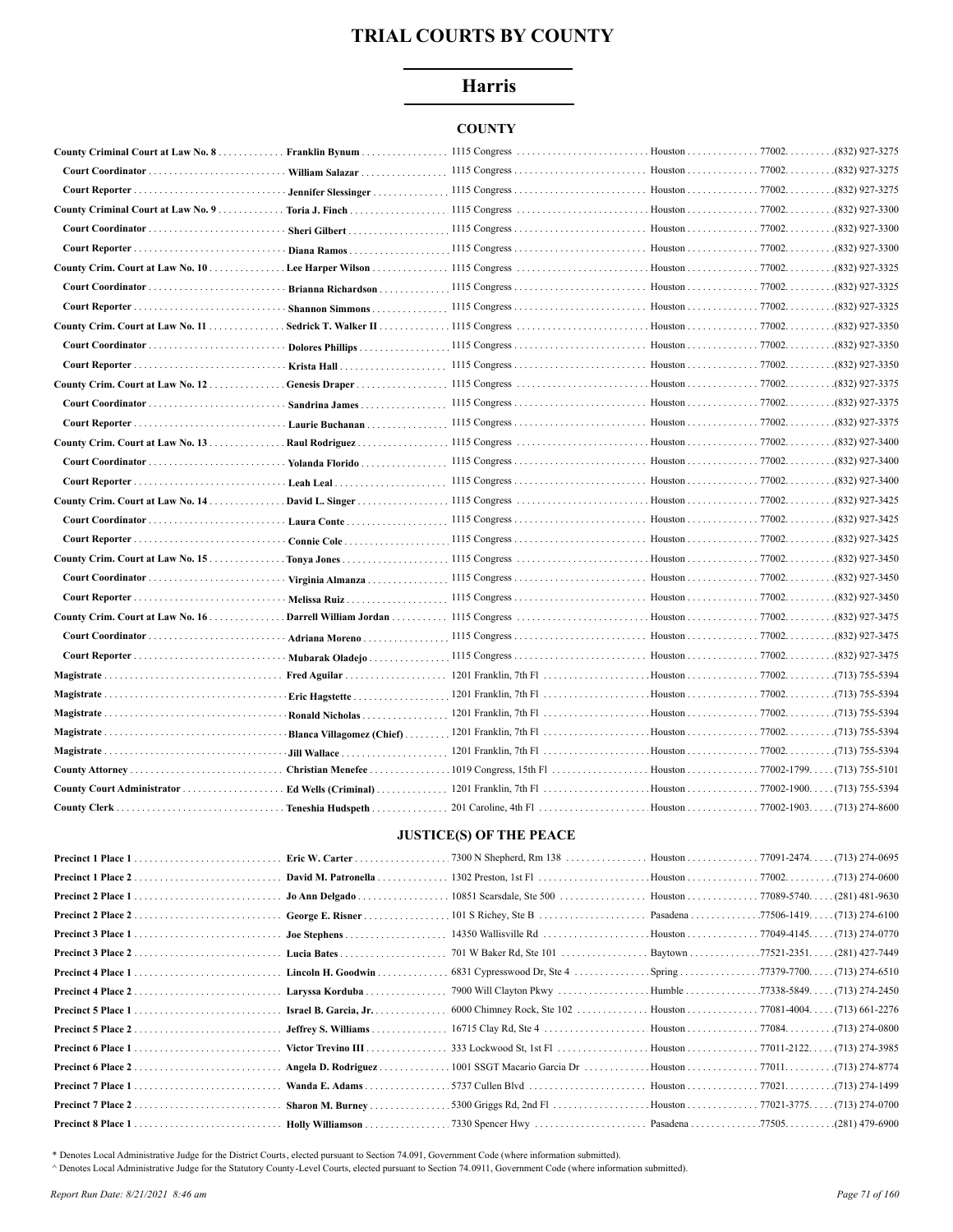# TRIAL COURTS BY COUNTY

## Harris

### COUNTY

| | | | | | |
|---|---|---|---|---|---|
| **County Criminal Court at Law No. 8** | **Franklin Bynum** | 1115 Congress | Houston | 77002. | (832) 927-3275 |
| **Court Coordinator** | **William Salazar** | 1115 Congress | Houston | 77002. | (832) 927-3275 |
| **Court Reporter** | **Jennifer Slessinger** | 1115 Congress | Houston | 77002. | (832) 927-3275 |
| **County Criminal Court at Law No. 9** | **Toria J. Finch** | 1115 Congress | Houston | 77002. | (832) 927-3300 |
| **Court Coordinator** | **Sheri Gilbert** | 1115 Congress | Houston | 77002. | (832) 927-3300 |
| **Court Reporter** | **Diana Ramos** | 1115 Congress | Houston | 77002. | (832) 927-3300 |
| **County Crim. Court at Law No. 10** | **Lee Harper Wilson** | 1115 Congress | Houston | 77002. | (832) 927-3325 |
| **Court Coordinator** | **Brianna Richardson** | 1115 Congress | Houston | 77002. | (832) 927-3325 |
| **Court Reporter** | **Shannon Simmons** | 1115 Congress | Houston | 77002. | (832) 927-3325 |
| **County Crim. Court at Law No. 11** | **Sedrick T. Walker II** | 1115 Congress | Houston | 77002. | (832) 927-3350 |
| **Court Coordinator** | **Dolores Phillips** | 1115 Congress | Houston | 77002. | (832) 927-3350 |
| **Court Reporter** | **Krista Hall** | 1115 Congress | Houston | 77002. | (832) 927-3350 |
| **County Crim. Court at Law No. 12** | **Genesis Draper** | 1115 Congress | Houston | 77002. | (832) 927-3375 |
| **Court Coordinator** | **Sandrina James** | 1115 Congress | Houston | 77002. | (832) 927-3375 |
| **Court Reporter** | **Laurie Buchanan** | 1115 Congress | Houston | 77002. | (832) 927-3375 |
| **County Crim. Court at Law No. 13** | **Raul Rodriguez** | 1115 Congress | Houston | 77002. | (832) 927-3400 |
| **Court Coordinator** | **Yolanda Florido** | 1115 Congress | Houston | 77002. | (832) 927-3400 |
| **Court Reporter** | **Leah Leal** | 1115 Congress | Houston | 77002. | (832) 927-3400 |
| **County Crim. Court at Law No. 14** | **David L. Singer** | 1115 Congress | Houston | 77002. | (832) 927-3425 |
| **Court Coordinator** | **Laura Conte** | 1115 Congress | Houston | 77002. | (832) 927-3425 |
| **Court Reporter** | **Connie Cole** | 1115 Congress | Houston | 77002. | (832) 927-3425 |
| **County Crim. Court at Law No. 15** | **Tonya Jones** | 1115 Congress | Houston | 77002. | (832) 927-3450 |
| **Court Coordinator** | **Virginia Almanza** | 1115 Congress | Houston | 77002. | (832) 927-3450 |
| **Court Reporter** | **Melissa Ruiz** | 1115 Congress | Houston | 77002. | (832) 927-3450 |
| **County Crim. Court at Law No. 16** | **Darrell William Jordan** | 1115 Congress | Houston | 77002. | (832) 927-3475 |
| **Court Coordinator** | **Adriana Moreno** | 1115 Congress | Houston | 77002. | (832) 927-3475 |
| **Court Reporter** | **Mubarak Oladejo** | 1115 Congress | Houston | 77002. | (832) 927-3475 |
| **Magistrate** | **Fred Aguilar** | 1201 Franklin, 7th Fl | Houston | 77002. | (713) 755-5394 |
| **Magistrate** | **Eric Hagstette** | 1201 Franklin, 7th Fl | Houston | 77002. | (713) 755-5394 |
| **Magistrate** | **Ronald Nicholas** | 1201 Franklin, 7th Fl | Houston | 77002. | (713) 755-5394 |
| **Magistrate** | **Blanca Villagomez (Chief)** | 1201 Franklin, 7th Fl | Houston | 77002. | (713) 755-5394 |
| **Magistrate** | **Jill Wallace** | 1201 Franklin, 7th Fl | Houston | 77002. | (713) 755-5394 |
| **County Attorney** | **Christian Menefee** | 1019 Congress, 15th Fl | Houston | 77002-1799. | (713) 755-5101 |
| **County Court Administrator** | **Ed Wells (Criminal)** | 1201 Franklin, 7th Fl | Houston | 77002-1900. | (713) 755-5394 |
| **County Clerk** | **Teneshia Hudspeth** | 201 Caroline, 4th Fl | Houston | 77002-1903. | (713) 274-8600 |

### JUSTICE(S) OF THE PEACE

| | | | | | |
|---|---|---|---|---|---|
| **Precinct 1 Place 1** | **Eric W. Carter** | 7300 N Shepherd, Rm 138 | Houston | 77091-2474. | (713) 274-0695 |
| **Precinct 1 Place 2** | **David M. Patronella** | 1302 Preston, 1st Fl | Houston | 77002. | (713) 274-0600 |
| **Precinct 2 Place 1** | **Jo Ann Delgado** | 10851 Scarsdale, Ste 500 | Houston | 77089-5740. | (281) 481-9630 |
| **Precinct 2 Place 2** | **George E. Risner** | 101 S Richey, Ste B | Pasadena | 77506-1419. | (713) 274-6100 |
| **Precinct 3 Place 1** | **Joe Stephens** | 14350 Wallisville Rd | Houston | 77049-4145. | (713) 274-0770 |
| **Precinct 3 Place 2** | **Lucia Bates** | 701 W Baker Rd, Ste 101 | Baytown | 77521-2351. | (281) 427-7449 |
| **Precinct 4 Place 1** | **Lincoln H. Goodwin** | 6831 Cypresswood Dr, Ste 4 | Spring | 77379-7700. | (713) 274-6510 |
| **Precinct 4 Place 2** | **Laryssa Korduba** | 7900 Will Clayton Pkwy | Humble | 77338-5849. | (713) 274-2450 |
| **Precinct 5 Place 1** | **Israel B. Garcia, Jr.** | 6000 Chimney Rock, Ste 102 | Houston | 77081-4004. | (713) 661-2276 |
| **Precinct 5 Place 2** | **Jeffrey S. Williams** | 16715 Clay Rd, Ste 4 | Houston | 77084. | (713) 274-0800 |
| **Precinct 6 Place 1** | **Victor Trevino III** | 333 Lockwood St, 1st Fl | Houston | 77011-2122. | (713) 274-3985 |
| **Precinct 6 Place 2** | **Angela D. Rodriguez** | 1001 SSGT Macario Garcia Dr | Houston | 77011. | (713) 274-8774 |
| **Precinct 7 Place 1** | **Wanda E. Adams** | 5737 Cullen Blvd | Houston | 77021. | (713) 274-1499 |
| **Precinct 7 Place 2** | **Sharon M. Burney** | 5300 Griggs Rd, 2nd Fl | Houston | 77021-3775. | (713) 274-0700 |
| **Precinct 8 Place 1** | **Holly Williamson** | 7330 Spencer Hwy | Pasadena | 77505. | (281) 479-6900 |

* Denotes Local Administrative Judge for the District Courts, elected pursuant to Section 74.091, Government Code (where information submitted).

^ Denotes Local Administrative Judge for the Statutory County-Level Courts, elected pursuant to Section 74.0911, Government Code (where information submitted).

*Report Run Date: 8/21/2021 8:46 am*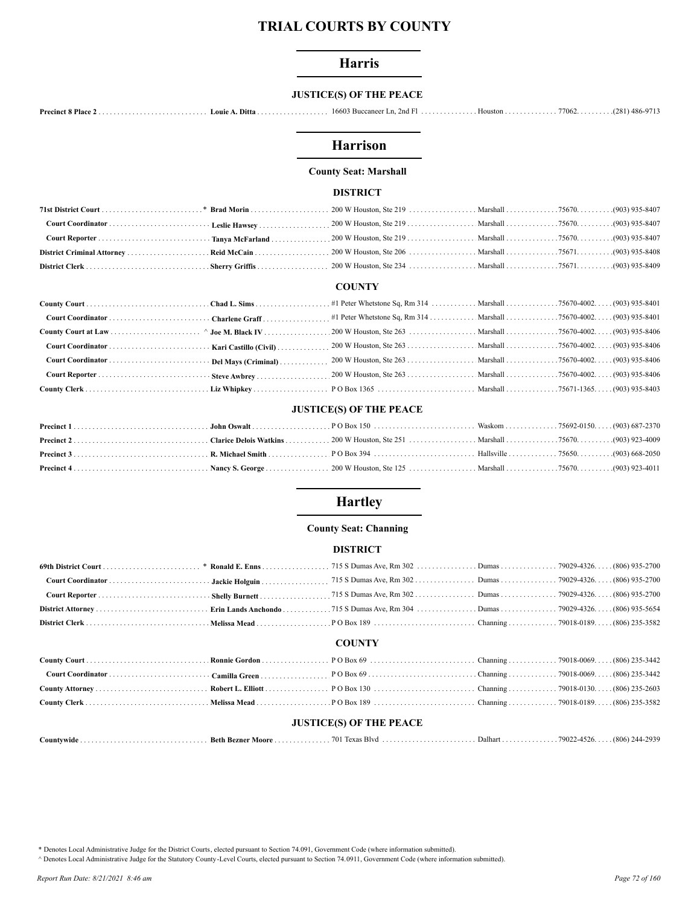# TRIAL COURTS BY COUNTY

## Harris

### JUSTICE(S) OF THE PEACE

| | | | | | |
|---|---|---|---|---|---|
| **Precinct 8 Place 2** | **Louie A. Ditta** | 16603 Buccaneer Ln, 2nd Fl | Houston | 77062. | (281) 486-9713 |

## Harrison

**County Seat: Marshall**

### DISTRICT

| | | | | | |
|---|---|---|---|---|---|
| **71st District Court** | * **Brad Morin** | 200 W Houston, Ste 219 | Marshall | 75670. | (903) 935-8407 |
| **Court Coordinator** | **Leslie Hawsey** | 200 W Houston, Ste 219 | Marshall | 75670. | (903) 935-8407 |
| **Court Reporter** | **Tanya McFarland** | 200 W Houston, Ste 219 | Marshall | 75670. | (903) 935-8407 |
| **District Criminal Attorney** | **Reid McCain** | 200 W Houston, Ste 206 | Marshall | 75671. | (903) 935-8408 |
| **District Clerk** | **Sherry Griffis** | 200 W Houston, Ste 234 | Marshall | 75671. | (903) 935-8409 |

### COUNTY

| | | | | | |
|---|---|---|---|---|---|
| **County Court** | **Chad L. Sims** | #1 Peter Whetstone Sq, Rm 314 | Marshall | 75670-4002. | (903) 935-8401 |
| **Court Coordinator** | **Charlene Graff** | #1 Peter Whetstone Sq, Rm 314 | Marshall | 75670-4002. | (903) 935-8401 |
| **County Court at Law** | ^ **Joe M. Black IV** | 200 W Houston, Ste 263 | Marshall | 75670-4002. | (903) 935-8406 |
| **Court Coordinator** | **Kari Castillo (Civil)** | 200 W Houston, Ste 263 | Marshall | 75670-4002. | (903) 935-8406 |
| **Court Coordinator** | **Del Mays (Criminal)** | 200 W Houston, Ste 263 | Marshall | 75670-4002. | (903) 935-8406 |
| **Court Reporter** | **Steve Awbrey** | 200 W Houston, Ste 263 | Marshall | 75670-4002. | (903) 935-8406 |
| **County Clerk** | **Liz Whipkey** | P O Box 1365 | Marshall | 75671-1365. | (903) 935-8403 |

### JUSTICE(S) OF THE PEACE

| | | | | | |
|---|---|---|---|---|---|
| **Precinct 1** | **John Oswalt** | P O Box 150 | Waskom | 75692-0150. | (903) 687-2370 |
| **Precinct 2** | **Clarice Delois Watkins** | 200 W Houston, Ste 251 | Marshall | 75670. | (903) 923-4009 |
| **Precinct 3** | **R. Michael Smith** | P O Box 394 | Hallsville | 75650. | (903) 668-2050 |
| **Precinct 4** | **Nancy S. George** | 200 W Houston, Ste 125 | Marshall | 75670. | (903) 923-4011 |

## Hartley

**County Seat: Channing**

### DISTRICT

| | | | | | |
|---|---|---|---|---|---|
| **69th District Court** | * **Ronald E. Enns** | 715 S Dumas Ave, Rm 302 | Dumas | 79029-4326. | (806) 935-2700 |
| **Court Coordinator** | **Jackie Holguin** | 715 S Dumas Ave, Rm 302 | Dumas | 79029-4326. | (806) 935-2700 |
| **Court Reporter** | **Shelly Burnett** | 715 S Dumas Ave, Rm 302 | Dumas | 79029-4326. | (806) 935-2700 |
| **District Attorney** | **Erin Lands Anchondo** | 715 S Dumas Ave, Rm 304 | Dumas | 79029-4326. | (806) 935-5654 |
| **District Clerk** | **Melissa Mead** | P O Box 189 | Channing | 79018-0189. | (806) 235-3582 |

### COUNTY

| | | | | | |
|---|---|---|---|---|---|
| **County Court** | **Ronnie Gordon** | P O Box 69 | Channing | 79018-0069. | (806) 235-3442 |
| **Court Coordinator** | **Camilla Green** | P O Box 69 | Channing | 79018-0069. | (806) 235-3442 |
| **County Attorney** | **Robert L. Elliott** | P O Box 130 | Channing | 79018-0130. | (806) 235-2603 |
| **County Clerk** | **Melissa Mead** | P O Box 189 | Channing | 79018-0189. | (806) 235-3582 |

### JUSTICE(S) OF THE PEACE

| | | | | | |
|---|---|---|---|---|---|
| **Countywide** | **Beth Bezner Moore** | 701 Texas Blvd | Dalhart | 79022-4526. | (806) 244-2939 |

\* Denotes Local Administrative Judge for the District Courts, elected pursuant to Section 74.091, Government Code (where information submitted).

^ Denotes Local Administrative Judge for the Statutory County-Level Courts, elected pursuant to Section 74.0911, Government Code (where information submitted).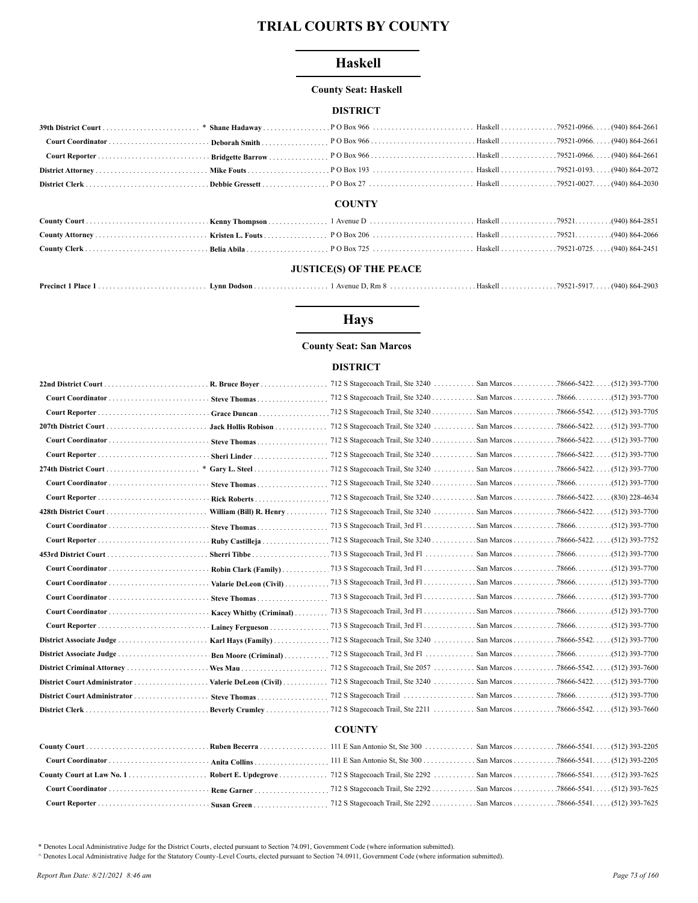# TRIAL COURTS BY COUNTY

## Haskell

**County Seat: Haskell**

### DISTRICT

| Position | Name | Address | City | Zip | Phone |
|---|---|---|---|---|---|
| **39th District Court** | * **Shane Hadaway** | P O Box 966 | Haskell | 79521-0966 | (940) 864-2661 |
| **Court Coordinator** | **Deborah Smith** | P O Box 966 | Haskell | 79521-0966 | (940) 864-2661 |
| **Court Reporter** | **Bridgette Barrow** | P O Box 966 | Haskell | 79521-0966 | (940) 864-2661 |
| **District Attorney** | **Mike Fouts** | P O Box 193 | Haskell | 79521-0193 | (940) 864-2072 |
| **District Clerk** | **Debbie Gressett** | P O Box 27 | Haskell | 79521-0027 | (940) 864-2030 |

### COUNTY

| Position | Name | Address | City | Zip | Phone |
|---|---|---|---|---|---|
| **County Court** | **Kenny Thompson** | 1 Avenue D | Haskell | 79521 | (940) 864-2851 |
| **County Attorney** | **Kristen L. Fouts** | P O Box 206 | Haskell | 79521 | (940) 864-2066 |
| **County Clerk** | **Belia Abila** | P O Box 725 | Haskell | 79521-0725 | (940) 864-2451 |

### JUSTICE(S) OF THE PEACE

| Position | Name | Address | City | Zip | Phone |
|---|---|---|---|---|---|
| **Precinct 1 Place 1** | **Lynn Dodson** | 1 Avenue D, Rm 8 | Haskell | 79521-5917 | (940) 864-2903 |

## Hays

**County Seat: San Marcos**

### DISTRICT

| Position | Name | Address | City | Zip | Phone |
|---|---|---|---|---|---|
| **22nd District Court** | **R. Bruce Boyer** | 712 S Stagecoach Trail, Ste 3240 | San Marcos | 78666-5422 | (512) 393-7700 |
| **Court Coordinator** | **Steve Thomas** | 712 S Stagecoach Trail, Ste 3240 | San Marcos | 78666 | (512) 393-7700 |
| **Court Reporter** | **Grace Duncan** | 712 S Stagecoach Trail, Ste 3240 | San Marcos | 78666-5542 | (512) 393-7705 |
| **207th District Court** | **Jack Hollis Robison** | 712 S Stagecoach Trail, Ste 3240 | San Marcos | 78666-5422 | (512) 393-7700 |
| **Court Coordinator** | **Steve Thomas** | 712 S Stagecoach Trail, Ste 3240 | San Marcos | 78666-5422 | (512) 393-7700 |
| **Court Reporter** | **Sheri Linder** | 712 S Stagecoach Trail, Ste 3240 | San Marcos | 78666-5422 | (512) 393-7700 |
| **274th District Court** | * **Gary L. Steel** | 712 S Stagecoach Trail, Ste 3240 | San Marcos | 78666-5422 | (512) 393-7700 |
| **Court Coordinator** | **Steve Thomas** | 712 S Stagecoach Trail, Ste 3240 | San Marcos | 78666 | (512) 393-7700 |
| **Court Reporter** | **Rick Roberts** | 712 S Stagecoach Trail, Ste 3240 | San Marcos | 78666-5422 | (830) 228-4634 |
| **428th District Court** | **William (Bill) R. Henry** | 712 S Stagecoach Trail, Ste 3240 | San Marcos | 78666-5422 | (512) 393-7700 |
| **Court Coordinator** | **Steve Thomas** | 713 S Stagecoach Trail, 3rd Fl | San Marcos | 78666 | (512) 393-7700 |
| **Court Reporter** | **Ruby Castilleja** | 712 S Stagecoach Trail, Ste 3240 | San Marcos | 78666-5422 | (512) 393-7752 |
| **453rd District Court** | **Sherri Tibbe** | 713 S Stagecoach Trail, 3rd Fl | San Marcos | 78666 | (512) 393-7700 |
| **Court Coordinator** | **Robin Clark (Family)** | 713 S Stagecoach Trail, 3rd Fl | San Marcos | 78666 | (512) 393-7700 |
| **Court Coordinator** | **Valarie DeLeon (Civil)** | 713 S Stagecoach Trail, 3rd Fl | San Marcos | 78666 | (512) 393-7700 |
| **Court Coordinator** | **Steve Thomas** | 713 S Stagecoach Trail, 3rd Fl | San Marcos | 78666 | (512) 393-7700 |
| **Court Coordinator** | **Kacey Whitby (Criminal)** | 713 S Stagecoach Trail, 3rd Fl | San Marcos | 78666 | (512) 393-7700 |
| **Court Reporter** | **Lainey Fergueson** | 713 S Stagecoach Trail, 3rd Fl | San Marcos | 78666 | (512) 393-7700 |
| **District Associate Judge** | **Karl Hays (Family)** | 712 S Stagecoach Trail, Ste 3240 | San Marcos | 78666-5542 | (512) 393-7700 |
| **District Associate Judge** | **Ben Moore (Criminal)** | 712 S Stagecoach Trail, 3rd Fl | San Marcos | 78666 | (512) 393-7700 |
| **District Criminal Attorney** | **Wes Mau** | 712 S Stagecoach Trail, Ste 2057 | San Marcos | 78666-5542 | (512) 393-7600 |
| **District Court Administrator** | **Valerie DeLeon (Civil)** | 712 S Stagecoach Trail, Ste 3240 | San Marcos | 78666-5422 | (512) 393-7700 |
| **District Court Administrator** | **Steve Thomas** | 712 S Stagecoach Trail | San Marcos | 78666 | (512) 393-7700 |
| **District Clerk** | **Beverly Crumley** | 712 S Stagecoach Trail, Ste 2211 | San Marcos | 78666-5542 | (512) 393-7660 |

### COUNTY

| Position | Name | Address | City | Zip | Phone |
|---|---|---|---|---|---|
| **County Court** | **Ruben Becerra** | 111 E San Antonio St, Ste 300 | San Marcos | 78666-5541 | (512) 393-2205 |
| **Court Coordinator** | **Anita Collins** | 111 E San Antonio St, Ste 300 | San Marcos | 78666-5541 | (512) 393-2205 |
| **County Court at Law No. 1** | **Robert E. Updegrove** | 712 S Stagecoach Trail, Ste 2292 | San Marcos | 78666-5541 | (512) 393-7625 |
| **Court Coordinator** | **Rene Garner** | 712 S Stagecoach Trail, Ste 2292 | San Marcos | 78666-5541 | (512) 393-7625 |
| **Court Reporter** | **Susan Green** | 712 S Stagecoach Trail, Ste 2292 | San Marcos | 78666-5541 | (512) 393-7625 |

\* Denotes Local Administrative Judge for the District Courts, elected pursuant to Section 74.091, Government Code (where information submitted).

^ Denotes Local Administrative Judge for the Statutory County-Level Courts, elected pursuant to Section 74.0911, Government Code (where information submitted).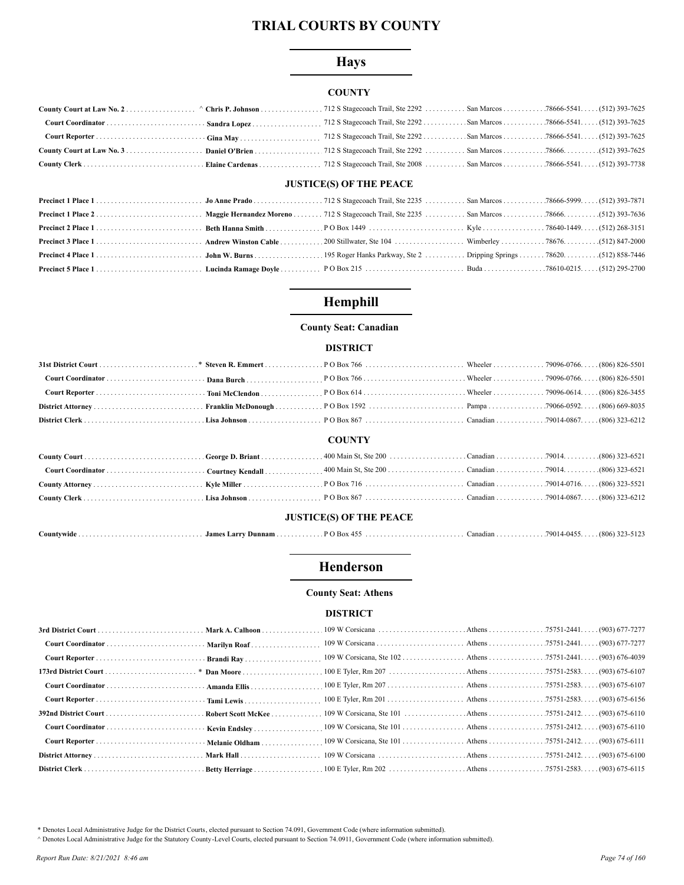# TRIAL COURTS BY COUNTY

## Hays

### COUNTY

| | | | | | |
|---|---|---|---|---|---|
| County Court at Law No. 2 | ^ Chris P. Johnson | 712 S Stagecoach Trail, Ste 2292 | San Marcos | 78666-5541 | (512) 393-7625 |
| Court Coordinator | Sandra Lopez | 712 S Stagecoach Trail, Ste 2292 | San Marcos | 78666-5541 | (512) 393-7625 |
| Court Reporter | Gina May | 712 S Stagecoach Trail, Ste 2292 | San Marcos | 78666-5541 | (512) 393-7625 |
| County Court at Law No. 3 | Daniel O'Brien | 712 S Stagecoach Trail, Ste 2292 | San Marcos | 78666 | (512) 393-7625 |
| County Clerk | Elaine Cardenas | 712 S Stagecoach Trail, Ste 2008 | San Marcos | 78666-5541 | (512) 393-7738 |

### JUSTICE(S) OF THE PEACE

| | | | | | |
|---|---|---|---|---|---|
| Precinct 1 Place 1 | Jo Anne Prado | 712 S Stagecoach Trail, Ste 2235 | San Marcos | 78666-5999 | (512) 393-7871 |
| Precinct 1 Place 2 | Maggie Hernandez Moreno | 712 S Stagecoach Trail, Ste 2235 | San Marcos | 78666 | (512) 393-7636 |
| Precinct 2 Place 1 | Beth Hanna Smith | P O Box 1449 | Kyle | 78640-1449 | (512) 268-3151 |
| Precinct 3 Place 1 | Andrew Winston Cable | 200 Stillwater, Ste 104 | Wimberley | 78676 | (512) 847-2000 |
| Precinct 4 Place 1 | John W. Burns | 195 Roger Hanks Parkway, Ste 2 | Dripping Springs | 78620 | (512) 858-7446 |
| Precinct 5 Place 1 | Lucinda Ramage Doyle | P O Box 215 | Buda | 78610-0215 | (512) 295-2700 |

## Hemphill

**County Seat: Canadian**

### DISTRICT

| | | | | | |
|---|---|---|---|---|---|
| 31st District Court | * Steven R. Emmert | P O Box 766 | Wheeler | 79096-0766 | (806) 826-5501 |
| Court Coordinator | Dana Burch | P O Box 766 | Wheeler | 79096-0766 | (806) 826-5501 |
| Court Reporter | Toni McClendon | P O Box 614 | Wheeler | 79096-0614 | (806) 826-3455 |
| District Attorney | Franklin McDonough | P O Box 1592 | Pampa | 79066-0592 | (806) 669-8035 |
| District Clerk | Lisa Johnson | P O Box 867 | Canadian | 79014-0867 | (806) 323-6212 |

### COUNTY

| | | | | | |
|---|---|---|---|---|---|
| County Court | George D. Briant | 400 Main St, Ste 200 | Canadian | 79014 | (806) 323-6521 |
| Court Coordinator | Courtney Kendall | 400 Main St, Ste 200 | Canadian | 79014 | (806) 323-6521 |
| County Attorney | Kyle Miller | P O Box 716 | Canadian | 79014-0716 | (806) 323-5521 |
| County Clerk | Lisa Johnson | P O Box 867 | Canadian | 79014-0867 | (806) 323-6212 |

### JUSTICE(S) OF THE PEACE

| | | | | | |
|---|---|---|---|---|---|
| Countywide | James Larry Dunnam | P O Box 455 | Canadian | 79014-0455 | (806) 323-5123 |

## Henderson

**County Seat: Athens**

### DISTRICT

| | | | | | |
|---|---|---|---|---|---|
| 3rd District Court | Mark A. Calhoon | 109 W Corsicana | Athens | 75751-2441 | (903) 677-7277 |
| Court Coordinator | Marilyn Roaf | 109 W Corsicana | Athens | 75751-2441 | (903) 677-7277 |
| Court Reporter | Brandi Ray | 109 W Corsicana, Ste 102 | Athens | 75751-2441 | (903) 676-4039 |
| 173rd District Court | * Dan Moore | 100 E Tyler, Rm 207 | Athens | 75751-2583 | (903) 675-6107 |
| Court Coordinator | Amanda Ellis | 100 E Tyler, Rm 207 | Athens | 75751-2583 | (903) 675-6107 |
| Court Reporter | Tami Lewis | 100 E Tyler, Rm 201 | Athens | 75751-2583 | (903) 675-6156 |
| 392nd District Court | Robert Scott McKee | 109 W Corsicana, Ste 101 | Athens | 75751-2412 | (903) 675-6110 |
| Court Coordinator | Kevin Endsley | 109 W Corsicana, Ste 101 | Athens | 75751-2412 | (903) 675-6110 |
| Court Reporter | Melanie Oldham | 109 W Corsicana, Ste 101 | Athens | 75751-2412 | (903) 675-6111 |
| District Attorney | Mark Hall | 109 W Corsicana | Athens | 75751-2412 | (903) 675-6100 |
| District Clerk | Betty Herriage | 100 E Tyler, Rm 202 | Athens | 75751-2583 | (903) 675-6115 |

\* Denotes Local Administrative Judge for the District Courts, elected pursuant to Section 74.091, Government Code (where information submitted).

^ Denotes Local Administrative Judge for the Statutory County-Level Courts, elected pursuant to Section 74.0911, Government Code (where information submitted).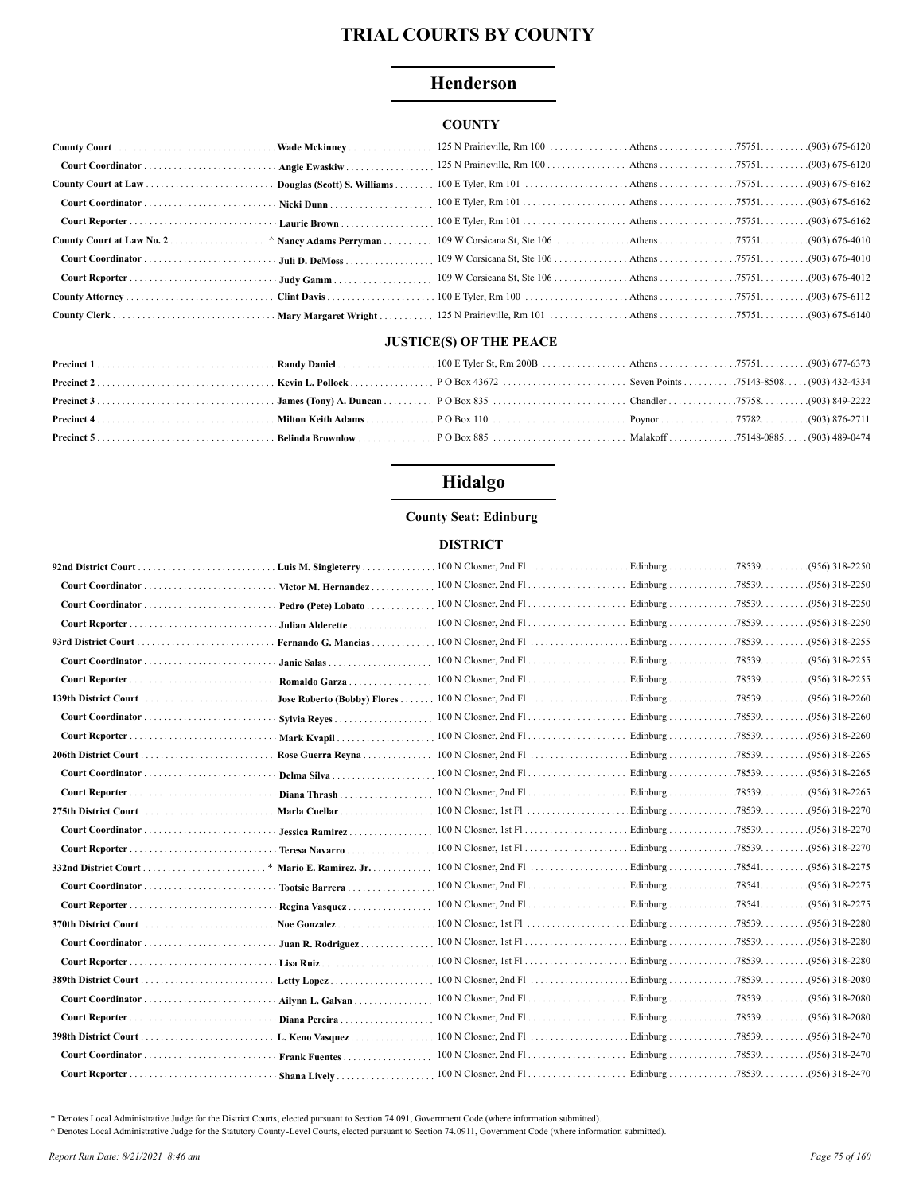# TRIAL COURTS BY COUNTY

## Henderson

### COUNTY

| | | | | | |
|---|---|---|---|---|---|
| **County Court** | **Wade Mckinney** | 125 N Prairieville, Rm 100 | Athens | 75751 | (903) 675-6120 |
| **Court Coordinator** | **Angie Ewaskiw** | 125 N Prairieville, Rm 100 | Athens | 75751 | (903) 675-6120 |
| **County Court at Law** | **Douglas (Scott) S. Williams** | 100 E Tyler, Rm 101 | Athens | 75751 | (903) 675-6162 |
| **Court Coordinator** | **Nicki Dunn** | 100 E Tyler, Rm 101 | Athens | 75751 | (903) 675-6162 |
| **Court Reporter** | **Laurie Brown** | 100 E Tyler, Rm 101 | Athens | 75751 | (903) 675-6162 |
| **County Court at Law No. 2** | ^ **Nancy Adams Perryman** | 109 W Corsicana St, Ste 106 | Athens | 75751 | (903) 676-4010 |
| **Court Coordinator** | **Juli D. DeMoss** | 109 W Corsicana St, Ste 106 | Athens | 75751 | (903) 676-4010 |
| **Court Reporter** | **Judy Gamm** | 109 W Corsicana St, Ste 106 | Athens | 75751 | (903) 676-4012 |
| **County Attorney** | **Clint Davis** | 100 E Tyler, Rm 100 | Athens | 75751 | (903) 675-6112 |
| **County Clerk** | **Mary Margaret Wright** | 125 N Prairieville, Rm 101 | Athens | 75751 | (903) 675-6140 |

### JUSTICE(S) OF THE PEACE

| | | | | | |
|---|---|---|---|---|---|
| **Precinct 1** | **Randy Daniel** | 100 E Tyler St, Rm 200B | Athens | 75751 | (903) 677-6373 |
| **Precinct 2** | **Kevin L. Pollock** | P O Box 43672 | Seven Points | 75143-8508 | (903) 432-4334 |
| **Precinct 3** | **James (Tony) A. Duncan** | P O Box 835 | Chandler | 75758 | (903) 849-2222 |
| **Precinct 4** | **Milton Keith Adams** | P O Box 110 | Poynor | 75782 | (903) 876-2711 |
| **Precinct 5** | **Belinda Brownlow** | P O Box 885 | Malakoff | 75148-0885 | (903) 489-0474 |

## Hidalgo

**County Seat: Edinburg**

### DISTRICT

| | | | | | |
|---|---|---|---|---|---|
| **92nd District Court** | **Luis M. Singleterry** | 100 N Closner, 2nd Fl | Edinburg | 78539 | (956) 318-2250 |
| **Court Coordinator** | **Victor M. Hernandez** | 100 N Closner, 2nd Fl | Edinburg | 78539 | (956) 318-2250 |
| **Court Coordinator** | **Pedro (Pete) Lobato** | 100 N Closner, 2nd Fl | Edinburg | 78539 | (956) 318-2250 |
| **Court Reporter** | **Julian Alderette** | 100 N Closner, 2nd Fl | Edinburg | 78539 | (956) 318-2250 |
| **93rd District Court** | **Fernando G. Mancias** | 100 N Closner, 2nd Fl | Edinburg | 78539 | (956) 318-2255 |
| **Court Coordinator** | **Janie Salas** | 100 N Closner, 2nd Fl | Edinburg | 78539 | (956) 318-2255 |
| **Court Reporter** | **Romaldo Garza** | 100 N Closner, 2nd Fl | Edinburg | 78539 | (956) 318-2255 |
| **139th District Court** | **Jose Roberto (Bobby) Flores** | 100 N Closner, 2nd Fl | Edinburg | 78539 | (956) 318-2260 |
| **Court Coordinator** | **Sylvia Reyes** | 100 N Closner, 2nd Fl | Edinburg | 78539 | (956) 318-2260 |
| **Court Reporter** | **Mark Kvapil** | 100 N Closner, 2nd Fl | Edinburg | 78539 | (956) 318-2260 |
| **206th District Court** | **Rose Guerra Reyna** | 100 N Closner, 2nd Fl | Edinburg | 78539 | (956) 318-2265 |
| **Court Coordinator** | **Delma Silva** | 100 N Closner, 2nd Fl | Edinburg | 78539 | (956) 318-2265 |
| **Court Reporter** | **Diana Thrash** | 100 N Closner, 2nd Fl | Edinburg | 78539 | (956) 318-2265 |
| **275th District Court** | **Marla Cuellar** | 100 N Closner, 1st Fl | Edinburg | 78539 | (956) 318-2270 |
| **Court Coordinator** | **Jessica Ramirez** | 100 N Closner, 1st Fl | Edinburg | 78539 | (956) 318-2270 |
| **Court Reporter** | **Teresa Navarro** | 100 N Closner, 1st Fl | Edinburg | 78539 | (956) 318-2270 |
| **332nd District Court** | * **Mario E. Ramirez, Jr.** | 100 N Closner, 2nd Fl | Edinburg | 78541 | (956) 318-2275 |
| **Court Coordinator** | **Tootsie Barrera** | 100 N Closner, 2nd Fl | Edinburg | 78541 | (956) 318-2275 |
| **Court Reporter** | **Regina Vasquez** | 100 N Closner, 2nd Fl | Edinburg | 78541 | (956) 318-2275 |
| **370th District Court** | **Noe Gonzalez** | 100 N Closner, 1st Fl | Edinburg | 78539 | (956) 318-2280 |
| **Court Coordinator** | **Juan R. Rodriguez** | 100 N Closner, 1st Fl | Edinburg | 78539 | (956) 318-2280 |
| **Court Reporter** | **Lisa Ruiz** | 100 N Closner, 1st Fl | Edinburg | 78539 | (956) 318-2280 |
| **389th District Court** | **Letty Lopez** | 100 N Closner, 2nd Fl | Edinburg | 78539 | (956) 318-2080 |
| **Court Coordinator** | **Ailynn L. Galvan** | 100 N Closner, 2nd Fl | Edinburg | 78539 | (956) 318-2080 |
| **Court Reporter** | **Diana Pereira** | 100 N Closner, 2nd Fl | Edinburg | 78539 | (956) 318-2080 |
| **398th District Court** | **L. Keno Vasquez** | 100 N Closner, 2nd Fl | Edinburg | 78539 | (956) 318-2470 |
| **Court Coordinator** | **Frank Fuentes** | 100 N Closner, 2nd Fl | Edinburg | 78539 | (956) 318-2470 |
| **Court Reporter** | **Shana Lively** | 100 N Closner, 2nd Fl | Edinburg | 78539 | (956) 318-2470 |

\* Denotes Local Administrative Judge for the District Courts, elected pursuant to Section 74.091, Government Code (where information submitted).
^ Denotes Local Administrative Judge for the Statutory County-Level Courts, elected pursuant to Section 74.0911, Government Code (where information submitted).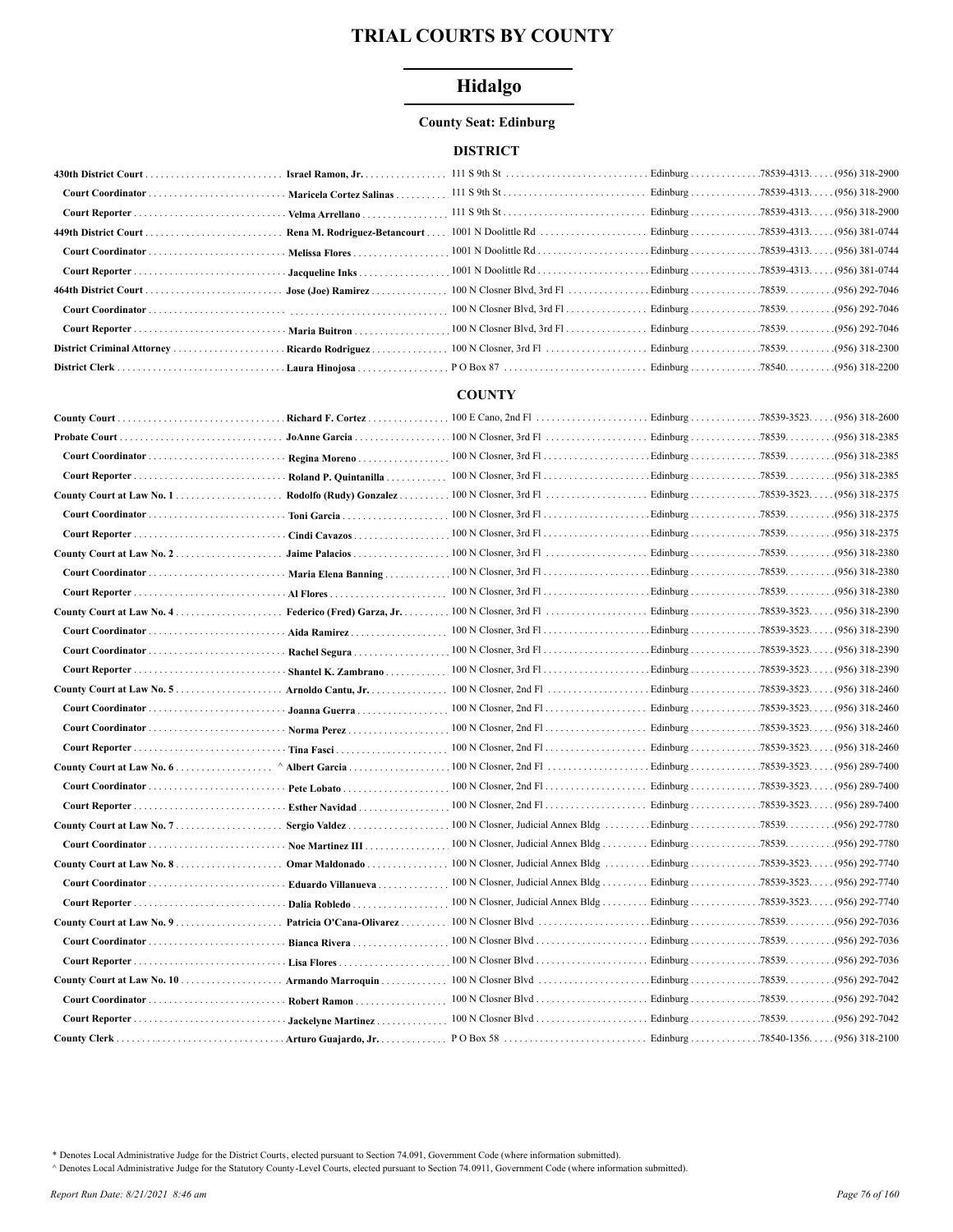# TRIAL COURTS BY COUNTY

## Hidalgo

**County Seat: Edinburg**

### DISTRICT

| Court/Position | Name | Address | City | Zip | Phone |
|---|---|---|---|---|---|
| **430th District Court** | **Israel Ramon, Jr.** | 111 S 9th St | Edinburg | 78539-4313 | (956) 318-2900 |
| **Court Coordinator** | **Maricela Cortez Salinas** | 111 S 9th St | Edinburg | 78539-4313 | (956) 318-2900 |
| **Court Reporter** | **Velma Arrellano** | 111 S 9th St | Edinburg | 78539-4313 | (956) 318-2900 |
| **449th District Court** | **Rena M. Rodriguez-Betancourt** | 1001 N Doolittle Rd | Edinburg | 78539-4313 | (956) 381-0744 |
| **Court Coordinator** | **Melissa Flores** | 1001 N Doolittle Rd | Edinburg | 78539-4313 | (956) 381-0744 |
| **Court Reporter** | **Jacqueline Inks** | 1001 N Doolittle Rd | Edinburg | 78539-4313 | (956) 381-0744 |
| **464th District Court** | **Jose (Joe) Ramirez** | 100 N Closner Blvd, 3rd Fl | Edinburg | 78539 | (956) 292-7046 |
| **Court Coordinator** | | 100 N Closner Blvd, 3rd Fl | Edinburg | 78539 | (956) 292-7046 |
| **Court Reporter** | **Maria Buitron** | 100 N Closner Blvd, 3rd Fl | Edinburg | 78539 | (956) 292-7046 |
| **District Criminal Attorney** | **Ricardo Rodriguez** | 100 N Closner, 3rd Fl | Edinburg | 78539 | (956) 318-2300 |
| **District Clerk** | **Laura Hinojosa** | P O Box 87 | Edinburg | 78540 | (956) 318-2200 |

### COUNTY

| Court/Position | Name | Address | City | Zip | Phone |
|---|---|---|---|---|---|
| **County Court** | **Richard F. Cortez** | 100 E Cano, 2nd Fl | Edinburg | 78539-3523 | (956) 318-2600 |
| **Probate Court** | **JoAnne Garcia** | 100 N Closner, 3rd Fl | Edinburg | 78539 | (956) 318-2385 |
| **Court Coordinator** | **Regina Moreno** | 100 N Closner, 3rd Fl | Edinburg | 78539 | (956) 318-2385 |
| **Court Reporter** | **Roland P. Quintanilla** | 100 N Closner, 3rd Fl | Edinburg | 78539 | (956) 318-2385 |
| **County Court at Law No. 1** | **Rodolfo (Rudy) Gonzalez** | 100 N Closner, 3rd Fl | Edinburg | 78539-3523 | (956) 318-2375 |
| **Court Coordinator** | **Toni Garcia** | 100 N Closner, 3rd Fl | Edinburg | 78539 | (956) 318-2375 |
| **Court Reporter** | **Cindi Cavazos** | 100 N Closner, 3rd Fl | Edinburg | 78539 | (956) 318-2375 |
| **County Court at Law No. 2** | **Jaime Palacios** | 100 N Closner, 3rd Fl | Edinburg | 78539 | (956) 318-2380 |
| **Court Coordinator** | **Maria Elena Banning** | 100 N Closner, 3rd Fl | Edinburg | 78539 | (956) 318-2380 |
| **Court Reporter** | **Al Flores** | 100 N Closner, 3rd Fl | Edinburg | 78539 | (956) 318-2380 |
| **County Court at Law No. 4** | **Federico (Fred) Garza, Jr.** | 100 N Closner, 3rd Fl | Edinburg | 78539-3523 | (956) 318-2390 |
| **Court Coordinator** | **Aida Ramirez** | 100 N Closner, 3rd Fl | Edinburg | 78539-3523 | (956) 318-2390 |
| **Court Coordinator** | **Rachel Segura** | 100 N Closner, 3rd Fl | Edinburg | 78539-3523 | (956) 318-2390 |
| **Court Reporter** | **Shantel K. Zambrano** | 100 N Closner, 3rd Fl | Edinburg | 78539-3523 | (956) 318-2390 |
| **County Court at Law No. 5** | **Arnoldo Cantu, Jr.** | 100 N Closner, 2nd Fl | Edinburg | 78539-3523 | (956) 318-2460 |
| **Court Coordinator** | **Joanna Guerra** | 100 N Closner, 2nd Fl | Edinburg | 78539-3523 | (956) 318-2460 |
| **Court Coordinator** | **Norma Perez** | 100 N Closner, 2nd Fl | Edinburg | 78539-3523 | (956) 318-2460 |
| **Court Reporter** | **Tina Fasci** | 100 N Closner, 2nd Fl | Edinburg | 78539-3523 | (956) 318-2460 |
| **County Court at Law No. 6** | ^ **Albert Garcia** | 100 N Closner, 2nd Fl | Edinburg | 78539-3523 | (956) 289-7400 |
| **Court Coordinator** | **Pete Lobato** | 100 N Closner, 2nd Fl | Edinburg | 78539-3523 | (956) 289-7400 |
| **Court Reporter** | **Esther Navidad** | 100 N Closner, 2nd Fl | Edinburg | 78539-3523 | (956) 289-7400 |
| **County Court at Law No. 7** | **Sergio Valdez** | 100 N Closner, Judicial Annex Bldg | Edinburg | 78539 | (956) 292-7780 |
| **Court Coordinator** | **Noe Martinez III** | 100 N Closner, Judicial Annex Bldg | Edinburg | 78539 | (956) 292-7780 |
| **County Court at Law No. 8** | **Omar Maldonado** | 100 N Closner, Judicial Annex Bldg | Edinburg | 78539-3523 | (956) 292-7740 |
| **Court Coordinator** | **Eduardo Villanueva** | 100 N Closner, Judicial Annex Bldg | Edinburg | 78539-3523 | (956) 292-7740 |
| **Court Reporter** | **Dalia Robledo** | 100 N Closner, Judicial Annex Bldg | Edinburg | 78539-3523 | (956) 292-7740 |
| **County Court at Law No. 9** | **Patricia O'Cana-Olivarez** | 100 N Closner Blvd | Edinburg | 78539 | (956) 292-7036 |
| **Court Coordinator** | **Bianca Rivera** | 100 N Closner Blvd | Edinburg | 78539 | (956) 292-7036 |
| **Court Reporter** | **Lisa Flores** | 100 N Closner Blvd | Edinburg | 78539 | (956) 292-7036 |
| **County Court at Law No. 10** | **Armando Marroquin** | 100 N Closner Blvd | Edinburg | 78539 | (956) 292-7042 |
| **Court Coordinator** | **Robert Ramon** | 100 N Closner Blvd | Edinburg | 78539 | (956) 292-7042 |
| **Court Reporter** | **Jackelyne Martinez** | 100 N Closner Blvd | Edinburg | 78539 | (956) 292-7042 |
| **County Clerk** | **Arturo Guajardo, Jr.** | P O Box 58 | Edinburg | 78540-1356 | (956) 318-2100 |

\* Denotes Local Administrative Judge for the District Courts, elected pursuant to Section 74.091, Government Code (where information submitted).

^ Denotes Local Administrative Judge for the Statutory County-Level Courts, elected pursuant to Section 74.0911, Government Code (where information submitted).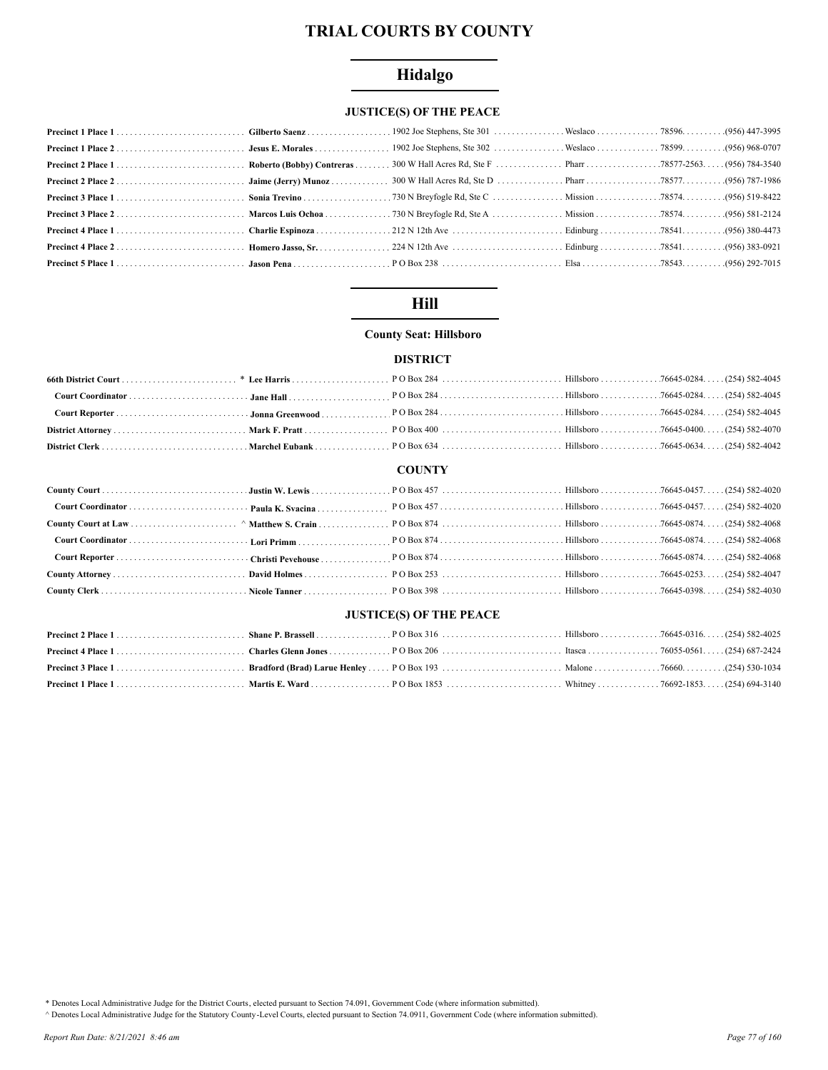# TRIAL COURTS BY COUNTY

## Hidalgo

### JUSTICE(S) OF THE PEACE

| | | | | | |
|---|---|---|---|---|---|
| **Precinct 1 Place 1** | **Gilberto Saenz** | 1902 Joe Stephens, Ste 301 | Weslaco | 78596 | (956) 447-3995 |
| **Precinct 1 Place 2** | **Jesus E. Morales** | 1902 Joe Stephens, Ste 302 | Weslaco | 78599 | (956) 968-0707 |
| **Precinct 2 Place 1** | **Roberto (Bobby) Contreras** | 300 W Hall Acres Rd, Ste F | Pharr | 78577-2563 | (956) 784-3540 |
| **Precinct 2 Place 2** | **Jaime (Jerry) Munoz** | 300 W Hall Acres Rd, Ste D | Pharr | 78577 | (956) 787-1986 |
| **Precinct 3 Place 1** | **Sonia Trevino** | 730 N Breyfogle Rd, Ste C | Mission | 78574 | (956) 519-8422 |
| **Precinct 3 Place 2** | **Marcos Luis Ochoa** | 730 N Breyfogle Rd, Ste A | Mission | 78574 | (956) 581-2124 |
| **Precinct 4 Place 1** | **Charlie Espinoza** | 212 N 12th Ave | Edinburg | 78541 | (956) 380-4473 |
| **Precinct 4 Place 2** | **Homero Jasso, Sr.** | 224 N 12th Ave | Edinburg | 78541 | (956) 383-0921 |
| **Precinct 5 Place 1** | **Jason Pena** | P O Box 238 | Elsa | 78543 | (956) 292-7015 |

## Hill

**County Seat: Hillsboro**

### DISTRICT

| | | | | | |
|---|---|---|---|---|---|
| **66th District Court** | * **Lee Harris** | P O Box 284 | Hillsboro | 76645-0284 | (254) 582-4045 |
| **Court Coordinator** | **Jane Hall** | P O Box 284 | Hillsboro | 76645-0284 | (254) 582-4045 |
| **Court Reporter** | **Jonna Greenwood** | P O Box 284 | Hillsboro | 76645-0284 | (254) 582-4045 |
| **District Attorney** | **Mark F. Pratt** | P O Box 400 | Hillsboro | 76645-0400 | (254) 582-4070 |
| **District Clerk** | **Marchel Eubank** | P O Box 634 | Hillsboro | 76645-0634 | (254) 582-4042 |

### COUNTY

| | | | | | |
|---|---|---|---|---|---|
| **County Court** | **Justin W. Lewis** | P O Box 457 | Hillsboro | 76645-0457 | (254) 582-4020 |
| **Court Coordinator** | **Paula K. Svacina** | P O Box 457 | Hillsboro | 76645-0457 | (254) 582-4020 |
| **County Court at Law** | ^ **Matthew S. Crain** | P O Box 874 | Hillsboro | 76645-0874 | (254) 582-4068 |
| **Court Coordinator** | **Lori Primm** | P O Box 874 | Hillsboro | 76645-0874 | (254) 582-4068 |
| **Court Reporter** | **Christi Pevehouse** | P O Box 874 | Hillsboro | 76645-0874 | (254) 582-4068 |
| **County Attorney** | **David Holmes** | P O Box 253 | Hillsboro | 76645-0253 | (254) 582-4047 |
| **County Clerk** | **Nicole Tanner** | P O Box 398 | Hillsboro | 76645-0398 | (254) 582-4030 |

### JUSTICE(S) OF THE PEACE

| | | | | | |
|---|---|---|---|---|---|
| **Precinct 2 Place 1** | **Shane P. Brassell** | P O Box 316 | Hillsboro | 76645-0316 | (254) 582-4025 |
| **Precinct 4 Place 1** | **Charles Glenn Jones** | P O Box 206 | Itasca | 76055-0561 | (254) 687-2424 |
| **Precinct 3 Place 1** | **Bradford (Brad) Larue Henley** | P O Box 193 | Malone | 76660 | (254) 530-1034 |
| **Precinct 1 Place 1** | **Martis E. Ward** | P O Box 1853 | Whitney | 76692-1853 | (254) 694-3140 |

\* Denotes Local Administrative Judge for the District Courts, elected pursuant to Section 74.091, Government Code (where information submitted).

^ Denotes Local Administrative Judge for the Statutory County-Level Courts, elected pursuant to Section 74.0911, Government Code (where information submitted).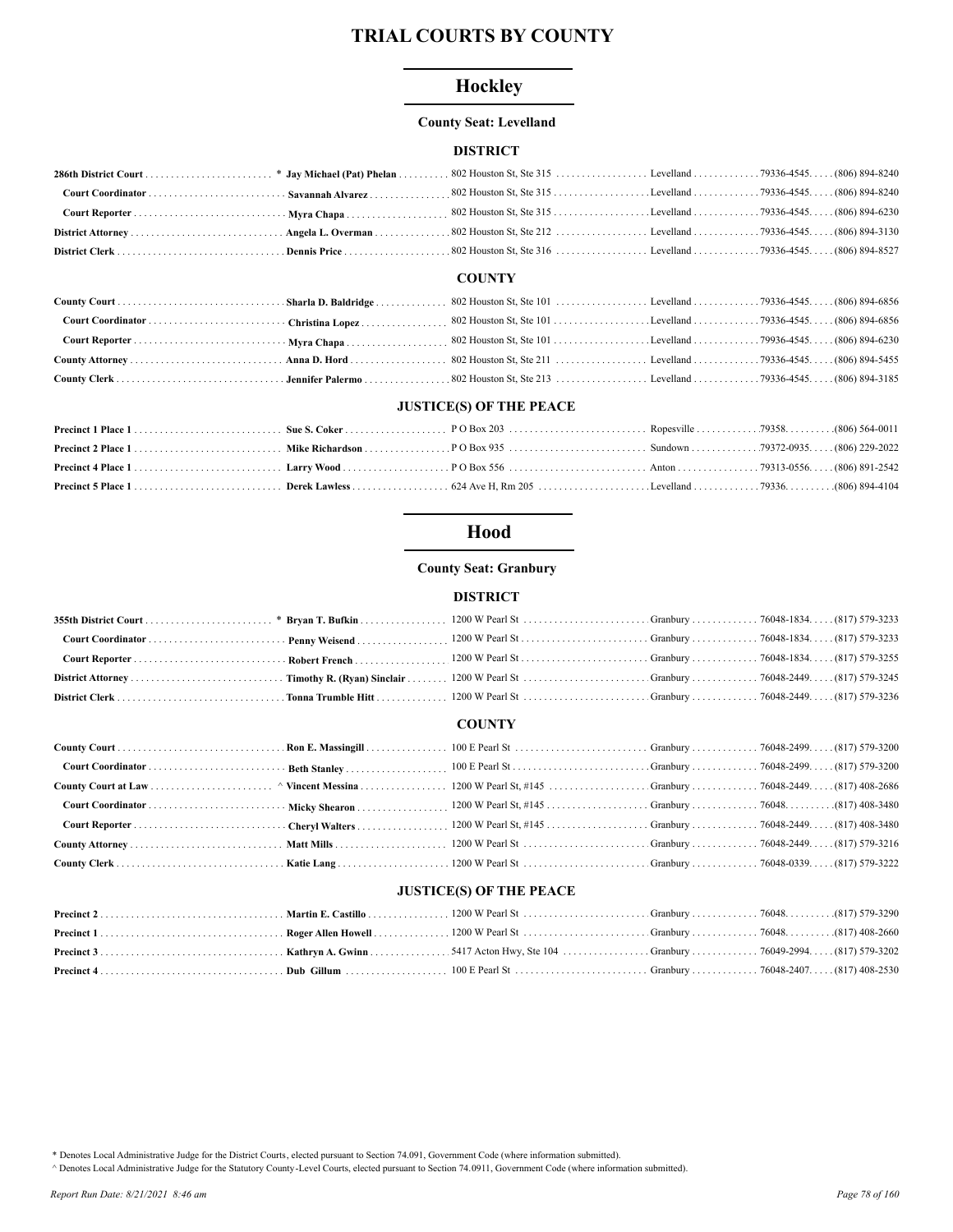# TRIAL COURTS BY COUNTY

## Hockley

### County Seat: Levelland

#### DISTRICT

| | | | | | |
|---|---|---|---|---|---|
| **286th District Court** | * **Jay Michael (Pat) Phelan** | 802 Houston St, Ste 315 | Levelland | 79336-4545 | (806) 894-8240 |
| **Court Coordinator** | **Savannah Alvarez** | 802 Houston St, Ste 315 | Levelland | 79336-4545 | (806) 894-8240 |
| **Court Reporter** | **Myra Chapa** | 802 Houston St, Ste 315 | Levelland | 79336-4545 | (806) 894-6230 |
| **District Attorney** | **Angela L. Overman** | 802 Houston St, Ste 212 | Levelland | 79336-4545 | (806) 894-3130 |
| **District Clerk** | **Dennis Price** | 802 Houston St, Ste 316 | Levelland | 79336-4545 | (806) 894-8527 |

#### COUNTY

| | | | | | |
|---|---|---|---|---|---|
| **County Court** | **Sharla D. Baldridge** | 802 Houston St, Ste 101 | Levelland | 79336-4545 | (806) 894-6856 |
| **Court Coordinator** | **Christina Lopez** | 802 Houston St, Ste 101 | Levelland | 79336-4545 | (806) 894-6856 |
| **Court Reporter** | **Myra Chapa** | 802 Houston St, Ste 101 | Levelland | 79936-4545 | (806) 894-6230 |
| **County Attorney** | **Anna D. Hord** | 802 Houston St, Ste 211 | Levelland | 79336-4545 | (806) 894-5455 |
| **County Clerk** | **Jennifer Palermo** | 802 Houston St, Ste 213 | Levelland | 79336-4545 | (806) 894-3185 |

#### JUSTICE(S) OF THE PEACE

| | | | | | |
|---|---|---|---|---|---|
| **Precinct 1 Place 1** | **Sue S. Coker** | P O Box 203 | Ropesville | 79358 | (806) 564-0011 |
| **Precinct 2 Place 1** | **Mike Richardson** | P O Box 935 | Sundown | 79372-0935 | (806) 229-2022 |
| **Precinct 4 Place 1** | **Larry Wood** | P O Box 556 | Anton | 79313-0556 | (806) 891-2542 |
| **Precinct 5 Place 1** | **Derek Lawless** | 624 Ave H, Rm 205 | Levelland | 79336 | (806) 894-4104 |

## Hood

### County Seat: Granbury

#### DISTRICT

| | | | | | |
|---|---|---|---|---|---|
| **355th District Court** | * **Bryan T. Bufkin** | 1200 W Pearl St | Granbury | 76048-1834 | (817) 579-3233 |
| **Court Coordinator** | **Penny Weisend** | 1200 W Pearl St | Granbury | 76048-1834 | (817) 579-3233 |
| **Court Reporter** | **Robert French** | 1200 W Pearl St | Granbury | 76048-1834 | (817) 579-3255 |
| **District Attorney** | **Timothy R. (Ryan) Sinclair** | 1200 W Pearl St | Granbury | 76048-2449 | (817) 579-3245 |
| **District Clerk** | **Tonna Trumble Hitt** | 1200 W Pearl St | Granbury | 76048-2449 | (817) 579-3236 |

#### COUNTY

| | | | | | |
|---|---|---|---|---|---|
| **County Court** | **Ron E. Massingill** | 100 E Pearl St | Granbury | 76048-2499 | (817) 579-3200 |
| **Court Coordinator** | **Beth Stanley** | 100 E Pearl St | Granbury | 76048-2499 | (817) 579-3200 |
| **County Court at Law** | ^ **Vincent Messina** | 1200 W Pearl St, #145 | Granbury | 76048-2449 | (817) 408-2686 |
| **Court Coordinator** | **Micky Shearon** | 1200 W Pearl St, #145 | Granbury | 76048 | (817) 408-3480 |
| **Court Reporter** | **Cheryl Walters** | 1200 W Pearl St, #145 | Granbury | 76048-2449 | (817) 408-3480 |
| **County Attorney** | **Matt Mills** | 1200 W Pearl St | Granbury | 76048-2449 | (817) 579-3216 |
| **County Clerk** | **Katie Lang** | 1200 W Pearl St | Granbury | 76048-0339 | (817) 579-3222 |

#### JUSTICE(S) OF THE PEACE

| | | | | | |
|---|---|---|---|---|---|
| **Precinct 2** | **Martin E. Castillo** | 1200 W Pearl St | Granbury | 76048 | (817) 579-3290 |
| **Precinct 1** | **Roger Allen Howell** | 1200 W Pearl St | Granbury | 76048 | (817) 408-2660 |
| **Precinct 3** | **Kathryn A. Gwinn** | 5417 Acton Hwy, Ste 104 | Granbury | 76049-2994 | (817) 579-3202 |
| **Precinct 4** | **Dub Gillum** | 100 E Pearl St | Granbury | 76048-2407 | (817) 408-2530 |

\* Denotes Local Administrative Judge for the District Courts, elected pursuant to Section 74.091, Government Code (where information submitted).

^ Denotes Local Administrative Judge for the Statutory County-Level Courts, elected pursuant to Section 74.0911, Government Code (where information submitted).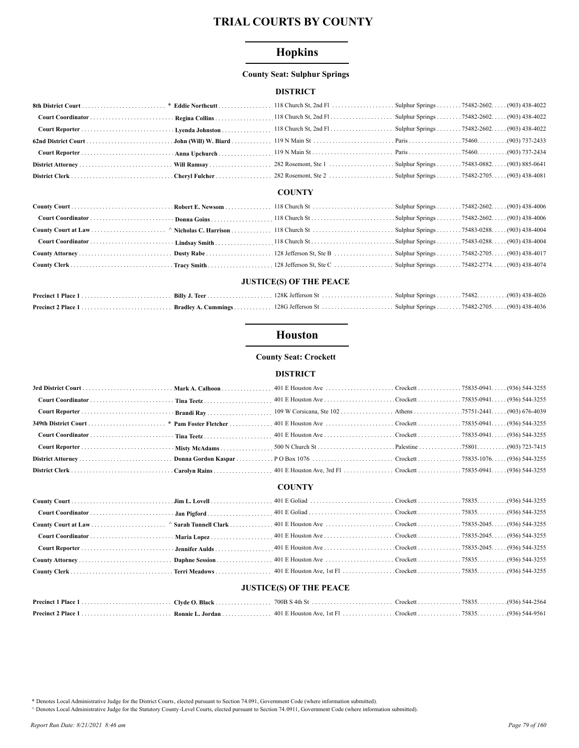# TRIAL COURTS BY COUNTY

## Hopkins

**County Seat: Sulphur Springs**

### DISTRICT

| Office | Name | Address | City | Zip | Phone |
|---|---|---|---|---|---|
| **8th District Court** | * **Eddie Northcutt** | 118 Church St, 2nd Fl | Sulphur Springs | 75482-2602 | (903) 438-4022 |
| **Court Coordinator** | **Regina Collins** | 118 Church St, 2nd Fl | Sulphur Springs | 75482-2602 | (903) 438-4022 |
| **Court Reporter** | **Lyenda Johnston** | 118 Church St, 2nd Fl | Sulphur Springs | 75482-2602 | (903) 438-4022 |
| **62nd District Court** | **John (Will) W. Biard** | 119 N Main St | Paris | 75460 | (903) 737-2433 |
| **Court Reporter** | **Anna Upchurch** | 119 N Main St | Paris | 75460 | (903) 737-2434 |
| **District Attorney** | **Will Ramsay** | 282 Rosemont, Ste 1 | Sulphur Springs | 75483-0882 | (903) 885-0641 |
| **District Clerk** | **Cheryl Fulcher** | 282 Rosemont, Ste 2 | Sulphur Springs | 75482-2705 | (903) 438-4081 |

### COUNTY

| Office | Name | Address | City | Zip | Phone |
|---|---|---|---|---|---|
| **County Court** | **Robert E. Newsom** | 118 Church St | Sulphur Springs | 75482-2602 | (903) 438-4006 |
| **Court Coordinator** | **Donna Goins** | 118 Church St | Sulphur Springs | 75482-2602 | (903) 438-4006 |
| **County Court at Law** | ^ **Nicholas C. Harrison** | 118 Church St | Sulphur Springs | 75483-0288 | (903) 438-4004 |
| **Court Coordinator** | **Lindsay Smith** | 118 Church St | Sulphur Springs | 75483-0288 | (903) 438-4004 |
| **County Attorney** | **Dusty Rabe** | 128 Jefferson St, Ste B | Sulphur Springs | 75482-2705 | (903) 438-4017 |
| **County Clerk** | **Tracy Smith** | 128 Jefferson St, Ste C | Sulphur Springs | 75482-2774 | (903) 438-4074 |

### JUSTICE(S) OF THE PEACE

| Office | Name | Address | City | Zip | Phone |
|---|---|---|---|---|---|
| **Precinct 1 Place 1** | **Billy J. Teer** | 128K Jefferson St | Sulphur Springs | 75482 | (903) 438-4026 |
| **Precinct 2 Place 1** | **Bradley A. Cummings** | 128G Jefferson St | Sulphur Springs | 75482-2705 | (903) 438-4036 |

## Houston

**County Seat: Crockett**

### DISTRICT

| Office | Name | Address | City | Zip | Phone |
|---|---|---|---|---|---|
| **3rd District Court** | **Mark A. Calhoon** | 401 E Houston Ave | Crockett | 75835-0941 | (936) 544-3255 |
| **Court Coordinator** | **Tina Teetz** | 401 E Houston Ave | Crockett | 75835-0941 | (936) 544-3255 |
| **Court Reporter** | **Brandi Ray** | 109 W Corsicana, Ste 102 | Athens | 75751-2441 | (903) 676-4039 |
| **349th District Court** | * **Pam Foster Fletcher** | 401 E Houston Ave | Crockett | 75835-0941 | (936) 544-3255 |
| **Court Coordinator** | **Tina Teetz** | 401 E Houston Ave | Crockett | 75835-0941 | (936) 544-3255 |
| **Court Reporter** | **Misty McAdams** | 500 N Church St | Palestine | 75801 | (903) 723-7415 |
| **District Attorney** | **Donna Gordon Kaspar** | P O Box 1076 | Crockett | 75835-1076 | (936) 544-3255 |
| **District Clerk** | **Carolyn Rains** | 401 E Houston Ave, 3rd Fl | Crockett | 75835-0941 | (936) 544-3255 |

### COUNTY

| Office | Name | Address | City | Zip | Phone |
|---|---|---|---|---|---|
| **County Court** | **Jim L. Lovell** | 401 E Goliad | Crockett | 75835 | (936) 544-3255 |
| **Court Coordinator** | **Jan Pigford** | 401 E Goliad | Crockett | 75835 | (936) 544-3255 |
| **County Court at Law** | ^ **Sarah Tunnell Clark** | 401 E Houston Ave | Crockett | 75835-2045 | (936) 544-3255 |
| **Court Coordinator** | **Maria Lopez** | 401 E Houston Ave | Crockett | 75835-2045 | (936) 544-3255 |
| **Court Reporter** | **Jennifer Aulds** | 401 E Houston Ave | Crockett | 75835-2045 | (936) 544-3255 |
| **County Attorney** | **Daphne Session** | 401 E Houston Ave | Crockett | 75835 | (936) 544-3255 |
| **County Clerk** | **Terri Meadows** | 401 E Houston Ave, 1st Fl | Crockett | 75835 | (936) 544-3255 |

### JUSTICE(S) OF THE PEACE

| Office | Name | Address | City | Zip | Phone |
|---|---|---|---|---|---|
| **Precinct 1 Place 1** | **Clyde O. Black** | 700B S 4th St | Crockett | 75835 | (936) 544-2564 |
| **Precinct 2 Place 1** | **Ronnie L. Jordan** | 401 E Houston Ave, 1st Fl | Crockett | 75835 | (936) 544-9561 |

* Denotes Local Administrative Judge for the District Courts, elected pursuant to Section 74.091, Government Code (where information submitted).

^ Denotes Local Administrative Judge for the Statutory County-Level Courts, elected pursuant to Section 74.0911, Government Code (where information submitted).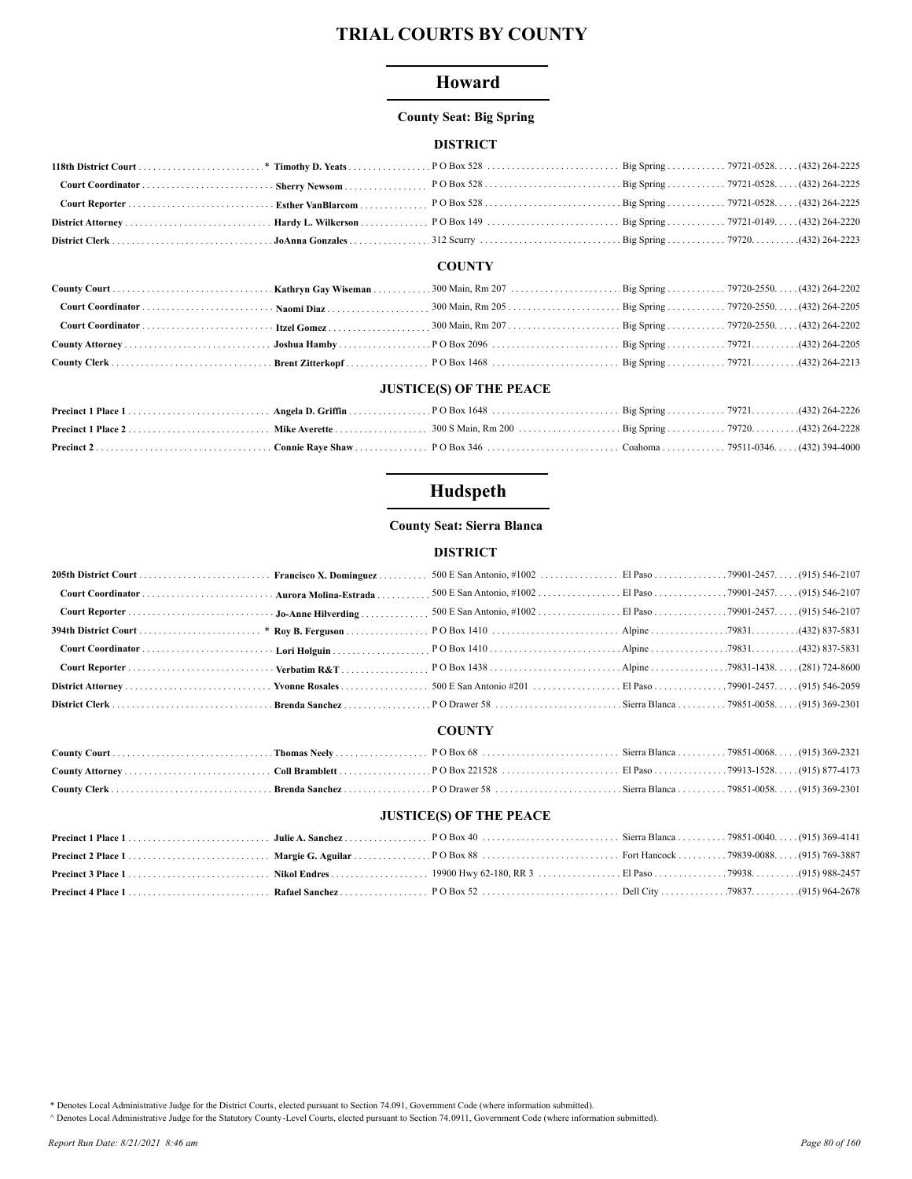# TRIAL COURTS BY COUNTY

## Howard

**County Seat: Big Spring**

### DISTRICT

| | | | | | |
|---|---|---|---|---|---|
| **118th District Court** * | **Timothy D. Yeats** | P O Box 528 | Big Spring | 79721-0528 | (432) 264-2225 |
| **Court Coordinator** | **Sherry Newsom** | P O Box 528 | Big Spring | 79721-0528 | (432) 264-2225 |
| **Court Reporter** | **Esther VanBlarcom** | P O Box 528 | Big Spring | 79721-0528 | (432) 264-2225 |
| **District Attorney** | **Hardy L. Wilkerson** | P O Box 149 | Big Spring | 79721-0149 | (432) 264-2220 |
| **District Clerk** | **JoAnna Gonzales** | 312 Scurry | Big Spring | 79720 | (432) 264-2223 |

### COUNTY

| | | | | | |
|---|---|---|---|---|---|
| **County Court** | **Kathryn Gay Wiseman** | 300 Main, Rm 207 | Big Spring | 79720-2550 | (432) 264-2202 |
| **Court Coordinator** | **Naomi Diaz** | 300 Main, Rm 205 | Big Spring | 79720-2550 | (432) 264-2205 |
| **Court Coordinator** | **Itzel Gomez** | 300 Main, Rm 207 | Big Spring | 79720-2550 | (432) 264-2202 |
| **County Attorney** | **Joshua Hamby** | P O Box 2096 | Big Spring | 79721 | (432) 264-2205 |
| **County Clerk** | **Brent Zitterkopf** | P O Box 1468 | Big Spring | 79721 | (432) 264-2213 |

### JUSTICE(S) OF THE PEACE

| | | | | | |
|---|---|---|---|---|---|
| **Precinct 1 Place 1** | **Angela D. Griffin** | P O Box 1648 | Big Spring | 79721 | (432) 264-2226 |
| **Precinct 1 Place 2** | **Mike Averette** | 300 S Main, Rm 200 | Big Spring | 79720 | (432) 264-2228 |
| **Precinct 2** | **Connie Raye Shaw** | P O Box 346 | Coahoma | 79511-0346 | (432) 394-4000 |

## Hudspeth

**County Seat: Sierra Blanca**

### DISTRICT

| | | | | | |
|---|---|---|---|---|---|
| **205th District Court** | **Francisco X. Dominguez** | 500 E San Antonio, #1002 | El Paso | 79901-2457 | (915) 546-2107 |
| **Court Coordinator** | **Aurora Molina-Estrada** | 500 E San Antonio, #1002 | El Paso | 79901-2457 | (915) 546-2107 |
| **Court Reporter** | **Jo-Anne Hilverding** | 500 E San Antonio, #1002 | El Paso | 79901-2457 | (915) 546-2107 |
| **394th District Court** * | **Roy B. Ferguson** | P O Box 1410 | Alpine | 79831 | (432) 837-5831 |
| **Court Coordinator** | **Lori Holguin** | P O Box 1410 | Alpine | 79831 | (432) 837-5831 |
| **Court Reporter** | **Verbatim R&T** | P O Box 1438 | Alpine | 79831-1438 | (281) 724-8600 |
| **District Attorney** | **Yvonne Rosales** | 500 E San Antonio #201 | El Paso | 79901-2457 | (915) 546-2059 |
| **District Clerk** | **Brenda Sanchez** | P O Drawer 58 | Sierra Blanca | 79851-0058 | (915) 369-2301 |

### COUNTY

| | | | | | |
|---|---|---|---|---|---|
| **County Court** | **Thomas Neely** | P O Box 68 | Sierra Blanca | 79851-0068 | (915) 369-2321 |
| **County Attorney** | **Coll Bramblett** | P O Box 221528 | El Paso | 79913-1528 | (915) 877-4173 |
| **County Clerk** | **Brenda Sanchez** | P O Drawer 58 | Sierra Blanca | 79851-0058 | (915) 369-2301 |

### JUSTICE(S) OF THE PEACE

| | | | | | |
|---|---|---|---|---|---|
| **Precinct 1 Place 1** | **Julie A. Sanchez** | P O Box 40 | Sierra Blanca | 79851-0040 | (915) 369-4141 |
| **Precinct 2 Place 1** | **Margie G. Aguilar** | P O Box 88 | Fort Hancock | 79839-0088 | (915) 769-3887 |
| **Precinct 3 Place 1** | **Nikol Endres** | 19900 Hwy 62-180, RR 3 | El Paso | 79938 | (915) 988-2457 |
| **Precinct 4 Place 1** | **Rafael Sanchez** | P O Box 52 | Dell City | 79837 | (915) 964-2678 |

\* Denotes Local Administrative Judge for the District Courts, elected pursuant to Section 74.091, Government Code (where information submitted).

^ Denotes Local Administrative Judge for the Statutory County-Level Courts, elected pursuant to Section 74.0911, Government Code (where information submitted).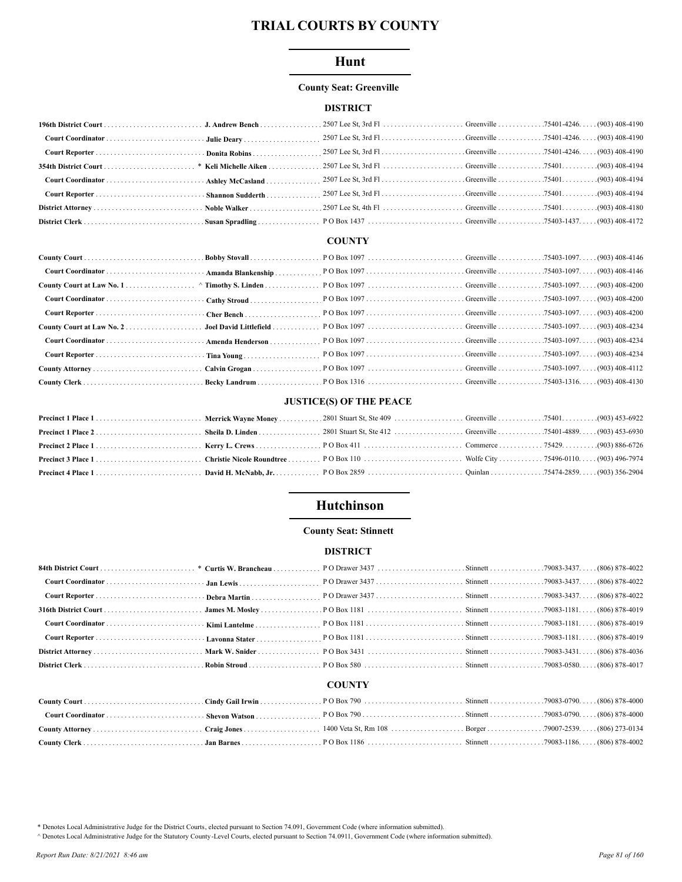# TRIAL COURTS BY COUNTY

## Hunt

**County Seat: Greenville**

### DISTRICT

| Office | Name | Address | City | Zip | Phone |
|---|---|---|---|---|---|
| **196th District Court** | **J. Andrew Bench** | 2507 Lee St, 3rd Fl | Greenville | 75401-4246 | (903) 408-4190 |
| **Court Coordinator** | **Julie Deary** | 2507 Lee St, 3rd Fl | Greenville | 75401-4246 | (903) 408-4190 |
| **Court Reporter** | **Donita Robins** | 2507 Lee St, 3rd Fl | Greenville | 75401-4246 | (903) 408-4190 |
| **354th District Court** | * **Keli Michelle Aiken** | 2507 Lee St, 3rd Fl | Greenville | 75401 | (903) 408-4194 |
| **Court Coordinator** | **Ashley McCasland** | 2507 Lee St, 3rd Fl | Greenville | 75401 | (903) 408-4194 |
| **Court Reporter** | **Shannon Sudderth** | 2507 Lee St, 3rd Fl | Greenville | 75401 | (903) 408-4194 |
| **District Attorney** | **Noble Walker** | 2507 Lee St, 4th Fl | Greenville | 75401 | (903) 408-4180 |
| **District Clerk** | **Susan Spradling** | P O Box 1437 | Greenville | 75403-1437 | (903) 408-4172 |

### COUNTY

| Office | Name | Address | City | Zip | Phone |
|---|---|---|---|---|---|
| **County Court** | **Bobby Stovall** | P O Box 1097 | Greenville | 75403-1097 | (903) 408-4146 |
| **Court Coordinator** | **Amanda Blankenship** | P O Box 1097 | Greenville | 75403-1097 | (903) 408-4146 |
| **County Court at Law No. 1** | ^ **Timothy S. Linden** | P O Box 1097 | Greenville | 75403-1097 | (903) 408-4200 |
| **Court Coordinator** | **Cathy Stroud** | P O Box 1097 | Greenville | 75403-1097 | (903) 408-4200 |
| **Court Reporter** | **Cher Bench** | P O Box 1097 | Greenville | 75403-1097 | (903) 408-4200 |
| **County Court at Law No. 2** | **Joel David Littlefield** | P O Box 1097 | Greenville | 75403-1097 | (903) 408-4234 |
| **Court Coordinator** | **Amenda Henderson** | P O Box 1097 | Greenville | 75403-1097 | (903) 408-4234 |
| **Court Reporter** | **Tina Young** | P O Box 1097 | Greenville | 75403-1097 | (903) 408-4234 |
| **County Attorney** | **Calvin Grogan** | P O Box 1097 | Greenville | 75403-1097 | (903) 408-4112 |
| **County Clerk** | **Becky Landrum** | P O Box 1316 | Greenville | 75403-1316 | (903) 408-4130 |

### JUSTICE(S) OF THE PEACE

| Office | Name | Address | City | Zip | Phone |
|---|---|---|---|---|---|
| **Precinct 1 Place 1** | **Merrick Wayne Money** | 2801 Stuart St, Ste 409 | Greenville | 75401 | (903) 453-6922 |
| **Precinct 1 Place 2** | **Sheila D. Linden** | 2801 Stuart St, Ste 412 | Greenville | 75401-4889 | (903) 453-6930 |
| **Precinct 2 Place 1** | **Kerry L. Crews** | P O Box 411 | Commerce | 75429 | (903) 886-6726 |
| **Precinct 3 Place 1** | **Christie Nicole Roundtree** | P O Box 110 | Wolfe City | 75496-0110 | (903) 496-7974 |
| **Precinct 4 Place 1** | **David H. McNabb, Jr.** | P O Box 2859 | Quinlan | 75474-2859 | (903) 356-2904 |

## Hutchinson

**County Seat: Stinnett**

### DISTRICT

| Office | Name | Address | City | Zip | Phone |
|---|---|---|---|---|---|
| **84th District Court** | * **Curtis W. Brancheau** | P O Drawer 3437 | Stinnett | 79083-3437 | (806) 878-4022 |
| **Court Coordinator** | **Jan Lewis** | P O Drawer 3437 | Stinnett | 79083-3437 | (806) 878-4022 |
| **Court Reporter** | **Debra Martin** | P O Drawer 3437 | Stinnett | 79083-3437 | (806) 878-4022 |
| **316th District Court** | **James M. Mosley** | P O Box 1181 | Stinnett | 79083-1181 | (806) 878-4019 |
| **Court Coordinator** | **Kimi Lantelme** | P O Box 1181 | Stinnett | 79083-1181 | (806) 878-4019 |
| **Court Reporter** | **Lavonna Stater** | P O Box 1181 | Stinnett | 79083-1181 | (806) 878-4019 |
| **District Attorney** | **Mark W. Snider** | P O Box 3431 | Stinnett | 79083-3431 | (806) 878-4036 |
| **District Clerk** | **Robin Stroud** | P O Box 580 | Stinnett | 79083-0580 | (806) 878-4017 |

### COUNTY

| Office | Name | Address | City | Zip | Phone |
|---|---|---|---|---|---|
| **County Court** | **Cindy Gail Irwin** | P O Box 790 | Stinnett | 79083-0790 | (806) 878-4000 |
| **Court Coordinator** | **Shevon Watson** | P O Box 790 | Stinnett | 79083-0790 | (806) 878-4000 |
| **County Attorney** | **Craig Jones** | 1400 Veta St, Rm 108 | Borger | 79007-2539 | (806) 273-0134 |
| **County Clerk** | **Jan Barnes** | P O Box 1186 | Stinnett | 79083-1186 | (806) 878-4002 |

\* Denotes Local Administrative Judge for the District Courts, elected pursuant to Section 74.091, Government Code (where information submitted).

^ Denotes Local Administrative Judge for the Statutory County-Level Courts, elected pursuant to Section 74.0911, Government Code (where information submitted).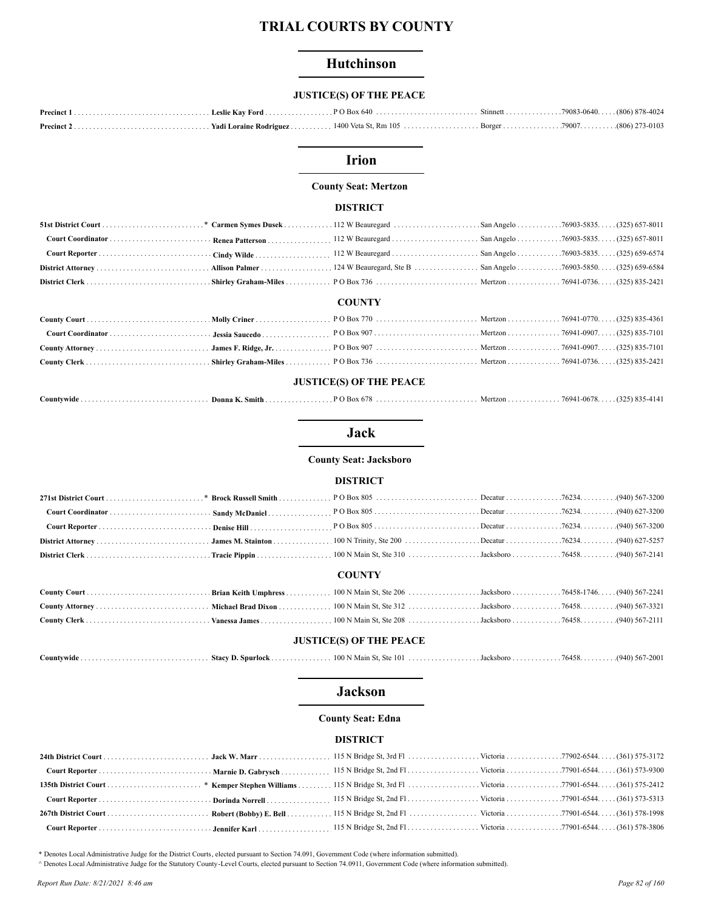# TRIAL COURTS BY COUNTY

## Hutchinson

### JUSTICE(S) OF THE PEACE

| | | | | | |
|---|---|---|---|---|---|
| **Precinct 1** | **Leslie Kay Ford** | P O Box 640 | Stinnett | 79083-0640 | (806) 878-4024 |
| **Precinct 2** | **Yadi Loraine Rodriguez** | 1400 Veta St, Rm 105 | Borger | 79007 | (806) 273-0103 |

## Irion

### County Seat: Mertzon

### DISTRICT

| | | | | | |
|---|---|---|---|---|---|
| **51st District Court** * | **Carmen Symes Dusek** | 112 W Beauregard | San Angelo | 76903-5835 | (325) 657-8011 |
| **Court Coordinator** | **Renea Patterson** | 112 W Beauregard | San Angelo | 76903-5835 | (325) 657-8011 |
| **Court Reporter** | **Cindy Wilde** | 112 W Beauregard | San Angelo | 76903-5835 | (325) 659-6574 |
| **District Attorney** | **Allison Palmer** | 124 W Beauregard, Ste B | San Angelo | 76903-5850 | (325) 659-6584 |
| **District Clerk** | **Shirley Graham-Miles** | P O Box 736 | Mertzon | 76941-0736 | (325) 835-2421 |

### COUNTY

| | | | | | |
|---|---|---|---|---|---|
| **County Court** | **Molly Criner** | P O Box 770 | Mertzon | 76941-0770 | (325) 835-4361 |
| **Court Coordinator** | **Jessia Saucedo** | P O Box 907 | Mertzon | 76941-0907 | (325) 835-7101 |
| **County Attorney** | **James F. Ridge, Jr.** | P O Box 907 | Mertzon | 76941-0907 | (325) 835-7101 |
| **County Clerk** | **Shirley Graham-Miles** | P O Box 736 | Mertzon | 76941-0736 | (325) 835-2421 |

### JUSTICE(S) OF THE PEACE

| | | | | | |
|---|---|---|---|---|---|
| **Countywide** | **Donna K. Smith** | P O Box 678 | Mertzon | 76941-0678 | (325) 835-4141 |

## Jack

### County Seat: Jacksboro

### DISTRICT

| | | | | | |
|---|---|---|---|---|---|
| **271st District Court** * | **Brock Russell Smith** | P O Box 805 | Decatur | 76234 | (940) 567-3200 |
| **Court Coordinator** | **Sandy McDaniel** | P O Box 805 | Decatur | 76234 | (940) 627-3200 |
| **Court Reporter** | **Denise Hill** | P O Box 805 | Decatur | 76234 | (940) 567-3200 |
| **District Attorney** | **James M. Stainton** | 100 N Trinity, Ste 200 | Decatur | 76234 | (940) 627-5257 |
| **District Clerk** | **Tracie Pippin** | 100 N Main St, Ste 310 | Jacksboro | 76458 | (940) 567-2141 |

### COUNTY

| | | | | | |
|---|---|---|---|---|---|
| **County Court** | **Brian Keith Umphress** | 100 N Main St, Ste 206 | Jacksboro | 76458-1746 | (940) 567-2241 |
| **County Attorney** | **Michael Brad Dixon** | 100 N Main St, Ste 312 | Jacksboro | 76458 | (940) 567-3321 |
| **County Clerk** | **Vanessa James** | 100 N Main St, Ste 208 | Jacksboro | 76458 | (940) 567-2111 |

### JUSTICE(S) OF THE PEACE

| | | | | | |
|---|---|---|---|---|---|
| **Countywide** | **Stacy D. Spurlock** | 100 N Main St, Ste 101 | Jacksboro | 76458 | (940) 567-2001 |

## Jackson

### County Seat: Edna

### DISTRICT

| | | | | | |
|---|---|---|---|---|---|
| **24th District Court** | **Jack W. Marr** | 115 N Bridge St, 3rd Fl | Victoria | 77902-6544 | (361) 575-3172 |
| **Court Reporter** | **Marnie D. Gabrysch** | 115 N Bridge St, 2nd Fl | Victoria | 77901-6544 | (361) 573-9300 |
| **135th District Court** * | **Kemper Stephen Williams** | 115 N Bridge St, 3rd Fl | Victoria | 77901-6544 | (361) 575-2412 |
| **Court Reporter** | **Dorinda Norrell** | 115 N Bridge St, 2nd Fl | Victoria | 77901-6544 | (361) 573-5313 |
| **267th District Court** | **Robert (Bobby) E. Bell** | 115 N Bridge St, 2nd Fl | Victoria | 77901-6544 | (361) 578-1998 |
| **Court Reporter** | **Jennifer Karl** | 115 N Bridge St, 2nd Fl | Victoria | 77901-6544 | (361) 578-3806 |

* Denotes Local Administrative Judge for the District Courts, elected pursuant to Section 74.091, Government Code (where information submitted).

^ Denotes Local Administrative Judge for the Statutory County-Level Courts, elected pursuant to Section 74.0911, Government Code (where information submitted).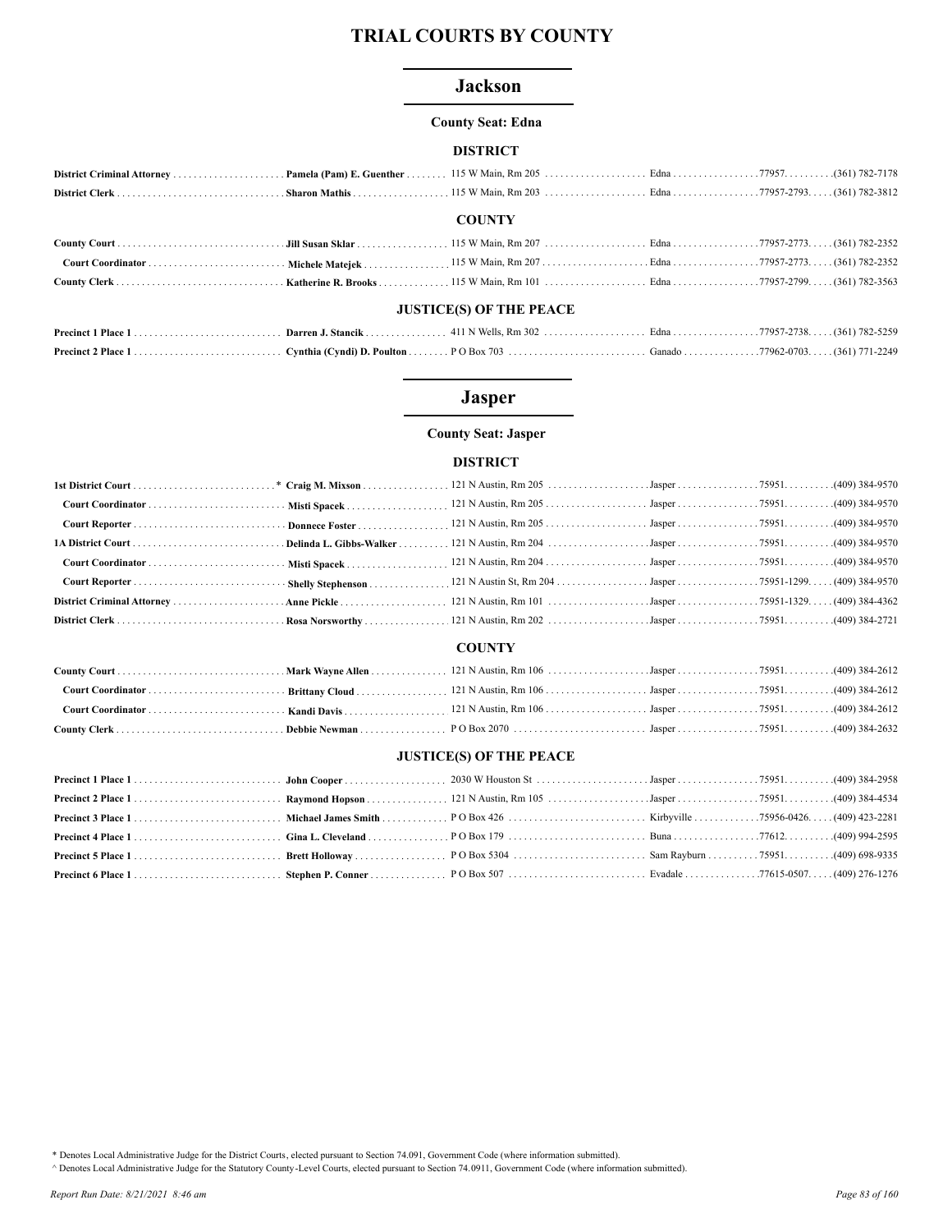# TRIAL COURTS BY COUNTY

## Jackson

**County Seat: Edna**

### DISTRICT

| | | | | | |
|---|---|---|---|---|---|
| **District Criminal Attorney** | **Pamela (Pam) E. Guenther** | 115 W Main, Rm 205 | Edna | 77957. | (361) 782-7178 |
| **District Clerk** | **Sharon Mathis** | 115 W Main, Rm 203 | Edna | 77957-2793. | (361) 782-3812 |

### COUNTY

| | | | | | |
|---|---|---|---|---|---|
| **County Court** | **Jill Susan Sklar** | 115 W Main, Rm 207 | Edna | 77957-2773. | (361) 782-2352 |
| **Court Coordinator** | **Michele Matejek** | 115 W Main, Rm 207 | Edna | 77957-2773. | (361) 782-2352 |
| **County Clerk** | **Katherine R. Brooks** | 115 W Main, Rm 101 | Edna | 77957-2799. | (361) 782-3563 |

### JUSTICE(S) OF THE PEACE

| | | | | | |
|---|---|---|---|---|---|
| **Precinct 1 Place 1** | **Darren J. Stancik** | 411 N Wells, Rm 302 | Edna | 77957-2738. | (361) 782-5259 |
| **Precinct 2 Place 1** | **Cynthia (Cyndi) D. Poulton** | P O Box 703 | Ganado | 77962-0703. | (361) 771-2249 |

## Jasper

**County Seat: Jasper**

### DISTRICT

| | | | | | |
|---|---|---|---|---|---|
| **1st District Court** | * **Craig M. Mixson** | 121 N Austin, Rm 205 | Jasper | 75951. | (409) 384-9570 |
| **Court Coordinator** | **Misti Spacek** | 121 N Austin, Rm 205 | Jasper | 75951. | (409) 384-9570 |
| **Court Reporter** | **Donnece Foster** | 121 N Austin, Rm 205 | Jasper | 75951. | (409) 384-9570 |
| **1A District Court** | **Delinda L. Gibbs-Walker** | 121 N Austin, Rm 204 | Jasper | 75951. | (409) 384-9570 |
| **Court Coordinator** | **Misti Spacek** | 121 N Austin, Rm 204 | Jasper | 75951. | (409) 384-9570 |
| **Court Reporter** | **Shelly Stephenson** | 121 N Austin St, Rm 204 | Jasper | 75951-1299. | (409) 384-9570 |
| **District Criminal Attorney** | **Anne Pickle** | 121 N Austin, Rm 101 | Jasper | 75951-1329. | (409) 384-4362 |
| **District Clerk** | **Rosa Norsworthy** | 121 N Austin, Rm 202 | Jasper | 75951. | (409) 384-2721 |

### COUNTY

| | | | | | |
|---|---|---|---|---|---|
| **County Court** | **Mark Wayne Allen** | 121 N Austin, Rm 106 | Jasper | 75951. | (409) 384-2612 |
| **Court Coordinator** | **Brittany Cloud** | 121 N Austin, Rm 106 | Jasper | 75951. | (409) 384-2612 |
| **Court Coordinator** | **Kandi Davis** | 121 N Austin, Rm 106 | Jasper | 75951. | (409) 384-2612 |
| **County Clerk** | **Debbie Newman** | P O Box 2070 | Jasper | 75951. | (409) 384-2632 |

### JUSTICE(S) OF THE PEACE

| | | | | | |
|---|---|---|---|---|---|
| **Precinct 1 Place 1** | **John Cooper** | 2030 W Houston St | Jasper | 75951. | (409) 384-2958 |
| **Precinct 2 Place 1** | **Raymond Hopson** | 121 N Austin, Rm 105 | Jasper | 75951. | (409) 384-4534 |
| **Precinct 3 Place 1** | **Michael James Smith** | P O Box 426 | Kirbyville | 75956-0426. | (409) 423-2281 |
| **Precinct 4 Place 1** | **Gina L. Cleveland** | P O Box 179 | Buna | 77612. | (409) 994-2595 |
| **Precinct 5 Place 1** | **Brett Holloway** | P O Box 5304 | Sam Rayburn | 75951. | (409) 698-9335 |
| **Precinct 6 Place 1** | **Stephen P. Conner** | P O Box 507 | Evadale | 77615-0507. | (409) 276-1276 |

* Denotes Local Administrative Judge for the District Courts, elected pursuant to Section 74.091, Government Code (where information submitted).
^ Denotes Local Administrative Judge for the Statutory County-Level Courts, elected pursuant to Section 74.0911, Government Code (where information submitted).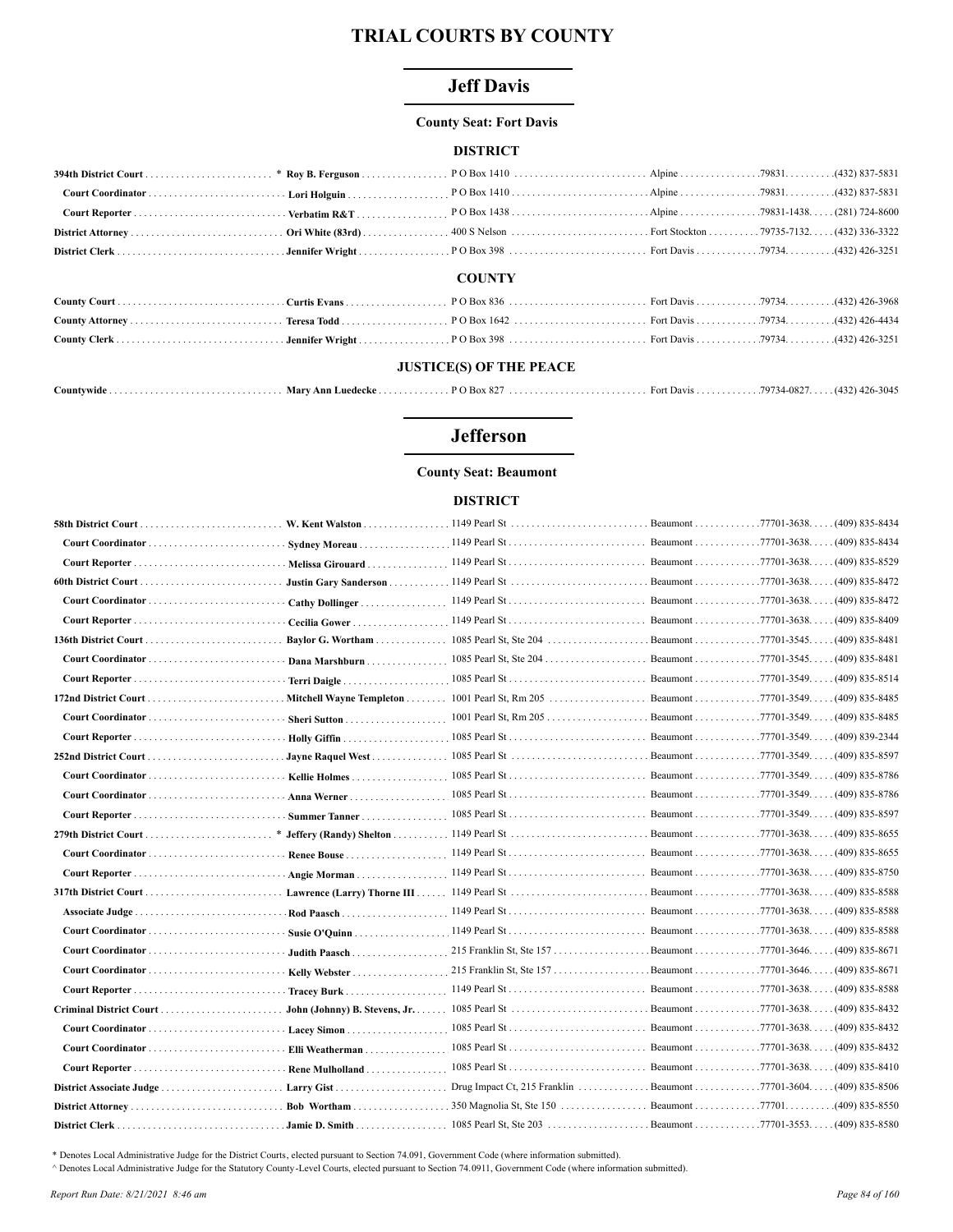# TRIAL COURTS BY COUNTY

## Jeff Davis

### County Seat: Fort Davis

#### DISTRICT

| Office | Name | Address | City | Zip | Phone |
|---|---|---|---|---|---|
| 394th District Court * | Roy B. Ferguson | P O Box 1410 | Alpine | 79831 | (432) 837-5831 |
| Court Coordinator | Lori Holguin | P O Box 1410 | Alpine | 79831 | (432) 837-5831 |
| Court Reporter | Verbatim R&T | P O Box 1438 | Alpine | 79831-1438 | (281) 724-8600 |
| District Attorney | Ori White (83rd) | 400 S Nelson | Fort Stockton | 79735-7132 | (432) 336-3322 |
| District Clerk | Jennifer Wright | P O Box 398 | Fort Davis | 79734 | (432) 426-3251 |

#### COUNTY

| Office | Name | Address | City | Zip | Phone |
|---|---|---|---|---|---|
| County Court | Curtis Evans | P O Box 836 | Fort Davis | 79734 | (432) 426-3968 |
| County Attorney | Teresa Todd | P O Box 1642 | Fort Davis | 79734 | (432) 426-4434 |
| County Clerk | Jennifer Wright | P O Box 398 | Fort Davis | 79734 | (432) 426-3251 |

#### JUSTICE(S) OF THE PEACE

| Office | Name | Address | City | Zip | Phone |
|---|---|---|---|---|---|
| Countywide | Mary Ann Luedecke | P O Box 827 | Fort Davis | 79734-0827 | (432) 426-3045 |

## Jefferson

### County Seat: Beaumont

#### DISTRICT

| Office | Name | Address | City | Zip | Phone |
|---|---|---|---|---|---|
| 58th District Court | W. Kent Walston | 1149 Pearl St | Beaumont | 77701-3638 | (409) 835-8434 |
| Court Coordinator | Sydney Moreau | 1149 Pearl St | Beaumont | 77701-3638 | (409) 835-8434 |
| Court Reporter | Melissa Girouard | 1149 Pearl St | Beaumont | 77701-3638 | (409) 835-8529 |
| 60th District Court | Justin Gary Sanderson | 1149 Pearl St | Beaumont | 77701-3638 | (409) 835-8472 |
| Court Coordinator | Cathy Dollinger | 1149 Pearl St | Beaumont | 77701-3638 | (409) 835-8472 |
| Court Reporter | Cecilia Gower | 1149 Pearl St | Beaumont | 77701-3638 | (409) 835-8409 |
| 136th District Court | Baylor G. Wortham | 1085 Pearl St, Ste 204 | Beaumont | 77701-3545 | (409) 835-8481 |
| Court Coordinator | Dana Marshburn | 1085 Pearl St, Ste 204 | Beaumont | 77701-3545 | (409) 835-8481 |
| Court Reporter | Terri Daigle | 1085 Pearl St | Beaumont | 77701-3549 | (409) 835-8514 |
| 172nd District Court | Mitchell Wayne Templeton | 1001 Pearl St, Rm 205 | Beaumont | 77701-3549 | (409) 835-8485 |
| Court Coordinator | Sheri Sutton | 1001 Pearl St, Rm 205 | Beaumont | 77701-3549 | (409) 835-8485 |
| Court Reporter | Holly Giffin | 1085 Pearl St | Beaumont | 77701-3549 | (409) 839-2344 |
| 252nd District Court | Jayne Raquel West | 1085 Pearl St | Beaumont | 77701-3549 | (409) 835-8597 |
| Court Coordinator | Kellie Holmes | 1085 Pearl St | Beaumont | 77701-3549 | (409) 835-8786 |
| Court Coordinator | Anna Werner | 1085 Pearl St | Beaumont | 77701-3549 | (409) 835-8786 |
| Court Reporter | Summer Tanner | 1085 Pearl St | Beaumont | 77701-3549 | (409) 835-8597 |
| 279th District Court * | Jeffery (Randy) Shelton | 1149 Pearl St | Beaumont | 77701-3638 | (409) 835-8655 |
| Court Coordinator | Renee Bouse | 1149 Pearl St | Beaumont | 77701-3638 | (409) 835-8655 |
| Court Reporter | Angie Morman | 1149 Pearl St | Beaumont | 77701-3638 | (409) 835-8750 |
| 317th District Court | Lawrence (Larry) Thorne III | 1149 Pearl St | Beaumont | 77701-3638 | (409) 835-8588 |
| Associate Judge | Rod Paasch | 1149 Pearl St | Beaumont | 77701-3638 | (409) 835-8588 |
| Court Coordinator | Susie O'Quinn | 1149 Pearl St | Beaumont | 77701-3638 | (409) 835-8588 |
| Court Coordinator | Judith Paasch | 215 Franklin St, Ste 157 | Beaumont | 77701-3646 | (409) 835-8671 |
| Court Coordinator | Kelly Webster | 215 Franklin St, Ste 157 | Beaumont | 77701-3646 | (409) 835-8671 |
| Court Reporter | Tracey Burk | 1149 Pearl St | Beaumont | 77701-3638 | (409) 835-8588 |
| Criminal District Court | John (Johnny) B. Stevens, Jr. | 1085 Pearl St | Beaumont | 77701-3638 | (409) 835-8432 |
| Court Coordinator | Lacey Simon | 1085 Pearl St | Beaumont | 77701-3638 | (409) 835-8432 |
| Court Coordinator | Elli Weatherman | 1085 Pearl St | Beaumont | 77701-3638 | (409) 835-8432 |
| Court Reporter | Rene Mulholland | 1085 Pearl St | Beaumont | 77701-3638 | (409) 835-8410 |
| District Associate Judge | Larry Gist | Drug Impact Ct, 215 Franklin | Beaumont | 77701-3604 | (409) 835-8506 |
| District Attorney | Bob Wortham | 350 Magnolia St, Ste 150 | Beaumont | 77701 | (409) 835-8550 |
| District Clerk | Jamie D. Smith | 1085 Pearl St, Ste 203 | Beaumont | 77701-3553 | (409) 835-8580 |

\* Denotes Local Administrative Judge for the District Courts, elected pursuant to Section 74.091, Government Code (where information submitted).

^ Denotes Local Administrative Judge for the Statutory County-Level Courts, elected pursuant to Section 74.0911, Government Code (where information submitted).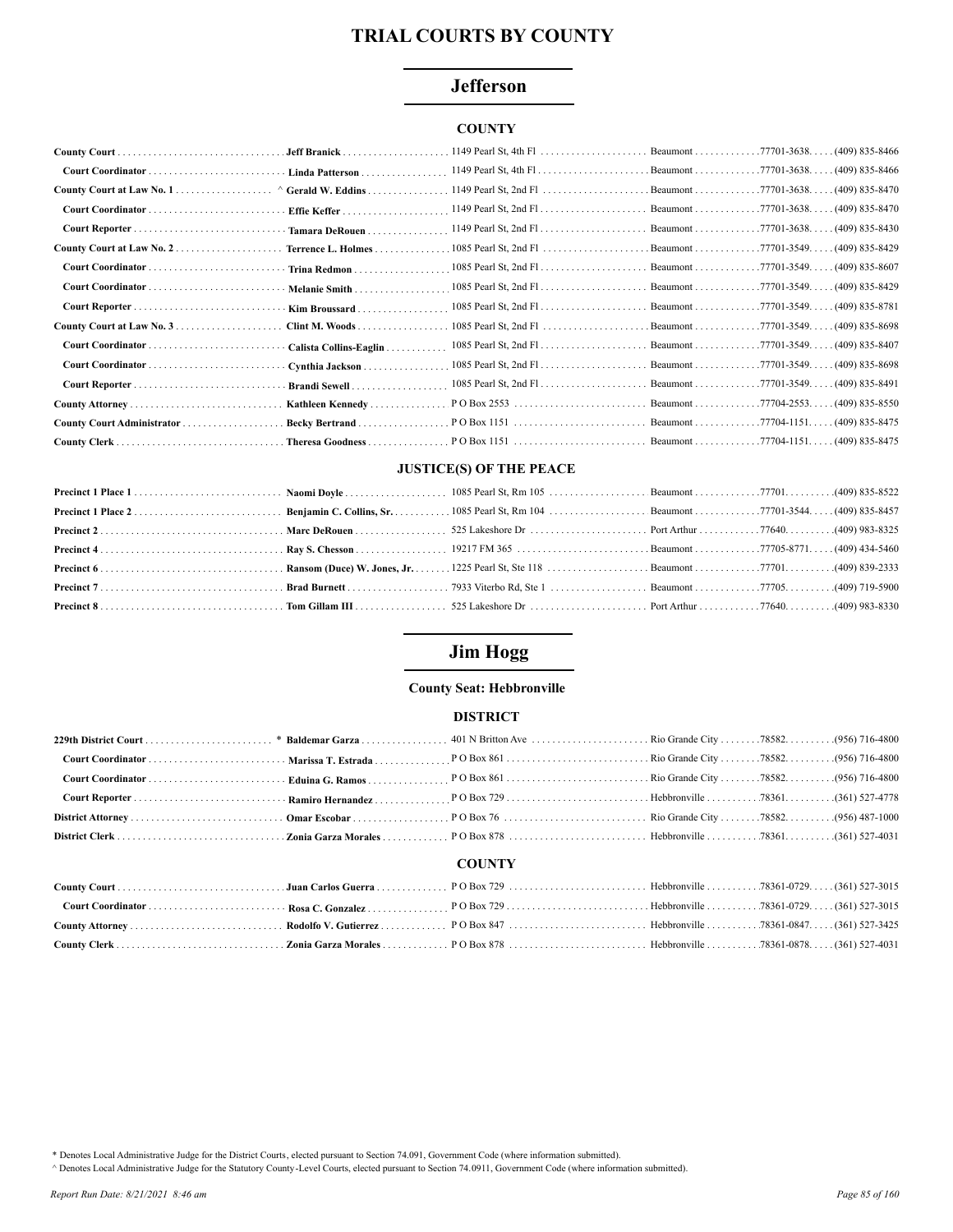# TRIAL COURTS BY COUNTY

## Jefferson

### COUNTY

| Position | Name | Address | City | Zip | Phone |
|---|---|---|---|---|---|
| **County Court** | **Jeff Branick** | 1149 Pearl St, 4th Fl | Beaumont | 77701-3638 | (409) 835-8466 |
| **Court Coordinator** | **Linda Patterson** | 1149 Pearl St, 4th Fl | Beaumont | 77701-3638 | (409) 835-8466 |
| **County Court at Law No. 1** | ^ **Gerald W. Eddins** | 1149 Pearl St, 2nd Fl | Beaumont | 77701-3638 | (409) 835-8470 |
| **Court Coordinator** | **Effie Keffer** | 1149 Pearl St, 2nd Fl | Beaumont | 77701-3638 | (409) 835-8470 |
| **Court Reporter** | **Tamara DeRouen** | 1149 Pearl St, 2nd Fl | Beaumont | 77701-3638 | (409) 835-8430 |
| **County Court at Law No. 2** | **Terrence L. Holmes** | 1085 Pearl St, 2nd Fl | Beaumont | 77701-3549 | (409) 835-8429 |
| **Court Coordinator** | **Trina Redmon** | 1085 Pearl St, 2nd Fl | Beaumont | 77701-3549 | (409) 835-8607 |
| **Court Coordinator** | **Melanie Smith** | 1085 Pearl St, 2nd Fl | Beaumont | 77701-3549 | (409) 835-8429 |
| **Court Reporter** | **Kim Broussard** | 1085 Pearl St, 2nd Fl | Beaumont | 77701-3549 | (409) 835-8781 |
| **County Court at Law No. 3** | **Clint M. Woods** | 1085 Pearl St, 2nd Fl | Beaumont | 77701-3549 | (409) 835-8698 |
| **Court Coordinator** | **Calista Collins-Eaglin** | 1085 Pearl St, 2nd Fl | Beaumont | 77701-3549 | (409) 835-8407 |
| **Court Coordinator** | **Cynthia Jackson** | 1085 Pearl St, 2nd Fl | Beaumont | 77701-3549 | (409) 835-8698 |
| **Court Reporter** | **Brandi Sewell** | 1085 Pearl St, 2nd Fl | Beaumont | 77701-3549 | (409) 835-8491 |
| **County Attorney** | **Kathleen Kennedy** | P O Box 2553 | Beaumont | 77704-2553 | (409) 835-8550 |
| **County Court Administrator** | **Becky Bertrand** | P O Box 1151 | Beaumont | 77704-1151 | (409) 835-8475 |
| **County Clerk** | **Theresa Goodness** | P O Box 1151 | Beaumont | 77704-1151 | (409) 835-8475 |

### JUSTICE(S) OF THE PEACE

| Position | Name | Address | City | Zip | Phone |
|---|---|---|---|---|---|
| **Precinct 1 Place 1** | **Naomi Doyle** | 1085 Pearl St, Rm 105 | Beaumont | 77701 | (409) 835-8522 |
| **Precinct 1 Place 2** | **Benjamin C. Collins, Sr.** | 1085 Pearl St, Rm 104 | Beaumont | 77701-3544 | (409) 835-8457 |
| **Precinct 2** | **Marc DeRouen** | 525 Lakeshore Dr | Port Arthur | 77640 | (409) 983-8325 |
| **Precinct 4** | **Ray S. Chesson** | 19217 FM 365 | Beaumont | 77705-8771 | (409) 434-5460 |
| **Precinct 6** | **Ransom (Duce) W. Jones, Jr.** | 1225 Pearl St, Ste 118 | Beaumont | 77701 | (409) 839-2333 |
| **Precinct 7** | **Brad Burnett** | 7933 Viterbo Rd, Ste 1 | Beaumont | 77705 | (409) 719-5900 |
| **Precinct 8** | **Tom Gillam III** | 525 Lakeshore Dr | Port Arthur | 77640 | (409) 983-8330 |

## Jim Hogg

**County Seat: Hebbronville**

### DISTRICT

| Position | Name | Address | City | Zip | Phone |
|---|---|---|---|---|---|
| **229th District Court** | * **Baldemar Garza** | 401 N Britton Ave | Rio Grande City | 78582 | (956) 716-4800 |
| **Court Coordinator** | **Marissa T. Estrada** | P O Box 861 | Rio Grande City | 78582 | (956) 716-4800 |
| **Court Coordinator** | **Eduina G. Ramos** | P O Box 861 | Rio Grande City | 78582 | (956) 716-4800 |
| **Court Reporter** | **Ramiro Hernandez** | P O Box 729 | Hebbronville | 78361 | (361) 527-4778 |
| **District Attorney** | **Omar Escobar** | P O Box 76 | Rio Grande City | 78582 | (956) 487-1000 |
| **District Clerk** | **Zonia Garza Morales** | P O Box 878 | Hebbronville | 78361 | (361) 527-4031 |

### COUNTY

| Position | Name | Address | City | Zip | Phone |
|---|---|---|---|---|---|
| **County Court** | **Juan Carlos Guerra** | P O Box 729 | Hebbronville | 78361-0729 | (361) 527-3015 |
| **Court Coordinator** | **Rosa C. Gonzalez** | P O Box 729 | Hebbronville | 78361-0729 | (361) 527-3015 |
| **County Attorney** | **Rodolfo V. Gutierrez** | P O Box 847 | Hebbronville | 78361-0847 | (361) 527-3425 |
| **County Clerk** | **Zonia Garza Morales** | P O Box 878 | Hebbronville | 78361-0878 | (361) 527-4031 |

* Denotes Local Administrative Judge for the District Courts, elected pursuant to Section 74.091, Government Code (where information submitted).

^ Denotes Local Administrative Judge for the Statutory County-Level Courts, elected pursuant to Section 74.0911, Government Code (where information submitted).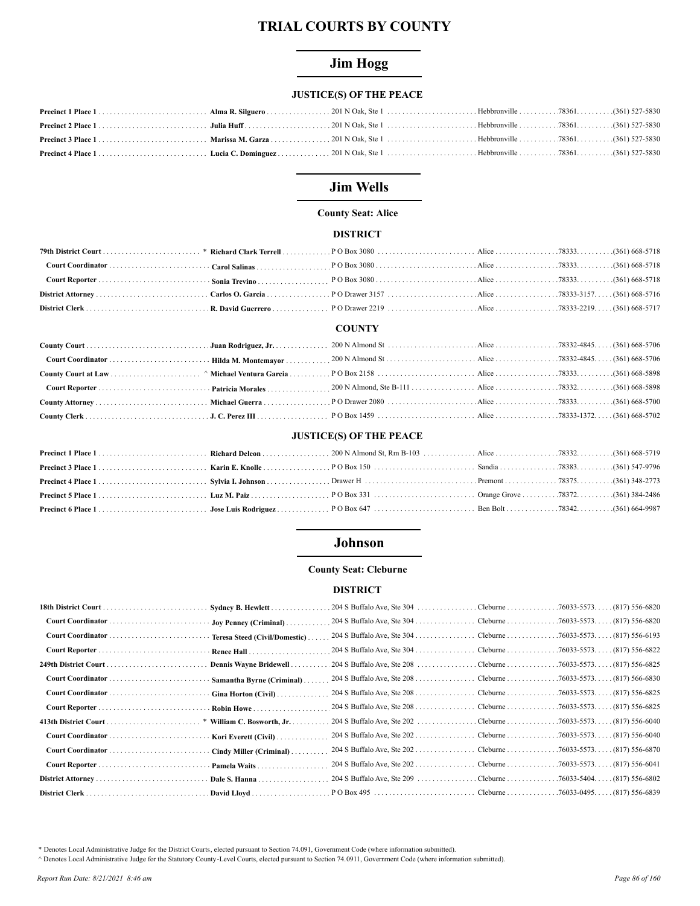# TRIAL COURTS BY COUNTY

## Jim Hogg

### JUSTICE(S) OF THE PEACE

| | | | | | |
|---|---|---|---|---|---|
| **Precinct 1 Place 1** | **Alma R. Silguero** | 201 N Oak, Ste 1 | Hebbronville | 78361 | (361) 527-5830 |
| **Precinct 2 Place 1** | **Julia Huff** | 201 N Oak, Ste 1 | Hebbronville | 78361 | (361) 527-5830 |
| **Precinct 3 Place 1** | **Marissa M. Garza** | 201 N Oak, Ste 1 | Hebbronville | 78361 | (361) 527-5830 |
| **Precinct 4 Place 1** | **Lucia C. Dominguez** | 201 N Oak, Ste 1 | Hebbronville | 78361 | (361) 527-5830 |

## Jim Wells

**County Seat: Alice**

### DISTRICT

| | | | | | |
|---|---|---|---|---|---|
| **79th District Court** | * **Richard Clark Terrell** | P O Box 3080 | Alice | 78333 | (361) 668-5718 |
| **Court Coordinator** | **Carol Salinas** | P O Box 3080 | Alice | 78333 | (361) 668-5718 |
| **Court Reporter** | **Sonia Trevino** | P O Box 3080 | Alice | 78333 | (361) 668-5718 |
| **District Attorney** | **Carlos O. Garcia** | P O Drawer 3157 | Alice | 78333-3157 | (361) 668-5716 |
| **District Clerk** | **R. David Guerrero** | P O Drawer 2219 | Alice | 78333-2219 | (361) 668-5717 |

### COUNTY

| | | | | | |
|---|---|---|---|---|---|
| **County Court** | **Juan Rodriguez, Jr.** | 200 N Almond St | Alice | 78332-4845 | (361) 668-5706 |
| **Court Coordinator** | **Hilda M. Montemayor** | 200 N Almond St | Alice | 78332-4845 | (361) 668-5706 |
| **County Court at Law** | ^ **Michael Ventura Garcia** | P O Box 2158 | Alice | 78333 | (361) 668-5898 |
| **Court Reporter** | **Patricia Morales** | 200 N Almond, Ste B-111 | Alice | 78332 | (361) 668-5898 |
| **County Attorney** | **Michael Guerra** | P O Drawer 2080 | Alice | 78333 | (361) 668-5700 |
| **County Clerk** | **J. C. Perez III** | P O Box 1459 | Alice | 78333-1372 | (361) 668-5702 |

### JUSTICE(S) OF THE PEACE

| | | | | | |
|---|---|---|---|---|---|
| **Precinct 1 Place 1** | **Richard Deleon** | 200 N Almond St, Rm B-103 | Alice | 78332 | (361) 668-5719 |
| **Precinct 3 Place 1** | **Karin E. Knolle** | P O Box 150 | Sandia | 78383 | (361) 547-9796 |
| **Precinct 4 Place 1** | **Sylvia I. Johnson** | Drawer H | Premont | 78375 | (361) 348-2773 |
| **Precinct 5 Place 1** | **Luz M. Paiz** | P O Box 331 | Orange Grove | 78372 | (361) 384-2486 |
| **Precinct 6 Place 1** | **Jose Luis Rodriguez** | P O Box 647 | Ben Bolt | 78342 | (361) 664-9987 |

## Johnson

**County Seat: Cleburne**

### DISTRICT

| | | | | | |
|---|---|---|---|---|---|
| **18th District Court** | **Sydney B. Hewlett** | 204 S Buffalo Ave, Ste 304 | Cleburne | 76033-5573 | (817) 556-6820 |
| **Court Coordinator** | **Joy Penney (Criminal)** | 204 S Buffalo Ave, Ste 304 | Cleburne | 76033-5573 | (817) 556-6820 |
| **Court Coordinator** | **Teresa Steed (Civil/Domestic)** | 204 S Buffalo Ave, Ste 304 | Cleburne | 76033-5573 | (817) 556-6193 |
| **Court Reporter** | **Renee Hall** | 204 S Buffalo Ave, Ste 304 | Cleburne | 76033-5573 | (817) 556-6822 |
| **249th District Court** | **Dennis Wayne Bridewell** | 204 S Buffalo Ave, Ste 208 | Cleburne | 76033-5573 | (817) 556-6825 |
| **Court Coordinator** | **Samantha Byrne (Criminal)** | 204 S Buffalo Ave, Ste 208 | Cleburne | 76033-5573 | (817) 556-6830 |
| **Court Coordinator** | **Gina Horton (Civil)** | 204 S Buffalo Ave, Ste 208 | Cleburne | 76033-5573 | (817) 556-6825 |
| **Court Reporter** | **Robin Howe** | 204 S Buffalo Ave, Ste 208 | Cleburne | 76033-5573 | (817) 556-6825 |
| **413th District Court** | * **William C. Bosworth, Jr.** | 204 S Buffalo Ave, Ste 202 | Cleburne | 76033-5573 | (817) 556-6040 |
| **Court Coordinator** | **Kori Everett (Civil)** | 204 S Buffalo Ave, Ste 202 | Cleburne | 76033-5573 | (817) 556-6040 |
| **Court Coordinator** | **Cindy Miller (Criminal)** | 204 S Buffalo Ave, Ste 202 | Cleburne | 76033-5573 | (817) 556-6870 |
| **Court Reporter** | **Pamela Waits** | 204 S Buffalo Ave, Ste 202 | Cleburne | 76033-5573 | (817) 556-6041 |
| **District Attorney** | **Dale S. Hanna** | 204 S Buffalo Ave, Ste 209 | Cleburne | 76033-5404 | (817) 556-6802 |
| **District Clerk** | **David Lloyd** | P O Box 495 | Cleburne | 76033-0495 | (817) 556-6839 |

\* Denotes Local Administrative Judge for the District Courts, elected pursuant to Section 74.091, Government Code (where information submitted).
^ Denotes Local Administrative Judge for the Statutory County-Level Courts, elected pursuant to Section 74.0911, Government Code (where information submitted).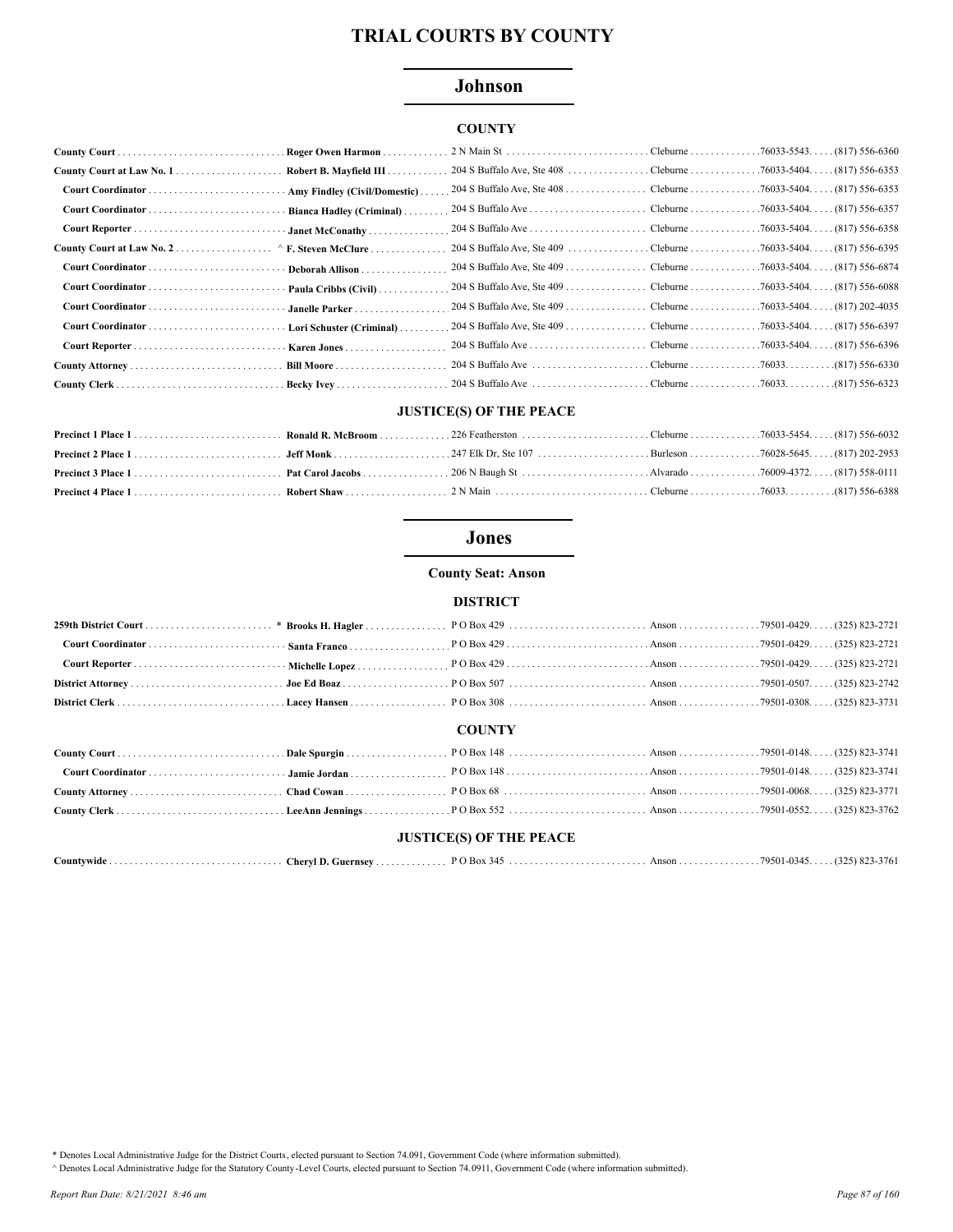# TRIAL COURTS BY COUNTY

## Johnson

### COUNTY

| Position | Name | Address | City | Zip | Phone |
|---|---|---|---|---|---|
| **County Court** | **Roger Owen Harmon** | 2 N Main St | Cleburne | 76033-5543 | (817) 556-6360 |
| **County Court at Law No. 1** | **Robert B. Mayfield III** | 204 S Buffalo Ave, Ste 408 | Cleburne | 76033-5404 | (817) 556-6353 |
| **Court Coordinator** | **Amy Findley (Civil/Domestic)** | 204 S Buffalo Ave, Ste 408 | Cleburne | 76033-5404 | (817) 556-6353 |
| **Court Coordinator** | **Bianca Hadley (Criminal)** | 204 S Buffalo Ave | Cleburne | 76033-5404 | (817) 556-6357 |
| **Court Reporter** | **Janet McConathy** | 204 S Buffalo Ave | Cleburne | 76033-5404 | (817) 556-6358 |
| **County Court at Law No. 2** | ^ **F. Steven McClure** | 204 S Buffalo Ave, Ste 409 | Cleburne | 76033-5404 | (817) 556-6395 |
| **Court Coordinator** | **Deborah Allison** | 204 S Buffalo Ave, Ste 409 | Cleburne | 76033-5404 | (817) 556-6874 |
| **Court Coordinator** | **Paula Cribbs (Civil)** | 204 S Buffalo Ave, Ste 409 | Cleburne | 76033-5404 | (817) 556-6088 |
| **Court Coordinator** | **Janelle Parker** | 204 S Buffalo Ave, Ste 409 | Cleburne | 76033-5404 | (817) 202-4035 |
| **Court Coordinator** | **Lori Schuster (Criminal)** | 204 S Buffalo Ave, Ste 409 | Cleburne | 76033-5404 | (817) 556-6397 |
| **Court Reporter** | **Karen Jones** | 204 S Buffalo Ave | Cleburne | 76033-5404 | (817) 556-6396 |
| **County Attorney** | **Bill Moore** | 204 S Buffalo Ave | Cleburne | 76033 | (817) 556-6330 |
| **County Clerk** | **Becky Ivey** | 204 S Buffalo Ave | Cleburne | 76033 | (817) 556-6323 |

### JUSTICE(S) OF THE PEACE

| Position | Name | Address | City | Zip | Phone |
|---|---|---|---|---|---|
| **Precinct 1 Place 1** | **Ronald R. McBroom** | 226 Featherston | Cleburne | 76033-5454 | (817) 556-6032 |
| **Precinct 2 Place 1** | **Jeff Monk** | 247 Elk Dr, Ste 107 | Burleson | 76028-5645 | (817) 202-2953 |
| **Precinct 3 Place 1** | **Pat Carol Jacobs** | 206 N Baugh St | Alvarado | 76009-4372 | (817) 558-0111 |
| **Precinct 4 Place 1** | **Robert Shaw** | 2 N Main | Cleburne | 76033 | (817) 556-6388 |

## Jones

**County Seat: Anson**

### DISTRICT

| Position | Name | Address | City | Zip | Phone |
|---|---|---|---|---|---|
| **259th District Court** | * **Brooks H. Hagler** | P O Box 429 | Anson | 79501-0429 | (325) 823-2721 |
| **Court Coordinator** | **Santa Franco** | P O Box 429 | Anson | 79501-0429 | (325) 823-2721 |
| **Court Reporter** | **Michelle Lopez** | P O Box 429 | Anson | 79501-0429 | (325) 823-2721 |
| **District Attorney** | **Joe Ed Boaz** | P O Box 507 | Anson | 79501-0507 | (325) 823-2742 |
| **District Clerk** | **Lacey Hansen** | P O Box 308 | Anson | 79501-0308 | (325) 823-3731 |

### COUNTY

| Position | Name | Address | City | Zip | Phone |
|---|---|---|---|---|---|
| **County Court** | **Dale Spurgin** | P O Box 148 | Anson | 79501-0148 | (325) 823-3741 |
| **Court Coordinator** | **Jamie Jordan** | P O Box 148 | Anson | 79501-0148 | (325) 823-3741 |
| **County Attorney** | **Chad Cowan** | P O Box 68 | Anson | 79501-0068 | (325) 823-3771 |
| **County Clerk** | **LeeAnn Jennings** | P O Box 552 | Anson | 79501-0552 | (325) 823-3762 |

### JUSTICE(S) OF THE PEACE

| Position | Name | Address | City | Zip | Phone |
|---|---|---|---|---|---|
| **Countywide** | **Cheryl D. Guernsey** | P O Box 345 | Anson | 79501-0345 | (325) 823-3761 |

\* Denotes Local Administrative Judge for the District Courts, elected pursuant to Section 74.091, Government Code (where information submitted).

^ Denotes Local Administrative Judge for the Statutory County-Level Courts, elected pursuant to Section 74.0911, Government Code (where information submitted).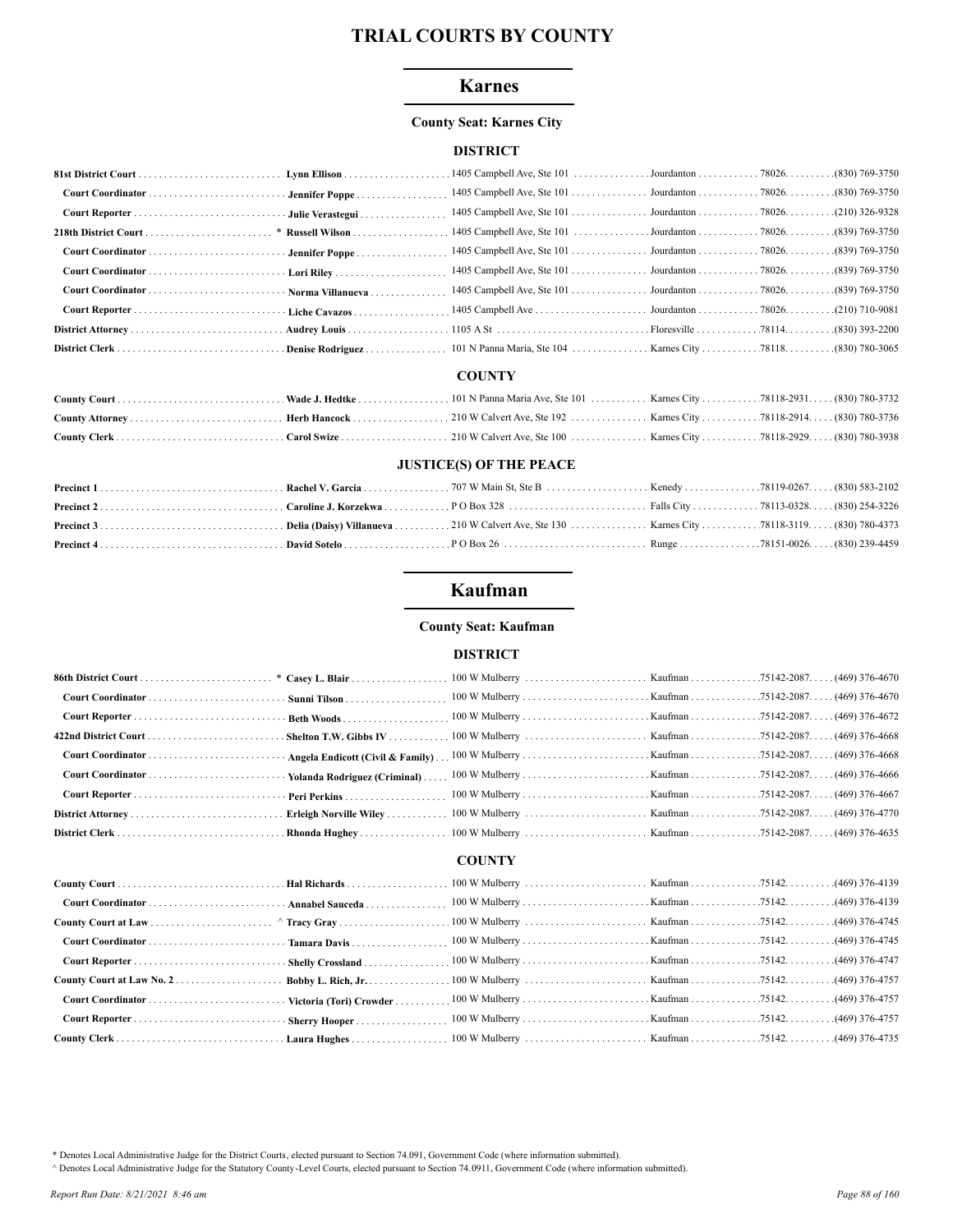# TRIAL COURTS BY COUNTY

## Karnes

### County Seat: Karnes City

#### DISTRICT

| Position | Name | Address | City | Zip | Phone |
|---|---|---|---|---|---|
| **81st District Court** | **Lynn Ellison** | 1405 Campbell Ave, Ste 101 | Jourdanton | 78026. | (830) 769-3750 |
| **Court Coordinator** | **Jennifer Poppe** | 1405 Campbell Ave, Ste 101 | Jourdanton | 78026. | (830) 769-3750 |
| **Court Reporter** | **Julie Verastegui** | 1405 Campbell Ave, Ste 101 | Jourdanton | 78026. | (210) 326-9328 |
| **218th District Court** | * **Russell Wilson** | 1405 Campbell Ave, Ste 101 | Jourdanton | 78026. | (839) 769-3750 |
| **Court Coordinator** | **Jennifer Poppe** | 1405 Campbell Ave, Ste 101 | Jourdanton | 78026. | (839) 769-3750 |
| **Court Coordinator** | **Lori Riley** | 1405 Campbell Ave, Ste 101 | Jourdanton | 78026. | (839) 769-3750 |
| **Court Coordinator** | **Norma Villanueva** | 1405 Campbell Ave, Ste 101 | Jourdanton | 78026. | (839) 769-3750 |
| **Court Reporter** | **Liche Cavazos** | 1405 Campbell Ave | Jourdanton | 78026. | (210) 710-9081 |
| **District Attorney** | **Audrey Louis** | 1105 A St | Floresville | 78114. | (830) 393-2200 |
| **District Clerk** | **Denise Rodriguez** | 101 N Panna Maria, Ste 104 | Karnes City | 78118. | (830) 780-3065 |

#### COUNTY

| Position | Name | Address | City | Zip | Phone |
|---|---|---|---|---|---|
| **County Court** | **Wade J. Hedtke** | 101 N Panna Maria Ave, Ste 101 | Karnes City | 78118-2931. | (830) 780-3732 |
| **County Attorney** | **Herb Hancock** | 210 W Calvert Ave, Ste 192 | Karnes City | 78118-2914. | (830) 780-3736 |
| **County Clerk** | **Carol Swize** | 210 W Calvert Ave, Ste 100 | Karnes City | 78118-2929. | (830) 780-3938 |

#### JUSTICE(S) OF THE PEACE

| Position | Name | Address | City | Zip | Phone |
|---|---|---|---|---|---|
| **Precinct 1** | **Rachel V. Garcia** | 707 W Main St, Ste B | Kenedy | 78119-0267. | (830) 583-2102 |
| **Precinct 2** | **Caroline J. Korzekwa** | P O Box 328 | Falls City | 78113-0328. | (830) 254-3226 |
| **Precinct 3** | **Delia (Daisy) Villanueva** | 210 W Calvert Ave, Ste 130 | Karnes City | 78118-3119. | (830) 780-4373 |
| **Precinct 4** | **David Sotelo** | P O Box 26 | Runge | 78151-0026. | (830) 239-4459 |

## Kaufman

### County Seat: Kaufman

#### DISTRICT

| Position | Name | Address | City | Zip | Phone |
|---|---|---|---|---|---|
| **86th District Court** | * **Casey L. Blair** | 100 W Mulberry | Kaufman | 75142-2087. | (469) 376-4670 |
| **Court Coordinator** | **Sunni Tilson** | 100 W Mulberry | Kaufman | 75142-2087. | (469) 376-4670 |
| **Court Reporter** | **Beth Woods** | 100 W Mulberry | Kaufman | 75142-2087. | (469) 376-4672 |
| **422nd District Court** | **Shelton T.W. Gibbs IV** | 100 W Mulberry | Kaufman | 75142-2087. | (469) 376-4668 |
| **Court Coordinator** | **Angela Endicott (Civil & Family)** | 100 W Mulberry | Kaufman | 75142-2087. | (469) 376-4668 |
| **Court Coordinator** | **Yolanda Rodriguez (Criminal)** | 100 W Mulberry | Kaufman | 75142-2087. | (469) 376-4666 |
| **Court Reporter** | **Peri Perkins** | 100 W Mulberry | Kaufman | 75142-2087. | (469) 376-4667 |
| **District Attorney** | **Erleigh Norville Wiley** | 100 W Mulberry | Kaufman | 75142-2087. | (469) 376-4770 |
| **District Clerk** | **Rhonda Hughey** | 100 W Mulberry | Kaufman | 75142-2087. | (469) 376-4635 |

#### COUNTY

| Position | Name | Address | City | Zip | Phone |
|---|---|---|---|---|---|
| **County Court** | **Hal Richards** | 100 W Mulberry | Kaufman | 75142. | (469) 376-4139 |
| **Court Coordinator** | **Annabel Sauceda** | 100 W Mulberry | Kaufman | 75142. | (469) 376-4139 |
| **County Court at Law** | ^ **Tracy Gray** | 100 W Mulberry | Kaufman | 75142. | (469) 376-4745 |
| **Court Coordinator** | **Tamara Davis** | 100 W Mulberry | Kaufman | 75142. | (469) 376-4745 |
| **Court Reporter** | **Shelly Crossland** | 100 W Mulberry | Kaufman | 75142. | (469) 376-4747 |
| **County Court at Law No. 2** | **Bobby L. Rich, Jr.** | 100 W Mulberry | Kaufman | 75142. | (469) 376-4757 |
| **Court Coordinator** | **Victoria (Tori) Crowder** | 100 W Mulberry | Kaufman | 75142. | (469) 376-4757 |
| **Court Reporter** | **Sherry Hooper** | 100 W Mulberry | Kaufman | 75142. | (469) 376-4757 |
| **County Clerk** | **Laura Hughes** | 100 W Mulberry | Kaufman | 75142. | (469) 376-4735 |

* Denotes Local Administrative Judge for the District Courts, elected pursuant to Section 74.091, Government Code (where information submitted).

^ Denotes Local Administrative Judge for the Statutory County-Level Courts, elected pursuant to Section 74.0911, Government Code (where information submitted).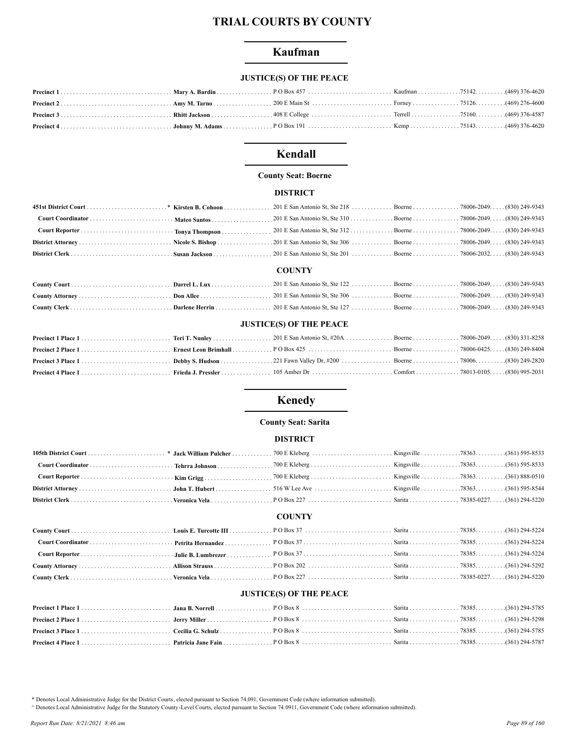# TRIAL COURTS BY COUNTY

## Kaufman

### JUSTICE(S) OF THE PEACE

| | | | | | |
|---|---|---|---|---|---|
| **Precinct 1** | **Mary A. Bardin** | P O Box 457 | Kaufman | 75142. | (469) 376-4620 |
| **Precinct 2** | **Amy M. Tarno** | 200 E Main St | Forney | 75126. | (469) 276-4600 |
| **Precinct 3** | **Rhitt Jackson** | 408 E College | Terrell | 75160. | (469) 376-4587 |
| **Precinct 4** | **Johnny M. Adams** | P O Box 191 | Kemp | 75143. | (469) 376-4620 |

## Kendall

**County Seat: Boerne**

### DISTRICT

| | | | | | |
|---|---|---|---|---|---|
| **451st District Court** * | **Kirsten B. Cohoon** | 201 E San Antonio St, Ste 218 | Boerne | 78006-2049. | (830) 249-9343 |
| **Court Coordinator** | **Mateo Santos** | 201 E San Antonio St, Ste 310 | Boerne | 78006-2049. | (830) 249-9343 |
| **Court Reporter** | **Tonya Thompson** | 201 E San Antonio St, Ste 312 | Boerne | 78006-2049. | (830) 249-9343 |
| **District Attorney** | **Nicole S. Bishop** | 201 E San Antonio St, Ste 306 | Boerne | 78006-2049. | (830) 249-9343 |
| **District Clerk** | **Susan Jackson** | 201 E San Antonio St, Ste 201 | Boerne | 78006-2032. | (830) 249-9343 |

### COUNTY

| | | | | | |
|---|---|---|---|---|---|
| **County Court** | **Darrel L. Lux** | 201 E San Antonio St, Ste 122 | Boerne | 78006-2049. | (830) 249-9343 |
| **County Attorney** | **Don Allee** | 201 E San Antonio St, Ste 306 | Boerne | 78006-2049. | (830) 249-9343 |
| **County Clerk** | **Darlene Herrin** | 201 E San Antonio St, Ste 127 | Boerne | 78006-2049. | (830) 249-9343 |

### JUSTICE(S) OF THE PEACE

| | | | | | |
|---|---|---|---|---|---|
| **Precinct 1 Place 1** | **Teri T. Nunley** | 201 E San Antonio St, #20A | Boerne | 78006-2049. | (830) 331-8258 |
| **Precinct 2 Place 1** | **Ernest Leon Brimhall** | P O Box 425 | Boerne | 78006-0425. | (830) 249-8404 |
| **Precinct 3 Place 1** | **Debby S. Hudson** | 221 Fawn Valley Dr, #200 | Boerne | 78006. | (830) 249-2820 |
| **Precinct 4 Place 1** | **Frieda J. Pressler** | 105 Amber Dr | Comfort | 78013-0105. | (830) 995-2031 |

## Kenedy

**County Seat: Sarita**

### DISTRICT

| | | | | | |
|---|---|---|---|---|---|
| **105th District Court** * | **Jack William Pulcher** | 700 E Kleberg | Kingsville | 78363. | (361) 595-8533 |
| **Court Coordinator** | **Tehrra Johnson** | 700 E Kleberg | Kingsville | 78363. | (361) 595-8533 |
| **Court Reporter** | **Kim Grigg** | 700 E Kleberg | Kingsville | 78363. | (361) 888-0510 |
| **District Attorney** | **John T. Hubert** | 516 W Lee Ave | Kingsville | 78363. | (361) 595-8544 |
| **District Clerk** | **Veronica Vela** | P O Box 227 | Sarita | 78385-0227. | (361) 294-5220 |

### COUNTY

| | | | | | |
|---|---|---|---|---|---|
| **County Court** | **Louis E. Turcotte III** | P O Box 37 | Sarita | 78385. | (361) 294-5224 |
| **Court Coordinator** | **Petrita Hernandez** | P O Box 37 | Sarita | 78385. | (361) 294-5224 |
| **Court Reporter** | **Julie B. Lumbrezer** | P O Box 37 | Sarita | 78385. | (361) 294-5224 |
| **County Attorney** | **Allison Strauss** | P O Box 202 | Sarita | 78385. | (361) 294-5292 |
| **County Clerk** | **Veronica Vela** | P O Box 227 | Sarita | 78385-0227. | (361) 294-5220 |

### JUSTICE(S) OF THE PEACE

| | | | | | |
|---|---|---|---|---|---|
| **Precinct 1 Place 1** | **Jana B. Norrell** | P O Box 8 | Sarita | 78385. | (361) 294-5785 |
| **Precinct 2 Place 1** | **Jerry Miller** | P O Box 8 | Sarita | 78385. | (361) 294-5298 |
| **Precinct 3 Place 1** | **Cecilia G. Schulz** | P O Box 8 | Sarita | 78385. | (361) 294-5785 |
| **Precinct 4 Place 1** | **Patricia Jane Fain** | P O Box 8 | Sarita | 78385. | (361) 294-5787 |

* Denotes Local Administrative Judge for the District Courts, elected pursuant to Section 74.091, Government Code (where information submitted).
^ Denotes Local Administrative Judge for the Statutory County-Level Courts, elected pursuant to Section 74.0911, Government Code (where information submitted).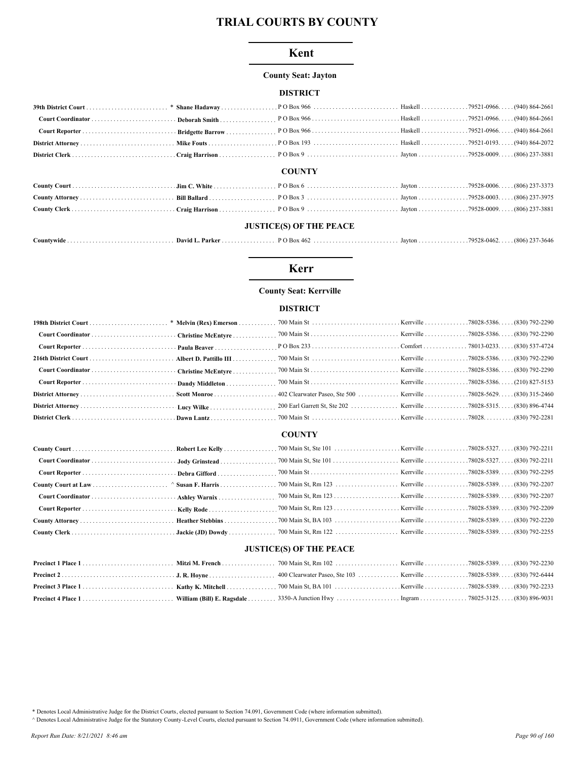# TRIAL COURTS BY COUNTY

## Kent

### County Seat: Jayton

#### DISTRICT

| | | | | | |
|---|---|---|---|---|---|
| **39th District Court** * | **Shane Hadaway** | P O Box 966 | Haskell | 79521-0966 | (940) 864-2661 |
| **Court Coordinator** | **Deborah Smith** | P O Box 966 | Haskell | 79521-0966 | (940) 864-2661 |
| **Court Reporter** | **Bridgette Barrow** | P O Box 966 | Haskell | 79521-0966 | (940) 864-2661 |
| **District Attorney** | **Mike Fouts** | P O Box 193 | Haskell | 79521-0193 | (940) 864-2072 |
| **District Clerk** | **Craig Harrison** | P O Box 9 | Jayton | 79528-0009 | (806) 237-3881 |

#### COUNTY

| | | | | | |
|---|---|---|---|---|---|
| **County Court** | **Jim C. White** | P O Box 6 | Jayton | 79528-0006 | (806) 237-3373 |
| **County Attorney** | **Bill Ballard** | P O Box 3 | Jayton | 79528-0003 | (806) 237-3975 |
| **County Clerk** | **Craig Harrison** | P O Box 9 | Jayton | 79528-0009 | (806) 237-3881 |

#### JUSTICE(S) OF THE PEACE

| | | | | | |
|---|---|---|---|---|---|
| **Countywide** | **David L. Parker** | P O Box 462 | Jayton | 79528-0462 | (806) 237-3646 |

## Kerr

### County Seat: Kerrville

#### DISTRICT

| | | | | | |
|---|---|---|---|---|---|
| **198th District Court** * | **Melvin (Rex) Emerson** | 700 Main St | Kerrville | 78028-5386 | (830) 792-2290 |
| **Court Coordinator** | **Christine McEntyre** | 700 Main St | Kerrville | 78028-5386 | (830) 792-2290 |
| **Court Reporter** | **Paula Beaver** | P O Box 233 | Comfort | 78013-0233 | (830) 537-4724 |
| **216th District Court** | **Albert D. Pattillo III** | 700 Main St | Kerrville | 78028-5386 | (830) 792-2290 |
| **Court Coordinator** | **Christine McEntyre** | 700 Main St | Kerrville | 78028-5386 | (830) 792-2290 |
| **Court Reporter** | **Dandy Middleton** | 700 Main St | Kerrville | 78028-5386 | (210) 827-5153 |
| **District Attorney** | **Scott Monroe** | 402 Clearwater Paseo, Ste 500 | Kerrville | 78028-5629 | (830) 315-2460 |
| **District Attorney** | **Lucy Wilke** | 200 Earl Garrett St, Ste 202 | Kerrville | 78028-5315 | (830) 896-4744 |
| **District Clerk** | **Dawn Lantz** | 700 Main St | Kerrville | 78028 | (830) 792-2281 |

#### COUNTY

| | | | | | |
|---|---|---|---|---|---|
| **County Court** | **Robert Lee Kelly** | 700 Main St, Ste 101 | Kerrville | 78028-5327 | (830) 792-2211 |
| **Court Coordinator** | **Jody Grinstead** | 700 Main St, Ste 101 | Kerrville | 78028-5327 | (830) 792-2211 |
| **Court Reporter** | **Debra Gifford** | 700 Main St | Kerrville | 78028-5389 | (830) 792-2295 |
| **County Court at Law** ^ | **Susan F. Harris** | 700 Main St, Rm 123 | Kerrville | 78028-5389 | (830) 792-2207 |
| **Court Coordinator** | **Ashley Warnix** | 700 Main St, Rm 123 | Kerrville | 78028-5389 | (830) 792-2207 |
| **Court Reporter** | **Kelly Rode** | 700 Main St, Rm 123 | Kerrville | 78028-5389 | (830) 792-2209 |
| **County Attorney** | **Heather Stebbins** | 700 Main St, BA 103 | Kerrville | 78028-5389 | (830) 792-2220 |
| **County Clerk** | **Jackie (JD) Dowdy** | 700 Main St, Rm 122 | Kerrville | 78028-5389 | (830) 792-2255 |

#### JUSTICE(S) OF THE PEACE

| | | | | | |
|---|---|---|---|---|---|
| **Precinct 1 Place 1** | **Mitzi M. French** | 700 Main St, Rm 102 | Kerrville | 78028-5389 | (830) 792-2230 |
| **Precinct 2** | **J. R. Hoyne** | 400 Clearwater Paseo, Ste 103 | Kerrville | 78028-5389 | (830) 792-6444 |
| **Precinct 3 Place 1** | **Kathy K. Mitchell** | 700 Main St, BA 101 | Kerrville | 78028-5389 | (830) 792-2233 |
| **Precinct 4 Place 1** | **William (Bill) E. Ragsdale** | 3350-A Junction Hwy | Ingram | 78025-3125 | (830) 896-9031 |

\* Denotes Local Administrative Judge for the District Courts, elected pursuant to Section 74.091, Government Code (where information submitted).

^ Denotes Local Administrative Judge for the Statutory County-Level Courts, elected pursuant to Section 74.0911, Government Code (where information submitted).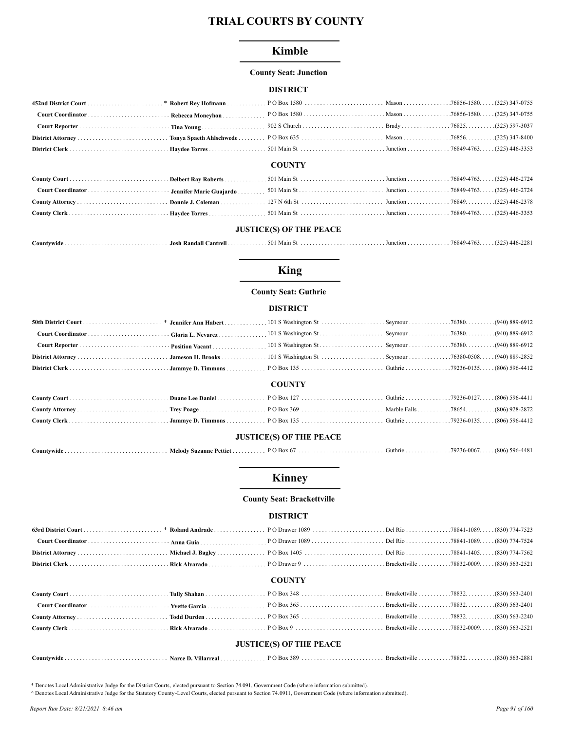# TRIAL COURTS BY COUNTY

## Kimble

**County Seat: Junction**

### DISTRICT

| | | | | | |
|---|---|---|---|---|---|
| **452nd District Court** * | **Robert Rey Hofmann** | P O Box 1580 | Mason | 76856-1580. | (325) 347-0755 |
| **Court Coordinator** | **Rebecca Moneyhon** | P O Box 1580 | Mason | 76856-1580. | (325) 347-0755 |
| **Court Reporter** | **Tina Young** | 902 S Church | Brady | 76825. | (325) 597-3037 |
| **District Attorney** | **Tonya Spaeth Ahlschwede** | P O Box 635 | Mason | 76856. | (325) 347-8400 |
| **District Clerk** | **Haydee Torres** | 501 Main St | Junction | 76849-4763. | (325) 446-3353 |

### COUNTY

| | | | | | |
|---|---|---|---|---|---|
| **County Court** | **Delbert Ray Roberts** | 501 Main St | Junction | 76849-4763. | (325) 446-2724 |
| **Court Coordinator** | **Jennifer Marie Guajardo** | 501 Main St | Junction | 76849-4763. | (325) 446-2724 |
| **County Attorney** | **Donnie J. Coleman** | 127 N 6th St | Junction | 76849. | (325) 446-2378 |
| **County Clerk** | **Haydee Torres** | 501 Main St | Junction | 76849-4763. | (325) 446-3353 |

### JUSTICE(S) OF THE PEACE

| | | | | | |
|---|---|---|---|---|---|
| **Countywide** | **Josh Randall Cantrell** | 501 Main St | Junction | 76849-4763. | (325) 446-2281 |

## King

**County Seat: Guthrie**

### DISTRICT

| | | | | | |
|---|---|---|---|---|---|
| **50th District Court** * | **Jennifer Ann Habert** | 101 S Washington St | Seymour | 76380. | (940) 889-6912 |
| **Court Coordinator** | **Gloria L. Nevarez** | 101 S Washington St | Seymour | 76380. | (940) 889-6912 |
| **Court Reporter** | **Position Vacant** | 101 S Washington St | Seymour | 76380. | (940) 889-6912 |
| **District Attorney** | **Jameson H. Brooks** | 101 S Washington St | Seymour | 76380-0508. | (940) 889-2852 |
| **District Clerk** | **Jammye D. Timmons** | P O Box 135 | Guthrie | 79236-0135. | (806) 596-4412 |

### COUNTY

| | | | | | |
|---|---|---|---|---|---|
| **County Court** | **Duane Lee Daniel** | P O Box 127 | Guthrie | 79236-0127. | (806) 596-4411 |
| **County Attorney** | **Trey Poage** | P O Box 369 | Marble Falls | 78654. | (806) 928-2872 |
| **County Clerk** | **Jammye D. Timmons** | P O Box 135 | Guthrie | 79236-0135. | (806) 596-4412 |

### JUSTICE(S) OF THE PEACE

| | | | | | |
|---|---|---|---|---|---|
| **Countywide** | **Melody Suzanne Pettiet** | P O Box 67 | Guthrie | 79236-0067. | (806) 596-4481 |

## Kinney

**County Seat: Brackettville**

### DISTRICT

| | | | | | |
|---|---|---|---|---|---|
| **63rd District Court** * | **Roland Andrade** | P O Drawer 1089 | Del Rio | 78841-1089. | (830) 774-7523 |
| **Court Coordinator** | **Anna Guia** | P O Drawer 1089 | Del Rio | 78841-1089. | (830) 774-7524 |
| **District Attorney** | **Michael J. Bagley** | P O Box 1405 | Del Rio | 78841-1405. | (830) 774-7562 |
| **District Clerk** | **Rick Alvarado** | P O Drawer 9 | Brackettville | 78832-0009. | (830) 563-2521 |

### COUNTY

| | | | | | |
|---|---|---|---|---|---|
| **County Court** | **Tully Shahan** | P O Box 348 | Brackettville | 78832. | (830) 563-2401 |
| **Court Coordinator** | **Yvette Garcia** | P O Box 365 | Brackettville | 78832. | (830) 563-2401 |
| **County Attorney** | **Todd Durden** | P O Box 365 | Brackettville | 78832. | (830) 563-2240 |
| **County Clerk** | **Rick Alvarado** | P O Box 9 | Brackettville | 78832-0009. | (830) 563-2521 |

### JUSTICE(S) OF THE PEACE

| | | | | | |
|---|---|---|---|---|---|
| **Countywide** | **Narce D. Villarreal** | P O Box 389 | Brackettville | 78832. | (830) 563-2881 |

\* Denotes Local Administrative Judge for the District Courts, elected pursuant to Section 74.091, Government Code (where information submitted).

^ Denotes Local Administrative Judge for the Statutory County-Level Courts, elected pursuant to Section 74.0911, Government Code (where information submitted).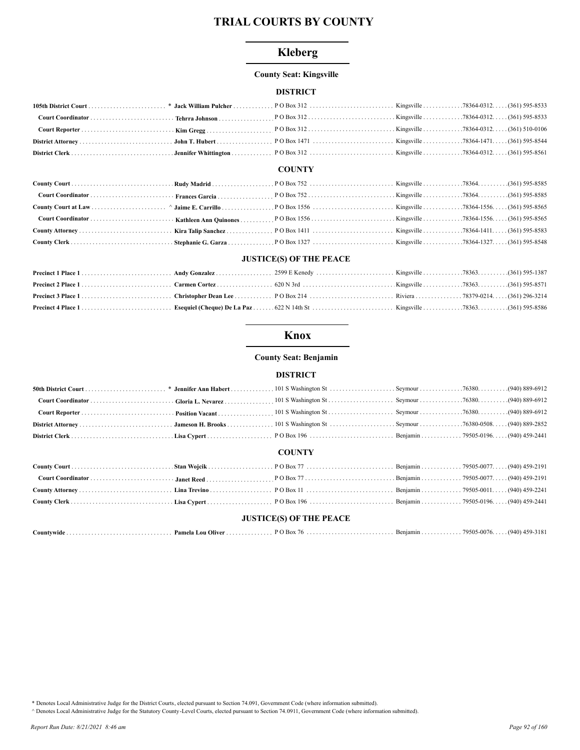# TRIAL COURTS BY COUNTY

## Kleberg

### County Seat: Kingsville

#### DISTRICT

| | | | | | |
|---|---|---|---|---|---|
| **105th District Court** | * **Jack William Pulcher** | P O Box 312 | Kingsville | 78364-0312 | (361) 595-8533 |
| **Court Coordinator** | **Tehrra Johnson** | P O Box 312 | Kingsville | 78364-0312 | (361) 595-8533 |
| **Court Reporter** | **Kim Gregg** | P O Box 312 | Kingsville | 78364-0312 | (361) 510-0106 |
| **District Attorney** | **John T. Hubert** | P O Box 1471 | Kingsville | 78364-1471 | (361) 595-8544 |
| **District Clerk** | **Jennifer Whittington** | P O Box 312 | Kingsville | 78364-0312 | (361) 595-8561 |

#### COUNTY

| | | | | | |
|---|---|---|---|---|---|
| **County Court** | **Rudy Madrid** | P O Box 752 | Kingsville | 78364 | (361) 595-8585 |
| **Court Coordinator** | **Frances Garcia** | P O Box 752 | Kingsville | 78364 | (361) 595-8585 |
| **County Court at Law** | ^ **Jaime E. Carrillo** | P O Box 1556 | Kingsville | 78364-1556 | (361) 595-8565 |
| **Court Coordinator** | **Kathleen Ann Quinones** | P O Box 1556 | Kingsville | 78364-1556 | (361) 595-8565 |
| **County Attorney** | **Kira Talip Sanchez** | P O Box 1411 | Kingsville | 78364-1411 | (361) 595-8583 |
| **County Clerk** | **Stephanie G. Garza** | P O Box 1327 | Kingsville | 78364-1327 | (361) 595-8548 |

#### JUSTICE(S) OF THE PEACE

| | | | | | |
|---|---|---|---|---|---|
| **Precinct 1 Place 1** | **Andy Gonzalez** | 2599 E Kenedy | Kingsville | 78363 | (361) 595-1387 |
| **Precinct 2 Place 1** | **Carmen Cortez** | 620 N 3rd | Kingsville | 78363 | (361) 595-8571 |
| **Precinct 3 Place 1** | **Christopher Dean Lee** | P O Box 214 | Riviera | 78379-0214 | (361) 296-3214 |
| **Precinct 4 Place 1** | **Esequiel (Cheque) De La Paz** | 622 N 14th St | Kingsville | 78363 | (361) 595-8586 |

## Knox

### County Seat: Benjamin

#### DISTRICT

| | | | | | |
|---|---|---|---|---|---|
| **50th District Court** | * **Jennifer Ann Habert** | 101 S Washington St | Seymour | 76380 | (940) 889-6912 |
| **Court Coordinator** | **Gloria L. Nevarez** | 101 S Washington St | Seymour | 76380 | (940) 889-6912 |
| **Court Reporter** | **Position Vacant** | 101 S Washington St | Seymour | 76380 | (940) 889-6912 |
| **District Attorney** | **Jameson H. Brooks** | 101 S Washington St | Seymour | 76380-0508 | (940) 889-2852 |
| **District Clerk** | **Lisa Cypert** | P O Box 196 | Benjamin | 79505-0196 | (940) 459-2441 |

#### COUNTY

| | | | | | |
|---|---|---|---|---|---|
| **County Court** | **Stan Wojcik** | P O Box 77 | Benjamin | 79505-0077 | (940) 459-2191 |
| **Court Coordinator** | **Janet Reed** | P O Box 77 | Benjamin | 79505-0077 | (940) 459-2191 |
| **County Attorney** | **Lina Trevino** | P O Box 11 | Benjamin | 79505-0011 | (940) 459-2241 |
| **County Clerk** | **Lisa Cypert** | P O Box 196 | Benjamin | 79505-0196 | (940) 459-2441 |

#### JUSTICE(S) OF THE PEACE

| | | | | | |
|---|---|---|---|---|---|
| **Countywide** | **Pamela Lou Oliver** | P O Box 76 | Benjamin | 79505-0076 | (940) 459-3181 |

\* Denotes Local Administrative Judge for the District Courts, elected pursuant to Section 74.091, Government Code (where information submitted).

^ Denotes Local Administrative Judge for the Statutory County-Level Courts, elected pursuant to Section 74.0911, Government Code (where information submitted).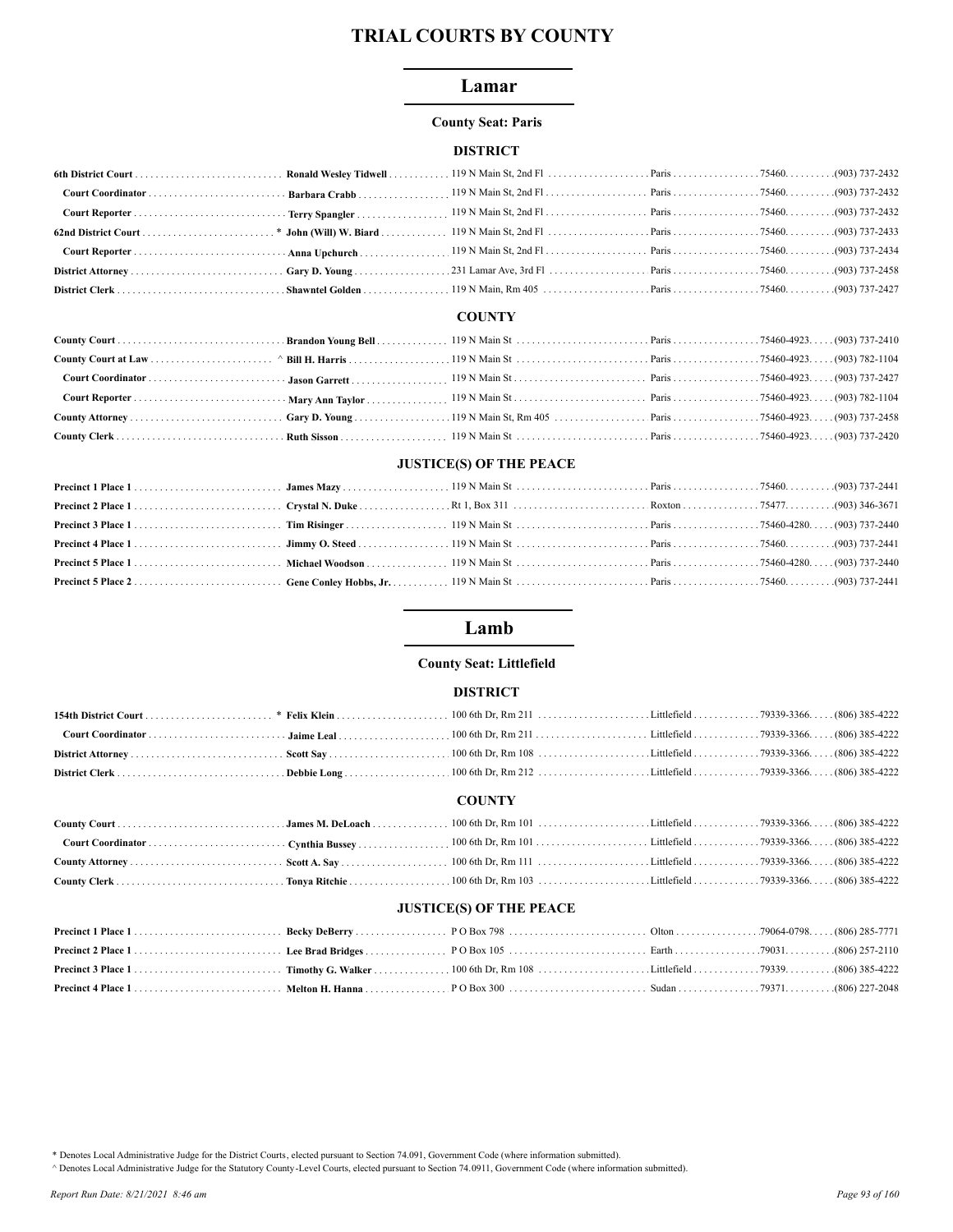# TRIAL COURTS BY COUNTY

## Lamar

**County Seat: Paris**

### DISTRICT

| | | | | | |
|---|---|---|---|---|---|
| **6th District Court** | **Ronald Wesley Tidwell** | 119 N Main St, 2nd Fl | Paris | 75460. | (903) 737-2432 |
| **Court Coordinator** | **Barbara Crabb** | 119 N Main St, 2nd Fl | Paris | 75460. | (903) 737-2432 |
| **Court Reporter** | **Terry Spangler** | 119 N Main St, 2nd Fl | Paris | 75460. | (903) 737-2432 |
| **62nd District Court** * | **John (Will) W. Biard** | 119 N Main St, 2nd Fl | Paris | 75460. | (903) 737-2433 |
| **Court Reporter** | **Anna Upchurch** | 119 N Main St, 2nd Fl | Paris | 75460. | (903) 737-2434 |
| **District Attorney** | **Gary D. Young** | 231 Lamar Ave, 3rd Fl | Paris | 75460. | (903) 737-2458 |
| **District Clerk** | **Shawntel Golden** | 119 N Main, Rm 405 | Paris | 75460. | (903) 737-2427 |

### COUNTY

| | | | | | |
|---|---|---|---|---|---|
| **County Court** | **Brandon Young Bell** | 119 N Main St | Paris | 75460-4923. | (903) 737-2410 |
| **County Court at Law** ^ | **Bill H. Harris** | 119 N Main St | Paris | 75460-4923. | (903) 782-1104 |
| **Court Coordinator** | **Jason Garrett** | 119 N Main St | Paris | 75460-4923. | (903) 737-2427 |
| **Court Reporter** | **Mary Ann Taylor** | 119 N Main St | Paris | 75460-4923. | (903) 782-1104 |
| **County Attorney** | **Gary D. Young** | 119 N Main St, Rm 405 | Paris | 75460-4923. | (903) 737-2458 |
| **County Clerk** | **Ruth Sisson** | 119 N Main St | Paris | 75460-4923. | (903) 737-2420 |

### JUSTICE(S) OF THE PEACE

| | | | | | |
|---|---|---|---|---|---|
| **Precinct 1 Place 1** | **James Mazy** | 119 N Main St | Paris | 75460. | (903) 737-2441 |
| **Precinct 2 Place 1** | **Crystal N. Duke** | Rt 1, Box 311 | Roxton | 75477. | (903) 346-3671 |
| **Precinct 3 Place 1** | **Tim Risinger** | 119 N Main St | Paris | 75460-4280. | (903) 737-2440 |
| **Precinct 4 Place 1** | **Jimmy O. Steed** | 119 N Main St | Paris | 75460. | (903) 737-2441 |
| **Precinct 5 Place 1** | **Michael Woodson** | 119 N Main St | Paris | 75460-4280. | (903) 737-2440 |
| **Precinct 5 Place 2** | **Gene Conley Hobbs, Jr.** | 119 N Main St | Paris | 75460. | (903) 737-2441 |

## Lamb

**County Seat: Littlefield**

### DISTRICT

| | | | | | |
|---|---|---|---|---|---|
| **154th District Court** * | **Felix Klein** | 100 6th Dr, Rm 211 | Littlefield | 79339-3366. | (806) 385-4222 |
| **Court Coordinator** | **Jaime Leal** | 100 6th Dr, Rm 211 | Littlefield | 79339-3366. | (806) 385-4222 |
| **District Attorney** | **Scott Say** | 100 6th Dr, Rm 108 | Littlefield | 79339-3366. | (806) 385-4222 |
| **District Clerk** | **Debbie Long** | 100 6th Dr, Rm 212 | Littlefield | 79339-3366. | (806) 385-4222 |

### COUNTY

| | | | | | |
|---|---|---|---|---|---|
| **County Court** | **James M. DeLoach** | 100 6th Dr, Rm 101 | Littlefield | 79339-3366. | (806) 385-4222 |
| **Court Coordinator** | **Cynthia Bussey** | 100 6th Dr, Rm 101 | Littlefield | 79339-3366. | (806) 385-4222 |
| **County Attorney** | **Scott A. Say** | 100 6th Dr, Rm 111 | Littlefield | 79339-3366. | (806) 385-4222 |
| **County Clerk** | **Tonya Ritchie** | 100 6th Dr, Rm 103 | Littlefield | 79339-3366. | (806) 385-4222 |

### JUSTICE(S) OF THE PEACE

| | | | | | |
|---|---|---|---|---|---|
| **Precinct 1 Place 1** | **Becky DeBerry** | P O Box 798 | Olton | 79064-0798. | (806) 285-7771 |
| **Precinct 2 Place 1** | **Lee Brad Bridges** | P O Box 105 | Earth | 79031. | (806) 257-2110 |
| **Precinct 3 Place 1** | **Timothy G. Walker** | 100 6th Dr, Rm 108 | Littlefield | 79339. | (806) 385-4222 |
| **Precinct 4 Place 1** | **Melton H. Hanna** | P O Box 300 | Sudan | 79371. | (806) 227-2048 |

\* Denotes Local Administrative Judge for the District Courts, elected pursuant to Section 74.091, Government Code (where information submitted).

^ Denotes Local Administrative Judge for the Statutory County-Level Courts, elected pursuant to Section 74.0911, Government Code (where information submitted).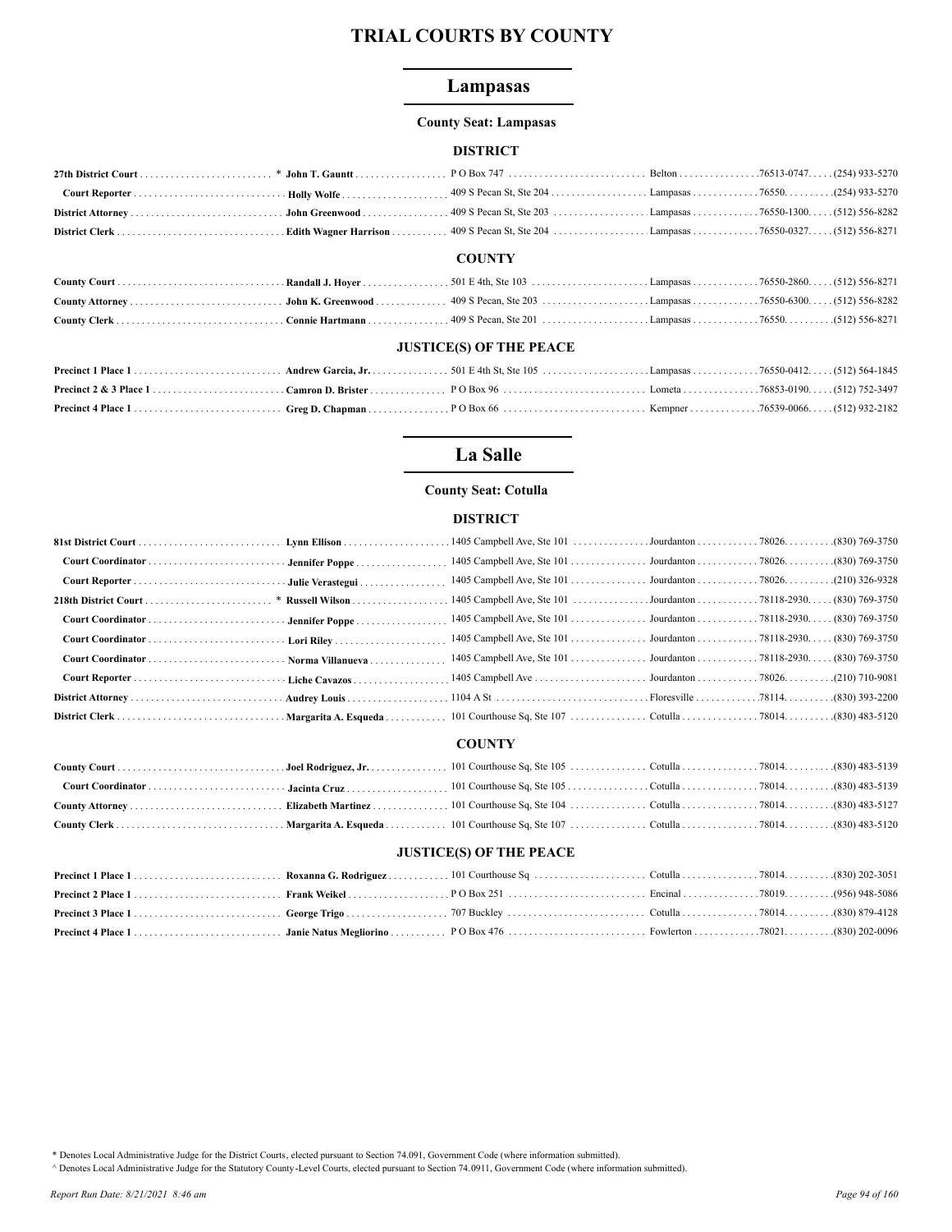# TRIAL COURTS BY COUNTY

## Lampasas

**County Seat: Lampasas**

### DISTRICT

| | | | | | |
|---|---|---|---|---|---|
| **27th District Court** * | **John T. Gauntt** | P O Box 747 | Belton | 76513-0747 | (254) 933-5270 |
| **Court Reporter** | **Holly Wolfe** | 409 S Pecan St, Ste 204 | Lampasas | 76550 | (254) 933-5270 |
| **District Attorney** | **John Greenwood** | 409 S Pecan St, Ste 203 | Lampasas | 76550-1300 | (512) 556-8282 |
| **District Clerk** | **Edith Wagner Harrison** | 409 S Pecan St, Ste 204 | Lampasas | 76550-0327 | (512) 556-8271 |

### COUNTY

| | | | | | |
|---|---|---|---|---|---|
| **County Court** | **Randall J. Hoyer** | 501 E 4th, Ste 103 | Lampasas | 76550-2860 | (512) 556-8271 |
| **County Attorney** | **John K. Greenwood** | 409 S Pecan, Ste 203 | Lampasas | 76550-6300 | (512) 556-8282 |
| **County Clerk** | **Connie Hartmann** | 409 S Pecan, Ste 201 | Lampasas | 76550 | (512) 556-8271 |

### JUSTICE(S) OF THE PEACE

| | | | | | |
|---|---|---|---|---|---|
| **Precinct 1 Place 1** | **Andrew Garcia, Jr.** | 501 E 4th St, Ste 105 | Lampasas | 76550-0412 | (512) 564-1845 |
| **Precinct 2 & 3 Place 1** | **Camron D. Brister** | P O Box 96 | Lometa | 76853-0190 | (512) 752-3497 |
| **Precinct 4 Place 1** | **Greg D. Chapman** | P O Box 66 | Kempner | 76539-0066 | (512) 932-2182 |

## La Salle

**County Seat: Cotulla**

### DISTRICT

| | | | | | |
|---|---|---|---|---|---|
| **81st District Court** | **Lynn Ellison** | 1405 Campbell Ave, Ste 101 | Jourdanton | 78026 | (830) 769-3750 |
| **Court Coordinator** | **Jennifer Poppe** | 1405 Campbell Ave, Ste 101 | Jourdanton | 78026 | (830) 769-3750 |
| **Court Reporter** | **Julie Verastegui** | 1405 Campbell Ave, Ste 101 | Jourdanton | 78026 | (210) 326-9328 |
| **218th District Court** * | **Russell Wilson** | 1405 Campbell Ave, Ste 101 | Jourdanton | 78118-2930 | (830) 769-3750 |
| **Court Coordinator** | **Jennifer Poppe** | 1405 Campbell Ave, Ste 101 | Jourdanton | 78118-2930 | (830) 769-3750 |
| **Court Coordinator** | **Lori Riley** | 1405 Campbell Ave, Ste 101 | Jourdanton | 78118-2930 | (830) 769-3750 |
| **Court Coordinator** | **Norma Villanueva** | 1405 Campbell Ave, Ste 101 | Jourdanton | 78118-2930 | (830) 769-3750 |
| **Court Reporter** | **Liche Cavazos** | 1405 Campbell Ave | Jourdanton | 78026 | (210) 710-9081 |
| **District Attorney** | **Audrey Louis** | 1104 A St | Floresville | 78114 | (830) 393-2200 |
| **District Clerk** | **Margarita A. Esqueda** | 101 Courthouse Sq, Ste 107 | Cotulla | 78014 | (830) 483-5120 |

### COUNTY

| | | | | | |
|---|---|---|---|---|---|
| **County Court** | **Joel Rodriguez, Jr.** | 101 Courthouse Sq, Ste 105 | Cotulla | 78014 | (830) 483-5139 |
| **Court Coordinator** | **Jacinta Cruz** | 101 Courthouse Sq, Ste 105 | Cotulla | 78014 | (830) 483-5139 |
| **County Attorney** | **Elizabeth Martinez** | 101 Courthouse Sq, Ste 104 | Cotulla | 78014 | (830) 483-5127 |
| **County Clerk** | **Margarita A. Esqueda** | 101 Courthouse Sq, Ste 107 | Cotulla | 78014 | (830) 483-5120 |

### JUSTICE(S) OF THE PEACE

| | | | | | |
|---|---|---|---|---|---|
| **Precinct 1 Place 1** | **Roxanna G. Rodriguez** | 101 Courthouse Sq | Cotulla | 78014 | (830) 202-3051 |
| **Precinct 2 Place 1** | **Frank Weikel** | P O Box 251 | Encinal | 78019 | (956) 948-5086 |
| **Precinct 3 Place 1** | **George Trigo** | 707 Buckley | Cotulla | 78014 | (830) 879-4128 |
| **Precinct 4 Place 1** | **Janie Natus Megliorino** | P O Box 476 | Fowlerton | 78021 | (830) 202-0096 |

\* Denotes Local Administrative Judge for the District Courts, elected pursuant to Section 74.091, Government Code (where information submitted).

^ Denotes Local Administrative Judge for the Statutory County-Level Courts, elected pursuant to Section 74.0911, Government Code (where information submitted).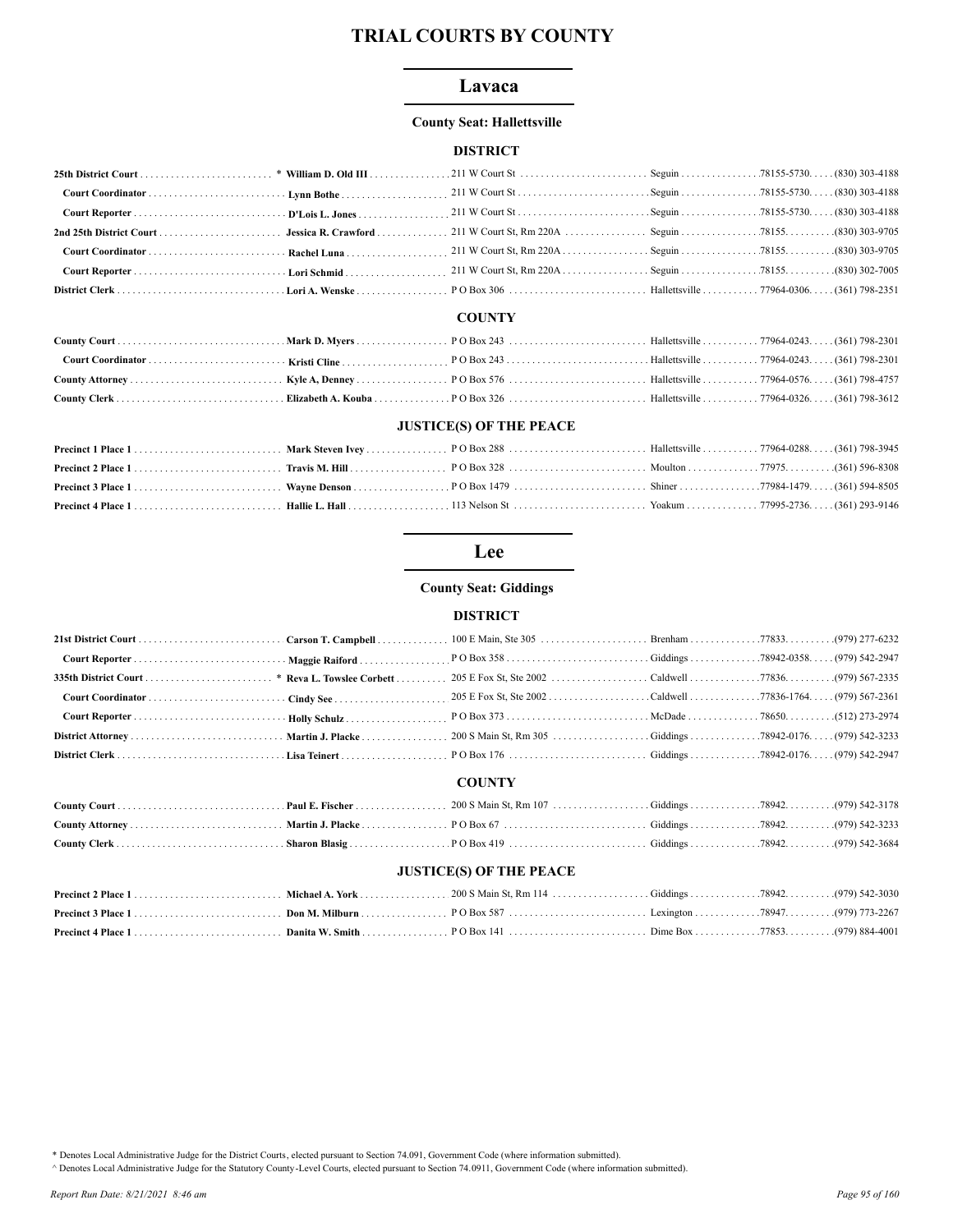# TRIAL COURTS BY COUNTY

## Lavaca

### County Seat: Hallettsville

#### DISTRICT

| | | | | | |
|---|---|---|---|---|---|
| **25th District Court** | * **William D. Old III** | 211 W Court St | Seguin | 78155-5730. | (830) 303-4188 |
| **Court Coordinator** | **Lynn Bothe** | 211 W Court St | Seguin | 78155-5730. | (830) 303-4188 |
| **Court Reporter** | **D'Lois L. Jones** | 211 W Court St | Seguin | 78155-5730. | (830) 303-4188 |
| **2nd 25th District Court** | **Jessica R. Crawford** | 211 W Court St, Rm 220A | Seguin | 78155. | (830) 303-9705 |
| **Court Coordinator** | **Rachel Luna** | 211 W Court St, Rm 220A | Seguin | 78155. | (830) 303-9705 |
| **Court Reporter** | **Lori Schmid** | 211 W Court St, Rm 220A | Seguin | 78155. | (830) 302-7005 |
| **District Clerk** | **Lori A. Wenske** | P O Box 306 | Hallettsville | 77964-0306. | (361) 798-2351 |

#### COUNTY

| | | | | | |
|---|---|---|---|---|---|
| **County Court** | **Mark D. Myers** | P O Box 243 | Hallettsville | 77964-0243. | (361) 798-2301 |
| **Court Coordinator** | **Kristi Cline** | P O Box 243 | Hallettsville | 77964-0243. | (361) 798-2301 |
| **County Attorney** | **Kyle A, Denney** | P O Box 576 | Hallettsville | 77964-0576. | (361) 798-4757 |
| **County Clerk** | **Elizabeth A. Kouba** | P O Box 326 | Hallettsville | 77964-0326. | (361) 798-3612 |

#### JUSTICE(S) OF THE PEACE

| | | | | | |
|---|---|---|---|---|---|
| **Precinct 1 Place 1** | **Mark Steven Ivey** | P O Box 288 | Hallettsville | 77964-0288. | (361) 798-3945 |
| **Precinct 2 Place 1** | **Travis M. Hill** | P O Box 328 | Moulton | 77975. | (361) 596-8308 |
| **Precinct 3 Place 1** | **Wayne Denson** | P O Box 1479 | Shiner | 77984-1479. | (361) 594-8505 |
| **Precinct 4 Place 1** | **Hallie L. Hall** | 113 Nelson St | Yoakum | 77995-2736. | (361) 293-9146 |

## Lee

### County Seat: Giddings

#### DISTRICT

| | | | | | |
|---|---|---|---|---|---|
| **21st District Court** | **Carson T. Campbell** | 100 E Main, Ste 305 | Brenham | 77833. | (979) 277-6232 |
| **Court Reporter** | **Maggie Raiford** | P O Box 358 | Giddings | 78942-0358. | (979) 542-2947 |
| **335th District Court** | * **Reva L. Towslee Corbett** | 205 E Fox St, Ste 2002 | Caldwell | 77836. | (979) 567-2335 |
| **Court Coordinator** | **Cindy See** | 205 E Fox St, Ste 2002 | Caldwell | 77836-1764. | (979) 567-2361 |
| **Court Reporter** | **Holly Schulz** | P O Box 373 | McDade | 78650. | (512) 273-2974 |
| **District Attorney** | **Martin J. Placke** | 200 S Main St, Rm 305 | Giddings | 78942-0176. | (979) 542-3233 |
| **District Clerk** | **Lisa Teinert** | P O Box 176 | Giddings | 78942-0176. | (979) 542-2947 |

#### COUNTY

| | | | | | |
|---|---|---|---|---|---|
| **County Court** | **Paul E. Fischer** | 200 S Main St, Rm 107 | Giddings | 78942. | (979) 542-3178 |
| **County Attorney** | **Martin J. Placke** | P O Box 67 | Giddings | 78942. | (979) 542-3233 |
| **County Clerk** | **Sharon Blasig** | P O Box 419 | Giddings | 78942. | (979) 542-3684 |

#### JUSTICE(S) OF THE PEACE

| | | | | | |
|---|---|---|---|---|---|
| **Precinct 2 Place 1** | **Michael A. York** | 200 S Main St, Rm 114 | Giddings | 78942. | (979) 542-3030 |
| **Precinct 3 Place 1** | **Don M. Milburn** | P O Box 587 | Lexington | 78947. | (979) 773-2267 |
| **Precinct 4 Place 1** | **Danita W. Smith** | P O Box 141 | Dime Box | 77853. | (979) 884-4001 |

\* Denotes Local Administrative Judge for the District Courts, elected pursuant to Section 74.091, Government Code (where information submitted).

^ Denotes Local Administrative Judge for the Statutory County-Level Courts, elected pursuant to Section 74.0911, Government Code (where information submitted).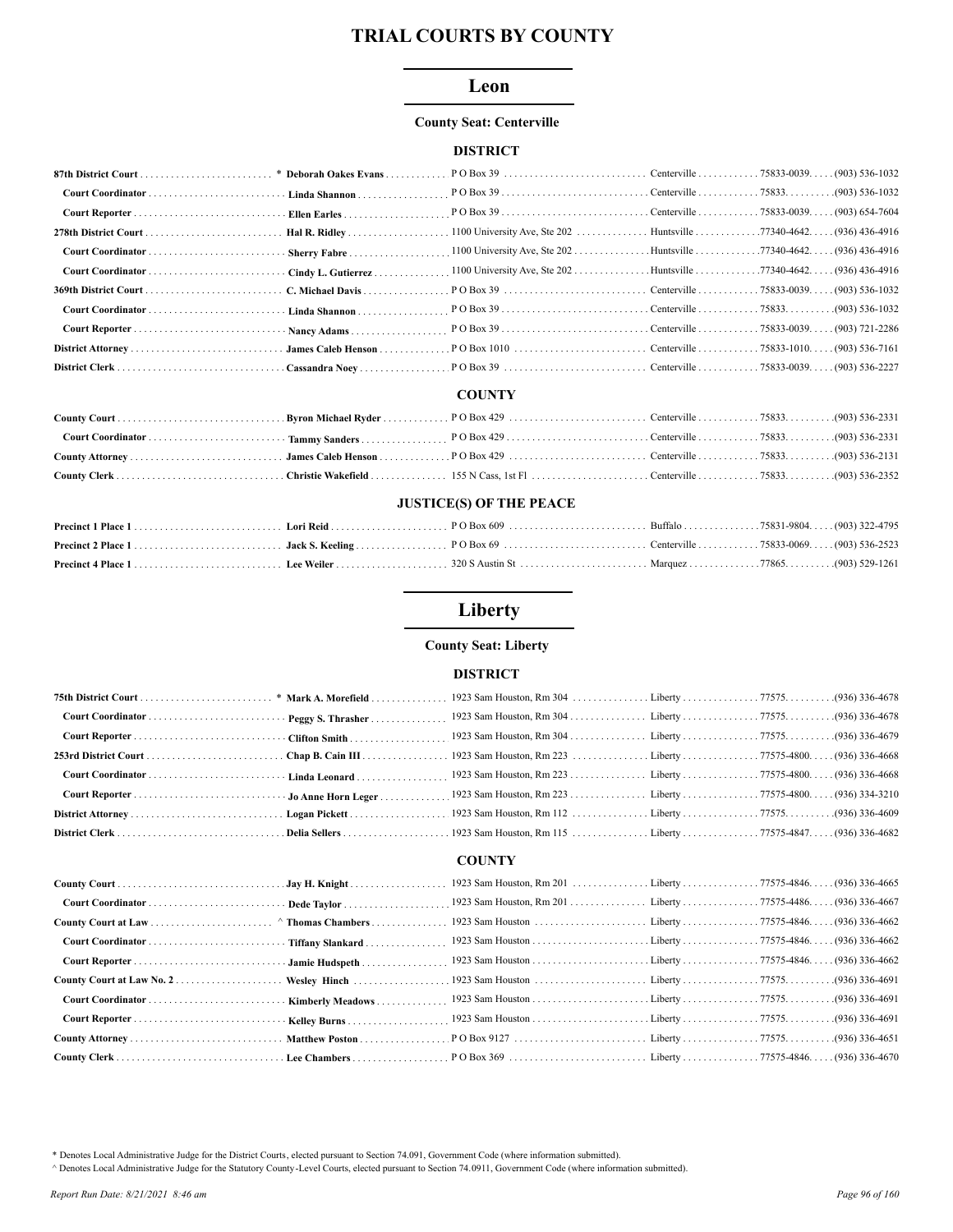# TRIAL COURTS BY COUNTY

## Leon

**County Seat: Centerville**

### DISTRICT

| | | | | | |
|---|---|---|---|---|---|
| **87th District Court** | * **Deborah Oakes Evans** | P O Box 39 | Centerville | 75833-0039 | (903) 536-1032 |
| **Court Coordinator** | **Linda Shannon** | P O Box 39 | Centerville | 75833 | (903) 536-1032 |
| **Court Reporter** | **Ellen Earles** | P O Box 39 | Centerville | 75833-0039 | (903) 654-7604 |
| **278th District Court** | **Hal R. Ridley** | 1100 University Ave, Ste 202 | Huntsville | 77340-4642 | (936) 436-4916 |
| **Court Coordinator** | **Sherry Fabre** | 1100 University Ave, Ste 202 | Huntsville | 77340-4642 | (936) 436-4916 |
| **Court Coordinator** | **Cindy L. Gutierrez** | 1100 University Ave, Ste 202 | Huntsville | 77340-4642 | (936) 436-4916 |
| **369th District Court** | **C. Michael Davis** | P O Box 39 | Centerville | 75833-0039 | (903) 536-1032 |
| **Court Coordinator** | **Linda Shannon** | P O Box 39 | Centerville | 75833 | (903) 536-1032 |
| **Court Reporter** | **Nancy Adams** | P O Box 39 | Centerville | 75833-0039 | (903) 721-2286 |
| **District Attorney** | **James Caleb Henson** | P O Box 1010 | Centerville | 75833-1010 | (903) 536-7161 |
| **District Clerk** | **Cassandra Noey** | P O Box 39 | Centerville | 75833-0039 | (903) 536-2227 |

### COUNTY

| | | | | | |
|---|---|---|---|---|---|
| **County Court** | **Byron Michael Ryder** | P O Box 429 | Centerville | 75833 | (903) 536-2331 |
| **Court Coordinator** | **Tammy Sanders** | P O Box 429 | Centerville | 75833 | (903) 536-2331 |
| **County Attorney** | **James Caleb Henson** | P O Box 429 | Centerville | 75833 | (903) 536-2131 |
| **County Clerk** | **Christie Wakefield** | 155 N Cass, 1st Fl | Centerville | 75833 | (903) 536-2352 |

### JUSTICE(S) OF THE PEACE

| | | | | | |
|---|---|---|---|---|---|
| **Precinct 1 Place 1** | **Lori Reid** | P O Box 609 | Buffalo | 75831-9804 | (903) 322-4795 |
| **Precinct 2 Place 1** | **Jack S. Keeling** | P O Box 69 | Centerville | 75833-0069 | (903) 536-2523 |
| **Precinct 4 Place 1** | **Lee Weiler** | 320 S Austin St | Marquez | 77865 | (903) 529-1261 |

## Liberty

**County Seat: Liberty**

### DISTRICT

| | | | | | |
|---|---|---|---|---|---|
| **75th District Court** | * **Mark A. Morefield** | 1923 Sam Houston, Rm 304 | Liberty | 77575 | (936) 336-4678 |
| **Court Coordinator** | **Peggy S. Thrasher** | 1923 Sam Houston, Rm 304 | Liberty | 77575 | (936) 336-4678 |
| **Court Reporter** | **Clifton Smith** | 1923 Sam Houston, Rm 304 | Liberty | 77575 | (936) 336-4679 |
| **253rd District Court** | **Chap B. Cain III** | 1923 Sam Houston, Rm 223 | Liberty | 77575-4800 | (936) 336-4668 |
| **Court Coordinator** | **Linda Leonard** | 1923 Sam Houston, Rm 223 | Liberty | 77575-4800 | (936) 336-4668 |
| **Court Reporter** | **Jo Anne Horn Leger** | 1923 Sam Houston, Rm 223 | Liberty | 77575-4800 | (936) 334-3210 |
| **District Attorney** | **Logan Pickett** | 1923 Sam Houston, Rm 112 | Liberty | 77575 | (936) 336-4609 |
| **District Clerk** | **Delia Sellers** | 1923 Sam Houston, Rm 115 | Liberty | 77575-4847 | (936) 336-4682 |

### COUNTY

| | | | | | |
|---|---|---|---|---|---|
| **County Court** | **Jay H. Knight** | 1923 Sam Houston, Rm 201 | Liberty | 77575-4846 | (936) 336-4665 |
| **Court Coordinator** | **Dede Taylor** | 1923 Sam Houston, Rm 201 | Liberty | 77575-4486 | (936) 336-4667 |
| **County Court at Law** | ^ **Thomas Chambers** | 1923 Sam Houston | Liberty | 77575-4846 | (936) 336-4662 |
| **Court Coordinator** | **Tiffany Slankard** | 1923 Sam Houston | Liberty | 77575-4846 | (936) 336-4662 |
| **Court Reporter** | **Jamie Hudspeth** | 1923 Sam Houston | Liberty | 77575-4846 | (936) 336-4662 |
| **County Court at Law No. 2** | **Wesley Hinch** | 1923 Sam Houston | Liberty | 77575 | (936) 336-4691 |
| **Court Coordinator** | **Kimberly Meadows** | 1923 Sam Houston | Liberty | 77575 | (936) 336-4691 |
| **Court Reporter** | **Kelley Burns** | 1923 Sam Houston | Liberty | 77575 | (936) 336-4691 |
| **County Attorney** | **Matthew Poston** | P O Box 9127 | Liberty | 77575 | (936) 336-4651 |
| **County Clerk** | **Lee Chambers** | P O Box 369 | Liberty | 77575-4846 | (936) 336-4670 |

\* Denotes Local Administrative Judge for the District Courts, elected pursuant to Section 74.091, Government Code (where information submitted).

^ Denotes Local Administrative Judge for the Statutory County-Level Courts, elected pursuant to Section 74.0911, Government Code (where information submitted).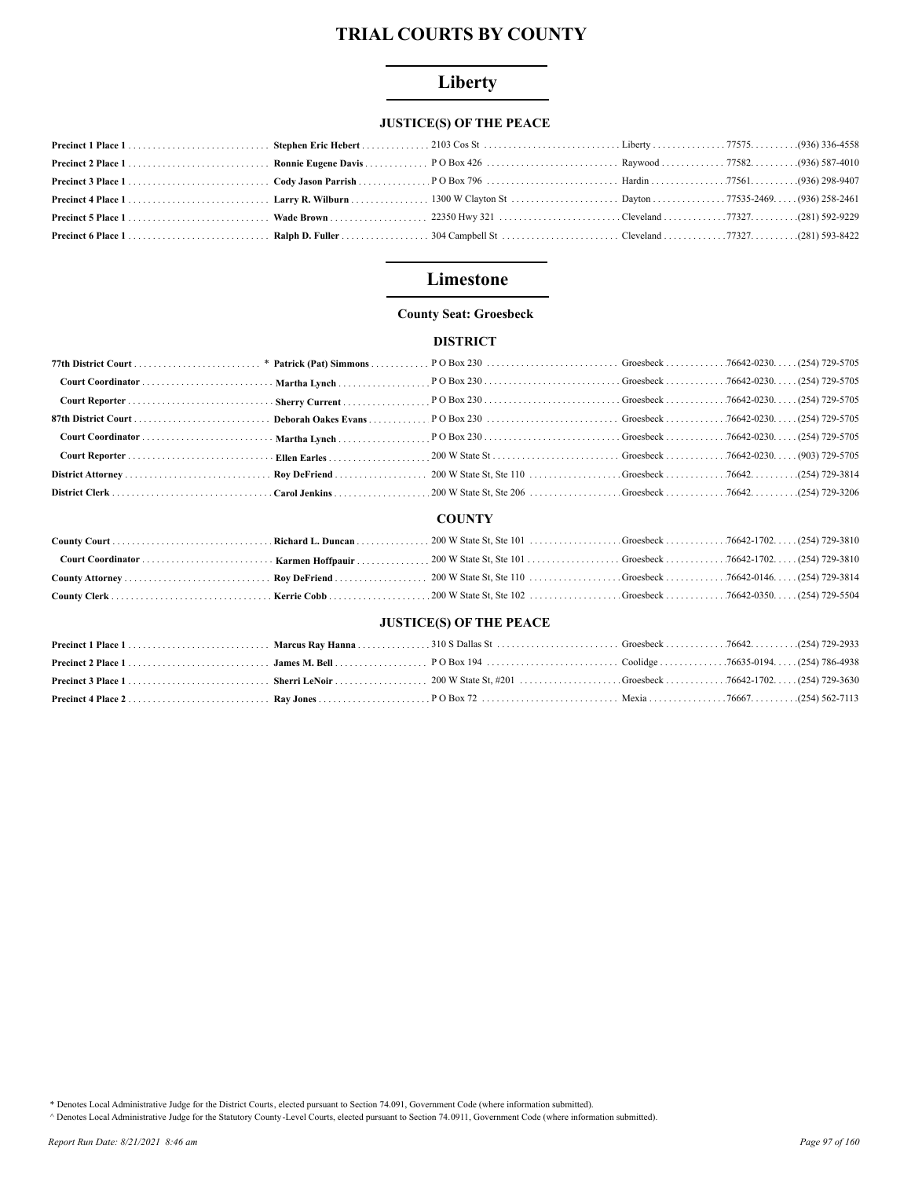# TRIAL COURTS BY COUNTY

## Liberty

### JUSTICE(S) OF THE PEACE

| Position | Name | Address | City | ZIP | Phone |
|---|---|---|---|---|---|
| **Precinct 1 Place 1** | **Stephen Eric Hebert** | 2103 Cos St | Liberty | 77575. | (936) 336-4558 |
| **Precinct 2 Place 1** | **Ronnie Eugene Davis** | P O Box 426 | Raywood | 77582. | (936) 587-4010 |
| **Precinct 3 Place 1** | **Cody Jason Parrish** | P O Box 796 | Hardin | 77561. | (936) 298-9407 |
| **Precinct 4 Place 1** | **Larry R. Wilburn** | 1300 W Clayton St | Dayton | 77535-2469. | (936) 258-2461 |
| **Precinct 5 Place 1** | **Wade Brown** | 22350 Hwy 321 | Cleveland | 77327. | (281) 592-9229 |
| **Precinct 6 Place 1** | **Ralph D. Fuller** | 304 Campbell St | Cleveland | 77327. | (281) 593-8422 |

## Limestone

**County Seat: Groesbeck**

### DISTRICT

| Position | Name | Address | City | ZIP | Phone |
|---|---|---|---|---|---|
| **77th District Court** | * **Patrick (Pat) Simmons** | P O Box 230 | Groesbeck | 76642-0230. | (254) 729-5705 |
| **Court Coordinator** | **Martha Lynch** | P O Box 230 | Groesbeck | 76642-0230. | (254) 729-5705 |
| **Court Reporter** | **Sherry Current** | P O Box 230 | Groesbeck | 76642-0230. | (254) 729-5705 |
| **87th District Court** | **Deborah Oakes Evans** | P O Box 230 | Groesbeck | 76642-0230. | (254) 729-5705 |
| **Court Coordinator** | **Martha Lynch** | P O Box 230 | Groesbeck | 76642-0230. | (254) 729-5705 |
| **Court Reporter** | **Ellen Earles** | 200 W State St | Groesbeck | 76642-0230. | (903) 729-5705 |
| **District Attorney** | **Roy DeFriend** | 200 W State St, Ste 110 | Groesbeck | 76642. | (254) 729-3814 |
| **District Clerk** | **Carol Jenkins** | 200 W State St, Ste 206 | Groesbeck | 76642. | (254) 729-3206 |

### COUNTY

| Position | Name | Address | City | ZIP | Phone |
|---|---|---|---|---|---|
| **County Court** | **Richard L. Duncan** | 200 W State St, Ste 101 | Groesbeck | 76642-1702. | (254) 729-3810 |
| **Court Coordinator** | **Karmen Hoffpauir** | 200 W State St, Ste 101 | Groesbeck | 76642-1702. | (254) 729-3810 |
| **County Attorney** | **Roy DeFriend** | 200 W State St, Ste 110 | Groesbeck | 76642-0146. | (254) 729-3814 |
| **County Clerk** | **Kerrie Cobb** | 200 W State St, Ste 102 | Groesbeck | 76642-0350. | (254) 729-5504 |

### JUSTICE(S) OF THE PEACE

| Position | Name | Address | City | ZIP | Phone |
|---|---|---|---|---|---|
| **Precinct 1 Place 1** | **Marcus Ray Hanna** | 310 S Dallas St | Groesbeck | 76642. | (254) 729-2933 |
| **Precinct 2 Place 1** | **James M. Bell** | P O Box 194 | Coolidge | 76635-0194. | (254) 786-4938 |
| **Precinct 3 Place 1** | **Sherri LeNoir** | 200 W State St, #201 | Groesbeck | 76642-1702. | (254) 729-3630 |
| **Precinct 4 Place 2** | **Ray Jones** | P O Box 72 | Mexia | 76667. | (254) 562-7113 |

\* Denotes Local Administrative Judge for the District Courts, elected pursuant to Section 74.091, Government Code (where information submitted).

^ Denotes Local Administrative Judge for the Statutory County-Level Courts, elected pursuant to Section 74.0911, Government Code (where information submitted).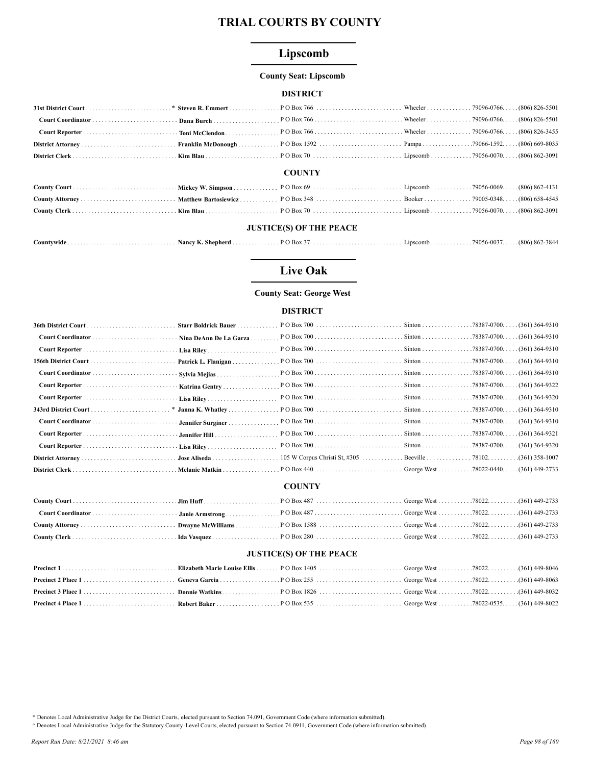# TRIAL COURTS BY COUNTY

## Lipscomb

**County Seat: Lipscomb**

### DISTRICT

| Court/Office | Name | Address | City | Zip | Phone |
|---|---|---|---|---|---|
| **31st District Court** | * **Steven R. Emmert** | P O Box 766 | Wheeler | 79096-0766. | (806) 826-5501 |
| **Court Coordinator** | **Dana Burch** | P O Box 766 | Wheeler | 79096-0766. | (806) 826-5501 |
| **Court Reporter** | **Toni McClendon** | P O Box 766 | Wheeler | 79096-0766. | (806) 826-3455 |
| **District Attorney** | **Franklin McDonough** | P O Box 1592 | Pampa | 79066-1592. | (806) 669-8035 |
| **District Clerk** | **Kim Blau** | P O Box 70 | Lipscomb | 79056-0070. | (806) 862-3091 |

### COUNTY

| Court/Office | Name | Address | City | Zip | Phone |
|---|---|---|---|---|---|
| **County Court** | **Mickey W. Simpson** | P O Box 69 | Lipscomb | 79056-0069. | (806) 862-4131 |
| **County Attorney** | **Matthew Bartosiewicz** | P O Box 348 | Booker | 79005-0348. | (806) 658-4545 |
| **County Clerk** | **Kim Blau** | P O Box 70 | Lipscomb | 79056-0070. | (806) 862-3091 |

### JUSTICE(S) OF THE PEACE

| Court/Office | Name | Address | City | Zip | Phone |
|---|---|---|---|---|---|
| **Countywide** | **Nancy K. Shepherd** | P O Box 37 | Lipscomb | 79056-0037. | (806) 862-3844 |

## Live Oak

**County Seat: George West**

### DISTRICT

| Court/Office | Name | Address | City | Zip | Phone |
|---|---|---|---|---|---|
| **36th District Court** | **Starr Boldrick Bauer** | P O Box 700 | Sinton | 78387-0700. | (361) 364-9310 |
| **Court Coordinator** | **Nina DeAnn De La Garza** | P O Box 700 | Sinton | 78387-0700. | (361) 364-9310 |
| **Court Reporter** | **Lisa Riley** | P O Box 700 | Sinton | 78387-0700. | (361) 364-9310 |
| **156th District Court** | **Patrick L. Flanigan** | P O Box 700 | Sinton | 78387-0700. | (361) 364-9310 |
| **Court Coordinator** | **Sylvia Mejias** | P O Box 700 | Sinton | 78387-0700. | (361) 364-9310 |
| **Court Reporter** | **Katrina Gentry** | P O Box 700 | Sinton | 78387-0700. | (361) 364-9322 |
| **Court Reporter** | **Lisa Riley** | P O Box 700 | Sinton | 78387-0700. | (361) 364-9320 |
| **343rd District Court** | * **Janna K. Whatley** | P O Box 700 | Sinton | 78387-0700. | (361) 364-9310 |
| **Court Coordinator** | **Jennifer Surginer** | P O Box 700 | Sinton | 78387-0700. | (361) 364-9310 |
| **Court Reporter** | **Jennifer Hill** | P O Box 700 | Sinton | 78387-0700. | (361) 364-9321 |
| **Court Reporter** | **Lisa Riley** | P O Box 700 | Sinton | 78387-0700. | (361) 364-9320 |
| **District Attorney** | **Jose Aliseda** | 105 W Corpus Christi St, #305 | Beeville | 78102. | (361) 358-1007 |
| **District Clerk** | **Melanie Matkin** | P O Box 440 | George West | 78022-0440. | (361) 449-2733 |

### COUNTY

| Court/Office | Name | Address | City | Zip | Phone |
|---|---|---|---|---|---|
| **County Court** | **Jim Huff** | P O Box 487 | George West | 78022. | (361) 449-2733 |
| **Court Coordinator** | **Janie Armstrong** | P O Box 487 | George West | 78022. | (361) 449-2733 |
| **County Attorney** | **Dwayne McWilliams** | P O Box 1588 | George West | 78022. | (361) 449-2733 |
| **County Clerk** | **Ida Vasquez** | P O Box 280 | George West | 78022. | (361) 449-2733 |

### JUSTICE(S) OF THE PEACE

| Court/Office | Name | Address | City | Zip | Phone |
|---|---|---|---|---|---|
| **Precinct 1** | **Elizabeth Marie Louise Ellis** | P O Box 1405 | George West | 78022. | (361) 449-8046 |
| **Precinct 2 Place 1** | **Geneva Garcia** | P O Box 255 | George West | 78022. | (361) 449-8063 |
| **Precinct 3 Place 1** | **Donnie Watkins** | P O Box 1826 | George West | 78022. | (361) 449-8032 |
| **Precinct 4 Place 1** | **Robert Baker** | P O Box 535 | George West | 78022-0535. | (361) 449-8022 |

\* Denotes Local Administrative Judge for the District Courts, elected pursuant to Section 74.091, Government Code (where information submitted).

^ Denotes Local Administrative Judge for the Statutory County-Level Courts, elected pursuant to Section 74.0911, Government Code (where information submitted).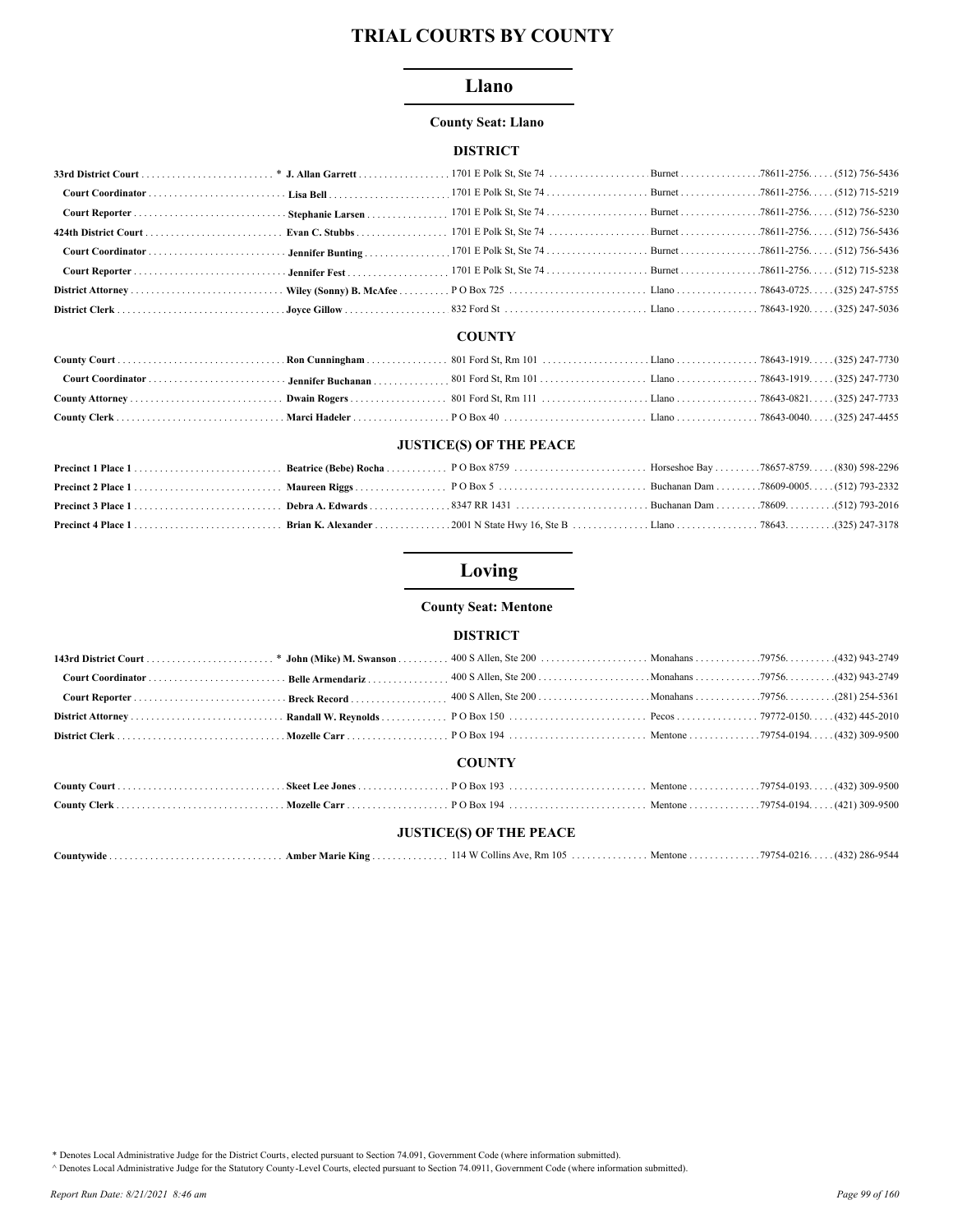# TRIAL COURTS BY COUNTY

## Llano

**County Seat: Llano**

### DISTRICT

| Position | Name | Address | City | Zip | Phone |
|---|---|---|---|---|---|
| **33rd District Court** | * **J. Allan Garrett** | 1701 E Polk St, Ste 74 | Burnet | 78611-2756 | (512) 756-5436 |
| **Court Coordinator** | **Lisa Bell** | 1701 E Polk St, Ste 74 | Burnet | 78611-2756 | (512) 715-5219 |
| **Court Reporter** | **Stephanie Larsen** | 1701 E Polk St, Ste 74 | Burnet | 78611-2756 | (512) 756-5230 |
| **424th District Court** | **Evan C. Stubbs** | 1701 E Polk St, Ste 74 | Burnet | 78611-2756 | (512) 756-5436 |
| **Court Coordinator** | **Jennifer Bunting** | 1701 E Polk St, Ste 74 | Burnet | 78611-2756 | (512) 756-5436 |
| **Court Reporter** | **Jennifer Fest** | 1701 E Polk St, Ste 74 | Burnet | 78611-2756 | (512) 715-5238 |
| **District Attorney** | **Wiley (Sonny) B. McAfee** | P O Box 725 | Llano | 78643-0725 | (325) 247-5755 |
| **District Clerk** | **Joyce Gillow** | 832 Ford St | Llano | 78643-1920 | (325) 247-5036 |

### COUNTY

| Position | Name | Address | City | Zip | Phone |
|---|---|---|---|---|---|
| **County Court** | **Ron Cunningham** | 801 Ford St, Rm 101 | Llano | 78643-1919 | (325) 247-7730 |
| **Court Coordinator** | **Jennifer Buchanan** | 801 Ford St, Rm 101 | Llano | 78643-1919 | (325) 247-7730 |
| **County Attorney** | **Dwain Rogers** | 801 Ford St, Rm 111 | Llano | 78643-0821 | (325) 247-7733 |
| **County Clerk** | **Marci Hadeler** | P O Box 40 | Llano | 78643-0040 | (325) 247-4455 |

### JUSTICE(S) OF THE PEACE

| Position | Name | Address | City | Zip | Phone |
|---|---|---|---|---|---|
| **Precinct 1 Place 1** | **Beatrice (Bebe) Rocha** | P O Box 8759 | Horseshoe Bay | 78657-8759 | (830) 598-2296 |
| **Precinct 2 Place 1** | **Maureen Riggs** | P O Box 5 | Buchanan Dam | 78609-0005 | (512) 793-2332 |
| **Precinct 3 Place 1** | **Debra A. Edwards** | 8347 RR 1431 | Buchanan Dam | 78609 | (512) 793-2016 |
| **Precinct 4 Place 1** | **Brian K. Alexander** | 2001 N State Hwy 16, Ste B | Llano | 78643 | (325) 247-3178 |

## Loving

**County Seat: Mentone**

### DISTRICT

| Position | Name | Address | City | Zip | Phone |
|---|---|---|---|---|---|
| **143rd District Court** | * **John (Mike) M. Swanson** | 400 S Allen, Ste 200 | Monahans | 79756 | (432) 943-2749 |
| **Court Coordinator** | **Belle Armendariz** | 400 S Allen, Ste 200 | Monahans | 79756 | (432) 943-2749 |
| **Court Reporter** | **Breck Record** | 400 S Allen, Ste 200 | Monahans | 79756 | (281) 254-5361 |
| **District Attorney** | **Randall W. Reynolds** | P O Box 150 | Pecos | 79772-0150 | (432) 445-2010 |
| **District Clerk** | **Mozelle Carr** | P O Box 194 | Mentone | 79754-0194 | (432) 309-9500 |

### COUNTY

| Position | Name | Address | City | Zip | Phone |
|---|---|---|---|---|---|
| **County Court** | **Skeet Lee Jones** | P O Box 193 | Mentone | 79754-0193 | (432) 309-9500 |
| **County Clerk** | **Mozelle Carr** | P O Box 194 | Mentone | 79754-0194 | (421) 309-9500 |

### JUSTICE(S) OF THE PEACE

| Position | Name | Address | City | Zip | Phone |
|---|---|---|---|---|---|
| **Countywide** | **Amber Marie King** | 114 W Collins Ave, Rm 105 | Mentone | 79754-0216 | (432) 286-9544 |

\* Denotes Local Administrative Judge for the District Courts, elected pursuant to Section 74.091, Government Code (where information submitted).

^ Denotes Local Administrative Judge for the Statutory County-Level Courts, elected pursuant to Section 74.0911, Government Code (where information submitted).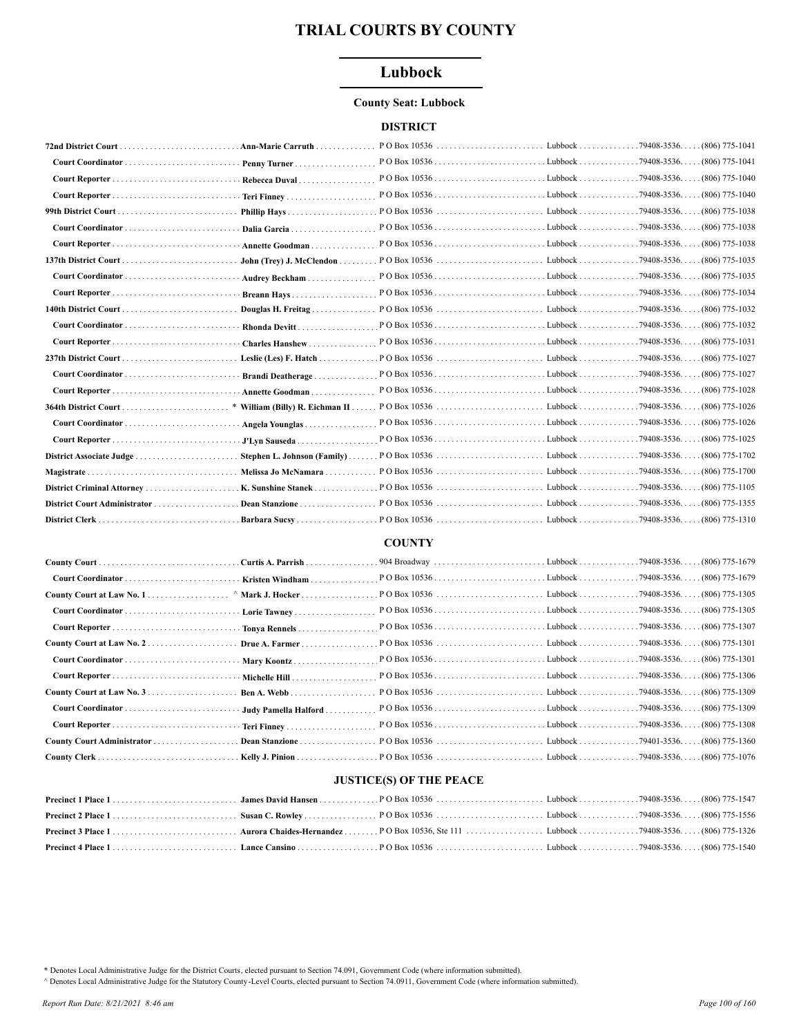# TRIAL COURTS BY COUNTY

## Lubbock

**County Seat: Lubbock**

### DISTRICT

| Court/Position | Name | Address | City | Zip | Phone |
|---|---|---|---|---|---|
| **72nd District Court** | **Ann-Marie Carruth** | P O Box 10536 | Lubbock | 79408-3536 | (806) 775-1041 |
| **Court Coordinator** | **Penny Turner** | P O Box 10536 | Lubbock | 79408-3536 | (806) 775-1041 |
| **Court Reporter** | **Rebecca Duval** | P O Box 10536 | Lubbock | 79408-3536 | (806) 775-1040 |
| **Court Reporter** | **Teri Finney** | P O Box 10536 | Lubbock | 79408-3536 | (806) 775-1040 |
| **99th District Court** | **Phillip Hays** | P O Box 10536 | Lubbock | 79408-3536 | (806) 775-1038 |
| **Court Coordinator** | **Dalia Garcia** | P O Box 10536 | Lubbock | 79408-3536 | (806) 775-1038 |
| **Court Reporter** | **Annette Goodman** | P O Box 10536 | Lubbock | 79408-3536 | (806) 775-1038 |
| **137th District Court** | **John (Trey) J. McClendon** | P O Box 10536 | Lubbock | 79408-3536 | (806) 775-1035 |
| **Court Coordinator** | **Audrey Beckham** | P O Box 10536 | Lubbock | 79408-3536 | (806) 775-1035 |
| **Court Reporter** | **Breann Hays** | P O Box 10536 | Lubbock | 79408-3536 | (806) 775-1034 |
| **140th District Court** | **Douglas H. Freitag** | P O Box 10536 | Lubbock | 79408-3536 | (806) 775-1032 |
| **Court Coordinator** | **Rhonda Devitt** | P O Box 10536 | Lubbock | 79408-3536 | (806) 775-1032 |
| **Court Reporter** | **Charles Hanshew** | P O Box 10536 | Lubbock | 79408-3536 | (806) 775-1031 |
| **237th District Court** | **Leslie (Les) F. Hatch** | P O Box 10536 | Lubbock | 79408-3536 | (806) 775-1027 |
| **Court Coordinator** | **Brandi Deatherage** | P O Box 10536 | Lubbock | 79408-3536 | (806) 775-1027 |
| **Court Reporter** | **Annette Goodman** | P O Box 10536 | Lubbock | 79408-3536 | (806) 775-1028 |
| **364th District Court** | * **William (Billy) R. Eichman II** | P O Box 10536 | Lubbock | 79408-3536 | (806) 775-1026 |
| **Court Coordinator** | **Angela Younglas** | P O Box 10536 | Lubbock | 79408-3536 | (806) 775-1026 |
| **Court Reporter** | **J'Lyn Sauseda** | P O Box 10536 | Lubbock | 79408-3536 | (806) 775-1025 |
| **District Associate Judge** | **Stephen L. Johnson (Family)** | P O Box 10536 | Lubbock | 79408-3536 | (806) 775-1702 |
| **Magistrate** | **Melissa Jo McNamara** | P O Box 10536 | Lubbock | 79408-3536 | (806) 775-1700 |
| **District Criminal Attorney** | **K. Sunshine Stanek** | P O Box 10536 | Lubbock | 79408-3536 | (806) 775-1105 |
| **District Court Administrator** | **Dean Stanzione** | P O Box 10536 | Lubbock | 79408-3536 | (806) 775-1355 |
| **District Clerk** | **Barbara Sucsy** | P O Box 10536 | Lubbock | 79408-3536 | (806) 775-1310 |

### COUNTY

| Court/Position | Name | Address | City | Zip | Phone |
|---|---|---|---|---|---|
| **County Court** | **Curtis A. Parrish** | 904 Broadway | Lubbock | 79408-3536 | (806) 775-1679 |
| **Court Coordinator** | **Kristen Windham** | P O Box 10536 | Lubbock | 79408-3536 | (806) 775-1679 |
| **County Court at Law No. 1** | ^ **Mark J. Hocker** | P O Box 10536 | Lubbock | 79408-3536 | (806) 775-1305 |
| **Court Coordinator** | **Lorie Tawney** | P O Box 10536 | Lubbock | 79408-3536 | (806) 775-1305 |
| **Court Reporter** | **Tonya Rennels** | P O Box 10536 | Lubbock | 79408-3536 | (806) 775-1307 |
| **County Court at Law No. 2** | **Drue A. Farmer** | P O Box 10536 | Lubbock | 79408-3536 | (806) 775-1301 |
| **Court Coordinator** | **Mary Koontz** | P O Box 10536 | Lubbock | 79408-3536 | (806) 775-1301 |
| **Court Reporter** | **Michelle Hill** | P O Box 10536 | Lubbock | 79408-3536 | (806) 775-1306 |
| **County Court at Law No. 3** | **Ben A. Webb** | P O Box 10536 | Lubbock | 79408-3536 | (806) 775-1309 |
| **Court Coordinator** | **Judy Pamella Halford** | P O Box 10536 | Lubbock | 79408-3536 | (806) 775-1309 |
| **Court Reporter** | **Teri Finney** | P O Box 10536 | Lubbock | 79408-3536 | (806) 775-1308 |
| **County Court Administrator** | **Dean Stanzione** | P O Box 10536 | Lubbock | 79401-3536 | (806) 775-1360 |
| **County Clerk** | **Kelly J. Pinion** | P O Box 10536 | Lubbock | 79408-3536 | (806) 775-1076 |

### JUSTICE(S) OF THE PEACE

| Court/Position | Name | Address | City | Zip | Phone |
|---|---|---|---|---|---|
| **Precinct 1 Place 1** | **James David Hansen** | P O Box 10536 | Lubbock | 79408-3536 | (806) 775-1547 |
| **Precinct 2 Place 1** | **Susan C. Rowley** | P O Box 10536 | Lubbock | 79408-3536 | (806) 775-1556 |
| **Precinct 3 Place 1** | **Aurora Chaides-Hernandez** | P O Box 10536, Ste 111 | Lubbock | 79408-3536 | (806) 775-1326 |
| **Precinct 4 Place 1** | **Lance Cansino** | P O Box 10536 | Lubbock | 79408-3536 | (806) 775-1540 |

* Denotes Local Administrative Judge for the District Courts, elected pursuant to Section 74.091, Government Code (where information submitted).

^ Denotes Local Administrative Judge for the Statutory County-Level Courts, elected pursuant to Section 74.0911, Government Code (where information submitted).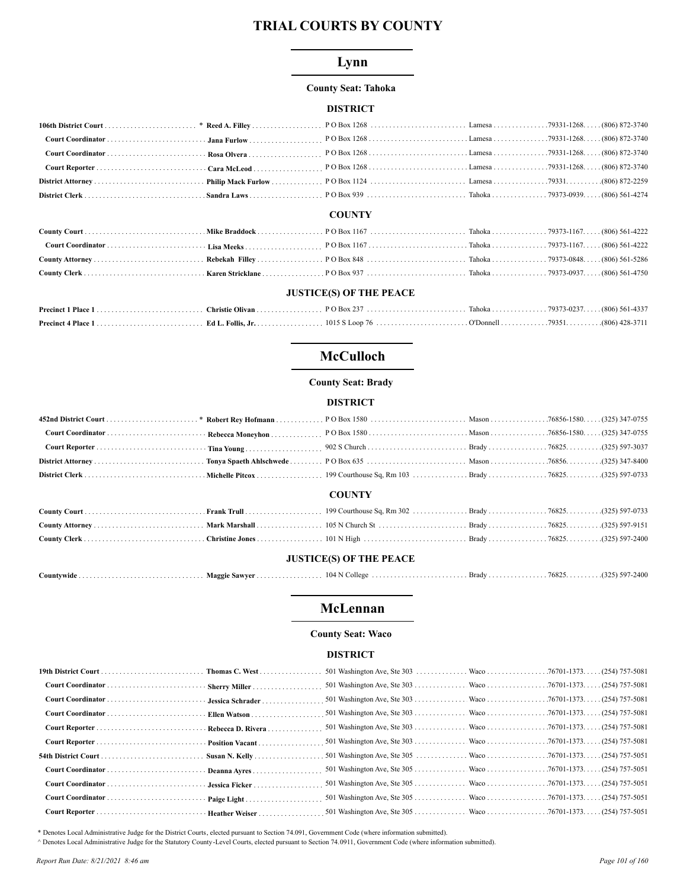# TRIAL COURTS BY COUNTY

## Lynn

**County Seat: Tahoka**

### DISTRICT

| Position | Name | Address | City | Zip | Phone |
|---|---|---|---|---|---|
| **106th District Court** * | **Reed A. Filley** | P O Box 1268 | Lamesa | 79331-1268. | (806) 872-3740 |
| **Court Coordinator** | **Jana Furlow** | P O Box 1268 | Lamesa | 79331-1268. | (806) 872-3740 |
| **Court Coordinator** | **Rosa Olvera** | P O Box 1268 | Lamesa | 79331-1268. | (806) 872-3740 |
| **Court Reporter** | **Cara McLeod** | P O Box 1268 | Lamesa | 79331-1268. | (806) 872-3740 |
| **District Attorney** | **Philip Mack Furlow** | P O Box 1124 | Lamesa | 79331. | (806) 872-2259 |
| **District Clerk** | **Sandra Laws** | P O Box 939 | Tahoka | 79373-0939. | (806) 561-4274 |

### COUNTY

| Position | Name | Address | City | Zip | Phone |
|---|---|---|---|---|---|
| **County Court** | **Mike Braddock** | P O Box 1167 | Tahoka | 79373-1167. | (806) 561-4222 |
| **Court Coordinator** | **Lisa Meeks** | P O Box 1167 | Tahoka | 79373-1167. | (806) 561-4222 |
| **County Attorney** | **Rebekah Filley** | P O Box 848 | Tahoka | 79373-0848. | (806) 561-5286 |
| **County Clerk** | **Karen Stricklane** | P O Box 937 | Tahoka | 79373-0937. | (806) 561-4750 |

### JUSTICE(S) OF THE PEACE

| Position | Name | Address | City | Zip | Phone |
|---|---|---|---|---|---|
| **Precinct 1 Place 1** | **Christie Olivan** | P O Box 237 | Tahoka | 79373-0237. | (806) 561-4337 |
| **Precinct 4 Place 1** | **Ed L. Follis, Jr.** | 1015 S Loop 76 | O'Donnell | 79351. | (806) 428-3711 |

## McCulloch

**County Seat: Brady**

### DISTRICT

| Position | Name | Address | City | Zip | Phone |
|---|---|---|---|---|---|
| **452nd District Court** * | **Robert Rey Hofmann** | P O Box 1580 | Mason | 76856-1580. | (325) 347-0755 |
| **Court Coordinator** | **Rebecca Moneyhon** | P O Box 1580 | Mason | 76856-1580. | (325) 347-0755 |
| **Court Reporter** | **Tina Young** | 902 S Church | Brady | 76825. | (325) 597-3037 |
| **District Attorney** | **Tonya Spaeth Ahlschwede** | P O Box 635 | Mason | 76856. | (325) 347-8400 |
| **District Clerk** | **Michelle Pitcox** | 199 Courthouse Sq, Rm 103 | Brady | 76825. | (325) 597-0733 |

### COUNTY

| Position | Name | Address | City | Zip | Phone |
|---|---|---|---|---|---|
| **County Court** | **Frank Trull** | 199 Courthouse Sq, Rm 302 | Brady | 76825. | (325) 597-0733 |
| **County Attorney** | **Mark Marshall** | 105 N Church St | Brady | 76825. | (325) 597-9151 |
| **County Clerk** | **Christine Jones** | 101 N High | Brady | 76825. | (325) 597-2400 |

### JUSTICE(S) OF THE PEACE

| Position | Name | Address | City | Zip | Phone |
|---|---|---|---|---|---|
| **Countywide** | **Maggie Sawyer** | 104 N College | Brady | 76825. | (325) 597-2400 |

## McLennan

**County Seat: Waco**

### DISTRICT

| Position | Name | Address | City | Zip | Phone |
|---|---|---|---|---|---|
| **19th District Court** | **Thomas C. West** | 501 Washington Ave, Ste 303 | Waco | 76701-1373. | (254) 757-5081 |
| **Court Coordinator** | **Sherry Miller** | 501 Washington Ave, Ste 303 | Waco | 76701-1373. | (254) 757-5081 |
| **Court Coordinator** | **Jessica Schrader** | 501 Washington Ave, Ste 303 | Waco | 76701-1373. | (254) 757-5081 |
| **Court Coordinator** | **Ellen Watson** | 501 Washington Ave, Ste 303 | Waco | 76701-1373. | (254) 757-5081 |
| **Court Reporter** | **Rebecca D. Rivera** | 501 Washington Ave, Ste 303 | Waco | 76701-1373. | (254) 757-5081 |
| **Court Reporter** | **Position Vacant** | 501 Washington Ave, Ste 303 | Waco | 76701-1373. | (254) 757-5081 |
| **54th District Court** | **Susan N. Kelly** | 501 Washington Ave, Ste 305 | Waco | 76701-1373. | (254) 757-5051 |
| **Court Coordinator** | **Deanna Ayres** | 501 Washington Ave, Ste 305 | Waco | 76701-1373. | (254) 757-5051 |
| **Court Coordinator** | **Jessica Ficker** | 501 Washington Ave, Ste 305 | Waco | 76701-1373. | (254) 757-5051 |
| **Court Coordinator** | **Paige Light** | 501 Washington Ave, Ste 305 | Waco | 76701-1373. | (254) 757-5051 |
| **Court Reporter** | **Heather Weiser** | 501 Washington Ave, Ste 305 | Waco | 76701-1373. | (254) 757-5051 |

\* Denotes Local Administrative Judge for the District Courts, elected pursuant to Section 74.091, Government Code (where information submitted).

^ Denotes Local Administrative Judge for the Statutory County-Level Courts, elected pursuant to Section 74.0911, Government Code (where information submitted).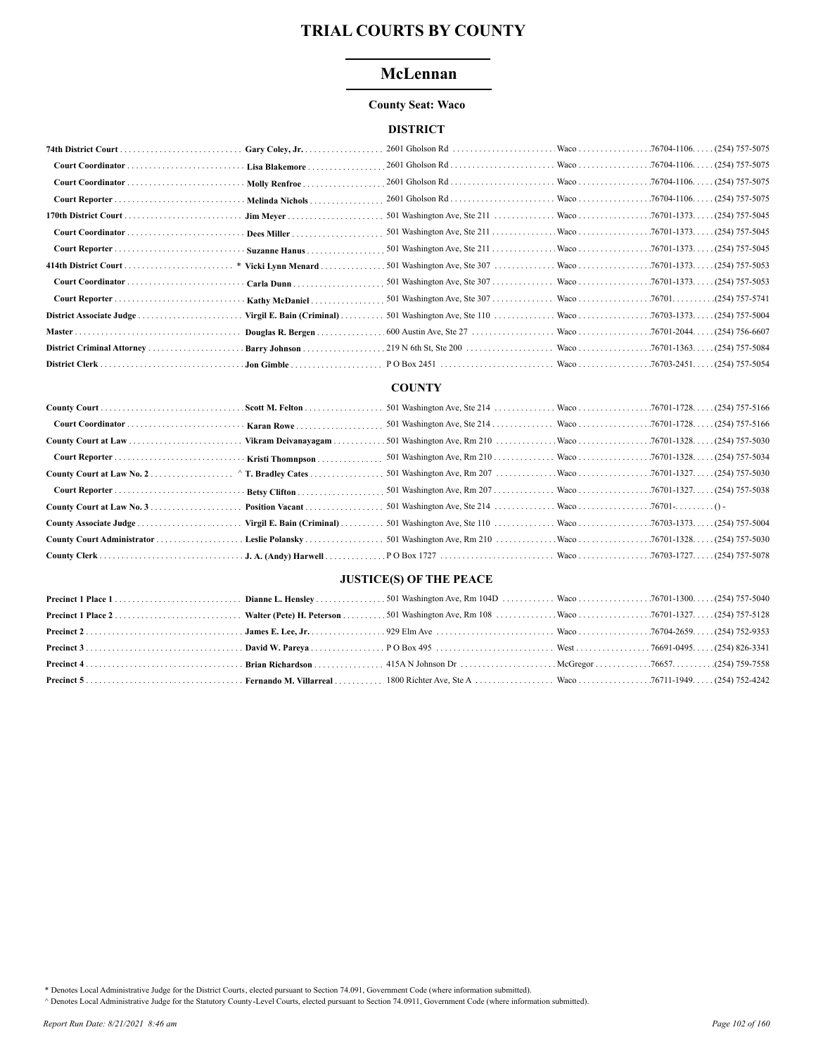# TRIAL COURTS BY COUNTY

## McLennan

**County Seat: Waco**

### DISTRICT

| Court | Name | Address | City | Zip | Phone |
|---|---|---|---|---|---|
| **74th District Court** | **Gary Coley, Jr.** | 2601 Gholson Rd | Waco | 76704-1106 | (254) 757-5075 |
| **Court Coordinator** | **Lisa Blakemore** | 2601 Gholson Rd | Waco | 76704-1106 | (254) 757-5075 |
| **Court Coordinator** | **Molly Renfroe** | 2601 Gholson Rd | Waco | 76704-1106 | (254) 757-5075 |
| **Court Reporter** | **Melinda Nichols** | 2601 Gholson Rd | Waco | 76704-1106 | (254) 757-5075 |
| **170th District Court** | **Jim Meyer** | 501 Washington Ave, Ste 211 | Waco | 76701-1373 | (254) 757-5045 |
| **Court Coordinator** | **Dees Miller** | 501 Washington Ave, Ste 211 | Waco | 76701-1373 | (254) 757-5045 |
| **Court Reporter** | **Suzanne Hanus** | 501 Washington Ave, Ste 211 | Waco | 76701-1373 | (254) 757-5045 |
| **414th District Court** | * **Vicki Lynn Menard** | 501 Washington Ave, Ste 307 | Waco | 76701-1373 | (254) 757-5053 |
| **Court Coordinator** | **Carla Dunn** | 501 Washington Ave, Ste 307 | Waco | 76701-1373 | (254) 757-5053 |
| **Court Reporter** | **Kathy McDaniel** | 501 Washington Ave, Ste 307 | Waco | 76701 | (254) 757-5741 |
| **District Associate Judge** | **Virgil E. Bain (Criminal)** | 501 Washington Ave, Ste 110 | Waco | 76703-1373 | (254) 757-5004 |
| **Master** | **Douglas R. Bergen** | 600 Austin Ave, Ste 27 | Waco | 76701-2044 | (254) 756-6607 |
| **District Criminal Attorney** | **Barry Johnson** | 219 N 6th St, Ste 200 | Waco | 76701-1363 | (254) 757-5084 |
| **District Clerk** | **Jon Gimble** | P O Box 2451 | Waco | 76703-2451 | (254) 757-5054 |

### COUNTY

| Court | Name | Address | City | Zip | Phone |
|---|---|---|---|---|---|
| **County Court** | **Scott M. Felton** | 501 Washington Ave, Ste 214 | Waco | 76701-1728 | (254) 757-5166 |
| **Court Coordinator** | **Karan Rowe** | 501 Washington Ave, Ste 214 | Waco | 76701-1728 | (254) 757-5166 |
| **County Court at Law** | **Vikram Deivanayagam** | 501 Washington Ave, Rm 210 | Waco | 76701-1328 | (254) 757-5030 |
| **Court Reporter** | **Kristi Thomnpson** | 501 Washington Ave, Rm 210 | Waco | 76701-1328 | (254) 757-5034 |
| **County Court at Law No. 2** | ^ **T. Bradley Cates** | 501 Washington Ave, Rm 207 | Waco | 76701-1327 | (254) 757-5030 |
| **Court Reporter** | **Betsy Clifton** | 501 Washington Ave, Rm 207 | Waco | 76701-1327 | (254) 757-5038 |
| **County Court at Law No. 3** | **Position Vacant** | 501 Washington Ave, Ste 214 | Waco | 76701- | () - |
| **County Associate Judge** | **Virgil E. Bain (Criminal)** | 501 Washington Ave, Ste 110 | Waco | 76703-1373 | (254) 757-5004 |
| **County Court Administrator** | **Leslie Polansky** | 501 Washington Ave, Rm 210 | Waco | 76701-1328 | (254) 757-5030 |
| **County Clerk** | **J. A. (Andy) Harwell** | P O Box 1727 | Waco | 76703-1727 | (254) 757-5078 |

### JUSTICE(S) OF THE PEACE

| Court | Name | Address | City | Zip | Phone |
|---|---|---|---|---|---|
| **Precinct 1 Place 1** | **Dianne L. Hensley** | 501 Washington Ave, Rm 104D | Waco | 76701-1300 | (254) 757-5040 |
| **Precinct 1 Place 2** | **Walter (Pete) H. Peterson** | 501 Washington Ave, Rm 108 | Waco | 76701-1327 | (254) 757-5128 |
| **Precinct 2** | **James E. Lee, Jr.** | 929 Elm Ave | Waco | 76704-2659 | (254) 752-9353 |
| **Precinct 3** | **David W. Pareya** | P O Box 495 | West | 76691-0495 | (254) 826-3341 |
| **Precinct 4** | **Brian Richardson** | 415A N Johnson Dr | McGregor | 76657 | (254) 759-7558 |
| **Precinct 5** | **Fernando M. Villarreal** | 1800 Richter Ave, Ste A | Waco | 76711-1949 | (254) 752-4242 |

\* Denotes Local Administrative Judge for the District Courts, elected pursuant to Section 74.091, Government Code (where information submitted).

^ Denotes Local Administrative Judge for the Statutory County-Level Courts, elected pursuant to Section 74.0911, Government Code (where information submitted).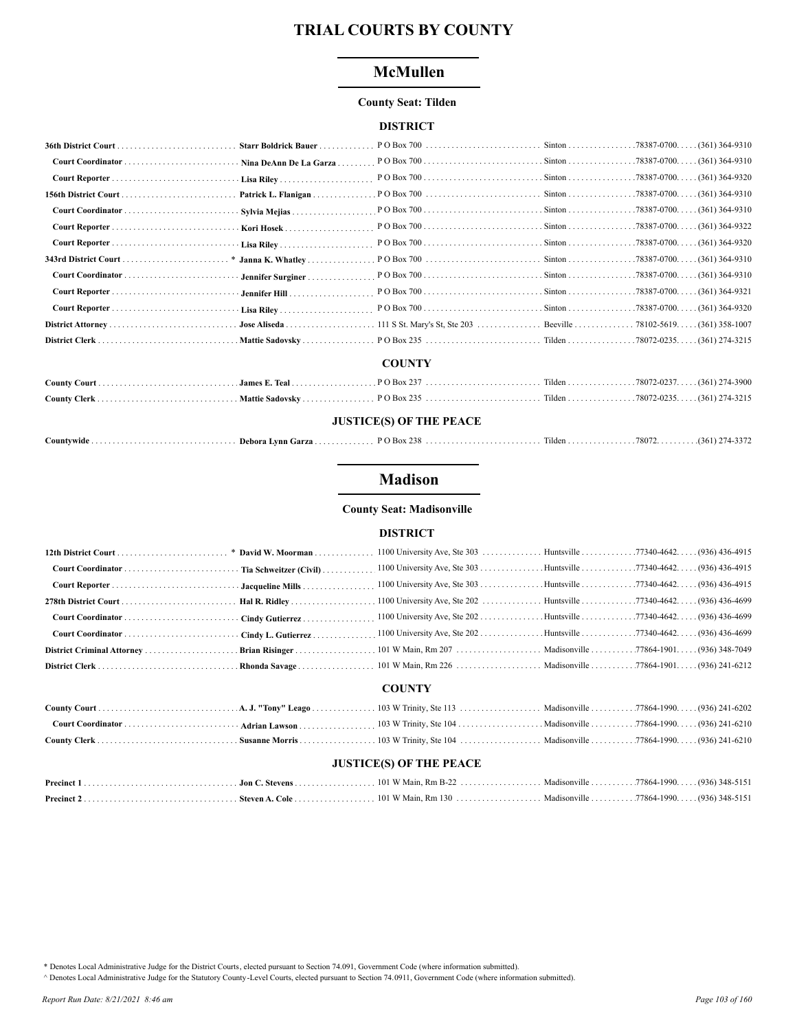# TRIAL COURTS BY COUNTY

## McMullen

**County Seat: Tilden**

### DISTRICT

| Court/Position | Name | Address | City | Zip | Phone |
|---|---|---|---|---|---|
| **36th District Court** | **Starr Boldrick Bauer** | P O Box 700 | Sinton | 78387-0700. | (361) 364-9310 |
| **Court Coordinator** | **Nina DeAnn De La Garza** | P O Box 700 | Sinton | 78387-0700. | (361) 364-9310 |
| **Court Reporter** | **Lisa Riley** | P O Box 700 | Sinton | 78387-0700. | (361) 364-9320 |
| **156th District Court** | **Patrick L. Flanigan** | P O Box 700 | Sinton | 78387-0700. | (361) 364-9310 |
| **Court Coordinator** | **Sylvia Mejias** | P O Box 700 | Sinton | 78387-0700. | (361) 364-9310 |
| **Court Reporter** | **Kori Hosek** | P O Box 700 | Sinton | 78387-0700. | (361) 364-9322 |
| **Court Reporter** | **Lisa Riley** | P O Box 700 | Sinton | 78387-0700. | (361) 364-9320 |
| **343rd District Court** | * **Janna K. Whatley** | P O Box 700 | Sinton | 78387-0700. | (361) 364-9310 |
| **Court Coordinator** | **Jennifer Surginer** | P O Box 700 | Sinton | 78387-0700. | (361) 364-9310 |
| **Court Reporter** | **Jennifer Hill** | P O Box 700 | Sinton | 78387-0700. | (361) 364-9321 |
| **Court Reporter** | **Lisa Riley** | P O Box 700 | Sinton | 78387-0700. | (361) 364-9320 |
| **District Attorney** | **Jose Aliseda** | 111 S St. Mary's St, Ste 203 | Beeville | 78102-5619. | (361) 358-1007 |
| **District Clerk** | **Mattie Sadovsky** | P O Box 235 | Tilden | 78072-0235. | (361) 274-3215 |

### COUNTY

| Court/Position | Name | Address | City | Zip | Phone |
|---|---|---|---|---|---|
| **County Court** | **James E. Teal** | P O Box 237 | Tilden | 78072-0237. | (361) 274-3900 |
| **County Clerk** | **Mattie Sadovsky** | P O Box 235 | Tilden | 78072-0235. | (361) 274-3215 |

### JUSTICE(S) OF THE PEACE

| Court/Position | Name | Address | City | Zip | Phone |
|---|---|---|---|---|---|
| **Countywide** | **Debora Lynn Garza** | P O Box 238 | Tilden | 78072. | (361) 274-3372 |

## Madison

**County Seat: Madisonville**

### DISTRICT

| Court/Position | Name | Address | City | Zip | Phone |
|---|---|---|---|---|---|
| **12th District Court** | * **David W. Moorman** | 1100 University Ave, Ste 303 | Huntsville | 77340-4642. | (936) 436-4915 |
| **Court Coordinator** | **Tia Schweitzer (Civil)** | 1100 University Ave, Ste 303 | Huntsville | 77340-4642. | (936) 436-4915 |
| **Court Reporter** | **Jacqueline Mills** | 1100 University Ave, Ste 303 | Huntsville | 77340-4642. | (936) 436-4915 |
| **278th District Court** | **Hal R. Ridley** | 1100 University Ave, Ste 202 | Huntsville | 77340-4642. | (936) 436-4699 |
| **Court Coordinator** | **Cindy Gutierrez** | 1100 University Ave, Ste 202 | Huntsville | 77340-4642. | (936) 436-4699 |
| **Court Coordinator** | **Cindy L. Gutierrez** | 1100 University Ave, Ste 202 | Huntsville | 77340-4642. | (936) 436-4699 |
| **District Criminal Attorney** | **Brian Risinger** | 101 W Main, Rm 207 | Madisonville | 77864-1901. | (936) 348-7049 |
| **District Clerk** | **Rhonda Savage** | 101 W Main, Rm 226 | Madisonville | 77864-1901. | (936) 241-6212 |

### COUNTY

| Court/Position | Name | Address | City | Zip | Phone |
|---|---|---|---|---|---|
| **County Court** | **A. J. "Tony" Leago** | 103 W Trinity, Ste 113 | Madisonville | 77864-1990. | (936) 241-6202 |
| **Court Coordinator** | **Adrian Lawson** | 103 W Trinity, Ste 104 | Madisonville | 77864-1990. | (936) 241-6210 |
| **County Clerk** | **Susanne Morris** | 103 W Trinity, Ste 104 | Madisonville | 77864-1990. | (936) 241-6210 |

### JUSTICE(S) OF THE PEACE

| Court/Position | Name | Address | City | Zip | Phone |
|---|---|---|---|---|---|
| **Precinct 1** | **Jon C. Stevens** | 101 W Main, Rm B-22 | Madisonville | 77864-1990. | (936) 348-5151 |
| **Precinct 2** | **Steven A. Cole** | 101 W Main, Rm 130 | Madisonville | 77864-1990. | (936) 348-5151 |

* Denotes Local Administrative Judge for the District Courts, elected pursuant to Section 74.091, Government Code (where information submitted).

^ Denotes Local Administrative Judge for the Statutory County-Level Courts, elected pursuant to Section 74.0911, Government Code (where information submitted).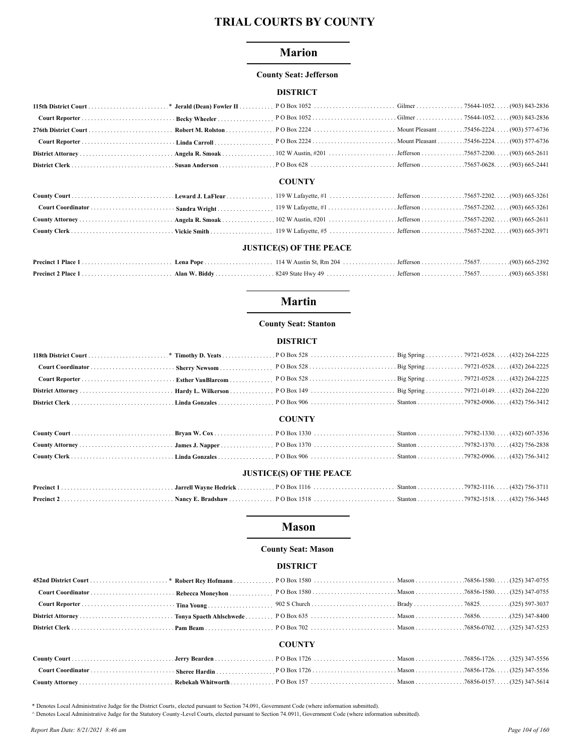# TRIAL COURTS BY COUNTY

## Marion

**County Seat: Jefferson**

### DISTRICT

| | | | | | |
|---|---|---|---|---|---|
| **115th District Court** * | **Jerald (Dean) Fowler II** | P O Box 1052 | Gilmer | 75644-1052 | (903) 843-2836 |
| **Court Reporter** | **Becky Wheeler** | P O Box 1052 | Gilmer | 75644-1052 | (903) 843-2836 |
| **276th District Court** | **Robert M. Rolston** | P O Box 2224 | Mount Pleasant | 75456-2224 | (903) 577-6736 |
| **Court Reporter** | **Linda Carroll** | P O Box 2224 | Mount Pleasant | 75456-2224 | (903) 577-6736 |
| **District Attorney** | **Angela R. Smoak** | 102 W Austin, #201 | Jefferson | 75657-2200 | (903) 665-2611 |
| **District Clerk** | **Susan Anderson** | P O Box 628 | Jefferson | 75657-0628 | (903) 665-2441 |

### COUNTY

| | | | | | |
|---|---|---|---|---|---|
| **County Court** | **Leward J. LaFleur** | 119 W Lafayette, #1 | Jefferson | 75657-2202 | (903) 665-3261 |
| **Court Coordinator** | **Sandra Wright** | 119 W Lafayette, #1 | Jefferson | 75657-2202 | (903) 665-3261 |
| **County Attorney** | **Angela R. Smoak** | 102 W Austin, #201 | Jefferson | 75657-2202 | (903) 665-2611 |
| **County Clerk** | **Vickie Smith** | 119 W Lafayette, #5 | Jefferson | 75657-2202 | (903) 665-3971 |

### JUSTICE(S) OF THE PEACE

| | | | | | |
|---|---|---|---|---|---|
| **Precinct 1 Place 1** | **Lena Pope** | 114 W Austin St, Rm 204 | Jefferson | 75657 | (903) 665-2392 |
| **Precinct 2 Place 1** | **Alan W. Biddy** | 8249 State Hwy 49 | Jefferson | 75657 | (903) 665-3581 |

## Martin

**County Seat: Stanton**

### DISTRICT

| | | | | | |
|---|---|---|---|---|---|
| **118th District Court** * | **Timothy D. Yeats** | P O Box 528 | Big Spring | 79721-0528 | (432) 264-2225 |
| **Court Coordinator** | **Sherry Newsom** | P O Box 528 | Big Spring | 79721-0528 | (432) 264-2225 |
| **Court Reporter** | **Esther VanBlarcom** | P O Box 528 | Big Spring | 79721-0528 | (432) 264-2225 |
| **District Attorney** | **Hardy L. Wilkerson** | P O Box 149 | Big Spring | 79721-0149 | (432) 264-2220 |
| **District Clerk** | **Linda Gonzales** | P O Box 906 | Stanton | 79782-0906 | (432) 756-3412 |

### COUNTY

| | | | | | |
|---|---|---|---|---|---|
| **County Court** | **Bryan W. Cox** | P O Box 1330 | Stanton | 79782-1330 | (432) 607-3536 |
| **County Attorney** | **James J. Napper** | P O Box 1370 | Stanton | 79782-1370 | (432) 756-2838 |
| **County Clerk** | **Linda Gonzales** | P O Box 906 | Stanton | 79782-0906 | (432) 756-3412 |

### JUSTICE(S) OF THE PEACE

| | | | | | |
|---|---|---|---|---|---|
| **Precinct 1** | **Jarrell Wayne Hedrick** | P O Box 1116 | Stanton | 79782-1116 | (432) 756-3711 |
| **Precinct 2** | **Nancy E. Bradshaw** | P O Box 1518 | Stanton | 79782-1518 | (432) 756-3445 |

## Mason

**County Seat: Mason**

### DISTRICT

| | | | | | |
|---|---|---|---|---|---|
| **452nd District Court** * | **Robert Rey Hofmann** | P O Box 1580 | Mason | 76856-1580 | (325) 347-0755 |
| **Court Coordinator** | **Rebecca Moneyhon** | P O Box 1580 | Mason | 76856-1580 | (325) 347-0755 |
| **Court Reporter** | **Tina Young** | 902 S Church | Brady | 76825 | (325) 597-3037 |
| **District Attorney** | **Tonya Spaeth Ahlschwede** | P O Box 635 | Mason | 76856 | (325) 347-8400 |
| **District Clerk** | **Pam Beam** | P O Box 702 | Mason | 76856-0702 | (325) 347-5253 |

### COUNTY

| | | | | | |
|---|---|---|---|---|---|
| **County Court** | **Jerry Bearden** | P O Box 1726 | Mason | 76856-1726 | (325) 347-5556 |
| **Court Coordinator** | **Sheree Hardin** | P O Box 1726 | Mason | 76856-1726 | (325) 347-5556 |
| **County Attorney** | **Rebekah Whitworth** | P O Box 157 | Mason | 76856-0157 | (325) 347-5614 |

\* Denotes Local Administrative Judge for the District Courts, elected pursuant to Section 74.091, Government Code (where information submitted).

^ Denotes Local Administrative Judge for the Statutory County-Level Courts, elected pursuant to Section 74.0911, Government Code (where information submitted).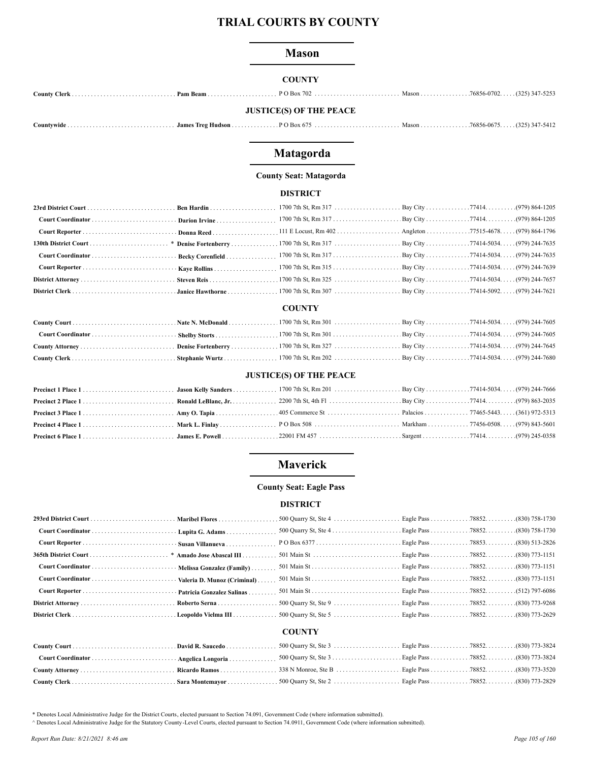# TRIAL COURTS BY COUNTY

## Mason

### COUNTY

| | | | | | |
|---|---|---|---|---|---|
| **County Clerk** | **Pam Beam** | P O Box 702 | Mason | 76856-0702 | (325) 347-5253 |

### JUSTICE(S) OF THE PEACE

| | | | | | |
|---|---|---|---|---|---|
| **Countywide** | **James Treg Hudson** | P O Box 675 | Mason | 76856-0675 | (325) 347-5412 |

## Matagorda

**County Seat: Matagorda**

### DISTRICT

| | | | | | |
|---|---|---|---|---|---|
| **23rd District Court** | **Ben Hardin** | 1700 7th St, Rm 317 | Bay City | 77414 | (979) 864-1205 |
| **Court Coordinator** | **Darion Irvine** | 1700 7th St, Rm 317 | Bay City | 77414 | (979) 864-1205 |
| **Court Reporter** | **Donna Reed** | 111 E Locust, Rm 402 | Angleton | 77515-4678 | (979) 864-1796 |
| **130th District Court** | * **Denise Fortenberry** | 1700 7th St, Rm 317 | Bay City | 77414-5034 | (979) 244-7635 |
| **Court Coordinator** | **Becky Corenfield** | 1700 7th St, Rm 317 | Bay City | 77414-5034 | (979) 244-7635 |
| **Court Reporter** | **Kaye Rollins** | 1700 7th St, Rm 315 | Bay City | 77414-5034 | (979) 244-7639 |
| **District Attorney** | **Steven Reis** | 1700 7th St, Rm 325 | Bay City | 77414-5034 | (979) 244-7657 |
| **District Clerk** | **Janice Hawthorne** | 1700 7th St, Rm 307 | Bay City | 77414-5092 | (979) 244-7621 |

### COUNTY

| | | | | | |
|---|---|---|---|---|---|
| **County Court** | **Nate N. McDonald** | 1700 7th St, Rm 301 | Bay City | 77414-5034 | (979) 244-7605 |
| **Court Coordinator** | **Shelby Storts** | 1700 7th St, Rm 301 | Bay City | 77414-5034 | (979) 244-7605 |
| **County Attorney** | **Denise Fortenberry** | 1700 7th St, Rm 327 | Bay City | 77414-5034 | (979) 244-7645 |
| **County Clerk** | **Stephanie Wurtz** | 1700 7th St, Rm 202 | Bay City | 77414-5034 | (979) 244-7680 |

### JUSTICE(S) OF THE PEACE

| | | | | | |
|---|---|---|---|---|---|
| **Precinct 1 Place 1** | **Jason Kelly Sanders** | 1700 7th St, Rm 201 | Bay City | 77414-5034 | (979) 244-7666 |
| **Precinct 2 Place 1** | **Ronald LeBlanc, Jr.** | 2200 7th St, 4th Fl | Bay City | 77414 | (979) 863-2035 |
| **Precinct 3 Place 1** | **Amy O. Tapia** | 405 Commerce St | Palacios | 77465-5443 | (361) 972-5313 |
| **Precinct 4 Place 1** | **Mark L. Finlay** | P O Box 508 | Markham | 77456-0508 | (979) 843-5601 |
| **Precinct 6 Place 1** | **James E. Powell** | 22001 FM 457 | Sargent | 77414 | (979) 245-0358 |

## Maverick

**County Seat: Eagle Pass**

### DISTRICT

| | | | | | |
|---|---|---|---|---|---|
| **293rd District Court** | **Maribel Flores** | 500 Quarry St, Ste 4 | Eagle Pass | 78852 | (830) 758-1730 |
| **Court Coordinator** | **Lupita G. Adams** | 500 Quarry St, Ste 4 | Eagle Pass | 78852 | (830) 758-1730 |
| **Court Reporter** | **Susan Villanueva** | P O Box 6377 | Eagle Pass | 78853 | (830) 513-2826 |
| **365th District Court** | * **Amado Jose Abascal III** | 501 Main St | Eagle Pass | 78852 | (830) 773-1151 |
| **Court Coordinator** | **Melissa Gonzalez (Family)** | 501 Main St | Eagle Pass | 78852 | (830) 773-1151 |
| **Court Coordinator** | **Valeria D. Munoz (Criminal)** | 501 Main St | Eagle Pass | 78852 | (830) 773-1151 |
| **Court Reporter** | **Patricia Gonzalez Salinas** | 501 Main St | Eagle Pass | 78852 | (512) 797-6086 |
| **District Attorney** | **Roberto Serna** | 500 Quarry St, Ste 9 | Eagle Pass | 78852 | (830) 773-9268 |
| **District Clerk** | **Leopoldo Vielma III** | 500 Quarry St, Ste 5 | Eagle Pass | 78852 | (830) 773-2629 |

### COUNTY

| | | | | | |
|---|---|---|---|---|---|
| **County Court** | **David R. Saucedo** | 500 Quarry St, Ste 3 | Eagle Pass | 78852 | (830) 773-3824 |
| **Court Coordinator** | **Angelica Longoria** | 500 Quarry St, Ste 3 | Eagle Pass | 78852 | (830) 773-3824 |
| **County Attorney** | **Ricardo Ramos** | 338 N Monroe, Ste B | Eagle Pass | 78852 | (830) 773-3520 |
| **County Clerk** | **Sara Montemayor** | 500 Quarry St, Ste 2 | Eagle Pass | 78852 | (830) 773-2829 |

\* Denotes Local Administrative Judge for the District Courts, elected pursuant to Section 74.091, Government Code (where information submitted).

^ Denotes Local Administrative Judge for the Statutory County-Level Courts, elected pursuant to Section 74.0911, Government Code (where information submitted).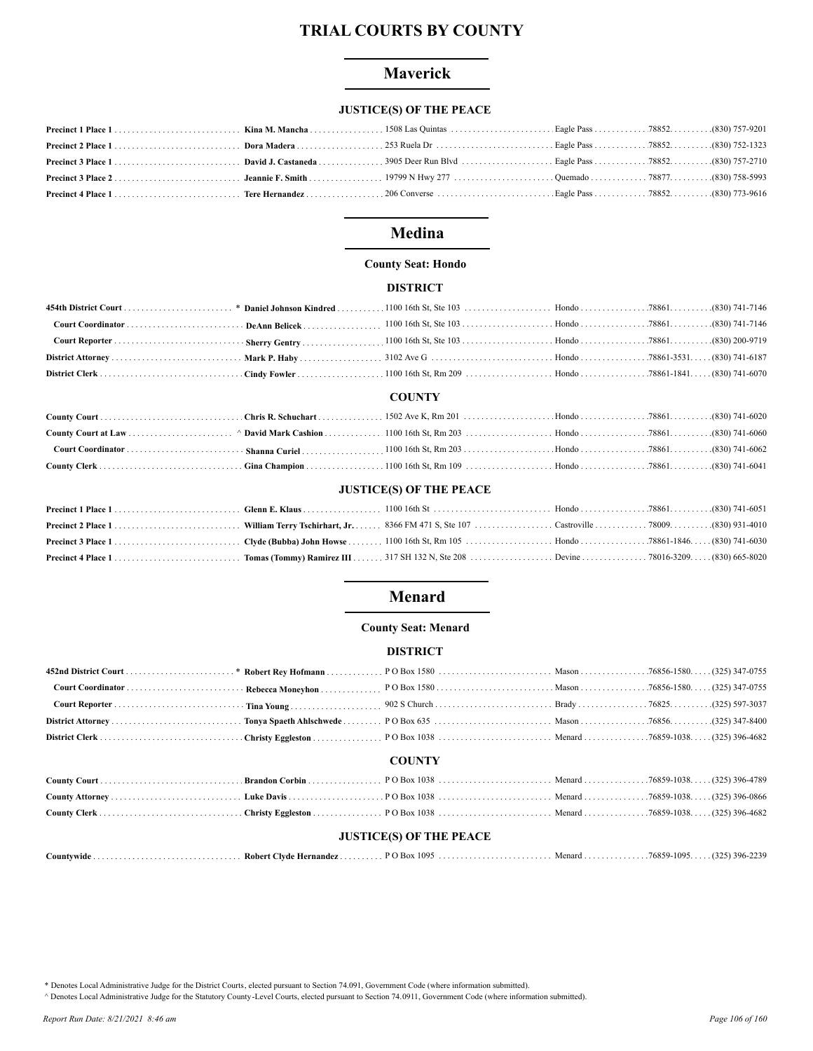# TRIAL COURTS BY COUNTY

## Maverick

### JUSTICE(S) OF THE PEACE

| | | | | | |
|---|---|---|---|---|---|
| **Precinct 1 Place 1** | **Kina M. Mancha** | 1508 Las Quintas | Eagle Pass | 78852. | (830) 757-9201 |
| **Precinct 2 Place 1** | **Dora Madera** | 253 Ruela Dr | Eagle Pass | 78852. | (830) 752-1323 |
| **Precinct 3 Place 1** | **David J. Castaneda** | 3905 Deer Run Blvd | Eagle Pass | 78852. | (830) 757-2710 |
| **Precinct 3 Place 2** | **Jeannie F. Smith** | 19799 N Hwy 277 | Quemado | 78877. | (830) 758-5993 |
| **Precinct 4 Place 1** | **Tere Hernandez** | 206 Converse | Eagle Pass | 78852. | (830) 773-9616 |

## Medina

**County Seat: Hondo**

### DISTRICT

| | | | | | |
|---|---|---|---|---|---|
| **454th District Court** | * **Daniel Johnson Kindred** | 1100 16th St, Ste 103 | Hondo | 78861. | (830) 741-7146 |
| **Court Coordinator** | **DeAnn Belicek** | 1100 16th St, Ste 103 | Hondo | 78861. | (830) 741-7146 |
| **Court Reporter** | **Sherry Gentry** | 1100 16th St, Ste 103 | Hondo | 78861. | (830) 200-9719 |
| **District Attorney** | **Mark P. Haby** | 3102 Ave G | Hondo | 78861-3531. | (830) 741-6187 |
| **District Clerk** | **Cindy Fowler** | 1100 16th St, Rm 209 | Hondo | 78861-1841. | (830) 741-6070 |

### COUNTY

| | | | | | |
|---|---|---|---|---|---|
| **County Court** | **Chris R. Schuchart** | 1502 Ave K, Rm 201 | Hondo | 78861. | (830) 741-6020 |
| **County Court at Law** | ^ **David Mark Cashion** | 1100 16th St, Rm 203 | Hondo | 78861. | (830) 741-6060 |
| **Court Coordinator** | **Shanna Curiel** | 1100 16th St, Rm 203 | Hondo | 78861. | (830) 741-6062 |
| **County Clerk** | **Gina Champion** | 1100 16th St, Rm 109 | Hondo | 78861. | (830) 741-6041 |

### JUSTICE(S) OF THE PEACE

| | | | | | |
|---|---|---|---|---|---|
| **Precinct 1 Place 1** | **Glenn E. Klaus** | 1100 16th St | Hondo | 78861. | (830) 741-6051 |
| **Precinct 2 Place 1** | **William Terry Tschirhart, Jr.** | 8366 FM 471 S, Ste 107 | Castroville | 78009. | (830) 931-4010 |
| **Precinct 3 Place 1** | **Clyde (Bubba) John Howse** | 1100 16th St, Rm 105 | Hondo | 78861-1846. | (830) 741-6030 |
| **Precinct 4 Place 1** | **Tomas (Tommy) Ramirez III** | 317 SH 132 N, Ste 208 | Devine | 78016-3209. | (830) 665-8020 |

## Menard

**County Seat: Menard**

### DISTRICT

| | | | | | |
|---|---|---|---|---|---|
| **452nd District Court** | * **Robert Rey Hofmann** | P O Box 1580 | Mason | 76856-1580. | (325) 347-0755 |
| **Court Coordinator** | **Rebecca Moneyhon** | P O Box 1580 | Mason | 76856-1580. | (325) 347-0755 |
| **Court Reporter** | **Tina Young** | 902 S Church | Brady | 76825. | (325) 597-3037 |
| **District Attorney** | **Tonya Spaeth Ahlschwede** | P O Box 635 | Mason | 76856. | (325) 347-8400 |
| **District Clerk** | **Christy Eggleston** | P O Box 1038 | Menard | 76859-1038. | (325) 396-4682 |

### COUNTY

| | | | | | |
|---|---|---|---|---|---|
| **County Court** | **Brandon Corbin** | P O Box 1038 | Menard | 76859-1038. | (325) 396-4789 |
| **County Attorney** | **Luke Davis** | P O Box 1038 | Menard | 76859-1038. | (325) 396-0866 |
| **County Clerk** | **Christy Eggleston** | P O Box 1038 | Menard | 76859-1038. | (325) 396-4682 |

### JUSTICE(S) OF THE PEACE

| | | | | | |
|---|---|---|---|---|---|
| **Countywide** | **Robert Clyde Hernandez** | P O Box 1095 | Menard | 76859-1095. | (325) 396-2239 |

\* Denotes Local Administrative Judge for the District Courts, elected pursuant to Section 74.091, Government Code (where information submitted).

^ Denotes Local Administrative Judge for the Statutory County-Level Courts, elected pursuant to Section 74.0911, Government Code (where information submitted).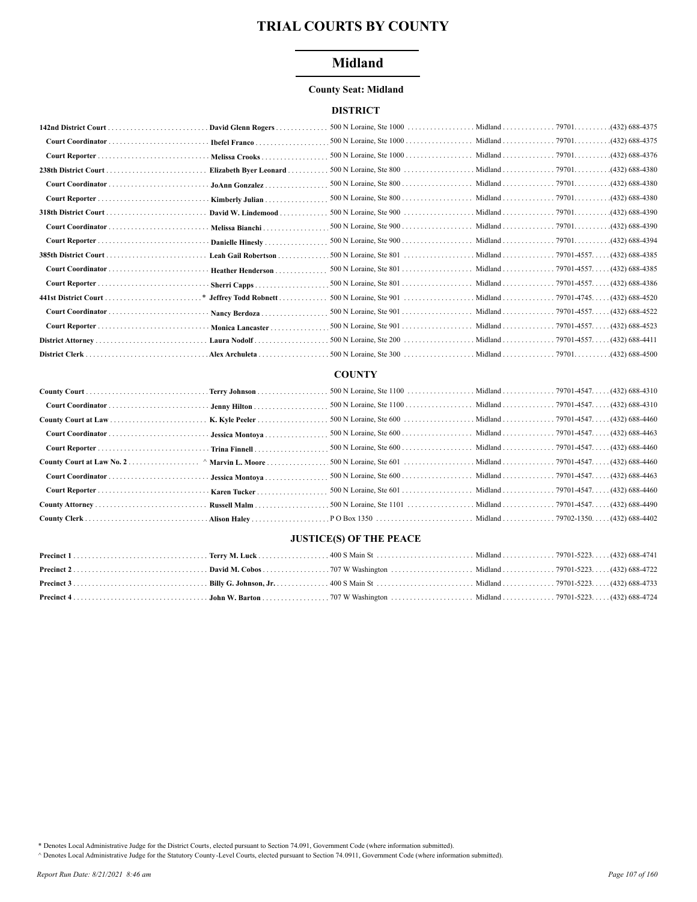# TRIAL COURTS BY COUNTY

## Midland

**County Seat: Midland**

### DISTRICT

| Court/Position | Name | Address | City | Zip | Phone |
|---|---|---|---|---|---|
| **142nd District Court** | **David Glenn Rogers** | 500 N Loraine, Ste 1000 | Midland | 79701 | (432) 688-4375 |
| **Court Coordinator** | **Ibefel Franco** | 500 N Loraine, Ste 1000 | Midland | 79701 | (432) 688-4375 |
| **Court Reporter** | **Melissa Crooks** | 500 N Loraine, Ste 1000 | Midland | 79701 | (432) 688-4376 |
| **238th District Court** | **Elizabeth Byer Leonard** | 500 N Loraine, Ste 800 | Midland | 79701 | (432) 688-4380 |
| **Court Coordinator** | **JoAnn Gonzalez** | 500 N Loraine, Ste 800 | Midland | 79701 | (432) 688-4380 |
| **Court Reporter** | **Kimberly Julian** | 500 N Loraine, Ste 800 | Midland | 79701 | (432) 688-4380 |
| **318th District Court** | **David W. Lindemood** | 500 N Loraine, Ste 900 | Midland | 79701 | (432) 688-4390 |
| **Court Coordinator** | **Melissa Bianchi** | 500 N Loraine, Ste 900 | Midland | 79701 | (432) 688-4390 |
| **Court Reporter** | **Danielle Hinesly** | 500 N Loraine, Ste 900 | Midland | 79701 | (432) 688-4394 |
| **385th District Court** | **Leah Gail Robertson** | 500 N Loraine, Ste 801 | Midland | 79701-4557 | (432) 688-4385 |
| **Court Coordinator** | **Heather Henderson** | 500 N Loraine, Ste 801 | Midland | 79701-4557 | (432) 688-4385 |
| **Court Reporter** | **Sherri Capps** | 500 N Loraine, Ste 801 | Midland | 79701-4557 | (432) 688-4386 |
| **441st District Court** | * **Jeffrey Todd Robnett** | 500 N Loraine, Ste 901 | Midland | 79701-4745 | (432) 688-4520 |
| **Court Coordinator** | **Nancy Berdoza** | 500 N Loraine, Ste 901 | Midland | 79701-4557 | (432) 688-4522 |
| **Court Reporter** | **Monica Lancaster** | 500 N Loraine, Ste 901 | Midland | 79701-4557 | (432) 688-4523 |
| **District Attorney** | **Laura Nodolf** | 500 N Loraine, Ste 200 | Midland | 79701-4557 | (432) 688-4411 |
| **District Clerk** | **Alex Archuleta** | 500 N Loraine, Ste 300 | Midland | 79701 | (432) 688-4500 |

### COUNTY

| Court/Position | Name | Address | City | Zip | Phone |
|---|---|---|---|---|---|
| **County Court** | **Terry Johnson** | 500 N Loraine, Ste 1100 | Midland | 79701-4547 | (432) 688-4310 |
| **Court Coordinator** | **Jenny Hilton** | 500 N Loraine, Ste 1100 | Midland | 79701-4547 | (432) 688-4310 |
| **County Court at Law** | **K. Kyle Peeler** | 500 N Loraine, Ste 600 | Midland | 79701-4547 | (432) 688-4460 |
| **Court Coordinator** | **Jessica Montoya** | 500 N Loraine, Ste 600 | Midland | 79701-4547 | (432) 688-4463 |
| **Court Reporter** | **Trina Finnell** | 500 N Loraine, Ste 600 | Midland | 79701-4547 | (432) 688-4460 |
| **County Court at Law No. 2** | ^ **Marvin L. Moore** | 500 N Loraine, Ste 601 | Midland | 79701-4547 | (432) 688-4460 |
| **Court Coordinator** | **Jessica Montoya** | 500 N Loraine, Ste 600 | Midland | 79701-4547 | (432) 688-4463 |
| **Court Reporter** | **Karen Tucker** | 500 N Loraine, Ste 601 | Midland | 79701-4547 | (432) 688-4460 |
| **County Attorney** | **Russell Malm** | 500 N Loraine, Ste 1101 | Midland | 79701-4547 | (432) 688-4490 |
| **County Clerk** | **Alison Haley** | P O Box 1350 | Midland | 79702-1350 | (432) 688-4402 |

### JUSTICE(S) OF THE PEACE

| Court/Position | Name | Address | City | Zip | Phone |
|---|---|---|---|---|---|
| **Precinct 1** | **Terry M. Luck** | 400 S Main St | Midland | 79701-5223 | (432) 688-4741 |
| **Precinct 2** | **David M. Cobos** | 707 W Washington | Midland | 79701-5223 | (432) 688-4722 |
| **Precinct 3** | **Billy G. Johnson, Jr.** | 400 S Main St | Midland | 79701-5223 | (432) 688-4733 |
| **Precinct 4** | **John W. Barton** | 707 W Washington | Midland | 79701-5223 | (432) 688-4724 |

\* Denotes Local Administrative Judge for the District Courts, elected pursuant to Section 74.091, Government Code (where information submitted).

^ Denotes Local Administrative Judge for the Statutory County-Level Courts, elected pursuant to Section 74.0911, Government Code (where information submitted).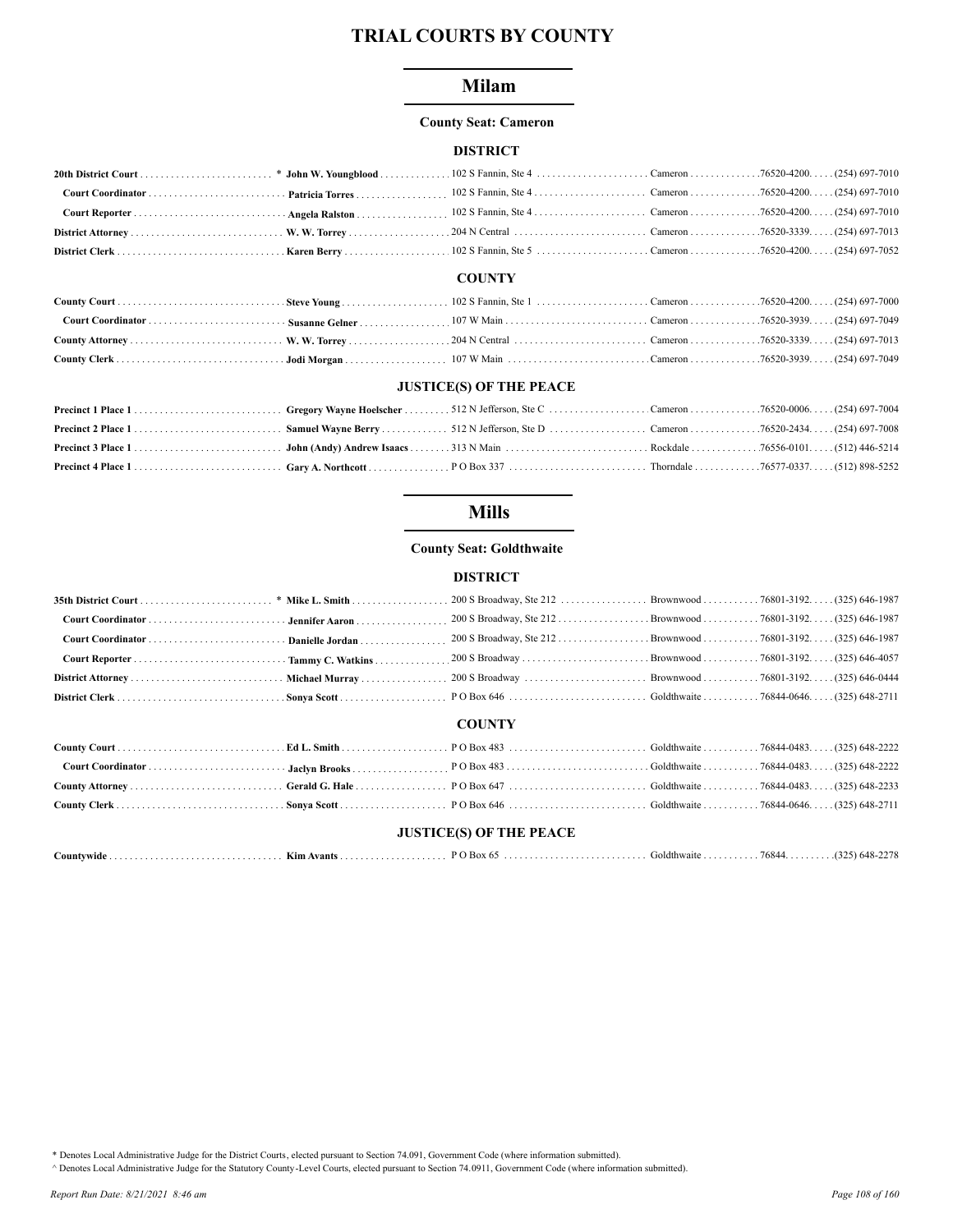# TRIAL COURTS BY COUNTY

## Milam

**County Seat: Cameron**

### DISTRICT

| Position | Name | Address | City | Zip | Phone |
|---|---|---|---|---|---|
| **20th District Court** | * **John W. Youngblood** | 102 S Fannin, Ste 4 | Cameron | 76520-4200. | (254) 697-7010 |
| **Court Coordinator** | **Patricia Torres** | 102 S Fannin, Ste 4 | Cameron | 76520-4200. | (254) 697-7010 |
| **Court Reporter** | **Angela Ralston** | 102 S Fannin, Ste 4 | Cameron | 76520-4200. | (254) 697-7010 |
| **District Attorney** | **W. W. Torrey** | 204 N Central | Cameron | 76520-3339. | (254) 697-7013 |
| **District Clerk** | **Karen Berry** | 102 S Fannin, Ste 5 | Cameron | 76520-4200. | (254) 697-7052 |

### COUNTY

| Position | Name | Address | City | Zip | Phone |
|---|---|---|---|---|---|
| **County Court** | **Steve Young** | 102 S Fannin, Ste 1 | Cameron | 76520-4200. | (254) 697-7000 |
| **Court Coordinator** | **Susanne Gelner** | 107 W Main | Cameron | 76520-3939. | (254) 697-7049 |
| **County Attorney** | **W. W. Torrey** | 204 N Central | Cameron | 76520-3339. | (254) 697-7013 |
| **County Clerk** | **Jodi Morgan** | 107 W Main | Cameron | 76520-3939. | (254) 697-7049 |

### JUSTICE(S) OF THE PEACE

| Position | Name | Address | City | Zip | Phone |
|---|---|---|---|---|---|
| **Precinct 1 Place 1** | **Gregory Wayne Hoelscher** | 512 N Jefferson, Ste C | Cameron | 76520-0006. | (254) 697-7004 |
| **Precinct 2 Place 1** | **Samuel Wayne Berry** | 512 N Jefferson, Ste D | Cameron | 76520-2434. | (254) 697-7008 |
| **Precinct 3 Place 1** | **John (Andy) Andrew Isaacs** | 313 N Main | Rockdale | 76556-0101. | (512) 446-5214 |
| **Precinct 4 Place 1** | **Gary A. Northcott** | P O Box 337 | Thorndale | 76577-0337. | (512) 898-5252 |

## Mills

**County Seat: Goldthwaite**

### DISTRICT

| Position | Name | Address | City | Zip | Phone |
|---|---|---|---|---|---|
| **35th District Court** | * **Mike L. Smith** | 200 S Broadway, Ste 212 | Brownwood | 76801-3192. | (325) 646-1987 |
| **Court Coordinator** | **Jennifer Aaron** | 200 S Broadway, Ste 212 | Brownwood | 76801-3192. | (325) 646-1987 |
| **Court Coordinator** | **Danielle Jordan** | 200 S Broadway, Ste 212 | Brownwood | 76801-3192. | (325) 646-1987 |
| **Court Reporter** | **Tammy C. Watkins** | 200 S Broadway | Brownwood | 76801-3192. | (325) 646-4057 |
| **District Attorney** | **Michael Murray** | 200 S Broadway | Brownwood | 76801-3192. | (325) 646-0444 |
| **District Clerk** | **Sonya Scott** | P O Box 646 | Goldthwaite | 76844-0646. | (325) 648-2711 |

### COUNTY

| Position | Name | Address | City | Zip | Phone |
|---|---|---|---|---|---|
| **County Court** | **Ed L. Smith** | P O Box 483 | Goldthwaite | 76844-0483. | (325) 648-2222 |
| **Court Coordinator** | **Jaclyn Brooks** | P O Box 483 | Goldthwaite | 76844-0483. | (325) 648-2222 |
| **County Attorney** | **Gerald G. Hale** | P O Box 647 | Goldthwaite | 76844-0483. | (325) 648-2233 |
| **County Clerk** | **Sonya Scott** | P O Box 646 | Goldthwaite | 76844-0646. | (325) 648-2711 |

### JUSTICE(S) OF THE PEACE

| Position | Name | Address | City | Zip | Phone |
|---|---|---|---|---|---|
| **Countywide** | **Kim Avants** | P O Box 65 | Goldthwaite | 76844. | (325) 648-2278 |

\* Denotes Local Administrative Judge for the District Courts, elected pursuant to Section 74.091, Government Code (where information submitted).

^ Denotes Local Administrative Judge for the Statutory County-Level Courts, elected pursuant to Section 74.0911, Government Code (where information submitted).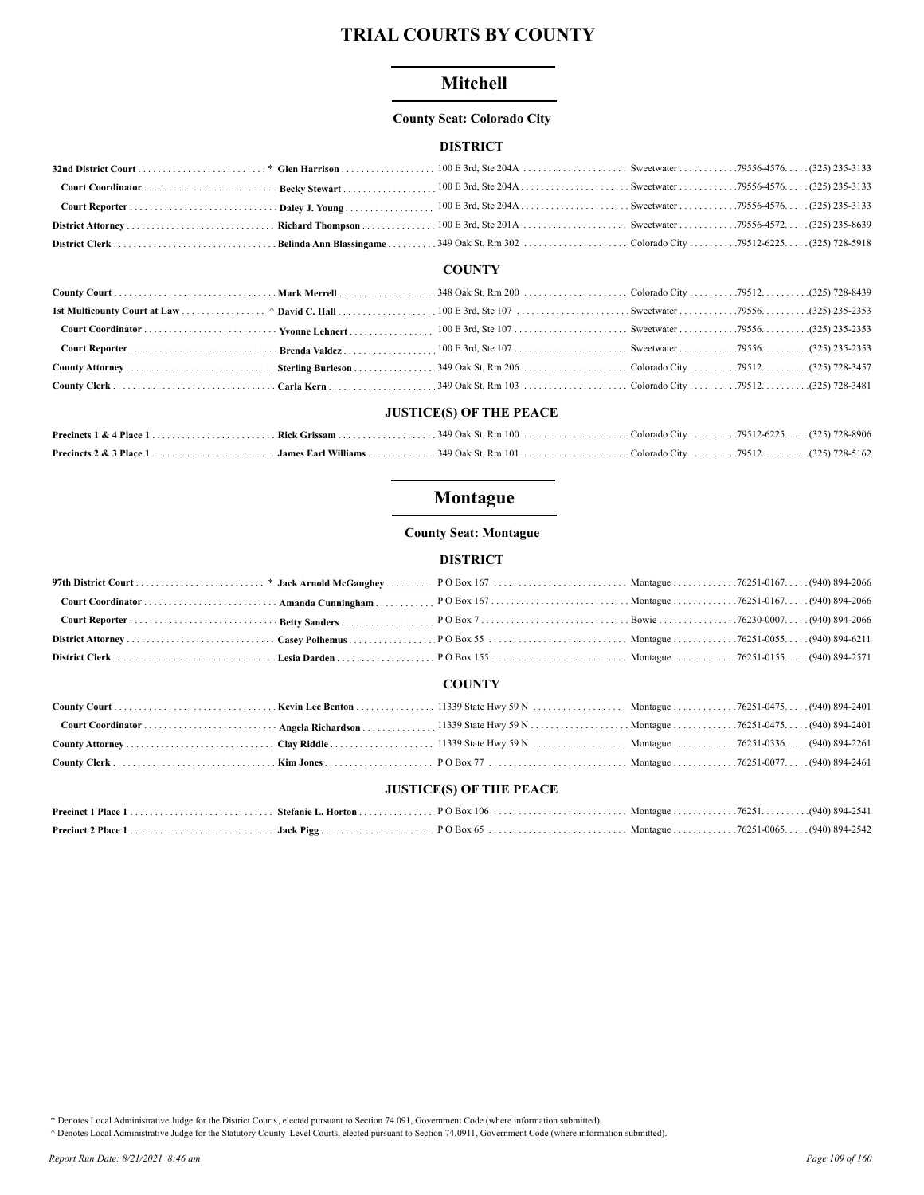# TRIAL COURTS BY COUNTY

## Mitchell

**County Seat: Colorado City**

### DISTRICT

| Position | Name | Address | City | Zip | Phone |
|---|---|---|---|---|---|
| **32nd District Court** | * **Glen Harrison** | 100 E 3rd, Ste 204A | Sweetwater | 79556-4576 | (325) 235-3133 |
| **Court Coordinator** | **Becky Stewart** | 100 E 3rd, Ste 204A | Sweetwater | 79556-4576 | (325) 235-3133 |
| **Court Reporter** | **Daley J. Young** | 100 E 3rd, Ste 204A | Sweetwater | 79556-4576 | (325) 235-3133 |
| **District Attorney** | **Richard Thompson** | 100 E 3rd, Ste 201A | Sweetwater | 79556-4572 | (325) 235-8639 |
| **District Clerk** | **Belinda Ann Blassingame** | 349 Oak St, Rm 302 | Colorado City | 79512-6225 | (325) 728-5918 |

### COUNTY

| Position | Name | Address | City | Zip | Phone |
|---|---|---|---|---|---|
| **County Court** | **Mark Merrell** | 348 Oak St, Rm 200 | Colorado City | 79512 | (325) 728-8439 |
| **1st Multicounty Court at Law** | ^ **David C. Hall** | 100 E 3rd, Ste 107 | Sweetwater | 79556 | (325) 235-2353 |
| **Court Coordinator** | **Yvonne Lehnert** | 100 E 3rd, Ste 107 | Sweetwater | 79556 | (325) 235-2353 |
| **Court Reporter** | **Brenda Valdez** | 100 E 3rd, Ste 107 | Sweetwater | 79556 | (325) 235-2353 |
| **County Attorney** | **Sterling Burleson** | 349 Oak St, Rm 206 | Colorado City | 79512 | (325) 728-3457 |
| **County Clerk** | **Carla Kern** | 349 Oak St, Rm 103 | Colorado City | 79512 | (325) 728-3481 |

### JUSTICE(S) OF THE PEACE

| Position | Name | Address | City | Zip | Phone |
|---|---|---|---|---|---|
| **Precincts 1 & 4 Place 1** | **Rick Grissam** | 349 Oak St, Rm 100 | Colorado City | 79512-6225 | (325) 728-8906 |
| **Precincts 2 & 3 Place 1** | **James Earl Williams** | 349 Oak St, Rm 101 | Colorado City | 79512 | (325) 728-5162 |

## Montague

**County Seat: Montague**

### DISTRICT

| Position | Name | Address | City | Zip | Phone |
|---|---|---|---|---|---|
| **97th District Court** | * **Jack Arnold McGaughey** | P O Box 167 | Montague | 76251-0167 | (940) 894-2066 |
| **Court Coordinator** | **Amanda Cunningham** | P O Box 167 | Montague | 76251-0167 | (940) 894-2066 |
| **Court Reporter** | **Betty Sanders** | P O Box 7 | Bowie | 76230-0007 | (940) 894-2066 |
| **District Attorney** | **Casey Polhemus** | P O Box 55 | Montague | 76251-0055 | (940) 894-6211 |
| **District Clerk** | **Lesia Darden** | P O Box 155 | Montague | 76251-0155 | (940) 894-2571 |

### COUNTY

| Position | Name | Address | City | Zip | Phone |
|---|---|---|---|---|---|
| **County Court** | **Kevin Lee Benton** | 11339 State Hwy 59 N | Montague | 76251-0475 | (940) 894-2401 |
| **Court Coordinator** | **Angela Richardson** | 11339 State Hwy 59 N | Montague | 76251-0475 | (940) 894-2401 |
| **County Attorney** | **Clay Riddle** | 11339 State Hwy 59 N | Montague | 76251-0336 | (940) 894-2261 |
| **County Clerk** | **Kim Jones** | P O Box 77 | Montague | 76251-0077 | (940) 894-2461 |

### JUSTICE(S) OF THE PEACE

| Position | Name | Address | City | Zip | Phone |
|---|---|---|---|---|---|
| **Precinct 1 Place 1** | **Stefanie L. Horton** | P O Box 106 | Montague | 76251 | (940) 894-2541 |
| **Precinct 2 Place 1** | **Jack Pigg** | P O Box 65 | Montague | 76251-0065 | (940) 894-2542 |

\* Denotes Local Administrative Judge for the District Courts, elected pursuant to Section 74.091, Government Code (where information submitted).

^ Denotes Local Administrative Judge for the Statutory County-Level Courts, elected pursuant to Section 74.0911, Government Code (where information submitted).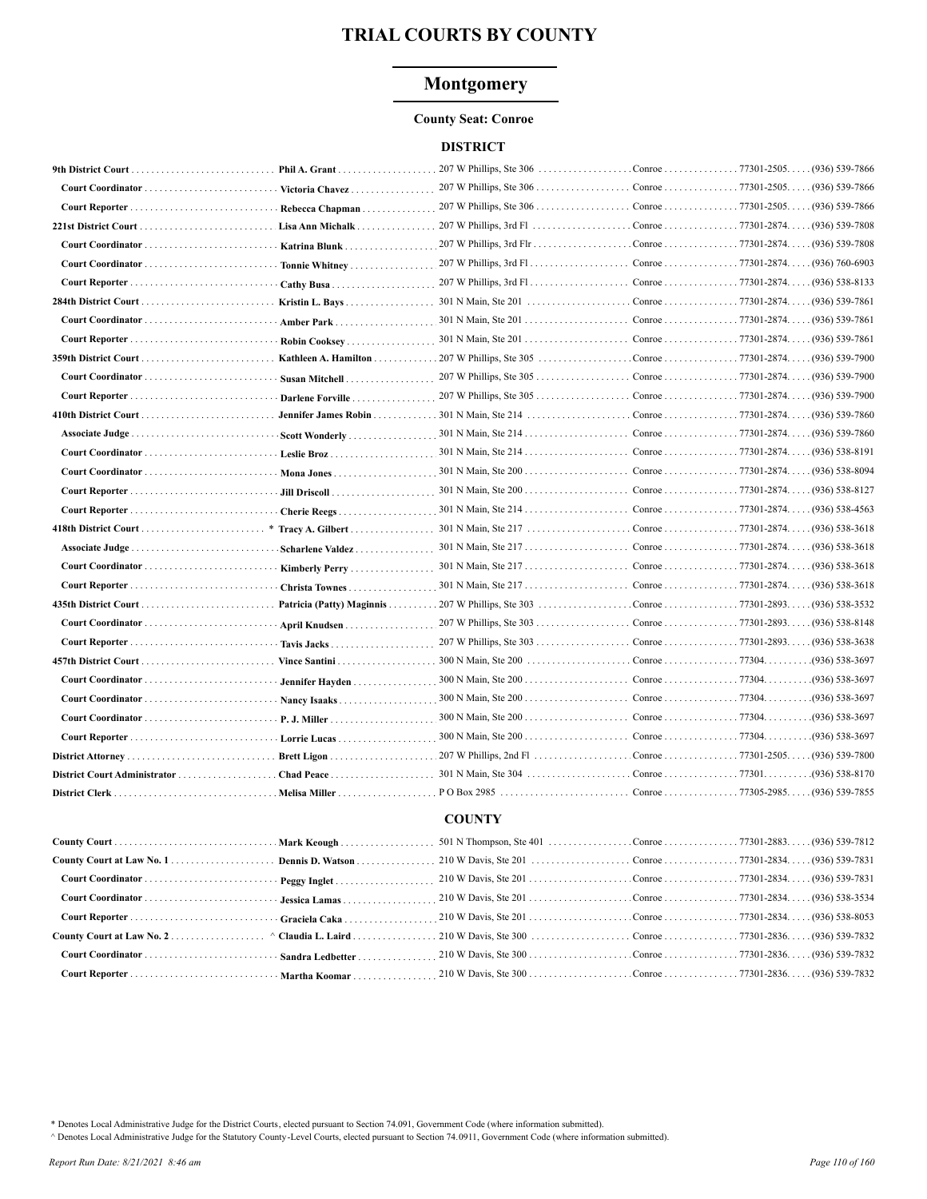# TRIAL COURTS BY COUNTY

## Montgomery

**County Seat: Conroe**

### DISTRICT

| Court / Position | Name | Address | City | Zip | Phone |
|---|---|---|---|---|---|
| **9th District Court** | **Phil A. Grant** | 207 W Phillips, Ste 306 | Conroe | 77301-2505 | (936) 539-7866 |
| **Court Coordinator** | **Victoria Chavez** | 207 W Phillips, Ste 306 | Conroe | 77301-2505 | (936) 539-7866 |
| **Court Reporter** | **Rebecca Chapman** | 207 W Phillips, Ste 306 | Conroe | 77301-2505 | (936) 539-7866 |
| **221st District Court** | **Lisa Ann Michalk** | 207 W Phillips, 3rd Fl | Conroe | 77301-2874 | (936) 539-7808 |
| **Court Coordinator** | **Katrina Blunk** | 207 W Phillips, 3rd Flr | Conroe | 77301-2874 | (936) 539-7808 |
| **Court Coordinator** | **Tonnie Whitney** | 207 W Phillips, 3rd Fl | Conroe | 77301-2874 | (936) 760-6903 |
| **Court Reporter** | **Cathy Busa** | 207 W Phillips, 3rd Fl | Conroe | 77301-2874 | (936) 538-8133 |
| **284th District Court** | **Kristin L. Bays** | 301 N Main, Ste 201 | Conroe | 77301-2874 | (936) 539-7861 |
| **Court Coordinator** | **Amber Park** | 301 N Main, Ste 201 | Conroe | 77301-2874 | (936) 539-7861 |
| **Court Reporter** | **Robin Cooksey** | 301 N Main, Ste 201 | Conroe | 77301-2874 | (936) 539-7861 |
| **359th District Court** | **Kathleen A. Hamilton** | 207 W Phillips, Ste 305 | Conroe | 77301-2874 | (936) 539-7900 |
| **Court Coordinator** | **Susan Mitchell** | 207 W Phillips, Ste 305 | Conroe | 77301-2874 | (936) 539-7900 |
| **Court Reporter** | **Darlene Forville** | 207 W Phillips, Ste 305 | Conroe | 77301-2874 | (936) 539-7900 |
| **410th District Court** | **Jennifer James Robin** | 301 N Main, Ste 214 | Conroe | 77301-2874 | (936) 539-7860 |
| **Associate Judge** | **Scott Wonderly** | 301 N Main, Ste 214 | Conroe | 77301-2874 | (936) 539-7860 |
| **Court Coordinator** | **Leslie Broz** | 301 N Main, Ste 214 | Conroe | 77301-2874 | (936) 538-8191 |
| **Court Coordinator** | **Mona Jones** | 301 N Main, Ste 200 | Conroe | 77301-2874 | (936) 538-8094 |
| **Court Reporter** | **Jill Driscoll** | 301 N Main, Ste 200 | Conroe | 77301-2874 | (936) 538-8127 |
| **Court Reporter** | **Cherie Reegs** | 301 N Main, Ste 214 | Conroe | 77301-2874 | (936) 538-4563 |
| **418th District Court** | * **Tracy A. Gilbert** | 301 N Main, Ste 217 | Conroe | 77301-2874 | (936) 538-3618 |
| **Associate Judge** | **Scharlene Valdez** | 301 N Main, Ste 217 | Conroe | 77301-2874 | (936) 538-3618 |
| **Court Coordinator** | **Kimberly Perry** | 301 N Main, Ste 217 | Conroe | 77301-2874 | (936) 538-3618 |
| **Court Reporter** | **Christa Townes** | 301 N Main, Ste 217 | Conroe | 77301-2874 | (936) 538-3618 |
| **435th District Court** | **Patricia (Patty) Maginnis** | 207 W Phillips, Ste 303 | Conroe | 77301-2893 | (936) 538-3532 |
| **Court Coordinator** | **April Knudsen** | 207 W Phillips, Ste 303 | Conroe | 77301-2893 | (936) 538-8148 |
| **Court Reporter** | **Tavis Jacks** | 207 W Phillips, Ste 303 | Conroe | 77301-2893 | (936) 538-3638 |
| **457th District Court** | **Vince Santini** | 300 N Main, Ste 200 | Conroe | 77304 | (936) 538-3697 |
| **Court Coordinator** | **Jennifer Hayden** | 300 N Main, Ste 200 | Conroe | 77304 | (936) 538-3697 |
| **Court Coordinator** | **Nancy Isaaks** | 300 N Main, Ste 200 | Conroe | 77304 | (936) 538-3697 |
| **Court Coordinator** | **P. J. Miller** | 300 N Main, Ste 200 | Conroe | 77304 | (936) 538-3697 |
| **Court Reporter** | **Lorrie Lucas** | 300 N Main, Ste 200 | Conroe | 77304 | (936) 538-3697 |
| **District Attorney** | **Brett Ligon** | 207 W Phillips, 2nd Fl | Conroe | 77301-2505 | (936) 539-7800 |
| **District Court Administrator** | **Chad Peace** | 301 N Main, Ste 304 | Conroe | 77301 | (936) 538-8170 |
| **District Clerk** | **Melisa Miller** | P O Box 2985 | Conroe | 77305-2985 | (936) 539-7855 |

### COUNTY

| Court / Position | Name | Address | City | Zip | Phone |
|---|---|---|---|---|---|
| **County Court** | **Mark Keough** | 501 N Thompson, Ste 401 | Conroe | 77301-2883 | (936) 539-7812 |
| **County Court at Law No. 1** | **Dennis D. Watson** | 210 W Davis, Ste 201 | Conroe | 77301-2834 | (936) 539-7831 |
| **Court Coordinator** | **Peggy Inglet** | 210 W Davis, Ste 201 | Conroe | 77301-2834 | (936) 539-7831 |
| **Court Coordinator** | **Jessica Lamas** | 210 W Davis, Ste 201 | Conroe | 77301-2834 | (936) 538-3534 |
| **Court Reporter** | **Graciela Caka** | 210 W Davis, Ste 201 | Conroe | 77301-2834 | (936) 538-8053 |
| **County Court at Law No. 2** | ^ **Claudia L. Laird** | 210 W Davis, Ste 300 | Conroe | 77301-2836 | (936) 539-7832 |
| **Court Coordinator** | **Sandra Ledbetter** | 210 W Davis, Ste 300 | Conroe | 77301-2836 | (936) 539-7832 |
| **Court Reporter** | **Martha Koomar** | 210 W Davis, Ste 300 | Conroe | 77301-2836 | (936) 539-7832 |

\* Denotes Local Administrative Judge for the District Courts, elected pursuant to Section 74.091, Government Code (where information submitted).

^ Denotes Local Administrative Judge for the Statutory County-Level Courts, elected pursuant to Section 74.0911, Government Code (where information submitted).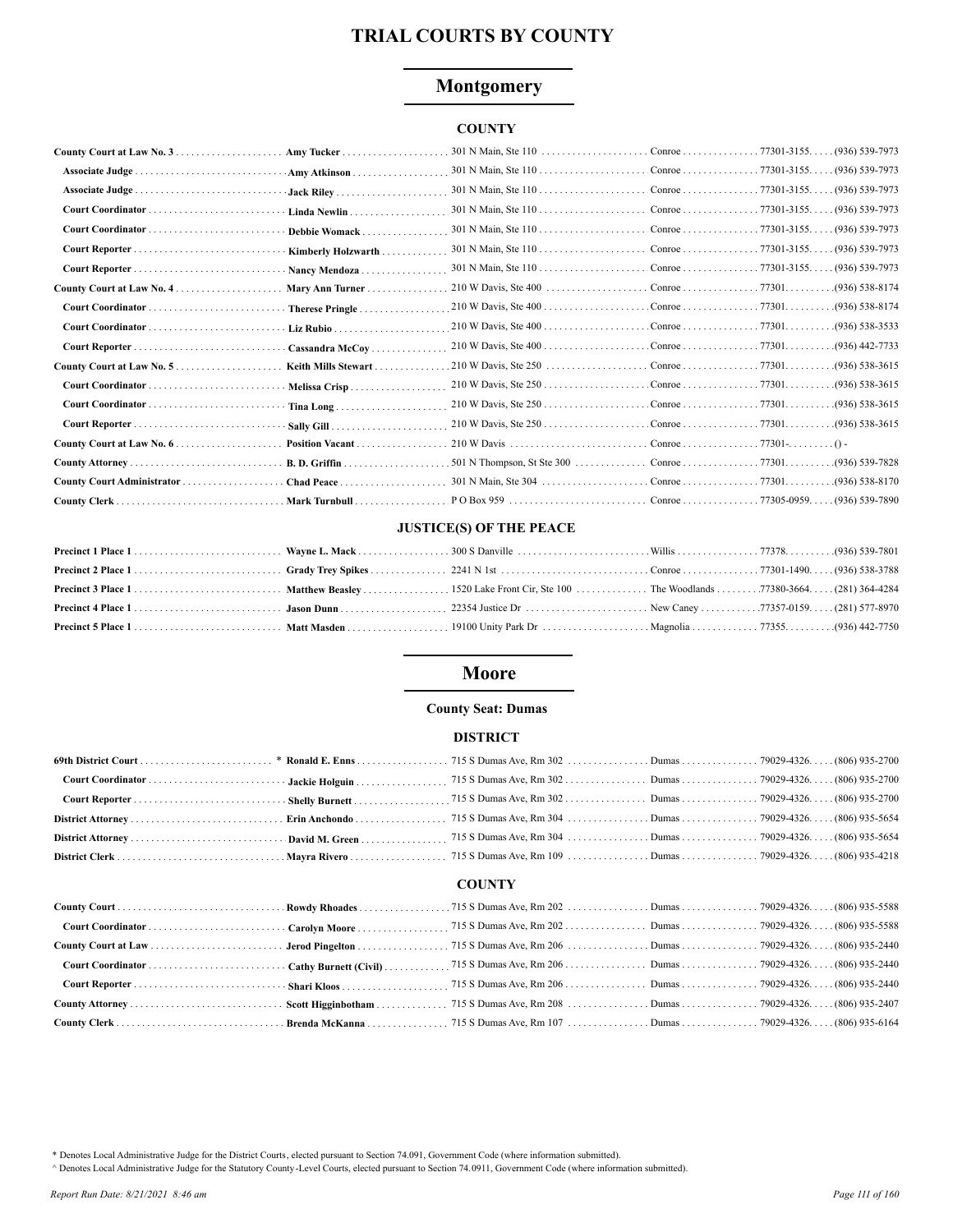# TRIAL COURTS BY COUNTY

## Montgomery

### COUNTY

| Position | Name | Address | City | Zip | Phone |
|---|---|---|---|---|---|
| **County Court at Law No. 3** | **Amy Tucker** | 301 N Main, Ste 110 | Conroe | 77301-3155 | (936) 539-7973 |
| **Associate Judge** | **Amy Atkinson** | 301 N Main, Ste 110 | Conroe | 77301-3155 | (936) 539-7973 |
| **Associate Judge** | **Jack Riley** | 301 N Main, Ste 110 | Conroe | 77301-3155 | (936) 539-7973 |
| **Court Coordinator** | **Linda Newlin** | 301 N Main, Ste 110 | Conroe | 77301-3155 | (936) 539-7973 |
| **Court Coordinator** | **Debbie Womack** | 301 N Main, Ste 110 | Conroe | 77301-3155 | (936) 539-7973 |
| **Court Reporter** | **Kimberly Holzwarth** | 301 N Main, Ste 110 | Conroe | 77301-3155 | (936) 539-7973 |
| **Court Reporter** | **Nancy Mendoza** | 301 N Main, Ste 110 | Conroe | 77301-3155 | (936) 539-7973 |
| **County Court at Law No. 4** | **Mary Ann Turner** | 210 W Davis, Ste 400 | Conroe | 77301 | (936) 538-8174 |
| **Court Coordinator** | **Therese Pringle** | 210 W Davis, Ste 400 | Conroe | 77301 | (936) 538-8174 |
| **Court Coordinator** | **Liz Rubio** | 210 W Davis, Ste 400 | Conroe | 77301 | (936) 538-3533 |
| **Court Reporter** | **Cassandra McCoy** | 210 W Davis, Ste 400 | Conroe | 77301 | (936) 442-7733 |
| **County Court at Law No. 5** | **Keith Mills Stewart** | 210 W Davis, Ste 250 | Conroe | 77301 | (936) 538-3615 |
| **Court Coordinator** | **Melissa Crisp** | 210 W Davis, Ste 250 | Conroe | 77301 | (936) 538-3615 |
| **Court Coordinator** | **Tina Long** | 210 W Davis, Ste 250 | Conroe | 77301 | (936) 538-3615 |
| **Court Reporter** | **Sally Gill** | 210 W Davis, Ste 250 | Conroe | 77301 | (936) 538-3615 |
| **County Court at Law No. 6** | **Position Vacant** | 210 W Davis | Conroe | 77301- | () - |
| **County Attorney** | **B. D. Griffin** | 501 N Thompson, St Ste 300 | Conroe | 77301 | (936) 539-7828 |
| **County Court Administrator** | **Chad Peace** | 301 N Main, Ste 304 | Conroe | 77301 | (936) 538-8170 |
| **County Clerk** | **Mark Turnbull** | P O Box 959 | Conroe | 77305-0959 | (936) 539-7890 |

### JUSTICE(S) OF THE PEACE

| Position | Name | Address | City | Zip | Phone |
|---|---|---|---|---|---|
| **Precinct 1 Place 1** | **Wayne L. Mack** | 300 S Danville | Willis | 77378 | (936) 539-7801 |
| **Precinct 2 Place 1** | **Grady Trey Spikes** | 2241 N 1st | Conroe | 77301-1490 | (936) 538-3788 |
| **Precinct 3 Place 1** | **Matthew Beasley** | 1520 Lake Front Cir, Ste 100 | The Woodlands | 77380-3664 | (281) 364-4284 |
| **Precinct 4 Place 1** | **Jason Dunn** | 22354 Justice Dr | New Caney | 77357-0159 | (281) 577-8970 |
| **Precinct 5 Place 1** | **Matt Masden** | 19100 Unity Park Dr | Magnolia | 77355 | (936) 442-7750 |

## Moore

**County Seat: Dumas**

### DISTRICT

| Position | Name | Address | City | Zip | Phone |
|---|---|---|---|---|---|
| **69th District Court** * | **Ronald E. Enns** | 715 S Dumas Ave, Rm 302 | Dumas | 79029-4326 | (806) 935-2700 |
| **Court Coordinator** | **Jackie Holguin** | 715 S Dumas Ave, Rm 302 | Dumas | 79029-4326 | (806) 935-2700 |
| **Court Reporter** | **Shelly Burnett** | 715 S Dumas Ave, Rm 302 | Dumas | 79029-4326 | (806) 935-2700 |
| **District Attorney** | **Erin Anchondo** | 715 S Dumas Ave, Rm 304 | Dumas | 79029-4326 | (806) 935-5654 |
| **District Attorney** | **David M. Green** | 715 S Dumas Ave, Rm 304 | Dumas | 79029-4326 | (806) 935-5654 |
| **District Clerk** | **Mayra Rivero** | 715 S Dumas Ave, Rm 109 | Dumas | 79029-4326 | (806) 935-4218 |

### COUNTY

| Position | Name | Address | City | Zip | Phone |
|---|---|---|---|---|---|
| **County Court** | **Rowdy Rhoades** | 715 S Dumas Ave, Rm 202 | Dumas | 79029-4326 | (806) 935-5588 |
| **Court Coordinator** | **Carolyn Moore** | 715 S Dumas Ave, Rm 202 | Dumas | 79029-4326 | (806) 935-5588 |
| **County Court at Law** | **Jerod Pingelton** | 715 S Dumas Ave, Rm 206 | Dumas | 79029-4326 | (806) 935-2440 |
| **Court Coordinator** | **Cathy Burnett (Civil)** | 715 S Dumas Ave, Rm 206 | Dumas | 79029-4326 | (806) 935-2440 |
| **Court Reporter** | **Shari Kloos** | 715 S Dumas Ave, Rm 206 | Dumas | 79029-4326 | (806) 935-2440 |
| **County Attorney** | **Scott Higginbotham** | 715 S Dumas Ave, Rm 208 | Dumas | 79029-4326 | (806) 935-2407 |
| **County Clerk** | **Brenda McKanna** | 715 S Dumas Ave, Rm 107 | Dumas | 79029-4326 | (806) 935-6164 |

* Denotes Local Administrative Judge for the District Courts, elected pursuant to Section 74.091, Government Code (where information submitted).

^ Denotes Local Administrative Judge for the Statutory County-Level Courts, elected pursuant to Section 74.0911, Government Code (where information submitted).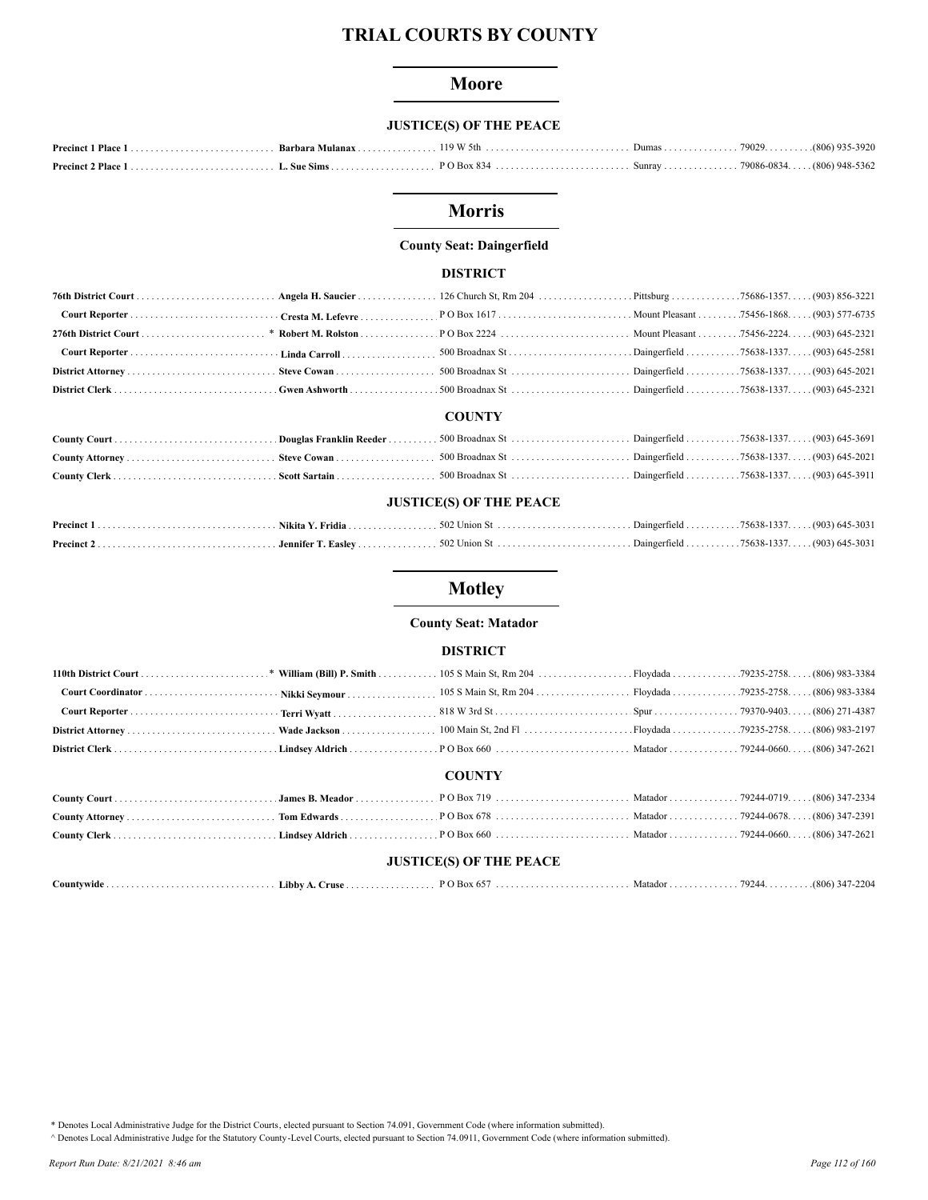# TRIAL COURTS BY COUNTY

## Moore

### JUSTICE(S) OF THE PEACE

| Position | Name | Address | City | Zip | Phone |
|---|---|---|---|---|---|
| Precinct 1 Place 1 | Barbara Mulanax | 119 W 5th | Dumas | 79029. | (806) 935-3920 |
| Precinct 2 Place 1 | L. Sue Sims | P O Box 834 | Sunray | 79086-0834. | (806) 948-5362 |

## Morris

**County Seat: Daingerfield**

### DISTRICT

| Position | Name | Address | City | Zip | Phone |
|---|---|---|---|---|---|
| 76th District Court | Angela H. Saucier | 126 Church St, Rm 204 | Pittsburg | 75686-1357. | (903) 856-3221 |
| Court Reporter | Cresta M. Lefevre | P O Box 1617 | Mount Pleasant | 75456-1868. | (903) 577-6735 |
| 276th District Court | * Robert M. Rolston | P O Box 2224 | Mount Pleasant | 75456-2224. | (903) 645-2321 |
| Court Reporter | Linda Carroll | 500 Broadnax St | Daingerfield | 75638-1337. | (903) 645-2581 |
| District Attorney | Steve Cowan | 500 Broadnax St | Daingerfield | 75638-1337. | (903) 645-2021 |
| District Clerk | Gwen Ashworth | 500 Broadnax St | Daingerfield | 75638-1337. | (903) 645-2321 |

### COUNTY

| Position | Name | Address | City | Zip | Phone |
|---|---|---|---|---|---|
| County Court | Douglas Franklin Reeder | 500 Broadnax St | Daingerfield | 75638-1337. | (903) 645-3691 |
| County Attorney | Steve Cowan | 500 Broadnax St | Daingerfield | 75638-1337. | (903) 645-2021 |
| County Clerk | Scott Sartain | 500 Broadnax St | Daingerfield | 75638-1337. | (903) 645-3911 |

### JUSTICE(S) OF THE PEACE

| Position | Name | Address | City | Zip | Phone |
|---|---|---|---|---|---|
| Precinct 1 | Nikita Y. Fridia | 502 Union St | Daingerfield | 75638-1337. | (903) 645-3031 |
| Precinct 2 | Jennifer T. Easley | 502 Union St | Daingerfield | 75638-1337. | (903) 645-3031 |

## Motley

**County Seat: Matador**

### DISTRICT

| Position | Name | Address | City | Zip | Phone |
|---|---|---|---|---|---|
| 110th District Court | * William (Bill) P. Smith | 105 S Main St, Rm 204 | Floydada | 79235-2758. | (806) 983-3384 |
| Court Coordinator | Nikki Seymour | 105 S Main St, Rm 204 | Floydada | 79235-2758. | (806) 983-3384 |
| Court Reporter | Terri Wyatt | 818 W 3rd St | Spur | 79370-9403. | (806) 271-4387 |
| District Attorney | Wade Jackson | 100 Main St, 2nd Fl | Floydada | 79235-2758. | (806) 983-2197 |
| District Clerk | Lindsey Aldrich | P O Box 660 | Matador | 79244-0660. | (806) 347-2621 |

### COUNTY

| Position | Name | Address | City | Zip | Phone |
|---|---|---|---|---|---|
| County Court | James B. Meador | P O Box 719 | Matador | 79244-0719. | (806) 347-2334 |
| County Attorney | Tom Edwards | P O Box 678 | Matador | 79244-0678. | (806) 347-2391 |
| County Clerk | Lindsey Aldrich | P O Box 660 | Matador | 79244-0660. | (806) 347-2621 |

### JUSTICE(S) OF THE PEACE

| Position | Name | Address | City | Zip | Phone |
|---|---|---|---|---|---|
| Countywide | Libby A. Cruse | P O Box 657 | Matador | 79244. | (806) 347-2204 |

\* Denotes Local Administrative Judge for the District Courts, elected pursuant to Section 74.091, Government Code (where information submitted).

^ Denotes Local Administrative Judge for the Statutory County-Level Courts, elected pursuant to Section 74.0911, Government Code (where information submitted).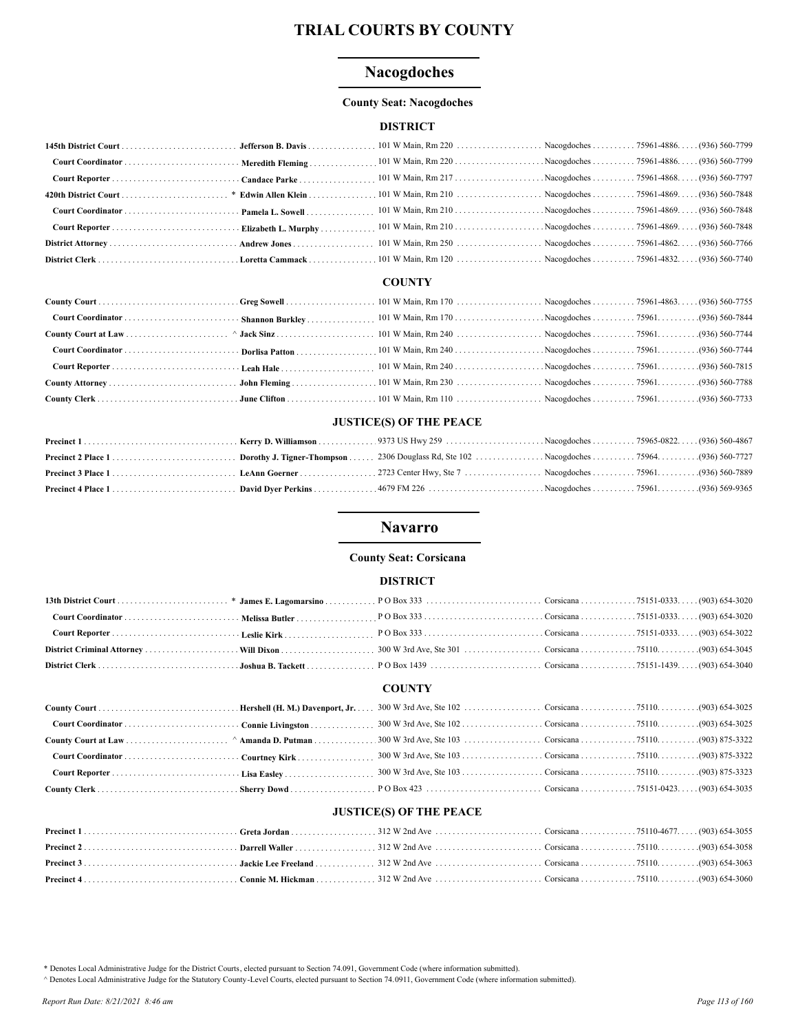# TRIAL COURTS BY COUNTY

## Nacogdoches

**County Seat: Nacogdoches**

### DISTRICT

| Office | Name | Address | City | Zip | Phone |
|---|---|---|---|---|---|
| **145th District Court** | **Jefferson B. Davis** | 101 W Main, Rm 220 | Nacogdoches | 75961-4886 | (936) 560-7799 |
| **Court Coordinator** | **Meredith Fleming** | 101 W Main, Rm 220 | Nacogdoches | 75961-4886 | (936) 560-7799 |
| **Court Reporter** | **Candace Parke** | 101 W Main, Rm 217 | Nacogdoches | 75961-4868 | (936) 560-7797 |
| **420th District Court** | * **Edwin Allen Klein** | 101 W Main, Rm 210 | Nacogdoches | 75961-4869 | (936) 560-7848 |
| **Court Coordinator** | **Pamela L. Sowell** | 101 W Main, Rm 210 | Nacogdoches | 75961-4869 | (936) 560-7848 |
| **Court Reporter** | **Elizabeth L. Murphy** | 101 W Main, Rm 210 | Nacogdoches | 75961-4869 | (936) 560-7848 |
| **District Attorney** | **Andrew Jones** | 101 W Main, Rm 250 | Nacogdoches | 75961-4862 | (936) 560-7766 |
| **District Clerk** | **Loretta Cammack** | 101 W Main, Rm 120 | Nacogdoches | 75961-4832 | (936) 560-7740 |

### COUNTY

| Office | Name | Address | City | Zip | Phone |
|---|---|---|---|---|---|
| **County Court** | **Greg Sowell** | 101 W Main, Rm 170 | Nacogdoches | 75961-4863 | (936) 560-7755 |
| **Court Coordinator** | **Shannon Burkley** | 101 W Main, Rm 170 | Nacogdoches | 75961 | (936) 560-7844 |
| **County Court at Law** | ^ **Jack Sinz** | 101 W Main, Rm 240 | Nacogdoches | 75961 | (936) 560-7744 |
| **Court Coordinator** | **Dorlisa Patton** | 101 W Main, Rm 240 | Nacogdoches | 75961 | (936) 560-7744 |
| **Court Reporter** | **Leah Hale** | 101 W Main, Rm 240 | Nacogdoches | 75961 | (936) 560-7815 |
| **County Attorney** | **John Fleming** | 101 W Main, Rm 230 | Nacogdoches | 75961 | (936) 560-7788 |
| **County Clerk** | **June Clifton** | 101 W Main, Rm 110 | Nacogdoches | 75961 | (936) 560-7733 |

### JUSTICE(S) OF THE PEACE

| Office | Name | Address | City | Zip | Phone |
|---|---|---|---|---|---|
| **Precinct 1** | **Kerry D. Williamson** | 9373 US Hwy 259 | Nacogdoches | 75965-0822 | (936) 560-4867 |
| **Precinct 2 Place 1** | **Dorothy J. Tigner-Thompson** | 2306 Douglass Rd, Ste 102 | Nacogdoches | 75964 | (936) 560-7727 |
| **Precinct 3 Place 1** | **LeAnn Goerner** | 2723 Center Hwy, Ste 7 | Nacogdoches | 75961 | (936) 560-7889 |
| **Precinct 4 Place 1** | **David Dyer Perkins** | 4679 FM 226 | Nacogdoches | 75961 | (936) 569-9365 |

## Navarro

**County Seat: Corsicana**

### DISTRICT

| Office | Name | Address | City | Zip | Phone |
|---|---|---|---|---|---|
| **13th District Court** | * **James E. Lagomarsino** | P O Box 333 | Corsicana | 75151-0333 | (903) 654-3020 |
| **Court Coordinator** | **Melissa Butler** | P O Box 333 | Corsicana | 75151-0333 | (903) 654-3020 |
| **Court Reporter** | **Leslie Kirk** | P O Box 333 | Corsicana | 75151-0333 | (903) 654-3022 |
| **District Criminal Attorney** | **Will Dixon** | 300 W 3rd Ave, Ste 301 | Corsicana | 75110 | (903) 654-3045 |
| **District Clerk** | **Joshua B. Tackett** | P O Box 1439 | Corsicana | 75151-1439 | (903) 654-3040 |

### COUNTY

| Office | Name | Address | City | Zip | Phone |
|---|---|---|---|---|---|
| **County Court** | **Hershell (H. M.) Davenport, Jr.** | 300 W 3rd Ave, Ste 102 | Corsicana | 75110 | (903) 654-3025 |
| **Court Coordinator** | **Connie Livingston** | 300 W 3rd Ave, Ste 102 | Corsicana | 75110 | (903) 654-3025 |
| **County Court at Law** | ^ **Amanda D. Putman** | 300 W 3rd Ave, Ste 103 | Corsicana | 75110 | (903) 875-3322 |
| **Court Coordinator** | **Courtney Kirk** | 300 W 3rd Ave, Ste 103 | Corsicana | 75110 | (903) 875-3322 |
| **Court Reporter** | **Lisa Easley** | 300 W 3rd Ave, Ste 103 | Corsicana | 75110 | (903) 875-3323 |
| **County Clerk** | **Sherry Dowd** | P O Box 423 | Corsicana | 75151-0423 | (903) 654-3035 |

### JUSTICE(S) OF THE PEACE

| Office | Name | Address | City | Zip | Phone |
|---|---|---|---|---|---|
| **Precinct 1** | **Greta Jordan** | 312 W 2nd Ave | Corsicana | 75110-4677 | (903) 654-3055 |
| **Precinct 2** | **Darrell Waller** | 312 W 2nd Ave | Corsicana | 75110 | (903) 654-3058 |
| **Precinct 3** | **Jackie Lee Freeland** | 312 W 2nd Ave | Corsicana | 75110 | (903) 654-3063 |
| **Precinct 4** | **Connie M. Hickman** | 312 W 2nd Ave | Corsicana | 75110 | (903) 654-3060 |

* Denotes Local Administrative Judge for the District Courts, elected pursuant to Section 74.091, Government Code (where information submitted).

^ Denotes Local Administrative Judge for the Statutory County-Level Courts, elected pursuant to Section 74.0911, Government Code (where information submitted).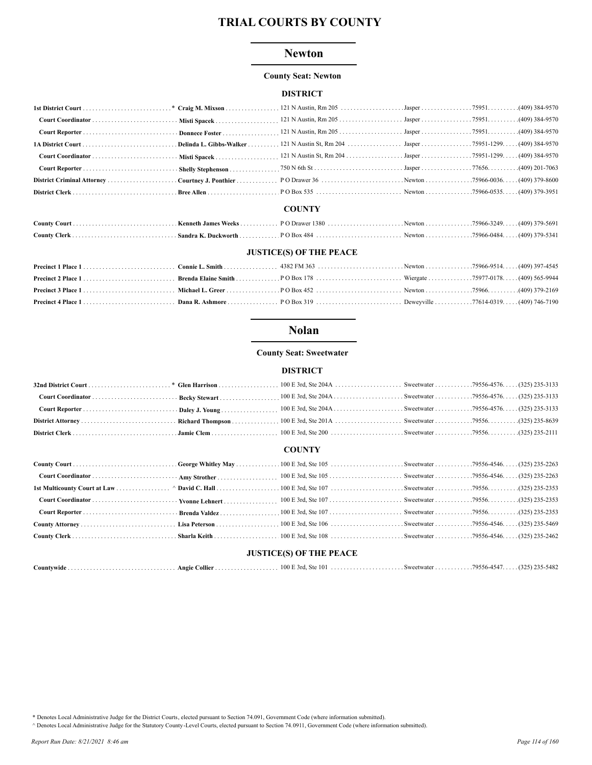# TRIAL COURTS BY COUNTY

## Newton

**County Seat: Newton**

### DISTRICT

| Position | Name | Address | City | Zip | Phone |
|---|---|---|---|---|---|
| **1st District Court** * | **Craig M. Mixson** | 121 N Austin, Rm 205 | Jasper | 75951. | (409) 384-9570 |
| **Court Coordinator** | **Misti Spacek** | 121 N Austin, Rm 205 | Jasper | 75951. | (409) 384-9570 |
| **Court Reporter** | **Donnece Foster** | 121 N Austin, Rm 205 | Jasper | 75951. | (409) 384-9570 |
| **1A District Court** | **Delinda L. Gibbs-Walker** | 121 N Austin St, Rm 204 | Jasper | 75951-1299. | (409) 384-9570 |
| **Court Coordinator** | **Misti Spacek** | 121 N Austin St, Rm 204 | Jasper | 75951-1299. | (409) 384-9570 |
| **Court Reporter** | **Shelly Stephenson** | 750 N 6th St | Jasper | 77656. | (409) 201-7063 |
| **District Criminal Attorney** | **Courtney J. Ponthier** | P O Drawer 36 | Newton | 75966-0036. | (409) 379-8600 |
| **District Clerk** | **Bree Allen** | P O Box 535 | Newton | 75966-0535. | (409) 379-3951 |

### COUNTY

| Position | Name | Address | City | Zip | Phone |
|---|---|---|---|---|---|
| **County Court** | **Kenneth James Weeks** | P O Drawer 1380 | Newton | 75966-3249. | (409) 379-5691 |
| **County Clerk** | **Sandra K. Duckworth** | P O Box 484 | Newton | 75966-0484. | (409) 379-5341 |

### JUSTICE(S) OF THE PEACE

| Position | Name | Address | City | Zip | Phone |
|---|---|---|---|---|---|
| **Precinct 1 Place 1** | **Connie L. Smith** | 4382 FM 363 | Newton | 75966-9514. | (409) 397-4545 |
| **Precinct 2 Place 1** | **Brenda Elaine Smith** | P O Box 178 | Wiergate | 75977-0178. | (409) 565-9944 |
| **Precinct 3 Place 1** | **Michael L. Greer** | P O Box 452 | Newton | 75966. | (409) 379-2169 |
| **Precinct 4 Place 1** | **Dana R. Ashmore** | P O Box 319 | Deweyville | 77614-0319. | (409) 746-7190 |

## Nolan

**County Seat: Sweetwater**

### DISTRICT

| Position | Name | Address | City | Zip | Phone |
|---|---|---|---|---|---|
| **32nd District Court** * | **Glen Harrison** | 100 E 3rd, Ste 204A | Sweetwater | 79556-4576. | (325) 235-3133 |
| **Court Coordinator** | **Becky Stewart** | 100 E 3rd, Ste 204A | Sweetwater | 79556-4576. | (325) 235-3133 |
| **Court Reporter** | **Daley J. Young** | 100 E 3rd, Ste 204A | Sweetwater | 79556-4576. | (325) 235-3133 |
| **District Attorney** | **Richard Thompson** | 100 E 3rd, Ste 201A | Sweetwater | 79556. | (325) 235-8639 |
| **District Clerk** | **Jamie Clem** | 100 E 3rd, Ste 200 | Sweetwater | 79556. | (325) 235-2111 |

### COUNTY

| Position | Name | Address | City | Zip | Phone |
|---|---|---|---|---|---|
| **County Court** | **George Whitley May** | 100 E 3rd, Ste 105 | Sweetwater | 79556-4546. | (325) 235-2263 |
| **Court Coordinator** | **Amy Strother** | 100 E 3rd, Ste 105 | Sweetwater | 79556-4546. | (325) 235-2263 |
| **1st Multicounty Court at Law** ^ | **David C. Hall** | 100 E 3rd, Ste 107 | Sweetwater | 79556. | (325) 235-2353 |
| **Court Coordinator** | **Yvonne Lehnert** | 100 E 3rd, Ste 107 | Sweetwater | 79556. | (325) 235-2353 |
| **Court Reporter** | **Brenda Valdez** | 100 E 3rd, Ste 107 | Sweetwater | 79556. | (325) 235-2353 |
| **County Attorney** | **Lisa Peterson** | 100 E 3rd, Ste 106 | Sweetwater | 79556-4546. | (325) 235-5469 |
| **County Clerk** | **Sharla Keith** | 100 E 3rd, Ste 108 | Sweetwater | 79556-4546. | (325) 235-2462 |

### JUSTICE(S) OF THE PEACE

| Position | Name | Address | City | Zip | Phone |
|---|---|---|---|---|---|
| **Countywide** | **Angie Collier** | 100 E 3rd, Ste 101 | Sweetwater | 79556-4547. | (325) 235-5482 |

\* Denotes Local Administrative Judge for the District Courts, elected pursuant to Section 74.091, Government Code (where information submitted).

^ Denotes Local Administrative Judge for the Statutory County-Level Courts, elected pursuant to Section 74.0911, Government Code (where information submitted).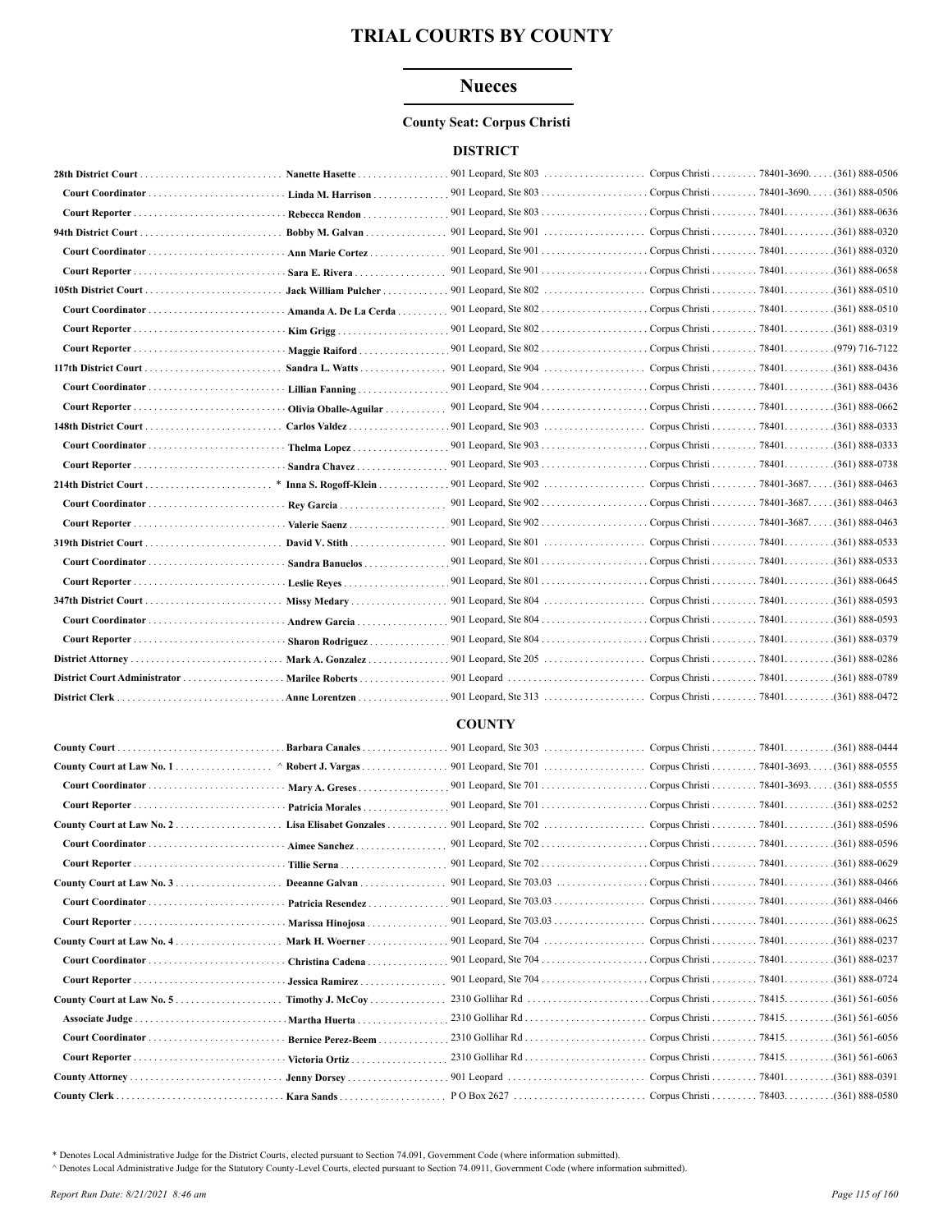# TRIAL COURTS BY COUNTY

## Nueces

### County Seat: Corpus Christi

#### DISTRICT

| Court/Position | Name | Address | City | ZIP | Phone |
|---|---|---|---|---|---|
| **28th District Court** | **Nanette Hasette** | 901 Leopard, Ste 803 | Corpus Christi | 78401-3690 | (361) 888-0506 |
| **Court Coordinator** | **Linda M. Harrison** | 901 Leopard, Ste 803 | Corpus Christi | 78401-3690 | (361) 888-0506 |
| **Court Reporter** | **Rebecca Rendon** | 901 Leopard, Ste 803 | Corpus Christi | 78401 | (361) 888-0636 |
| **94th District Court** | **Bobby M. Galvan** | 901 Leopard, Ste 901 | Corpus Christi | 78401 | (361) 888-0320 |
| **Court Coordinator** | **Ann Marie Cortez** | 901 Leopard, Ste 901 | Corpus Christi | 78401 | (361) 888-0320 |
| **Court Reporter** | **Sara E. Rivera** | 901 Leopard, Ste 901 | Corpus Christi | 78401 | (361) 888-0658 |
| **105th District Court** | **Jack William Pulcher** | 901 Leopard, Ste 802 | Corpus Christi | 78401 | (361) 888-0510 |
| **Court Coordinator** | **Amanda A. De La Cerda** | 901 Leopard, Ste 802 | Corpus Christi | 78401 | (361) 888-0510 |
| **Court Reporter** | **Kim Grigg** | 901 Leopard, Ste 802 | Corpus Christi | 78401 | (361) 888-0319 |
| **Court Reporter** | **Maggie Raiford** | 901 Leopard, Ste 802 | Corpus Christi | 78401 | (979) 716-7122 |
| **117th District Court** | **Sandra L. Watts** | 901 Leopard, Ste 904 | Corpus Christi | 78401 | (361) 888-0436 |
| **Court Coordinator** | **Lillian Fanning** | 901 Leopard, Ste 904 | Corpus Christi | 78401 | (361) 888-0436 |
| **Court Reporter** | **Olivia Oballe-Aguilar** | 901 Leopard, Ste 904 | Corpus Christi | 78401 | (361) 888-0662 |
| **148th District Court** | **Carlos Valdez** | 901 Leopard, Ste 903 | Corpus Christi | 78401 | (361) 888-0333 |
| **Court Coordinator** | **Thelma Lopez** | 901 Leopard, Ste 903 | Corpus Christi | 78401 | (361) 888-0333 |
| **Court Reporter** | **Sandra Chavez** | 901 Leopard, Ste 903 | Corpus Christi | 78401 | (361) 888-0738 |
| **214th District Court** | * **Inna S. Rogoff-Klein** | 901 Leopard, Ste 902 | Corpus Christi | 78401-3687 | (361) 888-0463 |
| **Court Coordinator** | **Rey Garcia** | 901 Leopard, Ste 902 | Corpus Christi | 78401-3687 | (361) 888-0463 |
| **Court Reporter** | **Valerie Saenz** | 901 Leopard, Ste 902 | Corpus Christi | 78401-3687 | (361) 888-0463 |
| **319th District Court** | **David V. Stith** | 901 Leopard, Ste 801 | Corpus Christi | 78401 | (361) 888-0533 |
| **Court Coordinator** | **Sandra Banuelos** | 901 Leopard, Ste 801 | Corpus Christi | 78401 | (361) 888-0533 |
| **Court Reporter** | **Leslie Reyes** | 901 Leopard, Ste 801 | Corpus Christi | 78401 | (361) 888-0645 |
| **347th District Court** | **Missy Medary** | 901 Leopard, Ste 804 | Corpus Christi | 78401 | (361) 888-0593 |
| **Court Coordinator** | **Andrew Garcia** | 901 Leopard, Ste 804 | Corpus Christi | 78401 | (361) 888-0593 |
| **Court Reporter** | **Sharon Rodriguez** | 901 Leopard, Ste 804 | Corpus Christi | 78401 | (361) 888-0379 |
| **District Attorney** | **Mark A. Gonzalez** | 901 Leopard, Ste 205 | Corpus Christi | 78401 | (361) 888-0286 |
| **District Court Administrator** | **Marilee Roberts** | 901 Leopard | Corpus Christi | 78401 | (361) 888-0789 |
| **District Clerk** | **Anne Lorentzen** | 901 Leopard, Ste 313 | Corpus Christi | 78401 | (361) 888-0472 |

#### COUNTY

| Court/Position | Name | Address | City | ZIP | Phone |
|---|---|---|---|---|---|
| **County Court** | **Barbara Canales** | 901 Leopard, Ste 303 | Corpus Christi | 78401 | (361) 888-0444 |
| **County Court at Law No. 1** | ^ **Robert J. Vargas** | 901 Leopard, Ste 701 | Corpus Christi | 78401-3693 | (361) 888-0555 |
| **Court Coordinator** | **Mary A. Greses** | 901 Leopard, Ste 701 | Corpus Christi | 78401-3693 | (361) 888-0555 |
| **Court Reporter** | **Patricia Morales** | 901 Leopard, Ste 701 | Corpus Christi | 78401 | (361) 888-0252 |
| **County Court at Law No. 2** | **Lisa Elisabet Gonzales** | 901 Leopard, Ste 702 | Corpus Christi | 78401 | (361) 888-0596 |
| **Court Coordinator** | **Aimee Sanchez** | 901 Leopard, Ste 702 | Corpus Christi | 78401 | (361) 888-0596 |
| **Court Reporter** | **Tillie Serna** | 901 Leopard, Ste 702 | Corpus Christi | 78401 | (361) 888-0629 |
| **County Court at Law No. 3** | **Deeanne Galvan** | 901 Leopard, Ste 703.03 | Corpus Christi | 78401 | (361) 888-0466 |
| **Court Coordinator** | **Patricia Resendez** | 901 Leopard, Ste 703.03 | Corpus Christi | 78401 | (361) 888-0466 |
| **Court Reporter** | **Marissa Hinojosa** | 901 Leopard, Ste 703.03 | Corpus Christi | 78401 | (361) 888-0625 |
| **County Court at Law No. 4** | **Mark H. Woerner** | 901 Leopard, Ste 704 | Corpus Christi | 78401 | (361) 888-0237 |
| **Court Coordinator** | **Christina Cadena** | 901 Leopard, Ste 704 | Corpus Christi | 78401 | (361) 888-0237 |
| **Court Reporter** | **Jessica Ramirez** | 901 Leopard, Ste 704 | Corpus Christi | 78401 | (361) 888-0724 |
| **County Court at Law No. 5** | **Timothy J. McCoy** | 2310 Gollihar Rd | Corpus Christi | 78415 | (361) 561-6056 |
| **Associate Judge** | **Martha Huerta** | 2310 Gollihar Rd | Corpus Christi | 78415 | (361) 561-6056 |
| **Court Coordinator** | **Bernice Perez-Beem** | 2310 Gollihar Rd | Corpus Christi | 78415 | (361) 561-6056 |
| **Court Reporter** | **Victoria Ortiz** | 2310 Gollihar Rd | Corpus Christi | 78415 | (361) 561-6063 |
| **County Attorney** | **Jenny Dorsey** | 901 Leopard | Corpus Christi | 78401 | (361) 888-0391 |
| **County Clerk** | **Kara Sands** | P O Box 2627 | Corpus Christi | 78403 | (361) 888-0580 |

* Denotes Local Administrative Judge for the District Courts, elected pursuant to Section 74.091, Government Code (where information submitted).

^ Denotes Local Administrative Judge for the Statutory County-Level Courts, elected pursuant to Section 74.0911, Government Code (where information submitted).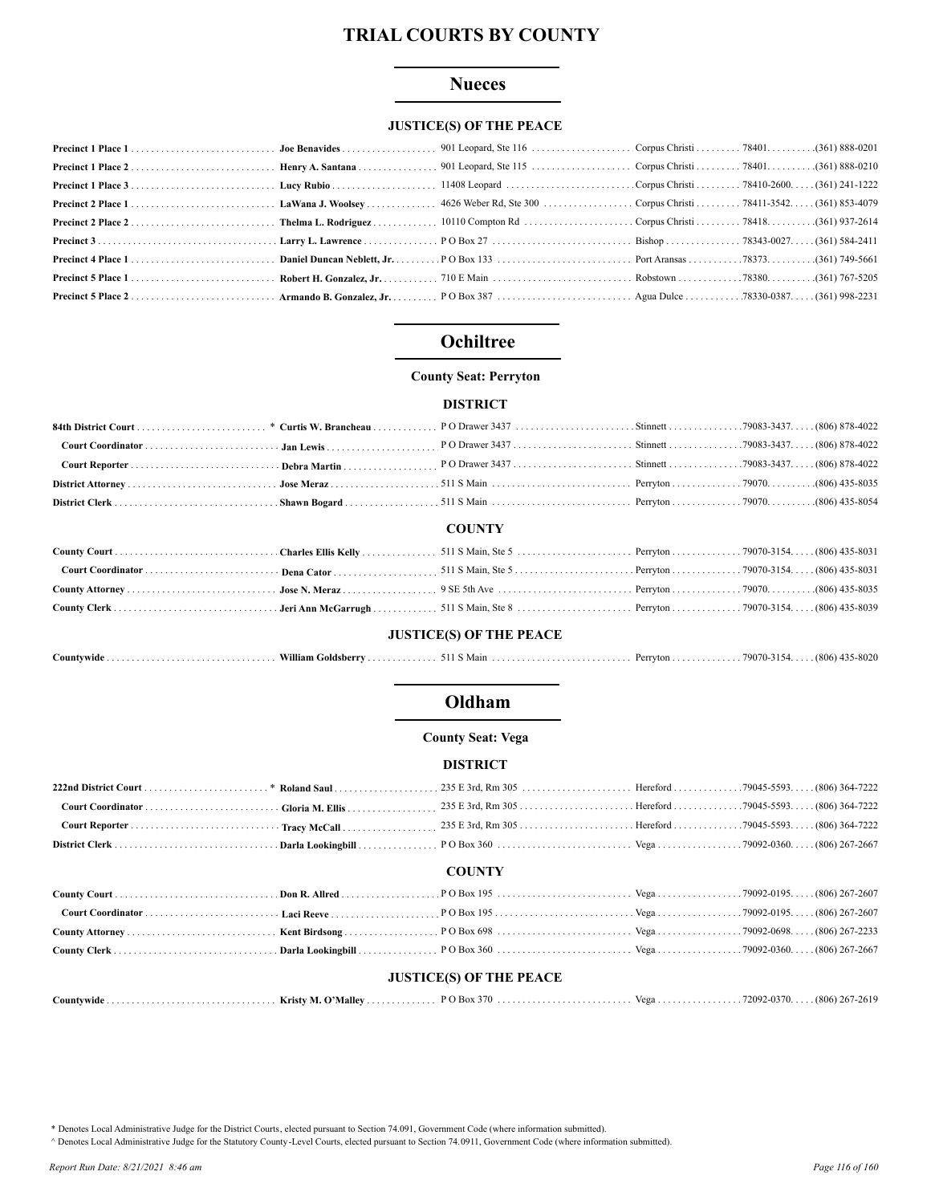# TRIAL COURTS BY COUNTY

## Nueces

### JUSTICE(S) OF THE PEACE

| | | | | | |
|---|---|---|---|---|---|
| **Precinct 1 Place 1** | **Joe Benavides** | 901 Leopard, Ste 116 | Corpus Christi | 78401. | (361) 888-0201 |
| **Precinct 1 Place 2** | **Henry A. Santana** | 901 Leopard, Ste 115 | Corpus Christi | 78401. | (361) 888-0210 |
| **Precinct 1 Place 3** | **Lucy Rubio** | 11408 Leopard | Corpus Christi | 78410-2600. | (361) 241-1222 |
| **Precinct 2 Place 1** | **LaWana J. Woolsey** | 4626 Weber Rd, Ste 300 | Corpus Christi | 78411-3542. | (361) 853-4079 |
| **Precinct 2 Place 2** | **Thelma L. Rodriguez** | 10110 Compton Rd | Corpus Christi | 78418. | (361) 937-2614 |
| **Precinct 3** | **Larry L. Lawrence** | P O Box 27 | Bishop | 78343-0027. | (361) 584-2411 |
| **Precinct 4 Place 1** | **Daniel Duncan Neblett, Jr.** | P O Box 133 | Port Aransas | 78373. | (361) 749-5661 |
| **Precinct 5 Place 1** | **Robert H. Gonzalez, Jr.** | 710 E Main | Robstown | 78380. | (361) 767-5205 |
| **Precinct 5 Place 2** | **Armando B. Gonzalez, Jr.** | P O Box 387 | Agua Dulce | 78330-0387. | (361) 998-2231 |

## Ochiltree

**County Seat: Perryton**

### DISTRICT

| | | | | | |
|---|---|---|---|---|---|
| **84th District Court** * | **Curtis W. Brancheau** | P O Drawer 3437 | Stinnett | 79083-3437. | (806) 878-4022 |
| **Court Coordinator** | **Jan Lewis** | P O Drawer 3437 | Stinnett | 79083-3437. | (806) 878-4022 |
| **Court Reporter** | **Debra Martin** | P O Drawer 3437 | Stinnett | 79083-3437. | (806) 878-4022 |
| **District Attorney** | **Jose Meraz** | 511 S Main | Perryton | 79070. | (806) 435-8035 |
| **District Clerk** | **Shawn Bogard** | 511 S Main | Perryton | 79070. | (806) 435-8054 |

### COUNTY

| | | | | | |
|---|---|---|---|---|---|
| **County Court** | **Charles Ellis Kelly** | 511 S Main, Ste 5 | Perryton | 79070-3154. | (806) 435-8031 |
| **Court Coordinator** | **Dena Cator** | 511 S Main, Ste 5 | Perryton | 79070-3154. | (806) 435-8031 |
| **County Attorney** | **Jose N. Meraz** | 9 SE 5th Ave | Perryton | 79070. | (806) 435-8035 |
| **County Clerk** | **Jeri Ann McGarrugh** | 511 S Main, Ste 8 | Perryton | 79070-3154. | (806) 435-8039 |

### JUSTICE(S) OF THE PEACE

| | | | | | |
|---|---|---|---|---|---|
| **Countywide** | **William Goldsberry** | 511 S Main | Perryton | 79070-3154. | (806) 435-8020 |

## Oldham

**County Seat: Vega**

### DISTRICT

| | | | | | |
|---|---|---|---|---|---|
| **222nd District Court** * | **Roland Saul** | 235 E 3rd, Rm 305 | Hereford | 79045-5593. | (806) 364-7222 |
| **Court Coordinator** | **Gloria M. Ellis** | 235 E 3rd, Rm 305 | Hereford | 79045-5593. | (806) 364-7222 |
| **Court Reporter** | **Tracy McCall** | 235 E 3rd, Rm 305 | Hereford | 79045-5593. | (806) 364-7222 |
| **District Clerk** | **Darla Lookingbill** | P O Box 360 | Vega | 79092-0360. | (806) 267-2667 |

### COUNTY

| | | | | | |
|---|---|---|---|---|---|
| **County Court** | **Don R. Allred** | P O Box 195 | Vega | 79092-0195. | (806) 267-2607 |
| **Court Coordinator** | **Laci Reeve** | P O Box 195 | Vega | 79092-0195. | (806) 267-2607 |
| **County Attorney** | **Kent Birdsong** | P O Box 698 | Vega | 79092-0698. | (806) 267-2233 |
| **County Clerk** | **Darla Lookingbill** | P O Box 360 | Vega | 79092-0360. | (806) 267-2667 |

### JUSTICE(S) OF THE PEACE

| | | | | | |
|---|---|---|---|---|---|
| **Countywide** | **Kristy M. O'Malley** | P O Box 370 | Vega | 72092-0370. | (806) 267-2619 |

\* Denotes Local Administrative Judge for the District Courts, elected pursuant to Section 74.091, Government Code (where information submitted).

^ Denotes Local Administrative Judge for the Statutory County-Level Courts, elected pursuant to Section 74.0911, Government Code (where information submitted).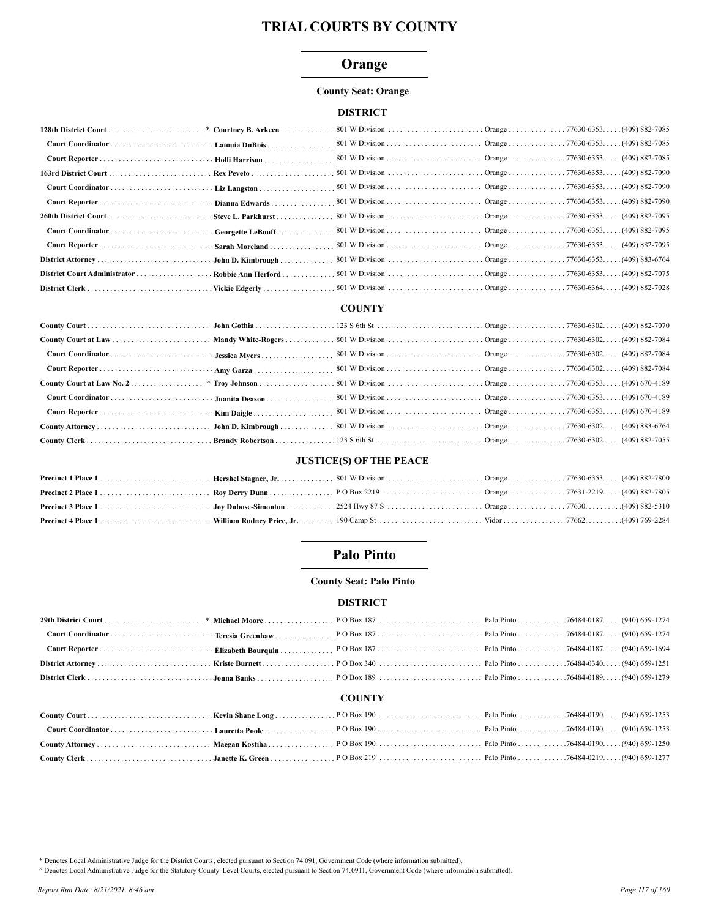# TRIAL COURTS BY COUNTY

## Orange

**County Seat: Orange**

### DISTRICT

| Position | Name | Address | City | Zip | Phone |
|---|---|---|---|---|---|
| **128th District Court** | * **Courtney B. Arkeen** | 801 W Division | Orange | 77630-6353 | (409) 882-7085 |
| **Court Coordinator** | **Latouia DuBois** | 801 W Division | Orange | 77630-6353 | (409) 882-7085 |
| **Court Reporter** | **Holli Harrison** | 801 W Division | Orange | 77630-6353 | (409) 882-7085 |
| **163rd District Court** | **Rex Peveto** | 801 W Division | Orange | 77630-6353 | (409) 882-7090 |
| **Court Coordinator** | **Liz Langston** | 801 W Division | Orange | 77630-6353 | (409) 882-7090 |
| **Court Reporter** | **Dianna Edwards** | 801 W Division | Orange | 77630-6353 | (409) 882-7090 |
| **260th District Court** | **Steve L. Parkhurst** | 801 W Division | Orange | 77630-6353 | (409) 882-7095 |
| **Court Coordinator** | **Georgette LeBouff** | 801 W Division | Orange | 77630-6353 | (409) 882-7095 |
| **Court Reporter** | **Sarah Moreland** | 801 W Division | Orange | 77630-6353 | (409) 882-7095 |
| **District Attorney** | **John D. Kimbrough** | 801 W Division | Orange | 77630-6353 | (409) 883-6764 |
| **District Court Administrator** | **Robbie Ann Herford** | 801 W Division | Orange | 77630-6353 | (409) 882-7075 |
| **District Clerk** | **Vickie Edgerly** | 801 W Division | Orange | 77630-6364 | (409) 882-7028 |

### COUNTY

| Position | Name | Address | City | Zip | Phone |
|---|---|---|---|---|---|
| **County Court** | **John Gothia** | 123 S 6th St | Orange | 77630-6302 | (409) 882-7070 |
| **County Court at Law** | **Mandy White-Rogers** | 801 W Division | Orange | 77630-6302 | (409) 882-7084 |
| **Court Coordinator** | **Jessica Myers** | 801 W Division | Orange | 77630-6302 | (409) 882-7084 |
| **Court Reporter** | **Amy Garza** | 801 W Division | Orange | 77630-6302 | (409) 882-7084 |
| **County Court at Law No. 2** | ^ **Troy Johnson** | 801 W Division | Orange | 77630-6353 | (409) 670-4189 |
| **Court Coordinator** | **Juanita Deason** | 801 W Division | Orange | 77630-6353 | (409) 670-4189 |
| **Court Reporter** | **Kim Daigle** | 801 W Division | Orange | 77630-6353 | (409) 670-4189 |
| **County Attorney** | **John D. Kimbrough** | 801 W Division | Orange | 77630-6302 | (409) 883-6764 |
| **County Clerk** | **Brandy Robertson** | 123 S 6th St | Orange | 77630-6302 | (409) 882-7055 |

### JUSTICE(S) OF THE PEACE

| Position | Name | Address | City | Zip | Phone |
|---|---|---|---|---|---|
| **Precinct 1 Place 1** | **Hershel Stagner, Jr.** | 801 W Division | Orange | 77630-6353 | (409) 882-7800 |
| **Precinct 2 Place 1** | **Roy Derry Dunn** | P O Box 2219 | Orange | 77631-2219 | (409) 882-7805 |
| **Precinct 3 Place 1** | **Joy Dubose-Simonton** | 2524 Hwy 87 S | Orange | 77630 | (409) 882-5310 |
| **Precinct 4 Place 1** | **William Rodney Price, Jr.** | 190 Camp St | Vidor | 77662 | (409) 769-2284 |

## Palo Pinto

**County Seat: Palo Pinto**

### DISTRICT

| Position | Name | Address | City | Zip | Phone |
|---|---|---|---|---|---|
| **29th District Court** | * **Michael Moore** | P O Box 187 | Palo Pinto | 76484-0187 | (940) 659-1274 |
| **Court Coordinator** | **Teresia Greenhaw** | P O Box 187 | Palo Pinto | 76484-0187 | (940) 659-1274 |
| **Court Reporter** | **Elizabeth Bourquin** | P O Box 187 | Palo Pinto | 76484-0187 | (940) 659-1694 |
| **District Attorney** | **Kriste Burnett** | P O Box 340 | Palo Pinto | 76484-0340 | (940) 659-1251 |
| **District Clerk** | **Jonna Banks** | P O Box 189 | Palo Pinto | 76484-0189 | (940) 659-1279 |

### COUNTY

| Position | Name | Address | City | Zip | Phone |
|---|---|---|---|---|---|
| **County Court** | **Kevin Shane Long** | P O Box 190 | Palo Pinto | 76484-0190 | (940) 659-1253 |
| **Court Coordinator** | **Lauretta Poole** | P O Box 190 | Palo Pinto | 76484-0190 | (940) 659-1253 |
| **County Attorney** | **Maegan Kostiha** | P O Box 190 | Palo Pinto | 76484-0190 | (940) 659-1250 |
| **County Clerk** | **Janette K. Green** | P O Box 219 | Palo Pinto | 76484-0219 | (940) 659-1277 |

\* Denotes Local Administrative Judge for the District Courts, elected pursuant to Section 74.091, Government Code (where information submitted).

^ Denotes Local Administrative Judge for the Statutory County-Level Courts, elected pursuant to Section 74.0911, Government Code (where information submitted).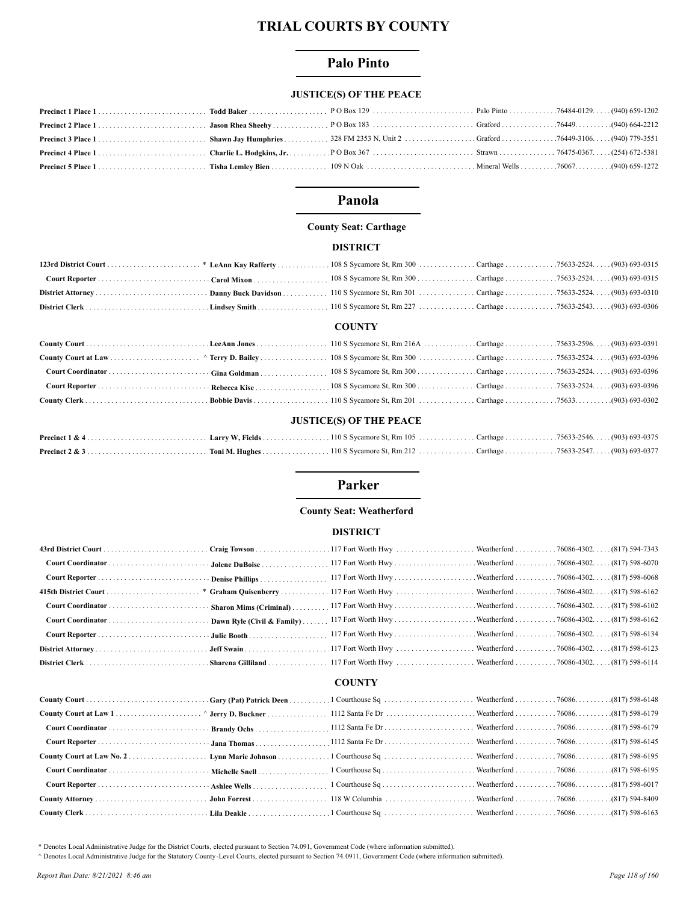# TRIAL COURTS BY COUNTY

## Palo Pinto

### JUSTICE(S) OF THE PEACE

| | | | | | |
|---|---|---|---|---|---|
| **Precinct 1 Place 1** | **Todd Baker** | P O Box 129 | Palo Pinto | 76484-0129 | (940) 659-1202 |
| **Precinct 2 Place 1** | **Jason Rhea Sheehy** | P O Box 183 | Graford | 76449 | (940) 664-2212 |
| **Precinct 3 Place 1** | **Shawn Jay Humphries** | 328 FM 2353 N, Unit 2 | Graford | 76449-3106 | (940) 779-3551 |
| **Precinct 4 Place 1** | **Charlie L. Hodgkins, Jr.** | P O Box 367 | Strawn | 76475-0367 | (254) 672-5381 |
| **Precinct 5 Place 1** | **Tisha Lemley Bien** | 109 N Oak | Mineral Wells | 76067 | (940) 659-1272 |

## Panola

**County Seat: Carthage**

### DISTRICT

| | | | | | |
|---|---|---|---|---|---|
| **123rd District Court** | * **LeAnn Kay Rafferty** | 108 S Sycamore St, Rm 300 | Carthage | 75633-2524 | (903) 693-0315 |
| **Court Reporter** | **Carol Mixon** | 108 S Sycamore St, Rm 300 | Carthage | 75633-2524 | (903) 693-0315 |
| **District Attorney** | **Danny Buck Davidson** | 110 S Sycamore St, Rm 301 | Carthage | 75633-2524 | (903) 693-0310 |
| **District Clerk** | **Lindsey Smith** | 110 S Sycamore St, Rm 227 | Carthage | 75633-2543 | (903) 693-0306 |

### COUNTY

| | | | | | |
|---|---|---|---|---|---|
| **County Court** | **LeeAnn Jones** | 110 S Sycamore St, Rm 216A | Carthage | 75633-2596 | (903) 693-0391 |
| **County Court at Law** | ^ **Terry D. Bailey** | 108 S Sycamore St, Rm 300 | Carthage | 75633-2524 | (903) 693-0396 |
| **Court Coordinator** | **Gina Goldman** | 108 S Sycamore St, Rm 300 | Carthage | 75633-2524 | (903) 693-0396 |
| **Court Reporter** | **Rebecca Kise** | 108 S Sycamore St, Rm 300 | Carthage | 75633-2524 | (903) 693-0396 |
| **County Clerk** | **Bobbie Davis** | 110 S Sycamore St, Rm 201 | Carthage | 75633 | (903) 693-0302 |

### JUSTICE(S) OF THE PEACE

| | | | | | |
|---|---|---|---|---|---|
| **Precinct 1 & 4** | **Larry W, Fields** | 110 S Sycamore St, Rm 105 | Carthage | 75633-2546 | (903) 693-0375 |
| **Precinct 2 & 3** | **Toni M. Hughes** | 110 S Sycamore St, Rm 212 | Carthage | 75633-2547 | (903) 693-0377 |

## Parker

**County Seat: Weatherford**

### DISTRICT

| | | | | | |
|---|---|---|---|---|---|
| **43rd District Court** | **Craig Towson** | 117 Fort Worth Hwy | Weatherford | 76086-4302 | (817) 594-7343 |
| **Court Coordinator** | **Jolene DuBoise** | 117 Fort Worth Hwy | Weatherford | 76086-4302 | (817) 598-6070 |
| **Court Reporter** | **Denise Phillips** | 117 Fort Worth Hwy | Weatherford | 76086-4302 | (817) 598-6068 |
| **415th District Court** | * **Graham Quisenberry** | 117 Fort Worth Hwy | Weatherford | 76086-4302 | (817) 598-6162 |
| **Court Coordinator** | **Sharon Mims (Criminal)** | 117 Fort Worth Hwy | Weatherford | 76086-4302 | (817) 598-6102 |
| **Court Coordinator** | **Dawn Ryle (Civil & Family)** | 117 Fort Worth Hwy | Weatherford | 76086-4302 | (817) 598-6162 |
| **Court Reporter** | **Julie Booth** | 117 Fort Worth Hwy | Weatherford | 76086-4302 | (817) 598-6134 |
| **District Attorney** | **Jeff Swain** | 117 Fort Worth Hwy | Weatherford | 76086-4302 | (817) 598-6123 |
| **District Clerk** | **Sharena Gilliland** | 117 Fort Worth Hwy | Weatherford | 76086-4302 | (817) 598-6114 |

### COUNTY

| | | | | | |
|---|---|---|---|---|---|
| **County Court** | **Gary (Pat) Patrick Deen** | 1 Courthouse Sq | Weatherford | 76086 | (817) 598-6148 |
| **County Court at Law 1** | ^ **Jerry D. Buckner** | 1112 Santa Fe Dr | Weatherford | 76086 | (817) 598-6179 |
| **Court Coordinator** | **Brandy Ochs** | 1112 Santa Fe Dr | Weatherford | 76086 | (817) 598-6179 |
| **Court Reporter** | **Jana Thomas** | 1112 Santa Fe Dr | Weatherford | 76086 | (817) 598-6145 |
| **County Court at Law No. 2** | **Lynn Marie Johnson** | 1 Courthouse Sq | Weatherford | 76086 | (817) 598-6195 |
| **Court Coordinator** | **Michelle Snell** | 1 Courthouse Sq | Weatherford | 76086 | (817) 598-6195 |
| **Court Reporter** | **Ashlee Wells** | 1 Courthouse Sq | Weatherford | 76086 | (817) 598-6017 |
| **County Attorney** | **John Forrest** | 118 W Columbia | Weatherford | 76086 | (817) 594-8409 |
| **County Clerk** | **Lila Deakle** | 1 Courthouse Sq | Weatherford | 76086 | (817) 598-6163 |

\* Denotes Local Administrative Judge for the District Courts, elected pursuant to Section 74.091, Government Code (where information submitted).

^ Denotes Local Administrative Judge for the Statutory County-Level Courts, elected pursuant to Section 74.0911, Government Code (where information submitted).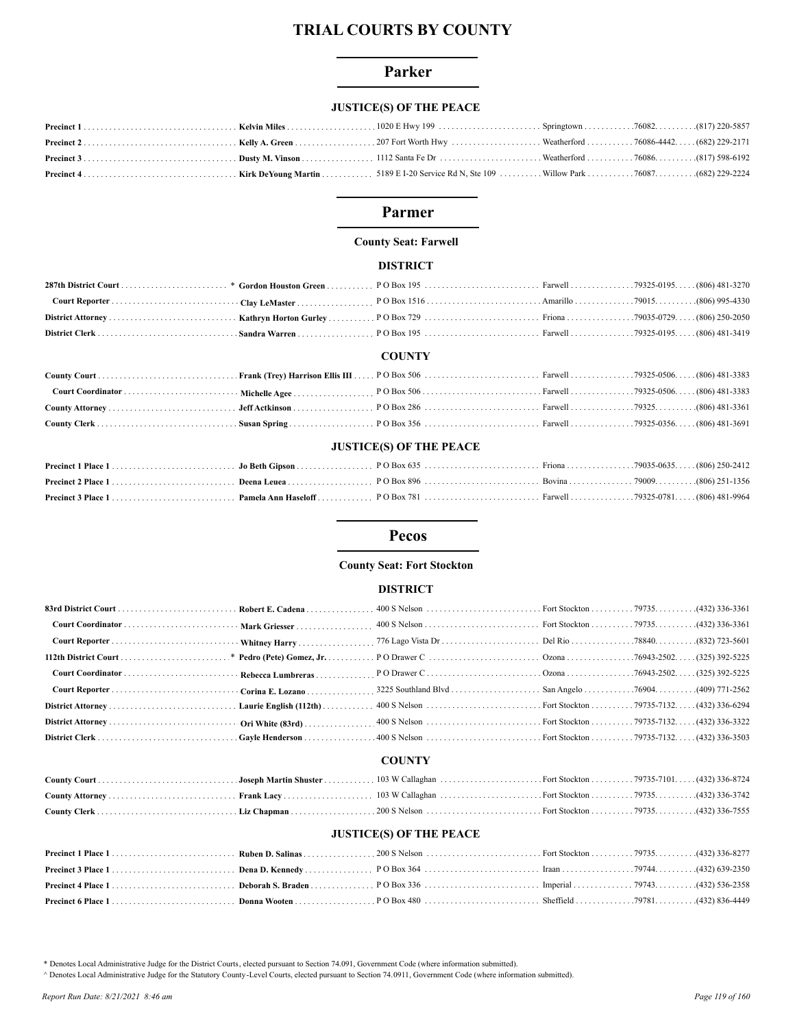# TRIAL COURTS BY COUNTY

## Parker

### JUSTICE(S) OF THE PEACE

| | | | | | |
|---|---|---|---|---|---|
| **Precinct 1** | **Kelvin Miles** | 1020 E Hwy 199 | Springtown | 76082 | (817) 220-5857 |
| **Precinct 2** | **Kelly A. Green** | 207 Fort Worth Hwy | Weatherford | 76086-4442 | (682) 229-2171 |
| **Precinct 3** | **Dusty M. Vinson** | 1112 Santa Fe Dr | Weatherford | 76086 | (817) 598-6192 |
| **Precinct 4** | **Kirk DeYoung Martin** | 5189 E I-20 Service Rd N, Ste 109 | Willow Park | 76087 | (682) 229-2224 |

## Parmer

**County Seat: Farwell**

### DISTRICT

| | | | | | |
|---|---|---|---|---|---|
| **287th District Court** | * **Gordon Houston Green** | P O Box 195 | Farwell | 79325-0195 | (806) 481-3270 |
| **Court Reporter** | **Clay LeMaster** | P O Box 1516 | Amarillo | 79015 | (806) 995-4330 |
| **District Attorney** | **Kathryn Horton Gurley** | P O Box 729 | Friona | 79035-0729 | (806) 250-2050 |
| **District Clerk** | **Sandra Warren** | P O Box 195 | Farwell | 79325-0195 | (806) 481-3419 |

### COUNTY

| | | | | | |
|---|---|---|---|---|---|
| **County Court** | **Frank (Trey) Harrison Ellis III** | P O Box 506 | Farwell | 79325-0506 | (806) 481-3383 |
| **Court Coordinator** | **Michelle Agee** | P O Box 506 | Farwell | 79325-0506 | (806) 481-3383 |
| **County Attorney** | **Jeff Actkinson** | P O Box 286 | Farwell | 79325 | (806) 481-3361 |
| **County Clerk** | **Susan Spring** | P O Box 356 | Farwell | 79325-0356 | (806) 481-3691 |

### JUSTICE(S) OF THE PEACE

| | | | | | |
|---|---|---|---|---|---|
| **Precinct 1 Place 1** | **Jo Beth Gipson** | P O Box 635 | Friona | 79035-0635 | (806) 250-2412 |
| **Precinct 2 Place 1** | **Deena Leuea** | P O Box 896 | Bovina | 79009 | (806) 251-1356 |
| **Precinct 3 Place 1** | **Pamela Ann Haseloff** | P O Box 781 | Farwell | 79325-0781 | (806) 481-9964 |

## Pecos

**County Seat: Fort Stockton**

### DISTRICT

| | | | | | |
|---|---|---|---|---|---|
| **83rd District Court** | **Robert E. Cadena** | 400 S Nelson | Fort Stockton | 79735 | (432) 336-3361 |
| **Court Coordinator** | **Mark Griesser** | 400 S Nelson | Fort Stockton | 79735 | (432) 336-3361 |
| **Court Reporter** | **Whitney Harry** | 776 Lago Vista Dr | Del Rio | 78840 | (832) 723-5601 |
| **112th District Court** | * **Pedro (Pete) Gomez, Jr.** | P O Drawer C | Ozona | 76943-2502 | (325) 392-5225 |
| **Court Coordinator** | **Rebecca Lumbreras** | P O Drawer C | Ozona | 76943-2502 | (325) 392-5225 |
| **Court Reporter** | **Corina E. Lozano** | 3225 Southland Blvd | San Angelo | 76904 | (409) 771-2562 |
| **District Attorney** | **Laurie English (112th)** | 400 S Nelson | Fort Stockton | 79735-7132 | (432) 336-6294 |
| **District Attorney** | **Ori White (83rd)** | 400 S Nelson | Fort Stockton | 79735-7132 | (432) 336-3322 |
| **District Clerk** | **Gayle Henderson** | 400 S Nelson | Fort Stockton | 79735-7132 | (432) 336-3503 |

### COUNTY

| | | | | | |
|---|---|---|---|---|---|
| **County Court** | **Joseph Martin Shuster** | 103 W Callaghan | Fort Stockton | 79735-7101 | (432) 336-8724 |
| **County Attorney** | **Frank Lacy** | 103 W Callaghan | Fort Stockton | 79735 | (432) 336-3742 |
| **County Clerk** | **Liz Chapman** | 200 S Nelson | Fort Stockton | 79735 | (432) 336-7555 |

### JUSTICE(S) OF THE PEACE

| | | | | | |
|---|---|---|---|---|---|
| **Precinct 1 Place 1** | **Ruben D. Salinas** | 200 S Nelson | Fort Stockton | 79735 | (432) 336-8277 |
| **Precinct 3 Place 1** | **Dena D. Kennedy** | P O Box 364 | Iraan | 79744 | (432) 639-2350 |
| **Precinct 4 Place 1** | **Deborah S. Braden** | P O Box 336 | Imperial | 79743 | (432) 536-2358 |
| **Precinct 6 Place 1** | **Donna Wooten** | P O Box 480 | Sheffield | 79781 | (432) 836-4449 |

\* Denotes Local Administrative Judge for the District Courts, elected pursuant to Section 74.091, Government Code (where information submitted).

^ Denotes Local Administrative Judge for the Statutory County-Level Courts, elected pursuant to Section 74.0911, Government Code (where information submitted).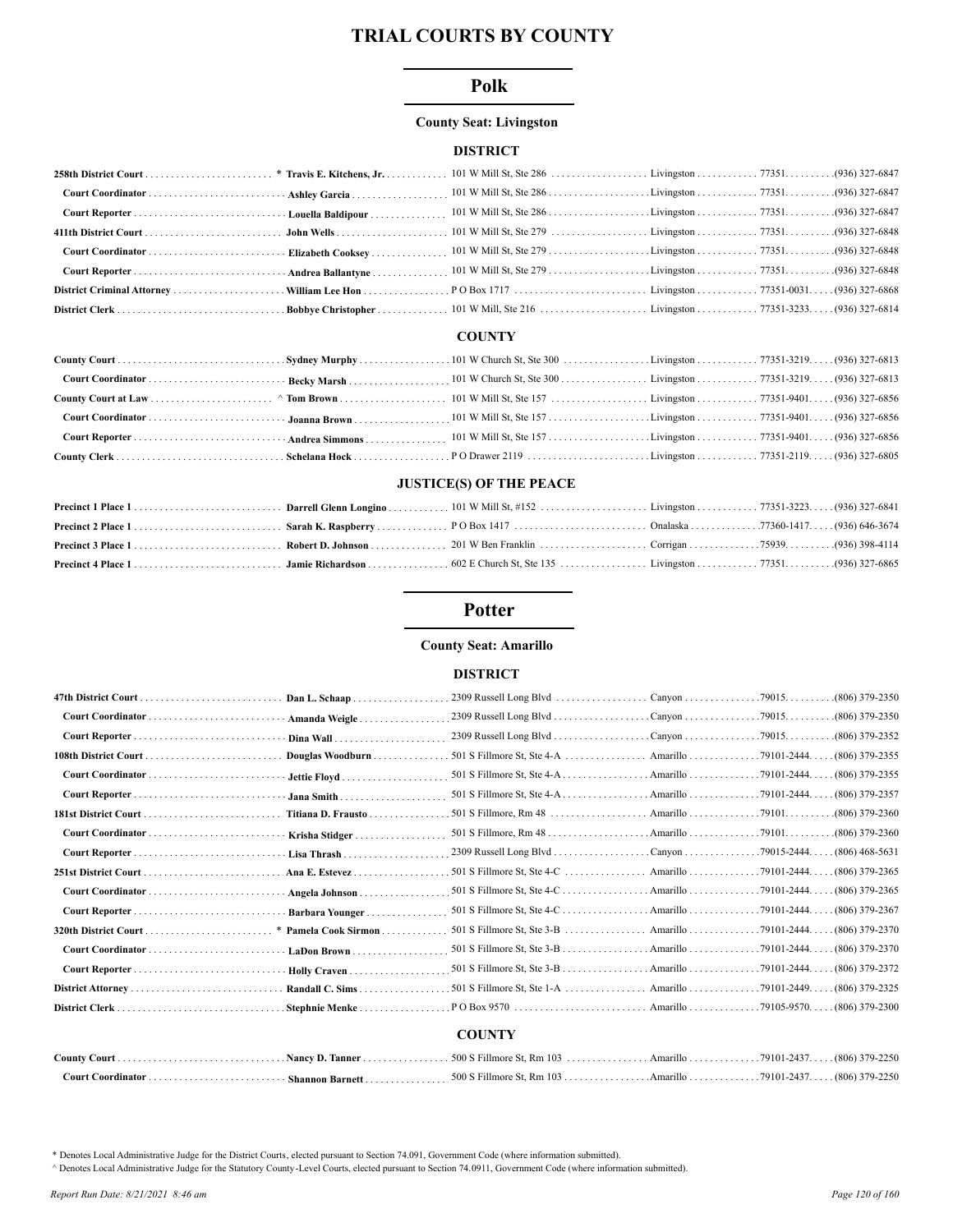# TRIAL COURTS BY COUNTY

## Polk

### County Seat: Livingston

#### DISTRICT

| Position | Name | Address | City | Zip | Phone |
|---|---|---|---|---|---|
| 258th District Court | * Travis E. Kitchens, Jr. | 101 W Mill St, Ste 286 | Livingston | 77351 | (936) 327-6847 |
| Court Coordinator | Ashley Garcia | 101 W Mill St, Ste 286 | Livingston | 77351 | (936) 327-6847 |
| Court Reporter | Louella Baldipour | 101 W Mill St, Ste 286 | Livingston | 77351 | (936) 327-6847 |
| 411th District Court | John Wells | 101 W Mill St, Ste 279 | Livingston | 77351 | (936) 327-6848 |
| Court Coordinator | Elizabeth Cooksey | 101 W Mill St, Ste 279 | Livingston | 77351 | (936) 327-6848 |
| Court Reporter | Andrea Ballantyne | 101 W Mill St, Ste 279 | Livingston | 77351 | (936) 327-6848 |
| District Criminal Attorney | William Lee Hon | P O Box 1717 | Livingston | 77351-0031 | (936) 327-6868 |
| District Clerk | Bobbye Christopher | 101 W Mill, Ste 216 | Livingston | 77351-3233 | (936) 327-6814 |

#### COUNTY

| Position | Name | Address | City | Zip | Phone |
|---|---|---|---|---|---|
| County Court | Sydney Murphy | 101 W Church St, Ste 300 | Livingston | 77351-3219 | (936) 327-6813 |
| Court Coordinator | Becky Marsh | 101 W Church St, Ste 300 | Livingston | 77351-3219 | (936) 327-6813 |
| County Court at Law | ^ Tom Brown | 101 W Mill St, Ste 157 | Livingston | 77351-9401 | (936) 327-6856 |
| Court Coordinator | Joanna Brown | 101 W Mill St, Ste 157 | Livingston | 77351-9401 | (936) 327-6856 |
| Court Reporter | Andrea Simmons | 101 W Mill St, Ste 157 | Livingston | 77351-9401 | (936) 327-6856 |
| County Clerk | Schelana Hock | P O Drawer 2119 | Livingston | 77351-2119 | (936) 327-6805 |

#### JUSTICE(S) OF THE PEACE

| Position | Name | Address | City | Zip | Phone |
|---|---|---|---|---|---|
| Precinct 1 Place 1 | Darrell Glenn Longino | 101 W Mill St, #152 | Livingston | 77351-3223 | (936) 327-6841 |
| Precinct 2 Place 1 | Sarah K. Raspberry | P O Box 1417 | Onalaska | 77360-1417 | (936) 646-3674 |
| Precinct 3 Place 1 | Robert D. Johnson | 201 W Ben Franklin | Corrigan | 75939 | (936) 398-4114 |
| Precinct 4 Place 1 | Jamie Richardson | 602 E Church St, Ste 135 | Livingston | 77351 | (936) 327-6865 |

## Potter

### County Seat: Amarillo

#### DISTRICT

| Position | Name | Address | City | Zip | Phone |
|---|---|---|---|---|---|
| 47th District Court | Dan L. Schaap | 2309 Russell Long Blvd | Canyon | 79015 | (806) 379-2350 |
| Court Coordinator | Amanda Weigle | 2309 Russell Long Blvd | Canyon | 79015 | (806) 379-2350 |
| Court Reporter | Dina Wall | 2309 Russell Long Blvd | Canyon | 79015 | (806) 379-2352 |
| 108th District Court | Douglas Woodburn | 501 S Fillmore St, Ste 4-A | Amarillo | 79101-2444 | (806) 379-2355 |
| Court Coordinator | Jettie Floyd | 501 S Fillmore St, Ste 4-A | Amarillo | 79101-2444 | (806) 379-2355 |
| Court Reporter | Jana Smith | 501 S Fillmore St, Ste 4-A | Amarillo | 79101-2444 | (806) 379-2357 |
| 181st District Court | Titiana D. Frausto | 501 S Fillmore, Rm 48 | Amarillo | 79101 | (806) 379-2360 |
| Court Coordinator | Krisha Stidger | 501 S Fillmore, Rm 48 | Amarillo | 79101 | (806) 379-2360 |
| Court Reporter | Lisa Thrash | 2309 Russell Long Blvd | Canyon | 79015-2444 | (806) 468-5631 |
| 251st District Court | Ana E. Estevez | 501 S Fillmore St, Ste 4-C | Amarillo | 79101-2444 | (806) 379-2365 |
| Court Coordinator | Angela Johnson | 501 S Fillmore St, Ste 4-C | Amarillo | 79101-2444 | (806) 379-2365 |
| Court Reporter | Barbara Younger | 501 S Fillmore St, Ste 4-C | Amarillo | 79101-2444 | (806) 379-2367 |
| 320th District Court | * Pamela Cook Sirmon | 501 S Fillmore St, Ste 3-B | Amarillo | 79101-2444 | (806) 379-2370 |
| Court Coordinator | LaDon Brown | 501 S Fillmore St, Ste 3-B | Amarillo | 79101-2444 | (806) 379-2370 |
| Court Reporter | Holly Craven | 501 S Fillmore St, Ste 3-B | Amarillo | 79101-2444 | (806) 379-2372 |
| District Attorney | Randall C. Sims | 501 S Fillmore St, Ste 1-A | Amarillo | 79101-2449 | (806) 379-2325 |
| District Clerk | Stephnie Menke | P O Box 9570 | Amarillo | 79105-9570 | (806) 379-2300 |

#### COUNTY

| Position | Name | Address | City | Zip | Phone |
|---|---|---|---|---|---|
| County Court | Nancy D. Tanner | 500 S Fillmore St, Rm 103 | Amarillo | 79101-2437 | (806) 379-2250 |
| Court Coordinator | Shannon Barnett | 500 S Fillmore St, Rm 103 | Amarillo | 79101-2437 | (806) 379-2250 |

\* Denotes Local Administrative Judge for the District Courts, elected pursuant to Section 74.091, Government Code (where information submitted).

^ Denotes Local Administrative Judge for the Statutory County-Level Courts, elected pursuant to Section 74.0911, Government Code (where information submitted).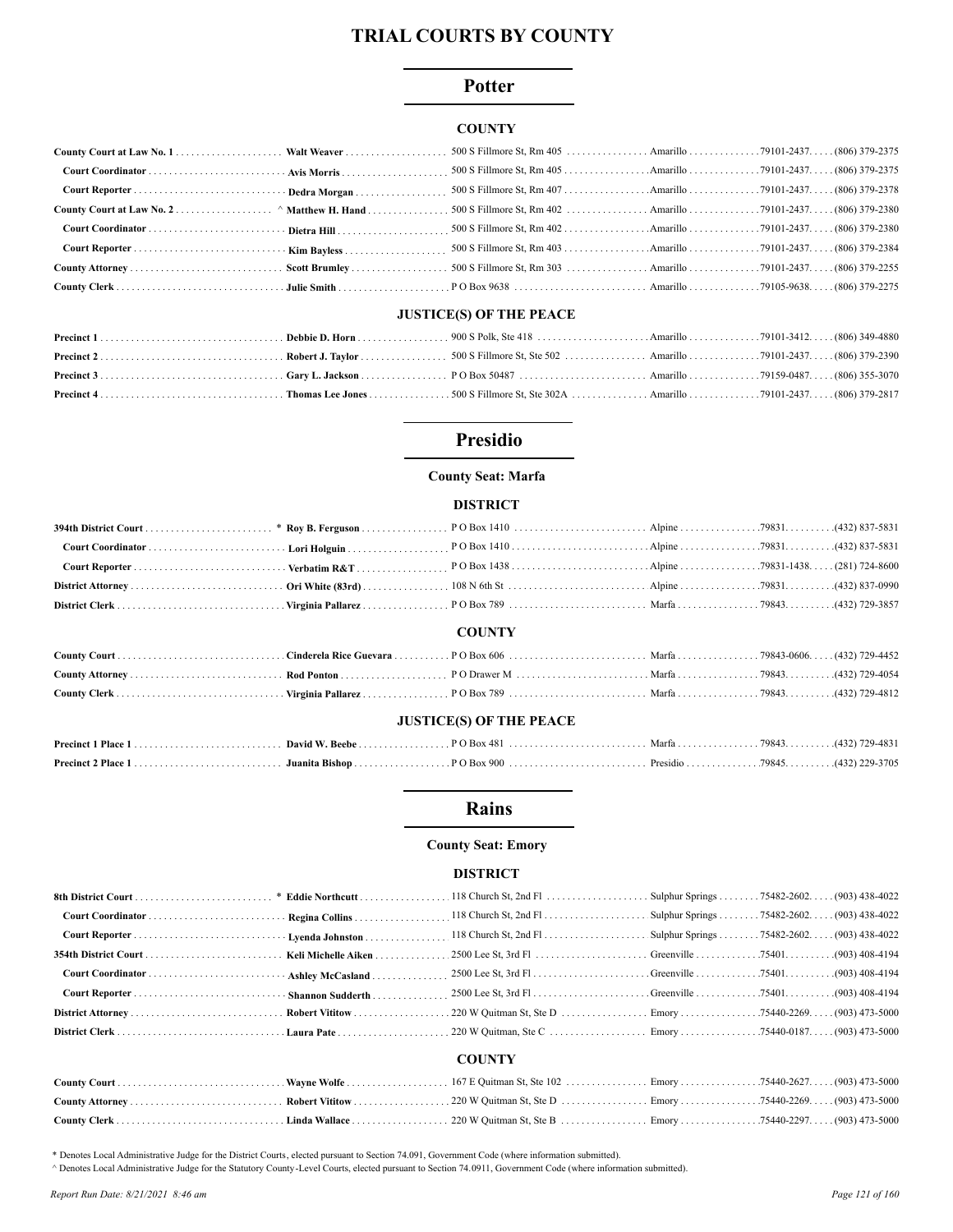# TRIAL COURTS BY COUNTY

## Potter

### COUNTY

| | | | | | |
|---|---|---|---|---|---|
| County Court at Law No. 1 | Walt Weaver | 500 S Fillmore St, Rm 405 | Amarillo | 79101-2437 | (806) 379-2375 |
| Court Coordinator | Avis Morris | 500 S Fillmore St, Rm 405 | Amarillo | 79101-2437 | (806) 379-2375 |
| Court Reporter | Dedra Morgan | 500 S Fillmore St, Rm 407 | Amarillo | 79101-2437 | (806) 379-2378 |
| County Court at Law No. 2 | ^ Matthew H. Hand | 500 S Fillmore St, Rm 402 | Amarillo | 79101-2437 | (806) 379-2380 |
| Court Coordinator | Dietra Hill | 500 S Fillmore St, Rm 402 | Amarillo | 79101-2437 | (806) 379-2380 |
| Court Reporter | Kim Bayless | 500 S Fillmore St, Rm 403 | Amarillo | 79101-2437 | (806) 379-2384 |
| County Attorney | Scott Brumley | 500 S Fillmore St, Rm 303 | Amarillo | 79101-2437 | (806) 379-2255 |
| County Clerk | Julie Smith | P O Box 9638 | Amarillo | 79105-9638 | (806) 379-2275 |

### JUSTICE(S) OF THE PEACE

| | | | | | |
|---|---|---|---|---|---|
| Precinct 1 | Debbie D. Horn | 900 S Polk, Ste 418 | Amarillo | 79101-3412 | (806) 349-4880 |
| Precinct 2 | Robert J. Taylor | 500 S Fillmore St, Ste 502 | Amarillo | 79101-2437 | (806) 379-2390 |
| Precinct 3 | Gary L. Jackson | P O Box 50487 | Amarillo | 79159-0487 | (806) 355-3070 |
| Precinct 4 | Thomas Lee Jones | 500 S Fillmore St, Ste 302A | Amarillo | 79101-2437 | (806) 379-2817 |

## Presidio

**County Seat: Marfa**

### DISTRICT

| | | | | | |
|---|---|---|---|---|---|
| 394th District Court | * Roy B. Ferguson | P O Box 1410 | Alpine | 79831 | (432) 837-5831 |
| Court Coordinator | Lori Holguin | P O Box 1410 | Alpine | 79831 | (432) 837-5831 |
| Court Reporter | Verbatim R&T | P O Box 1438 | Alpine | 79831-1438 | (281) 724-8600 |
| District Attorney | Ori White (83rd) | 108 N 6th St | Alpine | 79831 | (432) 837-0990 |
| District Clerk | Virginia Pallarez | P O Box 789 | Marfa | 79843 | (432) 729-3857 |

### COUNTY

| | | | | | |
|---|---|---|---|---|---|
| County Court | Cinderela Rice Guevara | P O Box 606 | Marfa | 79843-0606 | (432) 729-4452 |
| County Attorney | Rod Ponton | P O Drawer M | Marfa | 79843 | (432) 729-4054 |
| County Clerk | Virginia Pallarez | P O Box 789 | Marfa | 79843 | (432) 729-4812 |

### JUSTICE(S) OF THE PEACE

| | | | | | |
|---|---|---|---|---|---|
| Precinct 1 Place 1 | David W. Beebe | P O Box 481 | Marfa | 79843 | (432) 729-4831 |
| Precinct 2 Place 1 | Juanita Bishop | P O Box 900 | Presidio | 79845 | (432) 229-3705 |

## Rains

**County Seat: Emory**

### DISTRICT

| | | | | | |
|---|---|---|---|---|---|
| 8th District Court | * Eddie Northcutt | 118 Church St, 2nd Fl | Sulphur Springs | 75482-2602 | (903) 438-4022 |
| Court Coordinator | Regina Collins | 118 Church St, 2nd Fl | Sulphur Springs | 75482-2602 | (903) 438-4022 |
| Court Reporter | Lyenda Johnston | 118 Church St, 2nd Fl | Sulphur Springs | 75482-2602 | (903) 438-4022 |
| 354th District Court | Keli Michelle Aiken | 2500 Lee St, 3rd Fl | Greenville | 75401 | (903) 408-4194 |
| Court Coordinator | Ashley McCasland | 2500 Lee St, 3rd Fl | Greenville | 75401 | (903) 408-4194 |
| Court Reporter | Shannon Sudderth | 2500 Lee St, 3rd Fl | Greenville | 75401 | (903) 408-4194 |
| District Attorney | Robert Vititow | 220 W Quitman St, Ste D | Emory | 75440-2269 | (903) 473-5000 |
| District Clerk | Laura Pate | 220 W Quitman, Ste C | Emory | 75440-0187 | (903) 473-5000 |

### COUNTY

| | | | | | |
|---|---|---|---|---|---|
| County Court | Wayne Wolfe | 167 E Quitman St, Ste 102 | Emory | 75440-2627 | (903) 473-5000 |
| County Attorney | Robert Vititow | 220 W Quitman St, Ste D | Emory | 75440-2269 | (903) 473-5000 |
| County Clerk | Linda Wallace | 220 W Quitman St, Ste B | Emory | 75440-2297 | (903) 473-5000 |

\* Denotes Local Administrative Judge for the District Courts, elected pursuant to Section 74.091, Government Code (where information submitted).

^ Denotes Local Administrative Judge for the Statutory County-Level Courts, elected pursuant to Section 74.0911, Government Code (where information submitted).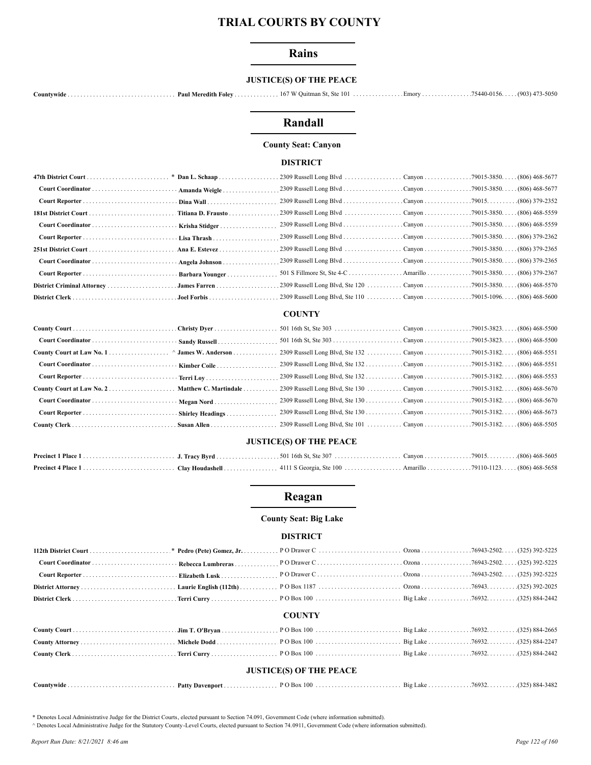# TRIAL COURTS BY COUNTY

## Rains

### JUSTICE(S) OF THE PEACE

| | | | | | |
|---|---|---|---|---|---|
| Countywide | Paul Meredith Foley | 167 W Quitman St, Ste 101 | Emory | 75440-0156 | (903) 473-5050 |

## Randall

**County Seat: Canyon**

### DISTRICT

| | | | | | |
|---|---|---|---|---|---|
| 47th District Court | * Dan L. Schaap | 2309 Russell Long Blvd | Canyon | 79015-3850 | (806) 468-5677 |
| Court Coordinator | Amanda Weigle | 2309 Russell Long Blvd | Canyon | 79015-3850 | (806) 468-5677 |
| Court Reporter | Dina Wall | 2309 Russell Long Blvd | Canyon | 79015 | (806) 379-2352 |
| 181st District Court | Titiana D. Frausto | 2309 Russell Long Blvd | Canyon | 79015-3850 | (806) 468-5559 |
| Court Coordinator | Krisha Stidger | 2309 Russell Long Blvd | Canyon | 79015-3850 | (806) 468-5559 |
| Court Reporter | Lisa Thrash | 2309 Russell Long Blvd | Canyon | 79015-3850 | (806) 379-2362 |
| 251st District Court | Ana E. Estevez | 2309 Russell Long Blvd | Canyon | 79015-3850 | (806) 379-2365 |
| Court Coordinator | Angela Johnson | 2309 Russell Long Blvd | Canyon | 79015-3850 | (806) 379-2365 |
| Court Reporter | Barbara Younger | 501 S Fillmore St, Ste 4-C | Amarillo | 79015-3850 | (806) 379-2367 |
| District Criminal Attorney | James Farren | 2309 Russell Long Blvd, Ste 120 | Canyon | 79015-3850 | (806) 468-5570 |
| District Clerk | Joel Forbis | 2309 Russell Long Blvd, Ste 110 | Canyon | 79015-1096 | (806) 468-5600 |

### COUNTY

| | | | | | |
|---|---|---|---|---|---|
| County Court | Christy Dyer | 501 16th St, Ste 303 | Canyon | 79015-3823 | (806) 468-5500 |
| Court Coordinator | Sandy Russell | 501 16th St, Ste 303 | Canyon | 79015-3823 | (806) 468-5500 |
| County Court at Law No. 1 | ^ James W. Anderson | 2309 Russell Long Blvd, Ste 132 | Canyon | 79015-3182 | (806) 468-5551 |
| Court Coordinator | Kimber Coile | 2309 Russell Long Blvd, Ste 132 | Canyon | 79015-3182 | (806) 468-5551 |
| Court Reporter | Terri Loy | 2309 Russell Long Blvd, Ste 132 | Canyon | 79015-3182 | (806) 468-5553 |
| County Court at Law No. 2 | Matthew C. Martindale | 2309 Russell Long Blvd, Ste 130 | Canyon | 79015-3182 | (806) 468-5670 |
| Court Coordinator | Megan Nord | 2309 Russell Long Blvd, Ste 130 | Canyon | 79015-3182 | (806) 468-5670 |
| Court Reporter | Shirley Headings | 2309 Russell Long Blvd, Ste 130 | Canyon | 79015-3182 | (806) 468-5673 |
| County Clerk | Susan Allen | 2309 Russell Long Blvd, Ste 101 | Canyon | 79015-3182 | (806) 468-5505 |

### JUSTICE(S) OF THE PEACE

| | | | | | |
|---|---|---|---|---|---|
| Precinct 1 Place 1 | J. Tracy Byrd | 501 16th St, Ste 307 | Canyon | 79015 | (806) 468-5605 |
| Precinct 4 Place 1 | Clay Houdashell | 4111 S Georgia, Ste 100 | Amarillo | 79110-1123 | (806) 468-5658 |

## Reagan

**County Seat: Big Lake**

### DISTRICT

| | | | | | |
|---|---|---|---|---|---|
| 112th District Court | * Pedro (Pete) Gomez, Jr. | P O Drawer C | Ozona | 76943-2502 | (325) 392-5225 |
| Court Coordinator | Rebecca Lumbreras | P O Drawer C | Ozona | 76943-2502 | (325) 392-5225 |
| Court Reporter | Elizabeth Lusk | P O Drawer C | Ozona | 76943-2502 | (325) 392-5225 |
| District Attorney | Laurie English (112th) | P O Box 1187 | Ozona | 76943 | (325) 392-2025 |
| District Clerk | Terri Curry | P O Box 100 | Big Lake | 76932 | (325) 884-2442 |

### COUNTY

| | | | | | |
|---|---|---|---|---|---|
| County Court | Jim T. O'Bryan | P O Box 100 | Big Lake | 76932 | (325) 884-2665 |
| County Attorney | Michele Dodd | P O Box 100 | Big Lake | 76932 | (325) 884-2247 |
| County Clerk | Terri Curry | P O Box 100 | Big Lake | 76932 | (325) 884-2442 |

### JUSTICE(S) OF THE PEACE

| | | | | | |
|---|---|---|---|---|---|
| Countywide | Patty Davenport | P O Box 100 | Big Lake | 76932 | (325) 884-3482 |

* Denotes Local Administrative Judge for the District Courts, elected pursuant to Section 74.091, Government Code (where information submitted).
^ Denotes Local Administrative Judge for the Statutory County-Level Courts, elected pursuant to Section 74.0911, Government Code (where information submitted).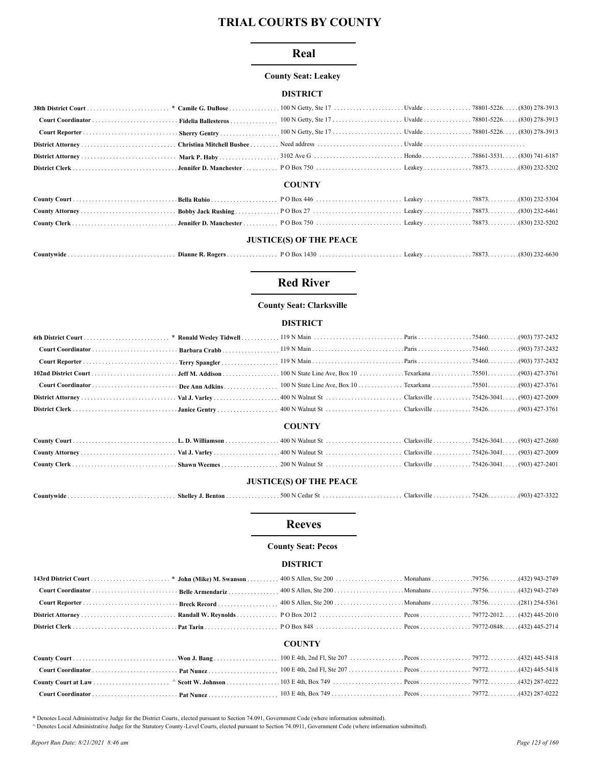# TRIAL COURTS BY COUNTY

## Real

**County Seat: Leakey**

### DISTRICT

| | | | | | |
|---|---|---|---|---|---|
| **38th District Court** | * **Camile G. DuBose** | 100 N Getty, Ste 17 | Uvalde | 78801-5226. | (830) 278-3913 |
| **Court Coordinator** | **Fidelia Ballesteros** | 100 N Getty, Ste 17 | Uvalde | 78801-5226. | (830) 278-3913 |
| **Court Reporter** | **Sherry Gentry** | 100 N Getty, Ste 17 | Uvalde | 78801-5226. | (830) 278-3913 |
| **District Attorney** | **Christina Mitchell Busbee** | Need address | Uvalde | | |
| **District Attorney** | **Mark P. Haby** | 3102 Ave G | Hondo | 78861-3531. | (830) 741-6187 |
| **District Clerk** | **Jennifer D. Manchester** | P O Box 750 | Leakey | 78873. | (830) 232-5202 |

### COUNTY

| | | | | | |
|---|---|---|---|---|---|
| **County Court** | **Bella Rubio** | P O Box 446 | Leakey | 78873. | (830) 232-5304 |
| **County Attorney** | **Bobby Jack Rushing** | P O Box 27 | Leakey | 78873. | (830) 232-6461 |
| **County Clerk** | **Jennifer D. Manchester** | P O Box 750 | Leakey | 78873. | (830) 232-5202 |

### JUSTICE(S) OF THE PEACE

| | | | | | |
|---|---|---|---|---|---|
| **Countywide** | **Dianne R. Rogers** | P O Box 1430 | Leakey | 78873. | (830) 232-6630 |

## Red River

**County Seat: Clarksville**

### DISTRICT

| | | | | | |
|---|---|---|---|---|---|
| **6th District Court** | * **Ronald Wesley Tidwell** | 119 N Main | Paris | 75460. | (903) 737-2432 |
| **Court Coordinator** | **Barbara Crabb** | 119 N Main | Paris | 75460. | (903) 737-2432 |
| **Court Reporter** | **Terry Spangler** | 119 N Main | Paris | 75460. | (903) 737-2432 |
| **102nd District Court** | **Jeff M. Addison** | 100 N State Line Ave, Box 10 | Texarkana | 75501. | (903) 427-3761 |
| **Court Coordinator** | **Dee Ann Adkins** | 100 N State Line Ave, Box 10 | Texarkana | 75501. | (903) 427-3761 |
| **District Attorney** | **Val J. Varley** | 400 N Walnut St | Clarksville | 75426-3041. | (903) 427-2009 |
| **District Clerk** | **Janice Gentry** | 400 N Walnut St | Clarksville | 75426. | (903) 427-3761 |

### COUNTY

| | | | | | |
|---|---|---|---|---|---|
| **County Court** | **L. D. Williamson** | 400 N Walnut St | Clarksville | 75426-3041. | (903) 427-2680 |
| **County Attorney** | **Val J. Varley** | 400 N Walnut St | Clarksville | 75426-3041. | (903) 427-2009 |
| **County Clerk** | **Shawn Weemes** | 200 N Walnut St | Clarksville | 75426-3041. | (903) 427-2401 |

### JUSTICE(S) OF THE PEACE

| | | | | | |
|---|---|---|---|---|---|
| **Countywide** | **Shelley J. Benton** | 500 N Cedar St | Clarksville | 75426. | (903) 427-3322 |

## Reeves

**County Seat: Pecos**

### DISTRICT

| | | | | | |
|---|---|---|---|---|---|
| **143rd District Court** | * **John (Mike) M. Swanson** | 400 S Allen, Ste 200 | Monahans | 79756. | (432) 943-2749 |
| **Court Coordinator** | **Belle Armendariz** | 400 S Allen, Ste 200 | Monahans | 79756. | (432) 943-2749 |
| **Court Reporter** | **Breck Record** | 400 S Allen, Ste 200 | Monahans | 78756. | (281) 254-5361 |
| **District Attorney** | **Randall W. Reynolds** | P O Box 2012 | Pecos | 79772-2012. | (432) 445-2010 |
| **District Clerk** | **Pat Tarin** | P O Box 848 | Pecos | 79772-0848. | (432) 445-2714 |

### COUNTY

| | | | | | |
|---|---|---|---|---|---|
| **County Court** | **Won J. Bang** | 100 E 4th, 2nd Fl, Ste 207 | Pecos | 79772. | (432) 445-5418 |
| **Court Coordinator** | **Pat Nunez** | 100 E 4th, 2nd Fl, Ste 207 | Pecos | 79772. | (432) 445-5418 |
| **County Court at Law** | ^ **Scott W. Johnson** | 103 E 4th, Box 749 | Pecos | 79772. | (432) 287-0222 |
| **Court Coordinator** | **Pat Nunez** | 103 E 4th, Box 749 | Pecos | 79772. | (432) 287-0222 |

* Denotes Local Administrative Judge for the District Courts, elected pursuant to Section 74.091, Government Code (where information submitted).

^ Denotes Local Administrative Judge for the Statutory County-Level Courts, elected pursuant to Section 74.0911, Government Code (where information submitted).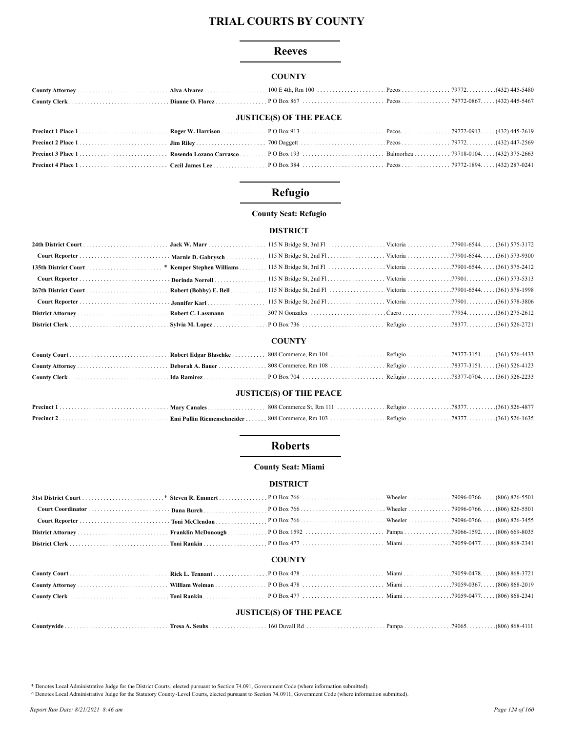# TRIAL COURTS BY COUNTY

## Reeves

### COUNTY

| | | | | | |
|---|---|---|---|---|---|
| County Attorney | Alva Alvarez | 100 E 4th, Rm 100 | Pecos | 79772. | (432) 445-5480 |
| County Clerk | Dianne O. Florez | P O Box 867 | Pecos | 79772-0867. | (432) 445-5467 |

### JUSTICE(S) OF THE PEACE

| | | | | | |
|---|---|---|---|---|---|
| Precinct 1 Place 1 | Roger W. Harrison | P O Box 913 | Pecos | 79772-0913. | (432) 445-2619 |
| Precinct 2 Place 1 | Jim Riley | 700 Daggett | Pecos | 79772. | (432) 447-2569 |
| Precinct 3 Place 1 | Rosendo Lozano Carrasco | P O Box 193 | Balmorhea | 79718-0104. | (432) 375-2663 |
| Precinct 4 Place 1 | Cecil James Lee | P O Box 384 | Pecos | 79772-1894. | (432) 287-0241 |

## Refugio

**County Seat: Refugio**

### DISTRICT

| | | | | | |
|---|---|---|---|---|---|
| 24th District Court | Jack W. Marr | 115 N Bridge St, 3rd Fl | Victoria | 77901-6544. | (361) 575-3172 |
| Court Reporter | Marnie D. Gabrysch | 115 N Bridge St, 2nd Fl | Victoria | 77901-6544. | (361) 573-9300 |
| 135th District Court | * Kemper Stephen Williams | 115 N Bridge St, 3rd Fl | Victoria | 77901-6544. | (361) 575-2412 |
| Court Reporter | Dorinda Norrell | 115 N Bridge St, 2nd Fl | Victoria | 77901. | (361) 573-5313 |
| 267th District Court | Robert (Bobby) E. Bell | 115 N Bridge St, 2nd Fl | Victoria | 77901-6544. | (361) 578-1998 |
| Court Reporter | Jennifer Karl | 115 N Bridge St, 2nd Fl | Victoria | 77901. | (361) 578-3806 |
| District Attorney | Robert C. Lassmann | 307 N Gonzales | Cuero | 77954. | (361) 275-2612 |
| District Clerk | Sylvia M. Lopez | P O Box 736 | Refugio | 78377. | (361) 526-2721 |

### COUNTY

| | | | | | |
|---|---|---|---|---|---|
| County Court | Robert Edgar Blaschke | 808 Commerce, Rm 104 | Refugio | 78377-3151. | (361) 526-4433 |
| County Attorney | Deborah A. Bauer | 808 Commerce, Rm 108 | Refugio | 78377-3151. | (361) 526-4123 |
| County Clerk | Ida Ramirez | P O Box 704 | Refugio | 78377-0704. | (361) 526-2233 |

### JUSTICE(S) OF THE PEACE

| | | | | | |
|---|---|---|---|---|---|
| Precinct 1 | Mary Canales | 808 Commerce St, Rm 111 | Refugio | 78377. | (361) 526-4877 |
| Precinct 2 | Emi Pullin Riemenschneider | 808 Commerce, Rm 103 | Refugio | 78377. | (361) 526-1635 |

## Roberts

**County Seat: Miami**

### DISTRICT

| | | | | | |
|---|---|---|---|---|---|
| 31st District Court | * Steven R. Emmert | P O Box 766 | Wheeler | 79096-0766. | (806) 826-5501 |
| Court Coordinator | Dana Burch | P O Box 766 | Wheeler | 79096-0766. | (806) 826-5501 |
| Court Reporter | Toni McClendon | P O Box 766 | Wheeler | 79096-0766. | (806) 826-3455 |
| District Attorney | Franklin McDonough | P O Box 1592 | Pampa | 79066-1592. | (806) 669-8035 |
| District Clerk | Toni Rankin | P O Box 477 | Miami | 79059-0477. | (806) 868-2341 |

### COUNTY

| | | | | | |
|---|---|---|---|---|---|
| County Court | Rick L. Tennant | P O Box 478 | Miami | 79059-0478. | (806) 868-3721 |
| County Attorney | William Weiman | P O Box 478 | Miami | 79059-0367. | (806) 868-2019 |
| County Clerk | Toni Rankin | P O Box 477 | Miami | 79059-0477. | (806) 868-2341 |

### JUSTICE(S) OF THE PEACE

| | | | | | |
|---|---|---|---|---|---|
| Countywide | Tresa A. Seuhs | 160 Duvall Rd | Pampa | 79065. | (806) 868-4111 |

\* Denotes Local Administrative Judge for the District Courts, elected pursuant to Section 74.091, Government Code (where information submitted).

^ Denotes Local Administrative Judge for the Statutory County-Level Courts, elected pursuant to Section 74.0911, Government Code (where information submitted).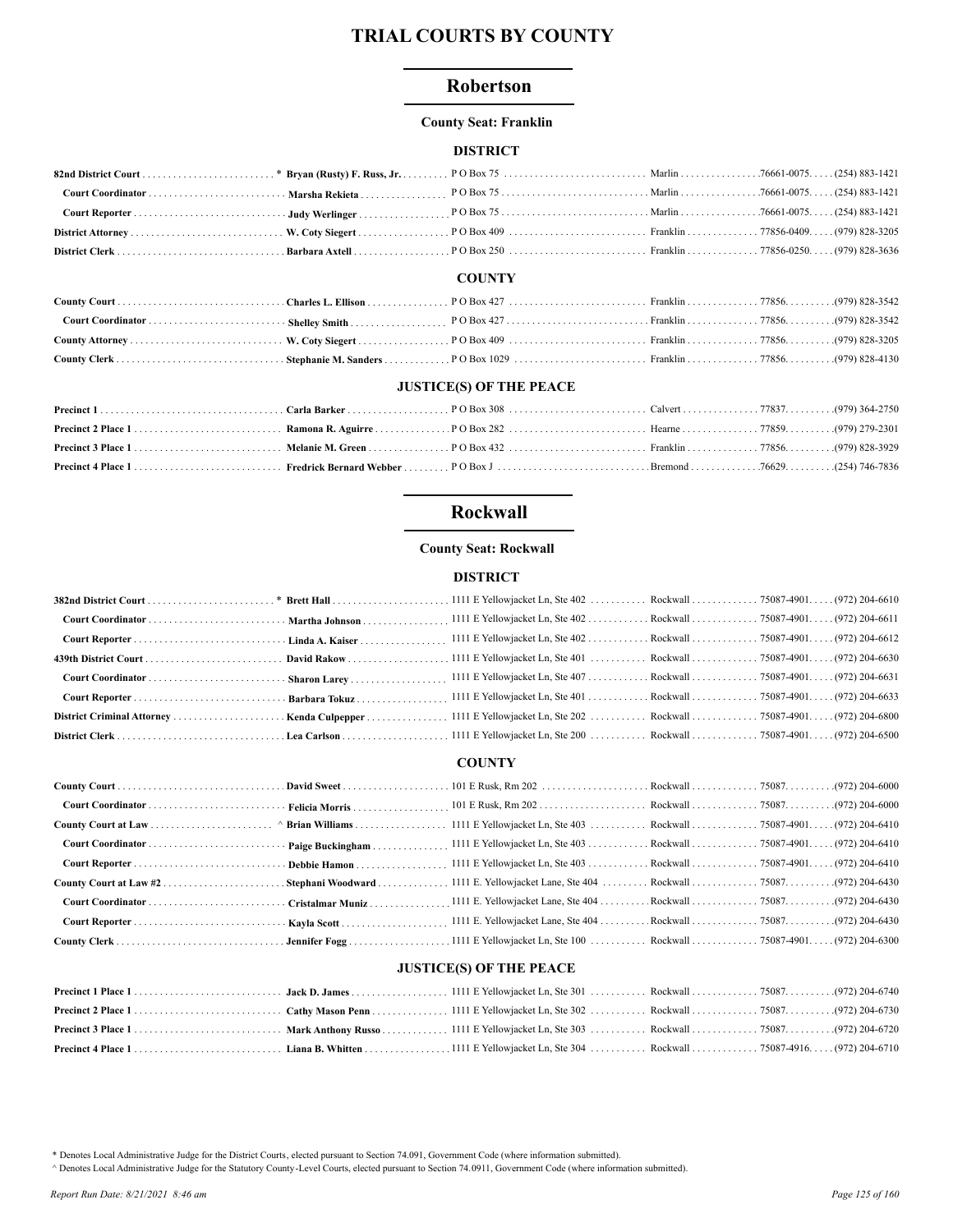# TRIAL COURTS BY COUNTY

## Robertson

**County Seat: Franklin**

### DISTRICT

| Position | Name | Address | City | Zip | Phone |
|---|---|---|---|---|---|
| **82nd District Court** | * **Bryan (Rusty) F. Russ, Jr.** | P O Box 75 | Marlin | 76661-0075 | (254) 883-1421 |
| **Court Coordinator** | **Marsha Rekieta** | P O Box 75 | Marlin | 76661-0075 | (254) 883-1421 |
| **Court Reporter** | **Judy Werlinger** | P O Box 75 | Marlin | 76661-0075 | (254) 883-1421 |
| **District Attorney** | **W. Coty Siegert** | P O Box 409 | Franklin | 77856-0409 | (979) 828-3205 |
| **District Clerk** | **Barbara Axtell** | P O Box 250 | Franklin | 77856-0250 | (979) 828-3636 |

### COUNTY

| Position | Name | Address | City | Zip | Phone |
|---|---|---|---|---|---|
| **County Court** | **Charles L. Ellison** | P O Box 427 | Franklin | 77856 | (979) 828-3542 |
| **Court Coordinator** | **Shelley Smith** | P O Box 427 | Franklin | 77856 | (979) 828-3542 |
| **County Attorney** | **W. Coty Siegert** | P O Box 409 | Franklin | 77856 | (979) 828-3205 |
| **County Clerk** | **Stephanie M. Sanders** | P O Box 1029 | Franklin | 77856 | (979) 828-4130 |

### JUSTICE(S) OF THE PEACE

| Position | Name | Address | City | Zip | Phone |
|---|---|---|---|---|---|
| **Precinct 1** | **Carla Barker** | P O Box 308 | Calvert | 77837 | (979) 364-2750 |
| **Precinct 2 Place 1** | **Ramona R. Aguirre** | P O Box 282 | Hearne | 77859 | (979) 279-2301 |
| **Precinct 3 Place 1** | **Melanie M. Green** | P O Box 432 | Franklin | 77856 | (979) 828-3929 |
| **Precinct 4 Place 1** | **Fredrick Bernard Webber** | P O Box J | Bremond | 76629 | (254) 746-7836 |

## Rockwall

**County Seat: Rockwall**

### DISTRICT

| Position | Name | Address | City | Zip | Phone |
|---|---|---|---|---|---|
| **382nd District Court** | * **Brett Hall** | 1111 E Yellowjacket Ln, Ste 402 | Rockwall | 75087-4901 | (972) 204-6610 |
| **Court Coordinator** | **Martha Johnson** | 1111 E Yellowjacket Ln, Ste 402 | Rockwall | 75087-4901 | (972) 204-6611 |
| **Court Reporter** | **Linda A. Kaiser** | 1111 E Yellowjacket Ln, Ste 402 | Rockwall | 75087-4901 | (972) 204-6612 |
| **439th District Court** | **David Rakow** | 1111 E Yellowjacket Ln, Ste 401 | Rockwall | 75087-4901 | (972) 204-6630 |
| **Court Coordinator** | **Sharon Larey** | 1111 E Yellowjacket Ln, Ste 407 | Rockwall | 75087-4901 | (972) 204-6631 |
| **Court Reporter** | **Barbara Tokuz** | 1111 E Yellowjacket Ln, Ste 401 | Rockwall | 75087-4901 | (972) 204-6633 |
| **District Criminal Attorney** | **Kenda Culpepper** | 1111 E Yellowjacket Ln, Ste 202 | Rockwall | 75087-4901 | (972) 204-6800 |
| **District Clerk** | **Lea Carlson** | 1111 E Yellowjacket Ln, Ste 200 | Rockwall | 75087-4901 | (972) 204-6500 |

### COUNTY

| Position | Name | Address | City | Zip | Phone |
|---|---|---|---|---|---|
| **County Court** | **David Sweet** | 101 E Rusk, Rm 202 | Rockwall | 75087 | (972) 204-6000 |
| **Court Coordinator** | **Felicia Morris** | 101 E Rusk, Rm 202 | Rockwall | 75087 | (972) 204-6000 |
| **County Court at Law** | ^ **Brian Williams** | 1111 E Yellowjacket Ln, Ste 403 | Rockwall | 75087-4901 | (972) 204-6410 |
| **Court Coordinator** | **Paige Buckingham** | 1111 E Yellowjacket Ln, Ste 403 | Rockwall | 75087-4901 | (972) 204-6410 |
| **Court Reporter** | **Debbie Hamon** | 1111 E Yellowjacket Ln, Ste 403 | Rockwall | 75087-4901 | (972) 204-6410 |
| **County Court at Law #2** | **Stephani Woodward** | 1111 E. Yellowjacket Lane, Ste 404 | Rockwall | 75087 | (972) 204-6430 |
| **Court Coordinator** | **Cristalmar Muniz** | 1111 E. Yellowjacket Lane, Ste 404 | Rockwall | 75087 | (972) 204-6430 |
| **Court Reporter** | **Kayla Scott** | 1111 E. Yellowjacket Lane, Ste 404 | Rockwall | 75087 | (972) 204-6430 |
| **County Clerk** | **Jennifer Fogg** | 1111 E Yellowjacket Ln, Ste 100 | Rockwall | 75087-4901 | (972) 204-6300 |

### JUSTICE(S) OF THE PEACE

| Position | Name | Address | City | Zip | Phone |
|---|---|---|---|---|---|
| **Precinct 1 Place 1** | **Jack D. James** | 1111 E Yellowjacket Ln, Ste 301 | Rockwall | 75087 | (972) 204-6740 |
| **Precinct 2 Place 1** | **Cathy Mason Penn** | 1111 E Yellowjacket Ln, Ste 302 | Rockwall | 75087 | (972) 204-6730 |
| **Precinct 3 Place 1** | **Mark Anthony Russo** | 1111 E Yellowjacket Ln, Ste 303 | Rockwall | 75087 | (972) 204-6720 |
| **Precinct 4 Place 1** | **Liana B. Whitten** | 1111 E Yellowjacket Ln, Ste 304 | Rockwall | 75087-4916 | (972) 204-6710 |

\* Denotes Local Administrative Judge for the District Courts, elected pursuant to Section 74.091, Government Code (where information submitted).

^ Denotes Local Administrative Judge for the Statutory County-Level Courts, elected pursuant to Section 74.0911, Government Code (where information submitted).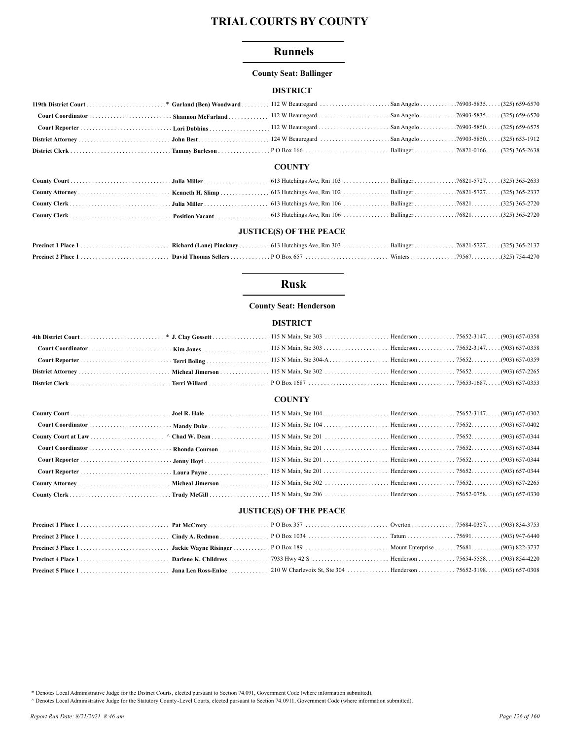# TRIAL COURTS BY COUNTY

## Runnels

### County Seat: Ballinger

#### DISTRICT

| Position | Name | Address | City | Zip | Phone |
|---|---|---|---|---|---|
| 119th District Court | * Garland (Ben) Woodward | 112 W Beauregard | San Angelo | 76903-5835 | (325) 659-6570 |
| Court Coordinator | Shannon McFarland | 112 W Beauregard | San Angelo | 76903-5835 | (325) 659-6570 |
| Court Reporter | Lori Dobbins | 112 W Beauregard | San Angelo | 76903-5850 | (325) 659-6575 |
| District Attorney | John Best | 124 W Beauregard | San Angelo | 76903-5850 | (325) 653-1912 |
| District Clerk | Tammy Burleson | P O Box 166 | Ballinger | 76821-0166 | (325) 365-2638 |

#### COUNTY

| Position | Name | Address | City | Zip | Phone |
|---|---|---|---|---|---|
| County Court | Julia Miller | 613 Hutchings Ave, Rm 103 | Ballinger | 76821-5727 | (325) 365-2633 |
| County Attorney | Kenneth H. Slimp | 613 Hutchings Ave, Rm 102 | Ballinger | 76821-5727 | (325) 365-2337 |
| County Clerk | Julia Miller | 613 Hutchings Ave, Rm 106 | Ballinger | 76821 | (325) 365-2720 |
| County Clerk | Position Vacant | 613 Hutchings Ave, Rm 106 | Ballinger | 76821 | (325) 365-2720 |

#### JUSTICE(S) OF THE PEACE

| Position | Name | Address | City | Zip | Phone |
|---|---|---|---|---|---|
| Precinct 1 Place 1 | Richard (Lane) Pinckney | 613 Hutchings Ave, Rm 303 | Ballinger | 76821-5727 | (325) 365-2137 |
| Precinct 2 Place 1 | David Thomas Sellers | P O Box 657 | Winters | 79567 | (325) 754-4270 |

## Rusk

### County Seat: Henderson

#### DISTRICT

| Position | Name | Address | City | Zip | Phone |
|---|---|---|---|---|---|
| 4th District Court | * J. Clay Gossett | 115 N Main, Ste 303 | Henderson | 75652-3147 | (903) 657-0358 |
| Court Coordinator | Kim Jones | 115 N Main, Ste 303 | Henderson | 75652-3147 | (903) 657-0358 |
| Court Reporter | Terri Boling | 115 N Main, Ste 304-A | Henderson | 75652 | (903) 657-0359 |
| District Attorney | Micheal Jimerson | 115 N Main, Ste 302 | Henderson | 75652 | (903) 657-2265 |
| District Clerk | Terri Willard | P O Box 1687 | Henderson | 75653-1687 | (903) 657-0353 |

#### COUNTY

| Position | Name | Address | City | Zip | Phone |
|---|---|---|---|---|---|
| County Court | Joel R. Hale | 115 N Main, Ste 104 | Henderson | 75652-3147 | (903) 657-0302 |
| Court Coordinator | Mandy Duke | 115 N Main, Ste 104 | Henderson | 75652 | (903) 657-0402 |
| County Court at Law | ^ Chad W. Dean | 115 N Main, Ste 201 | Henderson | 75652 | (903) 657-0344 |
| Court Coordinator | Rhonda Courson | 115 N Main, Ste 201 | Henderson | 75652 | (903) 657-0344 |
| Court Reporter | Jenny Hoyt | 115 N Main, Ste 201 | Henderson | 75652 | (903) 657-0344 |
| Court Reporter | Laura Payne | 115 N Main, Ste 201 | Henderson | 75652 | (903) 657-0344 |
| County Attorney | Micheal Jimerson | 115 N Main, Ste 302 | Henderson | 75652 | (903) 657-2265 |
| County Clerk | Trudy McGill | 115 N Main, Ste 206 | Henderson | 75652-0758 | (903) 657-0330 |

#### JUSTICE(S) OF THE PEACE

| Position | Name | Address | City | Zip | Phone |
|---|---|---|---|---|---|
| Precinct 1 Place 1 | Pat McCrory | P O Box 357 | Overton | 75684-0357 | (903) 834-3753 |
| Precinct 2 Place 1 | Cindy A. Redmon | P O Box 1034 | Tatum | 75691 | (903) 947-6440 |
| Precinct 3 Place 1 | Jackie Wayne Risinger | P O Box 189 | Mount Enterprise | 75681 | (903) 822-3737 |
| Precinct 4 Place 1 | Darlene K. Childress | 7933 Hwy 42 S | Henderson | 75654-5558 | (903) 854-4220 |
| Precinct 5 Place 1 | Jana Lea Ross-Enloe | 210 W Charlevoix St, Ste 304 | Henderson | 75652-3198 | (903) 657-0308 |

* Denotes Local Administrative Judge for the District Courts, elected pursuant to Section 74.091, Government Code (where information submitted).

^ Denotes Local Administrative Judge for the Statutory County-Level Courts, elected pursuant to Section 74.0911, Government Code (where information submitted).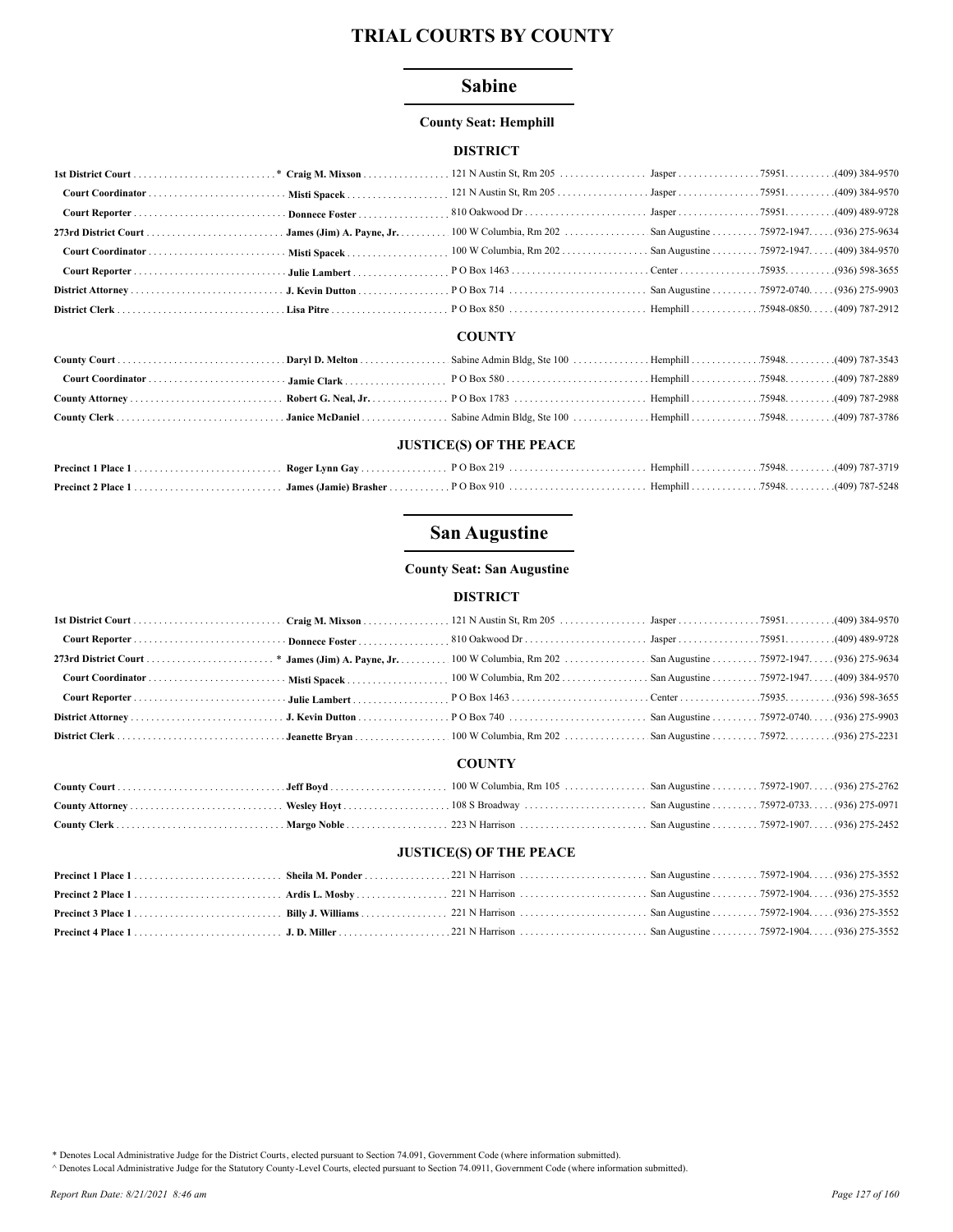# TRIAL COURTS BY COUNTY

## Sabine

**County Seat: Hemphill**

### DISTRICT

| Position | Name | Address | City | Zip | Phone |
|---|---|---|---|---|---|
| **1st District Court** * | **Craig M. Mixson** | 121 N Austin St, Rm 205 | Jasper | 75951. | (409) 384-9570 |
| **Court Coordinator** | **Misti Spacek** | 121 N Austin St, Rm 205 | Jasper | 75951. | (409) 384-9570 |
| **Court Reporter** | **Donnece Foster** | 810 Oakwood Dr | Jasper | 75951. | (409) 489-9728 |
| **273rd District Court** | **James (Jim) A. Payne, Jr.** | 100 W Columbia, Rm 202 | San Augustine | 75972-1947. | (936) 275-9634 |
| **Court Coordinator** | **Misti Spacek** | 100 W Columbia, Rm 202 | San Augustine | 75972-1947. | (409) 384-9570 |
| **Court Reporter** | **Julie Lambert** | P O Box 1463 | Center | 75935. | (936) 598-3655 |
| **District Attorney** | **J. Kevin Dutton** | P O Box 714 | San Augustine | 75972-0740. | (936) 275-9903 |
| **District Clerk** | **Lisa Pitre** | P O Box 850 | Hemphill | 75948-0850. | (409) 787-2912 |

### COUNTY

| Position | Name | Address | City | Zip | Phone |
|---|---|---|---|---|---|
| **County Court** | **Daryl D. Melton** | Sabine Admin Bldg, Ste 100 | Hemphill | 75948. | (409) 787-3543 |
| **Court Coordinator** | **Jamie Clark** | P O Box 580 | Hemphill | 75948. | (409) 787-2889 |
| **County Attorney** | **Robert G. Neal, Jr.** | P O Box 1783 | Hemphill | 75948. | (409) 787-2988 |
| **County Clerk** | **Janice McDaniel** | Sabine Admin Bldg, Ste 100 | Hemphill | 75948. | (409) 787-3786 |

### JUSTICE(S) OF THE PEACE

| Position | Name | Address | City | Zip | Phone |
|---|---|---|---|---|---|
| **Precinct 1 Place 1** | **Roger Lynn Gay** | P O Box 219 | Hemphill | 75948. | (409) 787-3719 |
| **Precinct 2 Place 1** | **James (Jamie) Brasher** | P O Box 910 | Hemphill | 75948. | (409) 787-5248 |

## San Augustine

**County Seat: San Augustine**

### DISTRICT

| Position | Name | Address | City | Zip | Phone |
|---|---|---|---|---|---|
| **1st District Court** | **Craig M. Mixson** | 121 N Austin St, Rm 205 | Jasper | 75951. | (409) 384-9570 |
| **Court Reporter** | **Donnece Foster** | 810 Oakwood Dr | Jasper | 75951. | (409) 489-9728 |
| **273rd District Court** * | **James (Jim) A. Payne, Jr.** | 100 W Columbia, Rm 202 | San Augustine | 75972-1947. | (936) 275-9634 |
| **Court Coordinator** | **Misti Spacek** | 100 W Columbia, Rm 202 | San Augustine | 75972-1947. | (409) 384-9570 |
| **Court Reporter** | **Julie Lambert** | P O Box 1463 | Center | 75935. | (936) 598-3655 |
| **District Attorney** | **J. Kevin Dutton** | P O Box 740 | San Augustine | 75972-0740. | (936) 275-9903 |
| **District Clerk** | **Jeanette Bryan** | 100 W Columbia, Rm 202 | San Augustine | 75972. | (936) 275-2231 |

### COUNTY

| Position | Name | Address | City | Zip | Phone |
|---|---|---|---|---|---|
| **County Court** | **Jeff Boyd** | 100 W Columbia, Rm 105 | San Augustine | 75972-1907. | (936) 275-2762 |
| **County Attorney** | **Wesley Hoyt** | 108 S Broadway | San Augustine | 75972-0733. | (936) 275-0971 |
| **County Clerk** | **Margo Noble** | 223 N Harrison | San Augustine | 75972-1907. | (936) 275-2452 |

### JUSTICE(S) OF THE PEACE

| Position | Name | Address | City | Zip | Phone |
|---|---|---|---|---|---|
| **Precinct 1 Place 1** | **Sheila M. Ponder** | 221 N Harrison | San Augustine | 75972-1904. | (936) 275-3552 |
| **Precinct 2 Place 1** | **Ardis L. Mosby** | 221 N Harrison | San Augustine | 75972-1904. | (936) 275-3552 |
| **Precinct 3 Place 1** | **Billy J. Williams** | 221 N Harrison | San Augustine | 75972-1904. | (936) 275-3552 |
| **Precinct 4 Place 1** | **J. D. Miller** | 221 N Harrison | San Augustine | 75972-1904. | (936) 275-3552 |

\* Denotes Local Administrative Judge for the District Courts, elected pursuant to Section 74.091, Government Code (where information submitted).
^ Denotes Local Administrative Judge for the Statutory County-Level Courts, elected pursuant to Section 74.0911, Government Code (where information submitted).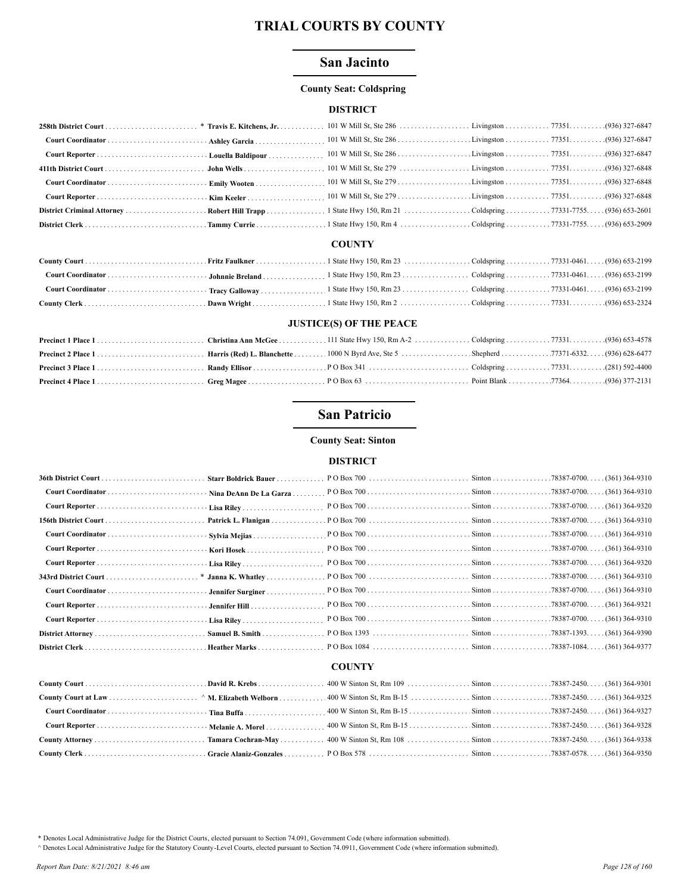# TRIAL COURTS BY COUNTY

## San Jacinto

**County Seat: Coldspring**

### DISTRICT

| | | | | | |
|---|---|---|---|---|---|
| **258th District Court** | * **Travis E. Kitchens, Jr.** | 101 W Mill St, Ste 286 | Livingston | 77351 | (936) 327-6847 |
| **Court Coordinator** | **Ashley Garcia** | 101 W Mill St, Ste 286 | Livingston | 77351 | (936) 327-6847 |
| **Court Reporter** | **Louella Baldipour** | 101 W Mill St, Ste 286 | Livingston | 77351 | (936) 327-6847 |
| **411th District Court** | **John Wells** | 101 W Mill St, Ste 279 | Livingston | 77351 | (936) 327-6848 |
| **Court Coordinator** | **Emily Wooten** | 101 W Mill St, Ste 279 | Livingston | 77351 | (936) 327-6848 |
| **Court Reporter** | **Kim Keeler** | 101 W Mill St, Ste 279 | Livingston | 77351 | (936) 327-6848 |
| **District Criminal Attorney** | **Robert Hill Trapp** | 1 State Hwy 150, Rm 21 | Coldspring | 77331-7755 | (936) 653-2601 |
| **District Clerk** | **Tammy Currie** | 1 State Hwy 150, Rm 4 | Coldspring | 77331-7755 | (936) 653-2909 |

### COUNTY

| | | | | | |
|---|---|---|---|---|---|
| **County Court** | **Fritz Faulkner** | 1 State Hwy 150, Rm 23 | Coldspring | 77331-0461 | (936) 653-2199 |
| **Court Coordinator** | **Johnnie Breland** | 1 State Hwy 150, Rm 23 | Coldspring | 77331-0461 | (936) 653-2199 |
| **Court Coordinator** | **Tracy Galloway** | 1 State Hwy 150, Rm 23 | Coldspring | 77331-0461 | (936) 653-2199 |
| **County Clerk** | **Dawn Wright** | 1 State Hwy 150, Rm 2 | Coldspring | 77331 | (936) 653-2324 |

### JUSTICE(S) OF THE PEACE

| | | | | | |
|---|---|---|---|---|---|
| **Precinct 1 Place 1** | **Christina Ann McGee** | 111 State Hwy 150, Rm A-2 | Coldspring | 77331 | (936) 653-4578 |
| **Precinct 2 Place 1** | **Harris (Red) L. Blanchette** | 1000 N Byrd Ave, Ste 5 | Shepherd | 77371-6332 | (936) 628-6477 |
| **Precinct 3 Place 1** | **Randy Ellisor** | P O Box 341 | Coldspring | 77331 | (281) 592-4400 |
| **Precinct 4 Place 1** | **Greg Magee** | P O Box 63 | Point Blank | 77364 | (936) 377-2131 |

## San Patricio

**County Seat: Sinton**

### DISTRICT

| | | | | | |
|---|---|---|---|---|---|
| **36th District Court** | **Starr Boldrick Bauer** | P O Box 700 | Sinton | 78387-0700 | (361) 364-9310 |
| **Court Coordinator** | **Nina DeAnn De La Garza** | P O Box 700 | Sinton | 78387-0700 | (361) 364-9310 |
| **Court Reporter** | **Lisa Riley** | P O Box 700 | Sinton | 78387-0700 | (361) 364-9320 |
| **156th District Court** | **Patrick L. Flanigan** | P O Box 700 | Sinton | 78387-0700 | (361) 364-9310 |
| **Court Coordinator** | **Sylvia Mejias** | P O Box 700 | Sinton | 78387-0700 | (361) 364-9310 |
| **Court Reporter** | **Kori Hosek** | P O Box 700 | Sinton | 78387-0700 | (361) 364-9310 |
| **Court Reporter** | **Lisa Riley** | P O Box 700 | Sinton | 78387-0700 | (361) 364-9320 |
| **343rd District Court** | * **Janna K. Whatley** | P O Box 700 | Sinton | 78387-0700 | (361) 364-9310 |
| **Court Coordinator** | **Jennifer Surginer** | P O Box 700 | Sinton | 78387-0700 | (361) 364-9310 |
| **Court Reporter** | **Jennifer Hill** | P O Box 700 | Sinton | 78387-0700 | (361) 364-9321 |
| **Court Reporter** | **Lisa Riley** | P O Box 700 | Sinton | 78387-0700 | (361) 364-9310 |
| **District Attorney** | **Samuel B. Smith** | P O Box 1393 | Sinton | 78387-1393 | (361) 364-9390 |
| **District Clerk** | **Heather Marks** | P O Box 1084 | Sinton | 78387-1084 | (361) 364-9377 |

### COUNTY

| | | | | | |
|---|---|---|---|---|---|
| **County Court** | **David R. Krebs** | 400 W Sinton St, Rm 109 | Sinton | 78387-2450 | (361) 364-9301 |
| **County Court at Law** | ^ **M. Elizabeth Welborn** | 400 W Sinton St, Rm B-15 | Sinton | 78387-2450 | (361) 364-9325 |
| **Court Coordinator** | **Tina Buffa** | 400 W Sinton St, Rm B-15 | Sinton | 78387-2450 | (361) 364-9327 |
| **Court Reporter** | **Melanie A. Morel** | 400 W Sinton St, Rm B-15 | Sinton | 78387-2450 | (361) 364-9328 |
| **County Attorney** | **Tamara Cochran-May** | 400 W Sinton St, Rm 108 | Sinton | 78387-2450 | (361) 364-9338 |
| **County Clerk** | **Gracie Alaniz-Gonzales** | P O Box 578 | Sinton | 78387-0578 | (361) 364-9350 |

* Denotes Local Administrative Judge for the District Courts, elected pursuant to Section 74.091, Government Code (where information submitted).
^ Denotes Local Administrative Judge for the Statutory County-Level Courts, elected pursuant to Section 74.0911, Government Code (where information submitted).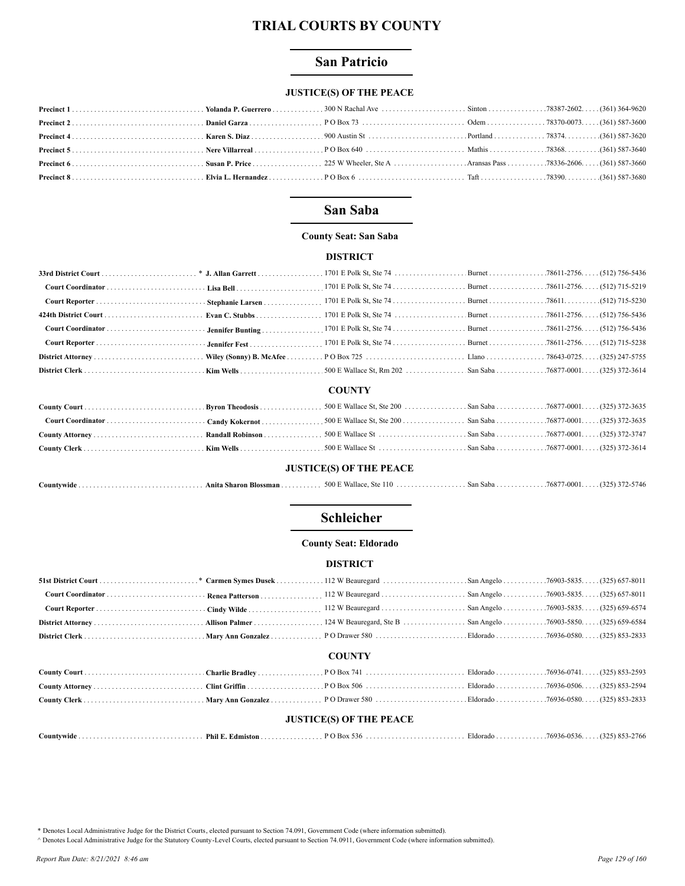# TRIAL COURTS BY COUNTY

## San Patricio

### JUSTICE(S) OF THE PEACE

| | | | | | |
|---|---|---|---|---|---|
| **Precinct 1** | **Yolanda P. Guerrero** | 300 N Rachal Ave | Sinton | 78387-2602 | (361) 364-9620 |
| **Precinct 2** | **Daniel Garza** | P O Box 73 | Odem | 78370-0073 | (361) 587-3600 |
| **Precinct 4** | **Karen S. Diaz** | 900 Austin St | Portland | 78374 | (361) 587-3620 |
| **Precinct 5** | **Nere Villarreal** | P O Box 640 | Mathis | 78368 | (361) 587-3640 |
| **Precinct 6** | **Susan P. Price** | 225 W Wheeler, Ste A | Aransas Pass | 78336-2606 | (361) 587-3660 |
| **Precinct 8** | **Elvia L. Hernandez** | P O Box 6 | Taft | 78390 | (361) 587-3680 |

## San Saba

**County Seat: San Saba**

### DISTRICT

| | | | | | |
|---|---|---|---|---|---|
| **33rd District Court** | * **J. Allan Garrett** | 1701 E Polk St, Ste 74 | Burnet | 78611-2756 | (512) 756-5436 |
| **Court Coordinator** | **Lisa Bell** | 1701 E Polk St, Ste 74 | Burnet | 78611-2756 | (512) 715-5219 |
| **Court Reporter** | **Stephanie Larsen** | 1701 E Polk St, Ste 74 | Burnet | 78611 | (512) 715-5230 |
| **424th District Court** | **Evan C. Stubbs** | 1701 E Polk St, Ste 74 | Burnet | 78611-2756 | (512) 756-5436 |
| **Court Coordinator** | **Jennifer Bunting** | 1701 E Polk St, Ste 74 | Burnet | 78611-2756 | (512) 756-5436 |
| **Court Reporter** | **Jennifer Fest** | 1701 E Polk St, Ste 74 | Burnet | 78611-2756 | (512) 715-5238 |
| **District Attorney** | **Wiley (Sonny) B. McAfee** | P O Box 725 | Llano | 78643-0725 | (325) 247-5755 |
| **District Clerk** | **Kim Wells** | 500 E Wallace St, Rm 202 | San Saba | 76877-0001 | (325) 372-3614 |

### COUNTY

| | | | | | |
|---|---|---|---|---|---|
| **County Court** | **Byron Theodosis** | 500 E Wallace St, Ste 200 | San Saba | 76877-0001 | (325) 372-3635 |
| **Court Coordinator** | **Candy Kokernot** | 500 E Wallace St, Ste 200 | San Saba | 76877-0001 | (325) 372-3635 |
| **County Attorney** | **Randall Robinson** | 500 E Wallace St | San Saba | 76877-0001 | (325) 372-3747 |
| **County Clerk** | **Kim Wells** | 500 E Wallace St | San Saba | 76877-0001 | (325) 372-3614 |

### JUSTICE(S) OF THE PEACE

| | | | | | |
|---|---|---|---|---|---|
| **Countywide** | **Anita Sharon Blossman** | 500 E Wallace, Ste 110 | San Saba | 76877-0001 | (325) 372-5746 |

## Schleicher

**County Seat: Eldorado**

### DISTRICT

| | | | | | |
|---|---|---|---|---|---|
| **51st District Court** | * **Carmen Symes Dusek** | 112 W Beauregard | San Angelo | 76903-5835 | (325) 657-8011 |
| **Court Coordinator** | **Renea Patterson** | 112 W Beauregard | San Angelo | 76903-5835 | (325) 657-8011 |
| **Court Reporter** | **Cindy Wilde** | 112 W Beauregard | San Angelo | 76903-5835 | (325) 659-6574 |
| **District Attorney** | **Allison Palmer** | 124 W Beauregard, Ste B | San Angelo | 76903-5850 | (325) 659-6584 |
| **District Clerk** | **Mary Ann Gonzalez** | P O Drawer 580 | Eldorado | 76936-0580 | (325) 853-2833 |

### COUNTY

| | | | | | |
|---|---|---|---|---|---|
| **County Court** | **Charlie Bradley** | P O Box 741 | Eldorado | 76936-0741 | (325) 853-2593 |
| **County Attorney** | **Clint Griffin** | P O Box 506 | Eldorado | 76936-0506 | (325) 853-2594 |
| **County Clerk** | **Mary Ann Gonzalez** | P O Drawer 580 | Eldorado | 76936-0580 | (325) 853-2833 |

### JUSTICE(S) OF THE PEACE

| | | | | | |
|---|---|---|---|---|---|
| **Countywide** | **Phil E. Edmiston** | P O Box 536 | Eldorado | 76936-0536 | (325) 853-2766 |

* Denotes Local Administrative Judge for the District Courts, elected pursuant to Section 74.091, Government Code (where information submitted).

^ Denotes Local Administrative Judge for the Statutory County-Level Courts, elected pursuant to Section 74.0911, Government Code (where information submitted).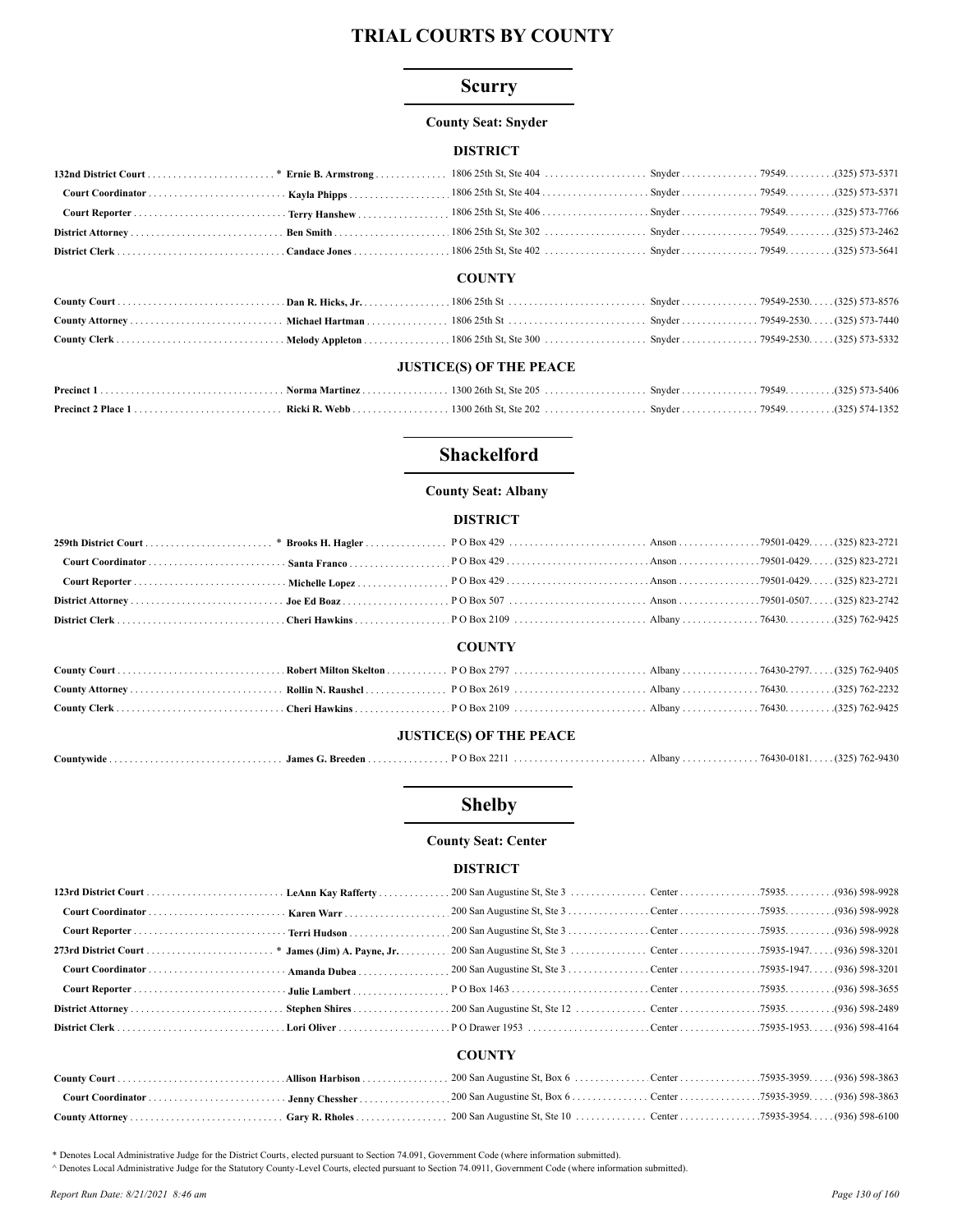# TRIAL COURTS BY COUNTY

## Scurry

**County Seat: Snyder**

### DISTRICT

| Position | Name | Address | City | Zip | Phone |
|---|---|---|---|---|---|
| **132nd District Court** | * **Ernie B. Armstrong** | 1806 25th St, Ste 404 | Snyder | 79549. | (325) 573-5371 |
| **Court Coordinator** | **Kayla Phipps** | 1806 25th St, Ste 404 | Snyder | 79549. | (325) 573-5371 |
| **Court Reporter** | **Terry Hanshew** | 1806 25th St, Ste 406 | Snyder | 79549. | (325) 573-7766 |
| **District Attorney** | **Ben Smith** | 1806 25th St, Ste 302 | Snyder | 79549. | (325) 573-2462 |
| **District Clerk** | **Candace Jones** | 1806 25th St, Ste 402 | Snyder | 79549. | (325) 573-5641 |

### COUNTY

| Position | Name | Address | City | Zip | Phone |
|---|---|---|---|---|---|
| **County Court** | **Dan R. Hicks, Jr.** | 1806 25th St | Snyder | 79549-2530. | (325) 573-8576 |
| **County Attorney** | **Michael Hartman** | 1806 25th St | Snyder | 79549-2530. | (325) 573-7440 |
| **County Clerk** | **Melody Appleton** | 1806 25th St, Ste 300 | Snyder | 79549-2530. | (325) 573-5332 |

### JUSTICE(S) OF THE PEACE

| Position | Name | Address | City | Zip | Phone |
|---|---|---|---|---|---|
| **Precinct 1** | **Norma Martinez** | 1300 26th St, Ste 205 | Snyder | 79549. | (325) 573-5406 |
| **Precinct 2 Place 1** | **Ricki R. Webb** | 1300 26th St, Ste 202 | Snyder | 79549. | (325) 574-1352 |

## Shackelford

**County Seat: Albany**

### DISTRICT

| Position | Name | Address | City | Zip | Phone |
|---|---|---|---|---|---|
| **259th District Court** | * **Brooks H. Hagler** | P O Box 429 | Anson | 79501-0429. | (325) 823-2721 |
| **Court Coordinator** | **Santa Franco** | P O Box 429 | Anson | 79501-0429. | (325) 823-2721 |
| **Court Reporter** | **Michelle Lopez** | P O Box 429 | Anson | 79501-0429. | (325) 823-2721 |
| **District Attorney** | **Joe Ed Boaz** | P O Box 507 | Anson | 79501-0507. | (325) 823-2742 |
| **District Clerk** | **Cheri Hawkins** | P O Box 2109 | Albany | 76430. | (325) 762-9425 |

### COUNTY

| Position | Name | Address | City | Zip | Phone |
|---|---|---|---|---|---|
| **County Court** | **Robert Milton Skelton** | P O Box 2797 | Albany | 76430-2797. | (325) 762-9405 |
| **County Attorney** | **Rollin N. Raushel** | P O Box 2619 | Albany | 76430. | (325) 762-2232 |
| **County Clerk** | **Cheri Hawkins** | P O Box 2109 | Albany | 76430. | (325) 762-9425 |

### JUSTICE(S) OF THE PEACE

| Position | Name | Address | City | Zip | Phone |
|---|---|---|---|---|---|
| **Countywide** | **James G. Breeden** | P O Box 2211 | Albany | 76430-0181. | (325) 762-9430 |

## Shelby

**County Seat: Center**

### DISTRICT

| Position | Name | Address | City | Zip | Phone |
|---|---|---|---|---|---|
| **123rd District Court** | **LeAnn Kay Rafferty** | 200 San Augustine St, Ste 3 | Center | 75935. | (936) 598-9928 |
| **Court Coordinator** | **Karen Warr** | 200 San Augustine St, Ste 3 | Center | 75935. | (936) 598-9928 |
| **Court Reporter** | **Terri Hudson** | 200 San Augustine St, Ste 3 | Center | 75935. | (936) 598-9928 |
| **273rd District Court** | * **James (Jim) A. Payne, Jr.** | 200 San Augustine St, Ste 3 | Center | 75935-1947. | (936) 598-3201 |
| **Court Coordinator** | **Amanda Dubea** | 200 San Augustine St, Ste 3 | Center | 75935-1947. | (936) 598-3201 |
| **Court Reporter** | **Julie Lambert** | P O Box 1463 | Center | 75935. | (936) 598-3655 |
| **District Attorney** | **Stephen Shires** | 200 San Augustine St, Ste 12 | Center | 75935. | (936) 598-2489 |
| **District Clerk** | **Lori Oliver** | P O Drawer 1953 | Center | 75935-1953. | (936) 598-4164 |

### COUNTY

| Position | Name | Address | City | Zip | Phone |
|---|---|---|---|---|---|
| **County Court** | **Allison Harbison** | 200 San Augustine St, Box 6 | Center | 75935-3959. | (936) 598-3863 |
| **Court Coordinator** | **Jenny Chessher** | 200 San Augustine St, Box 6 | Center | 75935-3959. | (936) 598-3863 |
| **County Attorney** | **Gary R. Rholes** | 200 San Augustine St, Ste 10 | Center | 75935-3954. | (936) 598-6100 |

\* Denotes Local Administrative Judge for the District Courts, elected pursuant to Section 74.091, Government Code (where information submitted).

^ Denotes Local Administrative Judge for the Statutory County-Level Courts, elected pursuant to Section 74.0911, Government Code (where information submitted).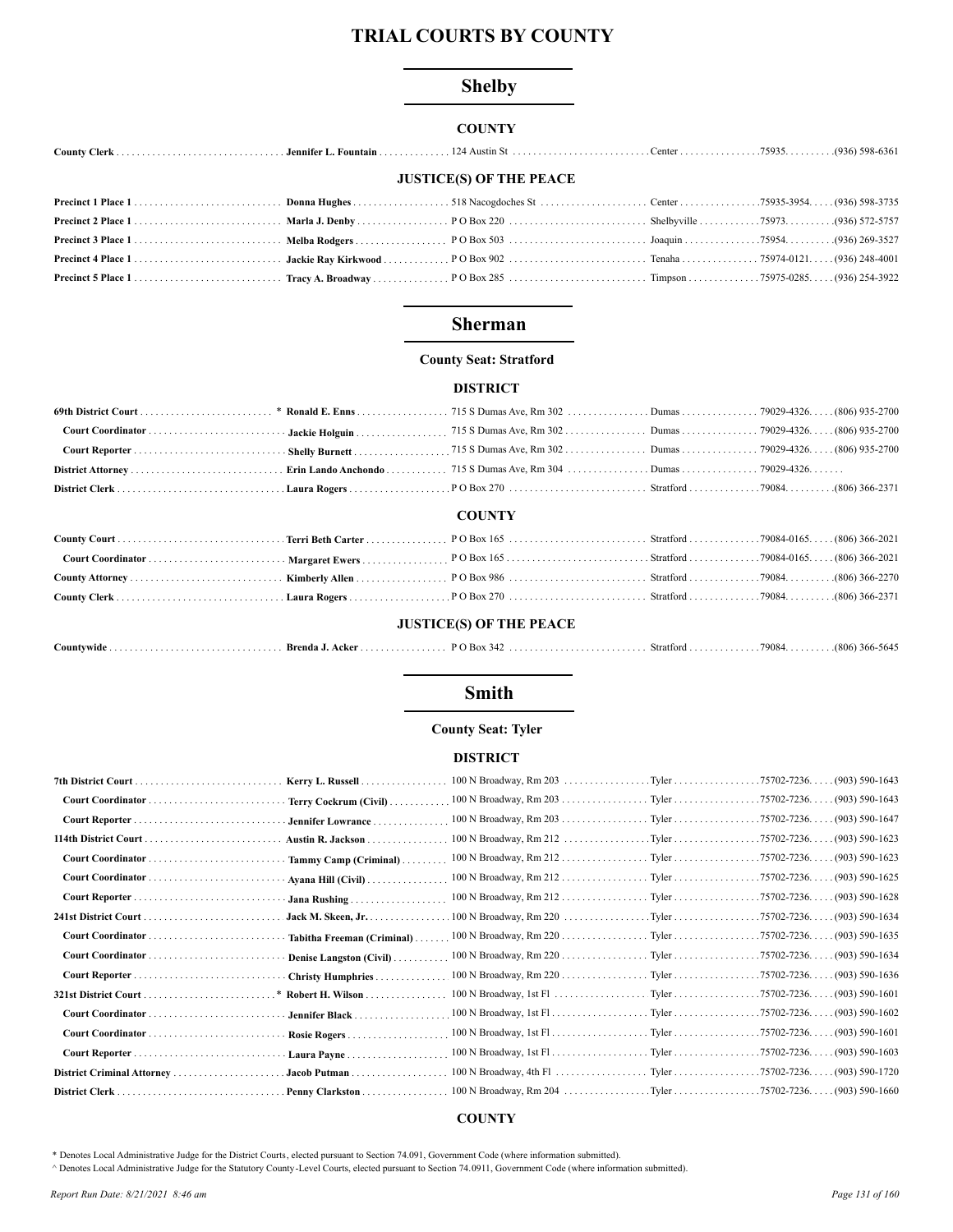# TRIAL COURTS BY COUNTY

## Shelby

### COUNTY

| | | | | | |
|---|---|---|---|---|---|
| **County Clerk** | **Jennifer L. Fountain** | 124 Austin St | Center | 75935. | (936) 598-6361 |

### JUSTICE(S) OF THE PEACE

| | | | | | |
|---|---|---|---|---|---|
| **Precinct 1 Place 1** | **Donna Hughes** | 518 Nacogdoches St | Center | 75935-3954. | (936) 598-3735 |
| **Precinct 2 Place 1** | **Marla J. Denby** | P O Box 220 | Shelbyville | 75973. | (936) 572-5757 |
| **Precinct 3 Place 1** | **Melba Rodgers** | P O Box 503 | Joaquin | 75954. | (936) 269-3527 |
| **Precinct 4 Place 1** | **Jackie Ray Kirkwood** | P O Box 902 | Tenaha | 75974-0121. | (936) 248-4001 |
| **Precinct 5 Place 1** | **Tracy A. Broadway** | P O Box 285 | Timpson | 75975-0285. | (936) 254-3922 |

## Sherman

**County Seat: Stratford**

### DISTRICT

| | | | | | |
|---|---|---|---|---|---|
| **69th District Court** * | **Ronald E. Enns** | 715 S Dumas Ave, Rm 302 | Dumas | 79029-4326. | (806) 935-2700 |
| **Court Coordinator** | **Jackie Holguin** | 715 S Dumas Ave, Rm 302 | Dumas | 79029-4326. | (806) 935-2700 |
| **Court Reporter** | **Shelly Burnett** | 715 S Dumas Ave, Rm 302 | Dumas | 79029-4326. | (806) 935-2700 |
| **District Attorney** | **Erin Lando Anchondo** | 715 S Dumas Ave, Rm 304 | Dumas | 79029-4326. | |
| **District Clerk** | **Laura Rogers** | P O Box 270 | Stratford | 79084. | (806) 366-2371 |

### COUNTY

| | | | | | |
|---|---|---|---|---|---|
| **County Court** | **Terri Beth Carter** | P O Box 165 | Stratford | 79084-0165. | (806) 366-2021 |
| **Court Coordinator** | **Margaret Ewers** | P O Box 165 | Stratford | 79084-0165. | (806) 366-2021 |
| **County Attorney** | **Kimberly Allen** | P O Box 986 | Stratford | 79084. | (806) 366-2270 |
| **County Clerk** | **Laura Rogers** | P O Box 270 | Stratford | 79084. | (806) 366-2371 |

### JUSTICE(S) OF THE PEACE

| | | | | | |
|---|---|---|---|---|---|
| **Countywide** | **Brenda J. Acker** | P O Box 342 | Stratford | 79084. | (806) 366-5645 |

## Smith

**County Seat: Tyler**

### DISTRICT

| | | | | | |
|---|---|---|---|---|---|
| **7th District Court** | **Kerry L. Russell** | 100 N Broadway, Rm 203 | Tyler | 75702-7236. | (903) 590-1643 |
| **Court Coordinator** | **Terry Cockrum (Civil)** | 100 N Broadway, Rm 203 | Tyler | 75702-7236. | (903) 590-1643 |
| **Court Reporter** | **Jennifer Lowrance** | 100 N Broadway, Rm 203 | Tyler | 75702-7236. | (903) 590-1647 |
| **114th District Court** | **Austin R. Jackson** | 100 N Broadway, Rm 212 | Tyler | 75702-7236. | (903) 590-1623 |
| **Court Coordinator** | **Tammy Camp (Criminal)** | 100 N Broadway, Rm 212 | Tyler | 75702-7236. | (903) 590-1623 |
| **Court Coordinator** | **Ayana Hill (Civil)** | 100 N Broadway, Rm 212 | Tyler | 75702-7236. | (903) 590-1625 |
| **Court Reporter** | **Jana Rushing** | 100 N Broadway, Rm 212 | Tyler | 75702-7236. | (903) 590-1628 |
| **241st District Court** | **Jack M. Skeen, Jr.** | 100 N Broadway, Rm 220 | Tyler | 75702-7236. | (903) 590-1634 |
| **Court Coordinator** | **Tabitha Freeman (Criminal)** | 100 N Broadway, Rm 220 | Tyler | 75702-7236. | (903) 590-1635 |
| **Court Coordinator** | **Denise Langston (Civil)** | 100 N Broadway, Rm 220 | Tyler | 75702-7236. | (903) 590-1634 |
| **Court Reporter** | **Christy Humphries** | 100 N Broadway, Rm 220 | Tyler | 75702-7236. | (903) 590-1636 |
| **321st District Court** * | **Robert H. Wilson** | 100 N Broadway, 1st Fl | Tyler | 75702-7236. | (903) 590-1601 |
| **Court Coordinator** | **Jennifer Black** | 100 N Broadway, 1st Fl | Tyler | 75702-7236. | (903) 590-1602 |
| **Court Coordinator** | **Rosie Rogers** | 100 N Broadway, 1st Fl | Tyler | 75702-7236. | (903) 590-1601 |
| **Court Reporter** | **Laura Payne** | 100 N Broadway, 1st Fl | Tyler | 75702-7236. | (903) 590-1603 |
| **District Criminal Attorney** | **Jacob Putman** | 100 N Broadway, 4th Fl | Tyler | 75702-7236. | (903) 590-1720 |
| **District Clerk** | **Penny Clarkston** | 100 N Broadway, Rm 204 | Tyler | 75702-7236. | (903) 590-1660 |

### COUNTY

* Denotes Local Administrative Judge for the District Courts, elected pursuant to Section 74.091, Government Code (where information submitted).

^ Denotes Local Administrative Judge for the Statutory County-Level Courts, elected pursuant to Section 74.0911, Government Code (where information submitted).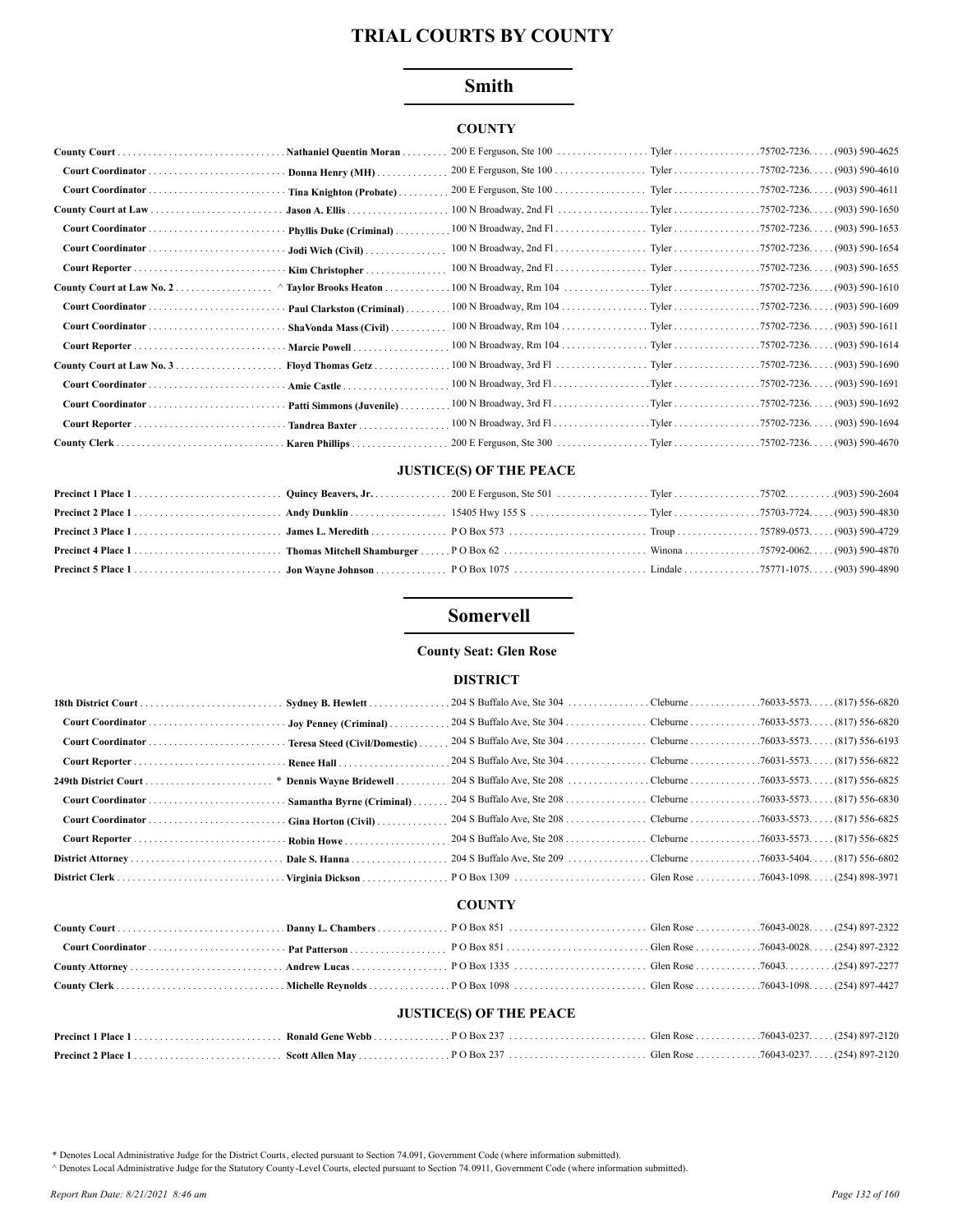# TRIAL COURTS BY COUNTY

## Smith

### COUNTY

| | | | | | |
|---|---|---|---|---|---|
| **County Court** | **Nathaniel Quentin Moran** | 200 E Ferguson, Ste 100 | Tyler | 75702-7236 | (903) 590-4625 |
| **Court Coordinator** | **Donna Henry (MH)** | 200 E Ferguson, Ste 100 | Tyler | 75702-7236 | (903) 590-4610 |
| **Court Coordinator** | **Tina Knighton (Probate)** | 200 E Ferguson, Ste 100 | Tyler | 75702-7236 | (903) 590-4611 |
| **County Court at Law** | **Jason A. Ellis** | 100 N Broadway, 2nd Fl | Tyler | 75702-7236 | (903) 590-1650 |
| **Court Coordinator** | **Phyllis Duke (Criminal)** | 100 N Broadway, 2nd Fl | Tyler | 75702-7236 | (903) 590-1653 |
| **Court Coordinator** | **Jodi Wich (Civil)** | 100 N Broadway, 2nd Fl | Tyler | 75702-7236 | (903) 590-1654 |
| **Court Reporter** | **Kim Christopher** | 100 N Broadway, 2nd Fl | Tyler | 75702-7236 | (903) 590-1655 |
| **County Court at Law No. 2** | ^ **Taylor Brooks Heaton** | 100 N Broadway, Rm 104 | Tyler | 75702-7236 | (903) 590-1610 |
| **Court Coordinator** | **Paul Clarkston (Criminal)** | 100 N Broadway, Rm 104 | Tyler | 75702-7236 | (903) 590-1609 |
| **Court Coordinator** | **ShaVonda Mass (Civil)** | 100 N Broadway, Rm 104 | Tyler | 75702-7236 | (903) 590-1611 |
| **Court Reporter** | **Marcie Powell** | 100 N Broadway, Rm 104 | Tyler | 75702-7236 | (903) 590-1614 |
| **County Court at Law No. 3** | **Floyd Thomas Getz** | 100 N Broadway, 3rd Fl | Tyler | 75702-7236 | (903) 590-1690 |
| **Court Coordinator** | **Amie Castle** | 100 N Broadway, 3rd Fl | Tyler | 75702-7236 | (903) 590-1691 |
| **Court Coordinator** | **Patti Simmons (Juvenile)** | 100 N Broadway, 3rd Fl | Tyler | 75702-7236 | (903) 590-1692 |
| **Court Reporter** | **Tandrea Baxter** | 100 N Broadway, 3rd Fl | Tyler | 75702-7236 | (903) 590-1694 |
| **County Clerk** | **Karen Phillips** | 200 E Ferguson, Ste 300 | Tyler | 75702-7236 | (903) 590-4670 |

### JUSTICE(S) OF THE PEACE

| | | | | | |
|---|---|---|---|---|---|
| **Precinct 1 Place 1** | **Quincy Beavers, Jr.** | 200 E Ferguson, Ste 501 | Tyler | 75702 | (903) 590-2604 |
| **Precinct 2 Place 1** | **Andy Dunklin** | 15405 Hwy 155 S | Tyler | 75703-7724 | (903) 590-4830 |
| **Precinct 3 Place 1** | **James L. Meredith** | P O Box 573 | Troup | 75789-0573 | (903) 590-4729 |
| **Precinct 4 Place 1** | **Thomas Mitchell Shamburger** | P O Box 62 | Winona | 75792-0062 | (903) 590-4870 |
| **Precinct 5 Place 1** | **Jon Wayne Johnson** | P O Box 1075 | Lindale | 75771-1075 | (903) 590-4890 |

## Somervell

**County Seat: Glen Rose**

### DISTRICT

| | | | | | |
|---|---|---|---|---|---|
| **18th District Court** | **Sydney B. Hewlett** | 204 S Buffalo Ave, Ste 304 | Cleburne | 76033-5573 | (817) 556-6820 |
| **Court Coordinator** | **Joy Penney (Criminal)** | 204 S Buffalo Ave, Ste 304 | Cleburne | 76033-5573 | (817) 556-6820 |
| **Court Coordinator** | **Teresa Steed (Civil/Domestic)** | 204 S Buffalo Ave, Ste 304 | Cleburne | 76033-5573 | (817) 556-6193 |
| **Court Reporter** | **Renee Hall** | 204 S Buffalo Ave, Ste 304 | Cleburne | 76031-5573 | (817) 556-6822 |
| **249th District Court** | * **Dennis Wayne Bridewell** | 204 S Buffalo Ave, Ste 208 | Cleburne | 76033-5573 | (817) 556-6825 |
| **Court Coordinator** | **Samantha Byrne (Criminal)** | 204 S Buffalo Ave, Ste 208 | Cleburne | 76033-5573 | (817) 556-6830 |
| **Court Coordinator** | **Gina Horton (Civil)** | 204 S Buffalo Ave, Ste 208 | Cleburne | 76033-5573 | (817) 556-6825 |
| **Court Reporter** | **Robin Howe** | 204 S Buffalo Ave, Ste 208 | Cleburne | 76033-5573 | (817) 556-6825 |
| **District Attorney** | **Dale S. Hanna** | 204 S Buffalo Ave, Ste 209 | Cleburne | 76033-5404 | (817) 556-6802 |
| **District Clerk** | **Virginia Dickson** | P O Box 1309 | Glen Rose | 76043-1098 | (254) 898-3971 |

### COUNTY

| | | | | | |
|---|---|---|---|---|---|
| **County Court** | **Danny L. Chambers** | P O Box 851 | Glen Rose | 76043-0028 | (254) 897-2322 |
| **Court Coordinator** | **Pat Patterson** | P O Box 851 | Glen Rose | 76043-0028 | (254) 897-2322 |
| **County Attorney** | **Andrew Lucas** | P O Box 1335 | Glen Rose | 76043 | (254) 897-2277 |
| **County Clerk** | **Michelle Reynolds** | P O Box 1098 | Glen Rose | 76043-1098 | (254) 897-4427 |

### JUSTICE(S) OF THE PEACE

| | | | | | |
|---|---|---|---|---|---|
| **Precinct 1 Place 1** | **Ronald Gene Webb** | P O Box 237 | Glen Rose | 76043-0237 | (254) 897-2120 |
| **Precinct 2 Place 1** | **Scott Allen May** | P O Box 237 | Glen Rose | 76043-0237 | (254) 897-2120 |

\* Denotes Local Administrative Judge for the District Courts, elected pursuant to Section 74.091, Government Code (where information submitted).

^ Denotes Local Administrative Judge for the Statutory County-Level Courts, elected pursuant to Section 74.0911, Government Code (where information submitted).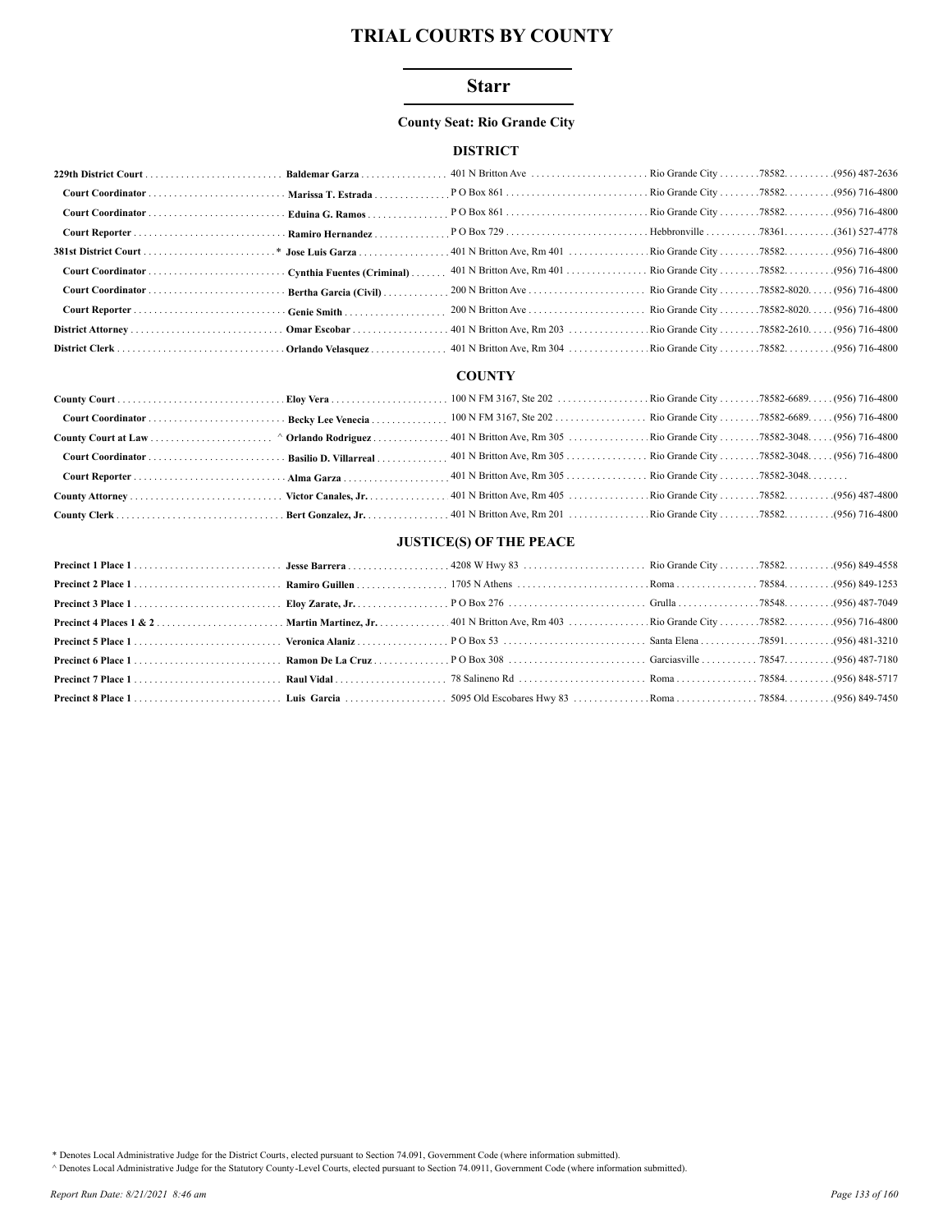# TRIAL COURTS BY COUNTY

## Starr

### County Seat: Rio Grande City

#### DISTRICT

| Position | Name | Address | City | Zip | Phone |
|---|---|---|---|---|---|
| **229th District Court** | **Baldemar Garza** | 401 N Britton Ave | Rio Grande City | 78582. | (956) 487-2636 |
| **Court Coordinator** | **Marissa T. Estrada** | P O Box 861 | Rio Grande City | 78582. | (956) 716-4800 |
| **Court Coordinator** | **Eduina G. Ramos** | P O Box 861 | Rio Grande City | 78582. | (956) 716-4800 |
| **Court Reporter** | **Ramiro Hernandez** | P O Box 729 | Hebbronville | 78361. | (361) 527-4778 |
| **381st District Court** * | **Jose Luis Garza** | 401 N Britton Ave, Rm 401 | Rio Grande City | 78582. | (956) 716-4800 |
| **Court Coordinator** | **Cynthia Fuentes (Criminal)** | 401 N Britton Ave, Rm 401 | Rio Grande City | 78582. | (956) 716-4800 |
| **Court Coordinator** | **Bertha Garcia (Civil)** | 200 N Britton Ave | Rio Grande City | 78582-8020. | (956) 716-4800 |
| **Court Reporter** | **Genie Smith** | 200 N Britton Ave | Rio Grande City | 78582-8020. | (956) 716-4800 |
| **District Attorney** | **Omar Escobar** | 401 N Britton Ave, Rm 203 | Rio Grande City | 78582-2610. | (956) 716-4800 |
| **District Clerk** | **Orlando Velasquez** | 401 N Britton Ave, Rm 304 | Rio Grande City | 78582. | (956) 716-4800 |

#### COUNTY

| Position | Name | Address | City | Zip | Phone |
|---|---|---|---|---|---|
| **County Court** | **Eloy Vera** | 100 N FM 3167, Ste 202 | Rio Grande City | 78582-6689. | (956) 716-4800 |
| **Court Coordinator** | **Becky Lee Venecia** | 100 N FM 3167, Ste 202 | Rio Grande City | 78582-6689. | (956) 716-4800 |
| **County Court at Law** ^ | **Orlando Rodriguez** | 401 N Britton Ave, Rm 305 | Rio Grande City | 78582-3048. | (956) 716-4800 |
| **Court Coordinator** | **Basilio D. Villarreal** | 401 N Britton Ave, Rm 305 | Rio Grande City | 78582-3048. | (956) 716-4800 |
| **Court Reporter** | **Alma Garza** | 401 N Britton Ave, Rm 305 | Rio Grande City | 78582-3048. | |
| **County Attorney** | **Victor Canales, Jr.** | 401 N Britton Ave, Rm 405 | Rio Grande City | 78582. | (956) 487-4800 |
| **County Clerk** | **Bert Gonzalez, Jr.** | 401 N Britton Ave, Rm 201 | Rio Grande City | 78582. | (956) 716-4800 |

#### JUSTICE(S) OF THE PEACE

| Position | Name | Address | City | Zip | Phone |
|---|---|---|---|---|---|
| **Precinct 1 Place 1** | **Jesse Barrera** | 4208 W Hwy 83 | Rio Grande City | 78582. | (956) 849-4558 |
| **Precinct 2 Place 1** | **Ramiro Guillen** | 1705 N Athens | Roma | 78584. | (956) 849-1253 |
| **Precinct 3 Place 1** | **Eloy Zarate, Jr.** | P O Box 276 | Grulla | 78548. | (956) 487-7049 |
| **Precinct 4 Places 1 & 2** | **Martin Martinez, Jr.** | 401 N Britton Ave, Rm 403 | Rio Grande City | 78582. | (956) 716-4800 |
| **Precinct 5 Place 1** | **Veronica Alaniz** | P O Box 53 | Santa Elena | 78591. | (956) 481-3210 |
| **Precinct 6 Place 1** | **Ramon De La Cruz** | P O Box 308 | Garciasville | 78547. | (956) 487-7180 |
| **Precinct 7 Place 1** | **Raul Vidal** | 78 Salineno Rd | Roma | 78584. | (956) 848-5717 |
| **Precinct 8 Place 1** | **Luis Garcia** | 5095 Old Escobares Hwy 83 | Roma | 78584. | (956) 849-7450 |

\* Denotes Local Administrative Judge for the District Courts, elected pursuant to Section 74.091, Government Code (where information submitted).

^ Denotes Local Administrative Judge for the Statutory County-Level Courts, elected pursuant to Section 74.0911, Government Code (where information submitted).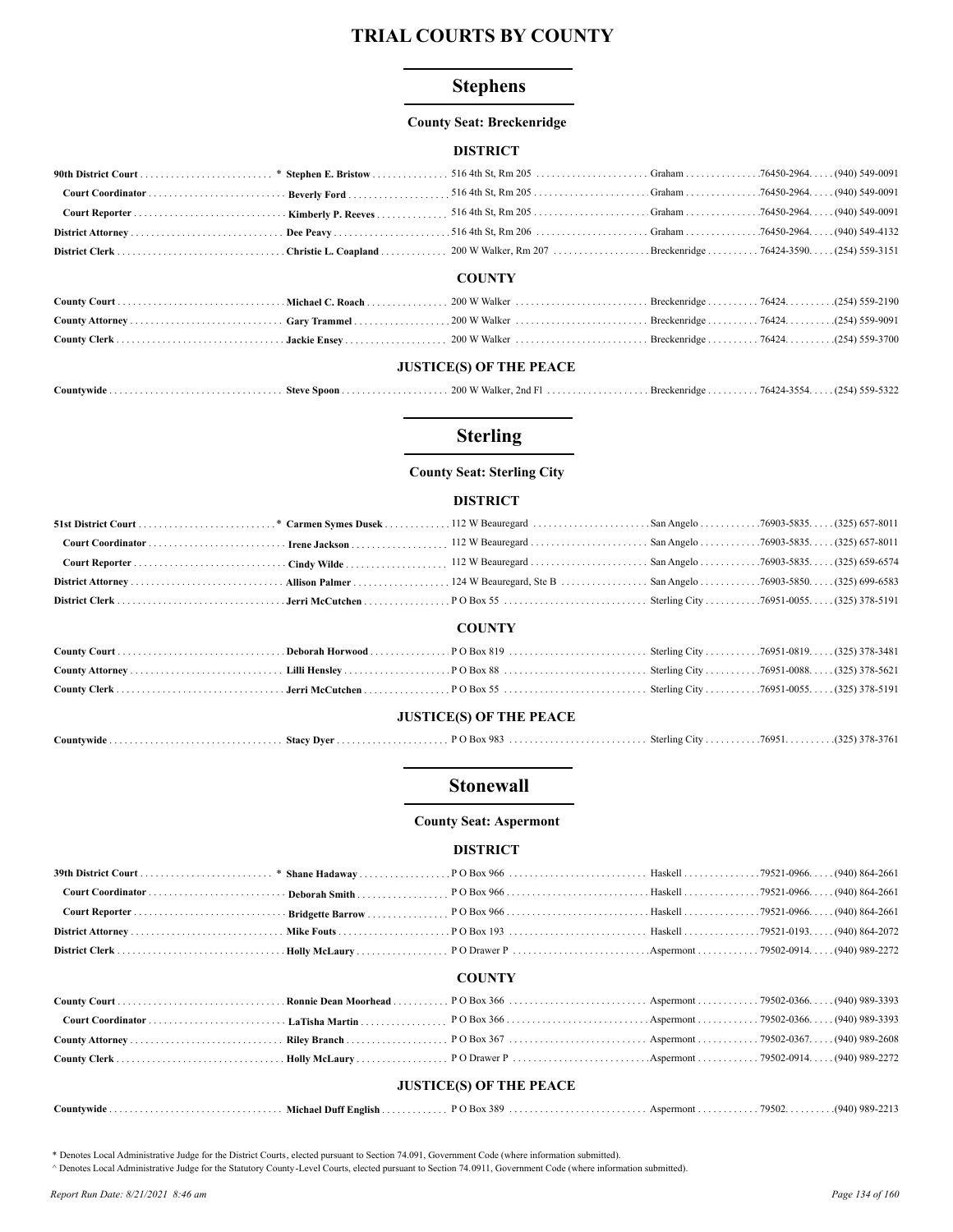# TRIAL COURTS BY COUNTY

## Stephens

**County Seat: Breckenridge**

### DISTRICT

| Position | Name | Address | City | Zip | Phone |
|---|---|---|---|---|---|
| **90th District Court** * | **Stephen E. Bristow** | 516 4th St, Rm 205 | Graham | 76450-2964 | (940) 549-0091 |
| **Court Coordinator** | **Beverly Ford** | 516 4th St, Rm 205 | Graham | 76450-2964 | (940) 549-0091 |
| **Court Reporter** | **Kimberly P. Reeves** | 516 4th St, Rm 205 | Graham | 76450-2964 | (940) 549-0091 |
| **District Attorney** | **Dee Peavy** | 516 4th St, Rm 206 | Graham | 76450-2964 | (940) 549-4132 |
| **District Clerk** | **Christie L. Coapland** | 200 W Walker, Rm 207 | Breckenridge | 76424-3590 | (254) 559-3151 |

### COUNTY

| Position | Name | Address | City | Zip | Phone |
|---|---|---|---|---|---|
| **County Court** | **Michael C. Roach** | 200 W Walker | Breckenridge | 76424 | (254) 559-2190 |
| **County Attorney** | **Gary Trammel** | 200 W Walker | Breckenridge | 76424 | (254) 559-9091 |
| **County Clerk** | **Jackie Ensey** | 200 W Walker | Breckenridge | 76424 | (254) 559-3700 |

### JUSTICE(S) OF THE PEACE

| Position | Name | Address | City | Zip | Phone |
|---|---|---|---|---|---|
| **Countywide** | **Steve Spoon** | 200 W Walker, 2nd Fl | Breckenridge | 76424-3554 | (254) 559-5322 |

## Sterling

**County Seat: Sterling City**

### DISTRICT

| Position | Name | Address | City | Zip | Phone |
|---|---|---|---|---|---|
| **51st District Court** * | **Carmen Symes Dusek** | 112 W Beauregard | San Angelo | 76903-5835 | (325) 657-8011 |
| **Court Coordinator** | **Irene Jackson** | 112 W Beauregard | San Angelo | 76903-5835 | (325) 657-8011 |
| **Court Reporter** | **Cindy Wilde** | 112 W Beauregard | San Angelo | 76903-5835 | (325) 659-6574 |
| **District Attorney** | **Allison Palmer** | 124 W Beauregard, Ste B | San Angelo | 76903-5850 | (325) 699-6583 |
| **District Clerk** | **Jerri McCutchen** | P O Box 55 | Sterling City | 76951-0055 | (325) 378-5191 |

### COUNTY

| Position | Name | Address | City | Zip | Phone |
|---|---|---|---|---|---|
| **County Court** | **Deborah Horwood** | P O Box 819 | Sterling City | 76951-0819 | (325) 378-3481 |
| **County Attorney** | **Lilli Hensley** | P O Box 88 | Sterling City | 76951-0088 | (325) 378-5621 |
| **County Clerk** | **Jerri McCutchen** | P O Box 55 | Sterling City | 76951-0055 | (325) 378-5191 |

### JUSTICE(S) OF THE PEACE

| Position | Name | Address | City | Zip | Phone |
|---|---|---|---|---|---|
| **Countywide** | **Stacy Dyer** | P O Box 983 | Sterling City | 76951 | (325) 378-3761 |

## Stonewall

**County Seat: Aspermont**

### DISTRICT

| Position | Name | Address | City | Zip | Phone |
|---|---|---|---|---|---|
| **39th District Court** * | **Shane Hadaway** | P O Box 966 | Haskell | 79521-0966 | (940) 864-2661 |
| **Court Coordinator** | **Deborah Smith** | P O Box 966 | Haskell | 79521-0966 | (940) 864-2661 |
| **Court Reporter** | **Bridgette Barrow** | P O Box 966 | Haskell | 79521-0966 | (940) 864-2661 |
| **District Attorney** | **Mike Fouts** | P O Box 193 | Haskell | 79521-0193 | (940) 864-2072 |
| **District Clerk** | **Holly McLaury** | P O Drawer P | Aspermont | 79502-0914 | (940) 989-2272 |

### COUNTY

| Position | Name | Address | City | Zip | Phone |
|---|---|---|---|---|---|
| **County Court** | **Ronnie Dean Moorhead** | P O Box 366 | Aspermont | 79502-0366 | (940) 989-3393 |
| **Court Coordinator** | **LaTisha Martin** | P O Box 366 | Aspermont | 79502-0366 | (940) 989-3393 |
| **County Attorney** | **Riley Branch** | P O Box 367 | Aspermont | 79502-0367 | (940) 989-2608 |
| **County Clerk** | **Holly McLaury** | P O Drawer P | Aspermont | 79502-0914 | (940) 989-2272 |

### JUSTICE(S) OF THE PEACE

| Position | Name | Address | City | Zip | Phone |
|---|---|---|---|---|---|
| **Countywide** | **Michael Duff English** | P O Box 389 | Aspermont | 79502 | (940) 989-2213 |

\* Denotes Local Administrative Judge for the District Courts, elected pursuant to Section 74.091, Government Code (where information submitted).

^ Denotes Local Administrative Judge for the Statutory County-Level Courts, elected pursuant to Section 74.0911, Government Code (where information submitted).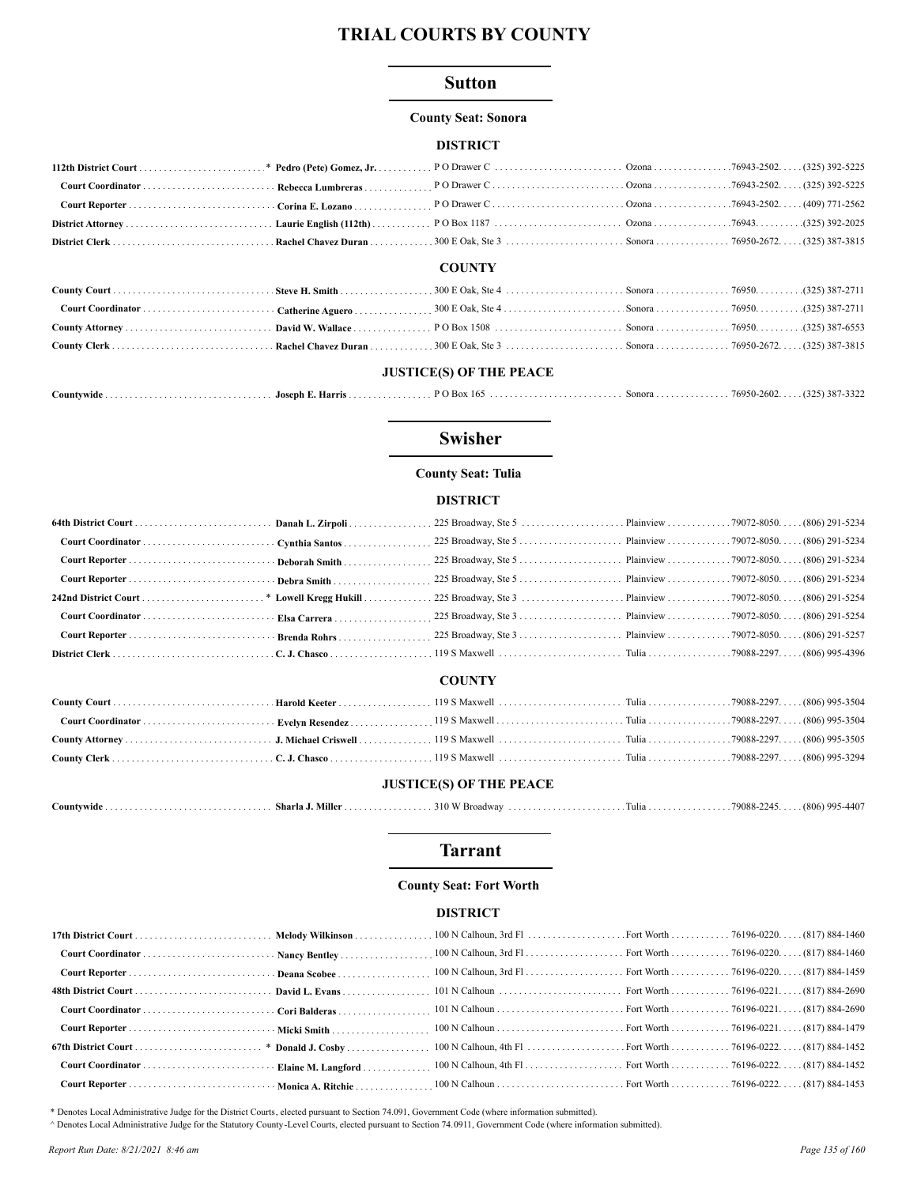# TRIAL COURTS BY COUNTY

## Sutton

**County Seat: Sonora**

### DISTRICT

| | | | | | |
|---|---|---|---|---|---|
| **112th District Court** * | **Pedro (Pete) Gomez, Jr.** | P O Drawer C | Ozona | 76943-2502 | (325) 392-5225 |
| **Court Coordinator** | **Rebecca Lumbreras** | P O Drawer C | Ozona | 76943-2502 | (325) 392-5225 |
| **Court Reporter** | **Corina E. Lozano** | P O Drawer C | Ozona | 76943-2502 | (409) 771-2562 |
| **District Attorney** | **Laurie English (112th)** | P O Box 1187 | Ozona | 76943 | (325) 392-2025 |
| **District Clerk** | **Rachel Chavez Duran** | 300 E Oak, Ste 3 | Sonora | 76950-2672 | (325) 387-3815 |

### COUNTY

| | | | | | |
|---|---|---|---|---|---|
| **County Court** | **Steve H. Smith** | 300 E Oak, Ste 4 | Sonora | 76950 | (325) 387-2711 |
| **Court Coordinator** | **Catherine Aguero** | 300 E Oak, Ste 4 | Sonora | 76950 | (325) 387-2711 |
| **County Attorney** | **David W. Wallace** | P O Box 1508 | Sonora | 76950 | (325) 387-6553 |
| **County Clerk** | **Rachel Chavez Duran** | 300 E Oak, Ste 3 | Sonora | 76950-2672 | (325) 387-3815 |

### JUSTICE(S) OF THE PEACE

| | | | | | |
|---|---|---|---|---|---|
| **Countywide** | **Joseph E. Harris** | P O Box 165 | Sonora | 76950-2602 | (325) 387-3322 |

## Swisher

**County Seat: Tulia**

### DISTRICT

| | | | | | |
|---|---|---|---|---|---|
| **64th District Court** | **Danah L. Zirpoli** | 225 Broadway, Ste 5 | Plainview | 79072-8050 | (806) 291-5234 |
| **Court Coordinator** | **Cynthia Santos** | 225 Broadway, Ste 5 | Plainview | 79072-8050 | (806) 291-5234 |
| **Court Reporter** | **Deborah Smith** | 225 Broadway, Ste 5 | Plainview | 79072-8050 | (806) 291-5234 |
| **Court Reporter** | **Debra Smith** | 225 Broadway, Ste 5 | Plainview | 79072-8050 | (806) 291-5234 |
| **242nd District Court** * | **Lowell Kregg Hukill** | 225 Broadway, Ste 3 | Plainview | 79072-8050 | (806) 291-5254 |
| **Court Coordinator** | **Elsa Carrera** | 225 Broadway, Ste 3 | Plainview | 79072-8050 | (806) 291-5254 |
| **Court Reporter** | **Brenda Rohrs** | 225 Broadway, Ste 3 | Plainview | 79072-8050 | (806) 291-5257 |
| **District Clerk** | **C. J. Chasco** | 119 S Maxwell | Tulia | 79088-2297 | (806) 995-4396 |

### COUNTY

| | | | | | |
|---|---|---|---|---|---|
| **County Court** | **Harold Keeter** | 119 S Maxwell | Tulia | 79088-2297 | (806) 995-3504 |
| **Court Coordinator** | **Evelyn Resendez** | 119 S Maxwell | Tulia | 79088-2297 | (806) 995-3504 |
| **County Attorney** | **J. Michael Criswell** | 119 S Maxwell | Tulia | 79088-2297 | (806) 995-3505 |
| **County Clerk** | **C. J. Chasco** | 119 S Maxwell | Tulia | 79088-2297 | (806) 995-3294 |

### JUSTICE(S) OF THE PEACE

| | | | | | |
|---|---|---|---|---|---|
| **Countywide** | **Sharla J. Miller** | 310 W Broadway | Tulia | 79088-2245 | (806) 995-4407 |

## Tarrant

**County Seat: Fort Worth**

### DISTRICT

| | | | | | |
|---|---|---|---|---|---|
| **17th District Court** | **Melody Wilkinson** | 100 N Calhoun, 3rd Fl | Fort Worth | 76196-0220 | (817) 884-1460 |
| **Court Coordinator** | **Nancy Bentley** | 100 N Calhoun, 3rd Fl | Fort Worth | 76196-0220 | (817) 884-1460 |
| **Court Reporter** | **Deana Scobee** | 100 N Calhoun, 3rd Fl | Fort Worth | 76196-0220 | (817) 884-1459 |
| **48th District Court** | **David L. Evans** | 101 N Calhoun | Fort Worth | 76196-0221 | (817) 884-2690 |
| **Court Coordinator** | **Cori Balderas** | 101 N Calhoun | Fort Worth | 76196-0221 | (817) 884-2690 |
| **Court Reporter** | **Micki Smith** | 100 N Calhoun | Fort Worth | 76196-0221 | (817) 884-1479 |
| **67th District Court** * | **Donald J. Cosby** | 100 N Calhoun, 4th Fl | Fort Worth | 76196-0222 | (817) 884-1452 |
| **Court Coordinator** | **Elaine M. Langford** | 100 N Calhoun, 4th Fl | Fort Worth | 76196-0222 | (817) 884-1452 |
| **Court Reporter** | **Monica A. Ritchie** | 100 N Calhoun | Fort Worth | 76196-0222 | (817) 884-1453 |

\* Denotes Local Administrative Judge for the District Courts, elected pursuant to Section 74.091, Government Code (where information submitted).

^ Denotes Local Administrative Judge for the Statutory County-Level Courts, elected pursuant to Section 74.0911, Government Code (where information submitted).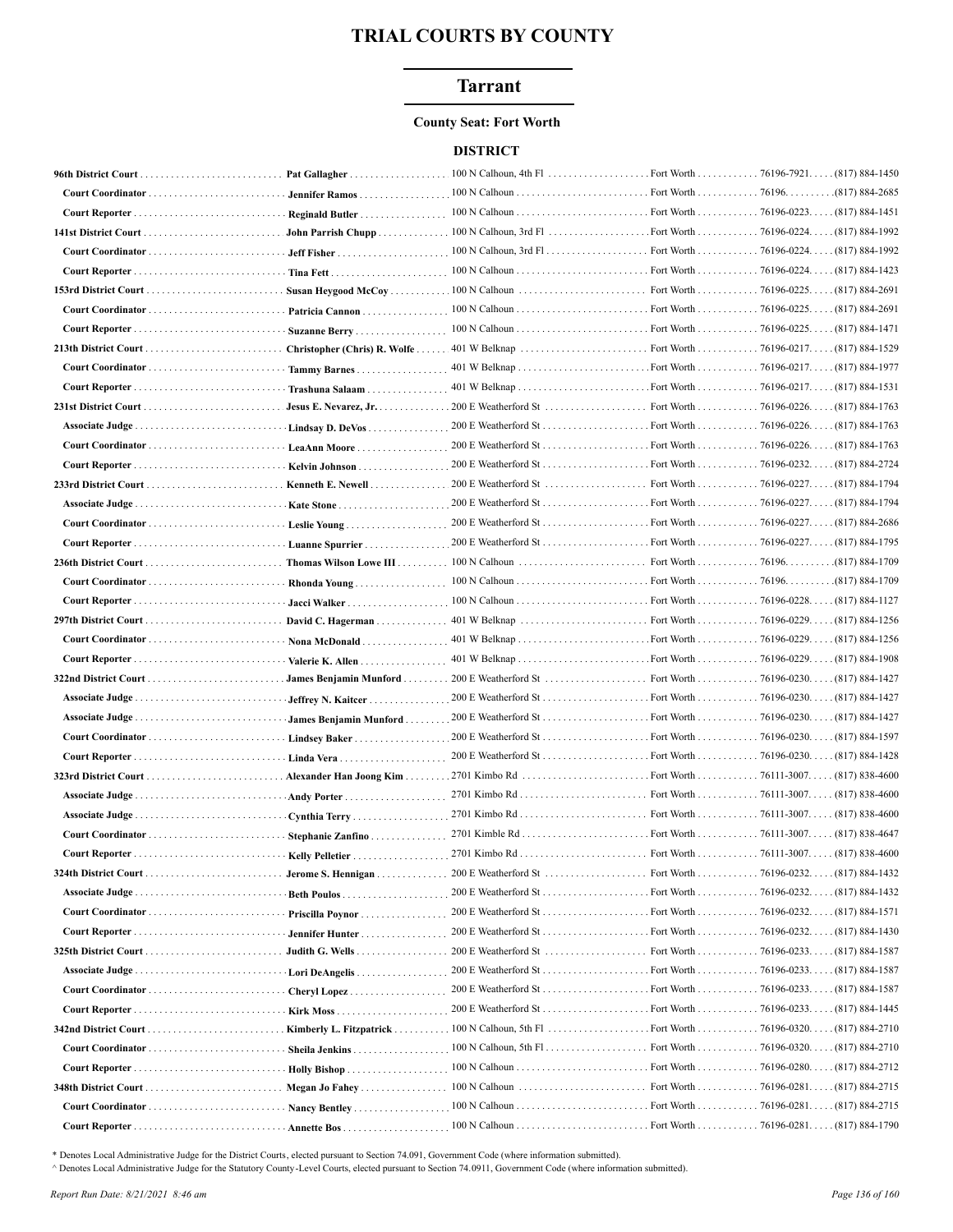# TRIAL COURTS BY COUNTY

## Tarrant

**County Seat: Fort Worth**

### DISTRICT

| Court/Position | Name | Address | City | ZIP | Phone |
|---|---|---|---|---|---|
| **96th District Court** | **Pat Gallagher** | 100 N Calhoun, 4th Fl | Fort Worth | 76196-7921 | (817) 884-1450 |
| **Court Coordinator** | **Jennifer Ramos** | 100 N Calhoun | Fort Worth | 76196. | (817) 884-2685 |
| **Court Reporter** | **Reginald Butler** | 100 N Calhoun | Fort Worth | 76196-0223 | (817) 884-1451 |
| **141st District Court** | **John Parrish Chupp** | 100 N Calhoun, 3rd Fl | Fort Worth | 76196-0224 | (817) 884-1992 |
| **Court Coordinator** | **Jeff Fisher** | 100 N Calhoun, 3rd Fl | Fort Worth | 76196-0224 | (817) 884-1992 |
| **Court Reporter** | **Tina Fett** | 100 N Calhoun | Fort Worth | 76196-0224 | (817) 884-1423 |
| **153rd District Court** | **Susan Heygood McCoy** | 100 N Calhoun | Fort Worth | 76196-0225 | (817) 884-2691 |
| **Court Coordinator** | **Patricia Cannon** | 100 N Calhoun | Fort Worth | 76196-0225 | (817) 884-2691 |
| **Court Reporter** | **Suzanne Berry** | 100 N Calhoun | Fort Worth | 76196-0225 | (817) 884-1471 |
| **213th District Court** | **Christopher (Chris) R. Wolfe** | 401 W Belknap | Fort Worth | 76196-0217 | (817) 884-1529 |
| **Court Coordinator** | **Tammy Barnes** | 401 W Belknap | Fort Worth | 76196-0217 | (817) 884-1977 |
| **Court Reporter** | **Trashuna Salaam** | 401 W Belknap | Fort Worth | 76196-0217 | (817) 884-1531 |
| **231st District Court** | **Jesus E. Nevarez, Jr.** | 200 E Weatherford St | Fort Worth | 76196-0226 | (817) 884-1763 |
| **Associate Judge** | **Lindsay D. DeVos** | 200 E Weatherford St | Fort Worth | 76196-0226 | (817) 884-1763 |
| **Court Coordinator** | **LeaAnn Moore** | 200 E Weatherford St | Fort Worth | 76196-0226 | (817) 884-1763 |
| **Court Reporter** | **Kelvin Johnson** | 200 E Weatherford St | Fort Worth | 76196-0232 | (817) 884-2724 |
| **233rd District Court** | **Kenneth E. Newell** | 200 E Weatherford St | Fort Worth | 76196-0227 | (817) 884-1794 |
| **Associate Judge** | **Kate Stone** | 200 E Weatherford St | Fort Worth | 76196-0227 | (817) 884-1794 |
| **Court Coordinator** | **Leslie Young** | 200 E Weatherford St | Fort Worth | 76196-0227 | (817) 884-2686 |
| **Court Reporter** | **Luanne Spurrier** | 200 E Weatherford St | Fort Worth | 76196-0227 | (817) 884-1795 |
| **236th District Court** | **Thomas Wilson Lowe III** | 100 N Calhoun | Fort Worth | 76196. | (817) 884-1709 |
| **Court Coordinator** | **Rhonda Young** | 100 N Calhoun | Fort Worth | 76196. | (817) 884-1709 |
| **Court Reporter** | **Jacci Walker** | 100 N Calhoun | Fort Worth | 76196-0228 | (817) 884-1127 |
| **297th District Court** | **David C. Hagerman** | 401 W Belknap | Fort Worth | 76196-0229 | (817) 884-1256 |
| **Court Coordinator** | **Nona McDonald** | 401 W Belknap | Fort Worth | 76196-0229 | (817) 884-1256 |
| **Court Reporter** | **Valerie K. Allen** | 401 W Belknap | Fort Worth | 76196-0229 | (817) 884-1908 |
| **322nd District Court** | **James Benjamin Munford** | 200 E Weatherford St | Fort Worth | 76196-0230 | (817) 884-1427 |
| **Associate Judge** | **Jeffrey N. Kaitcer** | 200 E Weatherford St | Fort Worth | 76196-0230 | (817) 884-1427 |
| **Associate Judge** | **James Benjamin Munford** | 200 E Weatherford St | Fort Worth | 76196-0230 | (817) 884-1427 |
| **Court Coordinator** | **Lindsey Baker** | 200 E Weatherford St | Fort Worth | 76196-0230 | (817) 884-1597 |
| **Court Reporter** | **Linda Vera** | 200 E Weatherford St | Fort Worth | 76196-0230 | (817) 884-1428 |
| **323rd District Court** | **Alexander Han Joong Kim** | 2701 Kimbo Rd | Fort Worth | 76111-3007 | (817) 838-4600 |
| **Associate Judge** | **Andy Porter** | 2701 Kimbo Rd | Fort Worth | 76111-3007 | (817) 838-4600 |
| **Associate Judge** | **Cynthia Terry** | 2701 Kimbo Rd | Fort Worth | 76111-3007 | (817) 838-4600 |
| **Court Coordinator** | **Stephanie Zanfino** | 2701 Kimble Rd | Fort Worth | 76111-3007 | (817) 838-4647 |
| **Court Reporter** | **Kelly Pelletier** | 2701 Kimbo Rd | Fort Worth | 76111-3007 | (817) 838-4600 |
| **324th District Court** | **Jerome S. Hennigan** | 200 E Weatherford St | Fort Worth | 76196-0232 | (817) 884-1432 |
| **Associate Judge** | **Beth Poulos** | 200 E Weatherford St | Fort Worth | 76196-0232 | (817) 884-1432 |
| **Court Coordinator** | **Priscilla Poynor** | 200 E Weatherford St | Fort Worth | 76196-0232 | (817) 884-1571 |
| **Court Reporter** | **Jennifer Hunter** | 200 E Weatherford St | Fort Worth | 76196-0232 | (817) 884-1430 |
| **325th District Court** | **Judith G. Wells** | 200 E Weatherford St | Fort Worth | 76196-0233 | (817) 884-1587 |
| **Associate Judge** | **Lori DeAngelis** | 200 E Weatherford St | Fort Worth | 76196-0233 | (817) 884-1587 |
| **Court Coordinator** | **Cheryl Lopez** | 200 E Weatherford St | Fort Worth | 76196-0233 | (817) 884-1587 |
| **Court Reporter** | **Kirk Moss** | 200 E Weatherford St | Fort Worth | 76196-0233 | (817) 884-1445 |
| **342nd District Court** | **Kimberly L. Fitzpatrick** | 100 N Calhoun, 5th Fl | Fort Worth | 76196-0320 | (817) 884-2710 |
| **Court Coordinator** | **Sheila Jenkins** | 100 N Calhoun, 5th Fl | Fort Worth | 76196-0320 | (817) 884-2710 |
| **Court Reporter** | **Holly Bishop** | 100 N Calhoun | Fort Worth | 76196-0280 | (817) 884-2712 |
| **348th District Court** | **Megan Jo Fahey** | 100 N Calhoun | Fort Worth | 76196-0281 | (817) 884-2715 |
| **Court Coordinator** | **Nancy Bentley** | 100 N Calhoun | Fort Worth | 76196-0281 | (817) 884-2715 |
| **Court Reporter** | **Annette Bos** | 100 N Calhoun | Fort Worth | 76196-0281 | (817) 884-1790 |

\* Denotes Local Administrative Judge for the District Courts, elected pursuant to Section 74.091, Government Code (where information submitted).

^ Denotes Local Administrative Judge for the Statutory County-Level Courts, elected pursuant to Section 74.0911, Government Code (where information submitted).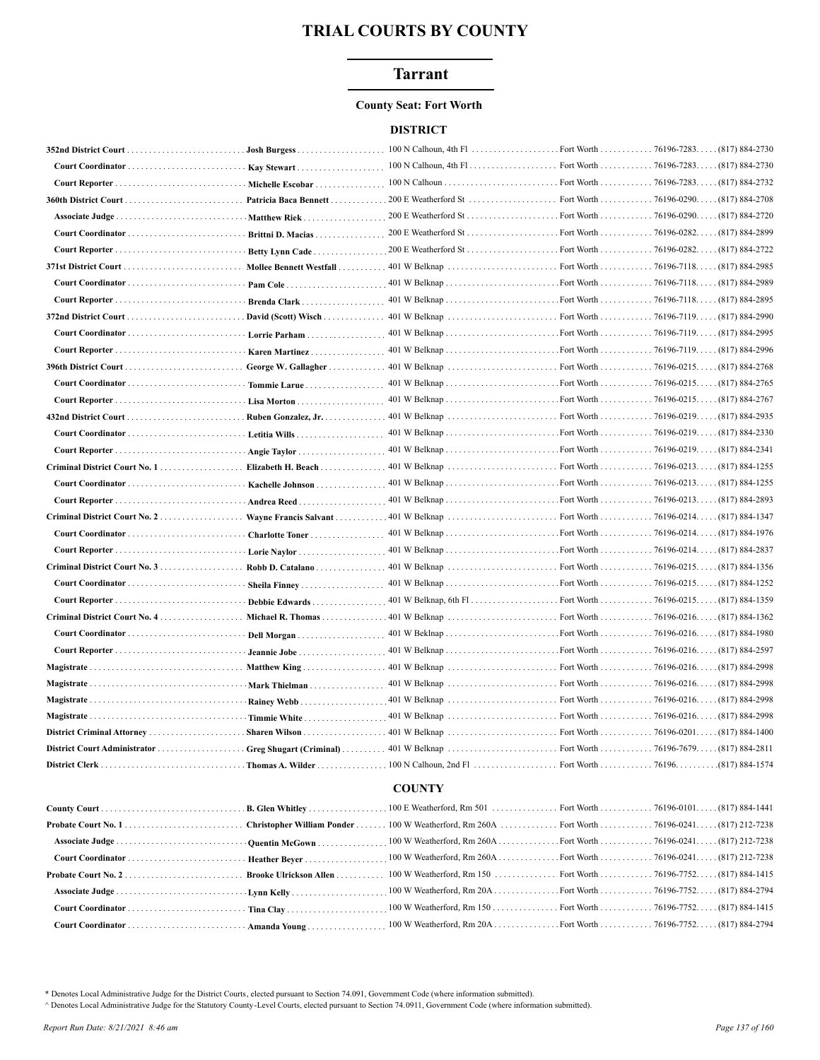# TRIAL COURTS BY COUNTY

## Tarrant

**County Seat: Fort Worth**

### DISTRICT

| | | | | | |
|---|---|---|---|---|---|
| **352nd District Court** | **Josh Burgess** | 100 N Calhoun, 4th Fl | Fort Worth | 76196-7283 | (817) 884-2730 |
| **Court Coordinator** | **Kay Stewart** | 100 N Calhoun, 4th Fl | Fort Worth | 76196-7283 | (817) 884-2730 |
| **Court Reporter** | **Michelle Escobar** | 100 N Calhoun | Fort Worth | 76196-7283 | (817) 884-2732 |
| **360th District Court** | **Patricia Baca Bennett** | 200 E Weatherford St | Fort Worth | 76196-0290 | (817) 884-2708 |
| **Associate Judge** | **Matthew Riek** | 200 E Weatherford St | Fort Worth | 76196-0290 | (817) 884-2720 |
| **Court Coordinator** | **Brittni D. Macias** | 200 E Weatherford St | Fort Worth | 76196-0282 | (817) 884-2899 |
| **Court Reporter** | **Betty Lynn Cade** | 200 E Weatherford St | Fort Worth | 76196-0282 | (817) 884-2722 |
| **371st District Court** | **Mollee Bennett Westfall** | 401 W Belknap | Fort Worth | 76196-7118 | (817) 884-2985 |
| **Court Coordinator** | **Pam Cole** | 401 W Belknap | Fort Worth | 76196-7118 | (817) 884-2989 |
| **Court Reporter** | **Brenda Clark** | 401 W Belknap | Fort Worth | 76196-7118 | (817) 884-2895 |
| **372nd District Court** | **David (Scott) Wisch** | 401 W Belknap | Fort Worth | 76196-7119 | (817) 884-2990 |
| **Court Coordinator** | **Lorrie Parham** | 401 W Belknap | Fort Worth | 76196-7119 | (817) 884-2995 |
| **Court Reporter** | **Karen Martinez** | 401 W Belknap | Fort Worth | 76196-7119 | (817) 884-2996 |
| **396th District Court** | **George W. Gallagher** | 401 W Belknap | Fort Worth | 76196-0215 | (817) 884-2768 |
| **Court Coordinator** | **Tommie Larue** | 401 W Belknap | Fort Worth | 76196-0215 | (817) 884-2765 |
| **Court Reporter** | **Lisa Morton** | 401 W Belknap | Fort Worth | 76196-0215 | (817) 884-2767 |
| **432nd District Court** | **Ruben Gonzalez, Jr.** | 401 W Belknap | Fort Worth | 76196-0219 | (817) 884-2935 |
| **Court Coordinator** | **Letitia Wills** | 401 W Belknap | Fort Worth | 76196-0219 | (817) 884-2330 |
| **Court Reporter** | **Angie Taylor** | 401 W Belknap | Fort Worth | 76196-0219 | (817) 884-2341 |
| **Criminal District Court No. 1** | **Elizabeth H. Beach** | 401 W Belknap | Fort Worth | 76196-0213 | (817) 884-1255 |
| **Court Coordinator** | **Kachelle Johnson** | 401 W Belknap | Fort Worth | 76196-0213 | (817) 884-1255 |
| **Court Reporter** | **Andrea Reed** | 401 W Belknap | Fort Worth | 76196-0213 | (817) 884-2893 |
| **Criminal District Court No. 2** | **Wayne Francis Salvant** | 401 W Belknap | Fort Worth | 76196-0214 | (817) 884-1347 |
| **Court Coordinator** | **Charlotte Toner** | 401 W Belknap | Fort Worth | 76196-0214 | (817) 884-1976 |
| **Court Reporter** | **Lorie Naylor** | 401 W Belknap | Fort Worth | 76196-0214 | (817) 884-2837 |
| **Criminal District Court No. 3** | **Robb D. Catalano** | 401 W Belknap | Fort Worth | 76196-0215 | (817) 884-1356 |
| **Court Coordinator** | **Sheila Finney** | 401 W Belknap | Fort Worth | 76196-0215 | (817) 884-1252 |
| **Court Reporter** | **Debbie Edwards** | 401 W Belknap, 6th Fl | Fort Worth | 76196-0215 | (817) 884-1359 |
| **Criminal District Court No. 4** | **Michael R. Thomas** | 401 W Belknap | Fort Worth | 76196-0216 | (817) 884-1362 |
| **Court Coordinator** | **Dell Morgan** | 401 W Belknap | Fort Worth | 76196-0216 | (817) 884-1980 |
| **Court Reporter** | **Jeannie Jobe** | 401 W Belknap | Fort Worth | 76196-0216 | (817) 884-2597 |
| **Magistrate** | **Matthew King** | 401 W Belknap | Fort Worth | 76196-0216 | (817) 884-2998 |
| **Magistrate** | **Mark Thielman** | 401 W Belknap | Fort Worth | 76196-0216 | (817) 884-2998 |
| **Magistrate** | **Rainey Webb** | 401 W Belknap | Fort Worth | 76196-0216 | (817) 884-2998 |
| **Magistrate** | **Timmie White** | 401 W Belknap | Fort Worth | 76196-0216 | (817) 884-2998 |
| **District Criminal Attorney** | **Sharen Wilson** | 401 W Belknap | Fort Worth | 76196-0201 | (817) 884-1400 |
| **District Court Administrator** | **Greg Shugart (Criminal)** | 401 W Belknap | Fort Worth | 76196-7679 | (817) 884-2811 |
| **District Clerk** | **Thomas A. Wilder** | 100 N Calhoun, 2nd Fl | Fort Worth | 76196 | (817) 884-1574 |

### COUNTY

| | | | | | |
|---|---|---|---|---|---|
| **County Court** | **B. Glen Whitley** | 100 E Weatherford, Rm 501 | Fort Worth | 76196-0101 | (817) 884-1441 |
| **Probate Court No. 1** | **Christopher William Ponder** | 100 W Weatherford, Rm 260A | Fort Worth | 76196-0241 | (817) 212-7238 |
| **Associate Judge** | **Quentin McGown** | 100 W Weatherford, Rm 260A | Fort Worth | 76196-0241 | (817) 212-7238 |
| **Court Coordinator** | **Heather Beyer** | 100 W Weatherford, Rm 260A | Fort Worth | 76196-0241 | (817) 212-7238 |
| **Probate Court No. 2** | **Brooke Ulrickson Allen** | 100 W Weatherford, Rm 150 | Fort Worth | 76196-7752 | (817) 884-1415 |
| **Associate Judge** | **Lynn Kelly** | 100 W Weatherford, Rm 20A | Fort Worth | 76196-7752 | (817) 884-2794 |
| **Court Coordinator** | **Tina Clay** | 100 W Weatherford, Rm 150 | Fort Worth | 76196-7752 | (817) 884-1415 |
| **Court Coordinator** | **Amanda Young** | 100 W Weatherford, Rm 20A | Fort Worth | 76196-7752 | (817) 884-2794 |

\* Denotes Local Administrative Judge for the District Courts, elected pursuant to Section 74.091, Government Code (where information submitted).
^ Denotes Local Administrative Judge for the Statutory County-Level Courts, elected pursuant to Section 74.0911, Government Code (where information submitted).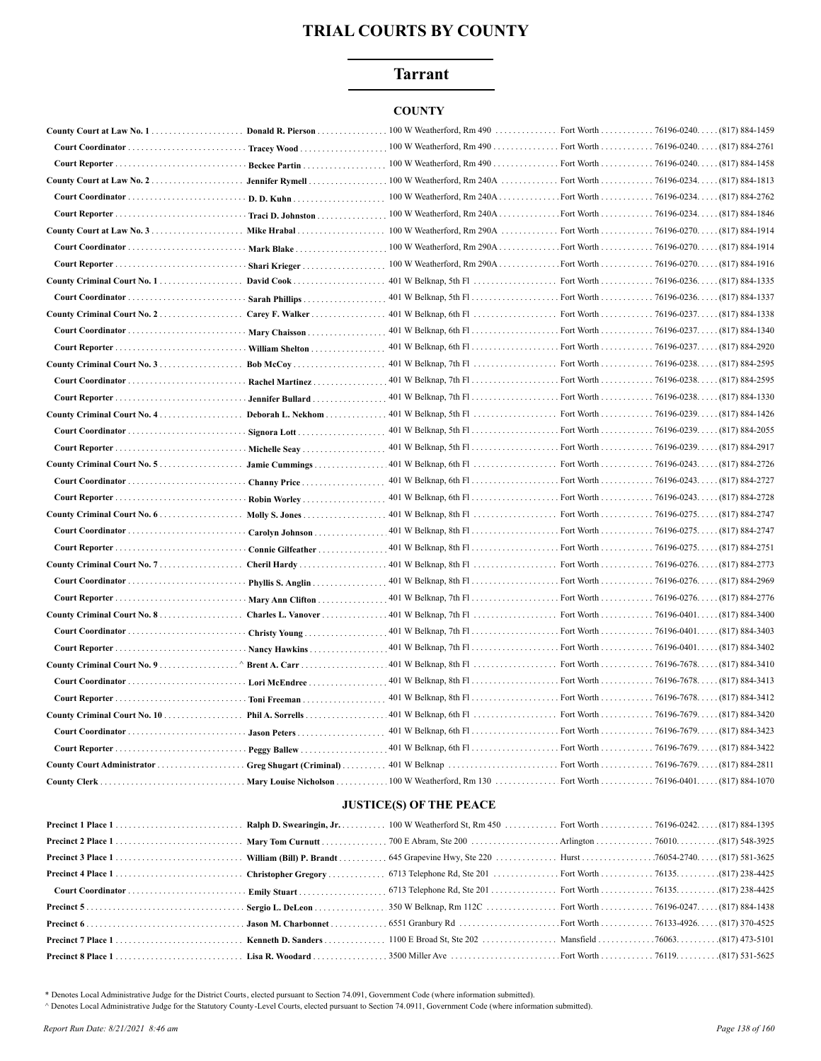# TRIAL COURTS BY COUNTY

## Tarrant

### COUNTY

| Court/Position | Name | Address | City | Zip | Phone |
|---|---|---|---|---|---|
| **County Court at Law No. 1** | **Donald R. Pierson** | 100 W Weatherford, Rm 490 | Fort Worth | 76196-0240. | (817) 884-1459 |
| **Court Coordinator** | **Tracey Wood** | 100 W Weatherford, Rm 490 | Fort Worth | 76196-0240. | (817) 884-2761 |
| **Court Reporter** | **Beckee Partin** | 100 W Weatherford, Rm 490 | Fort Worth | 76196-0240. | (817) 884-1458 |
| **County Court at Law No. 2** | **Jennifer Rymell** | 100 W Weatherford, Rm 240A | Fort Worth | 76196-0234. | (817) 884-1813 |
| **Court Coordinator** | **D. D. Kuhn** | 100 W Weatherford, Rm 240A | Fort Worth | 76196-0234. | (817) 884-2762 |
| **Court Reporter** | **Traci D. Johnston** | 100 W Weatherford, Rm 240A | Fort Worth | 76196-0234. | (817) 884-1846 |
| **County Court at Law No. 3** | **Mike Hrabal** | 100 W Weatherford, Rm 290A | Fort Worth | 76196-0270. | (817) 884-1914 |
| **Court Coordinator** | **Mark Blake** | 100 W Weatherford, Rm 290A | Fort Worth | 76196-0270. | (817) 884-1914 |
| **Court Reporter** | **Shari Krieger** | 100 W Weatherford, Rm 290A | Fort Worth | 76196-0270. | (817) 884-1916 |
| **County Criminal Court No. 1** | **David Cook** | 401 W Belknap, 5th Fl | Fort Worth | 76196-0236. | (817) 884-1335 |
| **Court Coordinator** | **Sarah Phillips** | 401 W Belknap, 5th Fl | Fort Worth | 76196-0236. | (817) 884-1337 |
| **County Criminal Court No. 2** | **Carey F. Walker** | 401 W Belknap, 6th Fl | Fort Worth | 76196-0237. | (817) 884-1338 |
| **Court Coordinator** | **Mary Chaisson** | 401 W Belknap, 6th Fl | Fort Worth | 76196-0237. | (817) 884-1340 |
| **Court Reporter** | **William Shelton** | 401 W Belknap, 6th Fl | Fort Worth | 76196-0237. | (817) 884-2920 |
| **County Criminal Court No. 3** | **Bob McCoy** | 401 W Belknap, 7th Fl | Fort Worth | 76196-0238. | (817) 884-2595 |
| **Court Coordinator** | **Rachel Martinez** | 401 W Belknap, 7th Fl | Fort Worth | 76196-0238. | (817) 884-2595 |
| **Court Reporter** | **Jennifer Bullard** | 401 W Belknap, 7th Fl | Fort Worth | 76196-0238. | (817) 884-1330 |
| **County Criminal Court No. 4** | **Deborah L. Nekhom** | 401 W Belknap, 5th Fl | Fort Worth | 76196-0239. | (817) 884-1426 |
| **Court Coordinator** | **Signora Lott** | 401 W Belknap, 5th Fl | Fort Worth | 76196-0239. | (817) 884-2055 |
| **Court Reporter** | **Michelle Seay** | 401 W Belknap, 5th Fl | Fort Worth | 76196-0239. | (817) 884-2917 |
| **County Criminal Court No. 5** | **Jamie Cummings** | 401 W Belknap, 6th Fl | Fort Worth | 76196-0243. | (817) 884-2726 |
| **Court Coordinator** | **Channy Price** | 401 W Belknap, 6th Fl | Fort Worth | 76196-0243. | (817) 884-2727 |
| **Court Reporter** | **Robin Worley** | 401 W Belknap, 6th Fl | Fort Worth | 76196-0243. | (817) 884-2728 |
| **County Criminal Court No. 6** | **Molly S. Jones** | 401 W Belknap, 8th Fl | Fort Worth | 76196-0275. | (817) 884-2747 |
| **Court Coordinator** | **Carolyn Johnson** | 401 W Belknap, 8th Fl | Fort Worth | 76196-0275. | (817) 884-2747 |
| **Court Reporter** | **Connie Gilfeather** | 401 W Belknap, 8th Fl | Fort Worth | 76196-0275. | (817) 884-2751 |
| **County Criminal Court No. 7** | **Cheril Hardy** | 401 W Belknap, 8th Fl | Fort Worth | 76196-0276. | (817) 884-2773 |
| **Court Coordinator** | **Phyllis S. Anglin** | 401 W Belknap, 8th Fl | Fort Worth | 76196-0276. | (817) 884-2969 |
| **Court Reporter** | **Mary Ann Clifton** | 401 W Belknap, 7th Fl | Fort Worth | 76196-0276. | (817) 884-2776 |
| **County Criminal Court No. 8** | **Charles L. Vanover** | 401 W Belknap, 7th Fl | Fort Worth | 76196-0401. | (817) 884-3400 |
| **Court Coordinator** | **Christy Young** | 401 W Belknap, 7th Fl | Fort Worth | 76196-0401. | (817) 884-3403 |
| **Court Reporter** | **Nancy Hawkins** | 401 W Belknap, 7th Fl | Fort Worth | 76196-0401. | (817) 884-3402 |
| **County Criminal Court No. 9** ^ | **Brent A. Carr** | 401 W Belknap, 8th Fl | Fort Worth | 76196-7678. | (817) 884-3410 |
| **Court Coordinator** | **Lori McEndree** | 401 W Belknap, 8th Fl | Fort Worth | 76196-7678. | (817) 884-3413 |
| **Court Reporter** | **Toni Freeman** | 401 W Belknap, 8th Fl | Fort Worth | 76196-7678. | (817) 884-3412 |
| **County Criminal Court No. 10** | **Phil A. Sorrells** | 401 W Belknap, 6th Fl | Fort Worth | 76196-7679. | (817) 884-3420 |
| **Court Coordinator** | **Jason Peters** | 401 W Belknap, 6th Fl | Fort Worth | 76196-7679. | (817) 884-3423 |
| **Court Reporter** | **Peggy Ballew** | 401 W Belknap, 6th Fl | Fort Worth | 76196-7679. | (817) 884-3422 |
| **County Court Administrator** | **Greg Shugart (Criminal)** | 401 W Belknap | Fort Worth | 76196-7679. | (817) 884-2811 |
| **County Clerk** | **Mary Louise Nicholson** | 100 W Weatherford, Rm 130 | Fort Worth | 76196-0401. | (817) 884-1070 |

### JUSTICE(S) OF THE PEACE

| Court/Position | Name | Address | City | Zip | Phone |
|---|---|---|---|---|---|
| **Precinct 1 Place 1** | **Ralph D. Swearingin, Jr.** | 100 W Weatherford St, Rm 450 | Fort Worth | 76196-0242. | (817) 884-1395 |
| **Precinct 2 Place 1** | **Mary Tom Curnutt** | 700 E Abram, Ste 200 | Arlington | 76010. | (817) 548-3925 |
| **Precinct 3 Place 1** | **William (Bill) P. Brandt** | 645 Grapevine Hwy, Ste 220 | Hurst | 76054-2740. | (817) 581-3625 |
| **Precinct 4 Place 1** | **Christopher Gregory** | 6713 Telephone Rd, Ste 201 | Fort Worth | 76135. | (817) 238-4425 |
| **Court Coordinator** | **Emily Stuart** | 6713 Telephone Rd, Ste 201 | Fort Worth | 76135. | (817) 238-4425 |
| **Precinct 5** | **Sergio L. DeLeon** | 350 W Belknap, Rm 112C | Fort Worth | 76196-0247. | (817) 884-1438 |
| **Precinct 6** | **Jason M. Charbonnet** | 6551 Granbury Rd | Fort Worth | 76133-4926. | (817) 370-4525 |
| **Precinct 7 Place 1** | **Kenneth D. Sanders** | 1100 E Broad St, Ste 202 | Mansfield | 76063. | (817) 473-5101 |
| **Precinct 8 Place 1** | **Lisa R. Woodard** | 3500 Miller Ave | Fort Worth | 76119. | (817) 531-5625 |

* Denotes Local Administrative Judge for the District Courts, elected pursuant to Section 74.091, Government Code (where information submitted).

^ Denotes Local Administrative Judge for the Statutory County-Level Courts, elected pursuant to Section 74.0911, Government Code (where information submitted).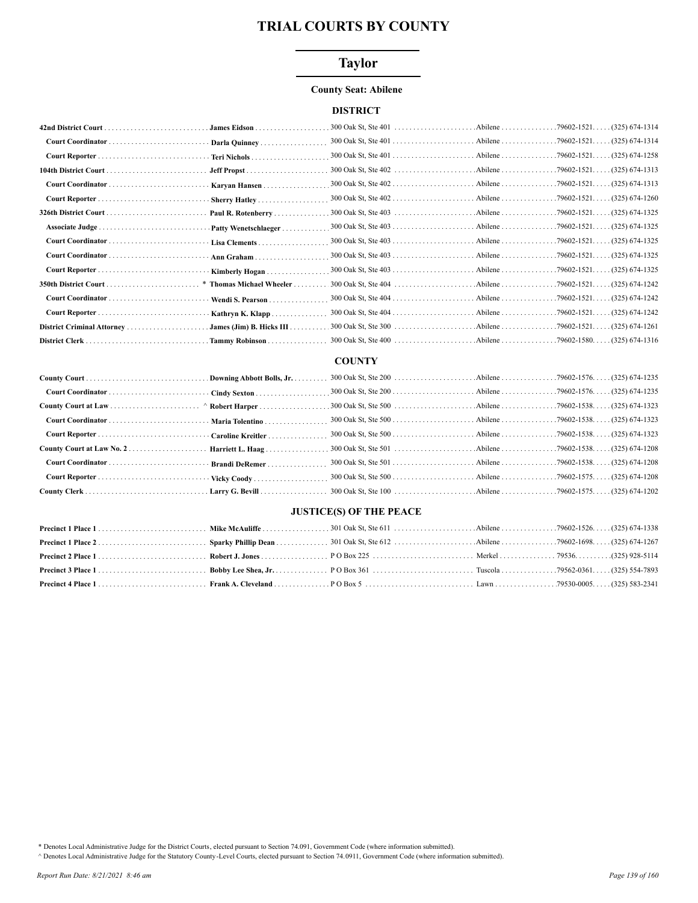# TRIAL COURTS BY COUNTY

## Taylor

**County Seat: Abilene**

### DISTRICT

| Position | Name | Address | City | Zip | Phone |
|---|---|---|---|---|---|
| **42nd District Court** | **James Eidson** | 300 Oak St, Ste 401 | Abilene | 79602-1521 | (325) 674-1314 |
| **Court Coordinator** | **Darla Quinney** | 300 Oak St, Ste 401 | Abilene | 79602-1521 | (325) 674-1314 |
| **Court Reporter** | **Teri Nichols** | 300 Oak St, Ste 401 | Abilene | 79602-1521 | (325) 674-1258 |
| **104th District Court** | **Jeff Propst** | 300 Oak St, Ste 402 | Abilene | 79602-1521 | (325) 674-1313 |
| **Court Coordinator** | **Karyan Hansen** | 300 Oak St, Ste 402 | Abilene | 79602-1521 | (325) 674-1313 |
| **Court Reporter** | **Sherry Hatley** | 300 Oak St, Ste 402 | Abilene | 79602-1521 | (325) 674-1260 |
| **326th District Court** | **Paul R. Rotenberry** | 300 Oak St, Ste 403 | Abilene | 79602-1521 | (325) 674-1325 |
| **Associate Judge** | **Patty Wenetschlaeger** | 300 Oak St, Ste 403 | Abilene | 79602-1521 | (325) 674-1325 |
| **Court Coordinator** | **Lisa Clements** | 300 Oak St, Ste 403 | Abilene | 79602-1521 | (325) 674-1325 |
| **Court Coordinator** | **Ann Graham** | 300 Oak St, Ste 403 | Abilene | 79602-1521 | (325) 674-1325 |
| **Court Reporter** | **Kimberly Hogan** | 300 Oak St, Ste 403 | Abilene | 79602-1521 | (325) 674-1325 |
| **350th District Court** | * **Thomas Michael Wheeler** | 300 Oak St, Ste 404 | Abilene | 79602-1521 | (325) 674-1242 |
| **Court Coordinator** | **Wendi S. Pearson** | 300 Oak St, Ste 404 | Abilene | 79602-1521 | (325) 674-1242 |
| **Court Reporter** | **Kathryn K. Klapp** | 300 Oak St, Ste 404 | Abilene | 79602-1521 | (325) 674-1242 |
| **District Criminal Attorney** | **James (Jim) B. Hicks III** | 300 Oak St, Ste 300 | Abilene | 79602-1521 | (325) 674-1261 |
| **District Clerk** | **Tammy Robinson** | 300 Oak St, Ste 400 | Abilene | 79602-1580 | (325) 674-1316 |

### COUNTY

| Position | Name | Address | City | Zip | Phone |
|---|---|---|---|---|---|
| **County Court** | **Downing Abbott Bolls, Jr.** | 300 Oak St, Ste 200 | Abilene | 79602-1576 | (325) 674-1235 |
| **Court Coordinator** | **Cindy Sexton** | 300 Oak St, Ste 200 | Abilene | 79602-1576 | (325) 674-1235 |
| **County Court at Law** | ^ **Robert Harper** | 300 Oak St, Ste 500 | Abilene | 79602-1538 | (325) 674-1323 |
| **Court Coordinator** | **Maria Tolentino** | 300 Oak St, Ste 500 | Abilene | 79602-1538 | (325) 674-1323 |
| **Court Reporter** | **Caroline Kreitler** | 300 Oak St, Ste 500 | Abilene | 79602-1538 | (325) 674-1323 |
| **County Court at Law No. 2** | **Harriett L. Haag** | 300 Oak St, Ste 501 | Abilene | 79602-1538 | (325) 674-1208 |
| **Court Coordinator** | **Brandi DeRemer** | 300 Oak St, Ste 501 | Abilene | 79602-1538 | (325) 674-1208 |
| **Court Reporter** | **Vicky Coody** | 300 Oak St, Ste 500 | Abilene | 79602-1575 | (325) 674-1208 |
| **County Clerk** | **Larry G. Bevill** | 300 Oak St, Ste 100 | Abilene | 79602-1575 | (325) 674-1202 |

### JUSTICE(S) OF THE PEACE

| Position | Name | Address | City | Zip | Phone |
|---|---|---|---|---|---|
| **Precinct 1 Place 1** | **Mike McAuliffe** | 301 Oak St, Ste 611 | Abilene | 79602-1526 | (325) 674-1338 |
| **Precinct 1 Place 2** | **Sparky Phillip Dean** | 301 Oak St, Ste 612 | Abilene | 79602-1698 | (325) 674-1267 |
| **Precinct 2 Place 1** | **Robert J. Jones** | P O Box 225 | Merkel | 79536 | (325) 928-5114 |
| **Precinct 3 Place 1** | **Bobby Lee Shea, Jr.** | P O Box 361 | Tuscola | 79562-0361 | (325) 554-7893 |
| **Precinct 4 Place 1** | **Frank A. Cleveland** | P O Box 5 | Lawn | 79530-0005 | (325) 583-2341 |

\* Denotes Local Administrative Judge for the District Courts, elected pursuant to Section 74.091, Government Code (where information submitted).

^ Denotes Local Administrative Judge for the Statutory County-Level Courts, elected pursuant to Section 74.0911, Government Code (where information submitted).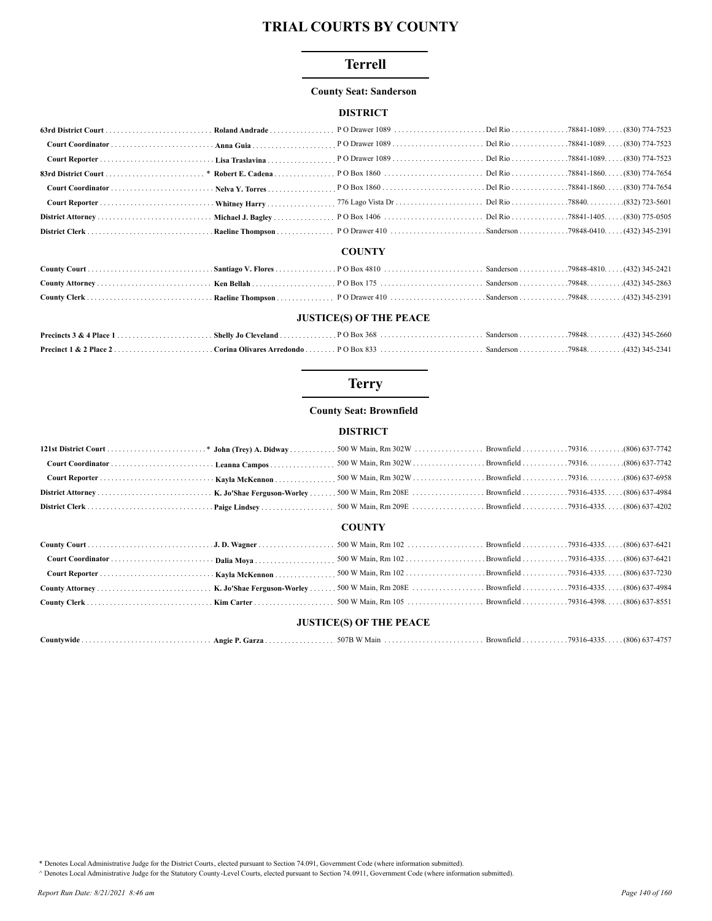# TRIAL COURTS BY COUNTY

## Terrell

**County Seat: Sanderson**

### DISTRICT

| | | | | | |
|---|---|---|---|---|---|
| **63rd District Court** | **Roland Andrade** | P O Drawer 1089 | Del Rio | 78841-1089. | (830) 774-7523 |
| **Court Coordinator** | **Anna Guia** | P O Drawer 1089 | Del Rio | 78841-1089. | (830) 774-7523 |
| **Court Reporter** | **Lisa Traslavina** | P O Drawer 1089 | Del Rio | 78841-1089. | (830) 774-7523 |
| **83rd District Court** | * **Robert E. Cadena** | P O Box 1860 | Del Rio | 78841-1860. | (830) 774-7654 |
| **Court Coordinator** | **Nelva Y. Torres** | P O Box 1860 | Del Rio | 78841-1860. | (830) 774-7654 |
| **Court Reporter** | **Whitney Harry** | 776 Lago Vista Dr | Del Rio | 78840. | (832) 723-5601 |
| **District Attorney** | **Michael J. Bagley** | P O Box 1406 | Del Rio | 78841-1405. | (830) 775-0505 |
| **District Clerk** | **Raeline Thompson** | P O Drawer 410 | Sanderson | 79848-0410. | (432) 345-2391 |

### COUNTY

| | | | | | |
|---|---|---|---|---|---|
| **County Court** | **Santiago V. Flores** | P O Box 4810 | Sanderson | 79848-4810. | (432) 345-2421 |
| **County Attorney** | **Ken Bellah** | P O Box 175 | Sanderson | 79848. | (432) 345-2863 |
| **County Clerk** | **Raeline Thompson** | P O Drawer 410 | Sanderson | 79848. | (432) 345-2391 |

### JUSTICE(S) OF THE PEACE

| | | | | | |
|---|---|---|---|---|---|
| **Precincts 3 & 4 Place 1** | **Shelly Jo Cleveland** | P O Box 368 | Sanderson | 79848. | (432) 345-2660 |
| **Precinct 1 & 2 Place 2** | **Corina Olivares Arredondo** | P O Box 833 | Sanderson | 79848. | (432) 345-2341 |

## Terry

**County Seat: Brownfield**

### DISTRICT

| | | | | | |
|---|---|---|---|---|---|
| **121st District Court** | * **John (Trey) A. Didway** | 500 W Main, Rm 302W | Brownfield | 79316. | (806) 637-7742 |
| **Court Coordinator** | **Leanna Campos** | 500 W Main, Rm 302W | Brownfield | 79316. | (806) 637-7742 |
| **Court Reporter** | **Kayla McKennon** | 500 W Main, Rm 302W | Brownfield | 79316. | (806) 637-6958 |
| **District Attorney** | **K. Jo'Shae Ferguson-Worley** | 500 W Main, Rm 208E | Brownfield | 79316-4335. | (806) 637-4984 |
| **District Clerk** | **Paige Lindsey** | 500 W Main, Rm 209E | Brownfield | 79316-4335. | (806) 637-4202 |

### COUNTY

| | | | | | |
|---|---|---|---|---|---|
| **County Court** | **J. D. Wagner** | 500 W Main, Rm 102 | Brownfield | 79316-4335. | (806) 637-6421 |
| **Court Coordinator** | **Dalia Moya** | 500 W Main, Rm 102 | Brownfield | 79316-4335. | (806) 637-6421 |
| **Court Reporter** | **Kayla McKennon** | 500 W Main, Rm 102 | Brownfield | 79316-4335. | (806) 637-7230 |
| **County Attorney** | **K. Jo'Shae Ferguson-Worley** | 500 W Main, Rm 208E | Brownfield | 79316-4335. | (806) 637-4984 |
| **County Clerk** | **Kim Carter** | 500 W Main, Rm 105 | Brownfield | 79316-4398. | (806) 637-8551 |

### JUSTICE(S) OF THE PEACE

| | | | | | |
|---|---|---|---|---|---|
| **Countywide** | **Angie P. Garza** | 507B W Main | Brownfield | 79316-4335. | (806) 637-4757 |

\* Denotes Local Administrative Judge for the District Courts, elected pursuant to Section 74.091, Government Code (where information submitted).

^ Denotes Local Administrative Judge for the Statutory County-Level Courts, elected pursuant to Section 74.0911, Government Code (where information submitted).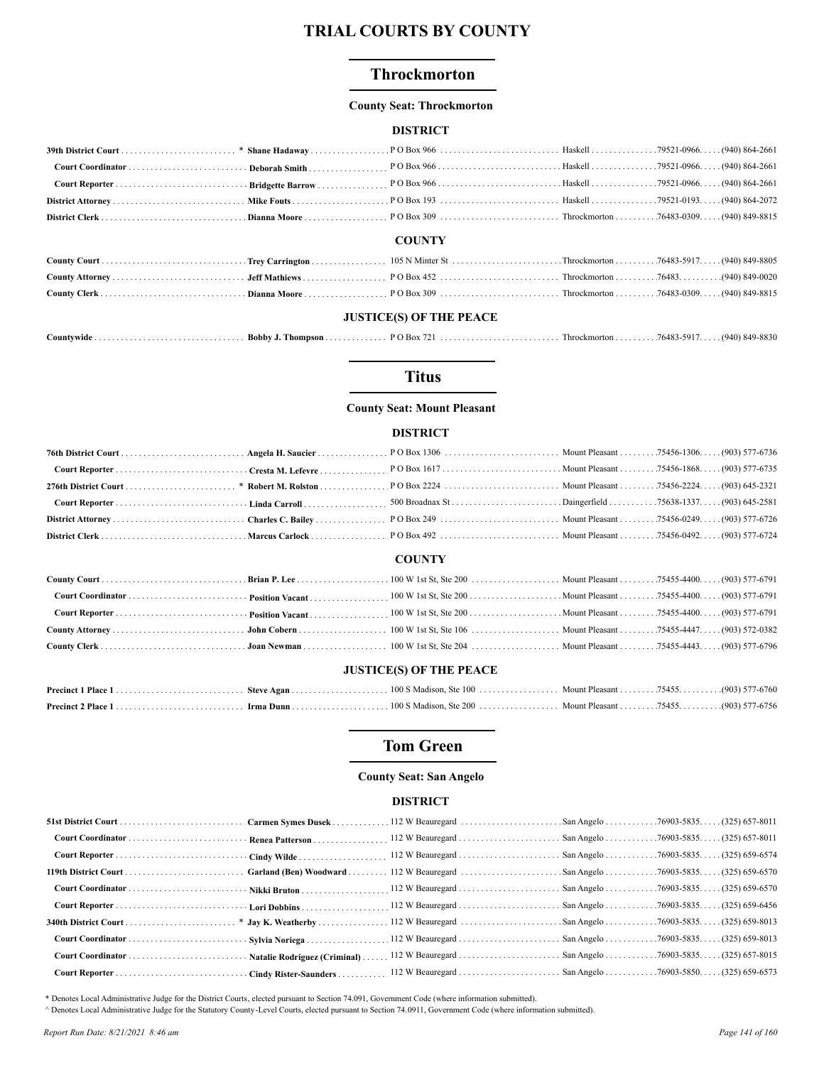# TRIAL COURTS BY COUNTY

## Throckmorton

**County Seat: Throckmorton**

### DISTRICT

| Position | Name | Address | City | ZIP | Phone |
|---|---|---|---|---|---|
| **39th District Court** | * **Shane Hadaway** | P O Box 966 | Haskell | 79521-0966 | (940) 864-2661 |
| **Court Coordinator** | **Deborah Smith** | P O Box 966 | Haskell | 79521-0966 | (940) 864-2661 |
| **Court Reporter** | **Bridgette Barrow** | P O Box 966 | Haskell | 79521-0966 | (940) 864-2661 |
| **District Attorney** | **Mike Fouts** | P O Box 193 | Haskell | 79521-0193 | (940) 864-2072 |
| **District Clerk** | **Dianna Moore** | P O Box 309 | Throckmorton | 76483-0309 | (940) 849-8815 |

### COUNTY

| Position | Name | Address | City | ZIP | Phone |
|---|---|---|---|---|---|
| **County Court** | **Trey Carrington** | 105 N Minter St | Throckmorton | 76483-5917 | (940) 849-8805 |
| **County Attorney** | **Jeff Mathiews** | P O Box 452 | Throckmorton | 76483 | (940) 849-0020 |
| **County Clerk** | **Dianna Moore** | P O Box 309 | Throckmorton | 76483-0309 | (940) 849-8815 |

### JUSTICE(S) OF THE PEACE

| Position | Name | Address | City | ZIP | Phone |
|---|---|---|---|---|---|
| **Countywide** | **Bobby J. Thompson** | P O Box 721 | Throckmorton | 76483-5917 | (940) 849-8830 |

## Titus

**County Seat: Mount Pleasant**

### DISTRICT

| Position | Name | Address | City | ZIP | Phone |
|---|---|---|---|---|---|
| **76th District Court** | **Angela H. Saucier** | P O Box 1306 | Mount Pleasant | 75456-1306 | (903) 577-6736 |
| **Court Reporter** | **Cresta M. Lefevre** | P O Box 1617 | Mount Pleasant | 75456-1868 | (903) 577-6735 |
| **276th District Court** | * **Robert M. Rolston** | P O Box 2224 | Mount Pleasant | 75456-2224 | (903) 645-2321 |
| **Court Reporter** | **Linda Carroll** | 500 Broadnax St | Daingerfield | 75638-1337 | (903) 645-2581 |
| **District Attorney** | **Charles C. Bailey** | P O Box 249 | Mount Pleasant | 75456-0249 | (903) 577-6726 |
| **District Clerk** | **Marcus Carlock** | P O Box 492 | Mount Pleasant | 75456-0492 | (903) 577-6724 |

### COUNTY

| Position | Name | Address | City | ZIP | Phone |
|---|---|---|---|---|---|
| **County Court** | **Brian P. Lee** | 100 W 1st St, Ste 200 | Mount Pleasant | 75455-4400 | (903) 577-6791 |
| **Court Coordinator** | **Position Vacant** | 100 W 1st St, Ste 200 | Mount Pleasant | 75455-4400 | (903) 577-6791 |
| **Court Reporter** | **Position Vacant** | 100 W 1st St, Ste 200 | Mount Pleasant | 75455-4400 | (903) 577-6791 |
| **County Attorney** | **John Cobern** | 100 W 1st St, Ste 106 | Mount Pleasant | 75455-4447 | (903) 572-0382 |
| **County Clerk** | **Joan Newman** | 100 W 1st St, Ste 204 | Mount Pleasant | 75455-4443 | (903) 577-6796 |

### JUSTICE(S) OF THE PEACE

| Position | Name | Address | City | ZIP | Phone |
|---|---|---|---|---|---|
| **Precinct 1 Place 1** | **Steve Agan** | 100 S Madison, Ste 100 | Mount Pleasant | 75455 | (903) 577-6760 |
| **Precinct 2 Place 1** | **Irma Dunn** | 100 S Madison, Ste 200 | Mount Pleasant | 75455 | (903) 577-6756 |

## Tom Green

**County Seat: San Angelo**

### DISTRICT

| Position | Name | Address | City | ZIP | Phone |
|---|---|---|---|---|---|
| **51st District Court** | **Carmen Symes Dusek** | 112 W Beauregard | San Angelo | 76903-5835 | (325) 657-8011 |
| **Court Coordinator** | **Renea Patterson** | 112 W Beauregard | San Angelo | 76903-5835 | (325) 657-8011 |
| **Court Reporter** | **Cindy Wilde** | 112 W Beauregard | San Angelo | 76903-5835 | (325) 659-6574 |
| **119th District Court** | **Garland (Ben) Woodward** | 112 W Beauregard | San Angelo | 76903-5835 | (325) 659-6570 |
| **Court Coordinator** | **Nikki Bruton** | 112 W Beauregard | San Angelo | 76903-5835 | (325) 659-6570 |
| **Court Reporter** | **Lori Dobbins** | 112 W Beauregard | San Angelo | 76903-5835 | (325) 659-6456 |
| **340th District Court** | * **Jay K. Weatherby** | 112 W Beauregard | San Angelo | 76903-5835 | (325) 659-8013 |
| **Court Coordinator** | **Sylvia Noriega** | 112 W Beauregard | San Angelo | 76903-5835 | (325) 659-8013 |
| **Court Coordinator** | **Natalie Rodriguez (Criminal)** | 112 W Beauregard | San Angelo | 76903-5835 | (325) 657-8015 |
| **Court Reporter** | **Cindy Rister-Saunders** | 112 W Beauregard | San Angelo | 76903-5850 | (325) 659-6573 |

\* Denotes Local Administrative Judge for the District Courts, elected pursuant to Section 74.091, Government Code (where information submitted).

^ Denotes Local Administrative Judge for the Statutory County-Level Courts, elected pursuant to Section 74.0911, Government Code (where information submitted).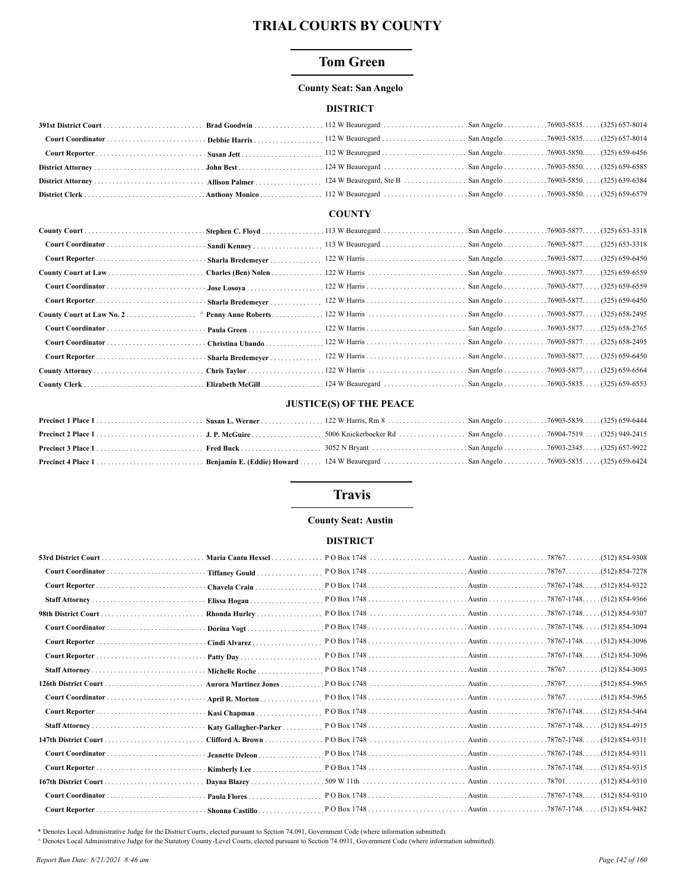# TRIAL COURTS BY COUNTY

## Tom Green

**County Seat: San Angelo**

### DISTRICT

| Position | Name | Address | City | Zip | Phone |
|---|---|---|---|---|---|
| **391st District Court** | **Brad Goodwin** | 112 W Beauregard | San Angelo | 76903-5835 | (325) 657-8014 |
| **Court Coordinator** | **Debbie Harris** | 112 W Beauregard | San Angelo | 76903-5835 | (325) 657-8014 |
| **Court Reporter** | **Susan Jett** | 112 W Beauregard | San Angelo | 76903-5850 | (325) 659-6456 |
| **District Attorney** | **John Best** | 124 W Beauregard | San Angelo | 76903-5850 | (325) 659-6585 |
| **District Attorney** | **Allison Palmer** | 124 W Beauregard, Ste B | San Angelo | 76903-5850 | (325) 639-6384 |
| **District Clerk** | **Anthony Monico** | 112 W Beauregard | San Angelo | 76903-5850 | (325) 659-6579 |

### COUNTY

| Position | Name | Address | City | Zip | Phone |
|---|---|---|---|---|---|
| **County Court** | **Stephen C. Floyd** | 113 W Beauregard | San Angelo | 76903-5877 | (325) 653-3318 |
| **Court Coordinator** | **Sandi Kenney** | 113 W Beauregard | San Angelo | 76903-5877 | (325) 653-3318 |
| **Court Reporter** | **Sharla Bredemeyer** | 122 W Harris | San Angelo | 76903-5877 | (325) 659-6450 |
| **County Court at Law** | **Charles (Ben) Nolen** | 122 W Harris | San Angelo | 76903-5877 | (325) 659-6559 |
| **Court Coordinator** | **Jose Losoya** | 122 W Harris | San Angelo | 76903-5877 | (325) 659-6559 |
| **Court Reporter** | **Sharla Bredemeyer** | 122 W Harris | San Angelo | 76903-5877 | (325) 659-6450 |
| **County Court at Law No. 2** | ^ **Penny Anne Roberts** | 122 W Harris | San Angelo | 76903-5877 | (325) 658-2495 |
| **Court Coordinator** | **Paula Green** | 122 W Harris | San Angelo | 76903-5877 | (325) 658-2765 |
| **Court Coordinator** | **Christina Ubando** | 122 W Harris | San Angelo | 76903-5877 | (325) 658-2495 |
| **Court Reporter** | **Sharla Bredemeyer** | 122 W Harris | San Angelo | 76903-5877 | (325) 659-6450 |
| **County Attorney** | **Chris Taylor** | 122 W Harris | San Angelo | 76903-5877 | (325) 659-6564 |
| **County Clerk** | **Elizabeth McGill** | 124 W Beauregard | San Angelo | 76903-5835 | (325) 659-6553 |

### JUSTICE(S) OF THE PEACE

| Position | Name | Address | City | Zip | Phone |
|---|---|---|---|---|---|
| **Precinct 1 Place 1** | **Susan L. Werner** | 122 W Harris, Rm 8 | San Angelo | 76903-5839 | (325) 659-6444 |
| **Precinct 2 Place 1** | **J. P. McGuire** | 5006 Knickerbocker Rd | San Angelo | 76904-7519 | (325) 949-2415 |
| **Precinct 3 Place 1** | **Fred Buck** | 3052 N Bryant | San Angelo | 76903-2345 | (325) 657-9922 |
| **Precinct 4 Place 1** | **Benjamin E. (Eddie) Howard** | 124 W Beauregard | San Angelo | 76903-5835 | (325) 659-6424 |

## Travis

**County Seat: Austin**

### DISTRICT

| Position | Name | Address | City | Zip | Phone |
|---|---|---|---|---|---|
| **53rd District Court** | **Maria Cantu Hexsel** | P O Box 1748 | Austin | 78767 | (512) 854-9308 |
| **Court Coordinator** | **Tiffaney Gould** | P O Box 1748 | Austin | 78767 | (512) 854-7278 |
| **Court Reporter** | **Chavela Crain** | P O Box 1748 | Austin | 78767-1748 | (512) 854-9322 |
| **Staff Attorney** | **Elissa Hogan** | P O Box 1748 | Austin | 78767-1748 | (512) 854-9366 |
| **98th District Court** | **Rhonda Hurley** | P O Box 1748 | Austin | 78767-1748 | (512) 854-9307 |
| **Court Coordinator** | **Dorina Vogt** | P O Box 1748 | Austin | 78767-1748 | (512) 854-3094 |
| **Court Reporter** | **Cindi Alvarez** | P O Box 1748 | Austin | 78767-1748 | (512) 854-3096 |
| **Court Reporter** | **Patty Day** | P O Box 1748 | Austin | 78767-1748 | (512) 854-3096 |
| **Staff Attorney** | **Michelle Roche** | P O Box 1748 | Austin | 78767 | (512) 854-3093 |
| **126th District Court** | **Aurora Martinez Jones** | P O Box 1748 | Austin | 78767 | (512) 854-5965 |
| **Court Coordinator** | **April R. Morton** | P O Box 1748 | Austin | 78767 | (512) 854-5965 |
| **Court Reporter** | **Kasi Chapman** | P O Box 1748 | Austin | 78767-1748 | (512) 854-5464 |
| **Staff Attorney** | **Katy Gallagher-Parker** | P O Box 1748 | Austin | 78767-1748 | (512) 854-4915 |
| **147th District Court** | **Clifford A. Brown** | P O Box 1748 | Austin | 78767-1748 | (512) 854-9311 |
| **Court Coordinator** | **Jeanette Deleon** | P O Box 1748 | Austin | 78767-1748 | (512) 854-9311 |
| **Court Reporter** | **Kimberly Lee** | P O Box 1748 | Austin | 78767-1748 | (512) 854-9315 |
| **167th District Court** | **Dayna Blazey** | 509 W 11th | Austin | 78701 | (512) 854-9310 |
| **Court Coordinator** | **Paula Flores** | P O Box 1748 | Austin | 78767-1748 | (512) 854-9310 |
| **Court Reporter** | **Shonna Castillo** | P O Box 1748 | Austin | 78767-1748 | (512) 854-9482 |

\* Denotes Local Administrative Judge for the District Courts, elected pursuant to Section 74.091, Government Code (where information submitted).
^ Denotes Local Administrative Judge for the Statutory County-Level Courts, elected pursuant to Section 74.0911, Government Code (where information submitted).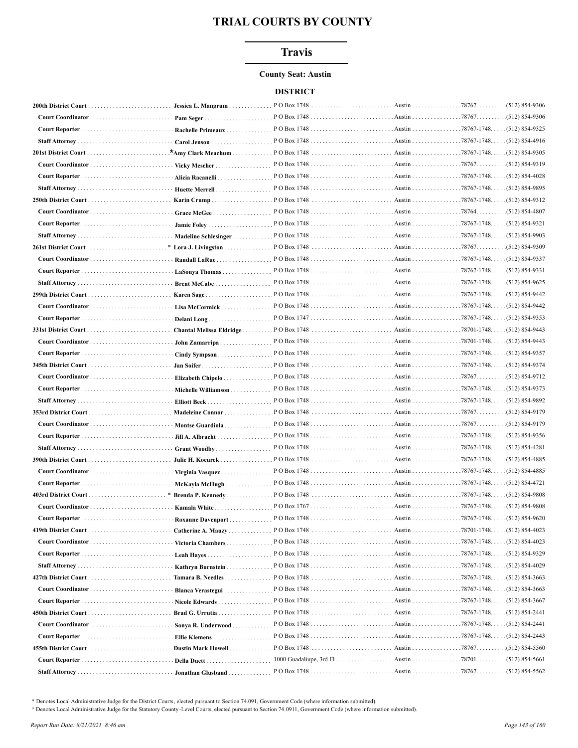# TRIAL COURTS BY COUNTY

## Travis

**County Seat: Austin**

### DISTRICT

| Court/Position | Name | Address | City | Zip | Phone |
|---|---|---|---|---|---|
| **200th District Court** | **Jessica L. Mangrum** | P O Box 1748 | Austin | 78767 | (512) 854-9306 |
| **Court Coordinator** | **Pam Seger** | P O Box 1748 | Austin | 78767 | (512) 854-9306 |
| **Court Reporter** | **Rachelle Primeaux** | P O Box 1748 | Austin | 78767-1748 | (512) 854-9325 |
| **Staff Attorney** | **Carol Jenson** | P O Box 1748 | Austin | 78767-1748 | (512) 854-4916 |
| **201st District Court** | * **Amy Clark Meachum** | P O Box 1748 | Austin | 78767-1748 | (512) 854-9305 |
| **Court Coordinator** | **Vicky Mescher** | P O Box 1748 | Austin | 78767 | (512) 854-9319 |
| **Court Reporter** | **Alicia Racanelli** | P O Box 1748 | Austin | 78767-1748 | (512) 854-4028 |
| **Staff Attorney** | **Huette Merrell** | P O Box 1748 | Austin | 78767-1748 | (512) 854-9895 |
| **250th District Court** | **Karin Crump** | P O Box 1748 | Austin | 78767-1748 | (512) 854-9312 |
| **Court Coordinator** | **Grace McGee** | P O Box 1748 | Austin | 78764 | (512) 854-4807 |
| **Court Reporter** | **Jamie Foley** | P O Box 1748 | Austin | 78767-1748 | (512) 854-9321 |
| **Staff Attorney** | **Madeline Schlesinger** | P O Box 1748 | Austin | 78767-1748 | (512) 854-9903 |
| **261st District Court** | * **Lora J. Livingston** | P O Box 1748 | Austin | 78767 | (512) 854-9309 |
| **Court Coordinator** | **Randall LaRue** | P O Box 1748 | Austin | 78767-1748 | (512) 854-9337 |
| **Court Reporter** | **LaSonya Thomas** | P O Box 1748 | Austin | 78767-1748 | (512) 854-9331 |
| **Staff Attorney** | **Brent McCabe** | P O Box 1748 | Austin | 78767-1748 | (512) 854-9625 |
| **299th District Court** | **Karen Sage** | P O Box 1748 | Austin | 78767-1748 | (512) 854-9442 |
| **Court Coordinator** | **Lisa McCormick** | P O Box 1748 | Austin | 78767-1748 | (512) 854-9442 |
| **Court Reporter** | **Delani Long** | P O Box 1747 | Austin | 78767-1748 | (512) 854-9353 |
| **331st District Court** | **Chantal Melissa Eldridge** | P O Box 1748 | Austin | 78701-1748 | (512) 854-9443 |
| **Court Coordinator** | **John Zamarripa** | P O Box 1748 | Austin | 78701-1748 | (512) 854-9443 |
| **Court Reporter** | **Cindy Sympson** | P O Box 1748 | Austin | 78767-1748 | (512) 854-9357 |
| **345th District Court** | **Jan Soifer** | P O Box 1748 | Austin | 78767-1748 | (512) 854-9374 |
| **Court Coordinator** | **Elizabeth Chipelo** | P O Box 1748 | Austin | 78767 | (512) 854-9712 |
| **Court Reporter** | **Michelle Williamson** | P O Box 1748 | Austin | 78767-1748 | (512) 854-9373 |
| **Staff Attorney** | **Elliott Beck** | P O Box 1748 | Austin | 78767-1748 | (512) 854-9892 |
| **353rd District Court** | **Madeleine Connor** | P O Box 1748 | Austin | 78767 | (512) 854-9179 |
| **Court Coordinator** | **Montse Guardiola** | P O Box 1748 | Austin | 78767 | (512) 854-9179 |
| **Court Reporter** | **Jill A. Albracht** | P O Box 1748 | Austin | 78767-1748 | (512) 854-9356 |
| **Staff Attorney** | **Grant Woodby** | P O Box 1748 | Austin | 78767-1748 | (512) 854-4281 |
| **390th District Court** | **Julie H. Kocurek** | P O Box 1748 | Austin | 78767-1748 | (512) 854-4885 |
| **Court Coordinator** | **Virginia Vasquez** | P O Box 1748 | Austin | 78767-1748 | (512) 854-4885 |
| **Court Reporter** | **McKayla McHugh** | P O Box 1748 | Austin | 78767-1748 | (512) 854-4721 |
| **403rd District Court** | * **Brenda P. Kennedy** | P O Box 1748 | Austin | 78767-1748 | (512) 854-9808 |
| **Court Coordinator** | **Kamala White** | P O Box 1767 | Austin | 78767-1748 | (512) 854-9808 |
| **Court Reporter** | **Roxanne Davenport** | P O Box 1748 | Austin | 78767-1748 | (512) 854-9620 |
| **419th District Court** | **Catherine A. Mauzy** | P O Box 1748 | Austin | 78701-1748 | (512) 854-4023 |
| **Court Coordinator** | **Victoria Chambers** | P O Box 1748 | Austin | 78767-1748 | (512) 854-4023 |
| **Court Reporter** | **Leah Hayes** | P O Box 1748 | Austin | 78767-1748 | (512) 854-9329 |
| **Staff Attorney** | **Kathryn Burnstein** | P O Box 1748 | Austin | 78767-1748 | (512) 854-4029 |
| **427th District Court** | **Tamara B. Needles** | P O Box 1748 | Austin | 78767-1748 | (512) 854-3663 |
| **Court Coordinator** | **Blanca Verastegui** | P O Box 1748 | Austin | 78767-1748 | (512) 854-3663 |
| **Court Reporter** | **Nicole Edwards** | P O Box 1748 | Austin | 78767-1748 | (512) 854-3667 |
| **450th District Court** | **Brad G. Urrutia** | P O Box 1748 | Austin | 78767-1748 | (512) 854-2441 |
| **Court Coordinator** | **Sonya R. Underwood** | P O Box 1748 | Austin | 78767-1748 | (512) 854-2441 |
| **Court Reporter** | **Ellie Klemens** | P O Box 1748 | Austin | 78767-1748 | (512) 854-2443 |
| **455th District Court** | **Dustin Mark Howell** | P O Box 1748 | Austin | 78767 | (512) 854-5560 |
| **Court Reporter** | **Della Duett** | 1000 Guadaliupe, 3rd Fl | Austin | 78701 | (512) 854-5661 |
| **Staff Attorney** | **Jonathan Glusband** | P O Box 1748 | Austin | 78767 | (512) 854-5562 |

\* Denotes Local Administrative Judge for the District Courts, elected pursuant to Section 74.091, Government Code (where information submitted).

^ Denotes Local Administrative Judge for the Statutory County-Level Courts, elected pursuant to Section 74.0911, Government Code (where information submitted).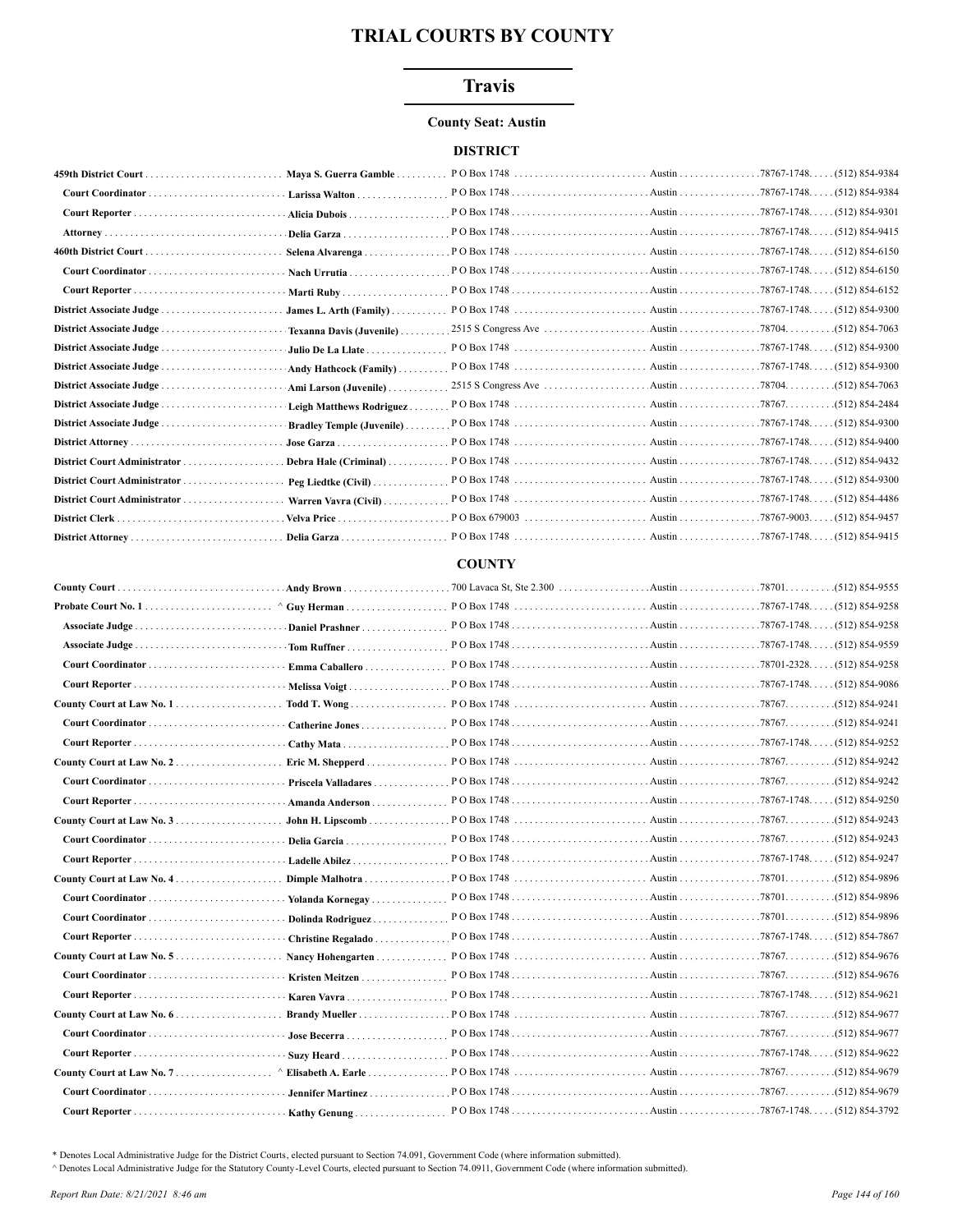# TRIAL COURTS BY COUNTY

## Travis

**County Seat: Austin**

### DISTRICT

| Position | Name | Address | City | Zip | Phone |
|---|---|---|---|---|---|
| **459th District Court** | **Maya S. Guerra Gamble** | P O Box 1748 | Austin | 78767-1748 | (512) 854-9384 |
| **Court Coordinator** | **Larissa Walton** | P O Box 1748 | Austin | 78767-1748 | (512) 854-9384 |
| **Court Reporter** | **Alicia Dubois** | P O Box 1748 | Austin | 78767-1748 | (512) 854-9301 |
| **Attorney** | **Delia Garza** | P O Box 1748 | Austin | 78767-1748 | (512) 854-9415 |
| **460th District Court** | **Selena Alvarenga** | P O Box 1748 | Austin | 78767-1748 | (512) 854-6150 |
| **Court Coordinator** | **Nach Urrutia** | P O Box 1748 | Austin | 78767-1748 | (512) 854-6150 |
| **Court Reporter** | **Marti Ruby** | P O Box 1748 | Austin | 78767-1748 | (512) 854-6152 |
| **District Associate Judge** | **James L. Arth (Family)** | P O Box 1748 | Austin | 78767-1748 | (512) 854-9300 |
| **District Associate Judge** | **Texanna Davis (Juvenile)** | 2515 S Congress Ave | Austin | 78704 | (512) 854-7063 |
| **District Associate Judge** | **Julio De La Llate** | P O Box 1748 | Austin | 78767-1748 | (512) 854-9300 |
| **District Associate Judge** | **Andy Hathcock (Family)** | P O Box 1748 | Austin | 78767-1748 | (512) 854-9300 |
| **District Associate Judge** | **Ami Larson (Juvenile)** | 2515 S Congress Ave | Austin | 78704 | (512) 854-7063 |
| **District Associate Judge** | **Leigh Matthews Rodriguez** | P O Box 1748 | Austin | 78767 | (512) 854-2484 |
| **District Associate Judge** | **Bradley Temple (Juvenile)** | P O Box 1748 | Austin | 78767-1748 | (512) 854-9300 |
| **District Attorney** | **Jose Garza** | P O Box 1748 | Austin | 78767-1748 | (512) 854-9400 |
| **District Court Administrator** | **Debra Hale (Criminal)** | P O Box 1748 | Austin | 78767-1748 | (512) 854-9432 |
| **District Court Administrator** | **Peg Liedtke (Civil)** | P O Box 1748 | Austin | 78767-1748 | (512) 854-9300 |
| **District Court Administrator** | **Warren Vavra (Civil)** | P O Box 1748 | Austin | 78767-1748 | (512) 854-4486 |
| **District Clerk** | **Velva Price** | P O Box 679003 | Austin | 78767-9003 | (512) 854-9457 |
| **District Attorney** | **Delia Garza** | P O Box 1748 | Austin | 78767-1748 | (512) 854-9415 |

### COUNTY

| Position | Name | Address | City | Zip | Phone |
|---|---|---|---|---|---|
| **County Court** | **Andy Brown** | 700 Lavaca St, Ste 2.300 | Austin | 78701 | (512) 854-9555 |
| **Probate Court No. 1** | ^ **Guy Herman** | P O Box 1748 | Austin | 78767-1748 | (512) 854-9258 |
| **Associate Judge** | **Daniel Prashner** | P O Box 1748 | Austin | 78767-1748 | (512) 854-9258 |
| **Associate Judge** | **Tom Ruffner** | P O Box 1748 | Austin | 78767-1748 | (512) 854-9559 |
| **Court Coordinator** | **Emma Caballero** | P O Box 1748 | Austin | 78701-2328 | (512) 854-9258 |
| **Court Reporter** | **Melissa Voigt** | P O Box 1748 | Austin | 78767-1748 | (512) 854-9086 |
| **County Court at Law No. 1** | **Todd T. Wong** | P O Box 1748 | Austin | 78767 | (512) 854-9241 |
| **Court Coordinator** | **Catherine Jones** | P O Box 1748 | Austin | 78767 | (512) 854-9241 |
| **Court Reporter** | **Cathy Mata** | P O Box 1748 | Austin | 78767-1748 | (512) 854-9252 |
| **County Court at Law No. 2** | **Eric M. Shepperd** | P O Box 1748 | Austin | 78767 | (512) 854-9242 |
| **Court Coordinator** | **Priscela Valladares** | P O Box 1748 | Austin | 78767 | (512) 854-9242 |
| **Court Reporter** | **Amanda Anderson** | P O Box 1748 | Austin | 78767-1748 | (512) 854-9250 |
| **County Court at Law No. 3** | **John H. Lipscomb** | P O Box 1748 | Austin | 78767 | (512) 854-9243 |
| **Court Coordinator** | **Delia Garcia** | P O Box 1748 | Austin | 78767 | (512) 854-9243 |
| **Court Reporter** | **Ladelle Abilez** | P O Box 1748 | Austin | 78767-1748 | (512) 854-9247 |
| **County Court at Law No. 4** | **Dimple Malhotra** | P O Box 1748 | Austin | 78701 | (512) 854-9896 |
| **Court Coordinator** | **Yolanda Kornegay** | P O Box 1748 | Austin | 78701 | (512) 854-9896 |
| **Court Coordinator** | **Dolinda Rodriguez** | P O Box 1748 | Austin | 78701 | (512) 854-9896 |
| **Court Reporter** | **Christine Regalado** | P O Box 1748 | Austin | 78767-1748 | (512) 854-7867 |
| **County Court at Law No. 5** | **Nancy Hohengarten** | P O Box 1748 | Austin | 78767 | (512) 854-9676 |
| **Court Coordinator** | **Kristen Meitzen** | P O Box 1748 | Austin | 78767 | (512) 854-9676 |
| **Court Reporter** | **Karen Vavra** | P O Box 1748 | Austin | 78767-1748 | (512) 854-9621 |
| **County Court at Law No. 6** | **Brandy Mueller** | P O Box 1748 | Austin | 78767 | (512) 854-9677 |
| **Court Coordinator** | **Jose Becerra** | P O Box 1748 | Austin | 78767 | (512) 854-9677 |
| **Court Reporter** | **Suzy Heard** | P O Box 1748 | Austin | 78767-1748 | (512) 854-9622 |
| **County Court at Law No. 7** | ^ **Elisabeth A. Earle** | P O Box 1748 | Austin | 78767 | (512) 854-9679 |
| **Court Coordinator** | **Jennifer Martinez** | P O Box 1748 | Austin | 78767 | (512) 854-9679 |
| **Court Reporter** | **Kathy Genung** | P O Box 1748 | Austin | 78767-1748 | (512) 854-3792 |

\* Denotes Local Administrative Judge for the District Courts, elected pursuant to Section 74.091, Government Code (where information submitted).

^ Denotes Local Administrative Judge for the Statutory County-Level Courts, elected pursuant to Section 74.0911, Government Code (where information submitted).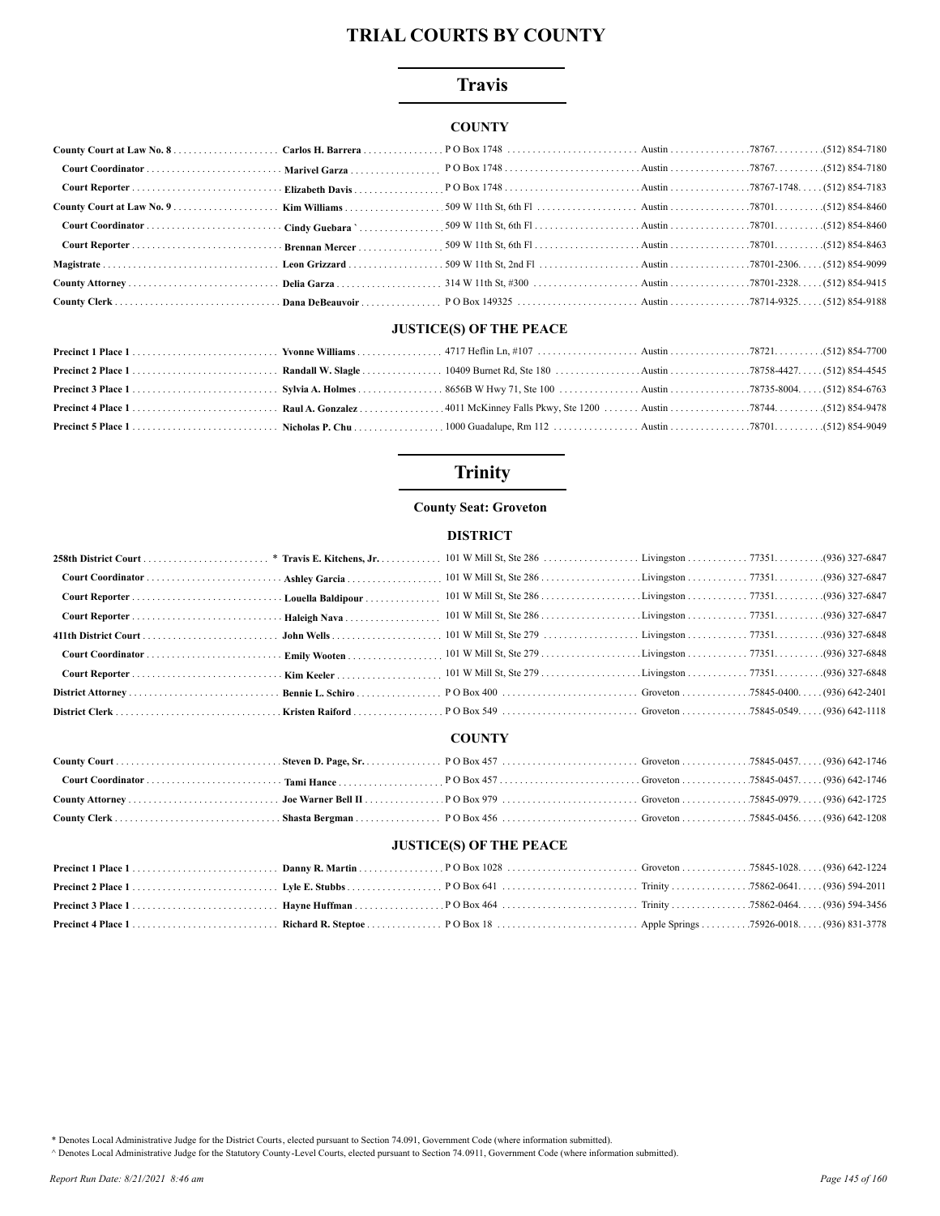# TRIAL COURTS BY COUNTY

## Travis

### COUNTY

| | | | | | |
|---|---|---|---|---|---|
| **County Court at Law No. 8** | **Carlos H. Barrera** | P O Box 1748 | Austin | 78767 | (512) 854-7180 |
| **Court Coordinator** | **Marivel Garza** | P O Box 1748 | Austin | 78767 | (512) 854-7180 |
| **Court Reporter** | **Elizabeth Davis** | P O Box 1748 | Austin | 78767-1748 | (512) 854-7183 |
| **County Court at Law No. 9** | **Kim Williams** | 509 W 11th St, 6th Fl | Austin | 78701 | (512) 854-8460 |
| **Court Coordinator** | **Cindy Guebara `** | 509 W 11th St, 6th Fl | Austin | 78701 | (512) 854-8460 |
| **Court Reporter** | **Brennan Mercer** | 509 W 11th St, 6th Fl | Austin | 78701 | (512) 854-8463 |
| **Magistrate** | **Leon Grizzard** | 509 W 11th St, 2nd Fl | Austin | 78701-2306 | (512) 854-9099 |
| **County Attorney** | **Delia Garza** | 314 W 11th St, #300 | Austin | 78701-2328 | (512) 854-9415 |
| **County Clerk** | **Dana DeBeauvoir** | P O Box 149325 | Austin | 78714-9325 | (512) 854-9188 |

### JUSTICE(S) OF THE PEACE

| | | | | | |
|---|---|---|---|---|---|
| **Precinct 1 Place 1** | **Yvonne Williams** | 4717 Heflin Ln, #107 | Austin | 78721 | (512) 854-7700 |
| **Precinct 2 Place 1** | **Randall W. Slagle** | 10409 Burnet Rd, Ste 180 | Austin | 78758-4427 | (512) 854-4545 |
| **Precinct 3 Place 1** | **Sylvia A. Holmes** | 8656B W Hwy 71, Ste 100 | Austin | 78735-8004 | (512) 854-6763 |
| **Precinct 4 Place 1** | **Raul A. Gonzalez** | 4011 McKinney Falls Pkwy, Ste 1200 | Austin | 78744 | (512) 854-9478 |
| **Precinct 5 Place 1** | **Nicholas P. Chu** | 1000 Guadalupe, Rm 112 | Austin | 78701 | (512) 854-9049 |

## Trinity

**County Seat: Groveton**

### DISTRICT

| | | | | | |
|---|---|---|---|---|---|
| **258th District Court** | * **Travis E. Kitchens, Jr.** | 101 W Mill St, Ste 286 | Livingston | 77351 | (936) 327-6847 |
| **Court Coordinator** | **Ashley Garcia** | 101 W Mill St, Ste 286 | Livingston | 77351 | (936) 327-6847 |
| **Court Reporter** | **Louella Baldipour** | 101 W Mill St, Ste 286 | Livingston | 77351 | (936) 327-6847 |
| **Court Reporter** | **Haleigh Nava** | 101 W Mill St, Ste 286 | Livingston | 77351 | (936) 327-6847 |
| **411th District Court** | **John Wells** | 101 W Mill St, Ste 279 | Livingston | 77351 | (936) 327-6848 |
| **Court Coordinator** | **Emily Wooten** | 101 W Mill St, Ste 279 | Livingston | 77351 | (936) 327-6848 |
| **Court Reporter** | **Kim Keeler** | 101 W Mill St, Ste 279 | Livingston | 77351 | (936) 327-6848 |
| **District Attorney** | **Bennie L. Schiro** | P O Box 400 | Groveton | 75845-0400 | (936) 642-2401 |
| **District Clerk** | **Kristen Raiford** | P O Box 549 | Groveton | 75845-0549 | (936) 642-1118 |

### COUNTY

| | | | | | |
|---|---|---|---|---|---|
| **County Court** | **Steven D. Page, Sr.** | P O Box 457 | Groveton | 75845-0457 | (936) 642-1746 |
| **Court Coordinator** | **Tami Hance** | P O Box 457 | Groveton | 75845-0457 | (936) 642-1746 |
| **County Attorney** | **Joe Warner Bell II** | P O Box 979 | Groveton | 75845-0979 | (936) 642-1725 |
| **County Clerk** | **Shasta Bergman** | P O Box 456 | Groveton | 75845-0456 | (936) 642-1208 |

### JUSTICE(S) OF THE PEACE

| | | | | | |
|---|---|---|---|---|---|
| **Precinct 1 Place 1** | **Danny R. Martin** | P O Box 1028 | Groveton | 75845-1028 | (936) 642-1224 |
| **Precinct 2 Place 1** | **Lyle E. Stubbs** | P O Box 641 | Trinity | 75862-0641 | (936) 594-2011 |
| **Precinct 3 Place 1** | **Hayne Huffman** | P O Box 464 | Trinity | 75862-0464 | (936) 594-3456 |
| **Precinct 4 Place 1** | **Richard R. Steptoe** | P O Box 18 | Apple Springs | 75926-0018 | (936) 831-3778 |

* Denotes Local Administrative Judge for the District Courts, elected pursuant to Section 74.091, Government Code (where information submitted).

^ Denotes Local Administrative Judge for the Statutory County-Level Courts, elected pursuant to Section 74.0911, Government Code (where information submitted).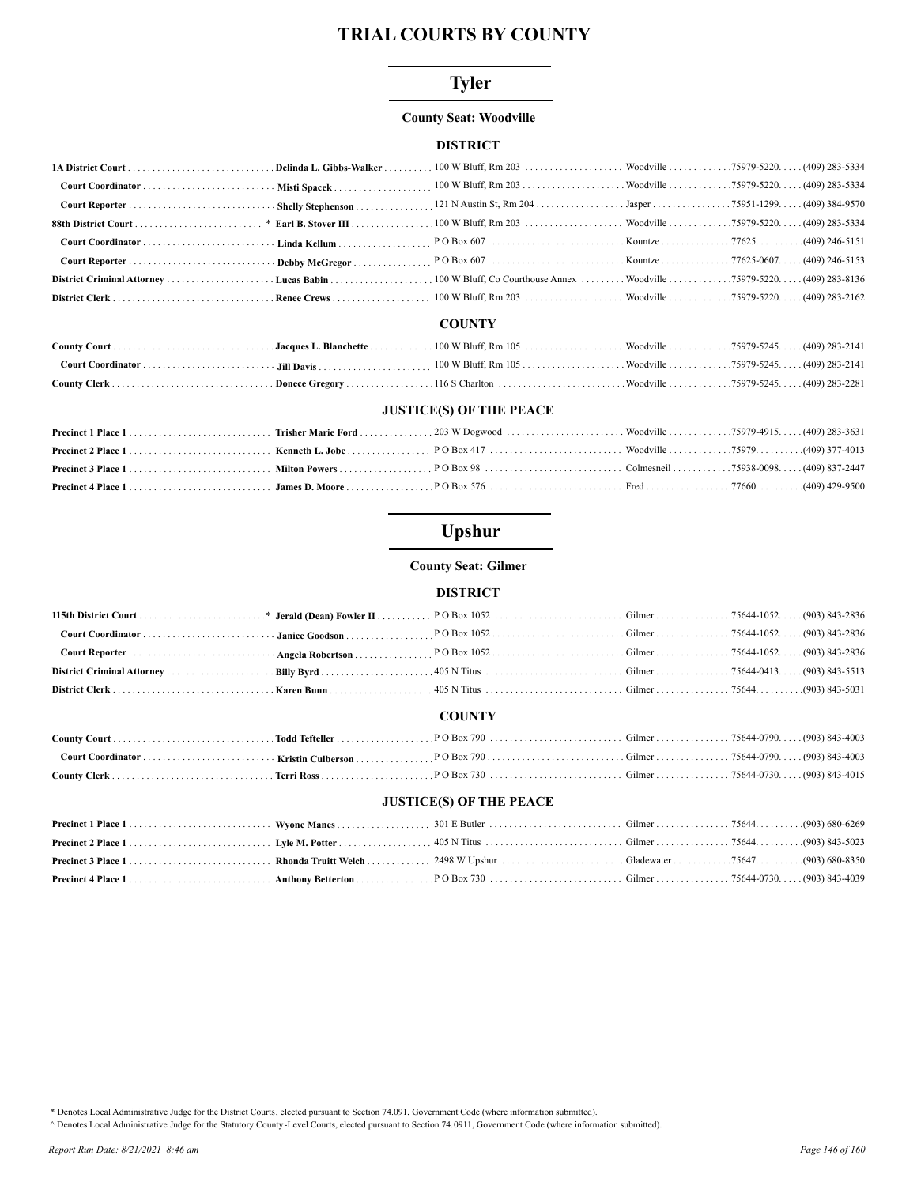# TRIAL COURTS BY COUNTY

## Tyler

### County Seat: Woodville

#### DISTRICT

| | | | | | |
|---|---|---|---|---|---|
| 1A District Court | Delinda L. Gibbs-Walker | 100 W Bluff, Rm 203 | Woodville | 75979-5220. | (409) 283-5334 |
| Court Coordinator | Misti Spacek | 100 W Bluff, Rm 203 | Woodville | 75979-5220. | (409) 283-5334 |
| Court Reporter | Shelly Stephenson | 121 N Austin St, Rm 204 | Jasper | 75951-1299. | (409) 384-9570 |
| 88th District Court | * Earl B. Stover III | 100 W Bluff, Rm 203 | Woodville | 75979-5220. | (409) 283-5334 |
| Court Coordinator | Linda Kellum | P O Box 607 | Kountze | 77625. | (409) 246-5151 |
| Court Reporter | Debby McGregor | P O Box 607 | Kountze | 77625-0607. | (409) 246-5153 |
| District Criminal Attorney | Lucas Babin | 100 W Bluff, Co Courthouse Annex | Woodville | 75979-5220. | (409) 283-8136 |
| District Clerk | Renee Crews | 100 W Bluff, Rm 203 | Woodville | 75979-5220. | (409) 283-2162 |

#### COUNTY

| | | | | | |
|---|---|---|---|---|---|
| County Court | Jacques L. Blanchette | 100 W Bluff, Rm 105 | Woodville | 75979-5245. | (409) 283-2141 |
| Court Coordinator | Jill Davis | 100 W Bluff, Rm 105 | Woodville | 75979-5245. | (409) 283-2141 |
| County Clerk | Donece Gregory | 116 S Charlton | Woodville | 75979-5245. | (409) 283-2281 |

#### JUSTICE(S) OF THE PEACE

| | | | | | |
|---|---|---|---|---|---|
| Precinct 1 Place 1 | Trisher Marie Ford | 203 W Dogwood | Woodville | 75979-4915. | (409) 283-3631 |
| Precinct 2 Place 1 | Kenneth L. Jobe | P O Box 417 | Woodville | 75979. | (409) 377-4013 |
| Precinct 3 Place 1 | Milton Powers | P O Box 98 | Colmesneil | 75938-0098. | (409) 837-2447 |
| Precinct 4 Place 1 | James D. Moore | P O Box 576 | Fred | 77660. | (409) 429-9500 |

## Upshur

### County Seat: Gilmer

#### DISTRICT

| | | | | | |
|---|---|---|---|---|---|
| 115th District Court | * Jerald (Dean) Fowler II | P O Box 1052 | Gilmer | 75644-1052. | (903) 843-2836 |
| Court Coordinator | Janice Goodson | P O Box 1052 | Gilmer | 75644-1052. | (903) 843-2836 |
| Court Reporter | Angela Robertson | P O Box 1052 | Gilmer | 75644-1052. | (903) 843-2836 |
| District Criminal Attorney | Billy Byrd | 405 N Titus | Gilmer | 75644-0413. | (903) 843-5513 |
| District Clerk | Karen Bunn | 405 N Titus | Gilmer | 75644. | (903) 843-5031 |

#### COUNTY

| | | | | | |
|---|---|---|---|---|---|
| County Court | Todd Tefteller | P O Box 790 | Gilmer | 75644-0790. | (903) 843-4003 |
| Court Coordinator | Kristin Culberson | P O Box 790 | Gilmer | 75644-0790. | (903) 843-4003 |
| County Clerk | Terri Ross | P O Box 730 | Gilmer | 75644-0730. | (903) 843-4015 |

#### JUSTICE(S) OF THE PEACE

| | | | | | |
|---|---|---|---|---|---|
| Precinct 1 Place 1 | Wyone Manes | 301 E Butler | Gilmer | 75644. | (903) 680-6269 |
| Precinct 2 Place 1 | Lyle M. Potter | 405 N Titus | Gilmer | 75644. | (903) 843-5023 |
| Precinct 3 Place 1 | Rhonda Truitt Welch | 2498 W Upshur | Gladewater | 75647. | (903) 680-8350 |
| Precinct 4 Place 1 | Anthony Betterton | P O Box 730 | Gilmer | 75644-0730. | (903) 843-4039 |

\* Denotes Local Administrative Judge for the District Courts, elected pursuant to Section 74.091, Government Code (where information submitted).

^ Denotes Local Administrative Judge for the Statutory County-Level Courts, elected pursuant to Section 74.0911, Government Code (where information submitted).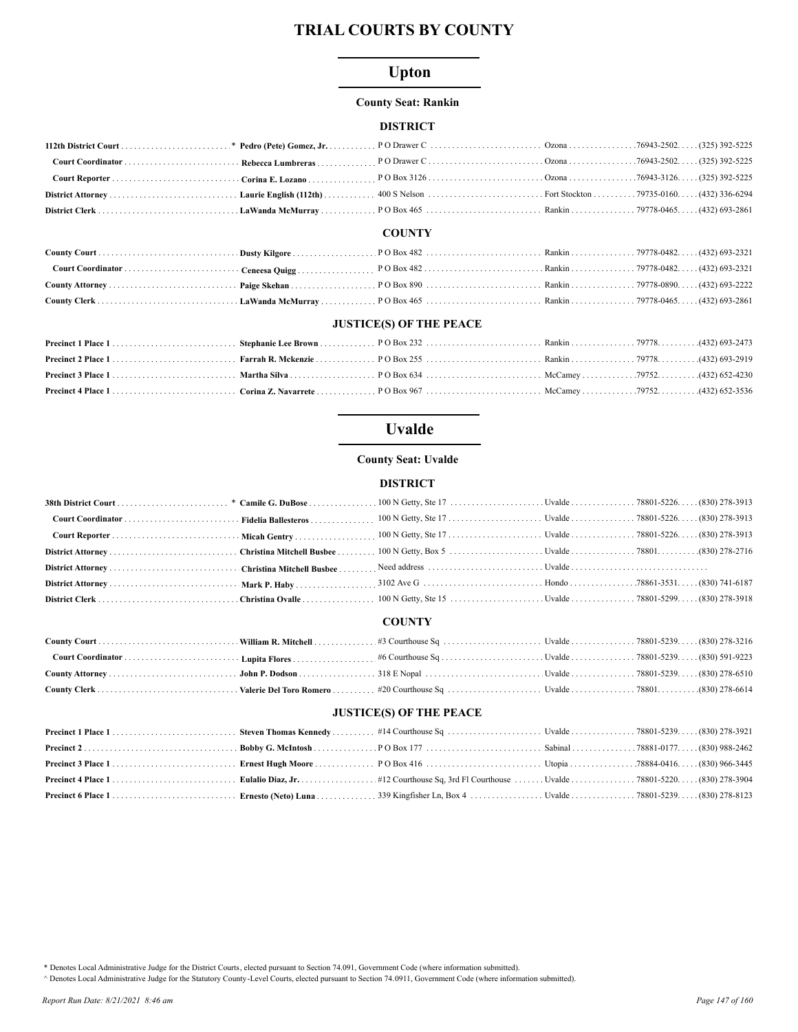# TRIAL COURTS BY COUNTY

## Upton

**County Seat: Rankin**

### DISTRICT

| Position | Name | Address | City | Zip | Phone |
|---|---|---|---|---|---|
| **112th District Court** * | **Pedro (Pete) Gomez, Jr.** | P O Drawer C | Ozona | 76943-2502 | (325) 392-5225 |
| **Court Coordinator** | **Rebecca Lumbreras** | P O Drawer C | Ozona | 76943-2502 | (325) 392-5225 |
| **Court Reporter** | **Corina E. Lozano** | P O Box 3126 | Ozona | 76943-3126 | (325) 392-5225 |
| **District Attorney** | **Laurie English (112th)** | 400 S Nelson | Fort Stockton | 79735-0160 | (432) 336-6294 |
| **District Clerk** | **LaWanda McMurray** | P O Box 465 | Rankin | 79778-0465 | (432) 693-2861 |

### COUNTY

| Position | Name | Address | City | Zip | Phone |
|---|---|---|---|---|---|
| **County Court** | **Dusty Kilgore** | P O Box 482 | Rankin | 79778-0482 | (432) 693-2321 |
| **Court Coordinator** | **Ceneesa Quigg** | P O Box 482 | Rankin | 79778-0482 | (432) 693-2321 |
| **County Attorney** | **Paige Skehan** | P O Box 890 | Rankin | 79778-0890 | (432) 693-2222 |
| **County Clerk** | **LaWanda McMurray** | P O Box 465 | Rankin | 79778-0465 | (432) 693-2861 |

### JUSTICE(S) OF THE PEACE

| Position | Name | Address | City | Zip | Phone |
|---|---|---|---|---|---|
| **Precinct 1 Place 1** | **Stephanie Lee Brown** | P O Box 232 | Rankin | 79778 | (432) 693-2473 |
| **Precinct 2 Place 1** | **Farrah R. Mckenzie** | P O Box 255 | Rankin | 79778 | (432) 693-2919 |
| **Precinct 3 Place 1** | **Martha Silva** | P O Box 634 | McCamey | 79752 | (432) 652-4230 |
| **Precinct 4 Place 1** | **Corina Z. Navarrete** | P O Box 967 | McCamey | 79752 | (432) 652-3536 |

## Uvalde

**County Seat: Uvalde**

### DISTRICT

| Position | Name | Address | City | Zip | Phone |
|---|---|---|---|---|---|
| **38th District Court** * | **Camile G. DuBose** | 100 N Getty, Ste 17 | Uvalde | 78801-5226 | (830) 278-3913 |
| **Court Coordinator** | **Fidelia Ballesteros** | 100 N Getty, Ste 17 | Uvalde | 78801-5226 | (830) 278-3913 |
| **Court Reporter** | **Micah Gentry** | 100 N Getty, Ste 17 | Uvalde | 78801-5226 | (830) 278-3913 |
| **District Attorney** | **Christina Mitchell Busbee** | 100 N Getty, Box 5 | Uvalde | 78801 | (830) 278-2716 |
| **District Attorney** | **Christina Mitchell Busbee** | Need address | Uvalde | | |
| **District Attorney** | **Mark P. Haby** | 3102 Ave G | Hondo | 78861-3531 | (830) 741-6187 |
| **District Clerk** | **Christina Ovalle** | 100 N Getty, Ste 15 | Uvalde | 78801-5299 | (830) 278-3918 |

### COUNTY

| Position | Name | Address | City | Zip | Phone |
|---|---|---|---|---|---|
| **County Court** | **William R. Mitchell** | #3 Courthouse Sq | Uvalde | 78801-5239 | (830) 278-3216 |
| **Court Coordinator** | **Lupita Flores** | #6 Courthouse Sq | Uvalde | 78801-5239 | (830) 591-9223 |
| **County Attorney** | **John P. Dodson** | 318 E Nopal | Uvalde | 78801-5239 | (830) 278-6510 |
| **County Clerk** | **Valerie Del Toro Romero** | #20 Courthouse Sq | Uvalde | 78801 | (830) 278-6614 |

### JUSTICE(S) OF THE PEACE

| Position | Name | Address | City | Zip | Phone |
|---|---|---|---|---|---|
| **Precinct 1 Place 1** | **Steven Thomas Kennedy** | #14 Courthouse Sq | Uvalde | 78801-5239 | (830) 278-3921 |
| **Precinct 2** | **Bobby G. McIntosh** | P O Box 177 | Sabinal | 78881-0177 | (830) 988-2462 |
| **Precinct 3 Place 1** | **Ernest Hugh Moore** | P O Box 416 | Utopia | 78884-0416 | (830) 966-3445 |
| **Precinct 4 Place 1** | **Eulalio Diaz, Jr.** | #12 Courthouse Sq, 3rd Fl Courthouse | Uvalde | 78801-5220 | (830) 278-3904 |
| **Precinct 6 Place 1** | **Ernesto (Neto) Luna** | 339 Kingfisher Ln, Box 4 | Uvalde | 78801-5239 | (830) 278-8123 |

\* Denotes Local Administrative Judge for the District Courts, elected pursuant to Section 74.091, Government Code (where information submitted).

^ Denotes Local Administrative Judge for the Statutory County-Level Courts, elected pursuant to Section 74.0911, Government Code (where information submitted).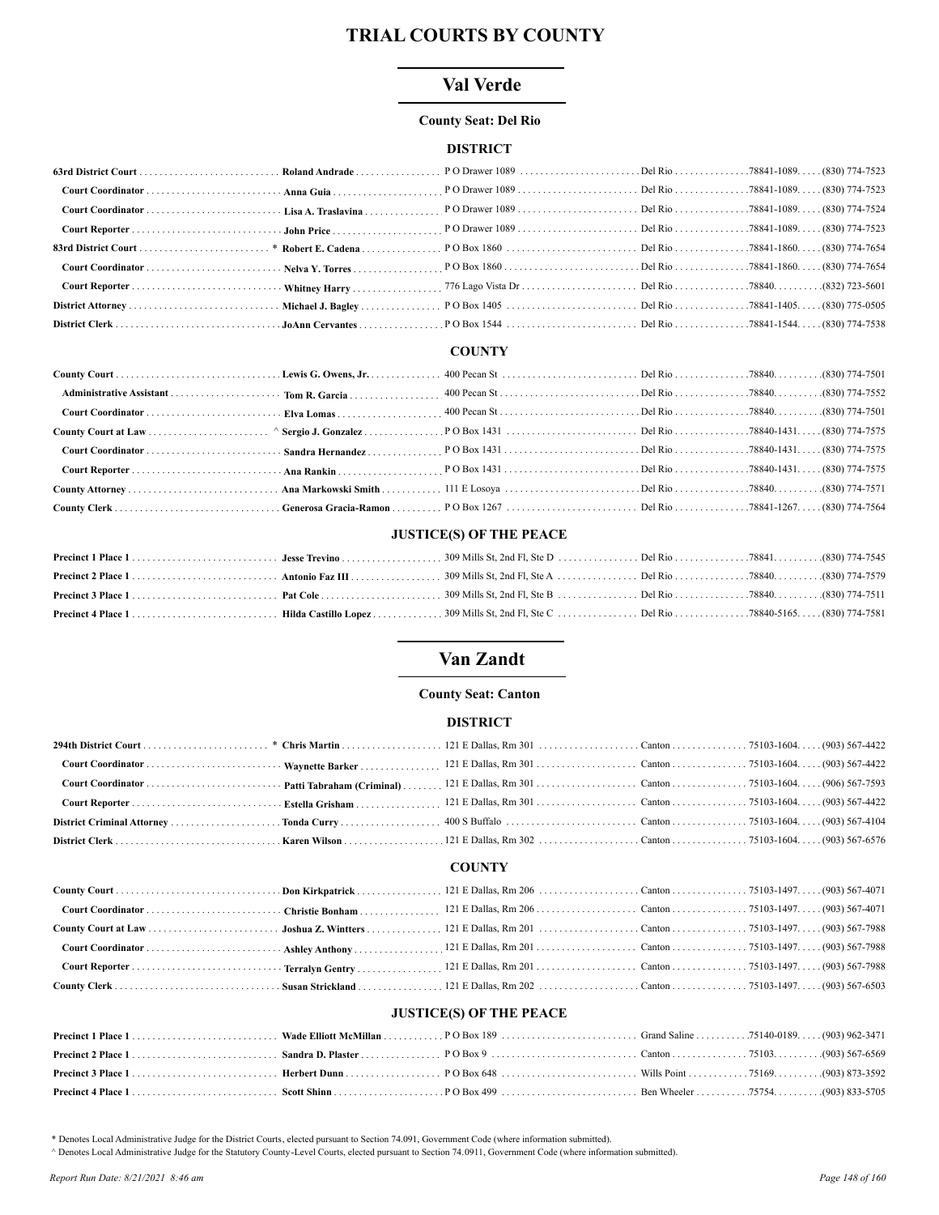# TRIAL COURTS BY COUNTY

## Val Verde

**County Seat: Del Rio**

### DISTRICT

| | | | | | |
|---|---|---|---|---|---|
| **63rd District Court** | **Roland Andrade** | P O Drawer 1089 | Del Rio | 78841-1089 | (830) 774-7523 |
| **Court Coordinator** | **Anna Guia** | P O Drawer 1089 | Del Rio | 78841-1089 | (830) 774-7523 |
| **Court Coordinator** | **Lisa A. Traslavina** | P O Drawer 1089 | Del Rio | 78841-1089 | (830) 774-7524 |
| **Court Reporter** | **John Price** | P O Drawer 1089 | Del Rio | 78841-1089 | (830) 774-7523 |
| **83rd District Court** | * **Robert E. Cadena** | P O Box 1860 | Del Rio | 78841-1860 | (830) 774-7654 |
| **Court Coordinator** | **Nelva Y. Torres** | P O Box 1860 | Del Rio | 78841-1860 | (830) 774-7654 |
| **Court Reporter** | **Whitney Harry** | 776 Lago Vista Dr | Del Rio | 78840 | (832) 723-5601 |
| **District Attorney** | **Michael J. Bagley** | P O Box 1405 | Del Rio | 78841-1405 | (830) 775-0505 |
| **District Clerk** | **JoAnn Cervantes** | P O Box 1544 | Del Rio | 78841-1544 | (830) 774-7538 |

### COUNTY

| | | | | | |
|---|---|---|---|---|---|
| **County Court** | **Lewis G. Owens, Jr.** | 400 Pecan St | Del Rio | 78840 | (830) 774-7501 |
| **Administrative Assistant** | **Tom R. Garcia** | 400 Pecan St | Del Rio | 78840 | (830) 774-7552 |
| **Court Coordinator** | **Elva Lomas** | 400 Pecan St | Del Rio | 78840 | (830) 774-7501 |
| **County Court at Law** | ^ **Sergio J. Gonzalez** | P O Box 1431 | Del Rio | 78840-1431 | (830) 774-7575 |
| **Court Coordinator** | **Sandra Hernandez** | P O Box 1431 | Del Rio | 78840-1431 | (830) 774-7575 |
| **Court Reporter** | **Ana Rankin** | P O Box 1431 | Del Rio | 78840-1431 | (830) 774-7575 |
| **County Attorney** | **Ana Markowski Smith** | 111 E Losoya | Del Rio | 78840 | (830) 774-7571 |
| **County Clerk** | **Generosa Gracia-Ramon** | P O Box 1267 | Del Rio | 78841-1267 | (830) 774-7564 |

### JUSTICE(S) OF THE PEACE

| | | | | | |
|---|---|---|---|---|---|
| **Precinct 1 Place 1** | **Jesse Trevino** | 309 Mills St, 2nd Fl, Ste D | Del Rio | 78841 | (830) 774-7545 |
| **Precinct 2 Place 1** | **Antonio Faz III** | 309 Mills St, 2nd Fl, Ste A | Del Rio | 78840 | (830) 774-7579 |
| **Precinct 3 Place 1** | **Pat Cole** | 309 Mills St, 2nd Fl, Ste B | Del Rio | 78840 | (830) 774-7511 |
| **Precinct 4 Place 1** | **Hilda Castillo Lopez** | 309 Mills St, 2nd Fl, Ste C | Del Rio | 78840-5165 | (830) 774-7581 |

## Van Zandt

**County Seat: Canton**

### DISTRICT

| | | | | | |
|---|---|---|---|---|---|
| **294th District Court** | * **Chris Martin** | 121 E Dallas, Rm 301 | Canton | 75103-1604 | (903) 567-4422 |
| **Court Coordinator** | **Waynette Barker** | 121 E Dallas, Rm 301 | Canton | 75103-1604 | (903) 567-4422 |
| **Court Coordinator** | **Patti Tabraham (Criminal)** | 121 E Dallas, Rm 301 | Canton | 75103-1604 | (906) 567-7593 |
| **Court Reporter** | **Estella Grisham** | 121 E Dallas, Rm 301 | Canton | 75103-1604 | (903) 567-4422 |
| **District Criminal Attorney** | **Tonda Curry** | 400 S Buffalo | Canton | 75103-1604 | (903) 567-4104 |
| **District Clerk** | **Karen Wilson** | 121 E Dallas, Rm 302 | Canton | 75103-1604 | (903) 567-6576 |

### COUNTY

| | | | | | |
|---|---|---|---|---|---|
| **County Court** | **Don Kirkpatrick** | 121 E Dallas, Rm 206 | Canton | 75103-1497 | (903) 567-4071 |
| **Court Coordinator** | **Christie Bonham** | 121 E Dallas, Rm 206 | Canton | 75103-1497 | (903) 567-4071 |
| **County Court at Law** | **Joshua Z. Wintters** | 121 E Dallas, Rm 201 | Canton | 75103-1497 | (903) 567-7988 |
| **Court Coordinator** | **Ashley Anthony** | 121 E Dallas, Rm 201 | Canton | 75103-1497 | (903) 567-7988 |
| **Court Reporter** | **Terralyn Gentry** | 121 E Dallas, Rm 201 | Canton | 75103-1497 | (903) 567-7988 |
| **County Clerk** | **Susan Strickland** | 121 E Dallas, Rm 202 | Canton | 75103-1497 | (903) 567-6503 |

### JUSTICE(S) OF THE PEACE

| | | | | | |
|---|---|---|---|---|---|
| **Precinct 1 Place 1** | **Wade Elliott McMillan** | P O Box 189 | Grand Saline | 75140-0189 | (903) 962-3471 |
| **Precinct 2 Place 1** | **Sandra D. Plaster** | P O Box 9 | Canton | 75103 | (903) 567-6569 |
| **Precinct 3 Place 1** | **Herbert Dunn** | P O Box 648 | Wills Point | 75169 | (903) 873-3592 |
| **Precinct 4 Place 1** | **Scott Shinn** | P O Box 499 | Ben Wheeler | 75754 | (903) 833-5705 |

\* Denotes Local Administrative Judge for the District Courts, elected pursuant to Section 74.091, Government Code (where information submitted).

^ Denotes Local Administrative Judge for the Statutory County-Level Courts, elected pursuant to Section 74.0911, Government Code (where information submitted).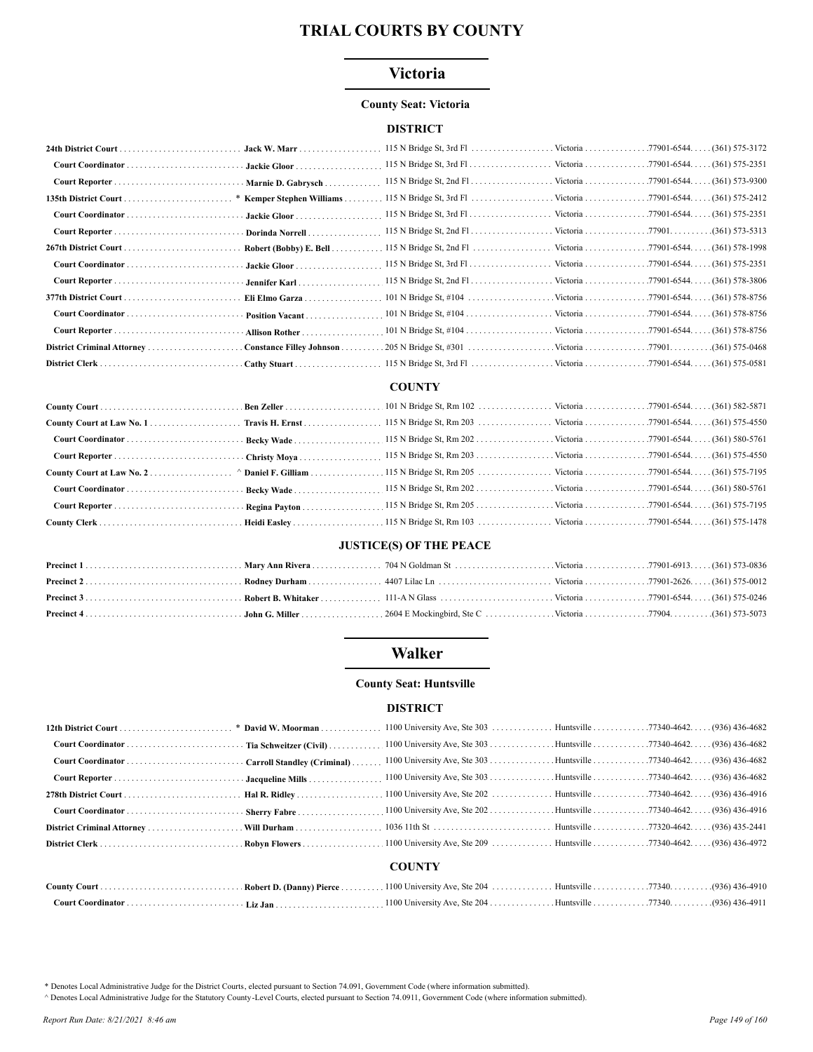# TRIAL COURTS BY COUNTY

## Victoria

**County Seat: Victoria**

### DISTRICT

| Court/Position | Name | Address | City | Zip | Phone |
|---|---|---|---|---|---|
| **24th District Court** | **Jack W. Marr** | 115 N Bridge St, 3rd Fl | Victoria | 77901-6544 | (361) 575-3172 |
| **Court Coordinator** | **Jackie Gloor** | 115 N Bridge St, 3rd Fl | Victoria | 77901-6544 | (361) 575-2351 |
| **Court Reporter** | **Marnie D. Gabrysch** | 115 N Bridge St, 2nd Fl | Victoria | 77901-6544 | (361) 573-9300 |
| **135th District Court** | * **Kemper Stephen Williams** | 115 N Bridge St, 3rd Fl | Victoria | 77901-6544 | (361) 575-2412 |
| **Court Coordinator** | **Jackie Gloor** | 115 N Bridge St, 3rd Fl | Victoria | 77901-6544 | (361) 575-2351 |
| **Court Reporter** | **Dorinda Norrell** | 115 N Bridge St, 2nd Fl | Victoria | 77901 | (361) 573-5313 |
| **267th District Court** | **Robert (Bobby) E. Bell** | 115 N Bridge St, 2nd Fl | Victoria | 77901-6544 | (361) 578-1998 |
| **Court Coordinator** | **Jackie Gloor** | 115 N Bridge St, 3rd Fl | Victoria | 77901-6544 | (361) 575-2351 |
| **Court Reporter** | **Jennifer Karl** | 115 N Bridge St, 2nd Fl | Victoria | 77901-6544 | (361) 578-3806 |
| **377th District Court** | **Eli Elmo Garza** | 101 N Bridge St, #104 | Victoria | 77901-6544 | (361) 578-8756 |
| **Court Coordinator** | **Position Vacant** | 101 N Bridge St, #104 | Victoria | 77901-6544 | (361) 578-8756 |
| **Court Reporter** | **Allison Rother** | 101 N Bridge St, #104 | Victoria | 77901-6544 | (361) 578-8756 |
| **District Criminal Attorney** | **Constance Filley Johnson** | 205 N Bridge St, #301 | Victoria | 77901 | (361) 575-0468 |
| **District Clerk** | **Cathy Stuart** | 115 N Bridge St, 3rd Fl | Victoria | 77901-6544 | (361) 575-0581 |

### COUNTY

| Court/Position | Name | Address | City | Zip | Phone |
|---|---|---|---|---|---|
| **County Court** | **Ben Zeller** | 101 N Bridge St, Rm 102 | Victoria | 77901-6544 | (361) 582-5871 |
| **County Court at Law No. 1** | **Travis H. Ernst** | 115 N Bridge St, Rm 203 | Victoria | 77901-6544 | (361) 575-4550 |
| **Court Coordinator** | **Becky Wade** | 115 N Bridge St, Rm 202 | Victoria | 77901-6544 | (361) 580-5761 |
| **Court Reporter** | **Christy Moya** | 115 N Bridge St, Rm 203 | Victoria | 77901-6544 | (361) 575-4550 |
| **County Court at Law No. 2** | ^ **Daniel F. Gilliam** | 115 N Bridge St, Rm 205 | Victoria | 77901-6544 | (361) 575-7195 |
| **Court Coordinator** | **Becky Wade** | 115 N Bridge St, Rm 202 | Victoria | 77901-6544 | (361) 580-5761 |
| **Court Reporter** | **Regina Payton** | 115 N Bridge St, Rm 205 | Victoria | 77901-6544 | (361) 575-7195 |
| **County Clerk** | **Heidi Easley** | 115 N Bridge St, Rm 103 | Victoria | 77901-6544 | (361) 575-1478 |

### JUSTICE(S) OF THE PEACE

| Court/Position | Name | Address | City | Zip | Phone |
|---|---|---|---|---|---|
| **Precinct 1** | **Mary Ann Rivera** | 704 N Goldman St | Victoria | 77901-6913 | (361) 573-0836 |
| **Precinct 2** | **Rodney Durham** | 4407 Lilac Ln | Victoria | 77901-2626 | (361) 575-0012 |
| **Precinct 3** | **Robert B. Whitaker** | 111-A N Glass | Victoria | 77901-6544 | (361) 575-0246 |
| **Precinct 4** | **John G. Miller** | 2604 E Mockingbird, Ste C | Victoria | 77904 | (361) 573-5073 |

## Walker

**County Seat: Huntsville**

### DISTRICT

| Court/Position | Name | Address | City | Zip | Phone |
|---|---|---|---|---|---|
| **12th District Court** | * **David W. Moorman** | 1100 University Ave, Ste 303 | Huntsville | 77340-4642 | (936) 436-4682 |
| **Court Coordinator** | **Tia Schweitzer (Civil)** | 1100 University Ave, Ste 303 | Huntsville | 77340-4642 | (936) 436-4682 |
| **Court Coordinator** | **Carroll Standley (Criminal)** | 1100 University Ave, Ste 303 | Huntsville | 77340-4642 | (936) 436-4682 |
| **Court Reporter** | **Jacqueline Mills** | 1100 University Ave, Ste 303 | Huntsville | 77340-4642 | (936) 436-4682 |
| **278th District Court** | **Hal R. Ridley** | 1100 University Ave, Ste 202 | Huntsville | 77340-4642 | (936) 436-4916 |
| **Court Coordinator** | **Sherry Fabre** | 1100 University Ave, Ste 202 | Huntsville | 77340-4642 | (936) 436-4916 |
| **District Criminal Attorney** | **Will Durham** | 1036 11th St | Huntsville | 77320-4642 | (936) 435-2441 |
| **District Clerk** | **Robyn Flowers** | 1100 University Ave, Ste 209 | Huntsville | 77340-4642 | (936) 436-4972 |

### COUNTY

| Court/Position | Name | Address | City | Zip | Phone |
|---|---|---|---|---|---|
| **County Court** | **Robert D. (Danny) Pierce** | 1100 University Ave, Ste 204 | Huntsville | 77340 | (936) 436-4910 |
| **Court Coordinator** | **Liz Jan** | 1100 University Ave, Ste 204 | Huntsville | 77340 | (936) 436-4911 |

\* Denotes Local Administrative Judge for the District Courts, elected pursuant to Section 74.091, Government Code (where information submitted).

^ Denotes Local Administrative Judge for the Statutory County-Level Courts, elected pursuant to Section 74.0911, Government Code (where information submitted).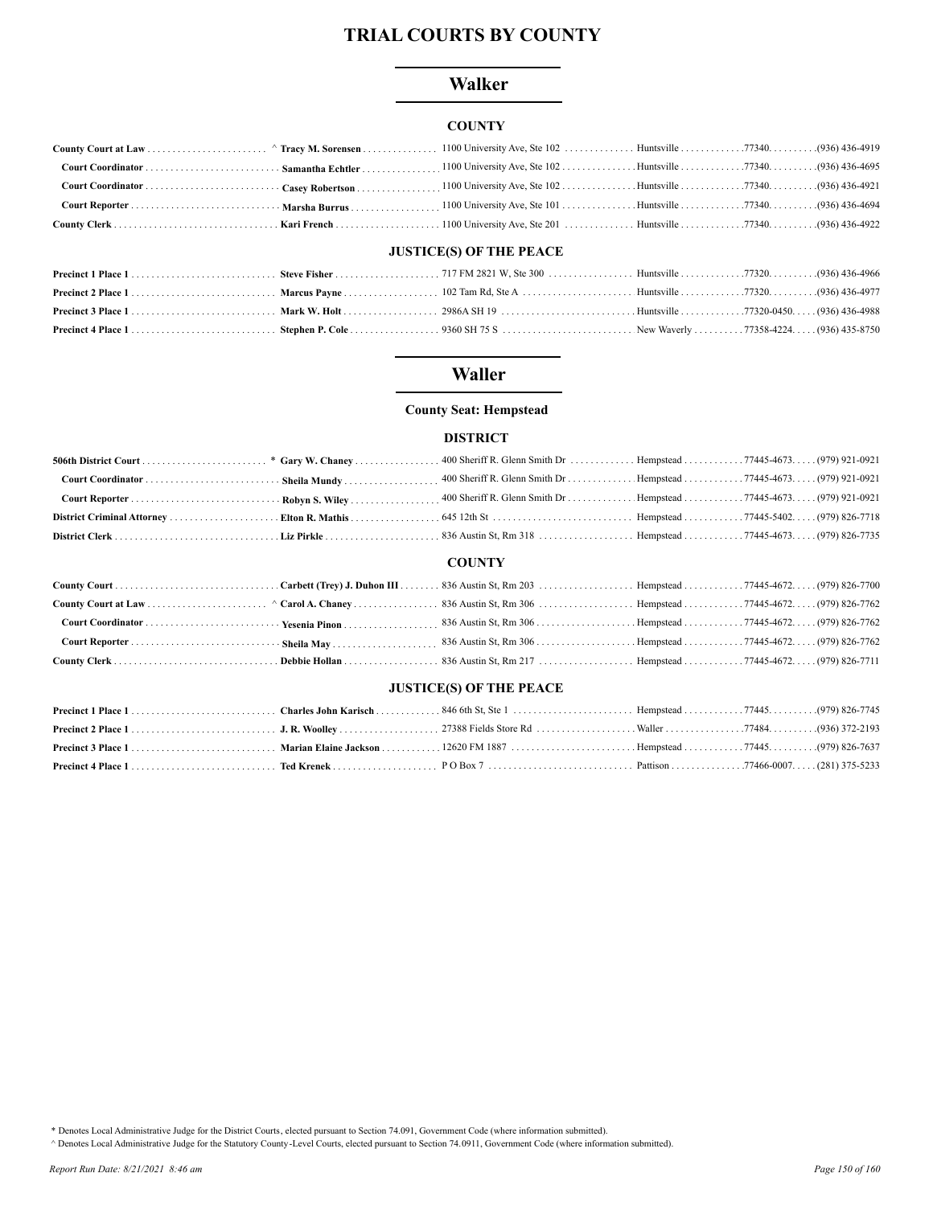# TRIAL COURTS BY COUNTY

## Walker

### COUNTY

| | | | | | |
|---|---|---|---|---|---|
| **County Court at Law** | ^ **Tracy M. Sorensen** | 1100 University Ave, Ste 102 | Huntsville | 77340. | (936) 436-4919 |
| **Court Coordinator** | **Samantha Echtler** | 1100 University Ave, Ste 102 | Huntsville | 77340. | (936) 436-4695 |
| **Court Coordinator** | **Casey Robertson** | 1100 University Ave, Ste 102 | Huntsville | 77340. | (936) 436-4921 |
| **Court Reporter** | **Marsha Burrus** | 1100 University Ave, Ste 101 | Huntsville | 77340. | (936) 436-4694 |
| **County Clerk** | **Kari French** | 1100 University Ave, Ste 201 | Huntsville | 77340. | (936) 436-4922 |

### JUSTICE(S) OF THE PEACE

| | | | | | |
|---|---|---|---|---|---|
| **Precinct 1 Place 1** | **Steve Fisher** | 717 FM 2821 W, Ste 300 | Huntsville | 77320. | (936) 436-4966 |
| **Precinct 2 Place 1** | **Marcus Payne** | 102 Tam Rd, Ste A | Huntsville | 77320. | (936) 436-4977 |
| **Precinct 3 Place 1** | **Mark W. Holt** | 2986A SH 19 | Huntsville | 77320-0450. | (936) 436-4988 |
| **Precinct 4 Place 1** | **Stephen P. Cole** | 9360 SH 75 S | New Waverly | 77358-4224. | (936) 435-8750 |

## Waller

**County Seat: Hempstead**

### DISTRICT

| | | | | | |
|---|---|---|---|---|---|
| **506th District Court** | * **Gary W. Chaney** | 400 Sheriff R. Glenn Smith Dr | Hempstead | 77445-4673. | (979) 921-0921 |
| **Court Coordinator** | **Sheila Mundy** | 400 Sheriff R. Glenn Smith Dr | Hempstead | 77445-4673. | (979) 921-0921 |
| **Court Reporter** | **Robyn S. Wiley** | 400 Sheriff R. Glenn Smith Dr | Hempstead | 77445-4673. | (979) 921-0921 |
| **District Criminal Attorney** | **Elton R. Mathis** | 645 12th St | Hempstead | 77445-5402. | (979) 826-7718 |
| **District Clerk** | **Liz Pirkle** | 836 Austin St, Rm 318 | Hempstead | 77445-4673. | (979) 826-7735 |

### COUNTY

| | | | | | |
|---|---|---|---|---|---|
| **County Court** | **Carbett (Trey) J. Duhon III** | 836 Austin St, Rm 203 | Hempstead | 77445-4672. | (979) 826-7700 |
| **County Court at Law** | ^ **Carol A. Chaney** | 836 Austin St, Rm 306 | Hempstead | 77445-4672. | (979) 826-7762 |
| **Court Coordinator** | **Yesenia Pinon** | 836 Austin St, Rm 306 | Hempstead | 77445-4672. | (979) 826-7762 |
| **Court Reporter** | **Sheila May** | 836 Austin St, Rm 306 | Hempstead | 77445-4672. | (979) 826-7762 |
| **County Clerk** | **Debbie Hollan** | 836 Austin St, Rm 217 | Hempstead | 77445-4672. | (979) 826-7711 |

### JUSTICE(S) OF THE PEACE

| | | | | | |
|---|---|---|---|---|---|
| **Precinct 1 Place 1** | **Charles John Karisch** | 846 6th St, Ste 1 | Hempstead | 77445. | (979) 826-7745 |
| **Precinct 2 Place 1** | **J. R. Woolley** | 27388 Fields Store Rd | Waller | 77484. | (936) 372-2193 |
| **Precinct 3 Place 1** | **Marian Elaine Jackson** | 12620 FM 1887 | Hempstead | 77445. | (979) 826-7637 |
| **Precinct 4 Place 1** | **Ted Krenek** | P O Box 7 | Pattison | 77466-0007. | (281) 375-5233 |

* Denotes Local Administrative Judge for the District Courts, elected pursuant to Section 74.091, Government Code (where information submitted).

^ Denotes Local Administrative Judge for the Statutory County-Level Courts, elected pursuant to Section 74.0911, Government Code (where information submitted).

*Report Run Date: 8/21/2021 8:46 am*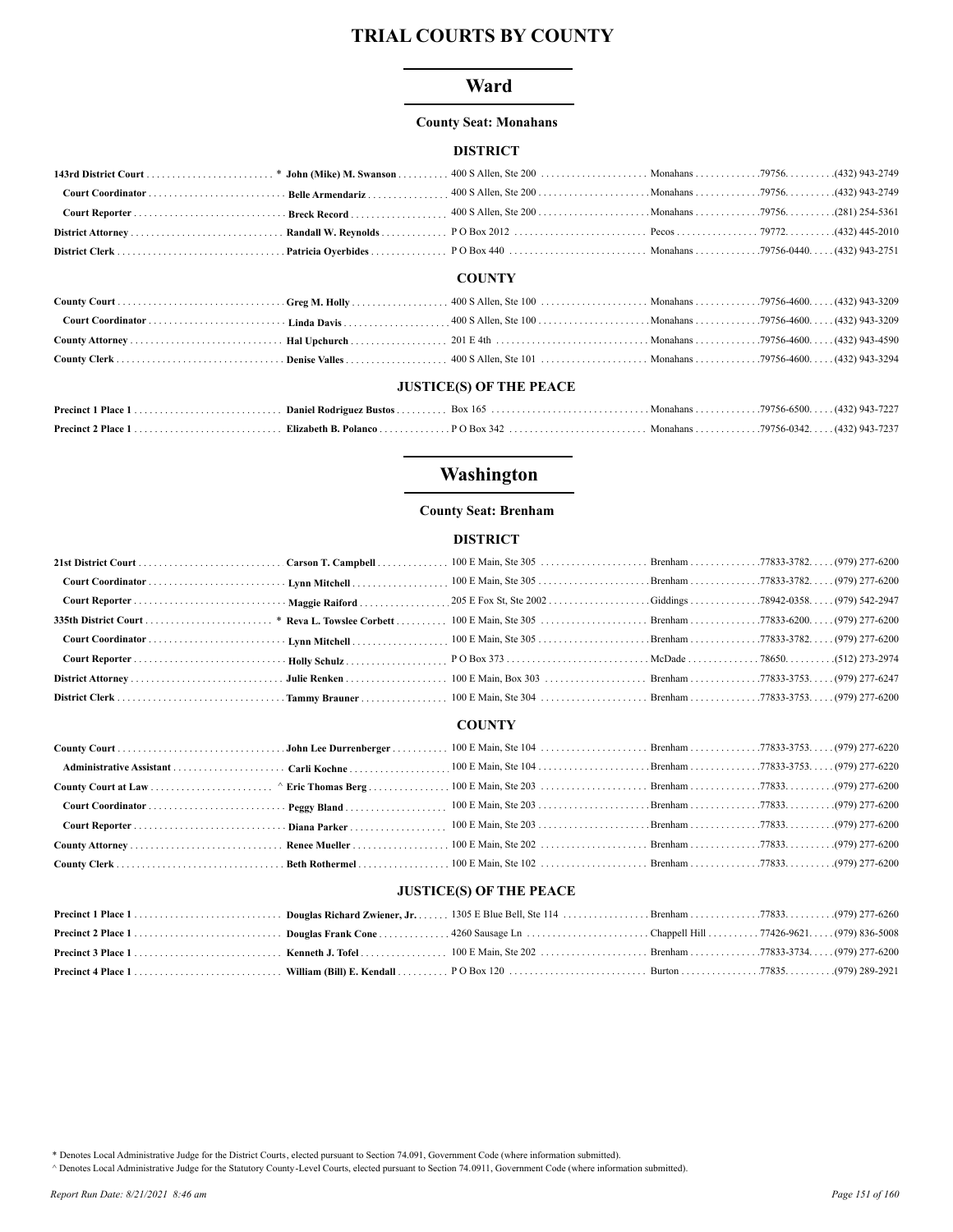# TRIAL COURTS BY COUNTY

## Ward

**County Seat: Monahans**

### DISTRICT

| Position | Name | Address | City | Zip | Phone |
|---|---|---|---|---|---|
| **143rd District Court** * | **John (Mike) M. Swanson** | 400 S Allen, Ste 200 | Monahans | 79756. | (432) 943-2749 |
| **Court Coordinator** | **Belle Armendariz** | 400 S Allen, Ste 200 | Monahans | 79756. | (432) 943-2749 |
| **Court Reporter** | **Breck Record** | 400 S Allen, Ste 200 | Monahans | 79756. | (281) 254-5361 |
| **District Attorney** | **Randall W. Reynolds** | P O Box 2012 | Pecos | 79772. | (432) 445-2010 |
| **District Clerk** | **Patricia Oyerbides** | P O Box 440 | Monahans | 79756-0440. | (432) 943-2751 |

### COUNTY

| Position | Name | Address | City | Zip | Phone |
|---|---|---|---|---|---|
| **County Court** | **Greg M. Holly** | 400 S Allen, Ste 100 | Monahans | 79756-4600. | (432) 943-3209 |
| **Court Coordinator** | **Linda Davis** | 400 S Allen, Ste 100 | Monahans | 79756-4600. | (432) 943-3209 |
| **County Attorney** | **Hal Upchurch** | 201 E 4th | Monahans | 79756-4600. | (432) 943-4590 |
| **County Clerk** | **Denise Valles** | 400 S Allen, Ste 101 | Monahans | 79756-4600. | (432) 943-3294 |

### JUSTICE(S) OF THE PEACE

| Position | Name | Address | City | Zip | Phone |
|---|---|---|---|---|---|
| **Precinct 1 Place 1** | **Daniel Rodriguez Bustos** | Box 165 | Monahans | 79756-6500. | (432) 943-7227 |
| **Precinct 2 Place 1** | **Elizabeth B. Polanco** | P O Box 342 | Monahans | 79756-0342. | (432) 943-7237 |

## Washington

**County Seat: Brenham**

### DISTRICT

| Position | Name | Address | City | Zip | Phone |
|---|---|---|---|---|---|
| **21st District Court** | **Carson T. Campbell** | 100 E Main, Ste 305 | Brenham | 77833-3782. | (979) 277-6200 |
| **Court Coordinator** | **Lynn Mitchell** | 100 E Main, Ste 305 | Brenham | 77833-3782. | (979) 277-6200 |
| **Court Reporter** | **Maggie Raiford** | 205 E Fox St, Ste 2002 | Giddings | 78942-0358. | (979) 542-2947 |
| **335th District Court** * | **Reva L. Towslee Corbett** | 100 E Main, Ste 305 | Brenham | 77833-6200. | (979) 277-6200 |
| **Court Coordinator** | **Lynn Mitchell** | 100 E Main, Ste 305 | Brenham | 77833-3782. | (979) 277-6200 |
| **Court Reporter** | **Holly Schulz** | P O Box 373 | McDade | 78650. | (512) 273-2974 |
| **District Attorney** | **Julie Renken** | 100 E Main, Box 303 | Brenham | 77833-3753. | (979) 277-6247 |
| **District Clerk** | **Tammy Brauner** | 100 E Main, Ste 304 | Brenham | 77833-3753. | (979) 277-6200 |

### COUNTY

| Position | Name | Address | City | Zip | Phone |
|---|---|---|---|---|---|
| **County Court** | **John Lee Durrenberger** | 100 E Main, Ste 104 | Brenham | 77833-3753. | (979) 277-6220 |
| **Administrative Assistant** | **Carli Kochne** | 100 E Main, Ste 104 | Brenham | 77833-3753. | (979) 277-6220 |
| **County Court at Law** ^ | **Eric Thomas Berg** | 100 E Main, Ste 203 | Brenham | 77833. | (979) 277-6200 |
| **Court Coordinator** | **Peggy Bland** | 100 E Main, Ste 203 | Brenham | 77833. | (979) 277-6200 |
| **Court Reporter** | **Diana Parker** | 100 E Main, Ste 203 | Brenham | 77833. | (979) 277-6200 |
| **County Attorney** | **Renee Mueller** | 100 E Main, Ste 202 | Brenham | 77833. | (979) 277-6200 |
| **County Clerk** | **Beth Rothermel** | 100 E Main, Ste 102 | Brenham | 77833. | (979) 277-6200 |

### JUSTICE(S) OF THE PEACE

| Position | Name | Address | City | Zip | Phone |
|---|---|---|---|---|---|
| **Precinct 1 Place 1** | **Douglas Richard Zwiener, Jr.** | 1305 E Blue Bell, Ste 114 | Brenham | 77833. | (979) 277-6260 |
| **Precinct 2 Place 1** | **Douglas Frank Cone** | 4260 Sausage Ln | Chappell Hill | 77426-9621. | (979) 836-5008 |
| **Precinct 3 Place 1** | **Kenneth J. Tofel** | 100 E Main, Ste 202 | Brenham | 77833-3734. | (979) 277-6200 |
| **Precinct 4 Place 1** | **William (Bill) E. Kendall** | P O Box 120 | Burton | 77835. | (979) 289-2921 |

\* Denotes Local Administrative Judge for the District Courts, elected pursuant to Section 74.091, Government Code (where information submitted).

^ Denotes Local Administrative Judge for the Statutory County-Level Courts, elected pursuant to Section 74.0911, Government Code (where information submitted).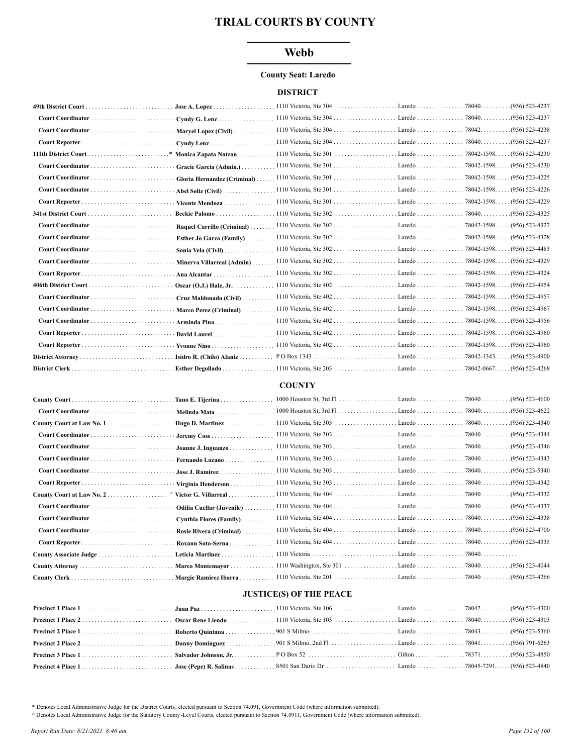# TRIAL COURTS BY COUNTY

## Webb

**County Seat: Laredo**

### DISTRICT

| | | | | | |
|---|---|---|---|---|---|
| **49th District Court** | **Jose A. Lopez** | 1110 Victoria, Ste 304 | Laredo | 78040. | (956) 523-4237 |
| **Court Coordinator** | **Cyndy G. Lenz** | 1110 Victoria, Ste 304 | Laredo | 78040. | (956) 523-4237 |
| **Court Coordinator** | **Maryel Lopez (Civil)** | 1110 Victoria, Ste 304 | Laredo | 78042. | (956) 523-4238 |
| **Court Reporter** | **Cyndy Lenz** | 1110 Victoria, Ste 304 | Laredo | 78040. | (956) 523-4237 |
| **111th District Court** * | **Monica Zapata Notzon** | 1110 Victoria, Ste 301 | Laredo | 78042-1598. | (956) 523-4230 |
| **Court Coordinator** | **Gracie Garcia (Admin.)** | 1110 Victoria, Ste 301 | Laredo | 78042-1598. | (956) 523-4230 |
| **Court Coordinator** | **Gloria Hernandez (Criminal)** | 1110 Victoria, Ste 301 | Laredo | 78042-1598. | (956) 523-4225 |
| **Court Coordinator** | **Abel Soliz (Civil)** | 1110 Victoria, Ste 301 | Laredo | 78042-1598. | (956) 523-4226 |
| **Court Reporter** | **Vicente Mendoza** | 1110 Victoria, Ste 301 | Laredo | 78042-1598. | (956) 523-4229 |
| **341st District Court** | **Beckie Palomo** | 1110 Victoria, Ste 302 | Laredo | 78040. | (956) 523-4325 |
| **Court Coordinator** | **Raquel Carrillo (Criminal)** | 1110 Victoria, Ste 302 | Laredo | 78042-1598. | (956) 523-4327 |
| **Court Coordinator** | **Esther Jo Garza (Family)** | 1110 Victoria, Ste 302 | Laredo | 78042-1598. | (956) 523-4328 |
| **Court Coordinator** | **Sonia Vela (Civil)** | 1110 Victoria, Ste 302 | Laredo | 78042-1598. | (956) 523-4483 |
| **Court Coordinator** | **Minerva Villarreal (Admin)** | 1110 Victoria, Ste 302 | Laredo | 78042-1598. | (956) 523-4329 |
| **Court Reporter** | **Ana Alcantar** | 1110 Victoria, Ste 302 | Laredo | 78042-1598. | (956) 523-4324 |
| **406th District Court** | **Oscar (O.J.) Hale, Jr.** | 1110 Victoria, Ste 402 | Laredo | 78042-1598. | (956) 523-4954 |
| **Court Coordinator** | **Cruz Maldonado (Civil)** | 1110 Victoria, Ste 402 | Laredo | 78042-1598. | (956) 523-4957 |
| **Court Coordinator** | **Marco Perez (Criminal)** | 1110 Victoria, Ste 402 | Laredo | 78042-1598. | (956) 523-4967 |
| **Court Coordinator** | **Arminda Pina** | 1110 Victoria, Ste 402 | Laredo | 78042-1598. | (956) 523-4956 |
| **Court Reporter** | **David Laurel** | 1110 Victoria, Ste 402 | Laredo | 78042-1598. | (956) 523-4960 |
| **Court Reporter** | **Yvonne Nino** | 1110 Victoria, Ste 402 | Laredo | 78042-1598. | (956) 523-4960 |
| **District Attorney** | **Isidro R. (Chilo) Alaniz** | P O Box 1343 | Laredo | 78042-1343. | (956) 523-4900 |
| **District Clerk** | **Esther Degollado** | 1110 Victoria, Ste 203 | Laredo | 78042-0667. | (956) 523-4268 |

### COUNTY

| | | | | | |
|---|---|---|---|---|---|
| **County Court** | **Tano E. Tijerina** | 1000 Houston St, 3rd Fl | Laredo | 78040. | (956) 523-4600 |
| **Court Coordinator** | **Melinda Mata** | 1000 Houston St, 3rd Fl | Laredo | 78040. | (956) 523-4622 |
| **County Court at Law No. 1** | **Hugo D. Martinez** | 1110 Victoria, Ste 303 | Laredo | 78040. | (956) 523-4340 |
| **Court Coordinator** | **Jeremy Coss** | 1110 Victoria, Ste 303 | Laredo | 78040. | (956) 523-4344 |
| **Court Coordinator** | **Joanne J. Inguanzo** | 1110 Victoria, Ste 303 | Laredo | 78040. | (956) 523-4346 |
| **Court Coordinator** | **Fernando Lozano** | 1110 Victoria, Ste 303 | Laredo | 78040. | (956) 523-4343 |
| **Court Coordinator** | **Jose J. Ramirez** | 1110 Victoria, Ste 303 | Laredo | 78040. | (956) 523-5340 |
| **Court Reporter** | **Virginia Henderson** | 1110 Victoria, Ste 303 | Laredo | 78040. | (956) 523-4342 |
| **County Court at Law No. 2** ^ | **Victor G. Villarreal** | 1110 Victoria, Ste 404 | Laredo | 78040. | (956) 523-4332 |
| **Court Coordinator** | **Odilia Cuellar (Juvenile)** | 1110 Victoria, Ste 404 | Laredo | 78040. | (956) 523-4337 |
| **Court Coordinator** | **Cynthia Flores (Family)** | 1110 Victoria, Ste 404 | Laredo | 78040. | (956) 523-4338 |
| **Court Coordinator** | **Rosie Rivera (Criminal)** | 1110 Victoria, Ste 404 | Laredo | 78040. | (956) 523-4700 |
| **Court Reporter** | **Roxann Soto-Serna** | 1110 Victoria, Ste 404 | Laredo | 78040. | (956) 523-4335 |
| **County Associate Judge** | **Leticia Martinez** | 1110 Victoria | Laredo | 78040. | |
| **County Attorney** | **Marco Montemayor** | 1110 Washington, Ste 301 | Laredo | 78040. | (956) 523-4044 |
| **County Clerk** | **Margie Ramirez Ibarra** | 1110 Victoria, Ste 201 | Laredo | 78040. | (956) 523-4266 |

### JUSTICE(S) OF THE PEACE

| | | | | | |
|---|---|---|---|---|---|
| **Precinct 1 Place 1** | **Juan Paz** | 1110 Victoria, Ste 106 | Laredo | 78042. | (956) 523-4300 |
| **Precinct 1 Place 2** | **Oscar Rene Liendo** | 1110 Victoria, Ste 103 | Laredo | 78040. | (956) 523-4303 |
| **Precinct 2 Place 1** | **Roberto Quintana** | 901 S Milmo | Laredo | 78043. | (956) 523-5360 |
| **Precinct 2 Place 2** | **Danny Dominguez** | 901 S Milmo, 2nd Fl | Laredo | 78041. | (956) 791-6263 |
| **Precinct 3 Place 1** | **Salvador Johnson, Jr.** | P O Box 52 | Oilton | 78371. | (956) 523-4850 |
| **Precinct 4 Place 1** | **Jose (Pepe) R. Salinas** | 8501 San Dario Dr | Laredo | 78045-7291. | (956) 523-4840 |

\* Denotes Local Administrative Judge for the District Courts, elected pursuant to Section 74.091, Government Code (where information submitted).

^ Denotes Local Administrative Judge for the Statutory County-Level Courts, elected pursuant to Section 74.0911, Government Code (where information submitted).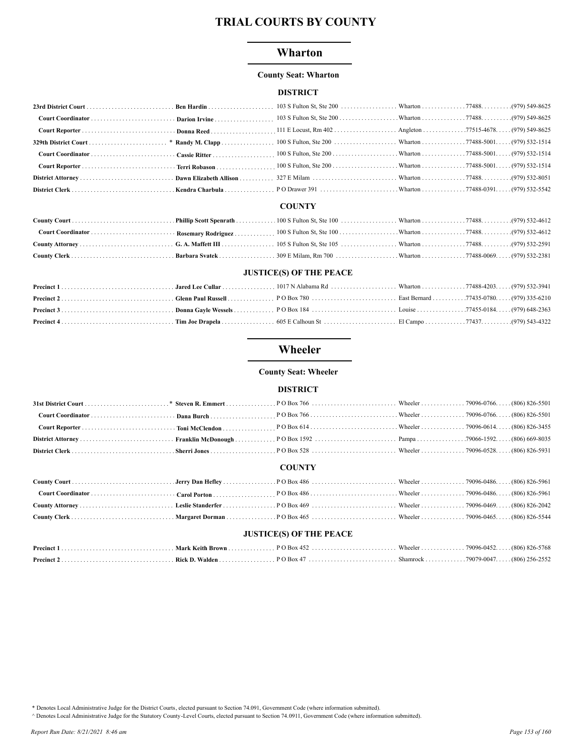# TRIAL COURTS BY COUNTY

## Wharton

**County Seat: Wharton**

### DISTRICT

| | | | | | |
|---|---|---|---|---|---|
| **23rd District Court** | **Ben Hardin** | 103 S Fulton St, Ste 200 | Wharton | 77488. | (979) 549-8625 |
| **Court Coordinator** | **Darion Irvine** | 103 S Fulton St, Ste 200 | Wharton | 77488. | (979) 549-8625 |
| **Court Reporter** | **Donna Reed** | 111 E Locust, Rm 402 | Angleton | 77515-4678. | (979) 549-8625 |
| **329th District Court** * | **Randy M. Clapp** | 100 S Fulton, Ste 200 | Wharton | 77488-5001. | (979) 532-1514 |
| **Court Coordinator** | **Cassie Ritter** | 100 S Fulton, Ste 200 | Wharton | 77488-5001. | (979) 532-1514 |
| **Court Reporter** | **Terri Robason** | 100 S Fulton, Ste 200 | Wharton | 77488-5001. | (979) 532-1514 |
| **District Attorney** | **Dawn Elizabeth Allison** | 327 E Milam | Wharton | 77488. | (979) 532-8051 |
| **District Clerk** | **Kendra Charbula** | P O Drawer 391 | Wharton | 77488-0391. | (979) 532-5542 |

### COUNTY

| | | | | | |
|---|---|---|---|---|---|
| **County Court** | **Phillip Scott Spenrath** | 100 S Fulton St, Ste 100 | Wharton | 77488. | (979) 532-4612 |
| **Court Coordinator** | **Rosemary Rodriguez** | 100 S Fulton St, Ste 100 | Wharton | 77488. | (979) 532-4612 |
| **County Attorney** | **G. A. Maffett III** | 105 S Fulton St, Ste 105 | Wharton | 77488. | (979) 532-2591 |
| **County Clerk** | **Barbara Svatek** | 309 E Milam, Rm 700 | Wharton | 77488-0069. | (979) 532-2381 |

### JUSTICE(S) OF THE PEACE

| | | | | | |
|---|---|---|---|---|---|
| **Precinct 1** | **Jared Lee Cullar** | 1017 N Alabama Rd | Wharton | 77488-4203. | (979) 532-3941 |
| **Precinct 2** | **Glenn Paul Russell** | P O Box 780 | East Bernard | 77435-0780. | (979) 335-6210 |
| **Precinct 3** | **Donna Gayle Wessels** | P O Box 184 | Louise | 77455-0184. | (979) 648-2363 |
| **Precinct 4** | **Tim Joe Drapela** | 605 E Calhoun St | El Campo | 77437. | (979) 543-4322 |

## Wheeler

**County Seat: Wheeler**

### DISTRICT

| | | | | | |
|---|---|---|---|---|---|
| **31st District Court** * | **Steven R. Emmert** | P O Box 766 | Wheeler | 79096-0766. | (806) 826-5501 |
| **Court Coordinator** | **Dana Burch** | P O Box 766 | Wheeler | 79096-0766. | (806) 826-5501 |
| **Court Reporter** | **Toni McClendon** | P O Box 614 | Wheeler | 79096-0614. | (806) 826-3455 |
| **District Attorney** | **Franklin McDonough** | P O Box 1592 | Pampa | 79066-1592. | (806) 669-8035 |
| **District Clerk** | **Sherri Jones** | P O Box 528 | Wheeler | 79096-0528. | (806) 826-5931 |

### COUNTY

| | | | | | |
|---|---|---|---|---|---|
| **County Court** | **Jerry Dan Hefley** | P O Box 486 | Wheeler | 79096-0486. | (806) 826-5961 |
| **Court Coordinator** | **Carol Porton** | P O Box 486 | Wheeler | 79096-0486. | (806) 826-5961 |
| **County Attorney** | **Leslie Standerfer** | P O Box 469 | Wheeler | 79096-0469. | (806) 826-2042 |
| **County Clerk** | **Margaret Dorman** | P O Box 465 | Wheeler | 79096-0465. | (806) 826-5544 |

### JUSTICE(S) OF THE PEACE

| | | | | | |
|---|---|---|---|---|---|
| **Precinct 1** | **Mark Keith Brown** | P O Box 452 | Wheeler | 79096-0452. | (806) 826-5768 |
| **Precinct 2** | **Rick D. Walden** | P O Box 47 | Shamrock | 79079-0047. | (806) 256-2552 |

\* Denotes Local Administrative Judge for the District Courts, elected pursuant to Section 74.091, Government Code (where information submitted).

^ Denotes Local Administrative Judge for the Statutory County-Level Courts, elected pursuant to Section 74.0911, Government Code (where information submitted).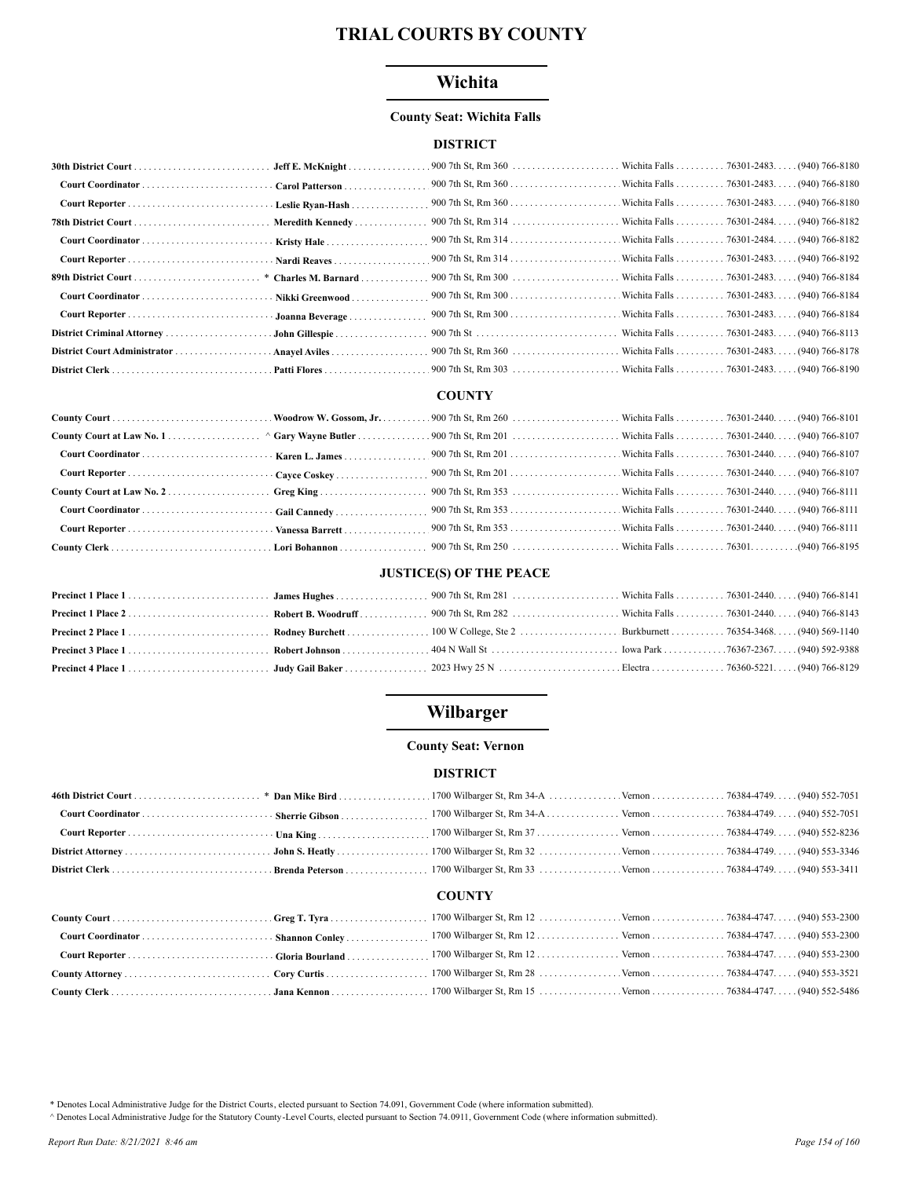# TRIAL COURTS BY COUNTY

## Wichita

**County Seat: Wichita Falls**

### DISTRICT

| Position | Name | Address | City | Zip | Phone |
|---|---|---|---|---|---|
| **30th District Court** | **Jeff E. McKnight** | 900 7th St, Rm 360 | Wichita Falls | 76301-2483 | (940) 766-8180 |
| **Court Coordinator** | **Carol Patterson** | 900 7th St, Rm 360 | Wichita Falls | 76301-2483 | (940) 766-8180 |
| **Court Reporter** | **Leslie Ryan-Hash** | 900 7th St, Rm 360 | Wichita Falls | 76301-2483 | (940) 766-8180 |
| **78th District Court** | **Meredith Kennedy** | 900 7th St, Rm 314 | Wichita Falls | 76301-2484 | (940) 766-8182 |
| **Court Coordinator** | **Kristy Hale** | 900 7th St, Rm 314 | Wichita Falls | 76301-2484 | (940) 766-8182 |
| **Court Reporter** | **Nardi Reaves** | 900 7th St, Rm 314 | Wichita Falls | 76301-2483 | (940) 766-8192 |
| **89th District Court** | * **Charles M. Barnard** | 900 7th St, Rm 300 | Wichita Falls | 76301-2483 | (940) 766-8184 |
| **Court Coordinator** | **Nikki Greenwood** | 900 7th St, Rm 300 | Wichita Falls | 76301-2483 | (940) 766-8184 |
| **Court Reporter** | **Joanna Beverage** | 900 7th St, Rm 300 | Wichita Falls | 76301-2483 | (940) 766-8184 |
| **District Criminal Attorney** | **John Gillespie** | 900 7th St | Wichita Falls | 76301-2483 | (940) 766-8113 |
| **District Court Administrator** | **Anayel Aviles** | 900 7th St, Rm 360 | Wichita Falls | 76301-2483 | (940) 766-8178 |
| **District Clerk** | **Patti Flores** | 900 7th St, Rm 303 | Wichita Falls | 76301-2483 | (940) 766-8190 |

### COUNTY

| Position | Name | Address | City | Zip | Phone |
|---|---|---|---|---|---|
| **County Court** | **Woodrow W. Gossom, Jr.** | 900 7th St, Rm 260 | Wichita Falls | 76301-2440 | (940) 766-8101 |
| **County Court at Law No. 1** | ^ **Gary Wayne Butler** | 900 7th St, Rm 201 | Wichita Falls | 76301-2440 | (940) 766-8107 |
| **Court Coordinator** | **Karen L. James** | 900 7th St, Rm 201 | Wichita Falls | 76301-2440 | (940) 766-8107 |
| **Court Reporter** | **Cayce Coskey** | 900 7th St, Rm 201 | Wichita Falls | 76301-2440 | (940) 766-8107 |
| **County Court at Law No. 2** | **Greg King** | 900 7th St, Rm 353 | Wichita Falls | 76301-2440 | (940) 766-8111 |
| **Court Coordinator** | **Gail Cannedy** | 900 7th St, Rm 353 | Wichita Falls | 76301-2440 | (940) 766-8111 |
| **Court Reporter** | **Vanessa Barrett** | 900 7th St, Rm 353 | Wichita Falls | 76301-2440 | (940) 766-8111 |
| **County Clerk** | **Lori Bohannon** | 900 7th St, Rm 250 | Wichita Falls | 76301 | (940) 766-8195 |

### JUSTICE(S) OF THE PEACE

| Position | Name | Address | City | Zip | Phone |
|---|---|---|---|---|---|
| **Precinct 1 Place 1** | **James Hughes** | 900 7th St, Rm 281 | Wichita Falls | 76301-2440 | (940) 766-8141 |
| **Precinct 1 Place 2** | **Robert B. Woodruff** | 900 7th St, Rm 282 | Wichita Falls | 76301-2440 | (940) 766-8143 |
| **Precinct 2 Place 1** | **Rodney Burchett** | 100 W College, Ste 2 | Burkburnett | 76354-3468 | (940) 569-1140 |
| **Precinct 3 Place 1** | **Robert Johnson** | 404 N Wall St | Iowa Park | 76367-2367 | (940) 592-9388 |
| **Precinct 4 Place 1** | **Judy Gail Baker** | 2023 Hwy 25 N | Electra | 76360-5221 | (940) 766-8129 |

## Wilbarger

**County Seat: Vernon**

### DISTRICT

| Position | Name | Address | City | Zip | Phone |
|---|---|---|---|---|---|
| **46th District Court** | * **Dan Mike Bird** | 1700 Wilbarger St, Rm 34-A | Vernon | 76384-4749 | (940) 552-7051 |
| **Court Coordinator** | **Sherrie Gibson** | 1700 Wilbarger St, Rm 34-A | Vernon | 76384-4749 | (940) 552-7051 |
| **Court Reporter** | **Una King** | 1700 Wilbarger St, Rm 37 | Vernon | 76384-4749 | (940) 552-8236 |
| **District Attorney** | **John S. Heatly** | 1700 Wilbarger St, Rm 32 | Vernon | 76384-4749 | (940) 553-3346 |
| **District Clerk** | **Brenda Peterson** | 1700 Wilbarger St, Rm 33 | Vernon | 76384-4749 | (940) 553-3411 |

### COUNTY

| Position | Name | Address | City | Zip | Phone |
|---|---|---|---|---|---|
| **County Court** | **Greg T. Tyra** | 1700 Wilbarger St, Rm 12 | Vernon | 76384-4747 | (940) 553-2300 |
| **Court Coordinator** | **Shannon Conley** | 1700 Wilbarger St, Rm 12 | Vernon | 76384-4747 | (940) 553-2300 |
| **Court Reporter** | **Gloria Bourland** | 1700 Wilbarger St, Rm 12 | Vernon | 76384-4747 | (940) 553-2300 |
| **County Attorney** | **Cory Curtis** | 1700 Wilbarger St, Rm 28 | Vernon | 76384-4747 | (940) 553-3521 |
| **County Clerk** | **Jana Kennon** | 1700 Wilbarger St, Rm 15 | Vernon | 76384-4747 | (940) 552-5486 |

\* Denotes Local Administrative Judge for the District Courts, elected pursuant to Section 74.091, Government Code (where information submitted).

^ Denotes Local Administrative Judge for the Statutory County-Level Courts, elected pursuant to Section 74.0911, Government Code (where information submitted).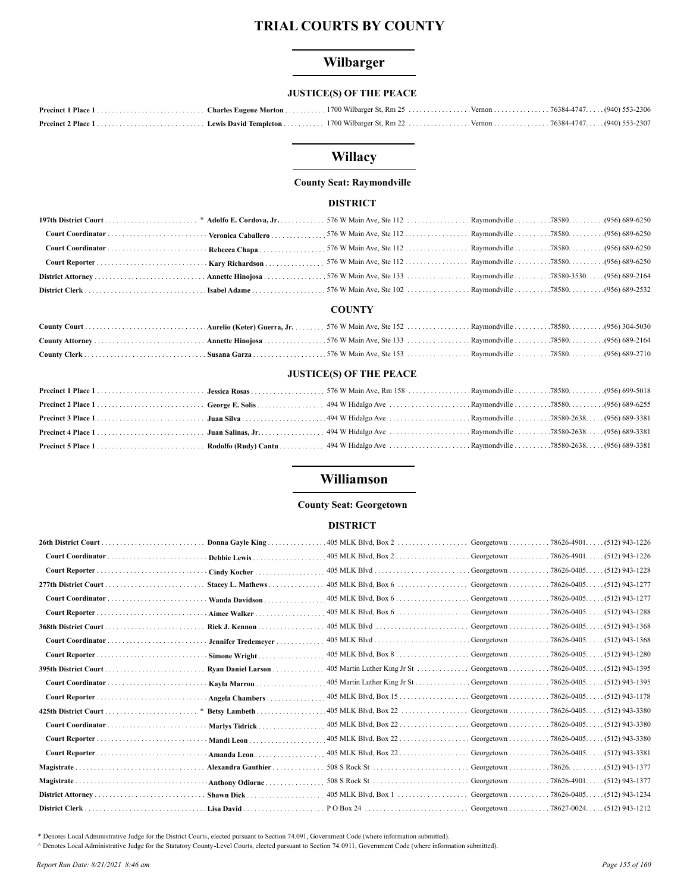# TRIAL COURTS BY COUNTY

## Wilbarger

### JUSTICE(S) OF THE PEACE

| Position | Name | Address | City | Zip | Phone |
|---|---|---|---|---|---|
| Precinct 1 Place 1 | Charles Eugene Morton | 1700 Wilbarger St, Rm 25 | Vernon | 76384-4747. | (940) 553-2306 |
| Precinct 2 Place 1 | Lewis David Templeton | 1700 Wilbarger St, Rm 22 | Vernon | 76384-4747. | (940) 553-2307 |

## Willacy

**County Seat: Raymondville**

### DISTRICT

| Position | Name | Address | City | Zip | Phone |
|---|---|---|---|---|---|
| 197th District Court | * Adolfo E. Cordova, Jr. | 576 W Main Ave, Ste 112 | Raymondville | 78580. | (956) 689-6250 |
| Court Coordinator | Veronica Caballero | 576 W Main Ave, Ste 112 | Raymondville | 78580. | (956) 689-6250 |
| Court Coordinator | Rebecca Chapa | 576 W Main Ave, Ste 112 | Raymondville | 78580. | (956) 689-6250 |
| Court Reporter | Kary Richardson | 576 W Main Ave, Ste 112 | Raymondville | 78580. | (956) 689-6250 |
| District Attorney | Annette Hinojosa | 576 W Main Ave, Ste 133 | Raymondville | 78580-3530. | (956) 689-2164 |
| District Clerk | Isabel Adame | 576 W Main Ave, Ste 102 | Raymondville | 78580. | (956) 689-2532 |

### COUNTY

| Position | Name | Address | City | Zip | Phone |
|---|---|---|---|---|---|
| County Court | Aurelio (Keter) Guerra, Jr. | 576 W Main Ave, Ste 152 | Raymondville | 78580. | (956) 304-5030 |
| County Attorney | Annette Hinojosa | 576 W Main Ave, Ste 133 | Raymondville | 78580. | (956) 689-2164 |
| County Clerk | Susana Garza | 576 W Main Ave, Ste 153 | Raymondville | 78580. | (956) 689-2710 |

### JUSTICE(S) OF THE PEACE

| Position | Name | Address | City | Zip | Phone |
|---|---|---|---|---|---|
| Precinct 1 Place 1 | Jessica Rosas | 576 W Main Ave, Rm 158 | Raymondville | 78580. | (956) 699-5018 |
| Precinct 2 Place 1 | George E. Solis | 494 W Hidalgo Ave | Raymondville | 78580. | (956) 689-6255 |
| Precinct 3 Place 1 | Juan Silva | 494 W Hidalgo Ave | Raymondville | 78580-2638. | (956) 689-3381 |
| Precinct 4 Place 1 | Juan Salinas, Jr. | 494 W Hidalgo Ave | Raymondville | 78580-2638. | (956) 689-3381 |
| Precinct 5 Place 1 | Rodolfo (Rudy) Cantu | 494 W Hidalgo Ave | Raymondville | 78580-2638. | (956) 689-3381 |

## Williamson

**County Seat: Georgetown**

### DISTRICT

| Position | Name | Address | City | Zip | Phone |
|---|---|---|---|---|---|
| 26th District Court | Donna Gayle King | 405 MLK Blvd, Box 2 | Georgetown | 78626-4901. | (512) 943-1226 |
| Court Coordinator | Debbie Lewis | 405 MLK Blvd, Box 2 | Georgetown | 78626-4901. | (512) 943-1226 |
| Court Reporter | Cindy Kocher | 405 MLK Blvd | Georgetown | 78626-0405. | (512) 943-1228 |
| 277th District Court | Stacey L. Mathews | 405 MLK Blvd, Box 6 | Georgetown | 78626-0405. | (512) 943-1277 |
| Court Coordinator | Wanda Davidson | 405 MLK Blvd, Box 6 | Georgetown | 78626-0405. | (512) 943-1277 |
| Court Reporter | Aimee Walker | 405 MLK Blvd, Box 6 | Georgetown | 78626-0405. | (512) 943-1288 |
| 368th District Court | Rick J. Kennon | 405 MLK Blvd | Georgetown | 78626-0405. | (512) 943-1368 |
| Court Coordinator | Jennifer Tredemeyer | 405 MLK Blvd | Georgetown | 78626-0405. | (512) 943-1368 |
| Court Reporter | Simone Wright | 405 MLK Blvd, Box 8 | Georgetown | 78626-0405. | (512) 943-1280 |
| 395th District Court | Ryan Daniel Larson | 405 Martin Luther King Jr St | Georgetown | 78626-0405. | (512) 943-1395 |
| Court Coordinator | Kayla Marrou | 405 Martin Luther King Jr St | Georgetown | 78626-0405. | (512) 943-1395 |
| Court Reporter | Angela Chambers | 405 MLK Blvd, Box 15 | Georgetown | 78626-0405. | (512) 943-1178 |
| 425th District Court | * Betsy Lambeth | 405 MLK Blvd, Box 22 | Georgetown | 78626-0405. | (512) 943-3380 |
| Court Coordinator | Marlys Tidrick | 405 MLK Blvd, Box 22 | Georgetown | 78626-0405. | (512) 943-3380 |
| Court Reporter | Mandi Leon | 405 MLK Blvd, Box 22 | Georgetown | 78626-0405. | (512) 943-3380 |
| Court Reporter | Amanda Leon | 405 MLK Blvd, Box 22 | Georgetown | 78626-0405. | (512) 943-3381 |
| Magistrate | Alexandra Gauthier | 508 S Rock St | Georgetown | 78626. | (512) 943-1377 |
| Magistrate | Anthony Odiorne | 508 S Rock St | Georgetown | 78626-4901. | (512) 943-1377 |
| District Attorney | Shawn Dick | 405 MLK Blvd, Box 1 | Georgetown | 78626-0405. | (512) 943-1234 |
| District Clerk | Lisa David | P O Box 24 | Georgetown | 78627-0024. | (512) 943-1212 |

\* Denotes Local Administrative Judge for the District Courts, elected pursuant to Section 74.091, Government Code (where information submitted).

^ Denotes Local Administrative Judge for the Statutory County-Level Courts, elected pursuant to Section 74.0911, Government Code (where information submitted).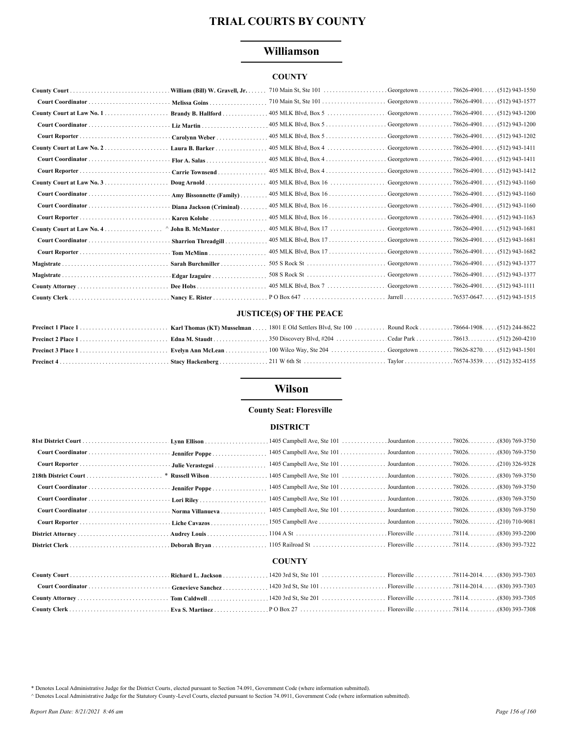# TRIAL COURTS BY COUNTY

## Williamson

### COUNTY

| | | | | | |
|---|---|---|---|---|---|
| **County Court** | **William (Bill) W. Gravell, Jr.** | 710 Main St, Ste 101 | Georgetown | 78626-4901 | (512) 943-1550 |
| **Court Coordinator** | **Melissa Goins** | 710 Main St, Ste 101 | Georgetown | 78626-4901 | (512) 943-1577 |
| **County Court at Law No. 1** | **Brandy B. Hallford** | 405 MLK Blvd, Box 5 | Georgetown | 78626-4901 | (512) 943-1200 |
| **Court Coordinator** | **Liz Martin** | 405 MLK Blvd, Box 5 | Georgetown | 78626-4901 | (512) 943-1200 |
| **Court Reporter** | **Carolynn Weber** | 405 MLK Blvd, Box 5 | Georgetown | 78626-4901 | (512) 943-1202 |
| **County Court at Law No. 2** | **Laura B. Barker** | 405 MLK Blvd, Box 4 | Georgetown | 78626-4901 | (512) 943-1411 |
| **Court Coordinator** | **Flor A. Salas** | 405 MLK Blvd, Box 4 | Georgetown | 78626-4901 | (512) 943-1411 |
| **Court Reporter** | **Carrie Townsend** | 405 MLK Blvd, Box 4 | Georgetown | 78626-4901 | (512) 943-1412 |
| **County Court at Law No. 3** | **Doug Arnold** | 405 MLK Blvd, Box 16 | Georgetown | 78626-4901 | (512) 943-1160 |
| **Court Coordinator** | **Amy Bissonnette (Family)** | 405 MLK Blvd, Box 16 | Georgetown | 78626-4901 | (512) 943-1160 |
| **Court Coordinator** | **Diana Jackson (Criminal)** | 405 MLK Blvd, Box 16 | Georgetown | 78626-4901 | (512) 943-1160 |
| **Court Reporter** | **Karen Kolohe** | 405 MLK Blvd, Box 16 | Georgetown | 78626-4901 | (512) 943-1163 |
| **County Court at Law No. 4** | ^ **John B. McMaster** | 405 MLK Blvd, Box 17 | Georgetown | 78626-4901 | (512) 943-1681 |
| **Court Coordinator** | **Sharrion Threadgill** | 405 MLK Blvd, Box 17 | Georgetown | 78626-4901 | (512) 943-1681 |
| **Court Reporter** | **Tom McMinn** | 405 MLK Blvd, Box 17 | Georgetown | 78626-4901 | (512) 943-1682 |
| **Magistrate** | **Sarah Burchmiller** | 505 S Rock St | Georgetown | 78626-4901 | (512) 943-1377 |
| **Magistrate** | **Edgar Izaguire** | 508 S Rock St | Georgetown | 78626-4901 | (512) 943-1377 |
| **County Attorney** | **Dee Hobs** | 405 MLK Blvd, Box 7 | Georgetown | 78626-4901 | (512) 943-1111 |
| **County Clerk** | **Nancy E. Rister** | P O Box 647 | Jarrell | 76537-0647 | (512) 943-1515 |

### JUSTICE(S) OF THE PEACE

| | | | | | |
|---|---|---|---|---|---|
| **Precinct 1 Place 1** | **Karl Thomas (KT) Musselman** | 1801 E Old Settlers Blvd, Ste 100 | Round Rock | 78664-1908 | (512) 244-8622 |
| **Precinct 2 Place 1** | **Edna M. Staudt** | 350 Discovery Blvd, #204 | Cedar Park | 78613 | (512) 260-4210 |
| **Precinct 3 Place 1** | **Evelyn Ann McLean** | 100 Wilco Way, Ste 204 | Georgetown | 78626-8270 | (512) 943-1501 |
| **Precinct 4** | **Stacy Hackenberg** | 211 W 6th St | Taylor | 76574-3539 | (512) 352-4155 |

## Wilson

**County Seat: Floresville**

### DISTRICT

| | | | | | |
|---|---|---|---|---|---|
| **81st District Court** | **Lynn Ellison** | 1405 Campbell Ave, Ste 101 | Jourdanton | 78026 | (830) 769-3750 |
| **Court Coordinator** | **Jennifer Poppe** | 1405 Campbell Ave, Ste 101 | Jourdanton | 78026 | (830) 769-3750 |
| **Court Reporter** | **Julie Verastegui** | 1405 Campbell Ave, Ste 101 | Jourdanton | 78026 | (210) 326-9328 |
| **218th District Court** | * **Russell Wilson** | 1405 Campbell Ave, Ste 101 | Jourdanton | 78026 | (830) 769-3750 |
| **Court Coordinator** | **Jennifer Poppe** | 1405 Campbell Ave, Ste 101 | Jourdanton | 78026 | (830) 769-3750 |
| **Court Coordinator** | **Lori Riley** | 1405 Campbell Ave, Ste 101 | Jourdanton | 78026 | (830) 769-3750 |
| **Court Coordinator** | **Norma Villanueva** | 1405 Campbell Ave, Ste 101 | Jourdanton | 78026 | (830) 769-3750 |
| **Court Reporter** | **Liche Cavazos** | 1505 Campbell Ave | Jourdanton | 78026 | (210) 710-9081 |
| **District Attorney** | **Audrey Louis** | 1104 A St | Floresville | 78114 | (830) 393-2200 |
| **District Clerk** | **Deborah Bryan** | 1105 Railroad St | Floresville | 78114 | (830) 393-7322 |

### COUNTY

| | | | | | |
|---|---|---|---|---|---|
| **County Court** | **Richard L. Jackson** | 1420 3rd St, Ste 101 | Floresville | 78114-2014 | (830) 393-7303 |
| **Court Coordinator** | **Genevieve Sanchez** | 1420 3rd St, Ste 101 | Floresville | 78114-2014 | (830) 393-7303 |
| **County Attorney** | **Tom Caldwell** | 1420 3rd St, Ste 201 | Floresville | 78114 | (830) 393-7305 |
| **County Clerk** | **Eva S. Martinez** | P O Box 27 | Floresville | 78114 | (830) 393-7308 |

\* Denotes Local Administrative Judge for the District Courts, elected pursuant to Section 74.091, Government Code (where information submitted).

^ Denotes Local Administrative Judge for the Statutory County-Level Courts, elected pursuant to Section 74.0911, Government Code (where information submitted).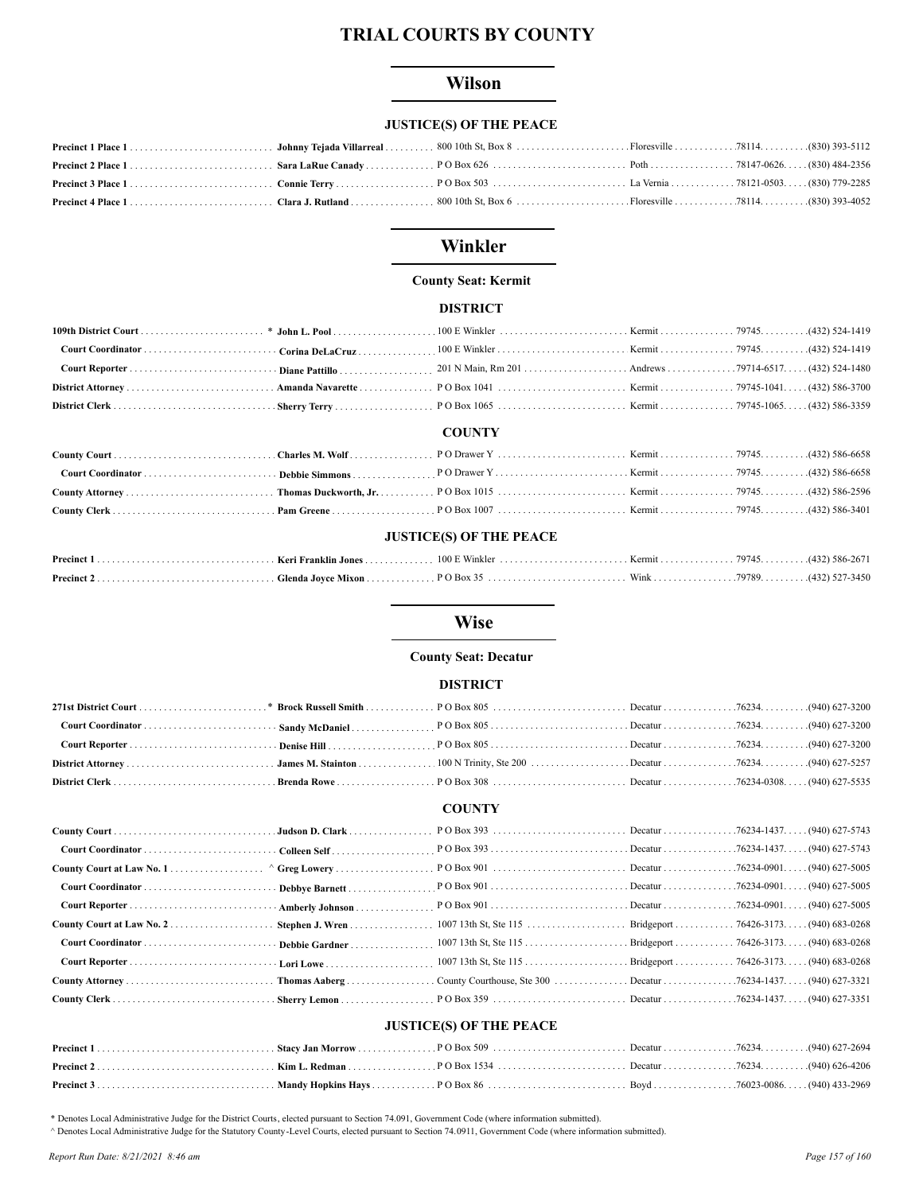# TRIAL COURTS BY COUNTY

## Wilson

### JUSTICE(S) OF THE PEACE

| Position | Name | Address | City | Zip | Phone |
|---|---|---|---|---|---|
| **Precinct 1 Place 1** | **Johnny Tejada Villarreal** | 800 10th St, Box 8 | Floresville | 78114. | (830) 393-5112 |
| **Precinct 2 Place 1** | **Sara LaRue Canady** | P O Box 626 | Poth | 78147-0626. | (830) 484-2356 |
| **Precinct 3 Place 1** | **Connie Terry** | P O Box 503 | La Vernia | 78121-0503. | (830) 779-2285 |
| **Precinct 4 Place 1** | **Clara J. Rutland** | 800 10th St, Box 6 | Floresville | 78114. | (830) 393-4052 |

## Winkler

**County Seat: Kermit**

### DISTRICT

| Position | Name | Address | City | Zip | Phone |
|---|---|---|---|---|---|
| **109th District Court** | * **John L. Pool** | 100 E Winkler | Kermit | 79745. | (432) 524-1419 |
| **Court Coordinator** | **Corina DeLaCruz** | 100 E Winkler | Kermit | 79745. | (432) 524-1419 |
| **Court Reporter** | **Diane Pattillo** | 201 N Main, Rm 201 | Andrews | 79714-6517. | (432) 524-1480 |
| **District Attorney** | **Amanda Navarette** | P O Box 1041 | Kermit | 79745-1041. | (432) 586-3700 |
| **District Clerk** | **Sherry Terry** | P O Box 1065 | Kermit | 79745-1065. | (432) 586-3359 |

### COUNTY

| Position | Name | Address | City | Zip | Phone |
|---|---|---|---|---|---|
| **County Court** | **Charles M. Wolf** | P O Drawer Y | Kermit | 79745. | (432) 586-6658 |
| **Court Coordinator** | **Debbie Simmons** | P O Drawer Y | Kermit | 79745. | (432) 586-6658 |
| **County Attorney** | **Thomas Duckworth, Jr.** | P O Box 1015 | Kermit | 79745. | (432) 586-2596 |
| **County Clerk** | **Pam Greene** | P O Box 1007 | Kermit | 79745. | (432) 586-3401 |

### JUSTICE(S) OF THE PEACE

| Position | Name | Address | City | Zip | Phone |
|---|---|---|---|---|---|
| **Precinct 1** | **Keri Franklin Jones** | 100 E Winkler | Kermit | 79745. | (432) 586-2671 |
| **Precinct 2** | **Glenda Joyce Mixon** | P O Box 35 | Wink | 79789. | (432) 527-3450 |

## Wise

**County Seat: Decatur**

### DISTRICT

| Position | Name | Address | City | Zip | Phone |
|---|---|---|---|---|---|
| **271st District Court** | * **Brock Russell Smith** | P O Box 805 | Decatur | 76234. | (940) 627-3200 |
| **Court Coordinator** | **Sandy McDaniel** | P O Box 805 | Decatur | 76234. | (940) 627-3200 |
| **Court Reporter** | **Denise Hill** | P O Box 805 | Decatur | 76234. | (940) 627-3200 |
| **District Attorney** | **James M. Stainton** | 100 N Trinity, Ste 200 | Decatur | 76234. | (940) 627-5257 |
| **District Clerk** | **Brenda Rowe** | P O Box 308 | Decatur | 76234-0308. | (940) 627-5535 |

### COUNTY

| Position | Name | Address | City | Zip | Phone |
|---|---|---|---|---|---|
| **County Court** | **Judson D. Clark** | P O Box 393 | Decatur | 76234-1437. | (940) 627-5743 |
| **Court Coordinator** | **Colleen Self** | P O Box 393 | Decatur | 76234-1437. | (940) 627-5743 |
| **County Court at Law No. 1** | ^ **Greg Lowery** | P O Box 901 | Decatur | 76234-0901. | (940) 627-5005 |
| **Court Coordinator** | **Debbye Barnett** | P O Box 901 | Decatur | 76234-0901. | (940) 627-5005 |
| **Court Reporter** | **Amberly Johnson** | P O Box 901 | Decatur | 76234-0901. | (940) 627-5005 |
| **County Court at Law No. 2** | **Stephen J. Wren** | 1007 13th St, Ste 115 | Bridgeport | 76426-3173. | (940) 683-0268 |
| **Court Coordinator** | **Debbie Gardner** | 1007 13th St, Ste 115 | Bridgeport | 76426-3173. | (940) 683-0268 |
| **Court Reporter** | **Lori Lowe** | 1007 13th St, Ste 115 | Bridgeport | 76426-3173. | (940) 683-0268 |
| **County Attorney** | **Thomas Aaberg** | County Courthouse, Ste 300 | Decatur | 76234-1437. | (940) 627-3321 |
| **County Clerk** | **Sherry Lemon** | P O Box 359 | Decatur | 76234-1437. | (940) 627-3351 |

### JUSTICE(S) OF THE PEACE

| Position | Name | Address | City | Zip | Phone |
|---|---|---|---|---|---|
| **Precinct 1** | **Stacy Jan Morrow** | P O Box 509 | Decatur | 76234. | (940) 627-2694 |
| **Precinct 2** | **Kim L. Redman** | P O Box 1534 | Decatur | 76234. | (940) 626-4206 |
| **Precinct 3** | **Mandy Hopkins Hays** | P O Box 86 | Boyd | 76023-0086. | (940) 433-2969 |

\* Denotes Local Administrative Judge for the District Courts, elected pursuant to Section 74.091, Government Code (where information submitted).

^ Denotes Local Administrative Judge for the Statutory County-Level Courts, elected pursuant to Section 74.0911, Government Code (where information submitted).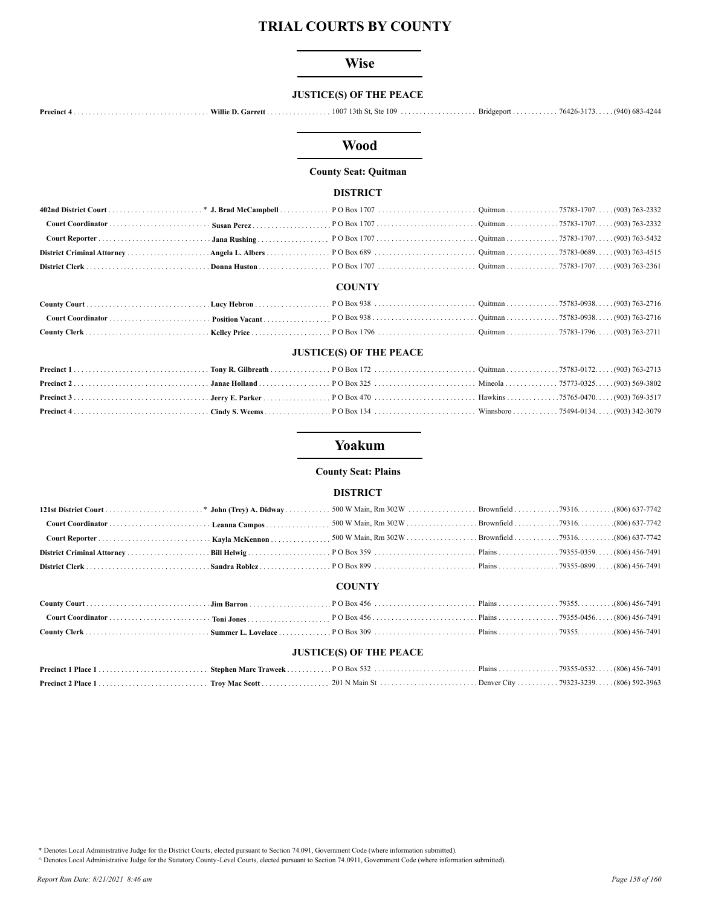# TRIAL COURTS BY COUNTY

## Wise

### JUSTICE(S) OF THE PEACE

| | | | | | |
|---|---|---|---|---|---|
| **Precinct 4** | **Willie D. Garrett** | 1007 13th St, Ste 109 | Bridgeport | 76426-3173 | (940) 683-4244 |

## Wood

**County Seat: Quitman**

### DISTRICT

| | | | | | |
|---|---|---|---|---|---|
| **402nd District Court** | * **J. Brad McCampbell** | P O Box 1707 | Quitman | 75783-1707 | (903) 763-2332 |
| **Court Coordinator** | **Susan Perez** | P O Box 1707 | Quitman | 75783-1707 | (903) 763-2332 |
| **Court Reporter** | **Jana Rushing** | P O Box 1707 | Quitman | 75783-1707 | (903) 763-5432 |
| **District Criminal Attorney** | **Angela L. Albers** | P O Box 689 | Quitman | 75783-0689 | (903) 763-4515 |
| **District Clerk** | **Donna Huston** | P O Box 1707 | Quitman | 75783-1707 | (903) 763-2361 |

### COUNTY

| | | | | | |
|---|---|---|---|---|---|
| **County Court** | **Lucy Hebron** | P O Box 938 | Quitman | 75783-0938 | (903) 763-2716 |
| **Court Coordinator** | **Position Vacant** | P O Box 938 | Quitman | 75783-0938 | (903) 763-2716 |
| **County Clerk** | **Kelley Price** | P O Box 1796 | Quitman | 75783-1796 | (903) 763-2711 |

### JUSTICE(S) OF THE PEACE

| | | | | | |
|---|---|---|---|---|---|
| **Precinct 1** | **Tony R. Gilbreath** | P O Box 172 | Quitman | 75783-0172 | (903) 763-2713 |
| **Precinct 2** | **Janae Holland** | P O Box 325 | Mineola | 75773-0325 | (903) 569-3802 |
| **Precinct 3** | **Jerry E. Parker** | P O Box 470 | Hawkins | 75765-0470 | (903) 769-3517 |
| **Precinct 4** | **Cindy S. Weems** | P O Box 134 | Winnsboro | 75494-0134 | (903) 342-3079 |

## Yoakum

**County Seat: Plains**

### DISTRICT

| | | | | | |
|---|---|---|---|---|---|
| **121st District Court** | * **John (Trey) A. Didway** | 500 W Main, Rm 302W | Brownfield | 79316 | (806) 637-7742 |
| **Court Coordinator** | **Leanna Campos** | 500 W Main, Rm 302W | Brownfield | 79316 | (806) 637-7742 |
| **Court Reporter** | **Kayla McKennon** | 500 W Main, Rm 302W | Brownfield | 79316 | (806) 637-7742 |
| **District Criminal Attorney** | **Bill Helwig** | P O Box 359 | Plains | 79355-0359 | (806) 456-7491 |
| **District Clerk** | **Sandra Roblez** | P O Box 899 | Plains | 79355-0899 | (806) 456-7491 |

### COUNTY

| | | | | | |
|---|---|---|---|---|---|
| **County Court** | **Jim Barron** | P O Box 456 | Plains | 79355 | (806) 456-7491 |
| **Court Coordinator** | **Toni Jones** | P O Box 456 | Plains | 79355-0456 | (806) 456-7491 |
| **County Clerk** | **Summer L. Lovelace** | P O Box 309 | Plains | 79355 | (806) 456-7491 |

### JUSTICE(S) OF THE PEACE

| | | | | | |
|---|---|---|---|---|---|
| **Precinct 1 Place 1** | **Stephen Marc Traweek** | P O Box 532 | Plains | 79355-0532 | (806) 456-7491 |
| **Precinct 2 Place 1** | **Troy Mac Scott** | 201 N Main St | Denver City | 79323-3239 | (806) 592-3963 |

* Denotes Local Administrative Judge for the District Courts, elected pursuant to Section 74.091, Government Code (where information submitted).
^ Denotes Local Administrative Judge for the Statutory County-Level Courts, elected pursuant to Section 74.0911, Government Code (where information submitted).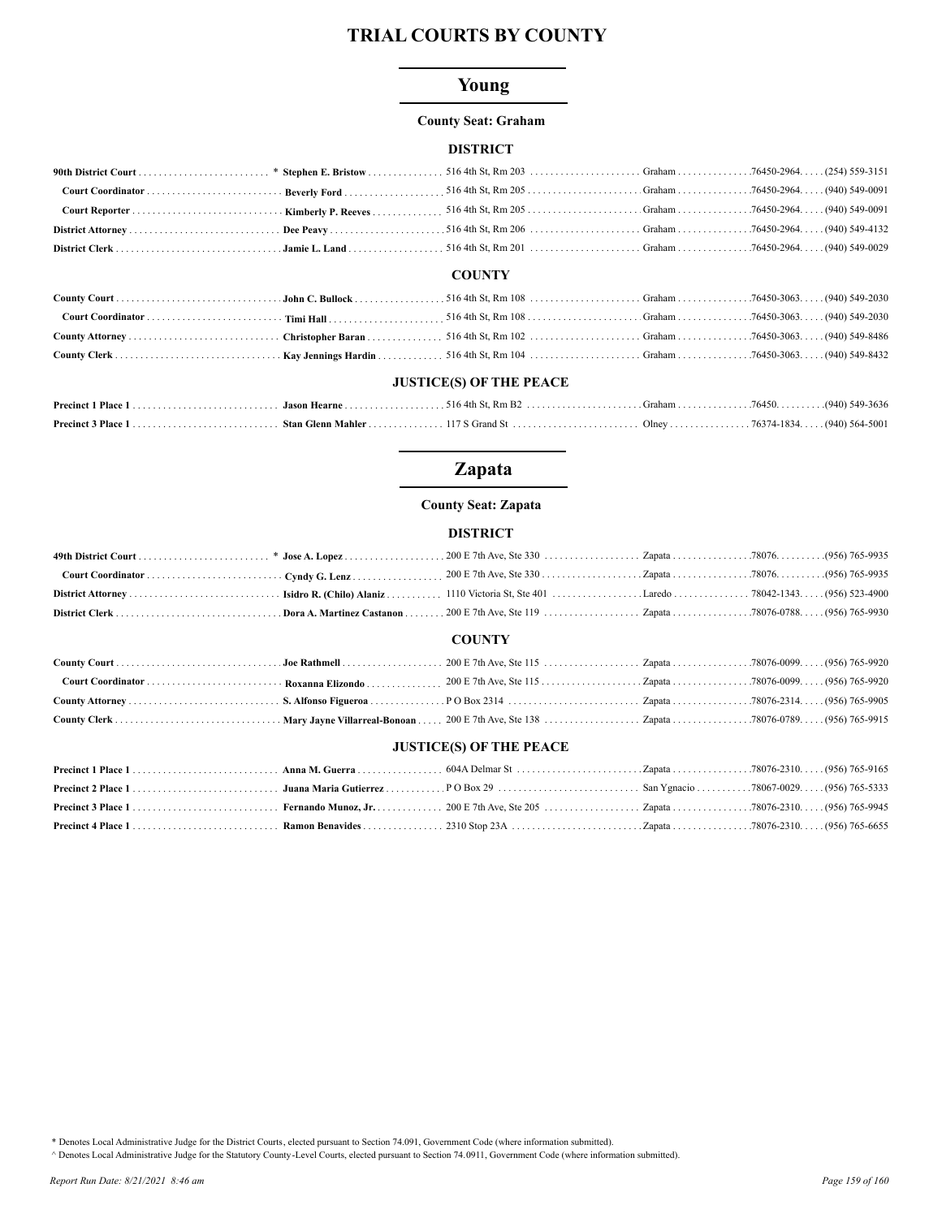# TRIAL COURTS BY COUNTY

## Young

**County Seat: Graham**

### DISTRICT

| Position | Name | Address | City | Zip | Phone |
|---|---|---|---|---|---|
| **90th District Court** * | **Stephen E. Bristow** | 516 4th St, Rm 203 | Graham | 76450-2964 | (254) 559-3151 |
| **Court Coordinator** | **Beverly Ford** | 516 4th St, Rm 205 | Graham | 76450-2964 | (940) 549-0091 |
| **Court Reporter** | **Kimberly P. Reeves** | 516 4th St, Rm 205 | Graham | 76450-2964 | (940) 549-0091 |
| **District Attorney** | **Dee Peavy** | 516 4th St, Rm 206 | Graham | 76450-2964 | (940) 549-4132 |
| **District Clerk** | **Jamie L. Land** | 516 4th St, Rm 201 | Graham | 76450-2964 | (940) 549-0029 |

### COUNTY

| Position | Name | Address | City | Zip | Phone |
|---|---|---|---|---|---|
| **County Court** | **John C. Bullock** | 516 4th St, Rm 108 | Graham | 76450-3063 | (940) 549-2030 |
| **Court Coordinator** | **Timi Hall** | 516 4th St, Rm 108 | Graham | 76450-3063 | (940) 549-2030 |
| **County Attorney** | **Christopher Baran** | 516 4th St, Rm 102 | Graham | 76450-3063 | (940) 549-8486 |
| **County Clerk** | **Kay Jennings Hardin** | 516 4th St, Rm 104 | Graham | 76450-3063 | (940) 549-8432 |

### JUSTICE(S) OF THE PEACE

| Position | Name | Address | City | Zip | Phone |
|---|---|---|---|---|---|
| **Precinct 1 Place 1** | **Jason Hearne** | 516 4th St, Rm B2 | Graham | 76450 | (940) 549-3636 |
| **Precinct 3 Place 1** | **Stan Glenn Mahler** | 117 S Grand St | Olney | 76374-1834 | (940) 564-5001 |

## Zapata

**County Seat: Zapata**

### DISTRICT

| Position | Name | Address | City | Zip | Phone |
|---|---|---|---|---|---|
| **49th District Court** * | **Jose A. Lopez** | 200 E 7th Ave, Ste 330 | Zapata | 78076 | (956) 765-9935 |
| **Court Coordinator** | **Cyndy G. Lenz** | 200 E 7th Ave, Ste 330 | Zapata | 78076 | (956) 765-9935 |
| **District Attorney** | **Isidro R. (Chilo) Alaniz** | 1110 Victoria St, Ste 401 | Laredo | 78042-1343 | (956) 523-4900 |
| **District Clerk** | **Dora A. Martinez Castanon** | 200 E 7th Ave, Ste 119 | Zapata | 78076-0788 | (956) 765-9930 |

### COUNTY

| Position | Name | Address | City | Zip | Phone |
|---|---|---|---|---|---|
| **County Court** | **Joe Rathmell** | 200 E 7th Ave, Ste 115 | Zapata | 78076-0099 | (956) 765-9920 |
| **Court Coordinator** | **Roxanna Elizondo** | 200 E 7th Ave, Ste 115 | Zapata | 78076-0099 | (956) 765-9920 |
| **County Attorney** | **S. Alfonso Figueroa** | P O Box 2314 | Zapata | 78076-2314 | (956) 765-9905 |
| **County Clerk** | **Mary Jayne Villarreal-Bonoan** | 200 E 7th Ave, Ste 138 | Zapata | 78076-0789 | (956) 765-9915 |

### JUSTICE(S) OF THE PEACE

| Position | Name | Address | City | Zip | Phone |
|---|---|---|---|---|---|
| **Precinct 1 Place 1** | **Anna M. Guerra** | 604A Delmar St | Zapata | 78076-2310 | (956) 765-9165 |
| **Precinct 2 Place 1** | **Juana Maria Gutierrez** | P O Box 29 | San Ygnacio | 78067-0029 | (956) 765-5333 |
| **Precinct 3 Place 1** | **Fernando Munoz, Jr.** | 200 E 7th Ave, Ste 205 | Zapata | 78076-2310 | (956) 765-9945 |
| **Precinct 4 Place 1** | **Ramon Benavides** | 2310 Stop 23A | Zapata | 78076-2310 | (956) 765-6655 |

\* Denotes Local Administrative Judge for the District Courts, elected pursuant to Section 74.091, Government Code (where information submitted).

^ Denotes Local Administrative Judge for the Statutory County-Level Courts, elected pursuant to Section 74.0911, Government Code (where information submitted).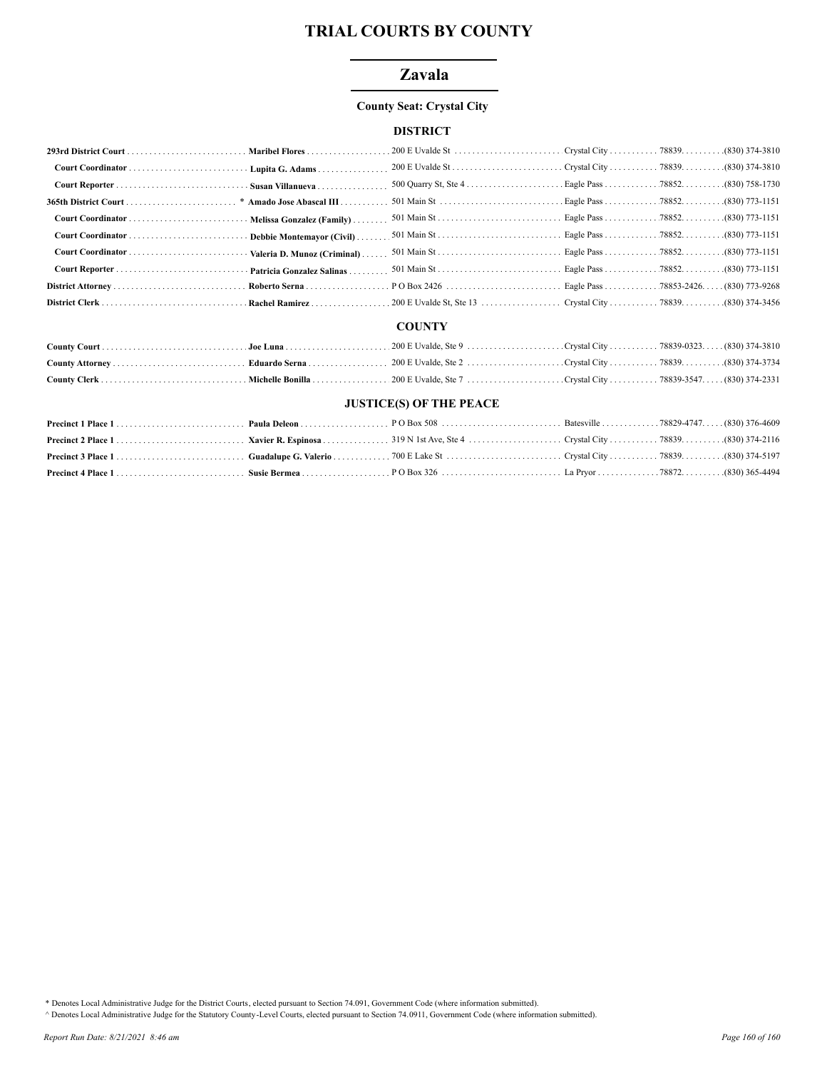# TRIAL COURTS BY COUNTY

## Zavala

**County Seat: Crystal City**

### DISTRICT

| | | | | | |
|---|---|---|---|---|---|
| **293rd District Court** | **Maribel Flores** | 200 E Uvalde St | Crystal City | 78839. | (830) 374-3810 |
| **Court Coordinator** | **Lupita G. Adams** | 200 E Uvalde St | Crystal City | 78839. | (830) 374-3810 |
| **Court Reporter** | **Susan Villanueva** | 500 Quarry St, Ste 4 | Eagle Pass | 78852. | (830) 758-1730 |
| **365th District Court** | * **Amado Jose Abascal III** | 501 Main St | Eagle Pass | 78852. | (830) 773-1151 |
| **Court Coordinator** | **Melissa Gonzalez (Family)** | 501 Main St | Eagle Pass | 78852. | (830) 773-1151 |
| **Court Coordinator** | **Debbie Montemayor (Civil)** | 501 Main St | Eagle Pass | 78852. | (830) 773-1151 |
| **Court Coordinator** | **Valeria D. Munoz (Criminal)** | 501 Main St | Eagle Pass | 78852. | (830) 773-1151 |
| **Court Reporter** | **Patricia Gonzalez Salinas** | 501 Main St | Eagle Pass | 78852. | (830) 773-1151 |
| **District Attorney** | **Roberto Serna** | P O Box 2426 | Eagle Pass | 78853-2426. | (830) 773-9268 |
| **District Clerk** | **Rachel Ramirez** | 200 E Uvalde St, Ste 13 | Crystal City | 78839. | (830) 374-3456 |

### COUNTY

| | | | | | |
|---|---|---|---|---|---|
| **County Court** | **Joe Luna** | 200 E Uvalde, Ste 9 | Crystal City | 78839-0323. | (830) 374-3810 |
| **County Attorney** | **Eduardo Serna** | 200 E Uvalde, Ste 2 | Crystal City | 78839. | (830) 374-3734 |
| **County Clerk** | **Michelle Bonilla** | 200 E Uvalde, Ste 7 | Crystal City | 78839-3547. | (830) 374-2331 |

### JUSTICE(S) OF THE PEACE

| | | | | | |
|---|---|---|---|---|---|
| **Precinct 1 Place 1** | **Paula Deleon** | P O Box 508 | Batesville | 78829-4747. | (830) 376-4609 |
| **Precinct 2 Place 1** | **Xavier R. Espinosa** | 319 N 1st Ave, Ste 4 | Crystal City | 78839. | (830) 374-2116 |
| **Precinct 3 Place 1** | **Guadalupe G. Valerio** | 700 E Lake St | Crystal City | 78839. | (830) 374-5197 |
| **Precinct 4 Place 1** | **Susie Bermea** | P O Box 326 | La Pryor | 78872. | (830) 365-4494 |

* Denotes Local Administrative Judge for the District Courts, elected pursuant to Section 74.091, Government Code (where information submitted).

^ Denotes Local Administrative Judge for the Statutory County-Level Courts, elected pursuant to Section 74.0911, Government Code (where information submitted).

*Report Run Date: 8/21/2021 8:46 am*